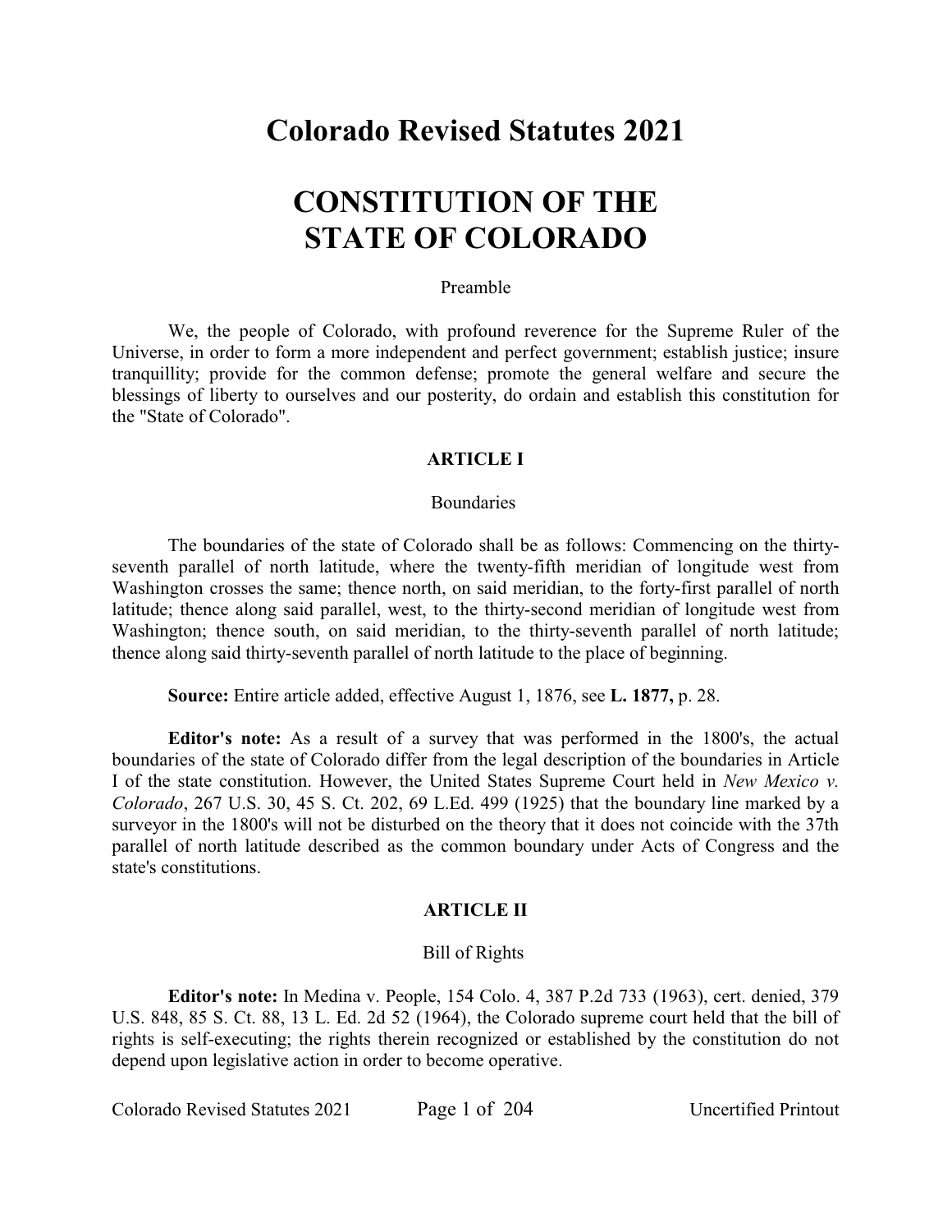# Colorado Revised Statutes 2021

# CONSTITUTION OF THE STATE OF COLORADO

Preamble

We, the people of Colorado, with profound reverence for the Supreme Ruler of the Universe, in order to form a more independent and perfect government; establish justice; insure tranquillity; provide for the common defense; promote the general welfare and secure the blessings of liberty to ourselves and our posterity, do ordain and establish this constitution for the "State of Colorado".

## ARTICLE I

Boundaries

The boundaries of the state of Colorado shall be as follows: Commencing on the thirty-seventh parallel of north latitude, where the twenty-fifth meridian of longitude west from Washington crosses the same; thence north, on said meridian, to the forty-first parallel of north latitude; thence along said parallel, west, to the thirty-second meridian of longitude west from Washington; thence south, on said meridian, to the thirty-seventh parallel of north latitude; thence along said thirty-seventh parallel of north latitude to the place of beginning.

**Source:** Entire article added, effective August 1, 1876, see **L. 1877,** p. 28.

**Editor's note:** As a result of a survey that was performed in the 1800's, the actual boundaries of the state of Colorado differ from the legal description of the boundaries in Article I of the state constitution. However, the United States Supreme Court held in *New Mexico v. Colorado*, 267 U.S. 30, 45 S. Ct. 202, 69 L.Ed. 499 (1925) that the boundary line marked by a surveyor in the 1800's will not be disturbed on the theory that it does not coincide with the 37th parallel of north latitude described as the common boundary under Acts of Congress and the state's constitutions.

## ARTICLE II

Bill of Rights

**Editor's note:** In Medina v. People, 154 Colo. 4, 387 P.2d 733 (1963), cert. denied, 379 U.S. 848, 85 S. Ct. 88, 13 L. Ed. 2d 52 (1964), the Colorado supreme court held that the bill of rights is self-executing; the rights therein recognized or established by the constitution do not depend upon legislative action in order to become operative.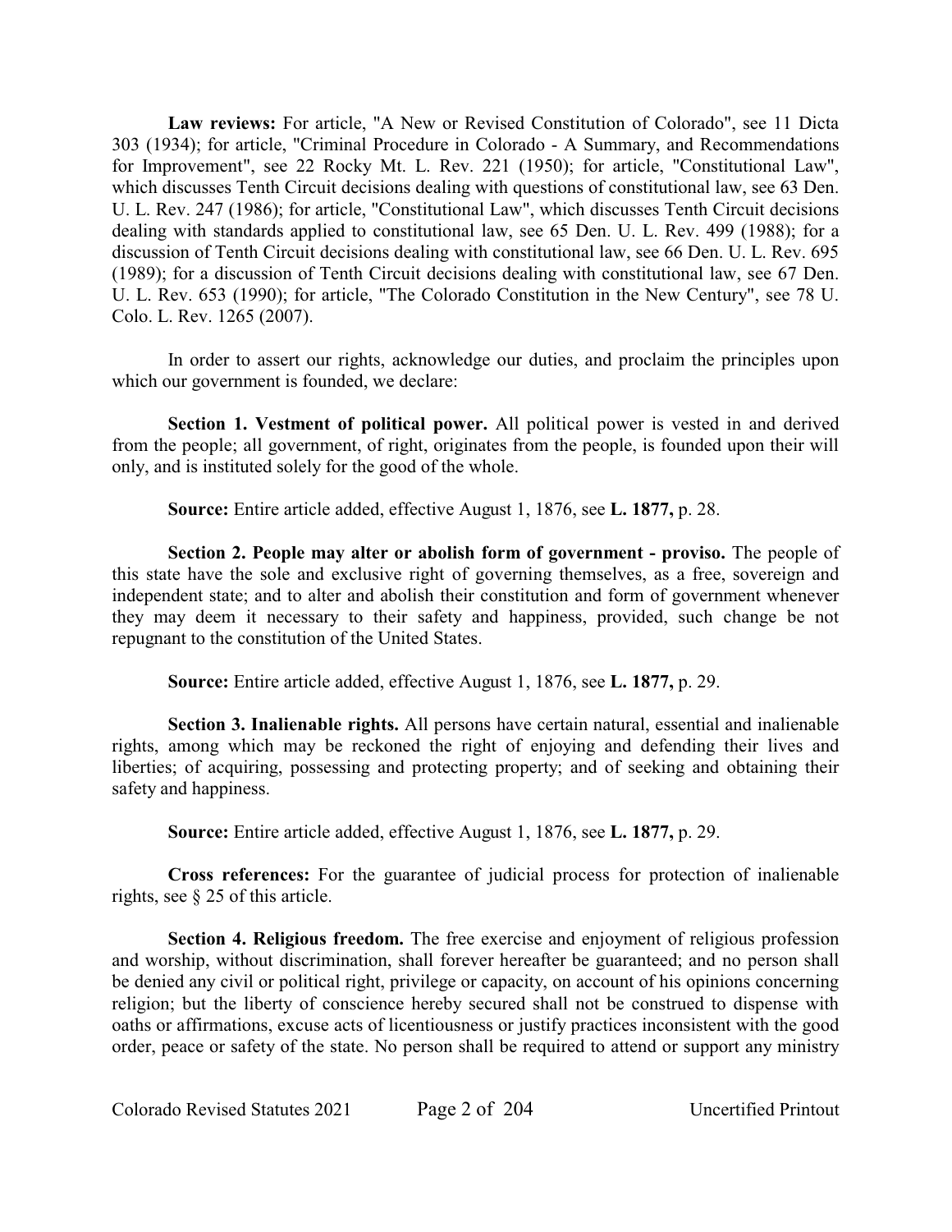**Law reviews:** For article, "A New or Revised Constitution of Colorado", see 11 Dicta 303 (1934); for article, "Criminal Procedure in Colorado - A Summary, and Recommendations for Improvement", see 22 Rocky Mt. L. Rev. 221 (1950); for article, "Constitutional Law", which discusses Tenth Circuit decisions dealing with questions of constitutional law, see 63 Den. U. L. Rev. 247 (1986); for article, "Constitutional Law", which discusses Tenth Circuit decisions dealing with standards applied to constitutional law, see 65 Den. U. L. Rev. 499 (1988); for a discussion of Tenth Circuit decisions dealing with constitutional law, see 66 Den. U. L. Rev. 695 (1989); for a discussion of Tenth Circuit decisions dealing with constitutional law, see 67 Den. U. L. Rev. 653 (1990); for article, "The Colorado Constitution in the New Century", see 78 U. Colo. L. Rev. 1265 (2007).

In order to assert our rights, acknowledge our duties, and proclaim the principles upon which our government is founded, we declare:

**Section 1. Vestment of political power.** All political power is vested in and derived from the people; all government, of right, originates from the people, is founded upon their will only, and is instituted solely for the good of the whole.

**Source:** Entire article added, effective August 1, 1876, see **L. 1877,** p. 28.

**Section 2. People may alter or abolish form of government - proviso.** The people of this state have the sole and exclusive right of governing themselves, as a free, sovereign and independent state; and to alter and abolish their constitution and form of government whenever they may deem it necessary to their safety and happiness, provided, such change be not repugnant to the constitution of the United States.

**Source:** Entire article added, effective August 1, 1876, see **L. 1877,** p. 29.

**Section 3. Inalienable rights.** All persons have certain natural, essential and inalienable rights, among which may be reckoned the right of enjoying and defending their lives and liberties; of acquiring, possessing and protecting property; and of seeking and obtaining their safety and happiness.

**Source:** Entire article added, effective August 1, 1876, see **L. 1877,** p. 29.

**Cross references:** For the guarantee of judicial process for protection of inalienable rights, see § 25 of this article.

**Section 4. Religious freedom.** The free exercise and enjoyment of religious profession and worship, without discrimination, shall forever hereafter be guaranteed; and no person shall be denied any civil or political right, privilege or capacity, on account of his opinions concerning religion; but the liberty of conscience hereby secured shall not be construed to dispense with oaths or affirmations, excuse acts of licentiousness or justify practices inconsistent with the good order, peace or safety of the state. No person shall be required to attend or support any ministry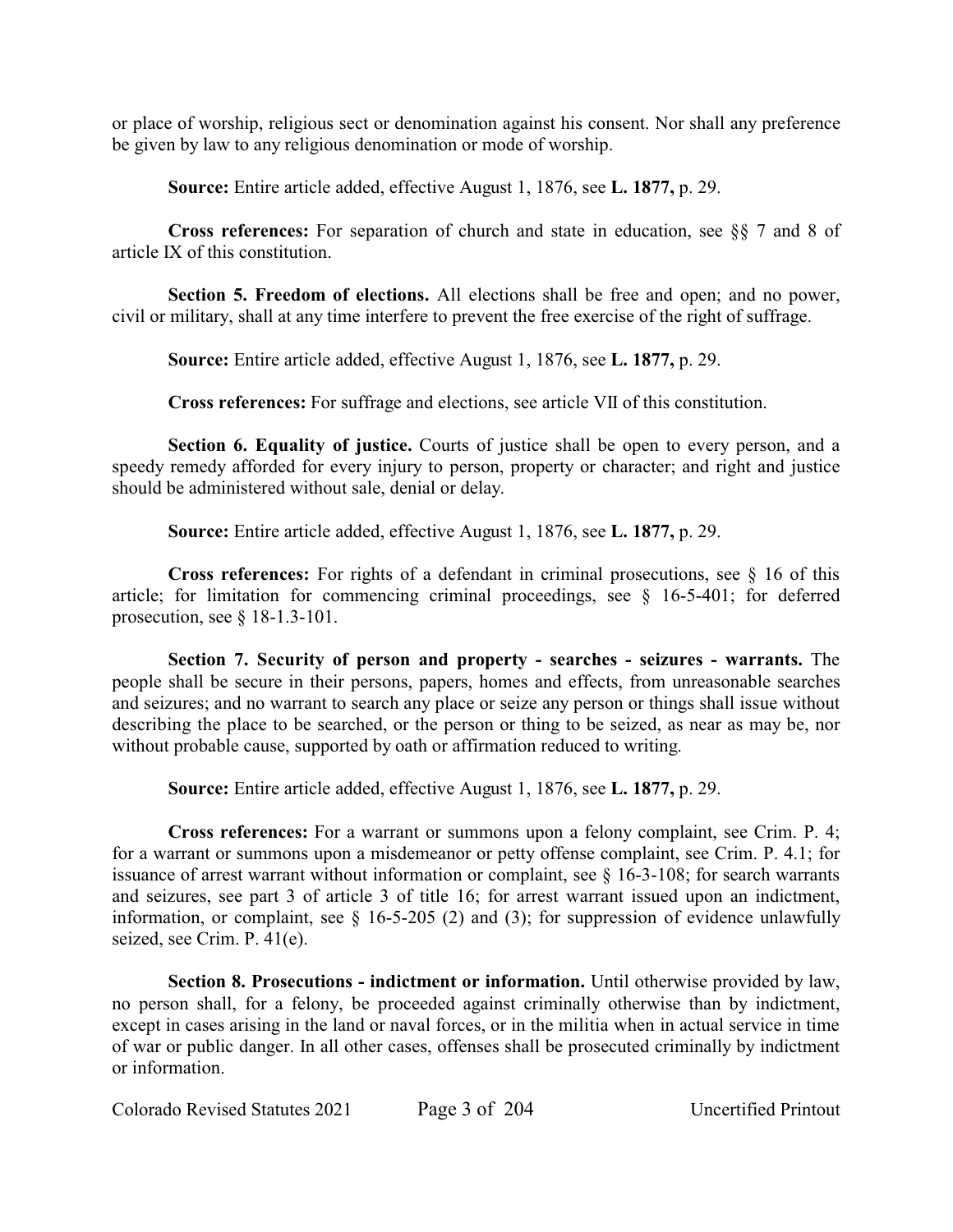or place of worship, religious sect or denomination against his consent. Nor shall any preference be given by law to any religious denomination or mode of worship.

**Source:** Entire article added, effective August 1, 1876, see **L. 1877,** p. 29.

**Cross references:** For separation of church and state in education, see §§ 7 and 8 of article IX of this constitution.

**Section 5. Freedom of elections.** All elections shall be free and open; and no power, civil or military, shall at any time interfere to prevent the free exercise of the right of suffrage.

**Source:** Entire article added, effective August 1, 1876, see **L. 1877,** p. 29.

**Cross references:** For suffrage and elections, see article VII of this constitution.

**Section 6. Equality of justice.** Courts of justice shall be open to every person, and a speedy remedy afforded for every injury to person, property or character; and right and justice should be administered without sale, denial or delay.

**Source:** Entire article added, effective August 1, 1876, see **L. 1877,** p. 29.

**Cross references:** For rights of a defendant in criminal prosecutions, see § 16 of this article; for limitation for commencing criminal proceedings, see § 16-5-401; for deferred prosecution, see § 18-1.3-101.

**Section 7. Security of person and property - searches - seizures - warrants.** The people shall be secure in their persons, papers, homes and effects, from unreasonable searches and seizures; and no warrant to search any place or seize any person or things shall issue without describing the place to be searched, or the person or thing to be seized, as near as may be, nor without probable cause, supported by oath or affirmation reduced to writing.

**Source:** Entire article added, effective August 1, 1876, see **L. 1877,** p. 29.

**Cross references:** For a warrant or summons upon a felony complaint, see Crim. P. 4; for a warrant or summons upon a misdemeanor or petty offense complaint, see Crim. P. 4.1; for issuance of arrest warrant without information or complaint, see § 16-3-108; for search warrants and seizures, see part 3 of article 3 of title 16; for arrest warrant issued upon an indictment, information, or complaint, see § 16-5-205 (2) and (3); for suppression of evidence unlawfully seized, see Crim. P. 41(e).

**Section 8. Prosecutions - indictment or information.** Until otherwise provided by law, no person shall, for a felony, be proceeded against criminally otherwise than by indictment, except in cases arising in the land or naval forces, or in the militia when in actual service in time of war or public danger. In all other cases, offenses shall be prosecuted criminally by indictment or information.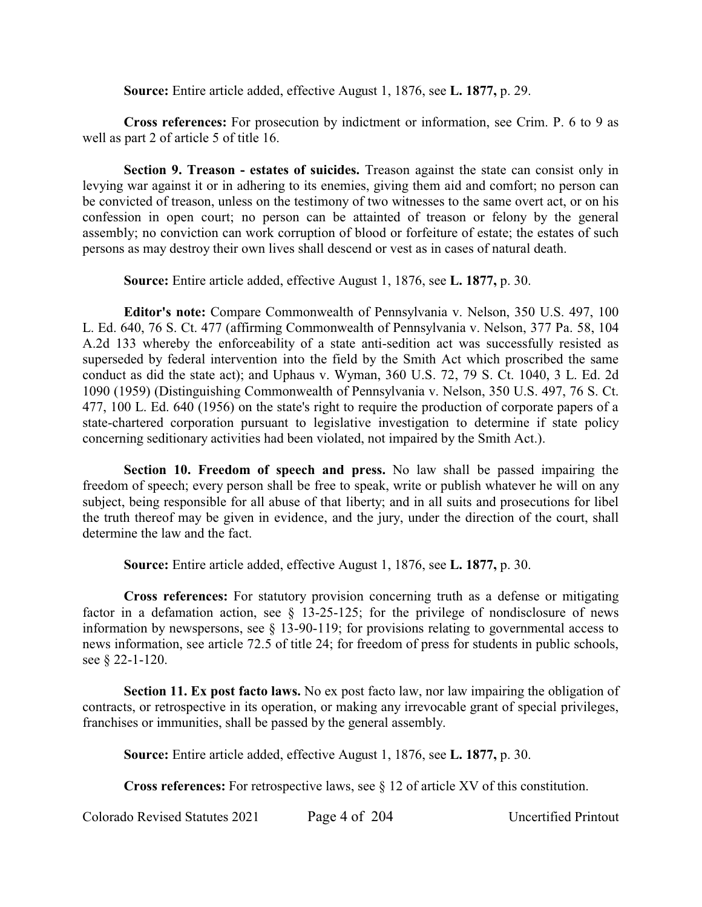**Source:** Entire article added, effective August 1, 1876, see **L. 1877,** p. 29.

**Cross references:** For prosecution by indictment or information, see Crim. P. 6 to 9 as well as part 2 of article 5 of title 16.

**Section 9. Treason - estates of suicides.** Treason against the state can consist only in levying war against it or in adhering to its enemies, giving them aid and comfort; no person can be convicted of treason, unless on the testimony of two witnesses to the same overt act, or on his confession in open court; no person can be attainted of treason or felony by the general assembly; no conviction can work corruption of blood or forfeiture of estate; the estates of such persons as may destroy their own lives shall descend or vest as in cases of natural death.

**Source:** Entire article added, effective August 1, 1876, see **L. 1877,** p. 30.

**Editor's note:** Compare Commonwealth of Pennsylvania v. Nelson, 350 U.S. 497, 100 L. Ed. 640, 76 S. Ct. 477 (affirming Commonwealth of Pennsylvania v. Nelson, 377 Pa. 58, 104 A.2d 133 whereby the enforceability of a state anti-sedition act was successfully resisted as superseded by federal intervention into the field by the Smith Act which proscribed the same conduct as did the state act); and Uphaus v. Wyman, 360 U.S. 72, 79 S. Ct. 1040, 3 L. Ed. 2d 1090 (1959) (Distinguishing Commonwealth of Pennsylvania v. Nelson, 350 U.S. 497, 76 S. Ct. 477, 100 L. Ed. 640 (1956) on the state's right to require the production of corporate papers of a state-chartered corporation pursuant to legislative investigation to determine if state policy concerning seditionary activities had been violated, not impaired by the Smith Act.).

**Section 10. Freedom of speech and press.** No law shall be passed impairing the freedom of speech; every person shall be free to speak, write or publish whatever he will on any subject, being responsible for all abuse of that liberty; and in all suits and prosecutions for libel the truth thereof may be given in evidence, and the jury, under the direction of the court, shall determine the law and the fact.

**Source:** Entire article added, effective August 1, 1876, see **L. 1877,** p. 30.

**Cross references:** For statutory provision concerning truth as a defense or mitigating factor in a defamation action, see § 13-25-125; for the privilege of nondisclosure of news information by newspersons, see § 13-90-119; for provisions relating to governmental access to news information, see article 72.5 of title 24; for freedom of press for students in public schools, see § 22-1-120.

**Section 11. Ex post facto laws.** No ex post facto law, nor law impairing the obligation of contracts, or retrospective in its operation, or making any irrevocable grant of special privileges, franchises or immunities, shall be passed by the general assembly.

**Source:** Entire article added, effective August 1, 1876, see **L. 1877,** p. 30.

**Cross references:** For retrospective laws, see § 12 of article XV of this constitution.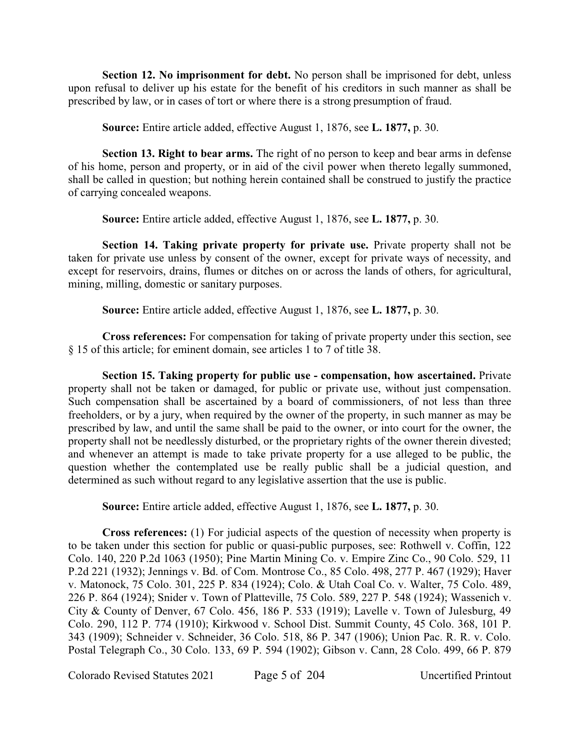**Section 12. No imprisonment for debt.** No person shall be imprisoned for debt, unless upon refusal to deliver up his estate for the benefit of his creditors in such manner as shall be prescribed by law, or in cases of tort or where there is a strong presumption of fraud.

**Source:** Entire article added, effective August 1, 1876, see **L. 1877,** p. 30.

**Section 13. Right to bear arms.** The right of no person to keep and bear arms in defense of his home, person and property, or in aid of the civil power when thereto legally summoned, shall be called in question; but nothing herein contained shall be construed to justify the practice of carrying concealed weapons.

**Source:** Entire article added, effective August 1, 1876, see **L. 1877,** p. 30.

**Section 14. Taking private property for private use.** Private property shall not be taken for private use unless by consent of the owner, except for private ways of necessity, and except for reservoirs, drains, flumes or ditches on or across the lands of others, for agricultural, mining, milling, domestic or sanitary purposes.

**Source:** Entire article added, effective August 1, 1876, see **L. 1877,** p. 30.

**Cross references:** For compensation for taking of private property under this section, see § 15 of this article; for eminent domain, see articles 1 to 7 of title 38.

**Section 15. Taking property for public use - compensation, how ascertained.** Private property shall not be taken or damaged, for public or private use, without just compensation. Such compensation shall be ascertained by a board of commissioners, of not less than three freeholders, or by a jury, when required by the owner of the property, in such manner as may be prescribed by law, and until the same shall be paid to the owner, or into court for the owner, the property shall not be needlessly disturbed, or the proprietary rights of the owner therein divested; and whenever an attempt is made to take private property for a use alleged to be public, the question whether the contemplated use be really public shall be a judicial question, and determined as such without regard to any legislative assertion that the use is public.

**Source:** Entire article added, effective August 1, 1876, see **L. 1877,** p. 30.

**Cross references:** (1) For judicial aspects of the question of necessity when property is to be taken under this section for public or quasi-public purposes, see: Rothwell v. Coffin, 122 Colo. 140, 220 P.2d 1063 (1950); Pine Martin Mining Co. v. Empire Zinc Co., 90 Colo. 529, 11 P.2d 221 (1932); Jennings v. Bd. of Com. Montrose Co., 85 Colo. 498, 277 P. 467 (1929); Haver v. Matonock, 75 Colo. 301, 225 P. 834 (1924); Colo. & Utah Coal Co. v. Walter, 75 Colo. 489, 226 P. 864 (1924); Snider v. Town of Platteville, 75 Colo. 589, 227 P. 548 (1924); Wassenich v. City & County of Denver, 67 Colo. 456, 186 P. 533 (1919); Lavelle v. Town of Julesburg, 49 Colo. 290, 112 P. 774 (1910); Kirkwood v. School Dist. Summit County, 45 Colo. 368, 101 P. 343 (1909); Schneider v. Schneider, 36 Colo. 518, 86 P. 347 (1906); Union Pac. R. R. v. Colo. Postal Telegraph Co., 30 Colo. 133, 69 P. 594 (1902); Gibson v. Cann, 28 Colo. 499, 66 P. 879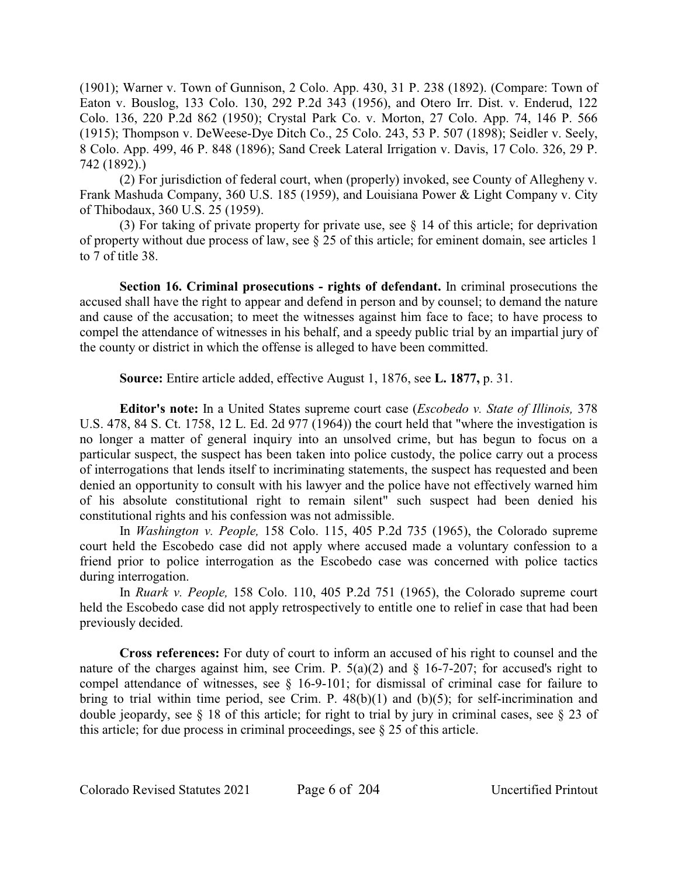(1901); Warner v. Town of Gunnison, 2 Colo. App. 430, 31 P. 238 (1892). (Compare: Town of Eaton v. Bouslog, 133 Colo. 130, 292 P.2d 343 (1956), and Otero Irr. Dist. v. Enderud, 122 Colo. 136, 220 P.2d 862 (1950); Crystal Park Co. v. Morton, 27 Colo. App. 74, 146 P. 566 (1915); Thompson v. DeWeese-Dye Ditch Co., 25 Colo. 243, 53 P. 507 (1898); Seidler v. Seely, 8 Colo. App. 499, 46 P. 848 (1896); Sand Creek Lateral Irrigation v. Davis, 17 Colo. 326, 29 P. 742 (1892).)

(2) For jurisdiction of federal court, when (properly) invoked, see County of Allegheny v. Frank Mashuda Company, 360 U.S. 185 (1959), and Louisiana Power & Light Company v. City of Thibodaux, 360 U.S. 25 (1959).

(3) For taking of private property for private use, see § 14 of this article; for deprivation of property without due process of law, see § 25 of this article; for eminent domain, see articles 1 to 7 of title 38.

**Section 16. Criminal prosecutions - rights of defendant.** In criminal prosecutions the accused shall have the right to appear and defend in person and by counsel; to demand the nature and cause of the accusation; to meet the witnesses against him face to face; to have process to compel the attendance of witnesses in his behalf, and a speedy public trial by an impartial jury of the county or district in which the offense is alleged to have been committed.

**Source:** Entire article added, effective August 1, 1876, see **L. 1877,** p. 31.

**Editor's note:** In a United States supreme court case (*Escobedo v. State of Illinois,* 378 U.S. 478, 84 S. Ct. 1758, 12 L. Ed. 2d 977 (1964)) the court held that "where the investigation is no longer a matter of general inquiry into an unsolved crime, but has begun to focus on a particular suspect, the suspect has been taken into police custody, the police carry out a process of interrogations that lends itself to incriminating statements, the suspect has requested and been denied an opportunity to consult with his lawyer and the police have not effectively warned him of his absolute constitutional right to remain silent" such suspect had been denied his constitutional rights and his confession was not admissible.

In *Washington v. People,* 158 Colo. 115, 405 P.2d 735 (1965), the Colorado supreme court held the Escobedo case did not apply where accused made a voluntary confession to a friend prior to police interrogation as the Escobedo case was concerned with police tactics during interrogation.

In *Ruark v. People,* 158 Colo. 110, 405 P.2d 751 (1965), the Colorado supreme court held the Escobedo case did not apply retrospectively to entitle one to relief in case that had been previously decided.

**Cross references:** For duty of court to inform an accused of his right to counsel and the nature of the charges against him, see Crim. P. 5(a)(2) and § 16-7-207; for accused's right to compel attendance of witnesses, see § 16-9-101; for dismissal of criminal case for failure to bring to trial within time period, see Crim. P. 48(b)(1) and (b)(5); for self-incrimination and double jeopardy, see § 18 of this article; for right to trial by jury in criminal cases, see § 23 of this article; for due process in criminal proceedings, see § 25 of this article.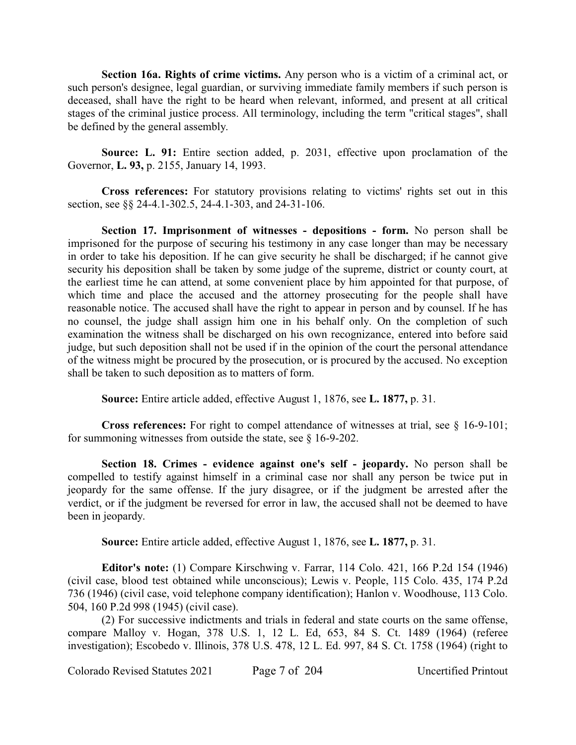**Section 16a. Rights of crime victims.** Any person who is a victim of a criminal act, or such person's designee, legal guardian, or surviving immediate family members if such person is deceased, shall have the right to be heard when relevant, informed, and present at all critical stages of the criminal justice process. All terminology, including the term "critical stages", shall be defined by the general assembly.

**Source: L. 91:** Entire section added, p. 2031, effective upon proclamation of the Governor, **L. 93,** p. 2155, January 14, 1993.

**Cross references:** For statutory provisions relating to victims' rights set out in this section, see §§ 24-4.1-302.5, 24-4.1-303, and 24-31-106.

**Section 17. Imprisonment of witnesses - depositions - form.** No person shall be imprisoned for the purpose of securing his testimony in any case longer than may be necessary in order to take his deposition. If he can give security he shall be discharged; if he cannot give security his deposition shall be taken by some judge of the supreme, district or county court, at the earliest time he can attend, at some convenient place by him appointed for that purpose, of which time and place the accused and the attorney prosecuting for the people shall have reasonable notice. The accused shall have the right to appear in person and by counsel. If he has no counsel, the judge shall assign him one in his behalf only. On the completion of such examination the witness shall be discharged on his own recognizance, entered into before said judge, but such deposition shall not be used if in the opinion of the court the personal attendance of the witness might be procured by the prosecution, or is procured by the accused. No exception shall be taken to such deposition as to matters of form.

**Source:** Entire article added, effective August 1, 1876, see **L. 1877,** p. 31.

**Cross references:** For right to compel attendance of witnesses at trial, see § 16-9-101; for summoning witnesses from outside the state, see § 16-9-202.

**Section 18. Crimes - evidence against one's self - jeopardy.** No person shall be compelled to testify against himself in a criminal case nor shall any person be twice put in jeopardy for the same offense. If the jury disagree, or if the judgment be arrested after the verdict, or if the judgment be reversed for error in law, the accused shall not be deemed to have been in jeopardy.

**Source:** Entire article added, effective August 1, 1876, see **L. 1877,** p. 31.

**Editor's note:** (1) Compare Kirschwing v. Farrar, 114 Colo. 421, 166 P.2d 154 (1946) (civil case, blood test obtained while unconscious); Lewis v. People, 115 Colo. 435, 174 P.2d 736 (1946) (civil case, void telephone company identification); Hanlon v. Woodhouse, 113 Colo. 504, 160 P.2d 998 (1945) (civil case).

(2) For successive indictments and trials in federal and state courts on the same offense, compare Malloy v. Hogan, 378 U.S. 1, 12 L. Ed, 653, 84 S. Ct. 1489 (1964) (referee investigation); Escobedo v. Illinois, 378 U.S. 478, 12 L. Ed. 997, 84 S. Ct. 1758 (1964) (right to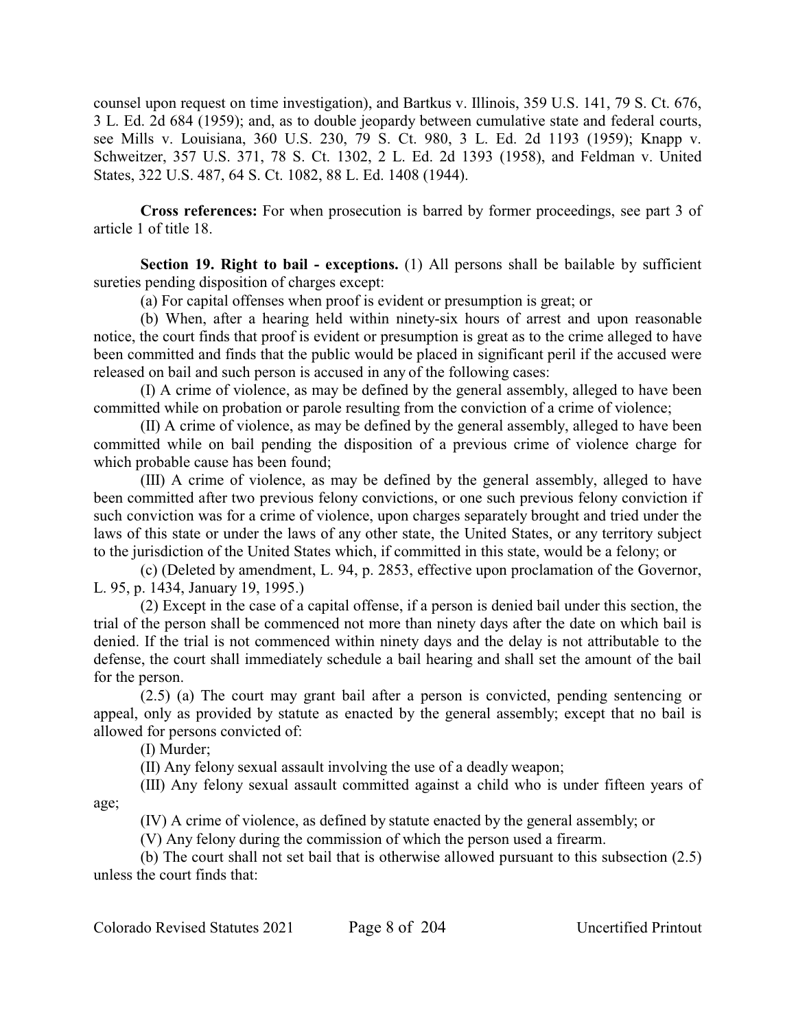counsel upon request on time investigation), and Bartkus v. Illinois, 359 U.S. 141, 79 S. Ct. 676, 3 L. Ed. 2d 684 (1959); and, as to double jeopardy between cumulative state and federal courts, see Mills v. Louisiana, 360 U.S. 230, 79 S. Ct. 980, 3 L. Ed. 2d 1193 (1959); Knapp v. Schweitzer, 357 U.S. 371, 78 S. Ct. 1302, 2 L. Ed. 2d 1393 (1958), and Feldman v. United States, 322 U.S. 487, 64 S. Ct. 1082, 88 L. Ed. 1408 (1944).

**Cross references:** For when prosecution is barred by former proceedings, see part 3 of article 1 of title 18.

**Section 19. Right to bail - exceptions.** (1) All persons shall be bailable by sufficient sureties pending disposition of charges except:

(a) For capital offenses when proof is evident or presumption is great; or

(b) When, after a hearing held within ninety-six hours of arrest and upon reasonable notice, the court finds that proof is evident or presumption is great as to the crime alleged to have been committed and finds that the public would be placed in significant peril if the accused were released on bail and such person is accused in any of the following cases:

(I) A crime of violence, as may be defined by the general assembly, alleged to have been committed while on probation or parole resulting from the conviction of a crime of violence;

(II) A crime of violence, as may be defined by the general assembly, alleged to have been committed while on bail pending the disposition of a previous crime of violence charge for which probable cause has been found;

(III) A crime of violence, as may be defined by the general assembly, alleged to have been committed after two previous felony convictions, or one such previous felony conviction if such conviction was for a crime of violence, upon charges separately brought and tried under the laws of this state or under the laws of any other state, the United States, or any territory subject to the jurisdiction of the United States which, if committed in this state, would be a felony; or

(c) (Deleted by amendment, L. 94, p. 2853, effective upon proclamation of the Governor, L. 95, p. 1434, January 19, 1995.)

(2) Except in the case of a capital offense, if a person is denied bail under this section, the trial of the person shall be commenced not more than ninety days after the date on which bail is denied. If the trial is not commenced within ninety days and the delay is not attributable to the defense, the court shall immediately schedule a bail hearing and shall set the amount of the bail for the person.

(2.5) (a) The court may grant bail after a person is convicted, pending sentencing or appeal, only as provided by statute as enacted by the general assembly; except that no bail is allowed for persons convicted of:

(I) Murder;

(II) Any felony sexual assault involving the use of a deadly weapon;

(III) Any felony sexual assault committed against a child who is under fifteen years of age;

(IV) A crime of violence, as defined by statute enacted by the general assembly; or

(V) Any felony during the commission of which the person used a firearm.

(b) The court shall not set bail that is otherwise allowed pursuant to this subsection (2.5) unless the court finds that: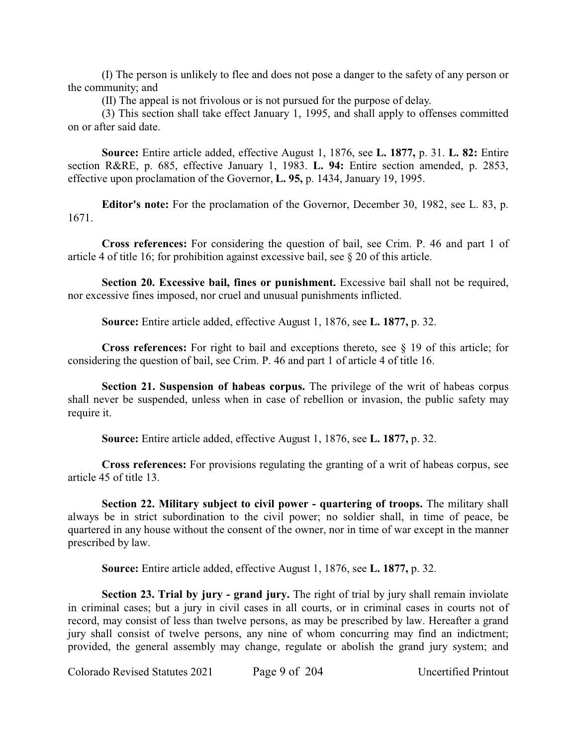(I) The person is unlikely to flee and does not pose a danger to the safety of any person or the community; and

(II) The appeal is not frivolous or is not pursued for the purpose of delay.

(3) This section shall take effect January 1, 1995, and shall apply to offenses committed on or after said date.

**Source:** Entire article added, effective August 1, 1876, see **L. 1877,** p. 31. **L. 82:** Entire section R&RE, p. 685, effective January 1, 1983. **L. 94:** Entire section amended, p. 2853, effective upon proclamation of the Governor, **L. 95,** p. 1434, January 19, 1995.

**Editor's note:** For the proclamation of the Governor, December 30, 1982, see L. 83, p. 1671.

**Cross references:** For considering the question of bail, see Crim. P. 46 and part 1 of article 4 of title 16; for prohibition against excessive bail, see § 20 of this article.

**Section 20. Excessive bail, fines or punishment.** Excessive bail shall not be required, nor excessive fines imposed, nor cruel and unusual punishments inflicted.

**Source:** Entire article added, effective August 1, 1876, see **L. 1877,** p. 32.

**Cross references:** For right to bail and exceptions thereto, see § 19 of this article; for considering the question of bail, see Crim. P. 46 and part 1 of article 4 of title 16.

**Section 21. Suspension of habeas corpus.** The privilege of the writ of habeas corpus shall never be suspended, unless when in case of rebellion or invasion, the public safety may require it.

**Source:** Entire article added, effective August 1, 1876, see **L. 1877,** p. 32.

**Cross references:** For provisions regulating the granting of a writ of habeas corpus, see article 45 of title 13.

**Section 22. Military subject to civil power - quartering of troops.** The military shall always be in strict subordination to the civil power; no soldier shall, in time of peace, be quartered in any house without the consent of the owner, nor in time of war except in the manner prescribed by law.

**Source:** Entire article added, effective August 1, 1876, see **L. 1877,** p. 32.

**Section 23. Trial by jury - grand jury.** The right of trial by jury shall remain inviolate in criminal cases; but a jury in civil cases in all courts, or in criminal cases in courts not of record, may consist of less than twelve persons, as may be prescribed by law. Hereafter a grand jury shall consist of twelve persons, any nine of whom concurring may find an indictment; provided, the general assembly may change, regulate or abolish the grand jury system; and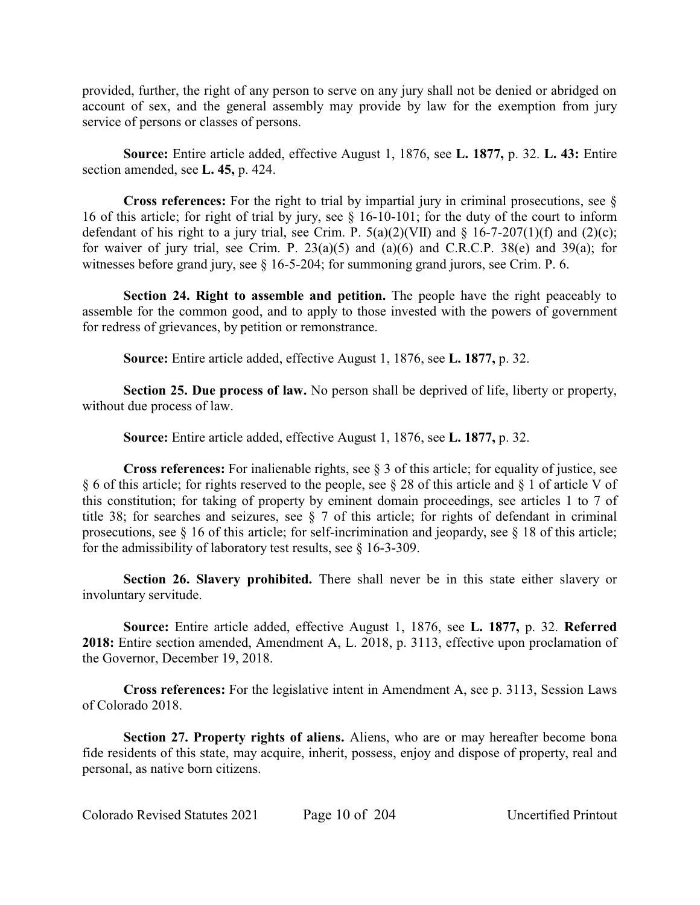provided, further, the right of any person to serve on any jury shall not be denied or abridged on account of sex, and the general assembly may provide by law for the exemption from jury service of persons or classes of persons.

**Source:** Entire article added, effective August 1, 1876, see **L. 1877,** p. 32. **L. 43:** Entire section amended, see **L. 45,** p. 424.

**Cross references:** For the right to trial by impartial jury in criminal prosecutions, see § 16 of this article; for right of trial by jury, see § 16-10-101; for the duty of the court to inform defendant of his right to a jury trial, see Crim. P. 5(a)(2)(VII) and § 16-7-207(1)(f) and (2)(c); for waiver of jury trial, see Crim. P. 23(a)(5) and (a)(6) and C.R.C.P. 38(e) and 39(a); for witnesses before grand jury, see § 16-5-204; for summoning grand jurors, see Crim. P. 6.

**Section 24. Right to assemble and petition.** The people have the right peaceably to assemble for the common good, and to apply to those invested with the powers of government for redress of grievances, by petition or remonstrance.

**Source:** Entire article added, effective August 1, 1876, see **L. 1877,** p. 32.

**Section 25. Due process of law.** No person shall be deprived of life, liberty or property, without due process of law.

**Source:** Entire article added, effective August 1, 1876, see **L. 1877,** p. 32.

**Cross references:** For inalienable rights, see § 3 of this article; for equality of justice, see § 6 of this article; for rights reserved to the people, see § 28 of this article and § 1 of article V of this constitution; for taking of property by eminent domain proceedings, see articles 1 to 7 of title 38; for searches and seizures, see § 7 of this article; for rights of defendant in criminal prosecutions, see § 16 of this article; for self-incrimination and jeopardy, see § 18 of this article; for the admissibility of laboratory test results, see § 16-3-309.

**Section 26. Slavery prohibited.** There shall never be in this state either slavery or involuntary servitude.

**Source:** Entire article added, effective August 1, 1876, see **L. 1877,** p. 32. **Referred 2018:** Entire section amended, Amendment A, L. 2018, p. 3113, effective upon proclamation of the Governor, December 19, 2018.

**Cross references:** For the legislative intent in Amendment A, see p. 3113, Session Laws of Colorado 2018.

**Section 27. Property rights of aliens.** Aliens, who are or may hereafter become bona fide residents of this state, may acquire, inherit, possess, enjoy and dispose of property, real and personal, as native born citizens.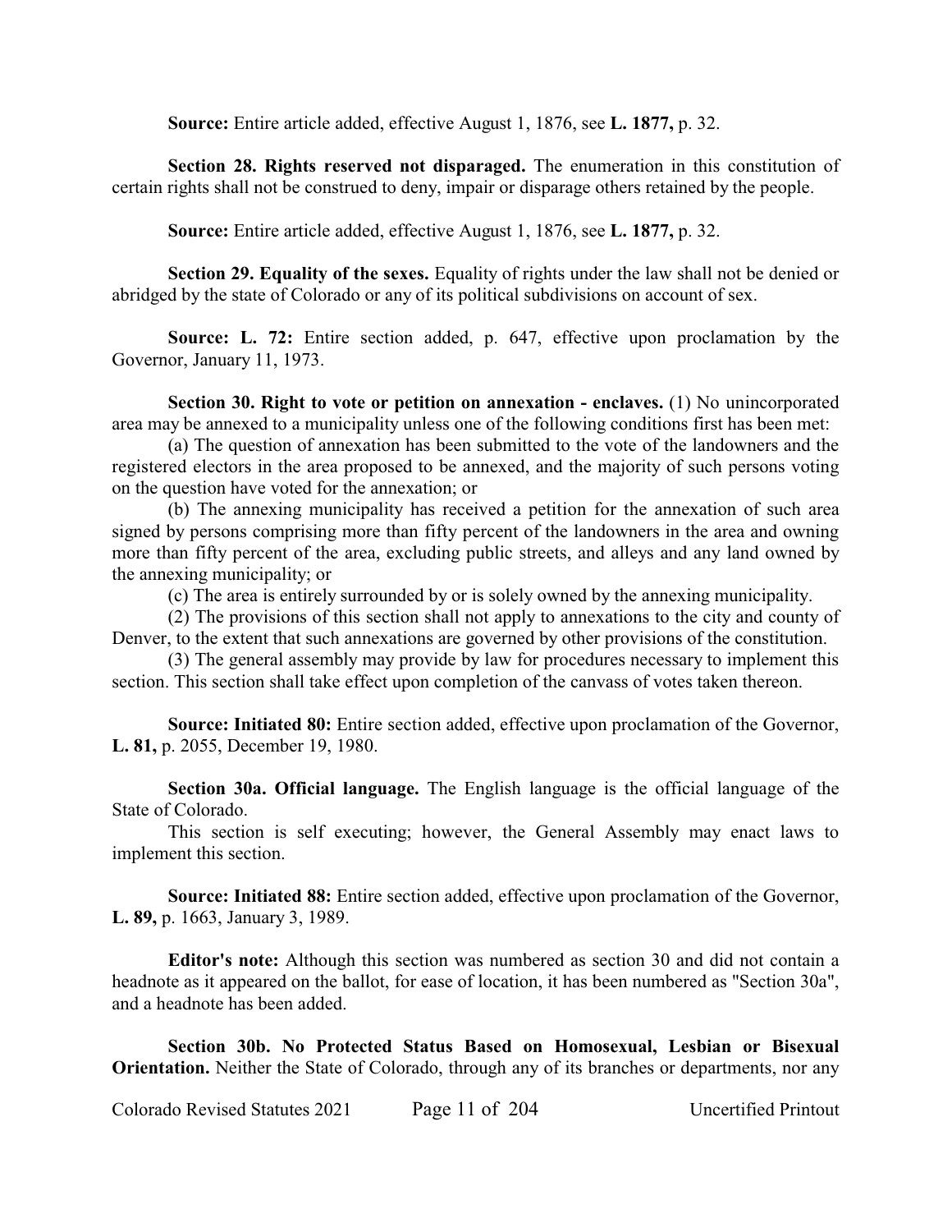**Source:** Entire article added, effective August 1, 1876, see **L. 1877,** p. 32.

**Section 28. Rights reserved not disparaged.** The enumeration in this constitution of certain rights shall not be construed to deny, impair or disparage others retained by the people.

**Source:** Entire article added, effective August 1, 1876, see **L. 1877,** p. 32.

**Section 29. Equality of the sexes.** Equality of rights under the law shall not be denied or abridged by the state of Colorado or any of its political subdivisions on account of sex.

**Source: L. 72:** Entire section added, p. 647, effective upon proclamation by the Governor, January 11, 1973.

**Section 30. Right to vote or petition on annexation - enclaves.** (1) No unincorporated area may be annexed to a municipality unless one of the following conditions first has been met:

(a) The question of annexation has been submitted to the vote of the landowners and the registered electors in the area proposed to be annexed, and the majority of such persons voting on the question have voted for the annexation; or

(b) The annexing municipality has received a petition for the annexation of such area signed by persons comprising more than fifty percent of the landowners in the area and owning more than fifty percent of the area, excluding public streets, and alleys and any land owned by the annexing municipality; or

(c) The area is entirely surrounded by or is solely owned by the annexing municipality.

(2) The provisions of this section shall not apply to annexations to the city and county of Denver, to the extent that such annexations are governed by other provisions of the constitution.

(3) The general assembly may provide by law for procedures necessary to implement this section. This section shall take effect upon completion of the canvass of votes taken thereon.

**Source: Initiated 80:** Entire section added, effective upon proclamation of the Governor, **L. 81,** p. 2055, December 19, 1980.

**Section 30a. Official language.** The English language is the official language of the State of Colorado.

This section is self executing; however, the General Assembly may enact laws to implement this section.

**Source: Initiated 88:** Entire section added, effective upon proclamation of the Governor, **L. 89,** p. 1663, January 3, 1989.

**Editor's note:** Although this section was numbered as section 30 and did not contain a headnote as it appeared on the ballot, for ease of location, it has been numbered as "Section 30a", and a headnote has been added.

**Section 30b. No Protected Status Based on Homosexual, Lesbian or Bisexual Orientation.** Neither the State of Colorado, through any of its branches or departments, nor any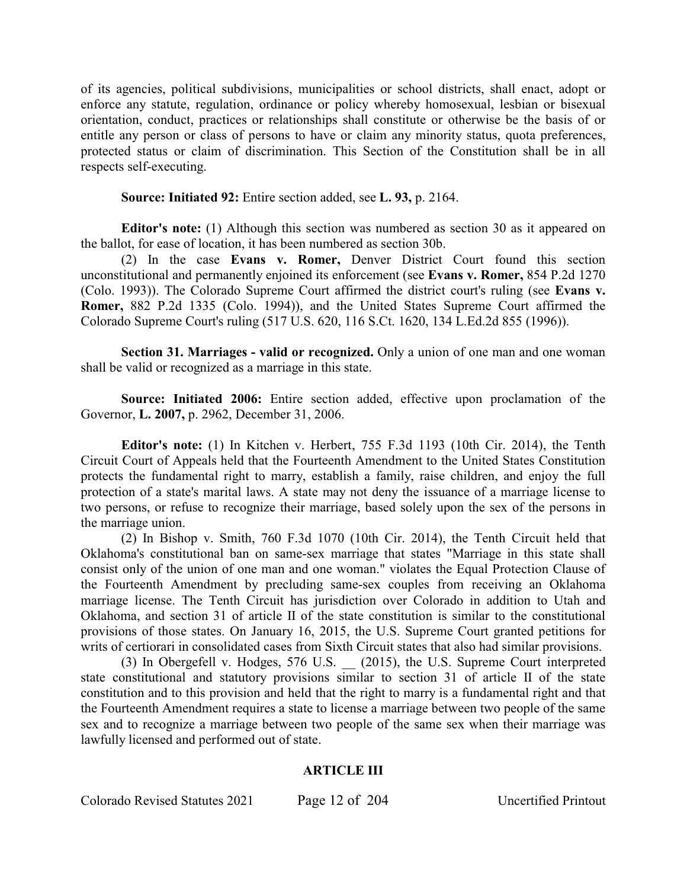of its agencies, political subdivisions, municipalities or school districts, shall enact, adopt or enforce any statute, regulation, ordinance or policy whereby homosexual, lesbian or bisexual orientation, conduct, practices or relationships shall constitute or otherwise be the basis of or entitle any person or class of persons to have or claim any minority status, quota preferences, protected status or claim of discrimination. This Section of the Constitution shall be in all respects self-executing.

**Source: Initiated 92:** Entire section added, see **L. 93,** p. 2164.

**Editor's note:** (1) Although this section was numbered as section 30 as it appeared on the ballot, for ease of location, it has been numbered as section 30b.

(2) In the case **Evans v. Romer,** Denver District Court found this section unconstitutional and permanently enjoined its enforcement (see **Evans v. Romer,** 854 P.2d 1270 (Colo. 1993)). The Colorado Supreme Court affirmed the district court's ruling (see **Evans v. Romer,** 882 P.2d 1335 (Colo. 1994)), and the United States Supreme Court affirmed the Colorado Supreme Court's ruling (517 U.S. 620, 116 S.Ct. 1620, 134 L.Ed.2d 855 (1996)).

**Section 31. Marriages - valid or recognized.** Only a union of one man and one woman shall be valid or recognized as a marriage in this state.

**Source: Initiated 2006:** Entire section added, effective upon proclamation of the Governor, **L. 2007,** p. 2962, December 31, 2006.

**Editor's note:** (1) In Kitchen v. Herbert, 755 F.3d 1193 (10th Cir. 2014), the Tenth Circuit Court of Appeals held that the Fourteenth Amendment to the United States Constitution protects the fundamental right to marry, establish a family, raise children, and enjoy the full protection of a state's marital laws. A state may not deny the issuance of a marriage license to two persons, or refuse to recognize their marriage, based solely upon the sex of the persons in the marriage union.

(2) In Bishop v. Smith, 760 F.3d 1070 (10th Cir. 2014), the Tenth Circuit held that Oklahoma's constitutional ban on same-sex marriage that states "Marriage in this state shall consist only of the union of one man and one woman." violates the Equal Protection Clause of the Fourteenth Amendment by precluding same-sex couples from receiving an Oklahoma marriage license. The Tenth Circuit has jurisdiction over Colorado in addition to Utah and Oklahoma, and section 31 of article II of the state constitution is similar to the constitutional provisions of those states. On January 16, 2015, the U.S. Supreme Court granted petitions for writs of certiorari in consolidated cases from Sixth Circuit states that also had similar provisions.

(3) In Obergefell v. Hodges, 576 U.S. __ (2015), the U.S. Supreme Court interpreted state constitutional and statutory provisions similar to section 31 of article II of the state constitution and to this provision and held that the right to marry is a fundamental right and that the Fourteenth Amendment requires a state to license a marriage between two people of the same sex and to recognize a marriage between two people of the same sex when their marriage was lawfully licensed and performed out of state.

## ARTICLE III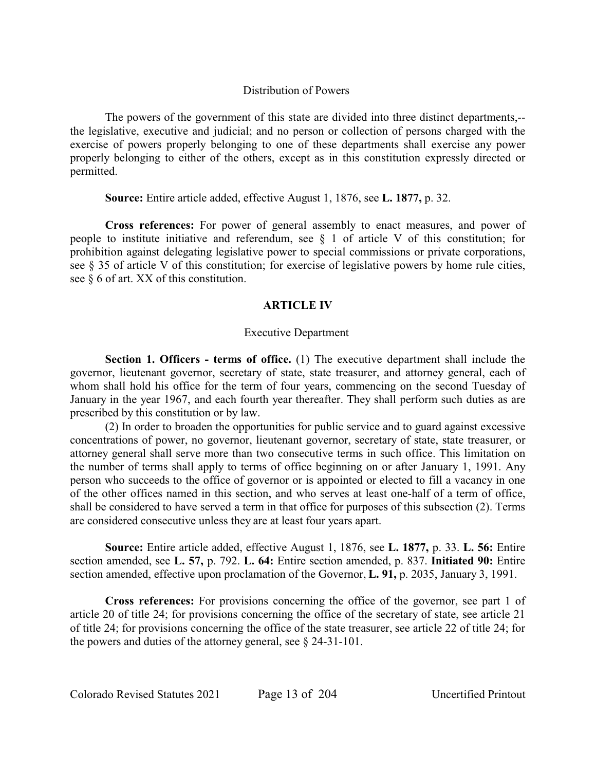Distribution of Powers

The powers of the government of this state are divided into three distinct departments,--the legislative, executive and judicial; and no person or collection of persons charged with the exercise of powers properly belonging to one of these departments shall exercise any power properly belonging to either of the others, except as in this constitution expressly directed or permitted.

**Source:** Entire article added, effective August 1, 1876, see **L. 1877,** p. 32.

**Cross references:** For power of general assembly to enact measures, and power of people to institute initiative and referendum, see § 1 of article V of this constitution; for prohibition against delegating legislative power to special commissions or private corporations, see § 35 of article V of this constitution; for exercise of legislative powers by home rule cities, see § 6 of art. XX of this constitution.

## ARTICLE IV

### Executive Department

**Section 1. Officers - terms of office.** (1) The executive department shall include the governor, lieutenant governor, secretary of state, state treasurer, and attorney general, each of whom shall hold his office for the term of four years, commencing on the second Tuesday of January in the year 1967, and each fourth year thereafter. They shall perform such duties as are prescribed by this constitution or by law.

(2) In order to broaden the opportunities for public service and to guard against excessive concentrations of power, no governor, lieutenant governor, secretary of state, state treasurer, or attorney general shall serve more than two consecutive terms in such office. This limitation on the number of terms shall apply to terms of office beginning on or after January 1, 1991. Any person who succeeds to the office of governor or is appointed or elected to fill a vacancy in one of the other offices named in this section, and who serves at least one-half of a term of office, shall be considered to have served a term in that office for purposes of this subsection (2). Terms are considered consecutive unless they are at least four years apart.

**Source:** Entire article added, effective August 1, 1876, see **L. 1877,** p. 33. **L. 56:** Entire section amended, see **L. 57,** p. 792. **L. 64:** Entire section amended, p. 837. **Initiated 90:** Entire section amended, effective upon proclamation of the Governor, **L. 91,** p. 2035, January 3, 1991.

**Cross references:** For provisions concerning the office of the governor, see part 1 of article 20 of title 24; for provisions concerning the office of the secretary of state, see article 21 of title 24; for provisions concerning the office of the state treasurer, see article 22 of title 24; for the powers and duties of the attorney general, see § 24-31-101.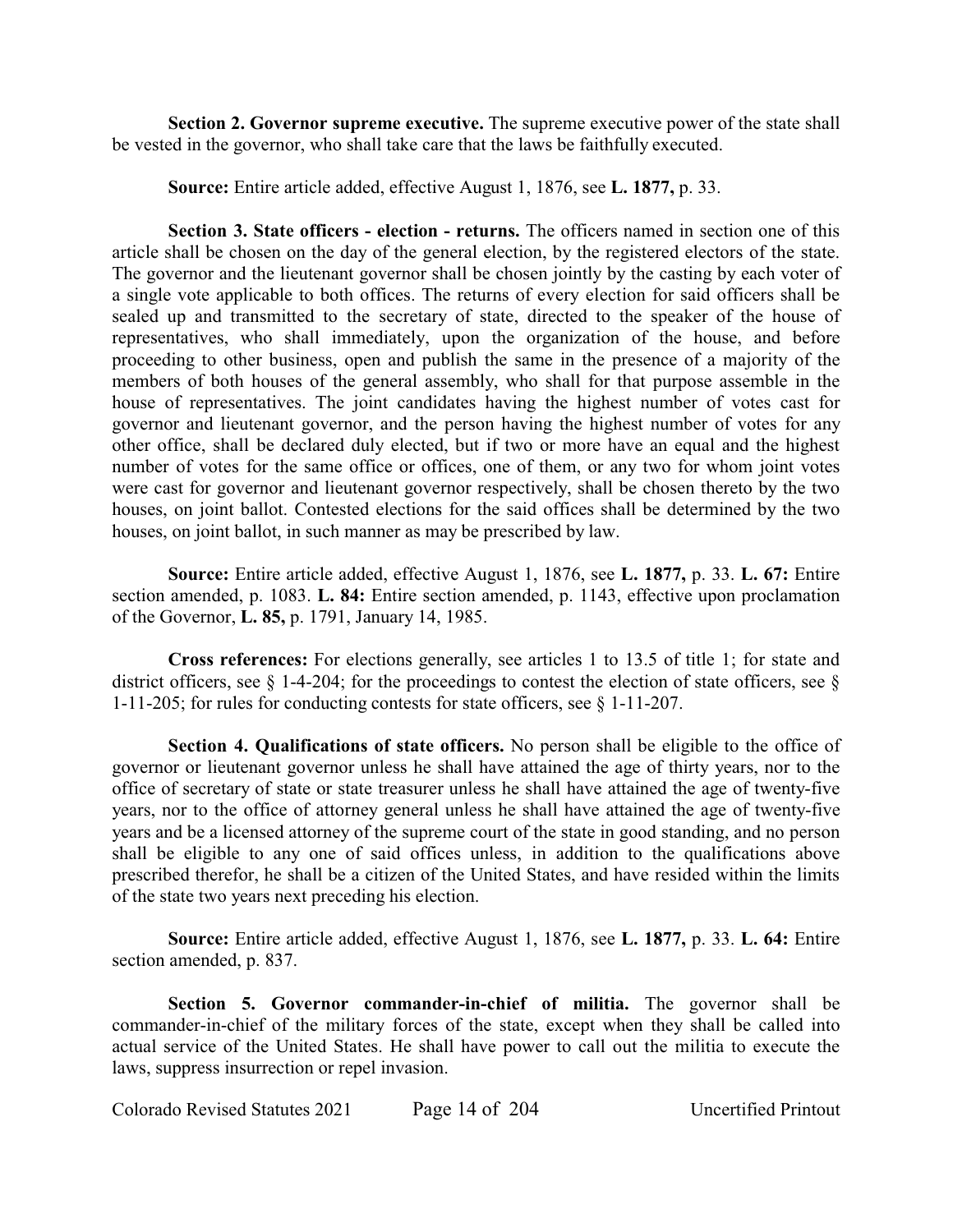**Section 2. Governor supreme executive.** The supreme executive power of the state shall be vested in the governor, who shall take care that the laws be faithfully executed.

**Source:** Entire article added, effective August 1, 1876, see **L. 1877,** p. 33.

**Section 3. State officers - election - returns.** The officers named in section one of this article shall be chosen on the day of the general election, by the registered electors of the state. The governor and the lieutenant governor shall be chosen jointly by the casting by each voter of a single vote applicable to both offices. The returns of every election for said officers shall be sealed up and transmitted to the secretary of state, directed to the speaker of the house of representatives, who shall immediately, upon the organization of the house, and before proceeding to other business, open and publish the same in the presence of a majority of the members of both houses of the general assembly, who shall for that purpose assemble in the house of representatives. The joint candidates having the highest number of votes cast for governor and lieutenant governor, and the person having the highest number of votes for any other office, shall be declared duly elected, but if two or more have an equal and the highest number of votes for the same office or offices, one of them, or any two for whom joint votes were cast for governor and lieutenant governor respectively, shall be chosen thereto by the two houses, on joint ballot. Contested elections for the said offices shall be determined by the two houses, on joint ballot, in such manner as may be prescribed by law.

**Source:** Entire article added, effective August 1, 1876, see **L. 1877,** p. 33. **L. 67:** Entire section amended, p. 1083. **L. 84:** Entire section amended, p. 1143, effective upon proclamation of the Governor, **L. 85,** p. 1791, January 14, 1985.

**Cross references:** For elections generally, see articles 1 to 13.5 of title 1; for state and district officers, see § 1-4-204; for the proceedings to contest the election of state officers, see § 1-11-205; for rules for conducting contests for state officers, see § 1-11-207.

**Section 4. Qualifications of state officers.** No person shall be eligible to the office of governor or lieutenant governor unless he shall have attained the age of thirty years, nor to the office of secretary of state or state treasurer unless he shall have attained the age of twenty-five years, nor to the office of attorney general unless he shall have attained the age of twenty-five years and be a licensed attorney of the supreme court of the state in good standing, and no person shall be eligible to any one of said offices unless, in addition to the qualifications above prescribed therefor, he shall be a citizen of the United States, and have resided within the limits of the state two years next preceding his election.

**Source:** Entire article added, effective August 1, 1876, see **L. 1877,** p. 33. **L. 64:** Entire section amended, p. 837.

**Section 5. Governor commander-in-chief of militia.** The governor shall be commander-in-chief of the military forces of the state, except when they shall be called into actual service of the United States. He shall have power to call out the militia to execute the laws, suppress insurrection or repel invasion.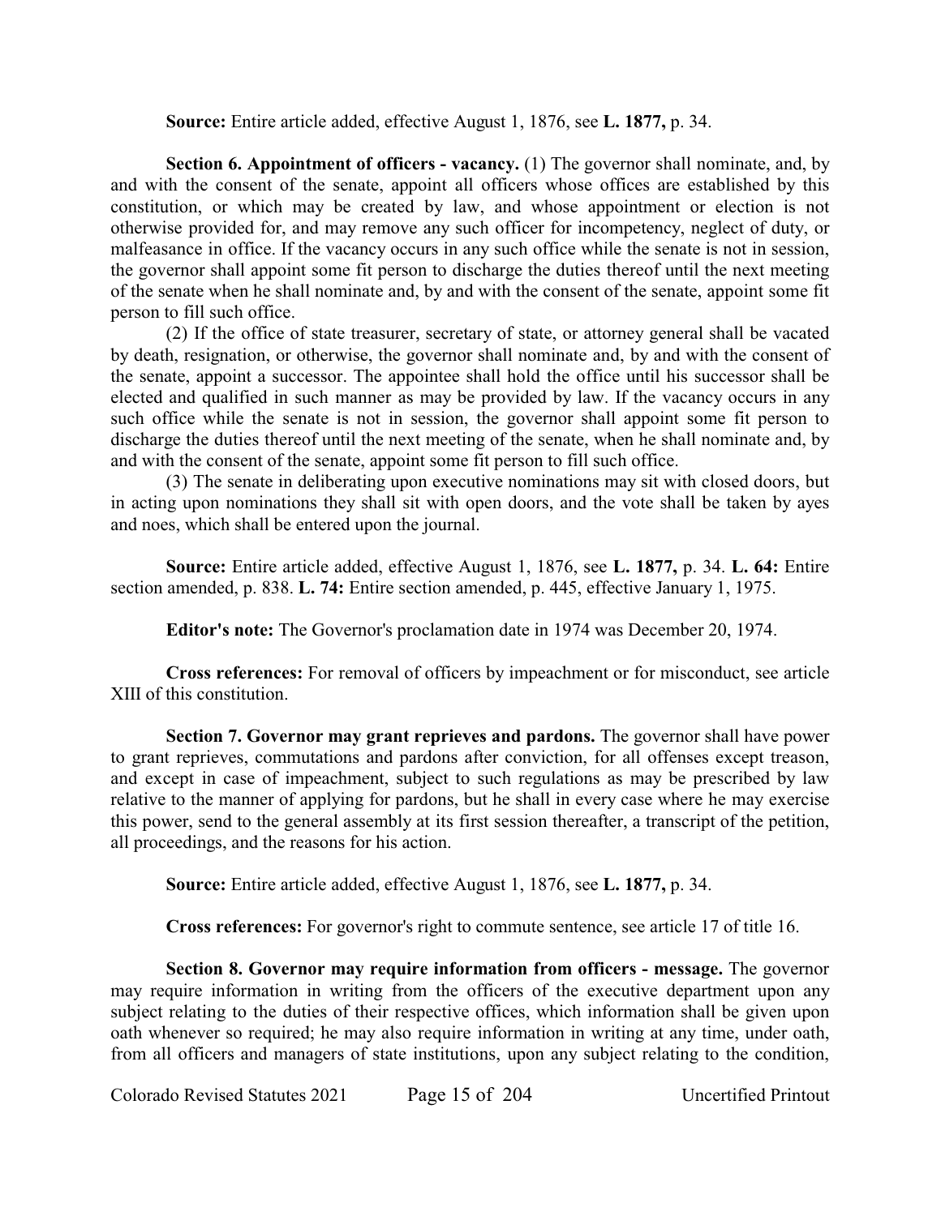**Source:** Entire article added, effective August 1, 1876, see **L. 1877,** p. 34.

**Section 6. Appointment of officers - vacancy.** (1) The governor shall nominate, and, by and with the consent of the senate, appoint all officers whose offices are established by this constitution, or which may be created by law, and whose appointment or election is not otherwise provided for, and may remove any such officer for incompetency, neglect of duty, or malfeasance in office. If the vacancy occurs in any such office while the senate is not in session, the governor shall appoint some fit person to discharge the duties thereof until the next meeting of the senate when he shall nominate and, by and with the consent of the senate, appoint some fit person to fill such office.

(2) If the office of state treasurer, secretary of state, or attorney general shall be vacated by death, resignation, or otherwise, the governor shall nominate and, by and with the consent of the senate, appoint a successor. The appointee shall hold the office until his successor shall be elected and qualified in such manner as may be provided by law. If the vacancy occurs in any such office while the senate is not in session, the governor shall appoint some fit person to discharge the duties thereof until the next meeting of the senate, when he shall nominate and, by and with the consent of the senate, appoint some fit person to fill such office.

(3) The senate in deliberating upon executive nominations may sit with closed doors, but in acting upon nominations they shall sit with open doors, and the vote shall be taken by ayes and noes, which shall be entered upon the journal.

**Source:** Entire article added, effective August 1, 1876, see **L. 1877,** p. 34. **L. 64:** Entire section amended, p. 838. **L. 74:** Entire section amended, p. 445, effective January 1, 1975.

**Editor's note:** The Governor's proclamation date in 1974 was December 20, 1974.

**Cross references:** For removal of officers by impeachment or for misconduct, see article XIII of this constitution.

**Section 7. Governor may grant reprieves and pardons.** The governor shall have power to grant reprieves, commutations and pardons after conviction, for all offenses except treason, and except in case of impeachment, subject to such regulations as may be prescribed by law relative to the manner of applying for pardons, but he shall in every case where he may exercise this power, send to the general assembly at its first session thereafter, a transcript of the petition, all proceedings, and the reasons for his action.

**Source:** Entire article added, effective August 1, 1876, see **L. 1877,** p. 34.

**Cross references:** For governor's right to commute sentence, see article 17 of title 16.

**Section 8. Governor may require information from officers - message.** The governor may require information in writing from the officers of the executive department upon any subject relating to the duties of their respective offices, which information shall be given upon oath whenever so required; he may also require information in writing at any time, under oath, from all officers and managers of state institutions, upon any subject relating to the condition,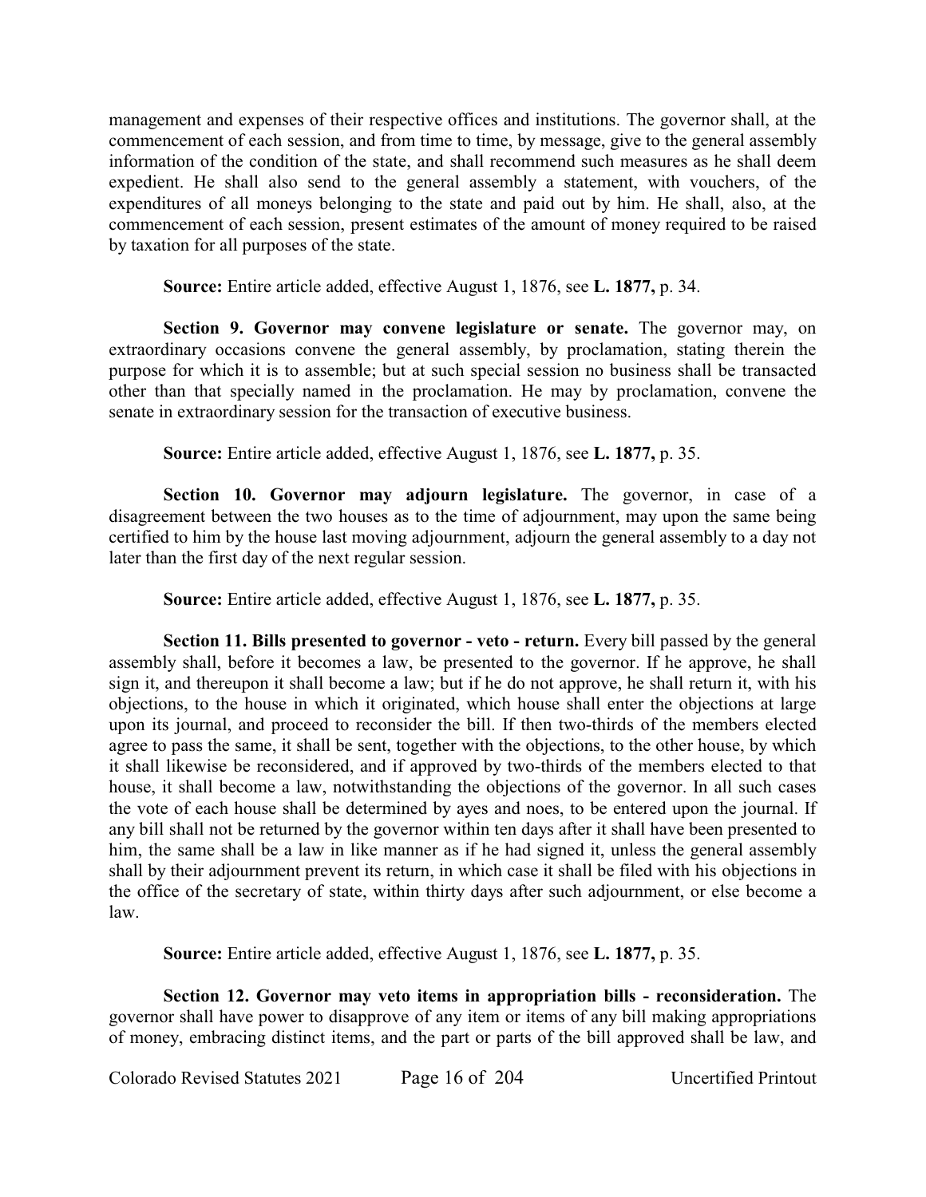management and expenses of their respective offices and institutions. The governor shall, at the commencement of each session, and from time to time, by message, give to the general assembly information of the condition of the state, and shall recommend such measures as he shall deem expedient. He shall also send to the general assembly a statement, with vouchers, of the expenditures of all moneys belonging to the state and paid out by him. He shall, also, at the commencement of each session, present estimates of the amount of money required to be raised by taxation for all purposes of the state.

**Source:** Entire article added, effective August 1, 1876, see **L. 1877,** p. 34.

**Section 9. Governor may convene legislature or senate.** The governor may, on extraordinary occasions convene the general assembly, by proclamation, stating therein the purpose for which it is to assemble; but at such special session no business shall be transacted other than that specially named in the proclamation. He may by proclamation, convene the senate in extraordinary session for the transaction of executive business.

**Source:** Entire article added, effective August 1, 1876, see **L. 1877,** p. 35.

**Section 10. Governor may adjourn legislature.** The governor, in case of a disagreement between the two houses as to the time of adjournment, may upon the same being certified to him by the house last moving adjournment, adjourn the general assembly to a day not later than the first day of the next regular session.

**Source:** Entire article added, effective August 1, 1876, see **L. 1877,** p. 35.

**Section 11. Bills presented to governor - veto - return.** Every bill passed by the general assembly shall, before it becomes a law, be presented to the governor. If he approve, he shall sign it, and thereupon it shall become a law; but if he do not approve, he shall return it, with his objections, to the house in which it originated, which house shall enter the objections at large upon its journal, and proceed to reconsider the bill. If then two-thirds of the members elected agree to pass the same, it shall be sent, together with the objections, to the other house, by which it shall likewise be reconsidered, and if approved by two-thirds of the members elected to that house, it shall become a law, notwithstanding the objections of the governor. In all such cases the vote of each house shall be determined by ayes and noes, to be entered upon the journal. If any bill shall not be returned by the governor within ten days after it shall have been presented to him, the same shall be a law in like manner as if he had signed it, unless the general assembly shall by their adjournment prevent its return, in which case it shall be filed with his objections in the office of the secretary of state, within thirty days after such adjournment, or else become a law.

**Source:** Entire article added, effective August 1, 1876, see **L. 1877,** p. 35.

**Section 12. Governor may veto items in appropriation bills - reconsideration.** The governor shall have power to disapprove of any item or items of any bill making appropriations of money, embracing distinct items, and the part or parts of the bill approved shall be law, and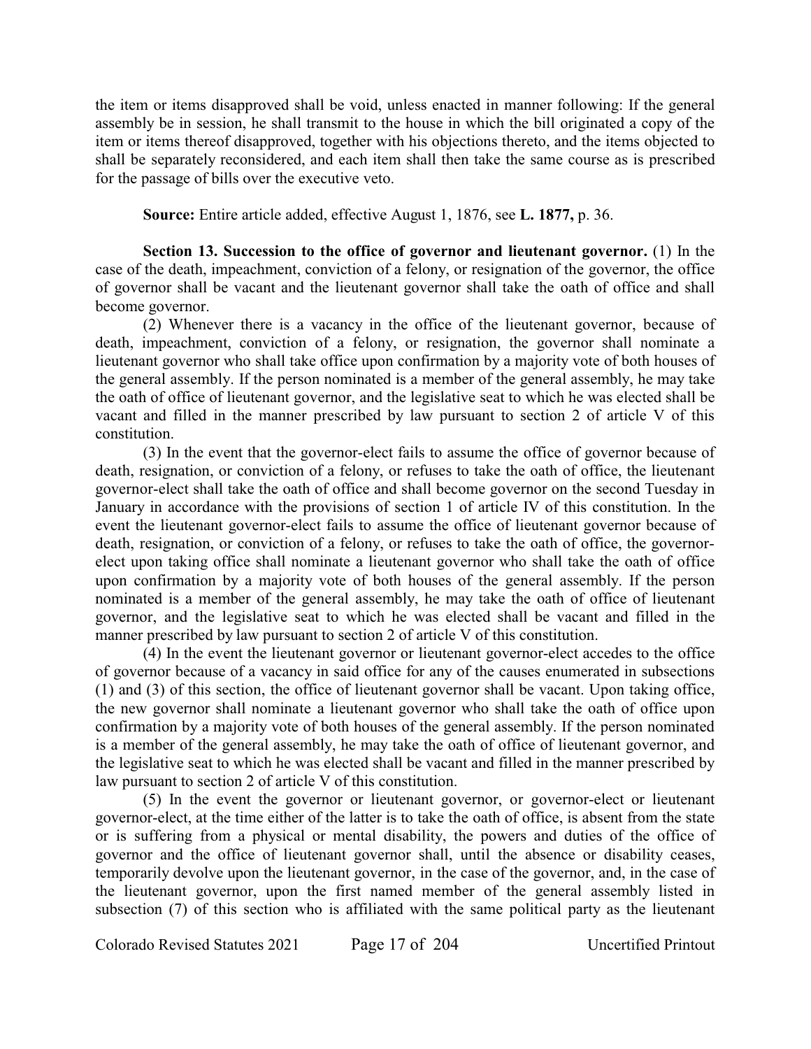the item or items disapproved shall be void, unless enacted in manner following: If the general assembly be in session, he shall transmit to the house in which the bill originated a copy of the item or items thereof disapproved, together with his objections thereto, and the items objected to shall be separately reconsidered, and each item shall then take the same course as is prescribed for the passage of bills over the executive veto.

**Source:** Entire article added, effective August 1, 1876, see **L. 1877,** p. 36.

**Section 13. Succession to the office of governor and lieutenant governor.** (1) In the case of the death, impeachment, conviction of a felony, or resignation of the governor, the office of governor shall be vacant and the lieutenant governor shall take the oath of office and shall become governor.

(2) Whenever there is a vacancy in the office of the lieutenant governor, because of death, impeachment, conviction of a felony, or resignation, the governor shall nominate a lieutenant governor who shall take office upon confirmation by a majority vote of both houses of the general assembly. If the person nominated is a member of the general assembly, he may take the oath of office of lieutenant governor, and the legislative seat to which he was elected shall be vacant and filled in the manner prescribed by law pursuant to section 2 of article V of this constitution.

(3) In the event that the governor-elect fails to assume the office of governor because of death, resignation, or conviction of a felony, or refuses to take the oath of office, the lieutenant governor-elect shall take the oath of office and shall become governor on the second Tuesday in January in accordance with the provisions of section 1 of article IV of this constitution. In the event the lieutenant governor-elect fails to assume the office of lieutenant governor because of death, resignation, or conviction of a felony, or refuses to take the oath of office, the governor-elect upon taking office shall nominate a lieutenant governor who shall take the oath of office upon confirmation by a majority vote of both houses of the general assembly. If the person nominated is a member of the general assembly, he may take the oath of office of lieutenant governor, and the legislative seat to which he was elected shall be vacant and filled in the manner prescribed by law pursuant to section 2 of article V of this constitution.

(4) In the event the lieutenant governor or lieutenant governor-elect accedes to the office of governor because of a vacancy in said office for any of the causes enumerated in subsections (1) and (3) of this section, the office of lieutenant governor shall be vacant. Upon taking office, the new governor shall nominate a lieutenant governor who shall take the oath of office upon confirmation by a majority vote of both houses of the general assembly. If the person nominated is a member of the general assembly, he may take the oath of office of lieutenant governor, and the legislative seat to which he was elected shall be vacant and filled in the manner prescribed by law pursuant to section 2 of article V of this constitution.

(5) In the event the governor or lieutenant governor, or governor-elect or lieutenant governor-elect, at the time either of the latter is to take the oath of office, is absent from the state or is suffering from a physical or mental disability, the powers and duties of the office of governor and the office of lieutenant governor shall, until the absence or disability ceases, temporarily devolve upon the lieutenant governor, in the case of the governor, and, in the case of the lieutenant governor, upon the first named member of the general assembly listed in subsection (7) of this section who is affiliated with the same political party as the lieutenant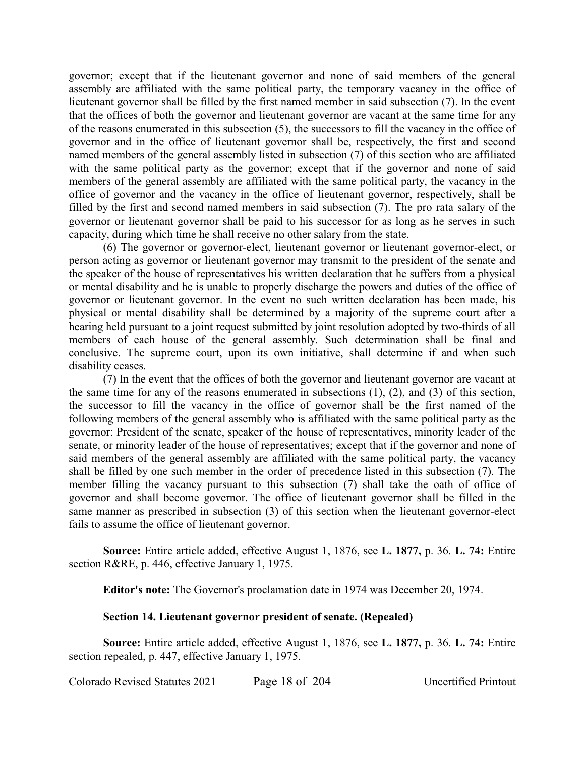governor; except that if the lieutenant governor and none of said members of the general assembly are affiliated with the same political party, the temporary vacancy in the office of lieutenant governor shall be filled by the first named member in said subsection (7). In the event that the offices of both the governor and lieutenant governor are vacant at the same time for any of the reasons enumerated in this subsection (5), the successors to fill the vacancy in the office of governor and in the office of lieutenant governor shall be, respectively, the first and second named members of the general assembly listed in subsection (7) of this section who are affiliated with the same political party as the governor; except that if the governor and none of said members of the general assembly are affiliated with the same political party, the vacancy in the office of governor and the vacancy in the office of lieutenant governor, respectively, shall be filled by the first and second named members in said subsection (7). The pro rata salary of the governor or lieutenant governor shall be paid to his successor for as long as he serves in such capacity, during which time he shall receive no other salary from the state.

(6) The governor or governor-elect, lieutenant governor or lieutenant governor-elect, or person acting as governor or lieutenant governor may transmit to the president of the senate and the speaker of the house of representatives his written declaration that he suffers from a physical or mental disability and he is unable to properly discharge the powers and duties of the office of governor or lieutenant governor. In the event no such written declaration has been made, his physical or mental disability shall be determined by a majority of the supreme court after a hearing held pursuant to a joint request submitted by joint resolution adopted by two-thirds of all members of each house of the general assembly. Such determination shall be final and conclusive. The supreme court, upon its own initiative, shall determine if and when such disability ceases.

(7) In the event that the offices of both the governor and lieutenant governor are vacant at the same time for any of the reasons enumerated in subsections (1), (2), and (3) of this section, the successor to fill the vacancy in the office of governor shall be the first named of the following members of the general assembly who is affiliated with the same political party as the governor: President of the senate, speaker of the house of representatives, minority leader of the senate, or minority leader of the house of representatives; except that if the governor and none of said members of the general assembly are affiliated with the same political party, the vacancy shall be filled by one such member in the order of precedence listed in this subsection (7). The member filling the vacancy pursuant to this subsection (7) shall take the oath of office of governor and shall become governor. The office of lieutenant governor shall be filled in the same manner as prescribed in subsection (3) of this section when the lieutenant governor-elect fails to assume the office of lieutenant governor.

**Source:** Entire article added, effective August 1, 1876, see **L. 1877,** p. 36. **L. 74:** Entire section R&RE, p. 446, effective January 1, 1975.

**Editor's note:** The Governor's proclamation date in 1974 was December 20, 1974.

### Section 14. Lieutenant governor president of senate. (Repealed)

**Source:** Entire article added, effective August 1, 1876, see **L. 1877,** p. 36. **L. 74:** Entire section repealed, p. 447, effective January 1, 1975.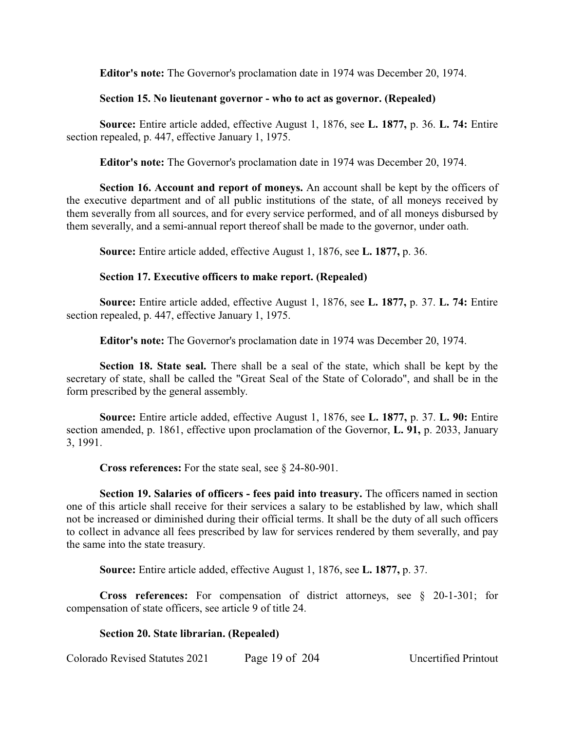**Editor's note:** The Governor's proclamation date in 1974 was December 20, 1974.

**Section 15. No lieutenant governor - who to act as governor. (Repealed)**

**Source:** Entire article added, effective August 1, 1876, see **L. 1877,** p. 36. **L. 74:** Entire section repealed, p. 447, effective January 1, 1975.

**Editor's note:** The Governor's proclamation date in 1974 was December 20, 1974.

**Section 16. Account and report of moneys.** An account shall be kept by the officers of the executive department and of all public institutions of the state, of all moneys received by them severally from all sources, and for every service performed, and of all moneys disbursed by them severally, and a semi-annual report thereof shall be made to the governor, under oath.

**Source:** Entire article added, effective August 1, 1876, see **L. 1877,** p. 36.

**Section 17. Executive officers to make report. (Repealed)**

**Source:** Entire article added, effective August 1, 1876, see **L. 1877,** p. 37. **L. 74:** Entire section repealed, p. 447, effective January 1, 1975.

**Editor's note:** The Governor's proclamation date in 1974 was December 20, 1974.

**Section 18. State seal.** There shall be a seal of the state, which shall be kept by the secretary of state, shall be called the "Great Seal of the State of Colorado", and shall be in the form prescribed by the general assembly.

**Source:** Entire article added, effective August 1, 1876, see **L. 1877,** p. 37. **L. 90:** Entire section amended, p. 1861, effective upon proclamation of the Governor, **L. 91,** p. 2033, January 3, 1991.

**Cross references:** For the state seal, see § 24-80-901.

**Section 19. Salaries of officers - fees paid into treasury.** The officers named in section one of this article shall receive for their services a salary to be established by law, which shall not be increased or diminished during their official terms. It shall be the duty of all such officers to collect in advance all fees prescribed by law for services rendered by them severally, and pay the same into the state treasury.

**Source:** Entire article added, effective August 1, 1876, see **L. 1877,** p. 37.

**Cross references:** For compensation of district attorneys, see § 20-1-301; for compensation of state officers, see article 9 of title 24.

**Section 20. State librarian. (Repealed)**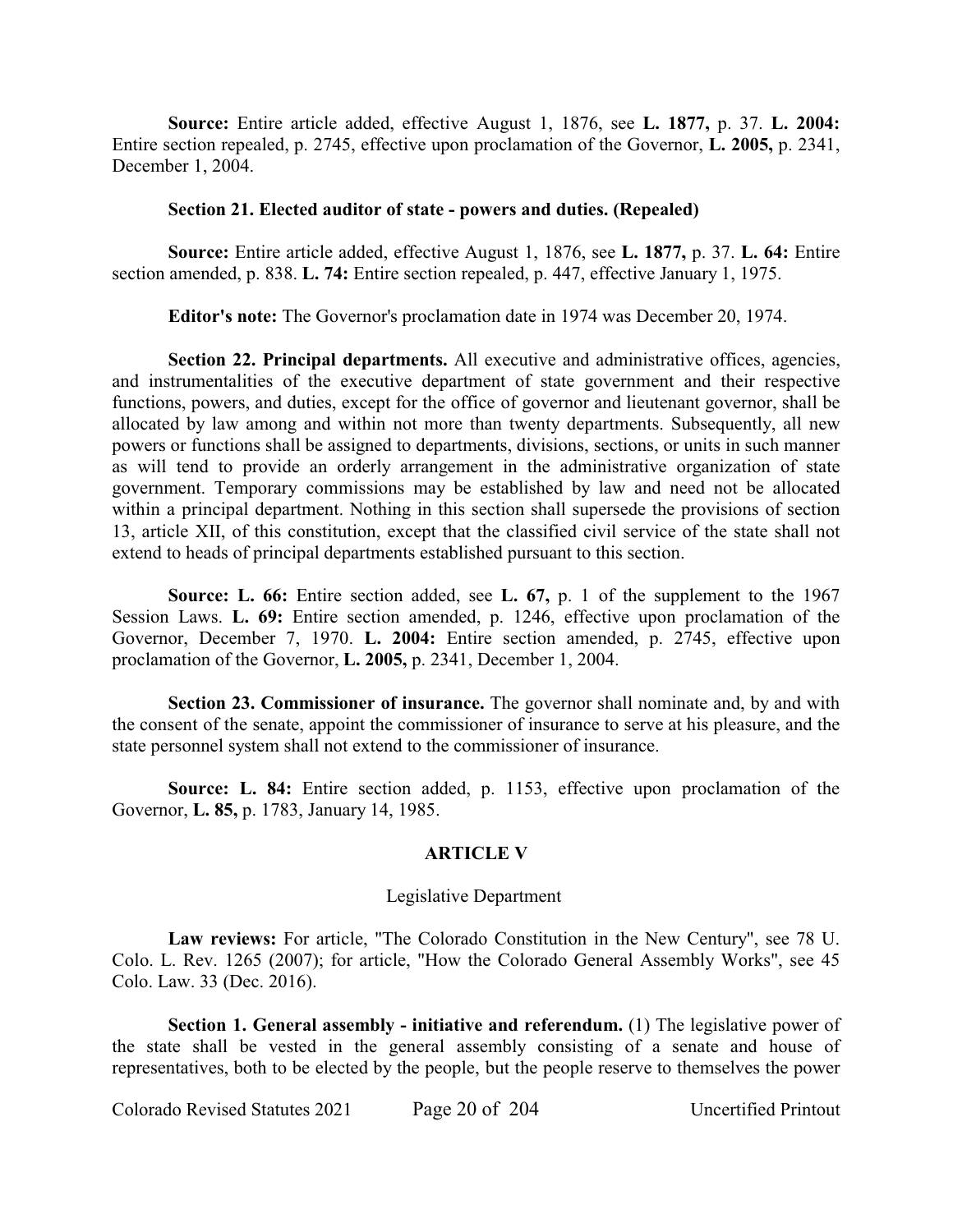**Source:** Entire article added, effective August 1, 1876, see **L. 1877,** p. 37. **L. 2004:** Entire section repealed, p. 2745, effective upon proclamation of the Governor, **L. 2005,** p. 2341, December 1, 2004.

**Section 21. Elected auditor of state - powers and duties. (Repealed)**

**Source:** Entire article added, effective August 1, 1876, see **L. 1877,** p. 37. **L. 64:** Entire section amended, p. 838. **L. 74:** Entire section repealed, p. 447, effective January 1, 1975.

**Editor's note:** The Governor's proclamation date in 1974 was December 20, 1974.

**Section 22. Principal departments.** All executive and administrative offices, agencies, and instrumentalities of the executive department of state government and their respective functions, powers, and duties, except for the office of governor and lieutenant governor, shall be allocated by law among and within not more than twenty departments. Subsequently, all new powers or functions shall be assigned to departments, divisions, sections, or units in such manner as will tend to provide an orderly arrangement in the administrative organization of state government. Temporary commissions may be established by law and need not be allocated within a principal department. Nothing in this section shall supersede the provisions of section 13, article XII, of this constitution, except that the classified civil service of the state shall not extend to heads of principal departments established pursuant to this section.

**Source: L. 66:** Entire section added, see **L. 67,** p. 1 of the supplement to the 1967 Session Laws. **L. 69:** Entire section amended, p. 1246, effective upon proclamation of the Governor, December 7, 1970. **L. 2004:** Entire section amended, p. 2745, effective upon proclamation of the Governor, **L. 2005,** p. 2341, December 1, 2004.

**Section 23. Commissioner of insurance.** The governor shall nominate and, by and with the consent of the senate, appoint the commissioner of insurance to serve at his pleasure, and the state personnel system shall not extend to the commissioner of insurance.

**Source: L. 84:** Entire section added, p. 1153, effective upon proclamation of the Governor, **L. 85,** p. 1783, January 14, 1985.

## ARTICLE V

### Legislative Department

**Law reviews:** For article, "The Colorado Constitution in the New Century", see 78 U. Colo. L. Rev. 1265 (2007); for article, "How the Colorado General Assembly Works", see 45 Colo. Law. 33 (Dec. 2016).

**Section 1. General assembly - initiative and referendum.** (1) The legislative power of the state shall be vested in the general assembly consisting of a senate and house of representatives, both to be elected by the people, but the people reserve to themselves the power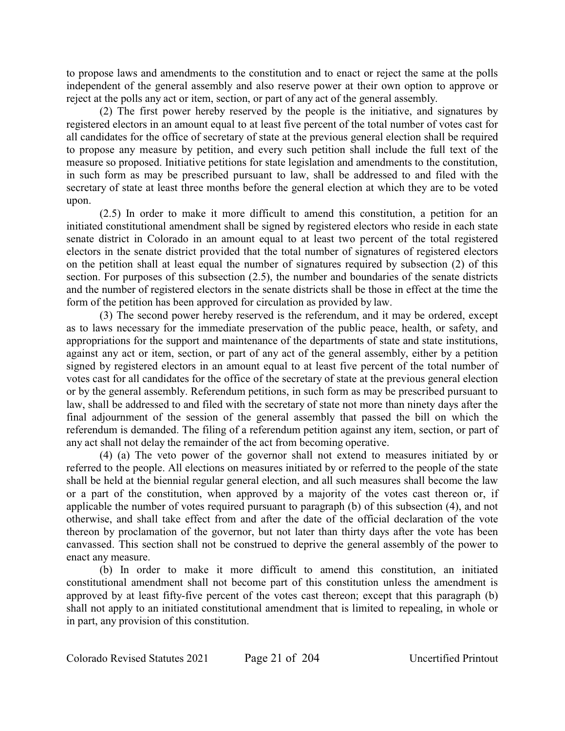to propose laws and amendments to the constitution and to enact or reject the same at the polls independent of the general assembly and also reserve power at their own option to approve or reject at the polls any act or item, section, or part of any act of the general assembly.

(2) The first power hereby reserved by the people is the initiative, and signatures by registered electors in an amount equal to at least five percent of the total number of votes cast for all candidates for the office of secretary of state at the previous general election shall be required to propose any measure by petition, and every such petition shall include the full text of the measure so proposed. Initiative petitions for state legislation and amendments to the constitution, in such form as may be prescribed pursuant to law, shall be addressed to and filed with the secretary of state at least three months before the general election at which they are to be voted upon.

(2.5) In order to make it more difficult to amend this constitution, a petition for an initiated constitutional amendment shall be signed by registered electors who reside in each state senate district in Colorado in an amount equal to at least two percent of the total registered electors in the senate district provided that the total number of signatures of registered electors on the petition shall at least equal the number of signatures required by subsection (2) of this section. For purposes of this subsection (2.5), the number and boundaries of the senate districts and the number of registered electors in the senate districts shall be those in effect at the time the form of the petition has been approved for circulation as provided by law.

(3) The second power hereby reserved is the referendum, and it may be ordered, except as to laws necessary for the immediate preservation of the public peace, health, or safety, and appropriations for the support and maintenance of the departments of state and state institutions, against any act or item, section, or part of any act of the general assembly, either by a petition signed by registered electors in an amount equal to at least five percent of the total number of votes cast for all candidates for the office of the secretary of state at the previous general election or by the general assembly. Referendum petitions, in such form as may be prescribed pursuant to law, shall be addressed to and filed with the secretary of state not more than ninety days after the final adjournment of the session of the general assembly that passed the bill on which the referendum is demanded. The filing of a referendum petition against any item, section, or part of any act shall not delay the remainder of the act from becoming operative.

(4) (a) The veto power of the governor shall not extend to measures initiated by or referred to the people. All elections on measures initiated by or referred to the people of the state shall be held at the biennial regular general election, and all such measures shall become the law or a part of the constitution, when approved by a majority of the votes cast thereon or, if applicable the number of votes required pursuant to paragraph (b) of this subsection (4), and not otherwise, and shall take effect from and after the date of the official declaration of the vote thereon by proclamation of the governor, but not later than thirty days after the vote has been canvassed. This section shall not be construed to deprive the general assembly of the power to enact any measure.

(b) In order to make it more difficult to amend this constitution, an initiated constitutional amendment shall not become part of this constitution unless the amendment is approved by at least fifty-five percent of the votes cast thereon; except that this paragraph (b) shall not apply to an initiated constitutional amendment that is limited to repealing, in whole or in part, any provision of this constitution.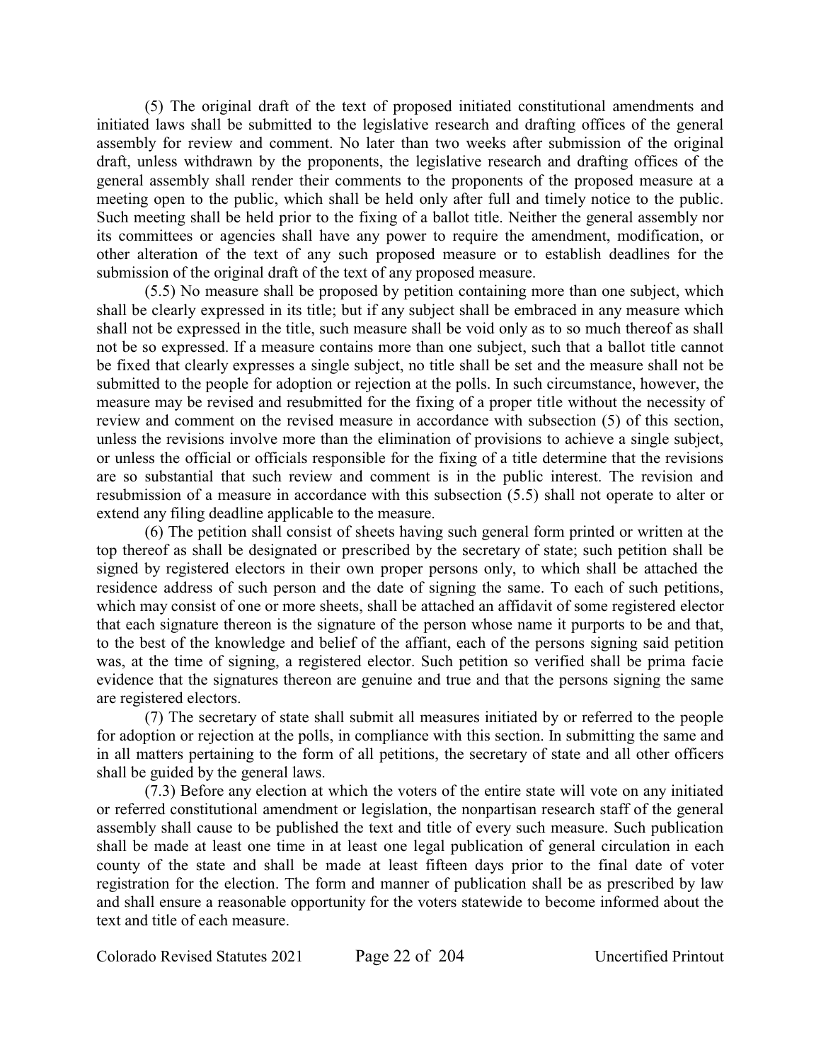(5) The original draft of the text of proposed initiated constitutional amendments and initiated laws shall be submitted to the legislative research and drafting offices of the general assembly for review and comment. No later than two weeks after submission of the original draft, unless withdrawn by the proponents, the legislative research and drafting offices of the general assembly shall render their comments to the proponents of the proposed measure at a meeting open to the public, which shall be held only after full and timely notice to the public. Such meeting shall be held prior to the fixing of a ballot title. Neither the general assembly nor its committees or agencies shall have any power to require the amendment, modification, or other alteration of the text of any such proposed measure or to establish deadlines for the submission of the original draft of the text of any proposed measure.

(5.5) No measure shall be proposed by petition containing more than one subject, which shall be clearly expressed in its title; but if any subject shall be embraced in any measure which shall not be expressed in the title, such measure shall be void only as to so much thereof as shall not be so expressed. If a measure contains more than one subject, such that a ballot title cannot be fixed that clearly expresses a single subject, no title shall be set and the measure shall not be submitted to the people for adoption or rejection at the polls. In such circumstance, however, the measure may be revised and resubmitted for the fixing of a proper title without the necessity of review and comment on the revised measure in accordance with subsection (5) of this section, unless the revisions involve more than the elimination of provisions to achieve a single subject, or unless the official or officials responsible for the fixing of a title determine that the revisions are so substantial that such review and comment is in the public interest. The revision and resubmission of a measure in accordance with this subsection (5.5) shall not operate to alter or extend any filing deadline applicable to the measure.

(6) The petition shall consist of sheets having such general form printed or written at the top thereof as shall be designated or prescribed by the secretary of state; such petition shall be signed by registered electors in their own proper persons only, to which shall be attached the residence address of such person and the date of signing the same. To each of such petitions, which may consist of one or more sheets, shall be attached an affidavit of some registered elector that each signature thereon is the signature of the person whose name it purports to be and that, to the best of the knowledge and belief of the affiant, each of the persons signing said petition was, at the time of signing, a registered elector. Such petition so verified shall be prima facie evidence that the signatures thereon are genuine and true and that the persons signing the same are registered electors.

(7) The secretary of state shall submit all measures initiated by or referred to the people for adoption or rejection at the polls, in compliance with this section. In submitting the same and in all matters pertaining to the form of all petitions, the secretary of state and all other officers shall be guided by the general laws.

(7.3) Before any election at which the voters of the entire state will vote on any initiated or referred constitutional amendment or legislation, the nonpartisan research staff of the general assembly shall cause to be published the text and title of every such measure. Such publication shall be made at least one time in at least one legal publication of general circulation in each county of the state and shall be made at least fifteen days prior to the final date of voter registration for the election. The form and manner of publication shall be as prescribed by law and shall ensure a reasonable opportunity for the voters statewide to become informed about the text and title of each measure.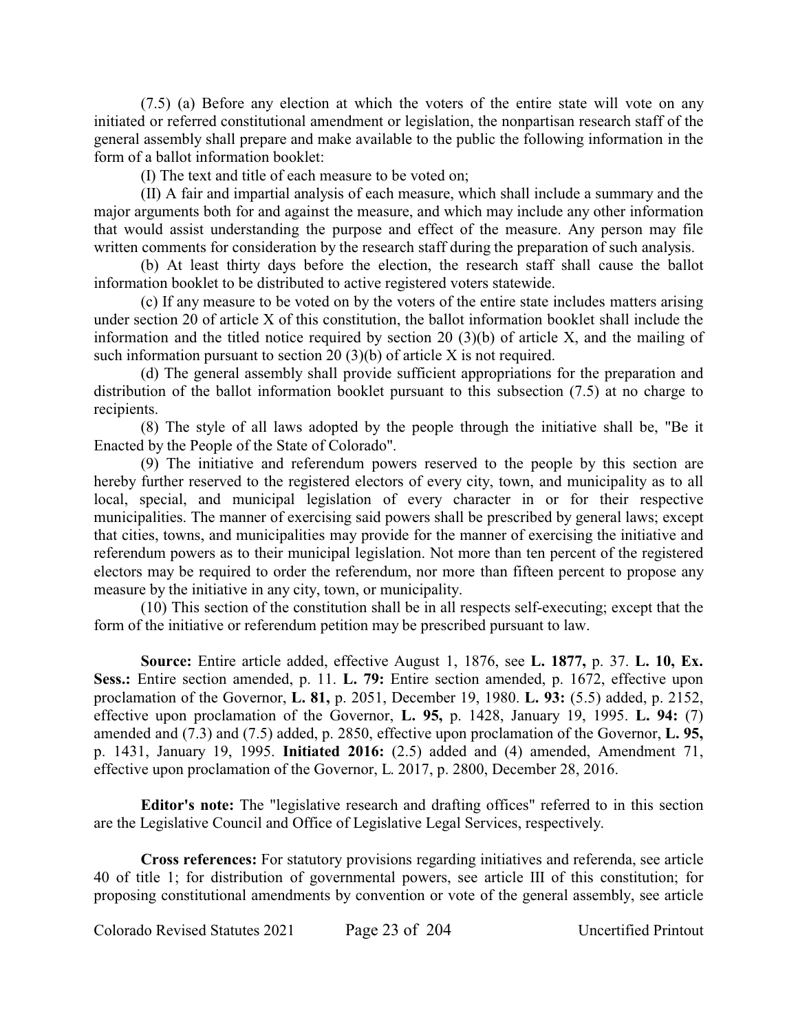(7.5) (a) Before any election at which the voters of the entire state will vote on any initiated or referred constitutional amendment or legislation, the nonpartisan research staff of the general assembly shall prepare and make available to the public the following information in the form of a ballot information booklet:

(I) The text and title of each measure to be voted on;

(II) A fair and impartial analysis of each measure, which shall include a summary and the major arguments both for and against the measure, and which may include any other information that would assist understanding the purpose and effect of the measure. Any person may file written comments for consideration by the research staff during the preparation of such analysis.

(b) At least thirty days before the election, the research staff shall cause the ballot information booklet to be distributed to active registered voters statewide.

(c) If any measure to be voted on by the voters of the entire state includes matters arising under section 20 of article X of this constitution, the ballot information booklet shall include the information and the titled notice required by section 20 (3)(b) of article X, and the mailing of such information pursuant to section 20 (3)(b) of article X is not required.

(d) The general assembly shall provide sufficient appropriations for the preparation and distribution of the ballot information booklet pursuant to this subsection (7.5) at no charge to recipients.

(8) The style of all laws adopted by the people through the initiative shall be, "Be it Enacted by the People of the State of Colorado".

(9) The initiative and referendum powers reserved to the people by this section are hereby further reserved to the registered electors of every city, town, and municipality as to all local, special, and municipal legislation of every character in or for their respective municipalities. The manner of exercising said powers shall be prescribed by general laws; except that cities, towns, and municipalities may provide for the manner of exercising the initiative and referendum powers as to their municipal legislation. Not more than ten percent of the registered electors may be required to order the referendum, nor more than fifteen percent to propose any measure by the initiative in any city, town, or municipality.

(10) This section of the constitution shall be in all respects self-executing; except that the form of the initiative or referendum petition may be prescribed pursuant to law.

**Source:** Entire article added, effective August 1, 1876, see **L. 1877,** p. 37. **L. 10, Ex. Sess.:** Entire section amended, p. 11. **L. 79:** Entire section amended, p. 1672, effective upon proclamation of the Governor, **L. 81,** p. 2051, December 19, 1980. **L. 93:** (5.5) added, p. 2152, effective upon proclamation of the Governor, **L. 95,** p. 1428, January 19, 1995. **L. 94:** (7) amended and (7.3) and (7.5) added, p. 2850, effective upon proclamation of the Governor, **L. 95,** p. 1431, January 19, 1995. **Initiated 2016:** (2.5) added and (4) amended, Amendment 71, effective upon proclamation of the Governor, L. 2017, p. 2800, December 28, 2016.

**Editor's note:** The "legislative research and drafting offices" referred to in this section are the Legislative Council and Office of Legislative Legal Services, respectively.

**Cross references:** For statutory provisions regarding initiatives and referenda, see article 40 of title 1; for distribution of governmental powers, see article III of this constitution; for proposing constitutional amendments by convention or vote of the general assembly, see article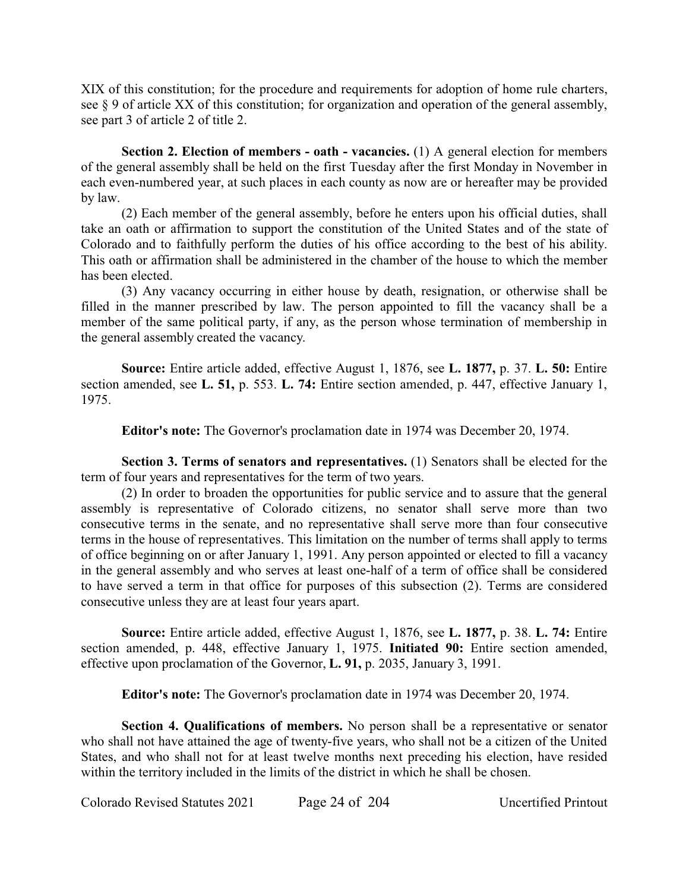XIX of this constitution; for the procedure and requirements for adoption of home rule charters, see § 9 of article XX of this constitution; for organization and operation of the general assembly, see part 3 of article 2 of title 2.

**Section 2. Election of members - oath - vacancies.** (1) A general election for members of the general assembly shall be held on the first Tuesday after the first Monday in November in each even-numbered year, at such places in each county as now are or hereafter may be provided by law.

(2) Each member of the general assembly, before he enters upon his official duties, shall take an oath or affirmation to support the constitution of the United States and of the state of Colorado and to faithfully perform the duties of his office according to the best of his ability. This oath or affirmation shall be administered in the chamber of the house to which the member has been elected.

(3) Any vacancy occurring in either house by death, resignation, or otherwise shall be filled in the manner prescribed by law. The person appointed to fill the vacancy shall be a member of the same political party, if any, as the person whose termination of membership in the general assembly created the vacancy.

**Source:** Entire article added, effective August 1, 1876, see **L. 1877,** p. 37. **L. 50:** Entire section amended, see **L. 51,** p. 553. **L. 74:** Entire section amended, p. 447, effective January 1, 1975.

**Editor's note:** The Governor's proclamation date in 1974 was December 20, 1974.

**Section 3. Terms of senators and representatives.** (1) Senators shall be elected for the term of four years and representatives for the term of two years.

(2) In order to broaden the opportunities for public service and to assure that the general assembly is representative of Colorado citizens, no senator shall serve more than two consecutive terms in the senate, and no representative shall serve more than four consecutive terms in the house of representatives. This limitation on the number of terms shall apply to terms of office beginning on or after January 1, 1991. Any person appointed or elected to fill a vacancy in the general assembly and who serves at least one-half of a term of office shall be considered to have served a term in that office for purposes of this subsection (2). Terms are considered consecutive unless they are at least four years apart.

**Source:** Entire article added, effective August 1, 1876, see **L. 1877,** p. 38. **L. 74:** Entire section amended, p. 448, effective January 1, 1975. **Initiated 90:** Entire section amended, effective upon proclamation of the Governor, **L. 91,** p. 2035, January 3, 1991.

**Editor's note:** The Governor's proclamation date in 1974 was December 20, 1974.

**Section 4. Qualifications of members.** No person shall be a representative or senator who shall not have attained the age of twenty-five years, who shall not be a citizen of the United States, and who shall not for at least twelve months next preceding his election, have resided within the territory included in the limits of the district in which he shall be chosen.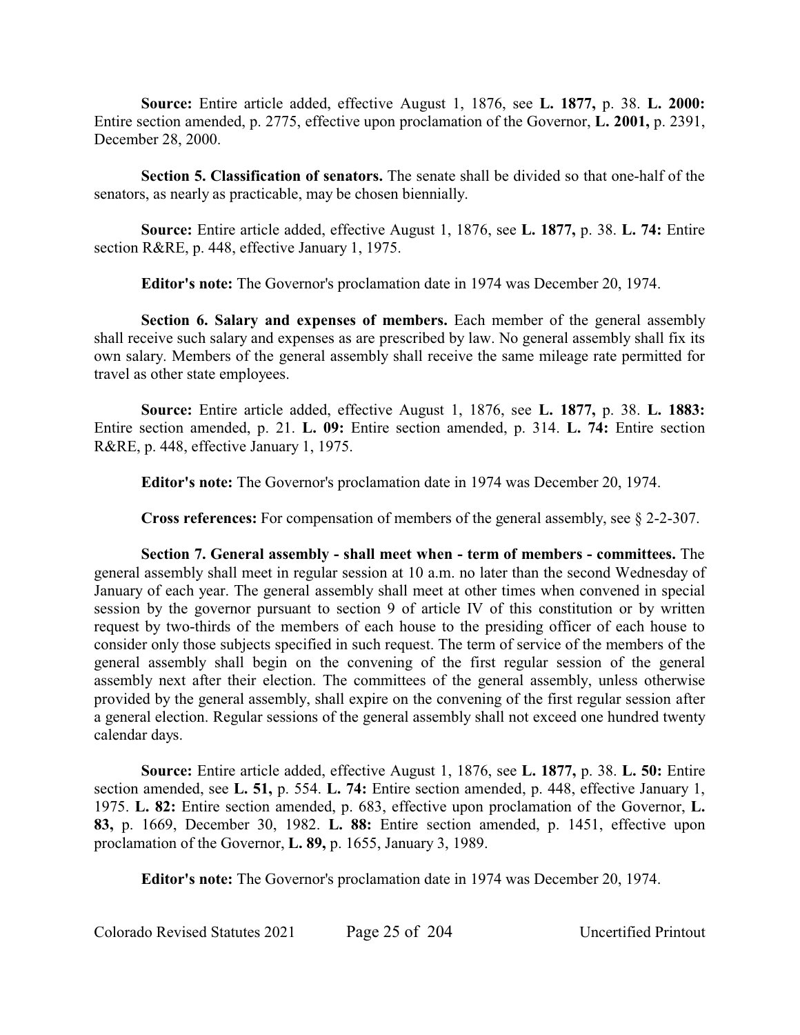**Source:** Entire article added, effective August 1, 1876, see **L. 1877,** p. 38. **L. 2000:** Entire section amended, p. 2775, effective upon proclamation of the Governor, **L. 2001,** p. 2391, December 28, 2000.

**Section 5. Classification of senators.** The senate shall be divided so that one-half of the senators, as nearly as practicable, may be chosen biennially.

**Source:** Entire article added, effective August 1, 1876, see **L. 1877,** p. 38. **L. 74:** Entire section R&RE, p. 448, effective January 1, 1975.

**Editor's note:** The Governor's proclamation date in 1974 was December 20, 1974.

**Section 6. Salary and expenses of members.** Each member of the general assembly shall receive such salary and expenses as are prescribed by law. No general assembly shall fix its own salary. Members of the general assembly shall receive the same mileage rate permitted for travel as other state employees.

**Source:** Entire article added, effective August 1, 1876, see **L. 1877,** p. 38. **L. 1883:** Entire section amended, p. 21. **L. 09:** Entire section amended, p. 314. **L. 74:** Entire section R&RE, p. 448, effective January 1, 1975.

**Editor's note:** The Governor's proclamation date in 1974 was December 20, 1974.

**Cross references:** For compensation of members of the general assembly, see § 2-2-307.

**Section 7. General assembly - shall meet when - term of members - committees.** The general assembly shall meet in regular session at 10 a.m. no later than the second Wednesday of January of each year. The general assembly shall meet at other times when convened in special session by the governor pursuant to section 9 of article IV of this constitution or by written request by two-thirds of the members of each house to the presiding officer of each house to consider only those subjects specified in such request. The term of service of the members of the general assembly shall begin on the convening of the first regular session of the general assembly next after their election. The committees of the general assembly, unless otherwise provided by the general assembly, shall expire on the convening of the first regular session after a general election. Regular sessions of the general assembly shall not exceed one hundred twenty calendar days.

**Source:** Entire article added, effective August 1, 1876, see **L. 1877,** p. 38. **L. 50:** Entire section amended, see **L. 51,** p. 554. **L. 74:** Entire section amended, p. 448, effective January 1, 1975. **L. 82:** Entire section amended, p. 683, effective upon proclamation of the Governor, **L. 83,** p. 1669, December 30, 1982. **L. 88:** Entire section amended, p. 1451, effective upon proclamation of the Governor, **L. 89,** p. 1655, January 3, 1989.

**Editor's note:** The Governor's proclamation date in 1974 was December 20, 1974.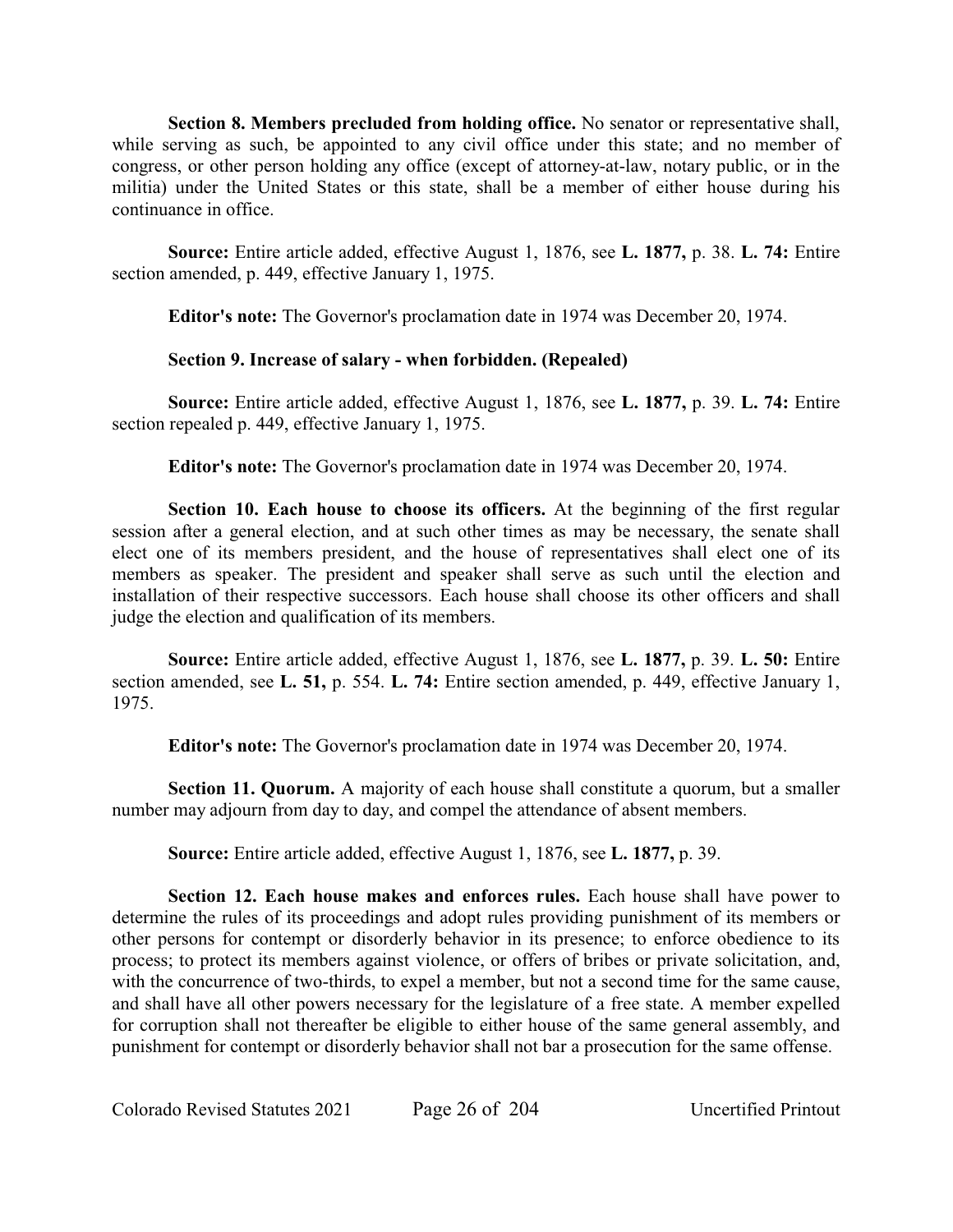**Section 8. Members precluded from holding office.** No senator or representative shall, while serving as such, be appointed to any civil office under this state; and no member of congress, or other person holding any office (except of attorney-at-law, notary public, or in the militia) under the United States or this state, shall be a member of either house during his continuance in office.

**Source:** Entire article added, effective August 1, 1876, see **L. 1877,** p. 38. **L. 74:** Entire section amended, p. 449, effective January 1, 1975.

**Editor's note:** The Governor's proclamation date in 1974 was December 20, 1974.

**Section 9. Increase of salary - when forbidden. (Repealed)**

**Source:** Entire article added, effective August 1, 1876, see **L. 1877,** p. 39. **L. 74:** Entire section repealed p. 449, effective January 1, 1975.

**Editor's note:** The Governor's proclamation date in 1974 was December 20, 1974.

**Section 10. Each house to choose its officers.** At the beginning of the first regular session after a general election, and at such other times as may be necessary, the senate shall elect one of its members president, and the house of representatives shall elect one of its members as speaker. The president and speaker shall serve as such until the election and installation of their respective successors. Each house shall choose its other officers and shall judge the election and qualification of its members.

**Source:** Entire article added, effective August 1, 1876, see **L. 1877,** p. 39. **L. 50:** Entire section amended, see **L. 51,** p. 554. **L. 74:** Entire section amended, p. 449, effective January 1, 1975.

**Editor's note:** The Governor's proclamation date in 1974 was December 20, 1974.

**Section 11. Quorum.** A majority of each house shall constitute a quorum, but a smaller number may adjourn from day to day, and compel the attendance of absent members.

**Source:** Entire article added, effective August 1, 1876, see **L. 1877,** p. 39.

**Section 12. Each house makes and enforces rules.** Each house shall have power to determine the rules of its proceedings and adopt rules providing punishment of its members or other persons for contempt or disorderly behavior in its presence; to enforce obedience to its process; to protect its members against violence, or offers of bribes or private solicitation, and, with the concurrence of two-thirds, to expel a member, but not a second time for the same cause, and shall have all other powers necessary for the legislature of a free state. A member expelled for corruption shall not thereafter be eligible to either house of the same general assembly, and punishment for contempt or disorderly behavior shall not bar a prosecution for the same offense.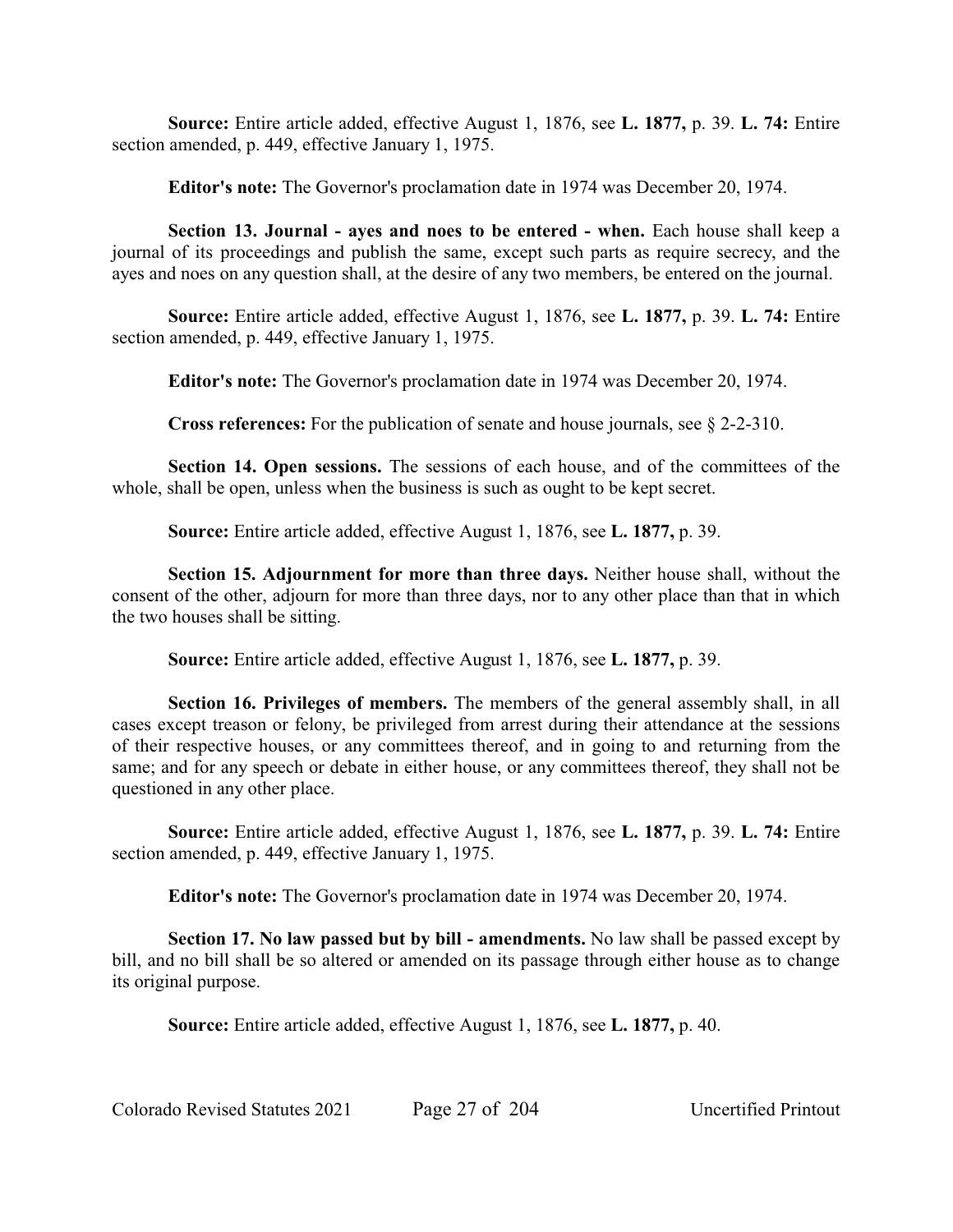**Source:** Entire article added, effective August 1, 1876, see **L. 1877,** p. 39. **L. 74:** Entire section amended, p. 449, effective January 1, 1975.

**Editor's note:** The Governor's proclamation date in 1974 was December 20, 1974.

**Section 13. Journal - ayes and noes to be entered - when.** Each house shall keep a journal of its proceedings and publish the same, except such parts as require secrecy, and the ayes and noes on any question shall, at the desire of any two members, be entered on the journal.

**Source:** Entire article added, effective August 1, 1876, see **L. 1877,** p. 39. **L. 74:** Entire section amended, p. 449, effective January 1, 1975.

**Editor's note:** The Governor's proclamation date in 1974 was December 20, 1974.

**Cross references:** For the publication of senate and house journals, see § 2-2-310.

**Section 14. Open sessions.** The sessions of each house, and of the committees of the whole, shall be open, unless when the business is such as ought to be kept secret.

**Source:** Entire article added, effective August 1, 1876, see **L. 1877,** p. 39.

**Section 15. Adjournment for more than three days.** Neither house shall, without the consent of the other, adjourn for more than three days, nor to any other place than that in which the two houses shall be sitting.

**Source:** Entire article added, effective August 1, 1876, see **L. 1877,** p. 39.

**Section 16. Privileges of members.** The members of the general assembly shall, in all cases except treason or felony, be privileged from arrest during their attendance at the sessions of their respective houses, or any committees thereof, and in going to and returning from the same; and for any speech or debate in either house, or any committees thereof, they shall not be questioned in any other place.

**Source:** Entire article added, effective August 1, 1876, see **L. 1877,** p. 39. **L. 74:** Entire section amended, p. 449, effective January 1, 1975.

**Editor's note:** The Governor's proclamation date in 1974 was December 20, 1974.

**Section 17. No law passed but by bill - amendments.** No law shall be passed except by bill, and no bill shall be so altered or amended on its passage through either house as to change its original purpose.

**Source:** Entire article added, effective August 1, 1876, see **L. 1877,** p. 40.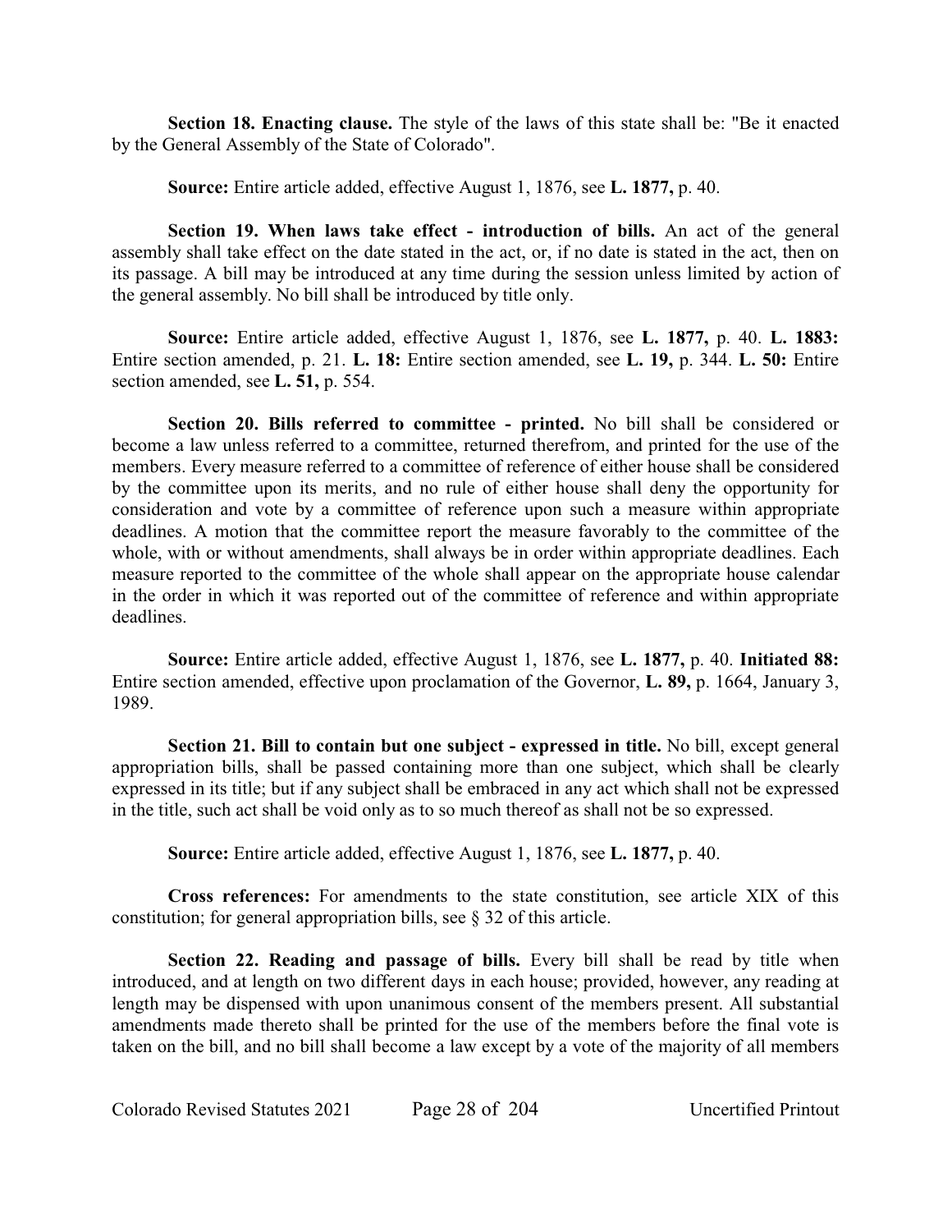**Section 18. Enacting clause.** The style of the laws of this state shall be: "Be it enacted by the General Assembly of the State of Colorado".

**Source:** Entire article added, effective August 1, 1876, see **L. 1877,** p. 40.

**Section 19. When laws take effect - introduction of bills.** An act of the general assembly shall take effect on the date stated in the act, or, if no date is stated in the act, then on its passage. A bill may be introduced at any time during the session unless limited by action of the general assembly. No bill shall be introduced by title only.

**Source:** Entire article added, effective August 1, 1876, see **L. 1877,** p. 40. **L. 1883:** Entire section amended, p. 21. **L. 18:** Entire section amended, see **L. 19,** p. 344. **L. 50:** Entire section amended, see **L. 51,** p. 554.

**Section 20. Bills referred to committee - printed.** No bill shall be considered or become a law unless referred to a committee, returned therefrom, and printed for the use of the members. Every measure referred to a committee of reference of either house shall be considered by the committee upon its merits, and no rule of either house shall deny the opportunity for consideration and vote by a committee of reference upon such a measure within appropriate deadlines. A motion that the committee report the measure favorably to the committee of the whole, with or without amendments, shall always be in order within appropriate deadlines. Each measure reported to the committee of the whole shall appear on the appropriate house calendar in the order in which it was reported out of the committee of reference and within appropriate deadlines.

**Source:** Entire article added, effective August 1, 1876, see **L. 1877,** p. 40. **Initiated 88:** Entire section amended, effective upon proclamation of the Governor, **L. 89,** p. 1664, January 3, 1989.

**Section 21. Bill to contain but one subject - expressed in title.** No bill, except general appropriation bills, shall be passed containing more than one subject, which shall be clearly expressed in its title; but if any subject shall be embraced in any act which shall not be expressed in the title, such act shall be void only as to so much thereof as shall not be so expressed.

**Source:** Entire article added, effective August 1, 1876, see **L. 1877,** p. 40.

**Cross references:** For amendments to the state constitution, see article XIX of this constitution; for general appropriation bills, see § 32 of this article.

**Section 22. Reading and passage of bills.** Every bill shall be read by title when introduced, and at length on two different days in each house; provided, however, any reading at length may be dispensed with upon unanimous consent of the members present. All substantial amendments made thereto shall be printed for the use of the members before the final vote is taken on the bill, and no bill shall become a law except by a vote of the majority of all members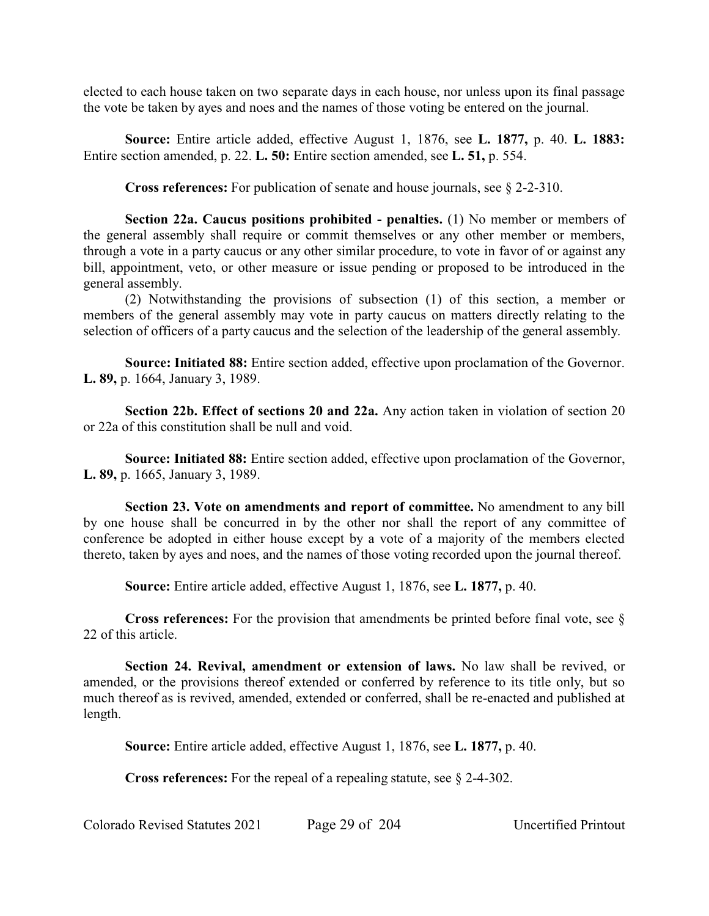elected to each house taken on two separate days in each house, nor unless upon its final passage the vote be taken by ayes and noes and the names of those voting be entered on the journal.

**Source:** Entire article added, effective August 1, 1876, see **L. 1877,** p. 40. **L. 1883:** Entire section amended, p. 22. **L. 50:** Entire section amended, see **L. 51,** p. 554.

**Cross references:** For publication of senate and house journals, see § 2-2-310.

**Section 22a. Caucus positions prohibited - penalties.** (1) No member or members of the general assembly shall require or commit themselves or any other member or members, through a vote in a party caucus or any other similar procedure, to vote in favor of or against any bill, appointment, veto, or other measure or issue pending or proposed to be introduced in the general assembly.

(2) Notwithstanding the provisions of subsection (1) of this section, a member or members of the general assembly may vote in party caucus on matters directly relating to the selection of officers of a party caucus and the selection of the leadership of the general assembly.

**Source: Initiated 88:** Entire section added, effective upon proclamation of the Governor. **L. 89,** p. 1664, January 3, 1989.

**Section 22b. Effect of sections 20 and 22a.** Any action taken in violation of section 20 or 22a of this constitution shall be null and void.

**Source: Initiated 88:** Entire section added, effective upon proclamation of the Governor, **L. 89,** p. 1665, January 3, 1989.

**Section 23. Vote on amendments and report of committee.** No amendment to any bill by one house shall be concurred in by the other nor shall the report of any committee of conference be adopted in either house except by a vote of a majority of the members elected thereto, taken by ayes and noes, and the names of those voting recorded upon the journal thereof.

**Source:** Entire article added, effective August 1, 1876, see **L. 1877,** p. 40.

**Cross references:** For the provision that amendments be printed before final vote, see § 22 of this article.

**Section 24. Revival, amendment or extension of laws.** No law shall be revived, or amended, or the provisions thereof extended or conferred by reference to its title only, but so much thereof as is revived, amended, extended or conferred, shall be re-enacted and published at length.

**Source:** Entire article added, effective August 1, 1876, see **L. 1877,** p. 40.

**Cross references:** For the repeal of a repealing statute, see § 2-4-302.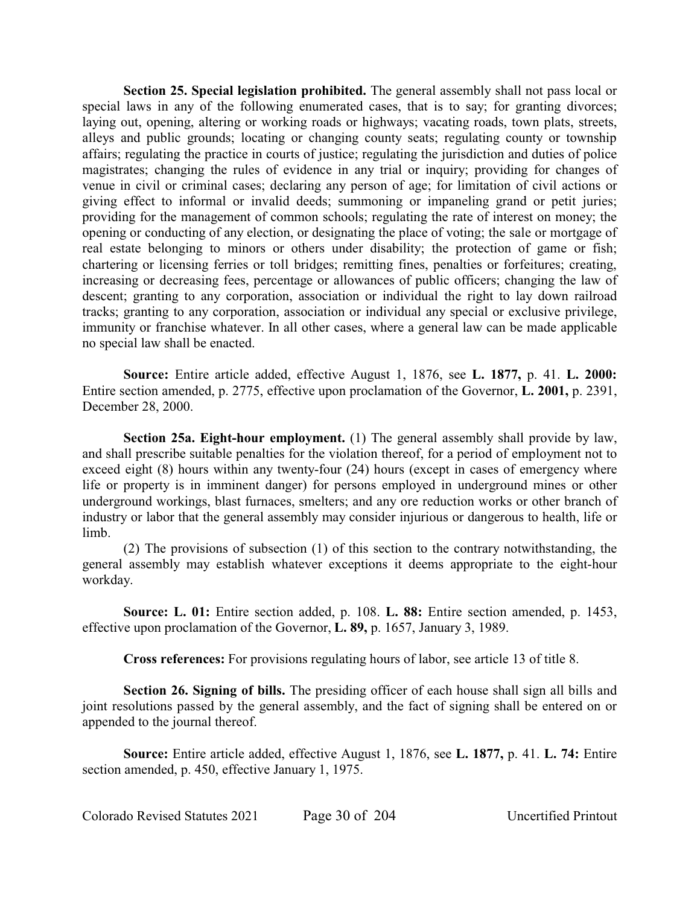**Section 25. Special legislation prohibited.** The general assembly shall not pass local or special laws in any of the following enumerated cases, that is to say; for granting divorces; laying out, opening, altering or working roads or highways; vacating roads, town plats, streets, alleys and public grounds; locating or changing county seats; regulating county or township affairs; regulating the practice in courts of justice; regulating the jurisdiction and duties of police magistrates; changing the rules of evidence in any trial or inquiry; providing for changes of venue in civil or criminal cases; declaring any person of age; for limitation of civil actions or giving effect to informal or invalid deeds; summoning or impaneling grand or petit juries; providing for the management of common schools; regulating the rate of interest on money; the opening or conducting of any election, or designating the place of voting; the sale or mortgage of real estate belonging to minors or others under disability; the protection of game or fish; chartering or licensing ferries or toll bridges; remitting fines, penalties or forfeitures; creating, increasing or decreasing fees, percentage or allowances of public officers; changing the law of descent; granting to any corporation, association or individual the right to lay down railroad tracks; granting to any corporation, association or individual any special or exclusive privilege, immunity or franchise whatever. In all other cases, where a general law can be made applicable no special law shall be enacted.

**Source:** Entire article added, effective August 1, 1876, see **L. 1877,** p. 41. **L. 2000:** Entire section amended, p. 2775, effective upon proclamation of the Governor, **L. 2001,** p. 2391, December 28, 2000.

**Section 25a. Eight-hour employment.** (1) The general assembly shall provide by law, and shall prescribe suitable penalties for the violation thereof, for a period of employment not to exceed eight (8) hours within any twenty-four (24) hours (except in cases of emergency where life or property is in imminent danger) for persons employed in underground mines or other underground workings, blast furnaces, smelters; and any ore reduction works or other branch of industry or labor that the general assembly may consider injurious or dangerous to health, life or limb.

(2) The provisions of subsection (1) of this section to the contrary notwithstanding, the general assembly may establish whatever exceptions it deems appropriate to the eight-hour workday.

**Source: L. 01:** Entire section added, p. 108. **L. 88:** Entire section amended, p. 1453, effective upon proclamation of the Governor, **L. 89,** p. 1657, January 3, 1989.

**Cross references:** For provisions regulating hours of labor, see article 13 of title 8.

**Section 26. Signing of bills.** The presiding officer of each house shall sign all bills and joint resolutions passed by the general assembly, and the fact of signing shall be entered on or appended to the journal thereof.

**Source:** Entire article added, effective August 1, 1876, see **L. 1877,** p. 41. **L. 74:** Entire section amended, p. 450, effective January 1, 1975.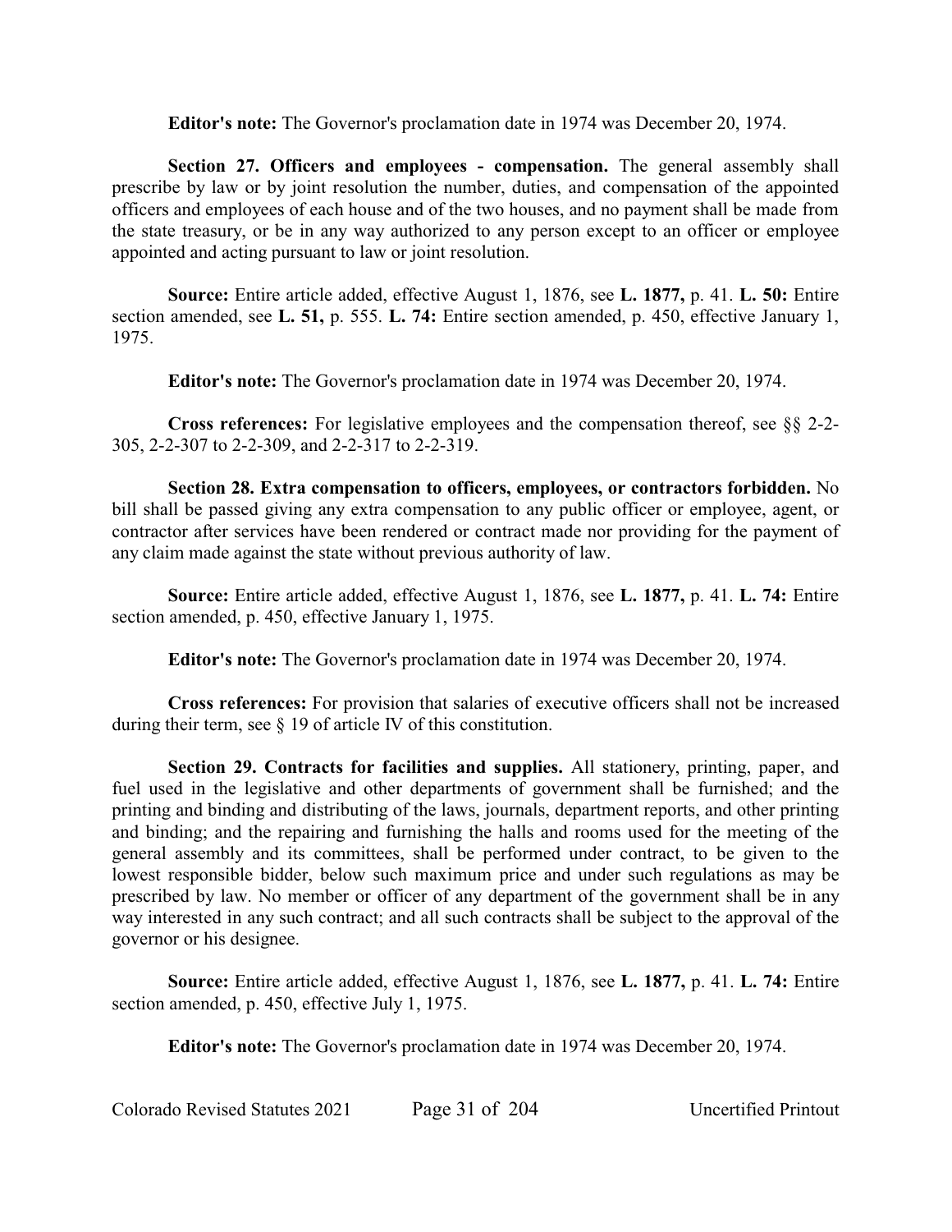**Editor's note:** The Governor's proclamation date in 1974 was December 20, 1974.

**Section 27. Officers and employees - compensation.** The general assembly shall prescribe by law or by joint resolution the number, duties, and compensation of the appointed officers and employees of each house and of the two houses, and no payment shall be made from the state treasury, or be in any way authorized to any person except to an officer or employee appointed and acting pursuant to law or joint resolution.

**Source:** Entire article added, effective August 1, 1876, see **L. 1877,** p. 41. **L. 50:** Entire section amended, see **L. 51,** p. 555. **L. 74:** Entire section amended, p. 450, effective January 1, 1975.

**Editor's note:** The Governor's proclamation date in 1974 was December 20, 1974.

**Cross references:** For legislative employees and the compensation thereof, see §§ 2-2-305, 2-2-307 to 2-2-309, and 2-2-317 to 2-2-319.

**Section 28. Extra compensation to officers, employees, or contractors forbidden.** No bill shall be passed giving any extra compensation to any public officer or employee, agent, or contractor after services have been rendered or contract made nor providing for the payment of any claim made against the state without previous authority of law.

**Source:** Entire article added, effective August 1, 1876, see **L. 1877,** p. 41. **L. 74:** Entire section amended, p. 450, effective January 1, 1975.

**Editor's note:** The Governor's proclamation date in 1974 was December 20, 1974.

**Cross references:** For provision that salaries of executive officers shall not be increased during their term, see § 19 of article IV of this constitution.

**Section 29. Contracts for facilities and supplies.** All stationery, printing, paper, and fuel used in the legislative and other departments of government shall be furnished; and the printing and binding and distributing of the laws, journals, department reports, and other printing and binding; and the repairing and furnishing the halls and rooms used for the meeting of the general assembly and its committees, shall be performed under contract, to be given to the lowest responsible bidder, below such maximum price and under such regulations as may be prescribed by law. No member or officer of any department of the government shall be in any way interested in any such contract; and all such contracts shall be subject to the approval of the governor or his designee.

**Source:** Entire article added, effective August 1, 1876, see **L. 1877,** p. 41. **L. 74:** Entire section amended, p. 450, effective July 1, 1975.

**Editor's note:** The Governor's proclamation date in 1974 was December 20, 1974.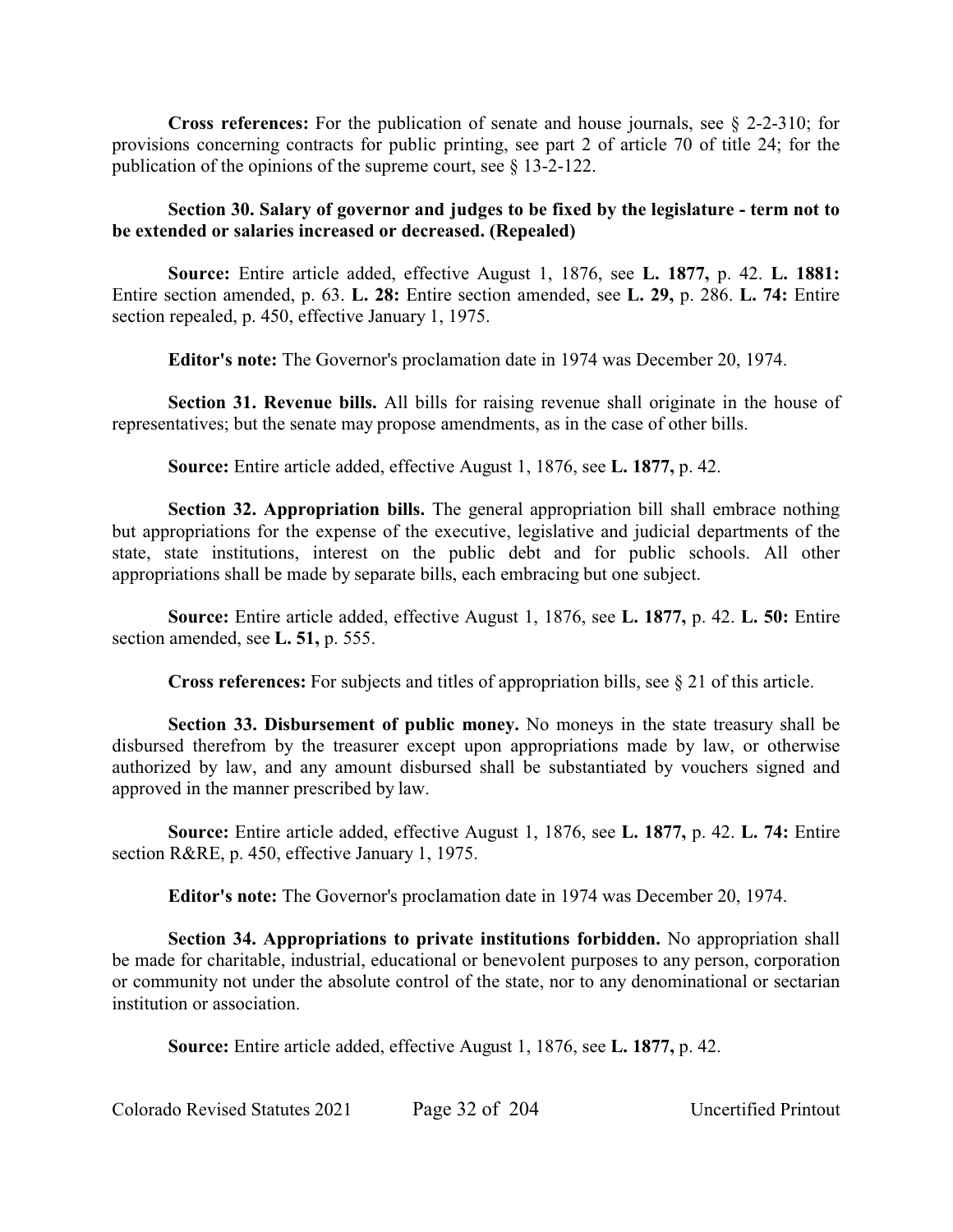**Cross references:** For the publication of senate and house journals, see § 2-2-310; for provisions concerning contracts for public printing, see part 2 of article 70 of title 24; for the publication of the opinions of the supreme court, see § 13-2-122.

**Section 30. Salary of governor and judges to be fixed by the legislature - term not to be extended or salaries increased or decreased. (Repealed)**

**Source:** Entire article added, effective August 1, 1876, see **L. 1877,** p. 42. **L. 1881:** Entire section amended, p. 63. **L. 28:** Entire section amended, see **L. 29,** p. 286. **L. 74:** Entire section repealed, p. 450, effective January 1, 1975.

**Editor's note:** The Governor's proclamation date in 1974 was December 20, 1974.

**Section 31. Revenue bills.** All bills for raising revenue shall originate in the house of representatives; but the senate may propose amendments, as in the case of other bills.

**Source:** Entire article added, effective August 1, 1876, see **L. 1877,** p. 42.

**Section 32. Appropriation bills.** The general appropriation bill shall embrace nothing but appropriations for the expense of the executive, legislative and judicial departments of the state, state institutions, interest on the public debt and for public schools. All other appropriations shall be made by separate bills, each embracing but one subject.

**Source:** Entire article added, effective August 1, 1876, see **L. 1877,** p. 42. **L. 50:** Entire section amended, see **L. 51,** p. 555.

**Cross references:** For subjects and titles of appropriation bills, see § 21 of this article.

**Section 33. Disbursement of public money.** No moneys in the state treasury shall be disbursed therefrom by the treasurer except upon appropriations made by law, or otherwise authorized by law, and any amount disbursed shall be substantiated by vouchers signed and approved in the manner prescribed by law.

**Source:** Entire article added, effective August 1, 1876, see **L. 1877,** p. 42. **L. 74:** Entire section R&RE, p. 450, effective January 1, 1975.

**Editor's note:** The Governor's proclamation date in 1974 was December 20, 1974.

**Section 34. Appropriations to private institutions forbidden.** No appropriation shall be made for charitable, industrial, educational or benevolent purposes to any person, corporation or community not under the absolute control of the state, nor to any denominational or sectarian institution or association.

**Source:** Entire article added, effective August 1, 1876, see **L. 1877,** p. 42.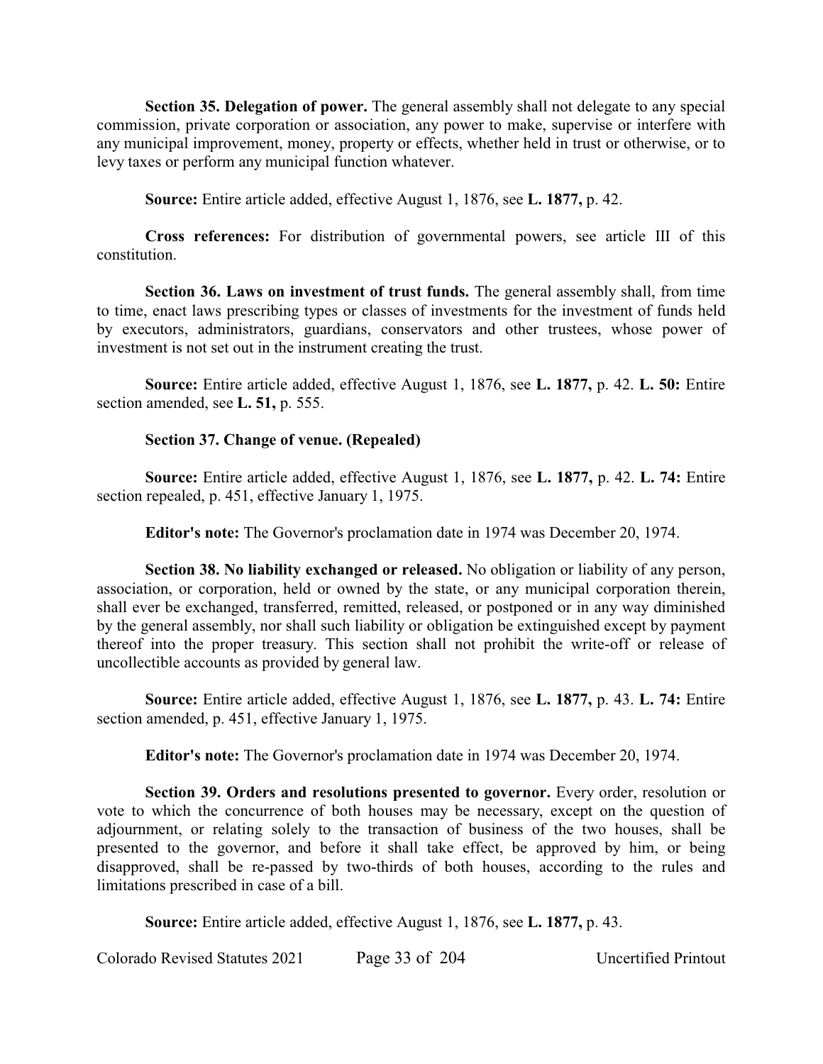**Section 35. Delegation of power.** The general assembly shall not delegate to any special commission, private corporation or association, any power to make, supervise or interfere with any municipal improvement, money, property or effects, whether held in trust or otherwise, or to levy taxes or perform any municipal function whatever.

**Source:** Entire article added, effective August 1, 1876, see **L. 1877,** p. 42.

**Cross references:** For distribution of governmental powers, see article III of this constitution.

**Section 36. Laws on investment of trust funds.** The general assembly shall, from time to time, enact laws prescribing types or classes of investments for the investment of funds held by executors, administrators, guardians, conservators and other trustees, whose power of investment is not set out in the instrument creating the trust.

**Source:** Entire article added, effective August 1, 1876, see **L. 1877,** p. 42. **L. 50:** Entire section amended, see **L. 51,** p. 555.

**Section 37. Change of venue. (Repealed)**

**Source:** Entire article added, effective August 1, 1876, see **L. 1877,** p. 42. **L. 74:** Entire section repealed, p. 451, effective January 1, 1975.

**Editor's note:** The Governor's proclamation date in 1974 was December 20, 1974.

**Section 38. No liability exchanged or released.** No obligation or liability of any person, association, or corporation, held or owned by the state, or any municipal corporation therein, shall ever be exchanged, transferred, remitted, released, or postponed or in any way diminished by the general assembly, nor shall such liability or obligation be extinguished except by payment thereof into the proper treasury. This section shall not prohibit the write-off or release of uncollectible accounts as provided by general law.

**Source:** Entire article added, effective August 1, 1876, see **L. 1877,** p. 43. **L. 74:** Entire section amended, p. 451, effective January 1, 1975.

**Editor's note:** The Governor's proclamation date in 1974 was December 20, 1974.

**Section 39. Orders and resolutions presented to governor.** Every order, resolution or vote to which the concurrence of both houses may be necessary, except on the question of adjournment, or relating solely to the transaction of business of the two houses, shall be presented to the governor, and before it shall take effect, be approved by him, or being disapproved, shall be re-passed by two-thirds of both houses, according to the rules and limitations prescribed in case of a bill.

**Source:** Entire article added, effective August 1, 1876, see **L. 1877,** p. 43.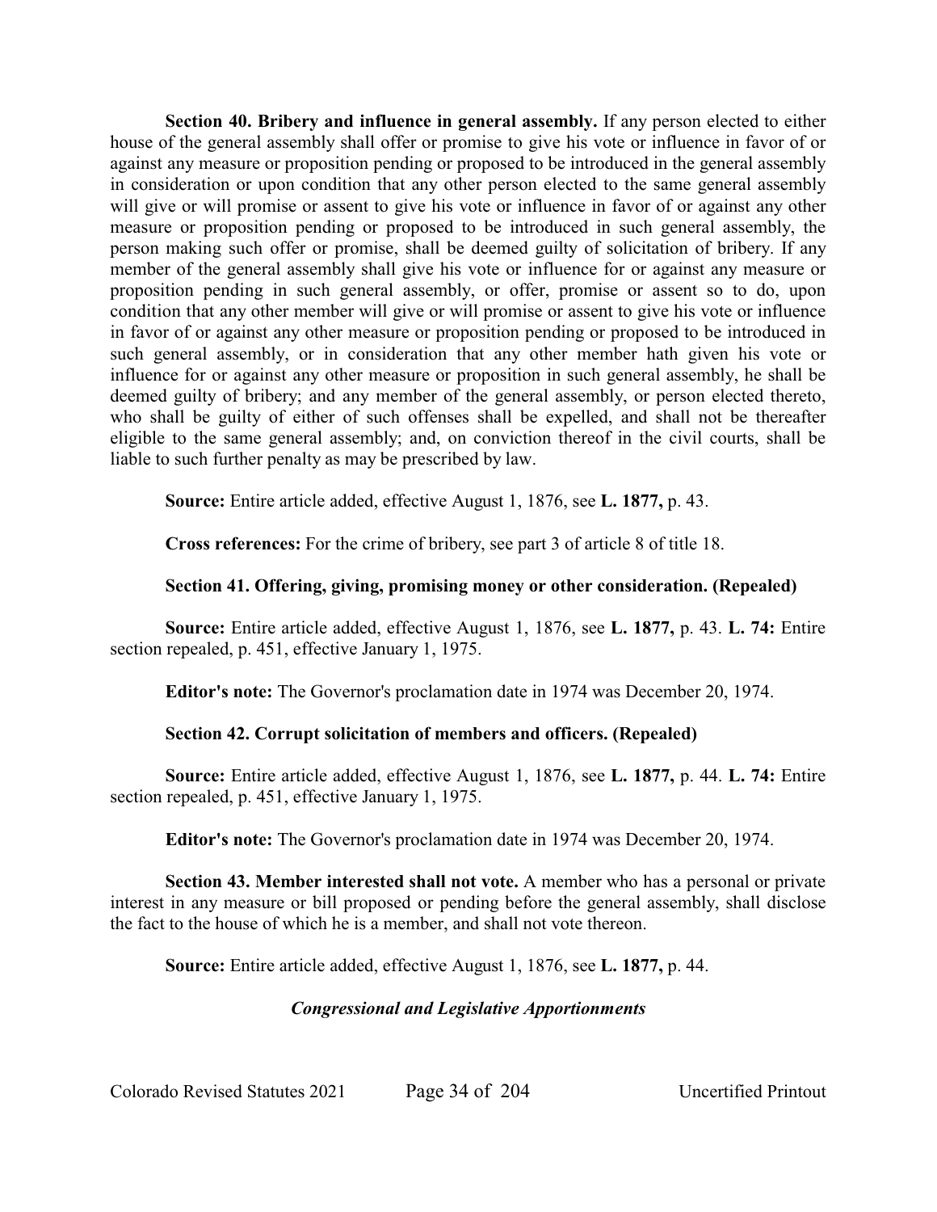**Section 40. Bribery and influence in general assembly.** If any person elected to either house of the general assembly shall offer or promise to give his vote or influence in favor of or against any measure or proposition pending or proposed to be introduced in the general assembly in consideration or upon condition that any other person elected to the same general assembly will give or will promise or assent to give his vote or influence in favor of or against any other measure or proposition pending or proposed to be introduced in such general assembly, the person making such offer or promise, shall be deemed guilty of solicitation of bribery. If any member of the general assembly shall give his vote or influence for or against any measure or proposition pending in such general assembly, or offer, promise or assent so to do, upon condition that any other member will give or will promise or assent to give his vote or influence in favor of or against any other measure or proposition pending or proposed to be introduced in such general assembly, or in consideration that any other member hath given his vote or influence for or against any other measure or proposition in such general assembly, he shall be deemed guilty of bribery; and any member of the general assembly, or person elected thereto, who shall be guilty of either of such offenses shall be expelled, and shall not be thereafter eligible to the same general assembly; and, on conviction thereof in the civil courts, shall be liable to such further penalty as may be prescribed by law.

**Source:** Entire article added, effective August 1, 1876, see **L. 1877,** p. 43.

**Cross references:** For the crime of bribery, see part 3 of article 8 of title 18.

**Section 41. Offering, giving, promising money or other consideration. (Repealed)**

**Source:** Entire article added, effective August 1, 1876, see **L. 1877,** p. 43. **L. 74:** Entire section repealed, p. 451, effective January 1, 1975.

**Editor's note:** The Governor's proclamation date in 1974 was December 20, 1974.

**Section 42. Corrupt solicitation of members and officers. (Repealed)**

**Source:** Entire article added, effective August 1, 1876, see **L. 1877,** p. 44. **L. 74:** Entire section repealed, p. 451, effective January 1, 1975.

**Editor's note:** The Governor's proclamation date in 1974 was December 20, 1974.

**Section 43. Member interested shall not vote.** A member who has a personal or private interest in any measure or bill proposed or pending before the general assembly, shall disclose the fact to the house of which he is a member, and shall not vote thereon.

**Source:** Entire article added, effective August 1, 1876, see **L. 1877,** p. 44.

***Congressional and Legislative Apportionments***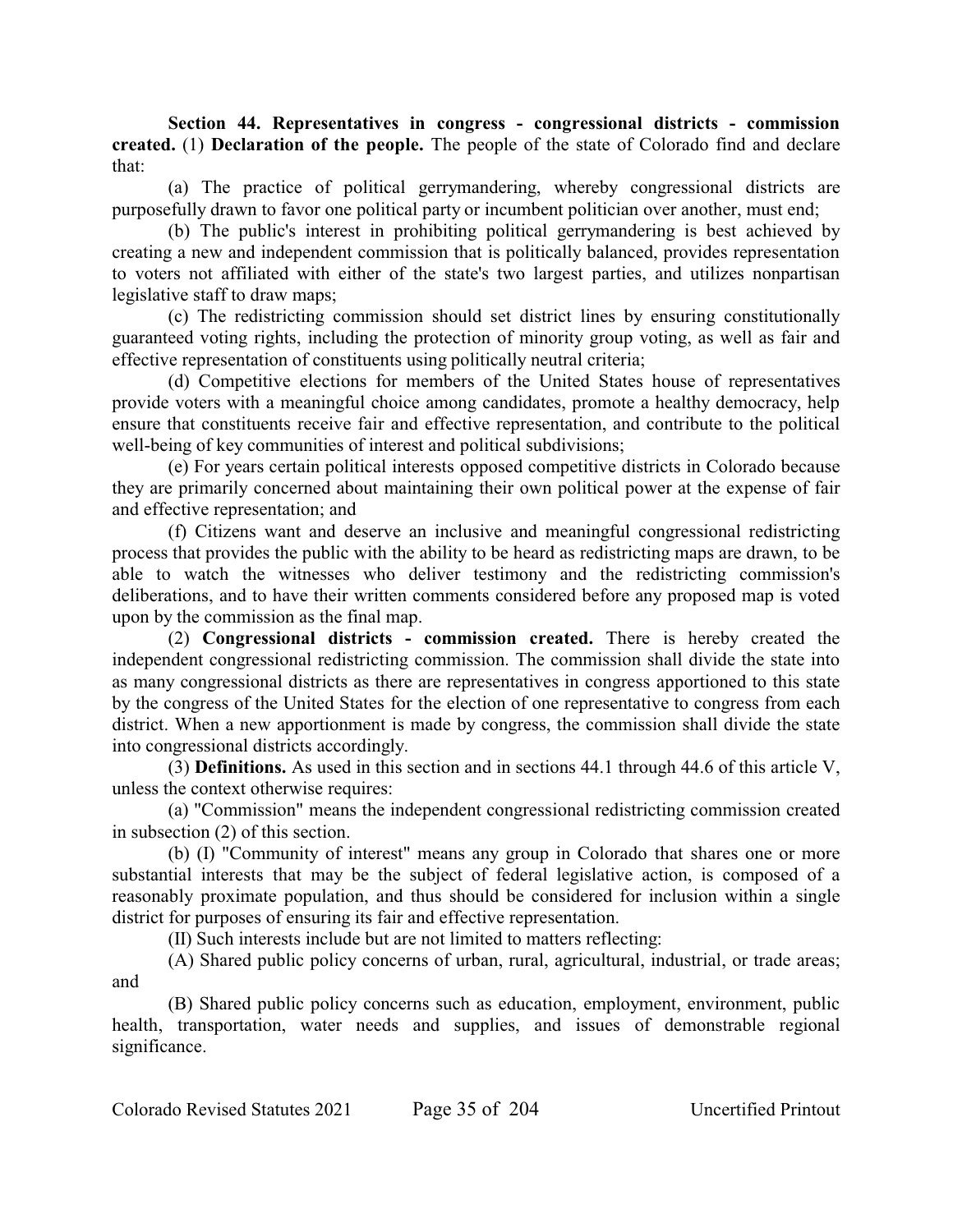**Section 44. Representatives in congress - congressional districts - commission created.** (1) **Declaration of the people.** The people of the state of Colorado find and declare that:

(a) The practice of political gerrymandering, whereby congressional districts are purposefully drawn to favor one political party or incumbent politician over another, must end;

(b) The public's interest in prohibiting political gerrymandering is best achieved by creating a new and independent commission that is politically balanced, provides representation to voters not affiliated with either of the state's two largest parties, and utilizes nonpartisan legislative staff to draw maps;

(c) The redistricting commission should set district lines by ensuring constitutionally guaranteed voting rights, including the protection of minority group voting, as well as fair and effective representation of constituents using politically neutral criteria;

(d) Competitive elections for members of the United States house of representatives provide voters with a meaningful choice among candidates, promote a healthy democracy, help ensure that constituents receive fair and effective representation, and contribute to the political well-being of key communities of interest and political subdivisions;

(e) For years certain political interests opposed competitive districts in Colorado because they are primarily concerned about maintaining their own political power at the expense of fair and effective representation; and

(f) Citizens want and deserve an inclusive and meaningful congressional redistricting process that provides the public with the ability to be heard as redistricting maps are drawn, to be able to watch the witnesses who deliver testimony and the redistricting commission's deliberations, and to have their written comments considered before any proposed map is voted upon by the commission as the final map.

(2) **Congressional districts - commission created.** There is hereby created the independent congressional redistricting commission. The commission shall divide the state into as many congressional districts as there are representatives in congress apportioned to this state by the congress of the United States for the election of one representative to congress from each district. When a new apportionment is made by congress, the commission shall divide the state into congressional districts accordingly.

(3) **Definitions.** As used in this section and in sections 44.1 through 44.6 of this article V, unless the context otherwise requires:

(a) "Commission" means the independent congressional redistricting commission created in subsection (2) of this section.

(b) (I) "Community of interest" means any group in Colorado that shares one or more substantial interests that may be the subject of federal legislative action, is composed of a reasonably proximate population, and thus should be considered for inclusion within a single district for purposes of ensuring its fair and effective representation.

(II) Such interests include but are not limited to matters reflecting:

(A) Shared public policy concerns of urban, rural, agricultural, industrial, or trade areas; and

(B) Shared public policy concerns such as education, employment, environment, public health, transportation, water needs and supplies, and issues of demonstrable regional significance.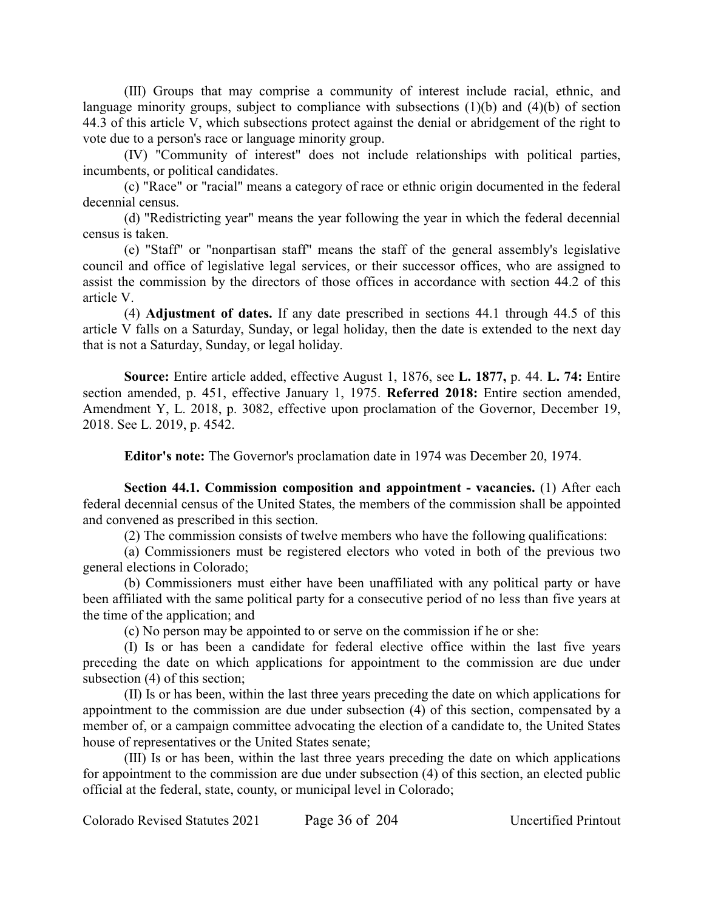(III) Groups that may comprise a community of interest include racial, ethnic, and language minority groups, subject to compliance with subsections (1)(b) and (4)(b) of section 44.3 of this article V, which subsections protect against the denial or abridgement of the right to vote due to a person's race or language minority group.

(IV) "Community of interest" does not include relationships with political parties, incumbents, or political candidates.

(c) "Race" or "racial" means a category of race or ethnic origin documented in the federal decennial census.

(d) "Redistricting year" means the year following the year in which the federal decennial census is taken.

(e) "Staff" or "nonpartisan staff" means the staff of the general assembly's legislative council and office of legislative legal services, or their successor offices, who are assigned to assist the commission by the directors of those offices in accordance with section 44.2 of this article V.

(4) **Adjustment of dates.** If any date prescribed in sections 44.1 through 44.5 of this article V falls on a Saturday, Sunday, or legal holiday, then the date is extended to the next day that is not a Saturday, Sunday, or legal holiday.

**Source:** Entire article added, effective August 1, 1876, see **L. 1877,** p. 44. **L. 74:** Entire section amended, p. 451, effective January 1, 1975. **Referred 2018:** Entire section amended, Amendment Y, L. 2018, p. 3082, effective upon proclamation of the Governor, December 19, 2018. See L. 2019, p. 4542.

**Editor's note:** The Governor's proclamation date in 1974 was December 20, 1974.

**Section 44.1. Commission composition and appointment - vacancies.** (1) After each federal decennial census of the United States, the members of the commission shall be appointed and convened as prescribed in this section.

(2) The commission consists of twelve members who have the following qualifications:

(a) Commissioners must be registered electors who voted in both of the previous two general elections in Colorado;

(b) Commissioners must either have been unaffiliated with any political party or have been affiliated with the same political party for a consecutive period of no less than five years at the time of the application; and

(c) No person may be appointed to or serve on the commission if he or she:

(I) Is or has been a candidate for federal elective office within the last five years preceding the date on which applications for appointment to the commission are due under subsection (4) of this section;

(II) Is or has been, within the last three years preceding the date on which applications for appointment to the commission are due under subsection (4) of this section, compensated by a member of, or a campaign committee advocating the election of a candidate to, the United States house of representatives or the United States senate;

(III) Is or has been, within the last three years preceding the date on which applications for appointment to the commission are due under subsection (4) of this section, an elected public official at the federal, state, county, or municipal level in Colorado;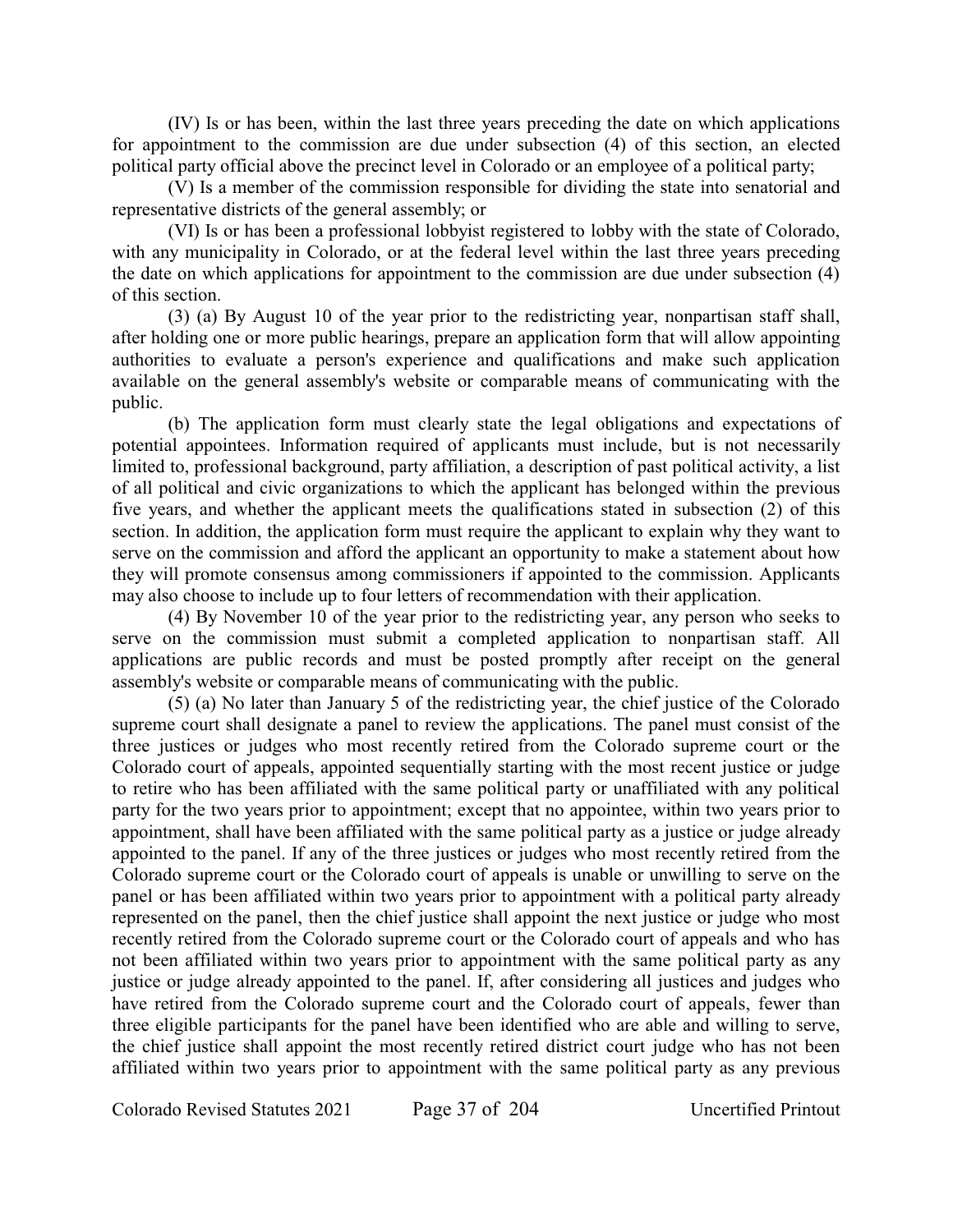(IV) Is or has been, within the last three years preceding the date on which applications for appointment to the commission are due under subsection (4) of this section, an elected political party official above the precinct level in Colorado or an employee of a political party;

(V) Is a member of the commission responsible for dividing the state into senatorial and representative districts of the general assembly; or

(VI) Is or has been a professional lobbyist registered to lobby with the state of Colorado, with any municipality in Colorado, or at the federal level within the last three years preceding the date on which applications for appointment to the commission are due under subsection (4) of this section.

(3) (a) By August 10 of the year prior to the redistricting year, nonpartisan staff shall, after holding one or more public hearings, prepare an application form that will allow appointing authorities to evaluate a person's experience and qualifications and make such application available on the general assembly's website or comparable means of communicating with the public.

(b) The application form must clearly state the legal obligations and expectations of potential appointees. Information required of applicants must include, but is not necessarily limited to, professional background, party affiliation, a description of past political activity, a list of all political and civic organizations to which the applicant has belonged within the previous five years, and whether the applicant meets the qualifications stated in subsection (2) of this section. In addition, the application form must require the applicant to explain why they want to serve on the commission and afford the applicant an opportunity to make a statement about how they will promote consensus among commissioners if appointed to the commission. Applicants may also choose to include up to four letters of recommendation with their application.

(4) By November 10 of the year prior to the redistricting year, any person who seeks to serve on the commission must submit a completed application to nonpartisan staff. All applications are public records and must be posted promptly after receipt on the general assembly's website or comparable means of communicating with the public.

(5) (a) No later than January 5 of the redistricting year, the chief justice of the Colorado supreme court shall designate a panel to review the applications. The panel must consist of the three justices or judges who most recently retired from the Colorado supreme court or the Colorado court of appeals, appointed sequentially starting with the most recent justice or judge to retire who has been affiliated with the same political party or unaffiliated with any political party for the two years prior to appointment; except that no appointee, within two years prior to appointment, shall have been affiliated with the same political party as a justice or judge already appointed to the panel. If any of the three justices or judges who most recently retired from the Colorado supreme court or the Colorado court of appeals is unable or unwilling to serve on the panel or has been affiliated within two years prior to appointment with a political party already represented on the panel, then the chief justice shall appoint the next justice or judge who most recently retired from the Colorado supreme court or the Colorado court of appeals and who has not been affiliated within two years prior to appointment with the same political party as any justice or judge already appointed to the panel. If, after considering all justices and judges who have retired from the Colorado supreme court and the Colorado court of appeals, fewer than three eligible participants for the panel have been identified who are able and willing to serve, the chief justice shall appoint the most recently retired district court judge who has not been affiliated within two years prior to appointment with the same political party as any previous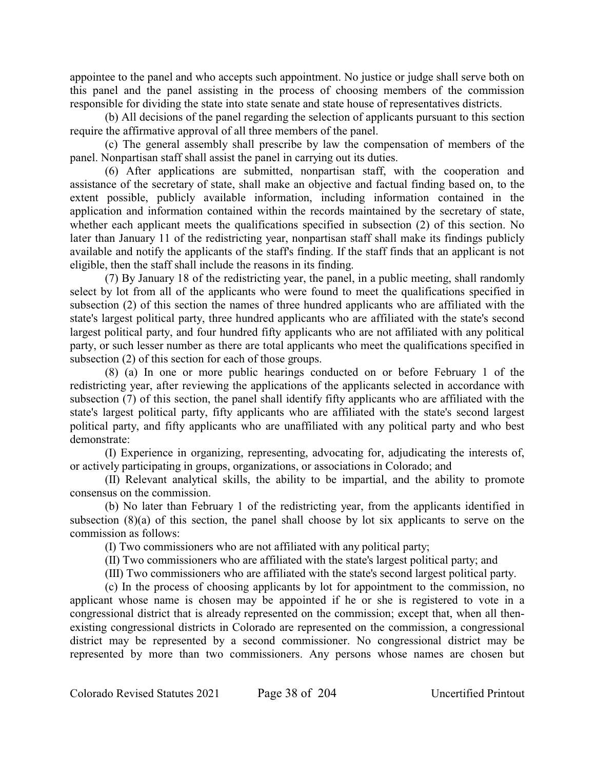appointee to the panel and who accepts such appointment. No justice or judge shall serve both on this panel and the panel assisting in the process of choosing members of the commission responsible for dividing the state into state senate and state house of representatives districts.

(b) All decisions of the panel regarding the selection of applicants pursuant to this section require the affirmative approval of all three members of the panel.

(c) The general assembly shall prescribe by law the compensation of members of the panel. Nonpartisan staff shall assist the panel in carrying out its duties.

(6) After applications are submitted, nonpartisan staff, with the cooperation and assistance of the secretary of state, shall make an objective and factual finding based on, to the extent possible, publicly available information, including information contained in the application and information contained within the records maintained by the secretary of state, whether each applicant meets the qualifications specified in subsection (2) of this section. No later than January 11 of the redistricting year, nonpartisan staff shall make its findings publicly available and notify the applicants of the staff's finding. If the staff finds that an applicant is not eligible, then the staff shall include the reasons in its finding.

(7) By January 18 of the redistricting year, the panel, in a public meeting, shall randomly select by lot from all of the applicants who were found to meet the qualifications specified in subsection (2) of this section the names of three hundred applicants who are affiliated with the state's largest political party, three hundred applicants who are affiliated with the state's second largest political party, and four hundred fifty applicants who are not affiliated with any political party, or such lesser number as there are total applicants who meet the qualifications specified in subsection (2) of this section for each of those groups.

(8) (a) In one or more public hearings conducted on or before February 1 of the redistricting year, after reviewing the applications of the applicants selected in accordance with subsection (7) of this section, the panel shall identify fifty applicants who are affiliated with the state's largest political party, fifty applicants who are affiliated with the state's second largest political party, and fifty applicants who are unaffiliated with any political party and who best demonstrate:

(I) Experience in organizing, representing, advocating for, adjudicating the interests of, or actively participating in groups, organizations, or associations in Colorado; and

(II) Relevant analytical skills, the ability to be impartial, and the ability to promote consensus on the commission.

(b) No later than February 1 of the redistricting year, from the applicants identified in subsection (8)(a) of this section, the panel shall choose by lot six applicants to serve on the commission as follows:

(I) Two commissioners who are not affiliated with any political party;

(II) Two commissioners who are affiliated with the state's largest political party; and

(III) Two commissioners who are affiliated with the state's second largest political party.

(c) In the process of choosing applicants by lot for appointment to the commission, no applicant whose name is chosen may be appointed if he or she is registered to vote in a congressional district that is already represented on the commission; except that, when all then-existing congressional districts in Colorado are represented on the commission, a congressional district may be represented by a second commissioner. No congressional district may be represented by more than two commissioners. Any persons whose names are chosen but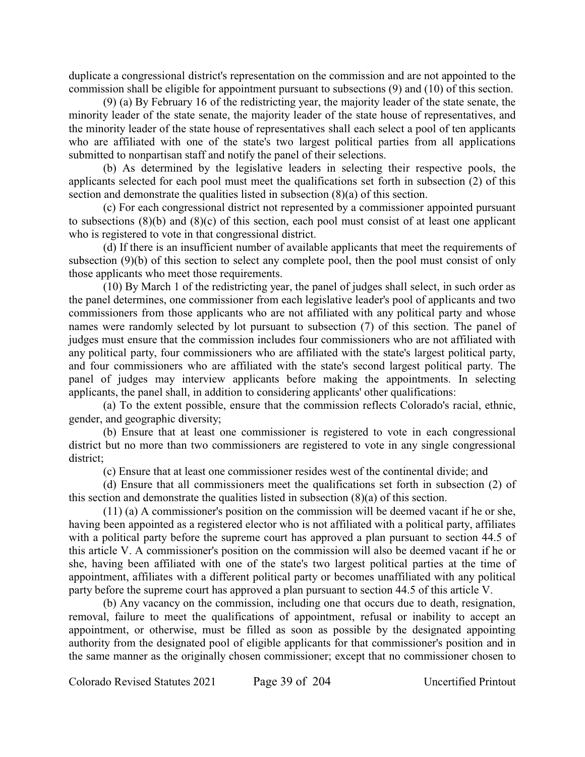duplicate a congressional district's representation on the commission and are not appointed to the commission shall be eligible for appointment pursuant to subsections (9) and (10) of this section.

(9) (a) By February 16 of the redistricting year, the majority leader of the state senate, the minority leader of the state senate, the majority leader of the state house of representatives, and the minority leader of the state house of representatives shall each select a pool of ten applicants who are affiliated with one of the state's two largest political parties from all applications submitted to nonpartisan staff and notify the panel of their selections.

(b) As determined by the legislative leaders in selecting their respective pools, the applicants selected for each pool must meet the qualifications set forth in subsection (2) of this section and demonstrate the qualities listed in subsection (8)(a) of this section.

(c) For each congressional district not represented by a commissioner appointed pursuant to subsections (8)(b) and (8)(c) of this section, each pool must consist of at least one applicant who is registered to vote in that congressional district.

(d) If there is an insufficient number of available applicants that meet the requirements of subsection (9)(b) of this section to select any complete pool, then the pool must consist of only those applicants who meet those requirements.

(10) By March 1 of the redistricting year, the panel of judges shall select, in such order as the panel determines, one commissioner from each legislative leader's pool of applicants and two commissioners from those applicants who are not affiliated with any political party and whose names were randomly selected by lot pursuant to subsection (7) of this section. The panel of judges must ensure that the commission includes four commissioners who are not affiliated with any political party, four commissioners who are affiliated with the state's largest political party, and four commissioners who are affiliated with the state's second largest political party. The panel of judges may interview applicants before making the appointments. In selecting applicants, the panel shall, in addition to considering applicants' other qualifications:

(a) To the extent possible, ensure that the commission reflects Colorado's racial, ethnic, gender, and geographic diversity;

(b) Ensure that at least one commissioner is registered to vote in each congressional district but no more than two commissioners are registered to vote in any single congressional district;

(c) Ensure that at least one commissioner resides west of the continental divide; and

(d) Ensure that all commissioners meet the qualifications set forth in subsection (2) of this section and demonstrate the qualities listed in subsection (8)(a) of this section.

(11) (a) A commissioner's position on the commission will be deemed vacant if he or she, having been appointed as a registered elector who is not affiliated with a political party, affiliates with a political party before the supreme court has approved a plan pursuant to section 44.5 of this article V. A commissioner's position on the commission will also be deemed vacant if he or she, having been affiliated with one of the state's two largest political parties at the time of appointment, affiliates with a different political party or becomes unaffiliated with any political party before the supreme court has approved a plan pursuant to section 44.5 of this article V.

(b) Any vacancy on the commission, including one that occurs due to death, resignation, removal, failure to meet the qualifications of appointment, refusal or inability to accept an appointment, or otherwise, must be filled as soon as possible by the designated appointing authority from the designated pool of eligible applicants for that commissioner's position and in the same manner as the originally chosen commissioner; except that no commissioner chosen to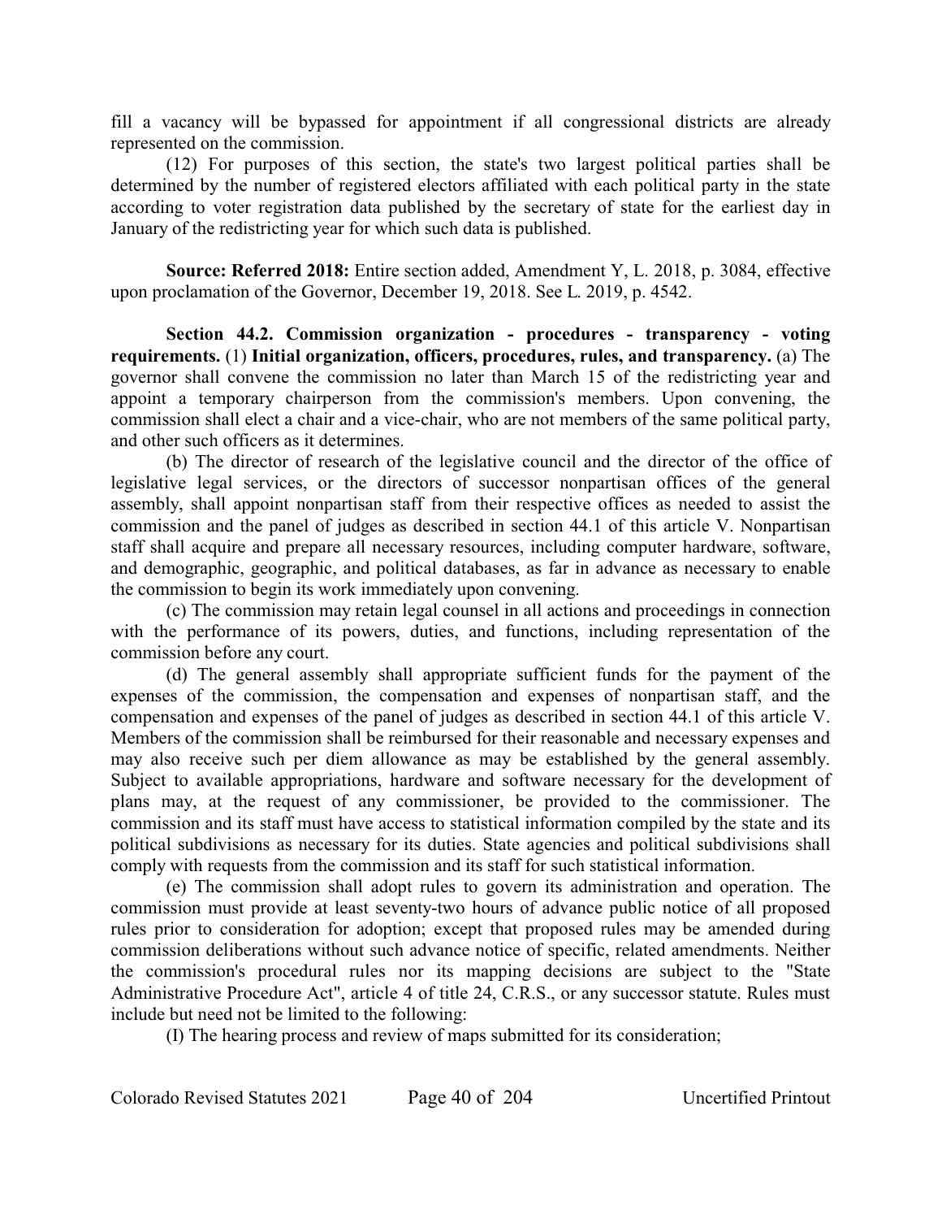fill a vacancy will be bypassed for appointment if all congressional districts are already represented on the commission.

(12) For purposes of this section, the state's two largest political parties shall be determined by the number of registered electors affiliated with each political party in the state according to voter registration data published by the secretary of state for the earliest day in January of the redistricting year for which such data is published.

**Source: Referred 2018:** Entire section added, Amendment Y, L. 2018, p. 3084, effective upon proclamation of the Governor, December 19, 2018. See L. 2019, p. 4542.

**Section 44.2. Commission organization - procedures - transparency - voting requirements.** (1) **Initial organization, officers, procedures, rules, and transparency.** (a) The governor shall convene the commission no later than March 15 of the redistricting year and appoint a temporary chairperson from the commission's members. Upon convening, the commission shall elect a chair and a vice-chair, who are not members of the same political party, and other such officers as it determines.

(b) The director of research of the legislative council and the director of the office of legislative legal services, or the directors of successor nonpartisan offices of the general assembly, shall appoint nonpartisan staff from their respective offices as needed to assist the commission and the panel of judges as described in section 44.1 of this article V. Nonpartisan staff shall acquire and prepare all necessary resources, including computer hardware, software, and demographic, geographic, and political databases, as far in advance as necessary to enable the commission to begin its work immediately upon convening.

(c) The commission may retain legal counsel in all actions and proceedings in connection with the performance of its powers, duties, and functions, including representation of the commission before any court.

(d) The general assembly shall appropriate sufficient funds for the payment of the expenses of the commission, the compensation and expenses of nonpartisan staff, and the compensation and expenses of the panel of judges as described in section 44.1 of this article V. Members of the commission shall be reimbursed for their reasonable and necessary expenses and may also receive such per diem allowance as may be established by the general assembly. Subject to available appropriations, hardware and software necessary for the development of plans may, at the request of any commissioner, be provided to the commissioner. The commission and its staff must have access to statistical information compiled by the state and its political subdivisions as necessary for its duties. State agencies and political subdivisions shall comply with requests from the commission and its staff for such statistical information.

(e) The commission shall adopt rules to govern its administration and operation. The commission must provide at least seventy-two hours of advance public notice of all proposed rules prior to consideration for adoption; except that proposed rules may be amended during commission deliberations without such advance notice of specific, related amendments. Neither the commission's procedural rules nor its mapping decisions are subject to the "State Administrative Procedure Act", article 4 of title 24, C.R.S., or any successor statute. Rules must include but need not be limited to the following:

(I) The hearing process and review of maps submitted for its consideration;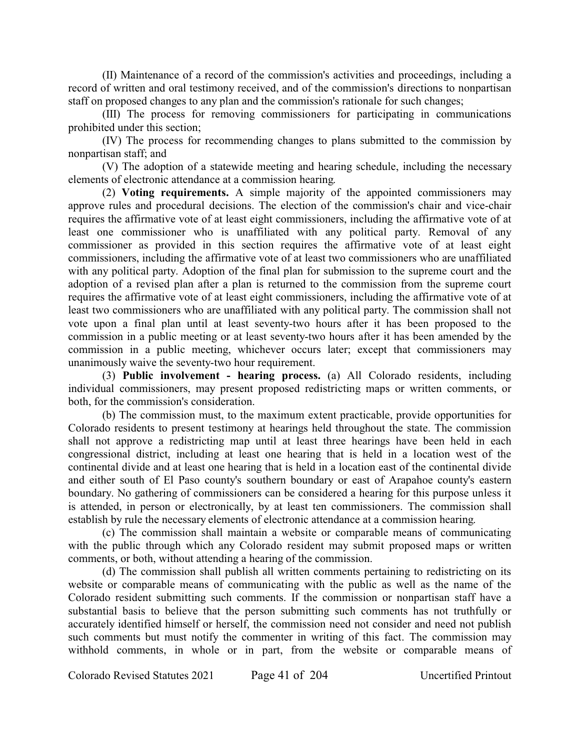(II) Maintenance of a record of the commission's activities and proceedings, including a record of written and oral testimony received, and of the commission's directions to nonpartisan staff on proposed changes to any plan and the commission's rationale for such changes;

(III) The process for removing commissioners for participating in communications prohibited under this section;

(IV) The process for recommending changes to plans submitted to the commission by nonpartisan staff; and

(V) The adoption of a statewide meeting and hearing schedule, including the necessary elements of electronic attendance at a commission hearing.

(2) **Voting requirements.** A simple majority of the appointed commissioners may approve rules and procedural decisions. The election of the commission's chair and vice-chair requires the affirmative vote of at least eight commissioners, including the affirmative vote of at least one commissioner who is unaffiliated with any political party. Removal of any commissioner as provided in this section requires the affirmative vote of at least eight commissioners, including the affirmative vote of at least two commissioners who are unaffiliated with any political party. Adoption of the final plan for submission to the supreme court and the adoption of a revised plan after a plan is returned to the commission from the supreme court requires the affirmative vote of at least eight commissioners, including the affirmative vote of at least two commissioners who are unaffiliated with any political party. The commission shall not vote upon a final plan until at least seventy-two hours after it has been proposed to the commission in a public meeting or at least seventy-two hours after it has been amended by the commission in a public meeting, whichever occurs later; except that commissioners may unanimously waive the seventy-two hour requirement.

(3) **Public involvement - hearing process.** (a) All Colorado residents, including individual commissioners, may present proposed redistricting maps or written comments, or both, for the commission's consideration.

(b) The commission must, to the maximum extent practicable, provide opportunities for Colorado residents to present testimony at hearings held throughout the state. The commission shall not approve a redistricting map until at least three hearings have been held in each congressional district, including at least one hearing that is held in a location west of the continental divide and at least one hearing that is held in a location east of the continental divide and either south of El Paso county's southern boundary or east of Arapahoe county's eastern boundary. No gathering of commissioners can be considered a hearing for this purpose unless it is attended, in person or electronically, by at least ten commissioners. The commission shall establish by rule the necessary elements of electronic attendance at a commission hearing.

(c) The commission shall maintain a website or comparable means of communicating with the public through which any Colorado resident may submit proposed maps or written comments, or both, without attending a hearing of the commission.

(d) The commission shall publish all written comments pertaining to redistricting on its website or comparable means of communicating with the public as well as the name of the Colorado resident submitting such comments. If the commission or nonpartisan staff have a substantial basis to believe that the person submitting such comments has not truthfully or accurately identified himself or herself, the commission need not consider and need not publish such comments but must notify the commenter in writing of this fact. The commission may withhold comments, in whole or in part, from the website or comparable means of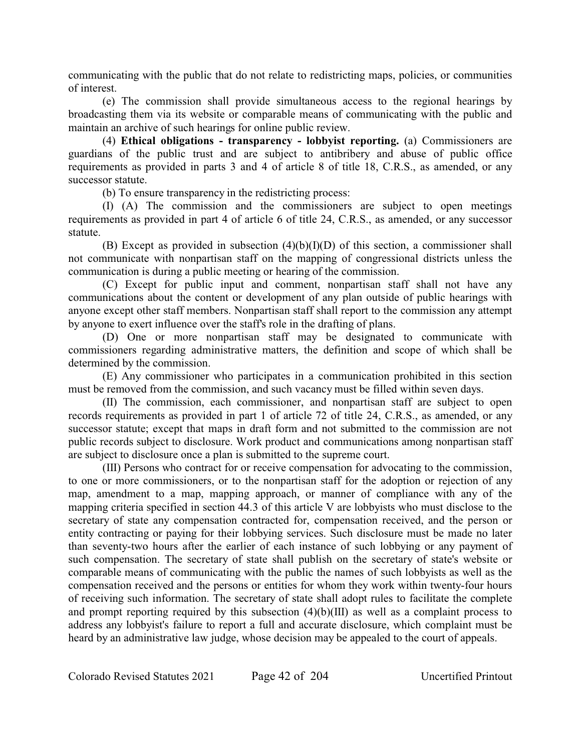communicating with the public that do not relate to redistricting maps, policies, or communities of interest.

(e) The commission shall provide simultaneous access to the regional hearings by broadcasting them via its website or comparable means of communicating with the public and maintain an archive of such hearings for online public review.

(4) **Ethical obligations - transparency - lobbyist reporting.** (a) Commissioners are guardians of the public trust and are subject to antibribery and abuse of public office requirements as provided in parts 3 and 4 of article 8 of title 18, C.R.S., as amended, or any successor statute.

(b) To ensure transparency in the redistricting process:

(I) (A) The commission and the commissioners are subject to open meetings requirements as provided in part 4 of article 6 of title 24, C.R.S., as amended, or any successor statute.

(B) Except as provided in subsection (4)(b)(I)(D) of this section, a commissioner shall not communicate with nonpartisan staff on the mapping of congressional districts unless the communication is during a public meeting or hearing of the commission.

(C) Except for public input and comment, nonpartisan staff shall not have any communications about the content or development of any plan outside of public hearings with anyone except other staff members. Nonpartisan staff shall report to the commission any attempt by anyone to exert influence over the staff's role in the drafting of plans.

(D) One or more nonpartisan staff may be designated to communicate with commissioners regarding administrative matters, the definition and scope of which shall be determined by the commission.

(E) Any commissioner who participates in a communication prohibited in this section must be removed from the commission, and such vacancy must be filled within seven days.

(II) The commission, each commissioner, and nonpartisan staff are subject to open records requirements as provided in part 1 of article 72 of title 24, C.R.S., as amended, or any successor statute; except that maps in draft form and not submitted to the commission are not public records subject to disclosure. Work product and communications among nonpartisan staff are subject to disclosure once a plan is submitted to the supreme court.

(III) Persons who contract for or receive compensation for advocating to the commission, to one or more commissioners, or to the nonpartisan staff for the adoption or rejection of any map, amendment to a map, mapping approach, or manner of compliance with any of the mapping criteria specified in section 44.3 of this article V are lobbyists who must disclose to the secretary of state any compensation contracted for, compensation received, and the person or entity contracting or paying for their lobbying services. Such disclosure must be made no later than seventy-two hours after the earlier of each instance of such lobbying or any payment of such compensation. The secretary of state shall publish on the secretary of state's website or comparable means of communicating with the public the names of such lobbyists as well as the compensation received and the persons or entities for whom they work within twenty-four hours of receiving such information. The secretary of state shall adopt rules to facilitate the complete and prompt reporting required by this subsection (4)(b)(III) as well as a complaint process to address any lobbyist's failure to report a full and accurate disclosure, which complaint must be heard by an administrative law judge, whose decision may be appealed to the court of appeals.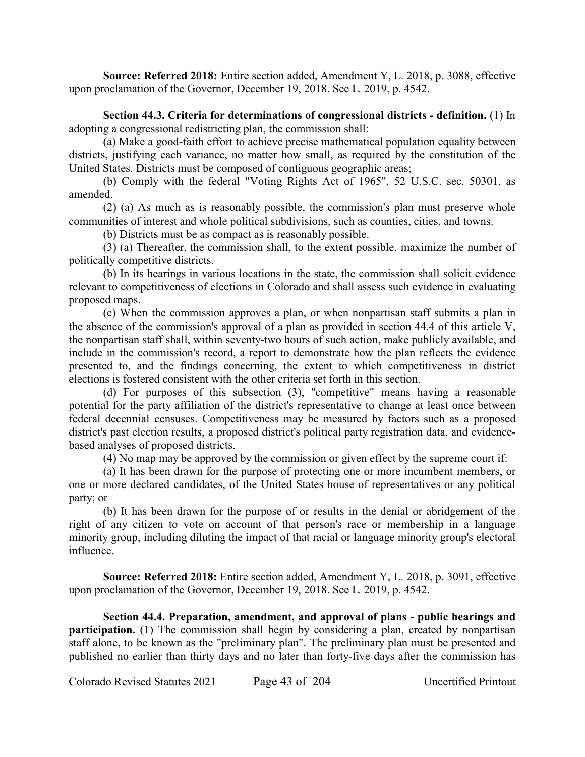**Source: Referred 2018:** Entire section added, Amendment Y, L. 2018, p. 3088, effective upon proclamation of the Governor, December 19, 2018. See L. 2019, p. 4542.

**Section 44.3. Criteria for determinations of congressional districts - definition.** (1) In adopting a congressional redistricting plan, the commission shall:

(a) Make a good-faith effort to achieve precise mathematical population equality between districts, justifying each variance, no matter how small, as required by the constitution of the United States. Districts must be composed of contiguous geographic areas;

(b) Comply with the federal "Voting Rights Act of 1965", 52 U.S.C. sec. 50301, as amended.

(2) (a) As much as is reasonably possible, the commission's plan must preserve whole communities of interest and whole political subdivisions, such as counties, cities, and towns.

(b) Districts must be as compact as is reasonably possible.

(3) (a) Thereafter, the commission shall, to the extent possible, maximize the number of politically competitive districts.

(b) In its hearings in various locations in the state, the commission shall solicit evidence relevant to competitiveness of elections in Colorado and shall assess such evidence in evaluating proposed maps.

(c) When the commission approves a plan, or when nonpartisan staff submits a plan in the absence of the commission's approval of a plan as provided in section 44.4 of this article V, the nonpartisan staff shall, within seventy-two hours of such action, make publicly available, and include in the commission's record, a report to demonstrate how the plan reflects the evidence presented to, and the findings concerning, the extent to which competitiveness in district elections is fostered consistent with the other criteria set forth in this section.

(d) For purposes of this subsection (3), "competitive" means having a reasonable potential for the party affiliation of the district's representative to change at least once between federal decennial censuses. Competitiveness may be measured by factors such as a proposed district's past election results, a proposed district's political party registration data, and evidence-based analyses of proposed districts.

(4) No map may be approved by the commission or given effect by the supreme court if:

(a) It has been drawn for the purpose of protecting one or more incumbent members, or one or more declared candidates, of the United States house of representatives or any political party; or

(b) It has been drawn for the purpose of or results in the denial or abridgement of the right of any citizen to vote on account of that person's race or membership in a language minority group, including diluting the impact of that racial or language minority group's electoral influence.

**Source: Referred 2018:** Entire section added, Amendment Y, L. 2018, p. 3091, effective upon proclamation of the Governor, December 19, 2018. See L. 2019, p. 4542.

**Section 44.4. Preparation, amendment, and approval of plans - public hearings and participation.** (1) The commission shall begin by considering a plan, created by nonpartisan staff alone, to be known as the "preliminary plan". The preliminary plan must be presented and published no earlier than thirty days and no later than forty-five days after the commission has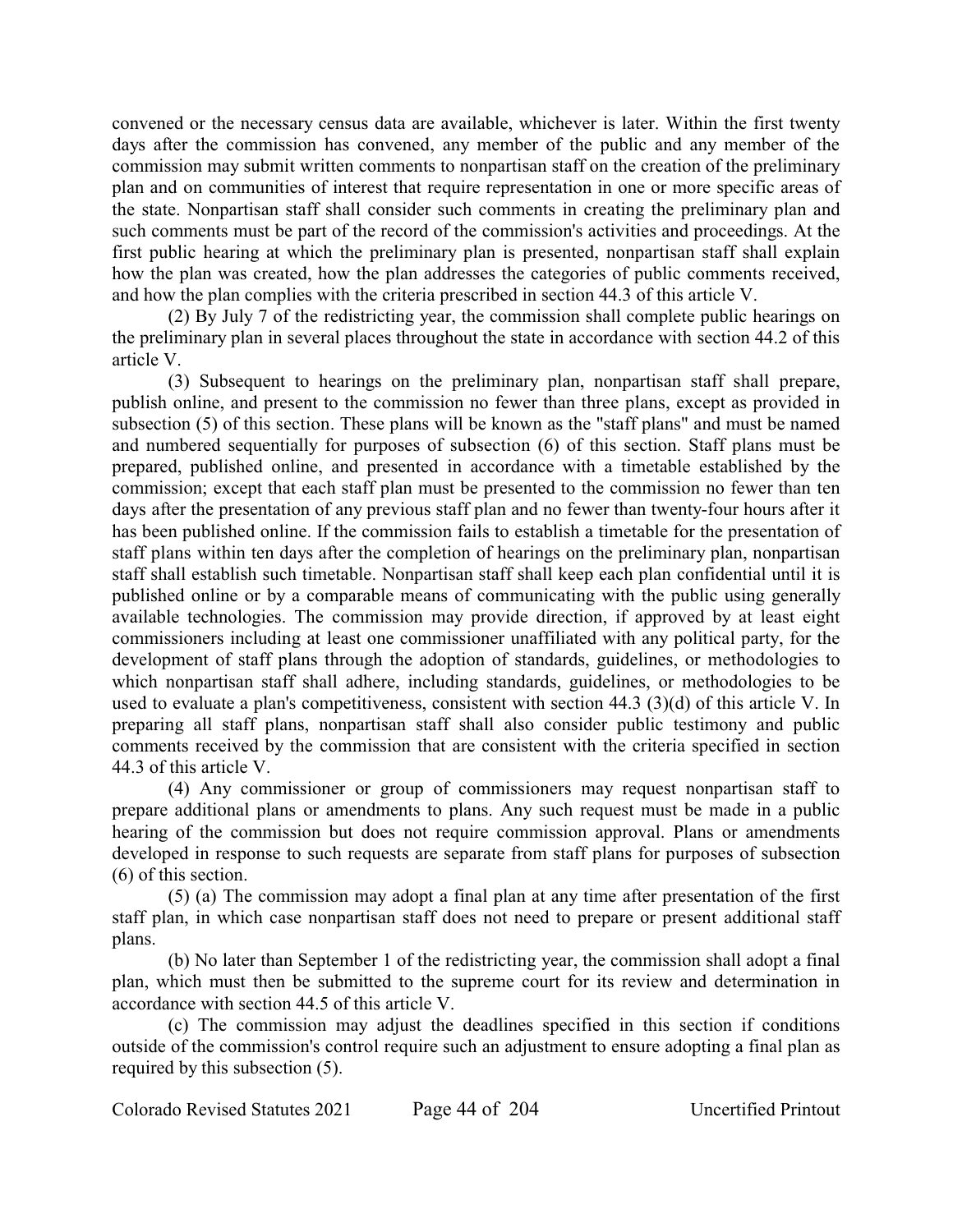convened or the necessary census data are available, whichever is later. Within the first twenty days after the commission has convened, any member of the public and any member of the commission may submit written comments to nonpartisan staff on the creation of the preliminary plan and on communities of interest that require representation in one or more specific areas of the state. Nonpartisan staff shall consider such comments in creating the preliminary plan and such comments must be part of the record of the commission's activities and proceedings. At the first public hearing at which the preliminary plan is presented, nonpartisan staff shall explain how the plan was created, how the plan addresses the categories of public comments received, and how the plan complies with the criteria prescribed in section 44.3 of this article V.

(2) By July 7 of the redistricting year, the commission shall complete public hearings on the preliminary plan in several places throughout the state in accordance with section 44.2 of this article V.

(3) Subsequent to hearings on the preliminary plan, nonpartisan staff shall prepare, publish online, and present to the commission no fewer than three plans, except as provided in subsection (5) of this section. These plans will be known as the "staff plans" and must be named and numbered sequentially for purposes of subsection (6) of this section. Staff plans must be prepared, published online, and presented in accordance with a timetable established by the commission; except that each staff plan must be presented to the commission no fewer than ten days after the presentation of any previous staff plan and no fewer than twenty-four hours after it has been published online. If the commission fails to establish a timetable for the presentation of staff plans within ten days after the completion of hearings on the preliminary plan, nonpartisan staff shall establish such timetable. Nonpartisan staff shall keep each plan confidential until it is published online or by a comparable means of communicating with the public using generally available technologies. The commission may provide direction, if approved by at least eight commissioners including at least one commissioner unaffiliated with any political party, for the development of staff plans through the adoption of standards, guidelines, or methodologies to which nonpartisan staff shall adhere, including standards, guidelines, or methodologies to be used to evaluate a plan's competitiveness, consistent with section 44.3 (3)(d) of this article V. In preparing all staff plans, nonpartisan staff shall also consider public testimony and public comments received by the commission that are consistent with the criteria specified in section 44.3 of this article V.

(4) Any commissioner or group of commissioners may request nonpartisan staff to prepare additional plans or amendments to plans. Any such request must be made in a public hearing of the commission but does not require commission approval. Plans or amendments developed in response to such requests are separate from staff plans for purposes of subsection (6) of this section.

(5) (a) The commission may adopt a final plan at any time after presentation of the first staff plan, in which case nonpartisan staff does not need to prepare or present additional staff plans.

(b) No later than September 1 of the redistricting year, the commission shall adopt a final plan, which must then be submitted to the supreme court for its review and determination in accordance with section 44.5 of this article V.

(c) The commission may adjust the deadlines specified in this section if conditions outside of the commission's control require such an adjustment to ensure adopting a final plan as required by this subsection (5).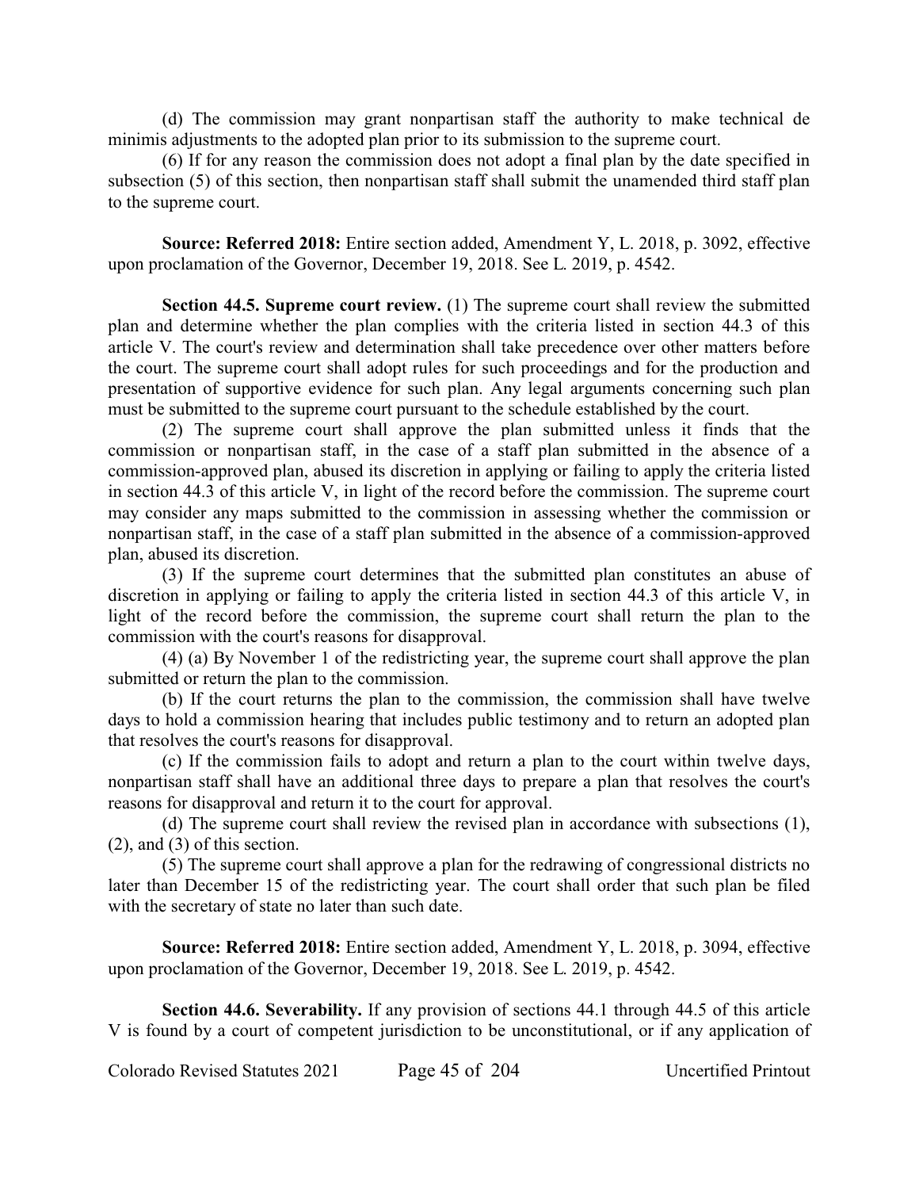(d) The commission may grant nonpartisan staff the authority to make technical de minimis adjustments to the adopted plan prior to its submission to the supreme court.

(6) If for any reason the commission does not adopt a final plan by the date specified in subsection (5) of this section, then nonpartisan staff shall submit the unamended third staff plan to the supreme court.

**Source: Referred 2018:** Entire section added, Amendment Y, L. 2018, p. 3092, effective upon proclamation of the Governor, December 19, 2018. See L. 2019, p. 4542.

**Section 44.5. Supreme court review.** (1) The supreme court shall review the submitted plan and determine whether the plan complies with the criteria listed in section 44.3 of this article V. The court's review and determination shall take precedence over other matters before the court. The supreme court shall adopt rules for such proceedings and for the production and presentation of supportive evidence for such plan. Any legal arguments concerning such plan must be submitted to the supreme court pursuant to the schedule established by the court.

(2) The supreme court shall approve the plan submitted unless it finds that the commission or nonpartisan staff, in the case of a staff plan submitted in the absence of a commission-approved plan, abused its discretion in applying or failing to apply the criteria listed in section 44.3 of this article V, in light of the record before the commission. The supreme court may consider any maps submitted to the commission in assessing whether the commission or nonpartisan staff, in the case of a staff plan submitted in the absence of a commission-approved plan, abused its discretion.

(3) If the supreme court determines that the submitted plan constitutes an abuse of discretion in applying or failing to apply the criteria listed in section 44.3 of this article V, in light of the record before the commission, the supreme court shall return the plan to the commission with the court's reasons for disapproval.

(4) (a) By November 1 of the redistricting year, the supreme court shall approve the plan submitted or return the plan to the commission.

(b) If the court returns the plan to the commission, the commission shall have twelve days to hold a commission hearing that includes public testimony and to return an adopted plan that resolves the court's reasons for disapproval.

(c) If the commission fails to adopt and return a plan to the court within twelve days, nonpartisan staff shall have an additional three days to prepare a plan that resolves the court's reasons for disapproval and return it to the court for approval.

(d) The supreme court shall review the revised plan in accordance with subsections (1), (2), and (3) of this section.

(5) The supreme court shall approve a plan for the redrawing of congressional districts no later than December 15 of the redistricting year. The court shall order that such plan be filed with the secretary of state no later than such date.

**Source: Referred 2018:** Entire section added, Amendment Y, L. 2018, p. 3094, effective upon proclamation of the Governor, December 19, 2018. See L. 2019, p. 4542.

**Section 44.6. Severability.** If any provision of sections 44.1 through 44.5 of this article V is found by a court of competent jurisdiction to be unconstitutional, or if any application of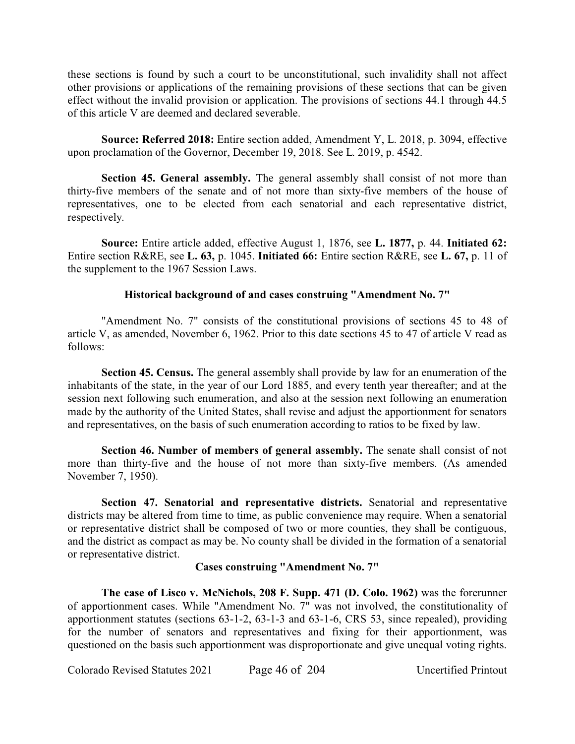these sections is found by such a court to be unconstitutional, such invalidity shall not affect other provisions or applications of the remaining provisions of these sections that can be given effect without the invalid provision or application. The provisions of sections 44.1 through 44.5 of this article V are deemed and declared severable.

**Source: Referred 2018:** Entire section added, Amendment Y, L. 2018, p. 3094, effective upon proclamation of the Governor, December 19, 2018. See L. 2019, p. 4542.

**Section 45. General assembly.** The general assembly shall consist of not more than thirty-five members of the senate and of not more than sixty-five members of the house of representatives, one to be elected from each senatorial and each representative district, respectively.

**Source:** Entire article added, effective August 1, 1876, see **L. 1877,** p. 44. **Initiated 62:** Entire section R&RE, see **L. 63,** p. 1045. **Initiated 66:** Entire section R&RE, see **L. 67,** p. 11 of the supplement to the 1967 Session Laws.

### Historical background of and cases construing "Amendment No. 7"

"Amendment No. 7" consists of the constitutional provisions of sections 45 to 48 of article V, as amended, November 6, 1962. Prior to this date sections 45 to 47 of article V read as follows:

**Section 45. Census.** The general assembly shall provide by law for an enumeration of the inhabitants of the state, in the year of our Lord 1885, and every tenth year thereafter; and at the session next following such enumeration, and also at the session next following an enumeration made by the authority of the United States, shall revise and adjust the apportionment for senators and representatives, on the basis of such enumeration according to ratios to be fixed by law.

**Section 46. Number of members of general assembly.** The senate shall consist of not more than thirty-five and the house of not more than sixty-five members. (As amended November 7, 1950).

**Section 47. Senatorial and representative districts.** Senatorial and representative districts may be altered from time to time, as public convenience may require. When a senatorial or representative district shall be composed of two or more counties, they shall be contiguous, and the district as compact as may be. No county shall be divided in the formation of a senatorial or representative district.

### Cases construing "Amendment No. 7"

**The case of Lisco v. McNichols, 208 F. Supp. 471 (D. Colo. 1962)** was the forerunner of apportionment cases. While "Amendment No. 7" was not involved, the constitutionality of apportionment statutes (sections 63-1-2, 63-1-3 and 63-1-6, CRS 53, since repealed), providing for the number of senators and representatives and fixing for their apportionment, was questioned on the basis such apportionment was disproportionate and give unequal voting rights.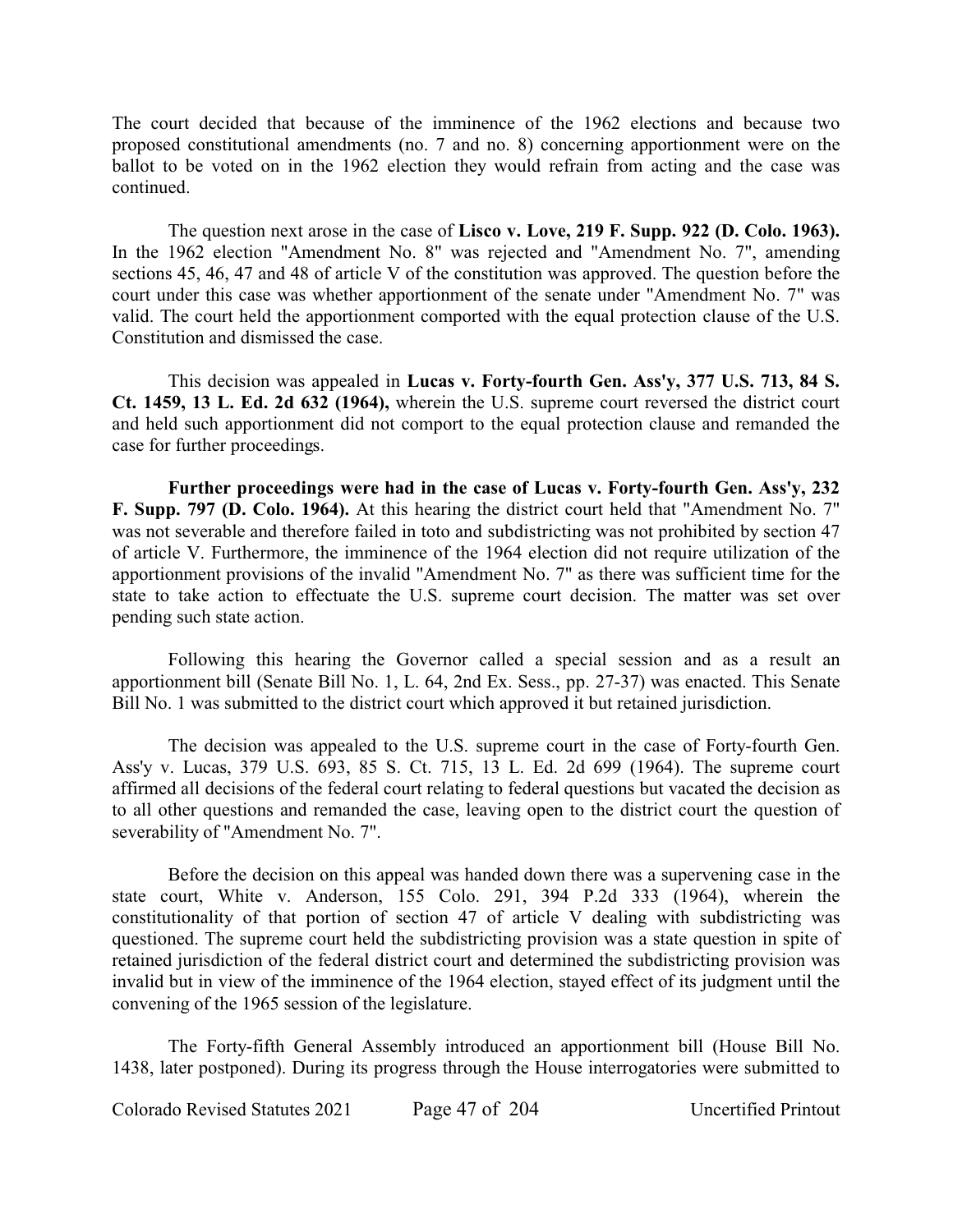The court decided that because of the imminence of the 1962 elections and because two proposed constitutional amendments (no. 7 and no. 8) concerning apportionment were on the ballot to be voted on in the 1962 election they would refrain from acting and the case was continued.

The question next arose in the case of **Lisco v. Love, 219 F. Supp. 922 (D. Colo. 1963).** In the 1962 election "Amendment No. 8" was rejected and "Amendment No. 7", amending sections 45, 46, 47 and 48 of article V of the constitution was approved. The question before the court under this case was whether apportionment of the senate under "Amendment No. 7" was valid. The court held the apportionment comported with the equal protection clause of the U.S. Constitution and dismissed the case.

This decision was appealed in **Lucas v. Forty-fourth Gen. Ass'y, 377 U.S. 713, 84 S. Ct. 1459, 13 L. Ed. 2d 632 (1964),** wherein the U.S. supreme court reversed the district court and held such apportionment did not comport to the equal protection clause and remanded the case for further proceedings.

**Further proceedings were had in the case of Lucas v. Forty-fourth Gen. Ass'y, 232 F. Supp. 797 (D. Colo. 1964).** At this hearing the district court held that "Amendment No. 7" was not severable and therefore failed in toto and subdistricting was not prohibited by section 47 of article V. Furthermore, the imminence of the 1964 election did not require utilization of the apportionment provisions of the invalid "Amendment No. 7" as there was sufficient time for the state to take action to effectuate the U.S. supreme court decision. The matter was set over pending such state action.

Following this hearing the Governor called a special session and as a result an apportionment bill (Senate Bill No. 1, L. 64, 2nd Ex. Sess., pp. 27-37) was enacted. This Senate Bill No. 1 was submitted to the district court which approved it but retained jurisdiction.

The decision was appealed to the U.S. supreme court in the case of Forty-fourth Gen. Ass'y v. Lucas, 379 U.S. 693, 85 S. Ct. 715, 13 L. Ed. 2d 699 (1964). The supreme court affirmed all decisions of the federal court relating to federal questions but vacated the decision as to all other questions and remanded the case, leaving open to the district court the question of severability of "Amendment No. 7".

Before the decision on this appeal was handed down there was a supervening case in the state court, White v. Anderson, 155 Colo. 291, 394 P.2d 333 (1964), wherein the constitutionality of that portion of section 47 of article V dealing with subdistricting was questioned. The supreme court held the subdistricting provision was a state question in spite of retained jurisdiction of the federal district court and determined the subdistricting provision was invalid but in view of the imminence of the 1964 election, stayed effect of its judgment until the convening of the 1965 session of the legislature.

The Forty-fifth General Assembly introduced an apportionment bill (House Bill No. 1438, later postponed). During its progress through the House interrogatories were submitted to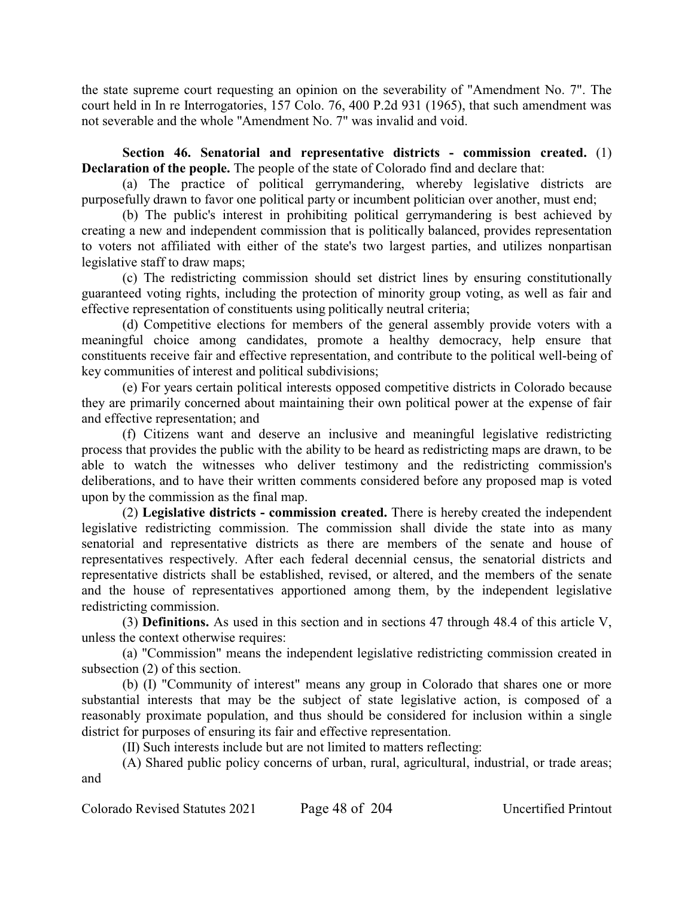the state supreme court requesting an opinion on the severability of "Amendment No. 7". The court held in In re Interrogatories, 157 Colo. 76, 400 P.2d 931 (1965), that such amendment was not severable and the whole "Amendment No. 7" was invalid and void.

**Section 46. Senatorial and representative districts - commission created.** (1) **Declaration of the people.** The people of the state of Colorado find and declare that:

(a) The practice of political gerrymandering, whereby legislative districts are purposefully drawn to favor one political party or incumbent politician over another, must end;

(b) The public's interest in prohibiting political gerrymandering is best achieved by creating a new and independent commission that is politically balanced, provides representation to voters not affiliated with either of the state's two largest parties, and utilizes nonpartisan legislative staff to draw maps;

(c) The redistricting commission should set district lines by ensuring constitutionally guaranteed voting rights, including the protection of minority group voting, as well as fair and effective representation of constituents using politically neutral criteria;

(d) Competitive elections for members of the general assembly provide voters with a meaningful choice among candidates, promote a healthy democracy, help ensure that constituents receive fair and effective representation, and contribute to the political well-being of key communities of interest and political subdivisions;

(e) For years certain political interests opposed competitive districts in Colorado because they are primarily concerned about maintaining their own political power at the expense of fair and effective representation; and

(f) Citizens want and deserve an inclusive and meaningful legislative redistricting process that provides the public with the ability to be heard as redistricting maps are drawn, to be able to watch the witnesses who deliver testimony and the redistricting commission's deliberations, and to have their written comments considered before any proposed map is voted upon by the commission as the final map.

(2) **Legislative districts - commission created.** There is hereby created the independent legislative redistricting commission. The commission shall divide the state into as many senatorial and representative districts as there are members of the senate and house of representatives respectively. After each federal decennial census, the senatorial districts and representative districts shall be established, revised, or altered, and the members of the senate and the house of representatives apportioned among them, by the independent legislative redistricting commission.

(3) **Definitions.** As used in this section and in sections 47 through 48.4 of this article V, unless the context otherwise requires:

(a) "Commission" means the independent legislative redistricting commission created in subsection (2) of this section.

(b) (I) "Community of interest" means any group in Colorado that shares one or more substantial interests that may be the subject of state legislative action, is composed of a reasonably proximate population, and thus should be considered for inclusion within a single district for purposes of ensuring its fair and effective representation.

(II) Such interests include but are not limited to matters reflecting:

(A) Shared public policy concerns of urban, rural, agricultural, industrial, or trade areas; and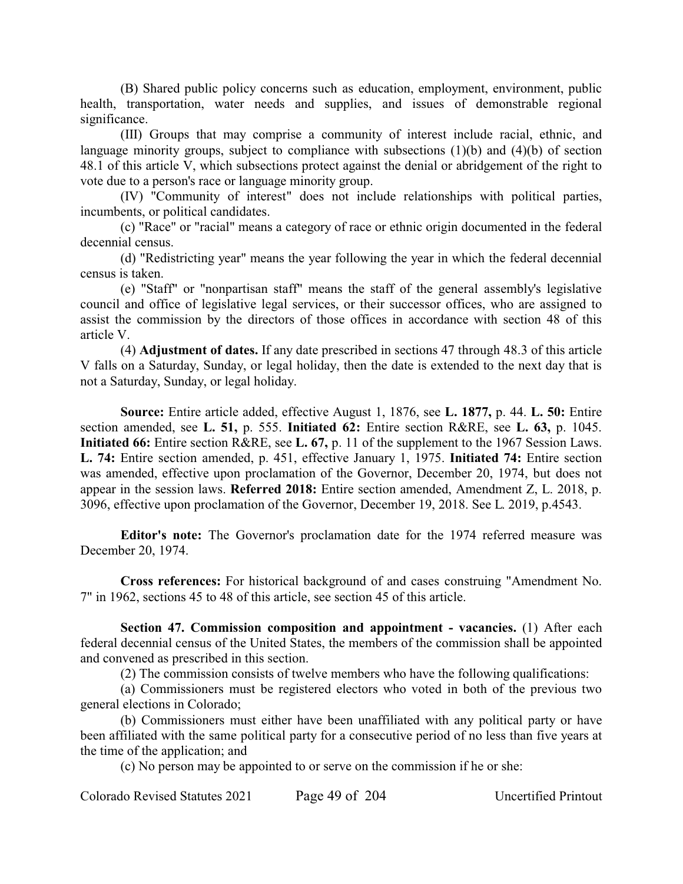(B) Shared public policy concerns such as education, employment, environment, public health, transportation, water needs and supplies, and issues of demonstrable regional significance.

(III) Groups that may comprise a community of interest include racial, ethnic, and language minority groups, subject to compliance with subsections (1)(b) and (4)(b) of section 48.1 of this article V, which subsections protect against the denial or abridgement of the right to vote due to a person's race or language minority group.

(IV) "Community of interest" does not include relationships with political parties, incumbents, or political candidates.

(c) "Race" or "racial" means a category of race or ethnic origin documented in the federal decennial census.

(d) "Redistricting year" means the year following the year in which the federal decennial census is taken.

(e) "Staff" or "nonpartisan staff" means the staff of the general assembly's legislative council and office of legislative legal services, or their successor offices, who are assigned to assist the commission by the directors of those offices in accordance with section 48 of this article V.

(4) **Adjustment of dates.** If any date prescribed in sections 47 through 48.3 of this article V falls on a Saturday, Sunday, or legal holiday, then the date is extended to the next day that is not a Saturday, Sunday, or legal holiday.

**Source:** Entire article added, effective August 1, 1876, see **L. 1877,** p. 44. **L. 50:** Entire section amended, see **L. 51,** p. 555. **Initiated 62:** Entire section R&RE, see **L. 63,** p. 1045. **Initiated 66:** Entire section R&RE, see **L. 67,** p. 11 of the supplement to the 1967 Session Laws. **L. 74:** Entire section amended, p. 451, effective January 1, 1975. **Initiated 74:** Entire section was amended, effective upon proclamation of the Governor, December 20, 1974, but does not appear in the session laws. **Referred 2018:** Entire section amended, Amendment Z, L. 2018, p. 3096, effective upon proclamation of the Governor, December 19, 2018. See L. 2019, p.4543.

**Editor's note:** The Governor's proclamation date for the 1974 referred measure was December 20, 1974.

**Cross references:** For historical background of and cases construing "Amendment No. 7" in 1962, sections 45 to 48 of this article, see section 45 of this article.

**Section 47. Commission composition and appointment - vacancies.** (1) After each federal decennial census of the United States, the members of the commission shall be appointed and convened as prescribed in this section.

(2) The commission consists of twelve members who have the following qualifications:

(a) Commissioners must be registered electors who voted in both of the previous two general elections in Colorado;

(b) Commissioners must either have been unaffiliated with any political party or have been affiliated with the same political party for a consecutive period of no less than five years at the time of the application; and

(c) No person may be appointed to or serve on the commission if he or she: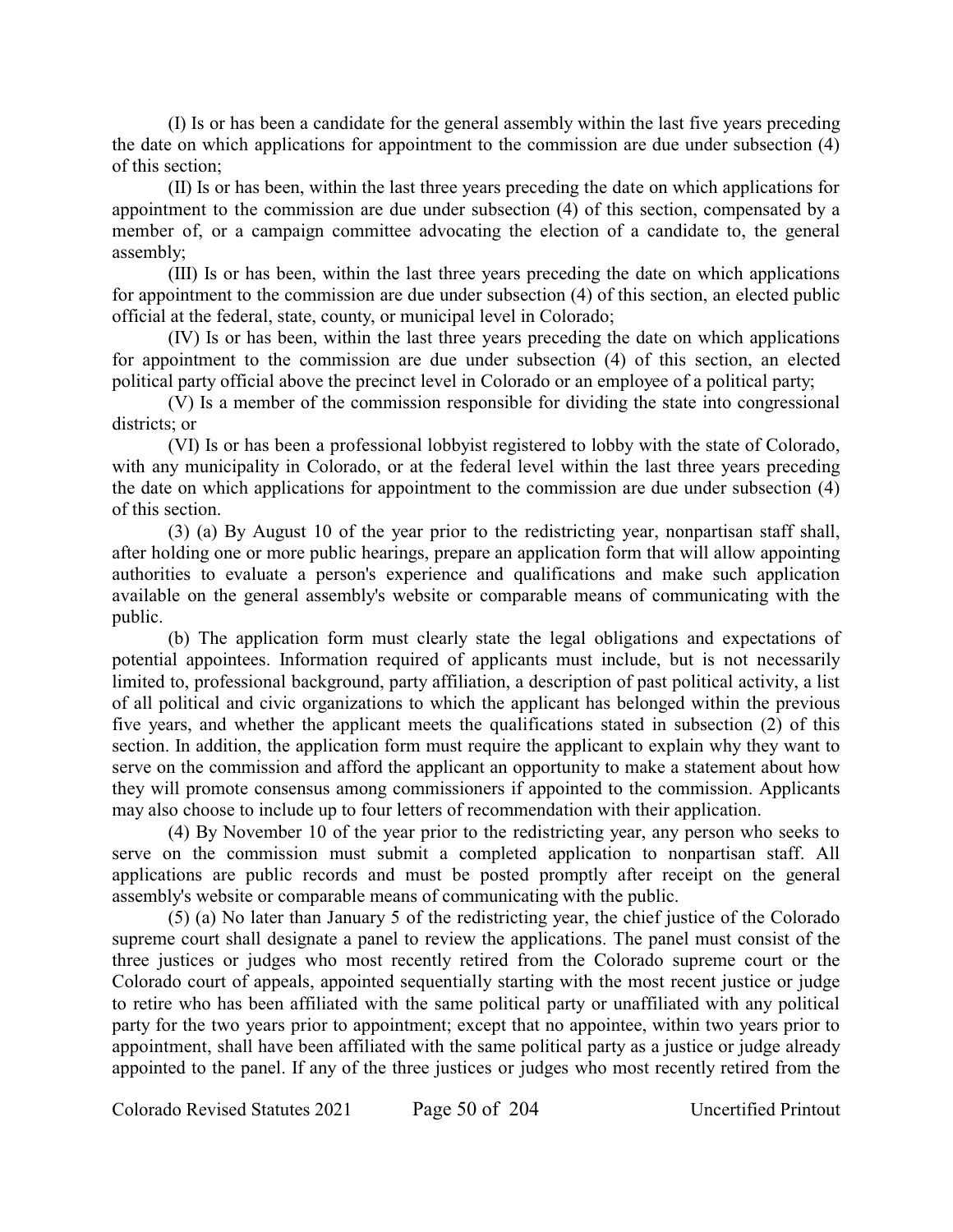(I) Is or has been a candidate for the general assembly within the last five years preceding the date on which applications for appointment to the commission are due under subsection (4) of this section;

(II) Is or has been, within the last three years preceding the date on which applications for appointment to the commission are due under subsection (4) of this section, compensated by a member of, or a campaign committee advocating the election of a candidate to, the general assembly;

(III) Is or has been, within the last three years preceding the date on which applications for appointment to the commission are due under subsection (4) of this section, an elected public official at the federal, state, county, or municipal level in Colorado;

(IV) Is or has been, within the last three years preceding the date on which applications for appointment to the commission are due under subsection (4) of this section, an elected political party official above the precinct level in Colorado or an employee of a political party;

(V) Is a member of the commission responsible for dividing the state into congressional districts; or

(VI) Is or has been a professional lobbyist registered to lobby with the state of Colorado, with any municipality in Colorado, or at the federal level within the last three years preceding the date on which applications for appointment to the commission are due under subsection (4) of this section.

(3) (a) By August 10 of the year prior to the redistricting year, nonpartisan staff shall, after holding one or more public hearings, prepare an application form that will allow appointing authorities to evaluate a person's experience and qualifications and make such application available on the general assembly's website or comparable means of communicating with the public.

(b) The application form must clearly state the legal obligations and expectations of potential appointees. Information required of applicants must include, but is not necessarily limited to, professional background, party affiliation, a description of past political activity, a list of all political and civic organizations to which the applicant has belonged within the previous five years, and whether the applicant meets the qualifications stated in subsection (2) of this section. In addition, the application form must require the applicant to explain why they want to serve on the commission and afford the applicant an opportunity to make a statement about how they will promote consensus among commissioners if appointed to the commission. Applicants may also choose to include up to four letters of recommendation with their application.

(4) By November 10 of the year prior to the redistricting year, any person who seeks to serve on the commission must submit a completed application to nonpartisan staff. All applications are public records and must be posted promptly after receipt on the general assembly's website or comparable means of communicating with the public.

(5) (a) No later than January 5 of the redistricting year, the chief justice of the Colorado supreme court shall designate a panel to review the applications. The panel must consist of the three justices or judges who most recently retired from the Colorado supreme court or the Colorado court of appeals, appointed sequentially starting with the most recent justice or judge to retire who has been affiliated with the same political party or unaffiliated with any political party for the two years prior to appointment; except that no appointee, within two years prior to appointment, shall have been affiliated with the same political party as a justice or judge already appointed to the panel. If any of the three justices or judges who most recently retired from the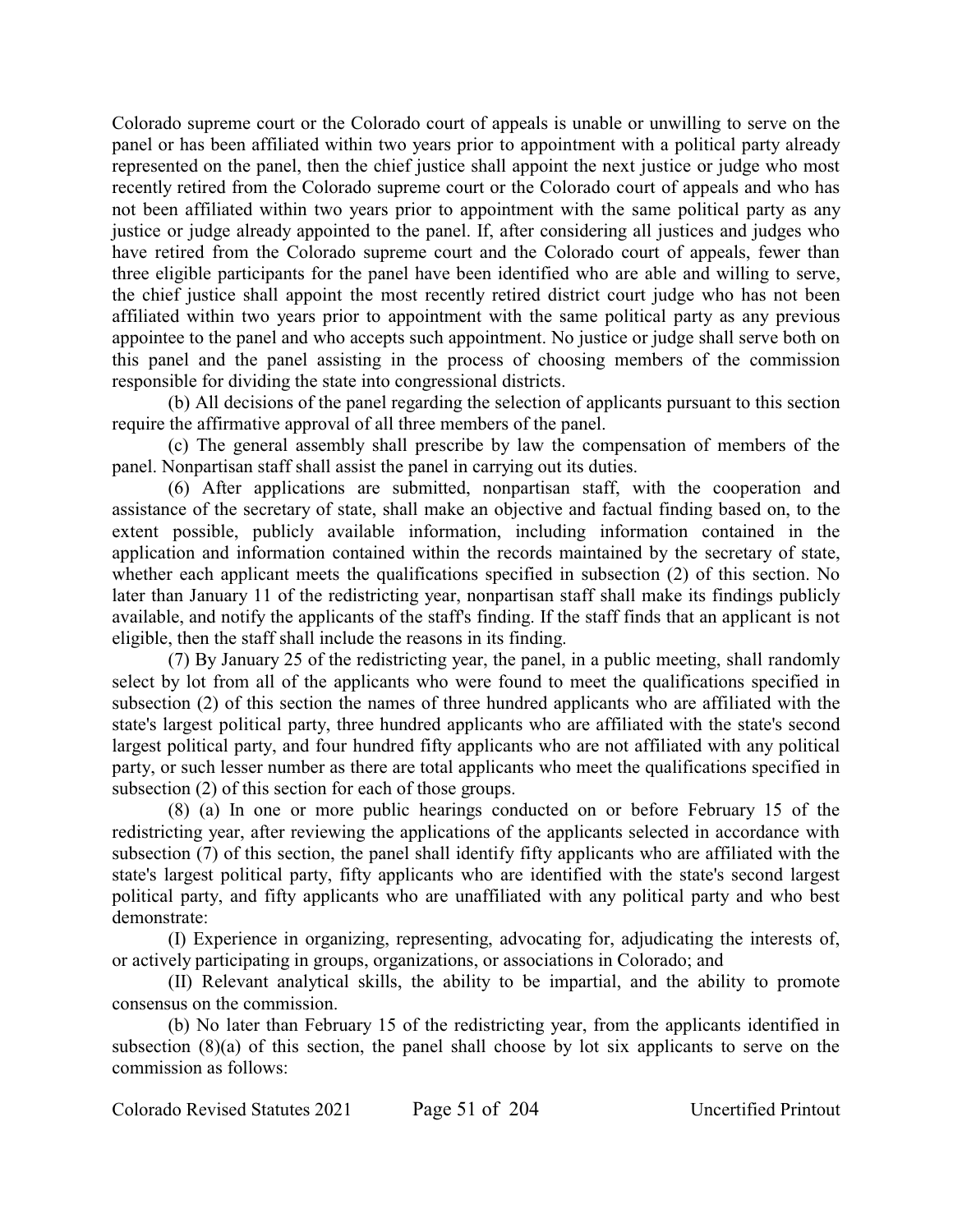Colorado supreme court or the Colorado court of appeals is unable or unwilling to serve on the panel or has been affiliated within two years prior to appointment with a political party already represented on the panel, then the chief justice shall appoint the next justice or judge who most recently retired from the Colorado supreme court or the Colorado court of appeals and who has not been affiliated within two years prior to appointment with the same political party as any justice or judge already appointed to the panel. If, after considering all justices and judges who have retired from the Colorado supreme court and the Colorado court of appeals, fewer than three eligible participants for the panel have been identified who are able and willing to serve, the chief justice shall appoint the most recently retired district court judge who has not been affiliated within two years prior to appointment with the same political party as any previous appointee to the panel and who accepts such appointment. No justice or judge shall serve both on this panel and the panel assisting in the process of choosing members of the commission responsible for dividing the state into congressional districts.

(b) All decisions of the panel regarding the selection of applicants pursuant to this section require the affirmative approval of all three members of the panel.

(c) The general assembly shall prescribe by law the compensation of members of the panel. Nonpartisan staff shall assist the panel in carrying out its duties.

(6) After applications are submitted, nonpartisan staff, with the cooperation and assistance of the secretary of state, shall make an objective and factual finding based on, to the extent possible, publicly available information, including information contained in the application and information contained within the records maintained by the secretary of state, whether each applicant meets the qualifications specified in subsection (2) of this section. No later than January 11 of the redistricting year, nonpartisan staff shall make its findings publicly available, and notify the applicants of the staff's finding. If the staff finds that an applicant is not eligible, then the staff shall include the reasons in its finding.

(7) By January 25 of the redistricting year, the panel, in a public meeting, shall randomly select by lot from all of the applicants who were found to meet the qualifications specified in subsection (2) of this section the names of three hundred applicants who are affiliated with the state's largest political party, three hundred applicants who are affiliated with the state's second largest political party, and four hundred fifty applicants who are not affiliated with any political party, or such lesser number as there are total applicants who meet the qualifications specified in subsection (2) of this section for each of those groups.

(8) (a) In one or more public hearings conducted on or before February 15 of the redistricting year, after reviewing the applications of the applicants selected in accordance with subsection (7) of this section, the panel shall identify fifty applicants who are affiliated with the state's largest political party, fifty applicants who are identified with the state's second largest political party, and fifty applicants who are unaffiliated with any political party and who best demonstrate:

(I) Experience in organizing, representing, advocating for, adjudicating the interests of, or actively participating in groups, organizations, or associations in Colorado; and

(II) Relevant analytical skills, the ability to be impartial, and the ability to promote consensus on the commission.

(b) No later than February 15 of the redistricting year, from the applicants identified in subsection (8)(a) of this section, the panel shall choose by lot six applicants to serve on the commission as follows: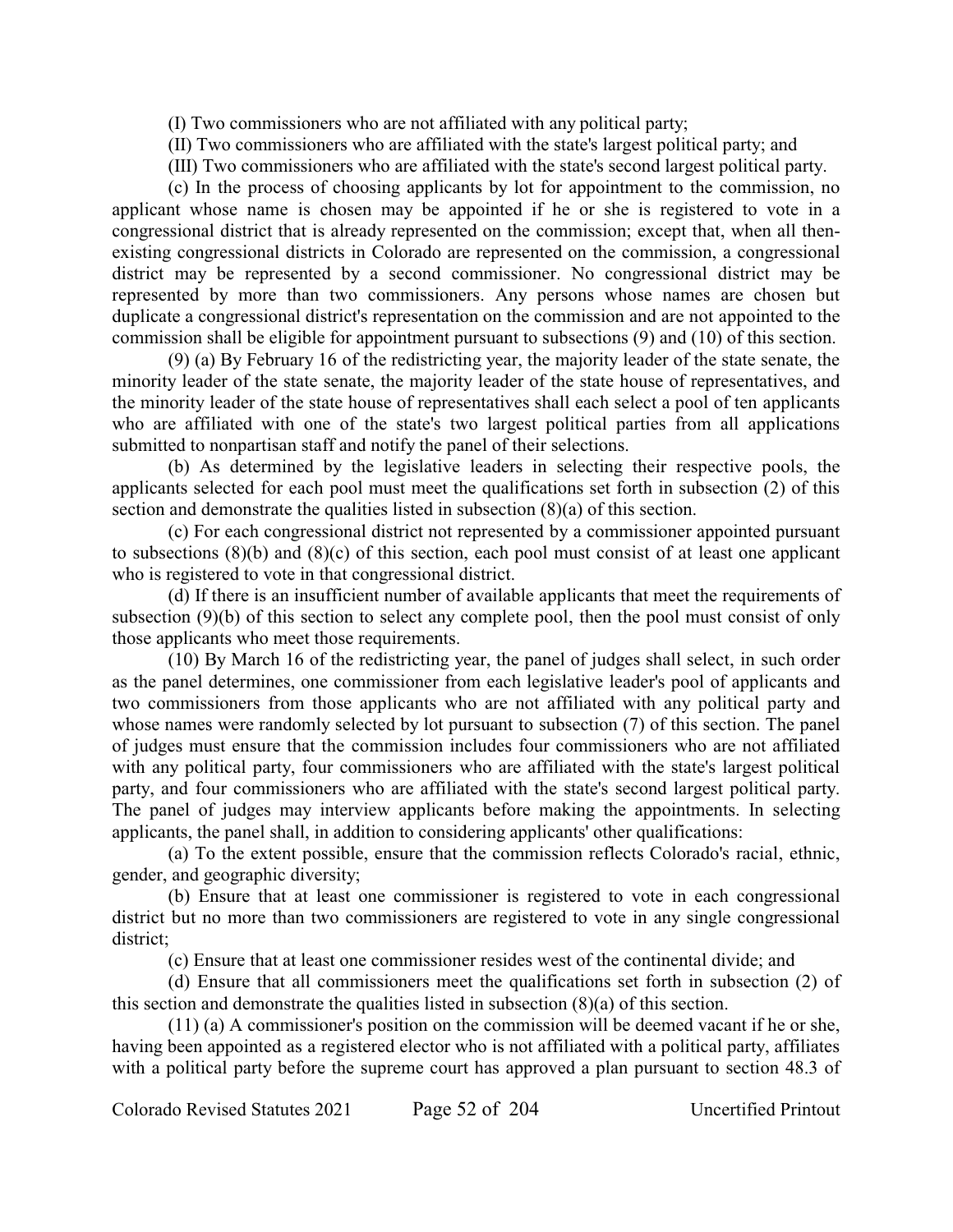(I) Two commissioners who are not affiliated with any political party;

(II) Two commissioners who are affiliated with the state's largest political party; and

(III) Two commissioners who are affiliated with the state's second largest political party.

(c) In the process of choosing applicants by lot for appointment to the commission, no applicant whose name is chosen may be appointed if he or she is registered to vote in a congressional district that is already represented on the commission; except that, when all then-existing congressional districts in Colorado are represented on the commission, a congressional district may be represented by a second commissioner. No congressional district may be represented by more than two commissioners. Any persons whose names are chosen but duplicate a congressional district's representation on the commission and are not appointed to the commission shall be eligible for appointment pursuant to subsections (9) and (10) of this section.

(9) (a) By February 16 of the redistricting year, the majority leader of the state senate, the minority leader of the state senate, the majority leader of the state house of representatives, and the minority leader of the state house of representatives shall each select a pool of ten applicants who are affiliated with one of the state's two largest political parties from all applications submitted to nonpartisan staff and notify the panel of their selections.

(b) As determined by the legislative leaders in selecting their respective pools, the applicants selected for each pool must meet the qualifications set forth in subsection (2) of this section and demonstrate the qualities listed in subsection (8)(a) of this section.

(c) For each congressional district not represented by a commissioner appointed pursuant to subsections (8)(b) and (8)(c) of this section, each pool must consist of at least one applicant who is registered to vote in that congressional district.

(d) If there is an insufficient number of available applicants that meet the requirements of subsection (9)(b) of this section to select any complete pool, then the pool must consist of only those applicants who meet those requirements.

(10) By March 16 of the redistricting year, the panel of judges shall select, in such order as the panel determines, one commissioner from each legislative leader's pool of applicants and two commissioners from those applicants who are not affiliated with any political party and whose names were randomly selected by lot pursuant to subsection (7) of this section. The panel of judges must ensure that the commission includes four commissioners who are not affiliated with any political party, four commissioners who are affiliated with the state's largest political party, and four commissioners who are affiliated with the state's second largest political party. The panel of judges may interview applicants before making the appointments. In selecting applicants, the panel shall, in addition to considering applicants' other qualifications:

(a) To the extent possible, ensure that the commission reflects Colorado's racial, ethnic, gender, and geographic diversity;

(b) Ensure that at least one commissioner is registered to vote in each congressional district but no more than two commissioners are registered to vote in any single congressional district;

(c) Ensure that at least one commissioner resides west of the continental divide; and

(d) Ensure that all commissioners meet the qualifications set forth in subsection (2) of this section and demonstrate the qualities listed in subsection (8)(a) of this section.

(11) (a) A commissioner's position on the commission will be deemed vacant if he or she, having been appointed as a registered elector who is not affiliated with a political party, affiliates with a political party before the supreme court has approved a plan pursuant to section 48.3 of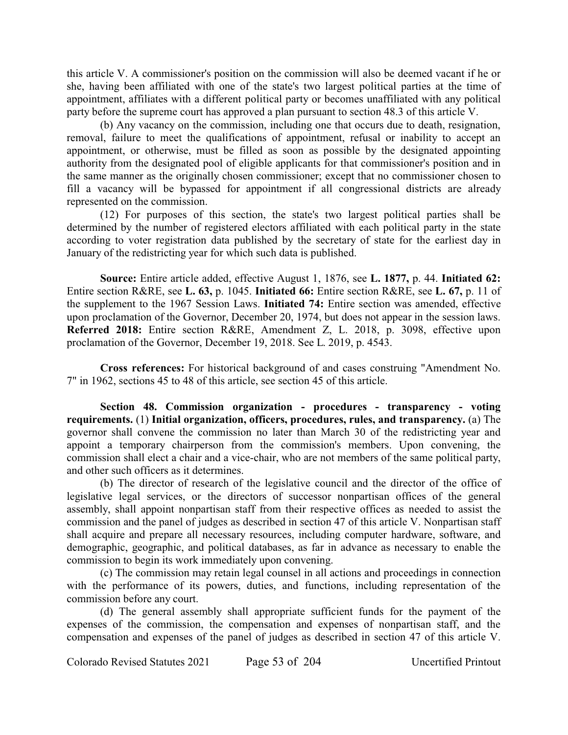this article V. A commissioner's position on the commission will also be deemed vacant if he or she, having been affiliated with one of the state's two largest political parties at the time of appointment, affiliates with a different political party or becomes unaffiliated with any political party before the supreme court has approved a plan pursuant to section 48.3 of this article V.

(b) Any vacancy on the commission, including one that occurs due to death, resignation, removal, failure to meet the qualifications of appointment, refusal or inability to accept an appointment, or otherwise, must be filled as soon as possible by the designated appointing authority from the designated pool of eligible applicants for that commissioner's position and in the same manner as the originally chosen commissioner; except that no commissioner chosen to fill a vacancy will be bypassed for appointment if all congressional districts are already represented on the commission.

(12) For purposes of this section, the state's two largest political parties shall be determined by the number of registered electors affiliated with each political party in the state according to voter registration data published by the secretary of state for the earliest day in January of the redistricting year for which such data is published.

**Source:** Entire article added, effective August 1, 1876, see **L. 1877,** p. 44. **Initiated 62:** Entire section R&RE, see **L. 63,** p. 1045. **Initiated 66:** Entire section R&RE, see **L. 67,** p. 11 of the supplement to the 1967 Session Laws. **Initiated 74:** Entire section was amended, effective upon proclamation of the Governor, December 20, 1974, but does not appear in the session laws. **Referred 2018:** Entire section R&RE, Amendment Z, L. 2018, p. 3098, effective upon proclamation of the Governor, December 19, 2018. See L. 2019, p. 4543.

**Cross references:** For historical background of and cases construing "Amendment No. 7" in 1962, sections 45 to 48 of this article, see section 45 of this article.

**Section 48. Commission organization - procedures - transparency - voting requirements.** (1) **Initial organization, officers, procedures, rules, and transparency.** (a) The governor shall convene the commission no later than March 30 of the redistricting year and appoint a temporary chairperson from the commission's members. Upon convening, the commission shall elect a chair and a vice-chair, who are not members of the same political party, and other such officers as it determines.

(b) The director of research of the legislative council and the director of the office of legislative legal services, or the directors of successor nonpartisan offices of the general assembly, shall appoint nonpartisan staff from their respective offices as needed to assist the commission and the panel of judges as described in section 47 of this article V. Nonpartisan staff shall acquire and prepare all necessary resources, including computer hardware, software, and demographic, geographic, and political databases, as far in advance as necessary to enable the commission to begin its work immediately upon convening.

(c) The commission may retain legal counsel in all actions and proceedings in connection with the performance of its powers, duties, and functions, including representation of the commission before any court.

(d) The general assembly shall appropriate sufficient funds for the payment of the expenses of the commission, the compensation and expenses of nonpartisan staff, and the compensation and expenses of the panel of judges as described in section 47 of this article V.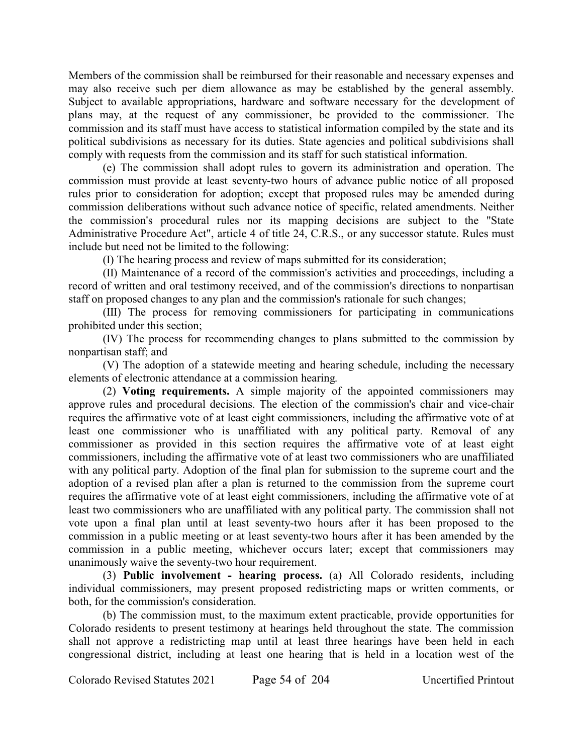Members of the commission shall be reimbursed for their reasonable and necessary expenses and may also receive such per diem allowance as may be established by the general assembly. Subject to available appropriations, hardware and software necessary for the development of plans may, at the request of any commissioner, be provided to the commissioner. The commission and its staff must have access to statistical information compiled by the state and its political subdivisions as necessary for its duties. State agencies and political subdivisions shall comply with requests from the commission and its staff for such statistical information.

(e) The commission shall adopt rules to govern its administration and operation. The commission must provide at least seventy-two hours of advance public notice of all proposed rules prior to consideration for adoption; except that proposed rules may be amended during commission deliberations without such advance notice of specific, related amendments. Neither the commission's procedural rules nor its mapping decisions are subject to the "State Administrative Procedure Act", article 4 of title 24, C.R.S., or any successor statute. Rules must include but need not be limited to the following:

(I) The hearing process and review of maps submitted for its consideration;

(II) Maintenance of a record of the commission's activities and proceedings, including a record of written and oral testimony received, and of the commission's directions to nonpartisan staff on proposed changes to any plan and the commission's rationale for such changes;

(III) The process for removing commissioners for participating in communications prohibited under this section;

(IV) The process for recommending changes to plans submitted to the commission by nonpartisan staff; and

(V) The adoption of a statewide meeting and hearing schedule, including the necessary elements of electronic attendance at a commission hearing.

(2) **Voting requirements.** A simple majority of the appointed commissioners may approve rules and procedural decisions. The election of the commission's chair and vice-chair requires the affirmative vote of at least eight commissioners, including the affirmative vote of at least one commissioner who is unaffiliated with any political party. Removal of any commissioner as provided in this section requires the affirmative vote of at least eight commissioners, including the affirmative vote of at least two commissioners who are unaffiliated with any political party. Adoption of the final plan for submission to the supreme court and the adoption of a revised plan after a plan is returned to the commission from the supreme court requires the affirmative vote of at least eight commissioners, including the affirmative vote of at least two commissioners who are unaffiliated with any political party. The commission shall not vote upon a final plan until at least seventy-two hours after it has been proposed to the commission in a public meeting or at least seventy-two hours after it has been amended by the commission in a public meeting, whichever occurs later; except that commissioners may unanimously waive the seventy-two hour requirement.

(3) **Public involvement - hearing process.** (a) All Colorado residents, including individual commissioners, may present proposed redistricting maps or written comments, or both, for the commission's consideration.

(b) The commission must, to the maximum extent practicable, provide opportunities for Colorado residents to present testimony at hearings held throughout the state. The commission shall not approve a redistricting map until at least three hearings have been held in each congressional district, including at least one hearing that is held in a location west of the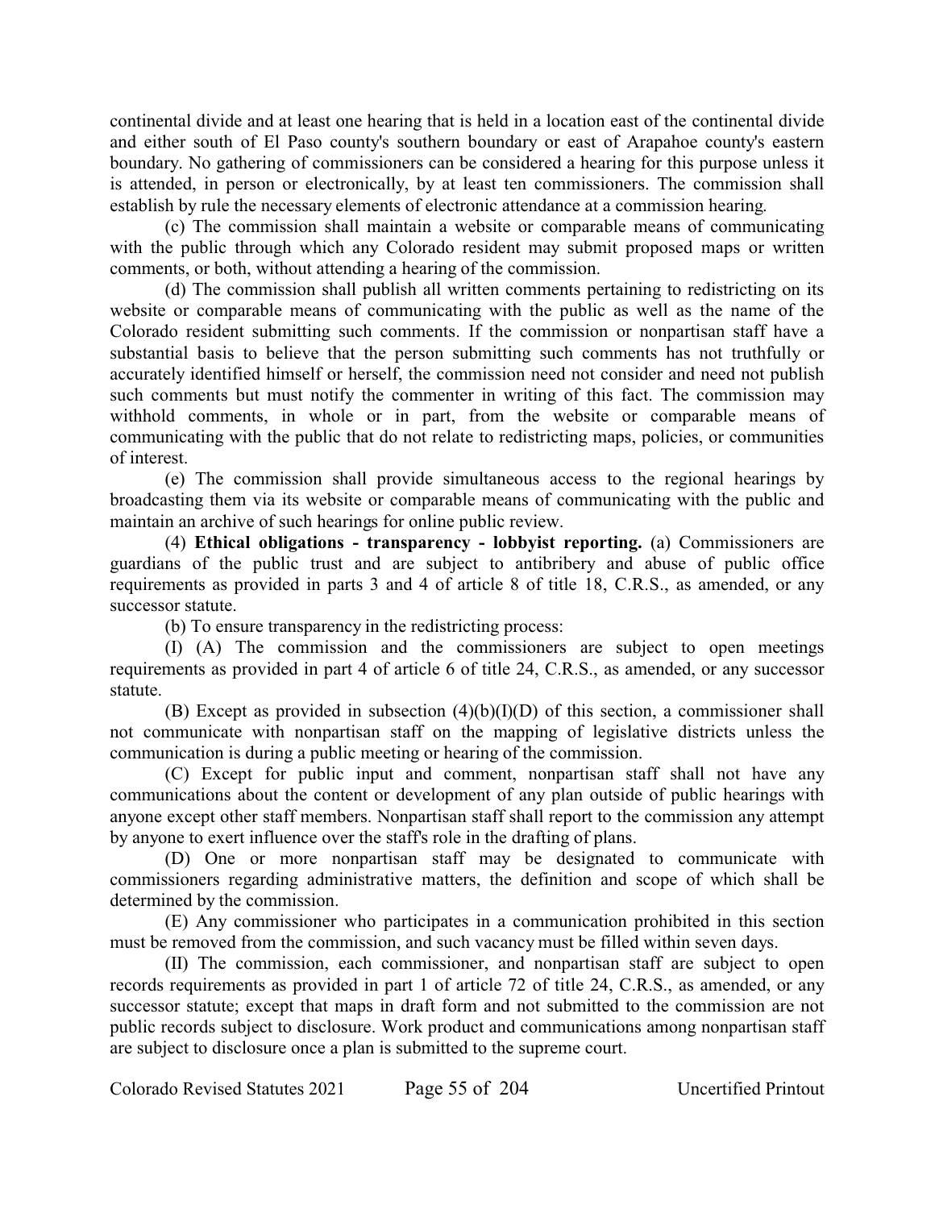continental divide and at least one hearing that is held in a location east of the continental divide and either south of El Paso county's southern boundary or east of Arapahoe county's eastern boundary. No gathering of commissioners can be considered a hearing for this purpose unless it is attended, in person or electronically, by at least ten commissioners. The commission shall establish by rule the necessary elements of electronic attendance at a commission hearing.

(c) The commission shall maintain a website or comparable means of communicating with the public through which any Colorado resident may submit proposed maps or written comments, or both, without attending a hearing of the commission.

(d) The commission shall publish all written comments pertaining to redistricting on its website or comparable means of communicating with the public as well as the name of the Colorado resident submitting such comments. If the commission or nonpartisan staff have a substantial basis to believe that the person submitting such comments has not truthfully or accurately identified himself or herself, the commission need not consider and need not publish such comments but must notify the commenter in writing of this fact. The commission may withhold comments, in whole or in part, from the website or comparable means of communicating with the public that do not relate to redistricting maps, policies, or communities of interest.

(e) The commission shall provide simultaneous access to the regional hearings by broadcasting them via its website or comparable means of communicating with the public and maintain an archive of such hearings for online public review.

(4) **Ethical obligations - transparency - lobbyist reporting.** (a) Commissioners are guardians of the public trust and are subject to antibribery and abuse of public office requirements as provided in parts 3 and 4 of article 8 of title 18, C.R.S., as amended, or any successor statute.

(b) To ensure transparency in the redistricting process:

(I) (A) The commission and the commissioners are subject to open meetings requirements as provided in part 4 of article 6 of title 24, C.R.S., as amended, or any successor statute.

(B) Except as provided in subsection (4)(b)(I)(D) of this section, a commissioner shall not communicate with nonpartisan staff on the mapping of legislative districts unless the communication is during a public meeting or hearing of the commission.

(C) Except for public input and comment, nonpartisan staff shall not have any communications about the content or development of any plan outside of public hearings with anyone except other staff members. Nonpartisan staff shall report to the commission any attempt by anyone to exert influence over the staff's role in the drafting of plans.

(D) One or more nonpartisan staff may be designated to communicate with commissioners regarding administrative matters, the definition and scope of which shall be determined by the commission.

(E) Any commissioner who participates in a communication prohibited in this section must be removed from the commission, and such vacancy must be filled within seven days.

(II) The commission, each commissioner, and nonpartisan staff are subject to open records requirements as provided in part 1 of article 72 of title 24, C.R.S., as amended, or any successor statute; except that maps in draft form and not submitted to the commission are not public records subject to disclosure. Work product and communications among nonpartisan staff are subject to disclosure once a plan is submitted to the supreme court.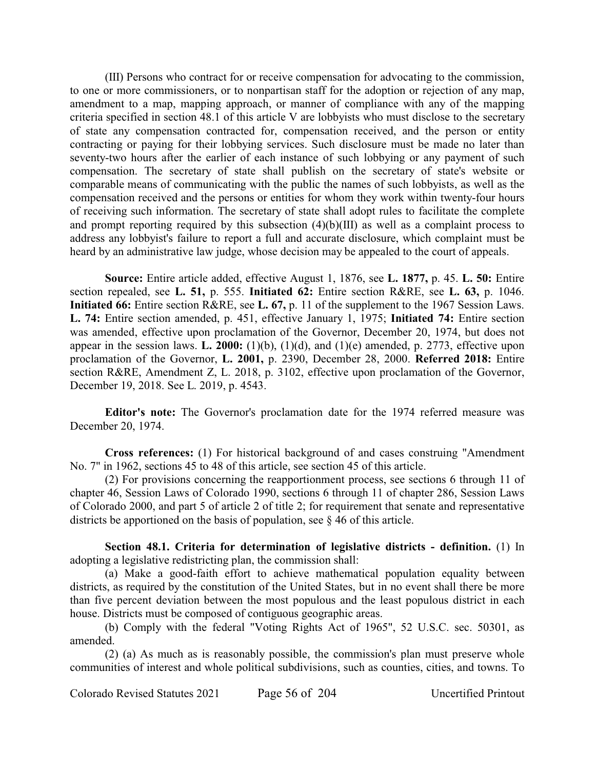(III) Persons who contract for or receive compensation for advocating to the commission, to one or more commissioners, or to nonpartisan staff for the adoption or rejection of any map, amendment to a map, mapping approach, or manner of compliance with any of the mapping criteria specified in section 48.1 of this article V are lobbyists who must disclose to the secretary of state any compensation contracted for, compensation received, and the person or entity contracting or paying for their lobbying services. Such disclosure must be made no later than seventy-two hours after the earlier of each instance of such lobbying or any payment of such compensation. The secretary of state shall publish on the secretary of state's website or comparable means of communicating with the public the names of such lobbyists, as well as the compensation received and the persons or entities for whom they work within twenty-four hours of receiving such information. The secretary of state shall adopt rules to facilitate the complete and prompt reporting required by this subsection (4)(b)(III) as well as a complaint process to address any lobbyist's failure to report a full and accurate disclosure, which complaint must be heard by an administrative law judge, whose decision may be appealed to the court of appeals.

**Source:** Entire article added, effective August 1, 1876, see **L. 1877,** p. 45. **L. 50:** Entire section repealed, see **L. 51,** p. 555. **Initiated 62:** Entire section R&RE, see **L. 63,** p. 1046. **Initiated 66:** Entire section R&RE, see **L. 67,** p. 11 of the supplement to the 1967 Session Laws. **L. 74:** Entire section amended, p. 451, effective January 1, 1975; **Initiated 74:** Entire section was amended, effective upon proclamation of the Governor, December 20, 1974, but does not appear in the session laws. **L. 2000:** (1)(b), (1)(d), and (1)(e) amended, p. 2773, effective upon proclamation of the Governor, **L. 2001,** p. 2390, December 28, 2000. **Referred 2018:** Entire section R&RE, Amendment Z, L. 2018, p. 3102, effective upon proclamation of the Governor, December 19, 2018. See L. 2019, p. 4543.

**Editor's note:** The Governor's proclamation date for the 1974 referred measure was December 20, 1974.

**Cross references:** (1) For historical background of and cases construing "Amendment No. 7" in 1962, sections 45 to 48 of this article, see section 45 of this article.

(2) For provisions concerning the reapportionment process, see sections 6 through 11 of chapter 46, Session Laws of Colorado 1990, sections 6 through 11 of chapter 286, Session Laws of Colorado 2000, and part 5 of article 2 of title 2; for requirement that senate and representative districts be apportioned on the basis of population, see § 46 of this article.

**Section 48.1. Criteria for determination of legislative districts - definition.** (1) In adopting a legislative redistricting plan, the commission shall:

(a) Make a good-faith effort to achieve mathematical population equality between districts, as required by the constitution of the United States, but in no event shall there be more than five percent deviation between the most populous and the least populous district in each house. Districts must be composed of contiguous geographic areas.

(b) Comply with the federal "Voting Rights Act of 1965", 52 U.S.C. sec. 50301, as amended.

(2) (a) As much as is reasonably possible, the commission's plan must preserve whole communities of interest and whole political subdivisions, such as counties, cities, and towns. To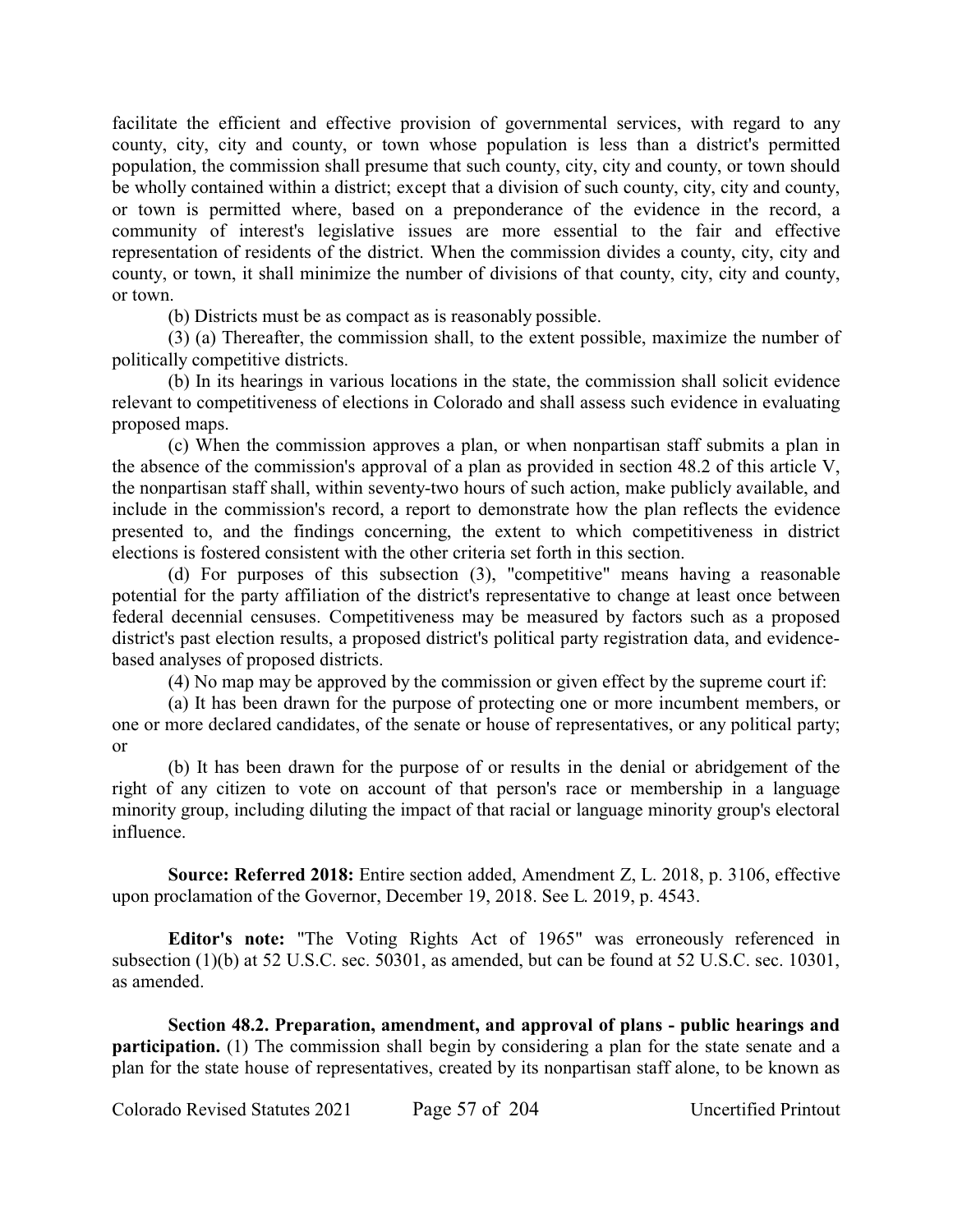facilitate the efficient and effective provision of governmental services, with regard to any county, city, city and county, or town whose population is less than a district's permitted population, the commission shall presume that such county, city, city and county, or town should be wholly contained within a district; except that a division of such county, city, city and county, or town is permitted where, based on a preponderance of the evidence in the record, a community of interest's legislative issues are more essential to the fair and effective representation of residents of the district. When the commission divides a county, city, city and county, or town, it shall minimize the number of divisions of that county, city, city and county, or town.

(b) Districts must be as compact as is reasonably possible.

(3) (a) Thereafter, the commission shall, to the extent possible, maximize the number of politically competitive districts.

(b) In its hearings in various locations in the state, the commission shall solicit evidence relevant to competitiveness of elections in Colorado and shall assess such evidence in evaluating proposed maps.

(c) When the commission approves a plan, or when nonpartisan staff submits a plan in the absence of the commission's approval of a plan as provided in section 48.2 of this article V, the nonpartisan staff shall, within seventy-two hours of such action, make publicly available, and include in the commission's record, a report to demonstrate how the plan reflects the evidence presented to, and the findings concerning, the extent to which competitiveness in district elections is fostered consistent with the other criteria set forth in this section.

(d) For purposes of this subsection (3), "competitive" means having a reasonable potential for the party affiliation of the district's representative to change at least once between federal decennial censuses. Competitiveness may be measured by factors such as a proposed district's past election results, a proposed district's political party registration data, and evidence-based analyses of proposed districts.

(4) No map may be approved by the commission or given effect by the supreme court if:

(a) It has been drawn for the purpose of protecting one or more incumbent members, or one or more declared candidates, of the senate or house of representatives, or any political party; or

(b) It has been drawn for the purpose of or results in the denial or abridgement of the right of any citizen to vote on account of that person's race or membership in a language minority group, including diluting the impact of that racial or language minority group's electoral influence.

**Source: Referred 2018:** Entire section added, Amendment Z, L. 2018, p. 3106, effective upon proclamation of the Governor, December 19, 2018. See L. 2019, p. 4543.

**Editor's note:** "The Voting Rights Act of 1965" was erroneously referenced in subsection (1)(b) at 52 U.S.C. sec. 50301, as amended, but can be found at 52 U.S.C. sec. 10301, as amended.

**Section 48.2. Preparation, amendment, and approval of plans - public hearings and participation.** (1) The commission shall begin by considering a plan for the state senate and a plan for the state house of representatives, created by its nonpartisan staff alone, to be known as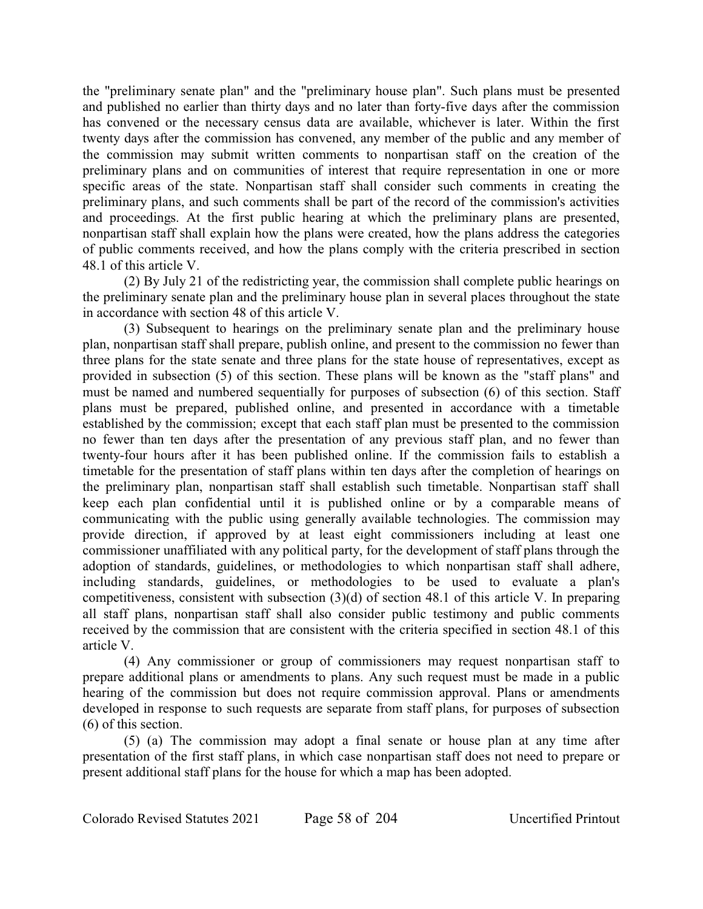the "preliminary senate plan" and the "preliminary house plan". Such plans must be presented and published no earlier than thirty days and no later than forty-five days after the commission has convened or the necessary census data are available, whichever is later. Within the first twenty days after the commission has convened, any member of the public and any member of the commission may submit written comments to nonpartisan staff on the creation of the preliminary plans and on communities of interest that require representation in one or more specific areas of the state. Nonpartisan staff shall consider such comments in creating the preliminary plans, and such comments shall be part of the record of the commission's activities and proceedings. At the first public hearing at which the preliminary plans are presented, nonpartisan staff shall explain how the plans were created, how the plans address the categories of public comments received, and how the plans comply with the criteria prescribed in section 48.1 of this article V.

(2) By July 21 of the redistricting year, the commission shall complete public hearings on the preliminary senate plan and the preliminary house plan in several places throughout the state in accordance with section 48 of this article V.

(3) Subsequent to hearings on the preliminary senate plan and the preliminary house plan, nonpartisan staff shall prepare, publish online, and present to the commission no fewer than three plans for the state senate and three plans for the state house of representatives, except as provided in subsection (5) of this section. These plans will be known as the "staff plans" and must be named and numbered sequentially for purposes of subsection (6) of this section. Staff plans must be prepared, published online, and presented in accordance with a timetable established by the commission; except that each staff plan must be presented to the commission no fewer than ten days after the presentation of any previous staff plan, and no fewer than twenty-four hours after it has been published online. If the commission fails to establish a timetable for the presentation of staff plans within ten days after the completion of hearings on the preliminary plan, nonpartisan staff shall establish such timetable. Nonpartisan staff shall keep each plan confidential until it is published online or by a comparable means of communicating with the public using generally available technologies. The commission may provide direction, if approved by at least eight commissioners including at least one commissioner unaffiliated with any political party, for the development of staff plans through the adoption of standards, guidelines, or methodologies to which nonpartisan staff shall adhere, including standards, guidelines, or methodologies to be used to evaluate a plan's competitiveness, consistent with subsection (3)(d) of section 48.1 of this article V. In preparing all staff plans, nonpartisan staff shall also consider public testimony and public comments received by the commission that are consistent with the criteria specified in section 48.1 of this article V.

(4) Any commissioner or group of commissioners may request nonpartisan staff to prepare additional plans or amendments to plans. Any such request must be made in a public hearing of the commission but does not require commission approval. Plans or amendments developed in response to such requests are separate from staff plans, for purposes of subsection (6) of this section.

(5) (a) The commission may adopt a final senate or house plan at any time after presentation of the first staff plans, in which case nonpartisan staff does not need to prepare or present additional staff plans for the house for which a map has been adopted.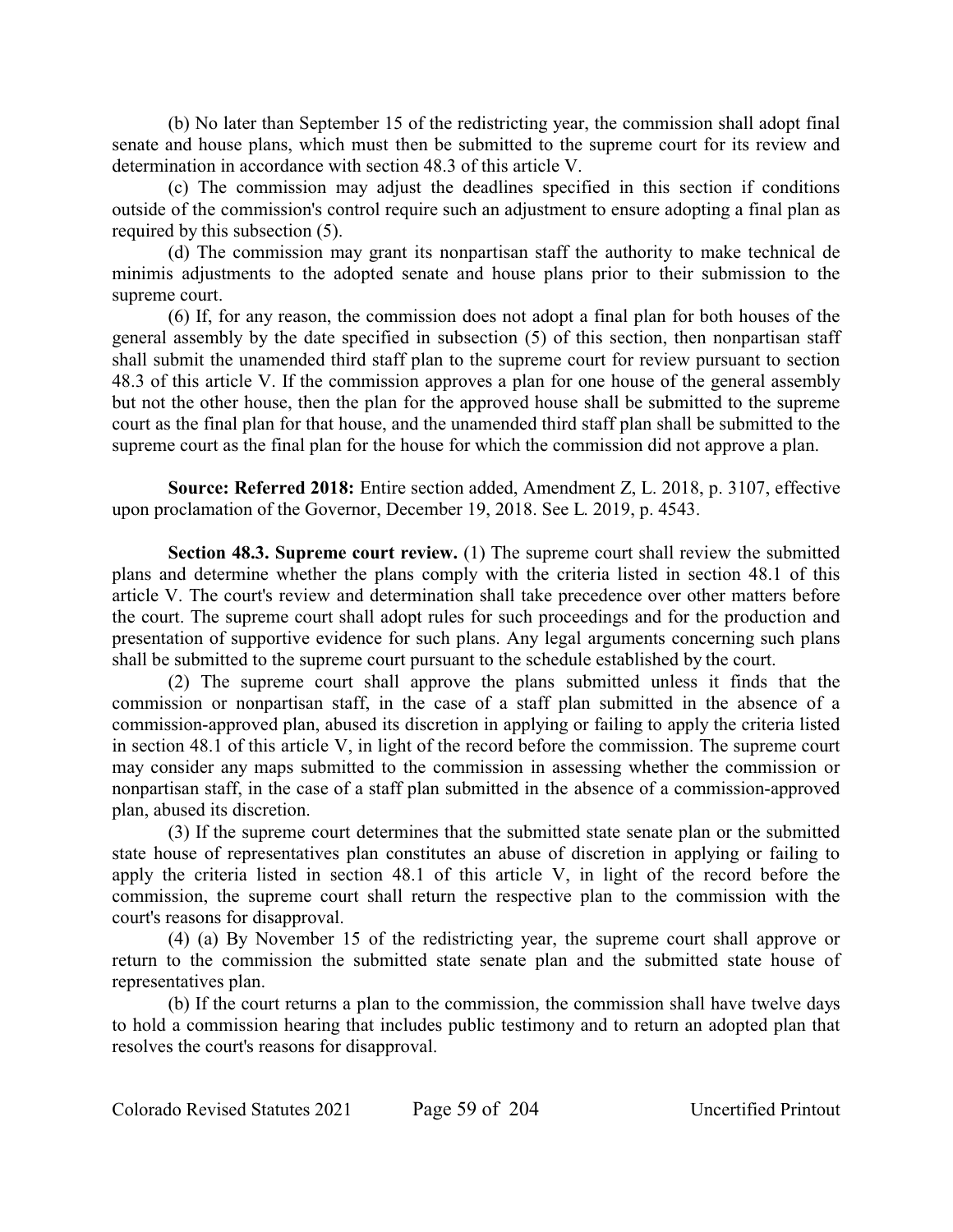(b) No later than September 15 of the redistricting year, the commission shall adopt final senate and house plans, which must then be submitted to the supreme court for its review and determination in accordance with section 48.3 of this article V.

(c) The commission may adjust the deadlines specified in this section if conditions outside of the commission's control require such an adjustment to ensure adopting a final plan as required by this subsection (5).

(d) The commission may grant its nonpartisan staff the authority to make technical de minimis adjustments to the adopted senate and house plans prior to their submission to the supreme court.

(6) If, for any reason, the commission does not adopt a final plan for both houses of the general assembly by the date specified in subsection (5) of this section, then nonpartisan staff shall submit the unamended third staff plan to the supreme court for review pursuant to section 48.3 of this article V. If the commission approves a plan for one house of the general assembly but not the other house, then the plan for the approved house shall be submitted to the supreme court as the final plan for that house, and the unamended third staff plan shall be submitted to the supreme court as the final plan for the house for which the commission did not approve a plan.

**Source: Referred 2018:** Entire section added, Amendment Z, L. 2018, p. 3107, effective upon proclamation of the Governor, December 19, 2018. See L. 2019, p. 4543.

**Section 48.3. Supreme court review.** (1) The supreme court shall review the submitted plans and determine whether the plans comply with the criteria listed in section 48.1 of this article V. The court's review and determination shall take precedence over other matters before the court. The supreme court shall adopt rules for such proceedings and for the production and presentation of supportive evidence for such plans. Any legal arguments concerning such plans shall be submitted to the supreme court pursuant to the schedule established by the court.

(2) The supreme court shall approve the plans submitted unless it finds that the commission or nonpartisan staff, in the case of a staff plan submitted in the absence of a commission-approved plan, abused its discretion in applying or failing to apply the criteria listed in section 48.1 of this article V, in light of the record before the commission. The supreme court may consider any maps submitted to the commission in assessing whether the commission or nonpartisan staff, in the case of a staff plan submitted in the absence of a commission-approved plan, abused its discretion.

(3) If the supreme court determines that the submitted state senate plan or the submitted state house of representatives plan constitutes an abuse of discretion in applying or failing to apply the criteria listed in section 48.1 of this article V, in light of the record before the commission, the supreme court shall return the respective plan to the commission with the court's reasons for disapproval.

(4) (a) By November 15 of the redistricting year, the supreme court shall approve or return to the commission the submitted state senate plan and the submitted state house of representatives plan.

(b) If the court returns a plan to the commission, the commission shall have twelve days to hold a commission hearing that includes public testimony and to return an adopted plan that resolves the court's reasons for disapproval.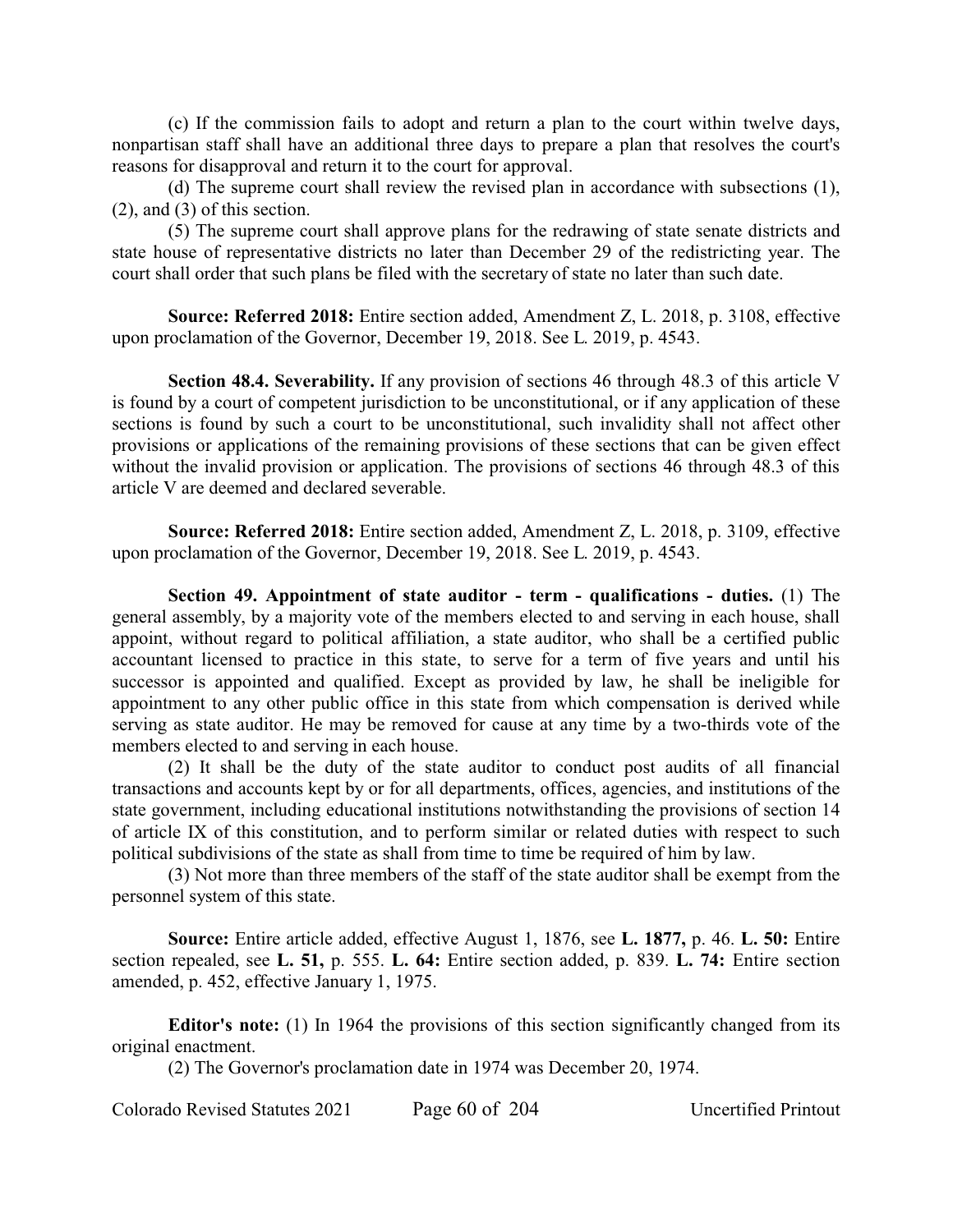(c) If the commission fails to adopt and return a plan to the court within twelve days, nonpartisan staff shall have an additional three days to prepare a plan that resolves the court's reasons for disapproval and return it to the court for approval.

(d) The supreme court shall review the revised plan in accordance with subsections (1), (2), and (3) of this section.

(5) The supreme court shall approve plans for the redrawing of state senate districts and state house of representative districts no later than December 29 of the redistricting year. The court shall order that such plans be filed with the secretary of state no later than such date.

**Source: Referred 2018:** Entire section added, Amendment Z, L. 2018, p. 3108, effective upon proclamation of the Governor, December 19, 2018. See L. 2019, p. 4543.

**Section 48.4. Severability.** If any provision of sections 46 through 48.3 of this article V is found by a court of competent jurisdiction to be unconstitutional, or if any application of these sections is found by such a court to be unconstitutional, such invalidity shall not affect other provisions or applications of the remaining provisions of these sections that can be given effect without the invalid provision or application. The provisions of sections 46 through 48.3 of this article V are deemed and declared severable.

**Source: Referred 2018:** Entire section added, Amendment Z, L. 2018, p. 3109, effective upon proclamation of the Governor, December 19, 2018. See L. 2019, p. 4543.

**Section 49. Appointment of state auditor - term - qualifications - duties.** (1) The general assembly, by a majority vote of the members elected to and serving in each house, shall appoint, without regard to political affiliation, a state auditor, who shall be a certified public accountant licensed to practice in this state, to serve for a term of five years and until his successor is appointed and qualified. Except as provided by law, he shall be ineligible for appointment to any other public office in this state from which compensation is derived while serving as state auditor. He may be removed for cause at any time by a two-thirds vote of the members elected to and serving in each house.

(2) It shall be the duty of the state auditor to conduct post audits of all financial transactions and accounts kept by or for all departments, offices, agencies, and institutions of the state government, including educational institutions notwithstanding the provisions of section 14 of article IX of this constitution, and to perform similar or related duties with respect to such political subdivisions of the state as shall from time to time be required of him by law.

(3) Not more than three members of the staff of the state auditor shall be exempt from the personnel system of this state.

**Source:** Entire article added, effective August 1, 1876, see **L. 1877,** p. 46. **L. 50:** Entire section repealed, see **L. 51,** p. 555. **L. 64:** Entire section added, p. 839. **L. 74:** Entire section amended, p. 452, effective January 1, 1975.

**Editor's note:** (1) In 1964 the provisions of this section significantly changed from its original enactment.

(2) The Governor's proclamation date in 1974 was December 20, 1974.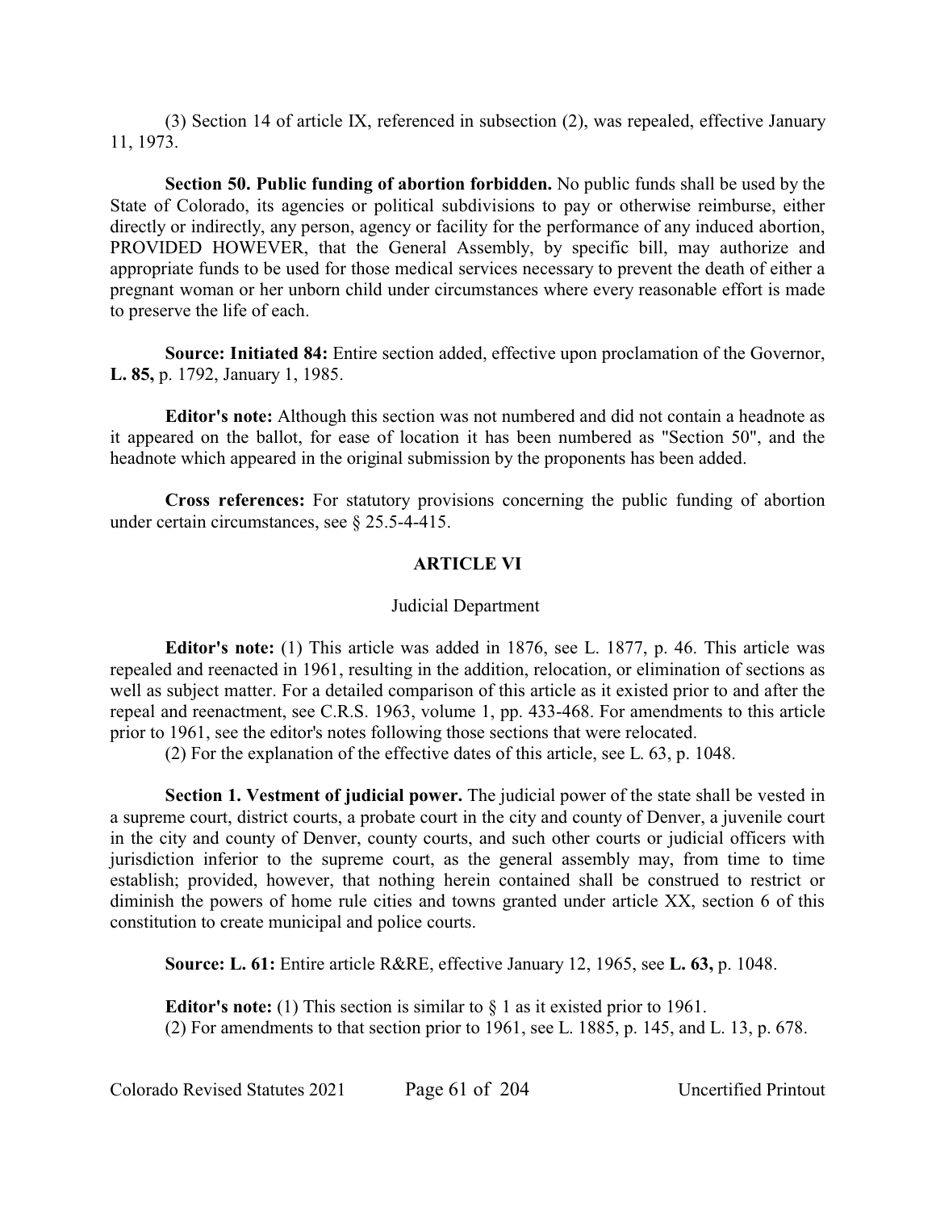(3) Section 14 of article IX, referenced in subsection (2), was repealed, effective January 11, 1973.

**Section 50. Public funding of abortion forbidden.** No public funds shall be used by the State of Colorado, its agencies or political subdivisions to pay or otherwise reimburse, either directly or indirectly, any person, agency or facility for the performance of any induced abortion, PROVIDED HOWEVER, that the General Assembly, by specific bill, may authorize and appropriate funds to be used for those medical services necessary to prevent the death of either a pregnant woman or her unborn child under circumstances where every reasonable effort is made to preserve the life of each.

**Source: Initiated 84:** Entire section added, effective upon proclamation of the Governor, **L. 85,** p. 1792, January 1, 1985.

**Editor's note:** Although this section was not numbered and did not contain a headnote as it appeared on the ballot, for ease of location it has been numbered as "Section 50", and the headnote which appeared in the original submission by the proponents has been added.

**Cross references:** For statutory provisions concerning the public funding of abortion under certain circumstances, see § 25.5-4-415.

## ARTICLE VI

### Judicial Department

**Editor's note:** (1) This article was added in 1876, see L. 1877, p. 46. This article was repealed and reenacted in 1961, resulting in the addition, relocation, or elimination of sections as well as subject matter. For a detailed comparison of this article as it existed prior to and after the repeal and reenactment, see C.R.S. 1963, volume 1, pp. 433-468. For amendments to this article prior to 1961, see the editor's notes following those sections that were relocated.

(2) For the explanation of the effective dates of this article, see L. 63, p. 1048.

**Section 1. Vestment of judicial power.** The judicial power of the state shall be vested in a supreme court, district courts, a probate court in the city and county of Denver, a juvenile court in the city and county of Denver, county courts, and such other courts or judicial officers with jurisdiction inferior to the supreme court, as the general assembly may, from time to time establish; provided, however, that nothing herein contained shall be construed to restrict or diminish the powers of home rule cities and towns granted under article XX, section 6 of this constitution to create municipal and police courts.

**Source: L. 61:** Entire article R&RE, effective January 12, 1965, see **L. 63,** p. 1048.

**Editor's note:** (1) This section is similar to § 1 as it existed prior to 1961.

(2) For amendments to that section prior to 1961, see L. 1885, p. 145, and L. 13, p. 678.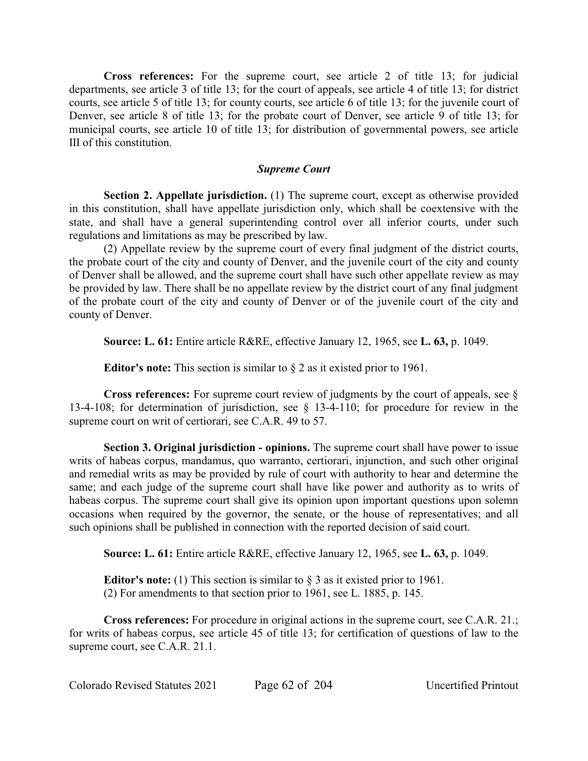**Cross references:** For the supreme court, see article 2 of title 13; for judicial departments, see article 3 of title 13; for the court of appeals, see article 4 of title 13; for district courts, see article 5 of title 13; for county courts, see article 6 of title 13; for the juvenile court of Denver, see article 8 of title 13; for the probate court of Denver, see article 9 of title 13; for municipal courts, see article 10 of title 13; for distribution of governmental powers, see article III of this constitution.

### *Supreme Court*

**Section 2. Appellate jurisdiction.** (1) The supreme court, except as otherwise provided in this constitution, shall have appellate jurisdiction only, which shall be coextensive with the state, and shall have a general superintending control over all inferior courts, under such regulations and limitations as may be prescribed by law.

(2) Appellate review by the supreme court of every final judgment of the district courts, the probate court of the city and county of Denver, and the juvenile court of the city and county of Denver shall be allowed, and the supreme court shall have such other appellate review as may be provided by law. There shall be no appellate review by the district court of any final judgment of the probate court of the city and county of Denver or of the juvenile court of the city and county of Denver.

**Source: L. 61:** Entire article R&RE, effective January 12, 1965, see **L. 63,** p. 1049.

**Editor's note:** This section is similar to § 2 as it existed prior to 1961.

**Cross references:** For supreme court review of judgments by the court of appeals, see § 13-4-108; for determination of jurisdiction, see § 13-4-110; for procedure for review in the supreme court on writ of certiorari, see C.A.R. 49 to 57.

**Section 3. Original jurisdiction - opinions.** The supreme court shall have power to issue writs of habeas corpus, mandamus, quo warranto, certiorari, injunction, and such other original and remedial writs as may be provided by rule of court with authority to hear and determine the same; and each judge of the supreme court shall have like power and authority as to writs of habeas corpus. The supreme court shall give its opinion upon important questions upon solemn occasions when required by the governor, the senate, or the house of representatives; and all such opinions shall be published in connection with the reported decision of said court.

**Source: L. 61:** Entire article R&RE, effective January 12, 1965, see **L. 63,** p. 1049.

**Editor's note:** (1) This section is similar to § 3 as it existed prior to 1961.
(2) For amendments to that section prior to 1961, see L. 1885, p. 145.

**Cross references:** For procedure in original actions in the supreme court, see C.A.R. 21.; for writs of habeas corpus, see article 45 of title 13; for certification of questions of law to the supreme court, see C.A.R. 21.1.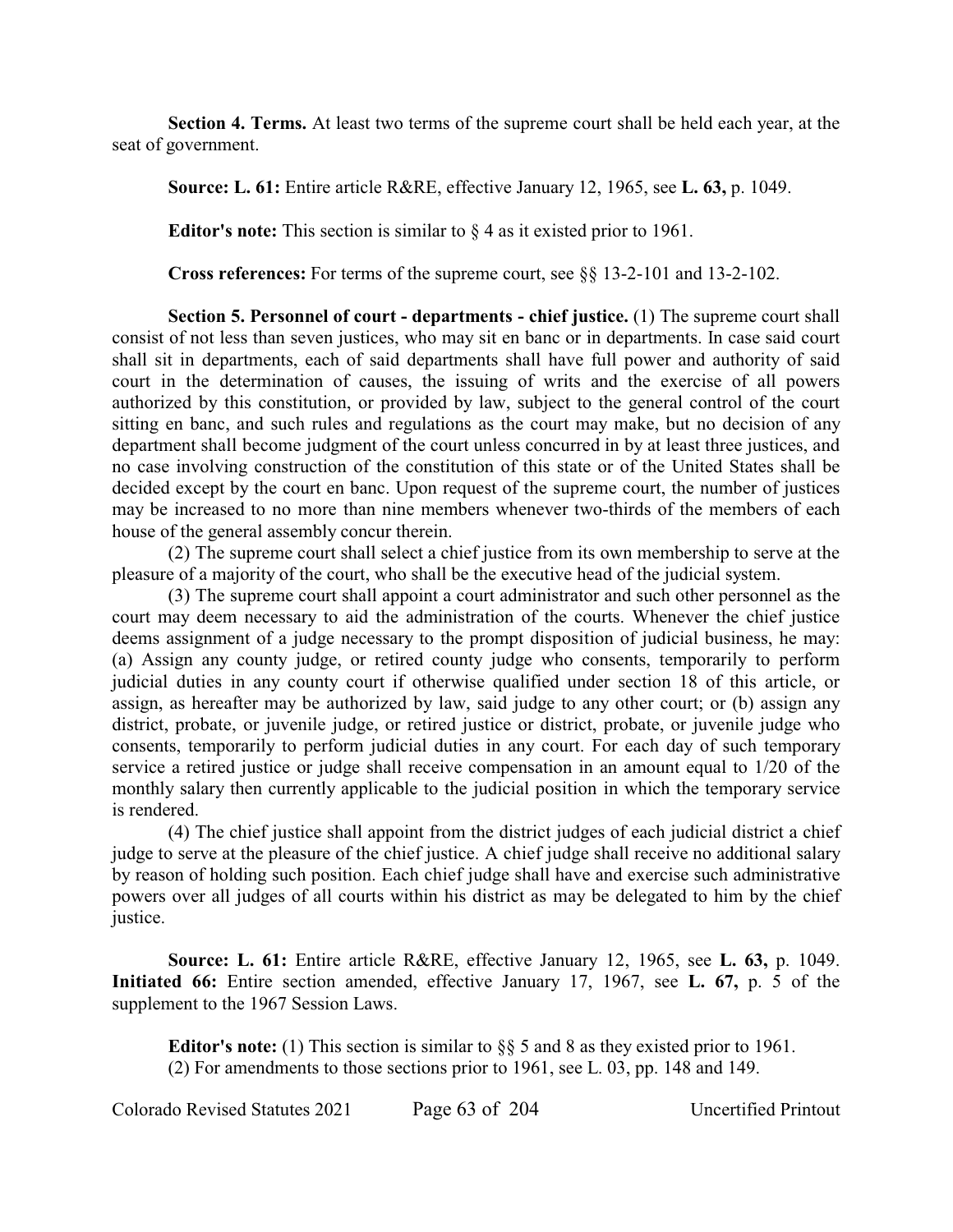**Section 4. Terms.** At least two terms of the supreme court shall be held each year, at the seat of government.

**Source: L. 61:** Entire article R&RE, effective January 12, 1965, see **L. 63,** p. 1049.

**Editor's note:** This section is similar to § 4 as it existed prior to 1961.

**Cross references:** For terms of the supreme court, see §§ 13-2-101 and 13-2-102.

**Section 5. Personnel of court - departments - chief justice.** (1) The supreme court shall consist of not less than seven justices, who may sit en banc or in departments. In case said court shall sit in departments, each of said departments shall have full power and authority of said court in the determination of causes, the issuing of writs and the exercise of all powers authorized by this constitution, or provided by law, subject to the general control of the court sitting en banc, and such rules and regulations as the court may make, but no decision of any department shall become judgment of the court unless concurred in by at least three justices, and no case involving construction of the constitution of this state or of the United States shall be decided except by the court en banc. Upon request of the supreme court, the number of justices may be increased to no more than nine members whenever two-thirds of the members of each house of the general assembly concur therein.

(2) The supreme court shall select a chief justice from its own membership to serve at the pleasure of a majority of the court, who shall be the executive head of the judicial system.

(3) The supreme court shall appoint a court administrator and such other personnel as the court may deem necessary to aid the administration of the courts. Whenever the chief justice deems assignment of a judge necessary to the prompt disposition of judicial business, he may: (a) Assign any county judge, or retired county judge who consents, temporarily to perform judicial duties in any county court if otherwise qualified under section 18 of this article, or assign, as hereafter may be authorized by law, said judge to any other court; or (b) assign any district, probate, or juvenile judge, or retired justice or district, probate, or juvenile judge who consents, temporarily to perform judicial duties in any court. For each day of such temporary service a retired justice or judge shall receive compensation in an amount equal to 1/20 of the monthly salary then currently applicable to the judicial position in which the temporary service is rendered.

(4) The chief justice shall appoint from the district judges of each judicial district a chief judge to serve at the pleasure of the chief justice. A chief judge shall receive no additional salary by reason of holding such position. Each chief judge shall have and exercise such administrative powers over all judges of all courts within his district as may be delegated to him by the chief justice.

**Source: L. 61:** Entire article R&RE, effective January 12, 1965, see **L. 63,** p. 1049. **Initiated 66:** Entire section amended, effective January 17, 1967, see **L. 67,** p. 5 of the supplement to the 1967 Session Laws.

**Editor's note:** (1) This section is similar to §§ 5 and 8 as they existed prior to 1961.

(2) For amendments to those sections prior to 1961, see L. 03, pp. 148 and 149.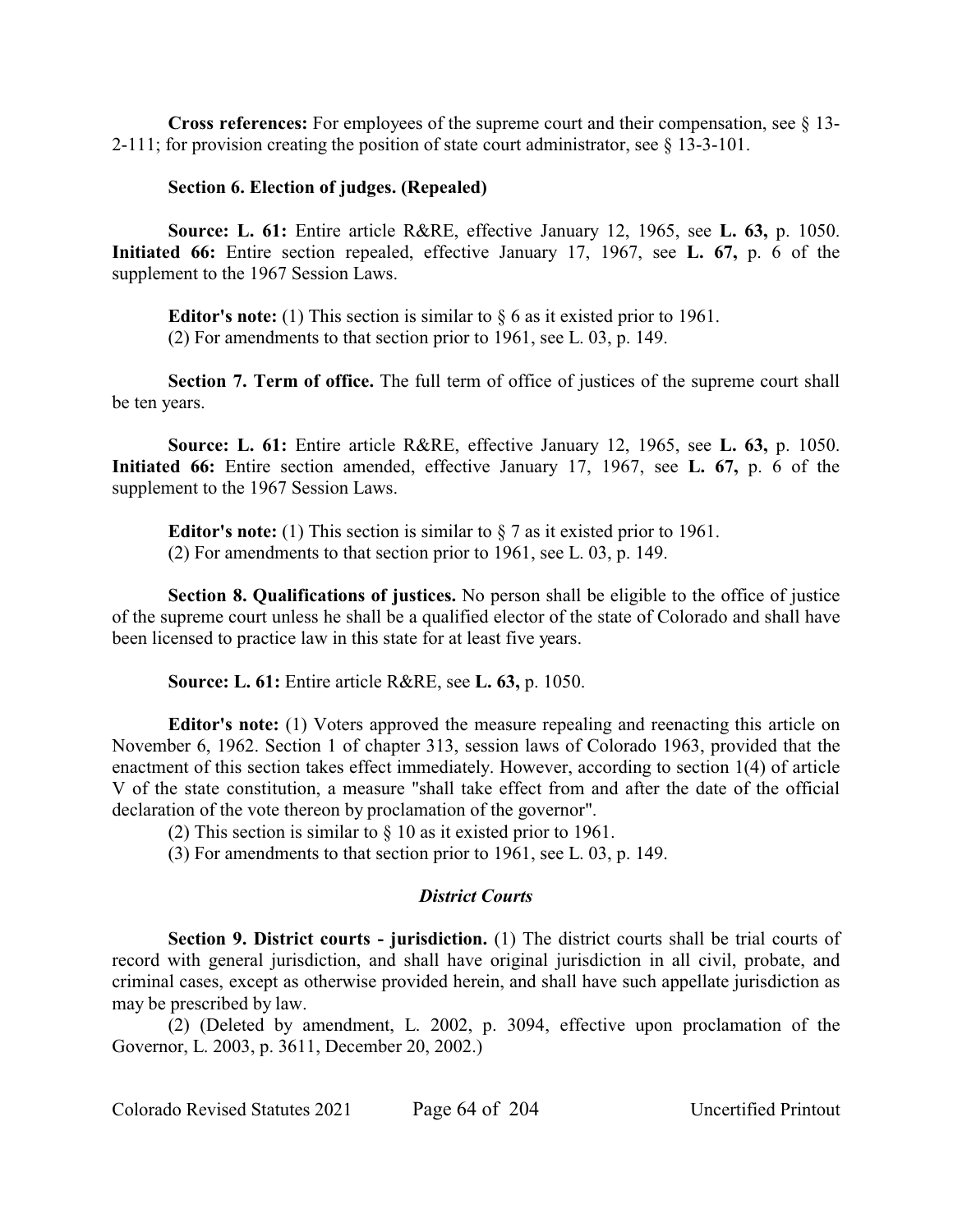**Cross references:** For employees of the supreme court and their compensation, see § 13-2-111; for provision creating the position of state court administrator, see § 13-3-101.

**Section 6. Election of judges. (Repealed)**

**Source: L. 61:** Entire article R&RE, effective January 12, 1965, see **L. 63,** p. 1050. **Initiated 66:** Entire section repealed, effective January 17, 1967, see **L. 67,** p. 6 of the supplement to the 1967 Session Laws.

**Editor's note:** (1) This section is similar to § 6 as it existed prior to 1961.
(2) For amendments to that section prior to 1961, see L. 03, p. 149.

**Section 7. Term of office.** The full term of office of justices of the supreme court shall be ten years.

**Source: L. 61:** Entire article R&RE, effective January 12, 1965, see **L. 63,** p. 1050. **Initiated 66:** Entire section amended, effective January 17, 1967, see **L. 67,** p. 6 of the supplement to the 1967 Session Laws.

**Editor's note:** (1) This section is similar to § 7 as it existed prior to 1961.
(2) For amendments to that section prior to 1961, see L. 03, p. 149.

**Section 8. Qualifications of justices.** No person shall be eligible to the office of justice of the supreme court unless he shall be a qualified elector of the state of Colorado and shall have been licensed to practice law in this state for at least five years.

**Source: L. 61:** Entire article R&RE, see **L. 63,** p. 1050.

**Editor's note:** (1) Voters approved the measure repealing and reenacting this article on November 6, 1962. Section 1 of chapter 313, session laws of Colorado 1963, provided that the enactment of this section takes effect immediately. However, according to section 1(4) of article V of the state constitution, a measure "shall take effect from and after the date of the official declaration of the vote thereon by proclamation of the governor".
(2) This section is similar to § 10 as it existed prior to 1961.
(3) For amendments to that section prior to 1961, see L. 03, p. 149.

### *District Courts*

**Section 9. District courts - jurisdiction.** (1) The district courts shall be trial courts of record with general jurisdiction, and shall have original jurisdiction in all civil, probate, and criminal cases, except as otherwise provided herein, and shall have such appellate jurisdiction as may be prescribed by law.

(2) (Deleted by amendment, L. 2002, p. 3094, effective upon proclamation of the Governor, L. 2003, p. 3611, December 20, 2002.)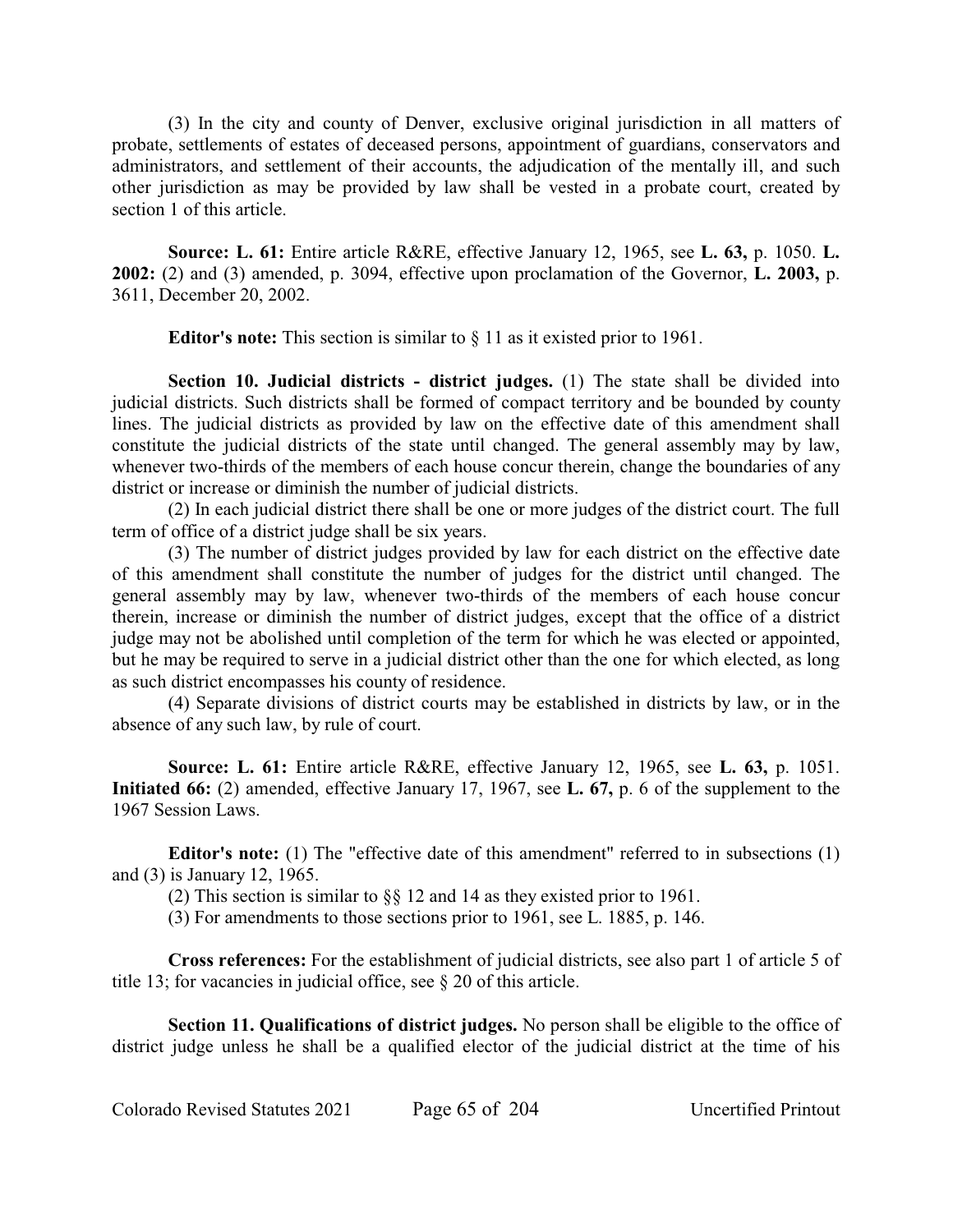(3) In the city and county of Denver, exclusive original jurisdiction in all matters of probate, settlements of estates of deceased persons, appointment of guardians, conservators and administrators, and settlement of their accounts, the adjudication of the mentally ill, and such other jurisdiction as may be provided by law shall be vested in a probate court, created by section 1 of this article.

**Source: L. 61:** Entire article R&RE, effective January 12, 1965, see **L. 63,** p. 1050. **L. 2002:** (2) and (3) amended, p. 3094, effective upon proclamation of the Governor, **L. 2003,** p. 3611, December 20, 2002.

**Editor's note:** This section is similar to § 11 as it existed prior to 1961.

**Section 10. Judicial districts - district judges.** (1) The state shall be divided into judicial districts. Such districts shall be formed of compact territory and be bounded by county lines. The judicial districts as provided by law on the effective date of this amendment shall constitute the judicial districts of the state until changed. The general assembly may by law, whenever two-thirds of the members of each house concur therein, change the boundaries of any district or increase or diminish the number of judicial districts.

(2) In each judicial district there shall be one or more judges of the district court. The full term of office of a district judge shall be six years.

(3) The number of district judges provided by law for each district on the effective date of this amendment shall constitute the number of judges for the district until changed. The general assembly may by law, whenever two-thirds of the members of each house concur therein, increase or diminish the number of district judges, except that the office of a district judge may not be abolished until completion of the term for which he was elected or appointed, but he may be required to serve in a judicial district other than the one for which elected, as long as such district encompasses his county of residence.

(4) Separate divisions of district courts may be established in districts by law, or in the absence of any such law, by rule of court.

**Source: L. 61:** Entire article R&RE, effective January 12, 1965, see **L. 63,** p. 1051. **Initiated 66:** (2) amended, effective January 17, 1967, see **L. 67,** p. 6 of the supplement to the 1967 Session Laws.

**Editor's note:** (1) The "effective date of this amendment" referred to in subsections (1) and (3) is January 12, 1965.

(2) This section is similar to §§ 12 and 14 as they existed prior to 1961.

(3) For amendments to those sections prior to 1961, see L. 1885, p. 146.

**Cross references:** For the establishment of judicial districts, see also part 1 of article 5 of title 13; for vacancies in judicial office, see § 20 of this article.

**Section 11. Qualifications of district judges.** No person shall be eligible to the office of district judge unless he shall be a qualified elector of the judicial district at the time of his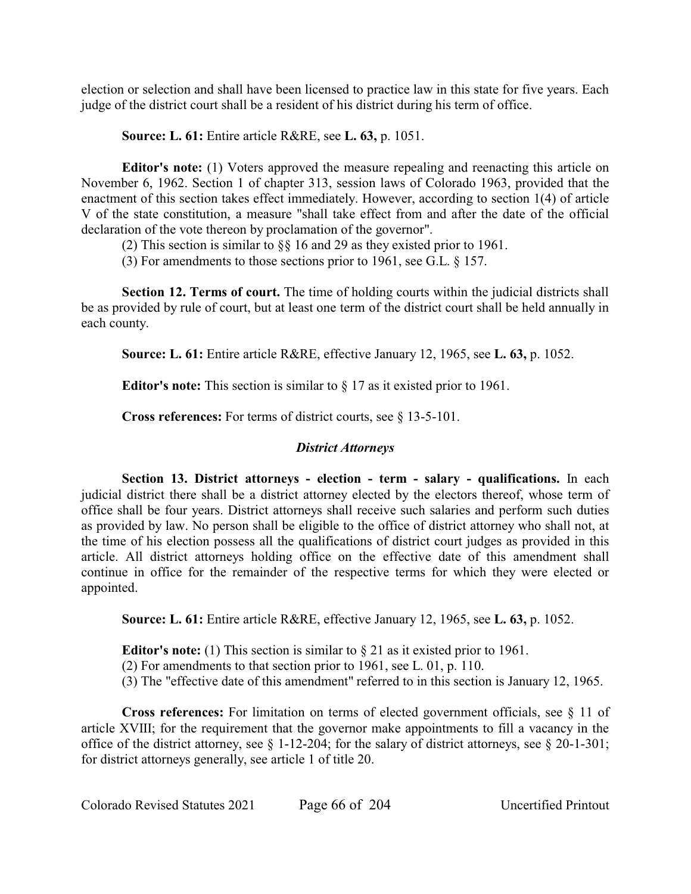election or selection and shall have been licensed to practice law in this state for five years. Each judge of the district court shall be a resident of his district during his term of office.

**Source: L. 61:** Entire article R&RE, see **L. 63,** p. 1051.

**Editor's note:** (1) Voters approved the measure repealing and reenacting this article on November 6, 1962. Section 1 of chapter 313, session laws of Colorado 1963, provided that the enactment of this section takes effect immediately. However, according to section 1(4) of article V of the state constitution, a measure "shall take effect from and after the date of the official declaration of the vote thereon by proclamation of the governor".

(2) This section is similar to §§ 16 and 29 as they existed prior to 1961.

(3) For amendments to those sections prior to 1961, see G.L. § 157.

**Section 12. Terms of court.** The time of holding courts within the judicial districts shall be as provided by rule of court, but at least one term of the district court shall be held annually in each county.

**Source: L. 61:** Entire article R&RE, effective January 12, 1965, see **L. 63,** p. 1052.

**Editor's note:** This section is similar to § 17 as it existed prior to 1961.

**Cross references:** For terms of district courts, see § 13-5-101.

### *District Attorneys*

**Section 13. District attorneys - election - term - salary - qualifications.** In each judicial district there shall be a district attorney elected by the electors thereof, whose term of office shall be four years. District attorneys shall receive such salaries and perform such duties as provided by law. No person shall be eligible to the office of district attorney who shall not, at the time of his election possess all the qualifications of district court judges as provided in this article. All district attorneys holding office on the effective date of this amendment shall continue in office for the remainder of the respective terms for which they were elected or appointed.

**Source: L. 61:** Entire article R&RE, effective January 12, 1965, see **L. 63,** p. 1052.

**Editor's note:** (1) This section is similar to § 21 as it existed prior to 1961.

(2) For amendments to that section prior to 1961, see L. 01, p. 110.

(3) The "effective date of this amendment" referred to in this section is January 12, 1965.

**Cross references:** For limitation on terms of elected government officials, see § 11 of article XVIII; for the requirement that the governor make appointments to fill a vacancy in the office of the district attorney, see § 1-12-204; for the salary of district attorneys, see § 20-1-301; for district attorneys generally, see article 1 of title 20.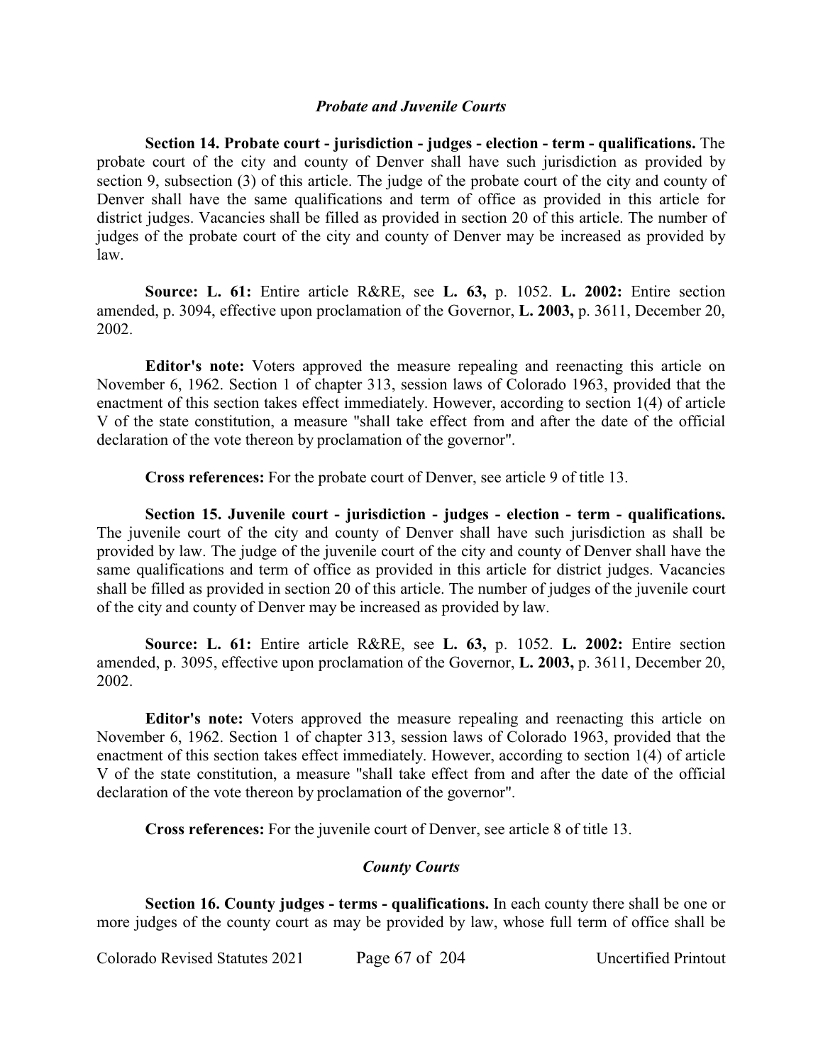### *Probate and Juvenile Courts*

**Section 14. Probate court - jurisdiction - judges - election - term - qualifications.** The probate court of the city and county of Denver shall have such jurisdiction as provided by section 9, subsection (3) of this article. The judge of the probate court of the city and county of Denver shall have the same qualifications and term of office as provided in this article for district judges. Vacancies shall be filled as provided in section 20 of this article. The number of judges of the probate court of the city and county of Denver may be increased as provided by law.

**Source: L. 61:** Entire article R&RE, see **L. 63,** p. 1052. **L. 2002:** Entire section amended, p. 3094, effective upon proclamation of the Governor, **L. 2003,** p. 3611, December 20, 2002.

**Editor's note:** Voters approved the measure repealing and reenacting this article on November 6, 1962. Section 1 of chapter 313, session laws of Colorado 1963, provided that the enactment of this section takes effect immediately. However, according to section 1(4) of article V of the state constitution, a measure "shall take effect from and after the date of the official declaration of the vote thereon by proclamation of the governor".

**Cross references:** For the probate court of Denver, see article 9 of title 13.

**Section 15. Juvenile court - jurisdiction - judges - election - term - qualifications.** The juvenile court of the city and county of Denver shall have such jurisdiction as shall be provided by law. The judge of the juvenile court of the city and county of Denver shall have the same qualifications and term of office as provided in this article for district judges. Vacancies shall be filled as provided in section 20 of this article. The number of judges of the juvenile court of the city and county of Denver may be increased as provided by law.

**Source: L. 61:** Entire article R&RE, see **L. 63,** p. 1052. **L. 2002:** Entire section amended, p. 3095, effective upon proclamation of the Governor, **L. 2003,** p. 3611, December 20, 2002.

**Editor's note:** Voters approved the measure repealing and reenacting this article on November 6, 1962. Section 1 of chapter 313, session laws of Colorado 1963, provided that the enactment of this section takes effect immediately. However, according to section 1(4) of article V of the state constitution, a measure "shall take effect from and after the date of the official declaration of the vote thereon by proclamation of the governor".

**Cross references:** For the juvenile court of Denver, see article 8 of title 13.

### *County Courts*

**Section 16. County judges - terms - qualifications.** In each county there shall be one or more judges of the county court as may be provided by law, whose full term of office shall be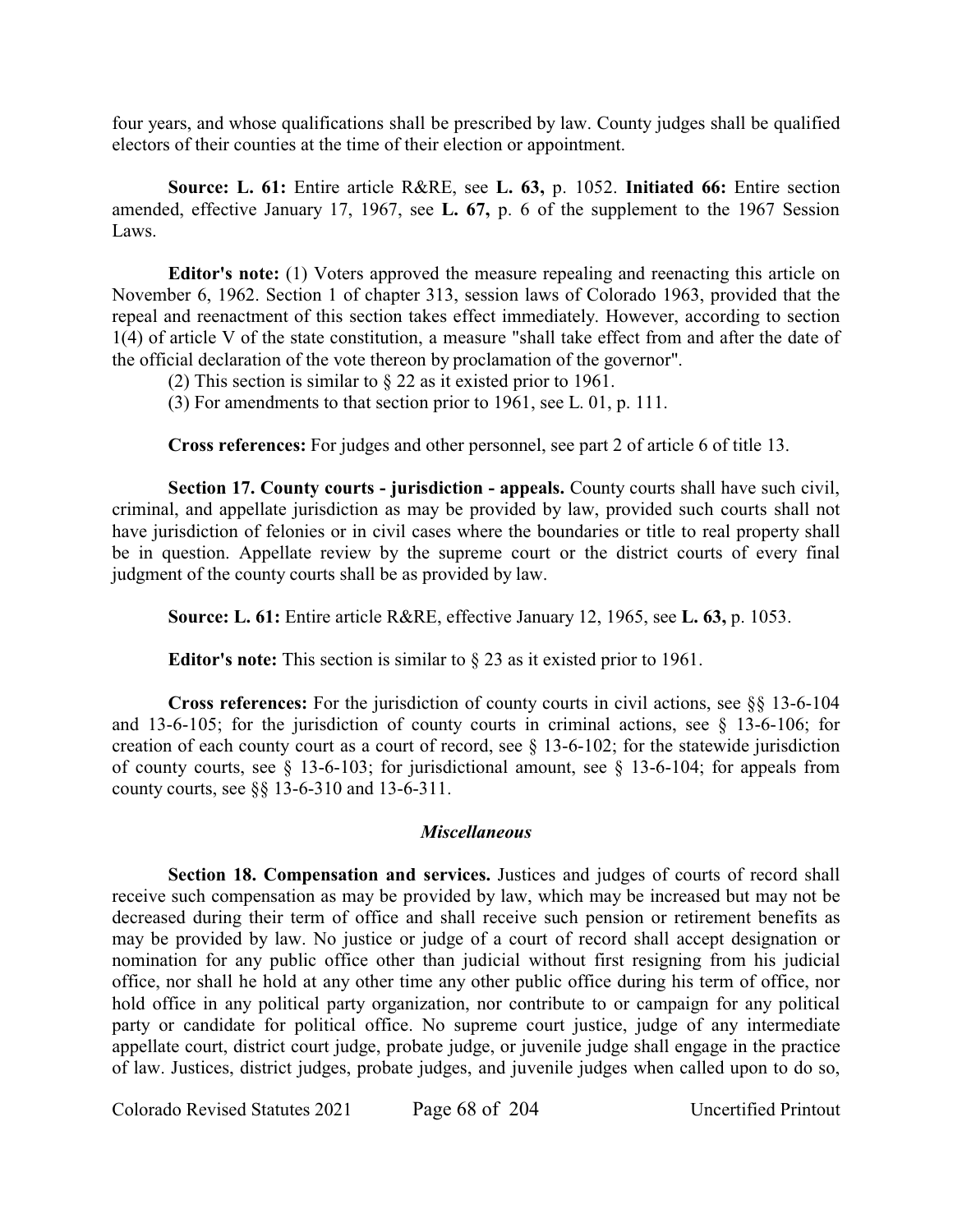four years, and whose qualifications shall be prescribed by law. County judges shall be qualified electors of their counties at the time of their election or appointment.

**Source: L. 61:** Entire article R&RE, see **L. 63,** p. 1052. **Initiated 66:** Entire section amended, effective January 17, 1967, see **L. 67,** p. 6 of the supplement to the 1967 Session Laws.

**Editor's note:** (1) Voters approved the measure repealing and reenacting this article on November 6, 1962. Section 1 of chapter 313, session laws of Colorado 1963, provided that the repeal and reenactment of this section takes effect immediately. However, according to section 1(4) of article V of the state constitution, a measure "shall take effect from and after the date of the official declaration of the vote thereon by proclamation of the governor".

(2) This section is similar to § 22 as it existed prior to 1961.

(3) For amendments to that section prior to 1961, see L. 01, p. 111.

**Cross references:** For judges and other personnel, see part 2 of article 6 of title 13.

**Section 17. County courts - jurisdiction - appeals.** County courts shall have such civil, criminal, and appellate jurisdiction as may be provided by law, provided such courts shall not have jurisdiction of felonies or in civil cases where the boundaries or title to real property shall be in question. Appellate review by the supreme court or the district courts of every final judgment of the county courts shall be as provided by law.

**Source: L. 61:** Entire article R&RE, effective January 12, 1965, see **L. 63,** p. 1053.

**Editor's note:** This section is similar to § 23 as it existed prior to 1961.

**Cross references:** For the jurisdiction of county courts in civil actions, see §§ 13-6-104 and 13-6-105; for the jurisdiction of county courts in criminal actions, see § 13-6-106; for creation of each county court as a court of record, see § 13-6-102; for the statewide jurisdiction of county courts, see § 13-6-103; for jurisdictional amount, see § 13-6-104; for appeals from county courts, see §§ 13-6-310 and 13-6-311.

### *Miscellaneous*

**Section 18. Compensation and services.** Justices and judges of courts of record shall receive such compensation as may be provided by law, which may be increased but may not be decreased during their term of office and shall receive such pension or retirement benefits as may be provided by law. No justice or judge of a court of record shall accept designation or nomination for any public office other than judicial without first resigning from his judicial office, nor shall he hold at any other time any other public office during his term of office, nor hold office in any political party organization, nor contribute to or campaign for any political party or candidate for political office. No supreme court justice, judge of any intermediate appellate court, district court judge, probate judge, or juvenile judge shall engage in the practice of law. Justices, district judges, probate judges, and juvenile judges when called upon to do so,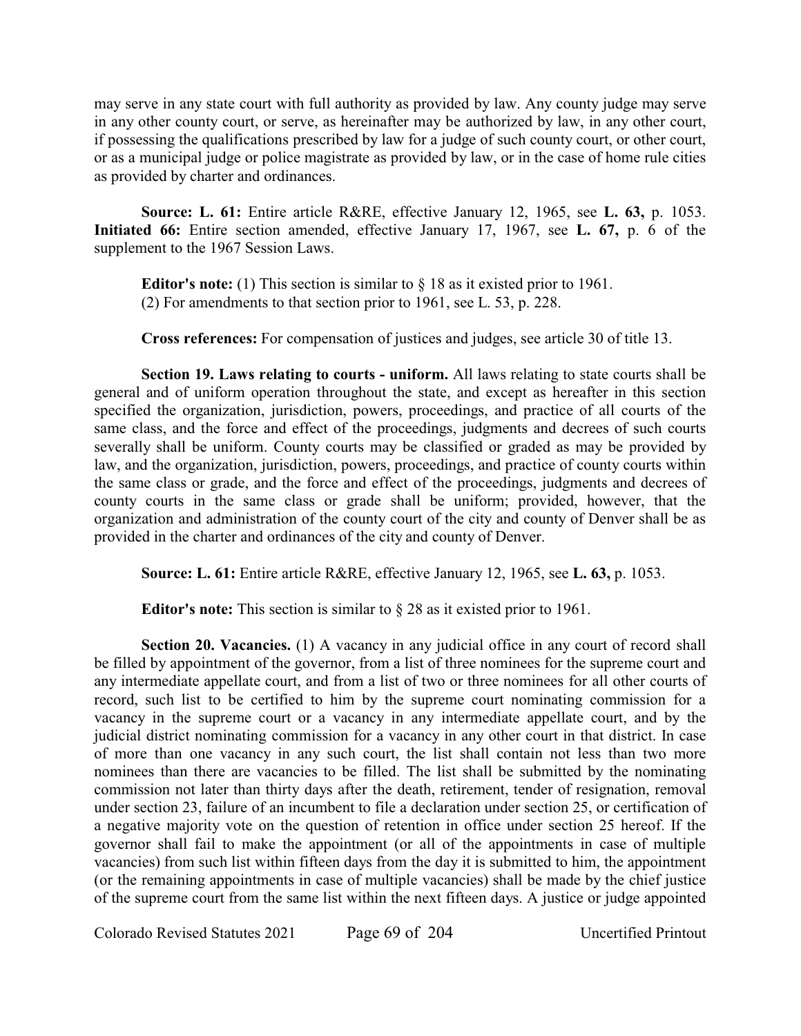may serve in any state court with full authority as provided by law. Any county judge may serve in any other county court, or serve, as hereinafter may be authorized by law, in any other court, if possessing the qualifications prescribed by law for a judge of such county court, or other court, or as a municipal judge or police magistrate as provided by law, or in the case of home rule cities as provided by charter and ordinances.

**Source: L. 61:** Entire article R&RE, effective January 12, 1965, see **L. 63,** p. 1053. **Initiated 66:** Entire section amended, effective January 17, 1967, see **L. 67,** p. 6 of the supplement to the 1967 Session Laws.

**Editor's note:** (1) This section is similar to § 18 as it existed prior to 1961.
(2) For amendments to that section prior to 1961, see L. 53, p. 228.

**Cross references:** For compensation of justices and judges, see article 30 of title 13.

**Section 19. Laws relating to courts - uniform.** All laws relating to state courts shall be general and of uniform operation throughout the state, and except as hereafter in this section specified the organization, jurisdiction, powers, proceedings, and practice of all courts of the same class, and the force and effect of the proceedings, judgments and decrees of such courts severally shall be uniform. County courts may be classified or graded as may be provided by law, and the organization, jurisdiction, powers, proceedings, and practice of county courts within the same class or grade, and the force and effect of the proceedings, judgments and decrees of county courts in the same class or grade shall be uniform; provided, however, that the organization and administration of the county court of the city and county of Denver shall be as provided in the charter and ordinances of the city and county of Denver.

**Source: L. 61:** Entire article R&RE, effective January 12, 1965, see **L. 63,** p. 1053.

**Editor's note:** This section is similar to § 28 as it existed prior to 1961.

**Section 20. Vacancies.** (1) A vacancy in any judicial office in any court of record shall be filled by appointment of the governor, from a list of three nominees for the supreme court and any intermediate appellate court, and from a list of two or three nominees for all other courts of record, such list to be certified to him by the supreme court nominating commission for a vacancy in the supreme court or a vacancy in any intermediate appellate court, and by the judicial district nominating commission for a vacancy in any other court in that district. In case of more than one vacancy in any such court, the list shall contain not less than two more nominees than there are vacancies to be filled. The list shall be submitted by the nominating commission not later than thirty days after the death, retirement, tender of resignation, removal under section 23, failure of an incumbent to file a declaration under section 25, or certification of a negative majority vote on the question of retention in office under section 25 hereof. If the governor shall fail to make the appointment (or all of the appointments in case of multiple vacancies) from such list within fifteen days from the day it is submitted to him, the appointment (or the remaining appointments in case of multiple vacancies) shall be made by the chief justice of the supreme court from the same list within the next fifteen days. A justice or judge appointed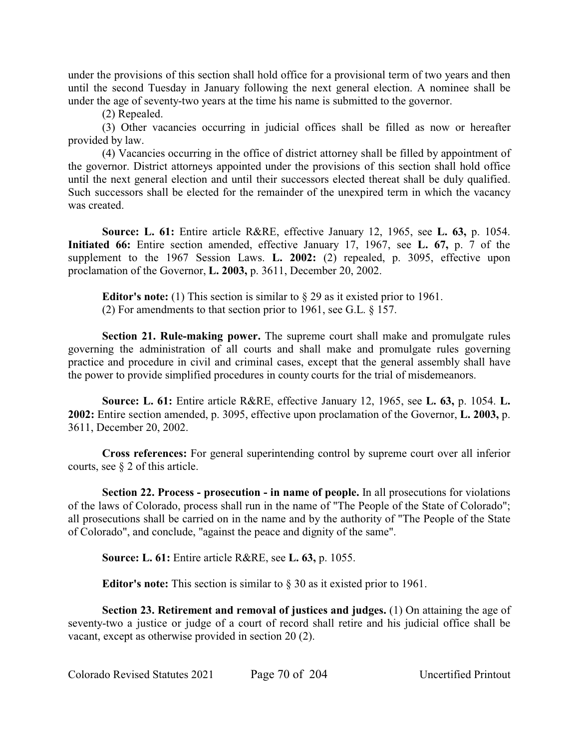under the provisions of this section shall hold office for a provisional term of two years and then until the second Tuesday in January following the next general election. A nominee shall be under the age of seventy-two years at the time his name is submitted to the governor.

(2) Repealed.

(3) Other vacancies occurring in judicial offices shall be filled as now or hereafter provided by law.

(4) Vacancies occurring in the office of district attorney shall be filled by appointment of the governor. District attorneys appointed under the provisions of this section shall hold office until the next general election and until their successors elected thereat shall be duly qualified. Such successors shall be elected for the remainder of the unexpired term in which the vacancy was created.

**Source: L. 61:** Entire article R&RE, effective January 12, 1965, see **L. 63,** p. 1054. **Initiated 66:** Entire section amended, effective January 17, 1967, see **L. 67,** p. 7 of the supplement to the 1967 Session Laws. **L. 2002:** (2) repealed, p. 3095, effective upon proclamation of the Governor, **L. 2003,** p. 3611, December 20, 2002.

**Editor's note:** (1) This section is similar to § 29 as it existed prior to 1961.
(2) For amendments to that section prior to 1961, see G.L. § 157.

**Section 21. Rule-making power.** The supreme court shall make and promulgate rules governing the administration of all courts and shall make and promulgate rules governing practice and procedure in civil and criminal cases, except that the general assembly shall have the power to provide simplified procedures in county courts for the trial of misdemeanors.

**Source: L. 61:** Entire article R&RE, effective January 12, 1965, see **L. 63,** p. 1054. **L. 2002:** Entire section amended, p. 3095, effective upon proclamation of the Governor, **L. 2003,** p. 3611, December 20, 2002.

**Cross references:** For general superintending control by supreme court over all inferior courts, see § 2 of this article.

**Section 22. Process - prosecution - in name of people.** In all prosecutions for violations of the laws of Colorado, process shall run in the name of "The People of the State of Colorado"; all prosecutions shall be carried on in the name and by the authority of "The People of the State of Colorado", and conclude, "against the peace and dignity of the same".

**Source: L. 61:** Entire article R&RE, see **L. 63,** p. 1055.

**Editor's note:** This section is similar to § 30 as it existed prior to 1961.

**Section 23. Retirement and removal of justices and judges.** (1) On attaining the age of seventy-two a justice or judge of a court of record shall retire and his judicial office shall be vacant, except as otherwise provided in section 20 (2).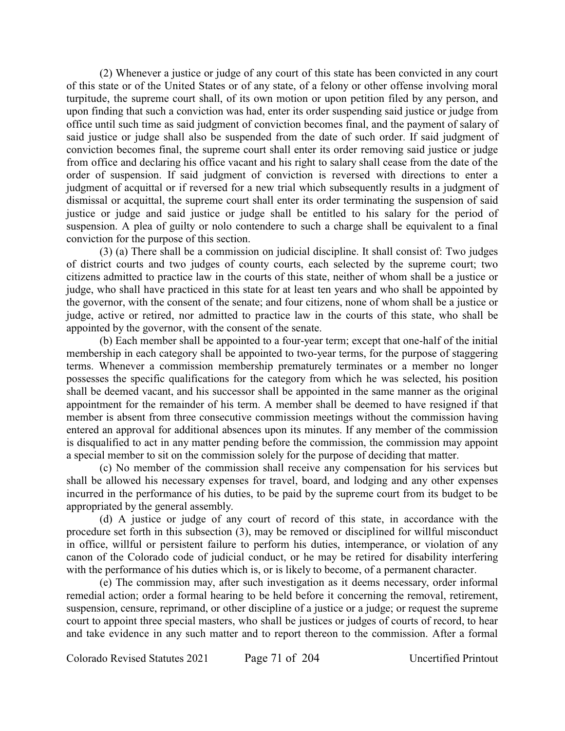(2) Whenever a justice or judge of any court of this state has been convicted in any court of this state or of the United States or of any state, of a felony or other offense involving moral turpitude, the supreme court shall, of its own motion or upon petition filed by any person, and upon finding that such a conviction was had, enter its order suspending said justice or judge from office until such time as said judgment of conviction becomes final, and the payment of salary of said justice or judge shall also be suspended from the date of such order. If said judgment of conviction becomes final, the supreme court shall enter its order removing said justice or judge from office and declaring his office vacant and his right to salary shall cease from the date of the order of suspension. If said judgment of conviction is reversed with directions to enter a judgment of acquittal or if reversed for a new trial which subsequently results in a judgment of dismissal or acquittal, the supreme court shall enter its order terminating the suspension of said justice or judge and said justice or judge shall be entitled to his salary for the period of suspension. A plea of guilty or nolo contendere to such a charge shall be equivalent to a final conviction for the purpose of this section.

(3) (a) There shall be a commission on judicial discipline. It shall consist of: Two judges of district courts and two judges of county courts, each selected by the supreme court; two citizens admitted to practice law in the courts of this state, neither of whom shall be a justice or judge, who shall have practiced in this state for at least ten years and who shall be appointed by the governor, with the consent of the senate; and four citizens, none of whom shall be a justice or judge, active or retired, nor admitted to practice law in the courts of this state, who shall be appointed by the governor, with the consent of the senate.

(b) Each member shall be appointed to a four-year term; except that one-half of the initial membership in each category shall be appointed to two-year terms, for the purpose of staggering terms. Whenever a commission membership prematurely terminates or a member no longer possesses the specific qualifications for the category from which he was selected, his position shall be deemed vacant, and his successor shall be appointed in the same manner as the original appointment for the remainder of his term. A member shall be deemed to have resigned if that member is absent from three consecutive commission meetings without the commission having entered an approval for additional absences upon its minutes. If any member of the commission is disqualified to act in any matter pending before the commission, the commission may appoint a special member to sit on the commission solely for the purpose of deciding that matter.

(c) No member of the commission shall receive any compensation for his services but shall be allowed his necessary expenses for travel, board, and lodging and any other expenses incurred in the performance of his duties, to be paid by the supreme court from its budget to be appropriated by the general assembly.

(d) A justice or judge of any court of record of this state, in accordance with the procedure set forth in this subsection (3), may be removed or disciplined for willful misconduct in office, willful or persistent failure to perform his duties, intemperance, or violation of any canon of the Colorado code of judicial conduct, or he may be retired for disability interfering with the performance of his duties which is, or is likely to become, of a permanent character.

(e) The commission may, after such investigation as it deems necessary, order informal remedial action; order a formal hearing to be held before it concerning the removal, retirement, suspension, censure, reprimand, or other discipline of a justice or a judge; or request the supreme court to appoint three special masters, who shall be justices or judges of courts of record, to hear and take evidence in any such matter and to report thereon to the commission. After a formal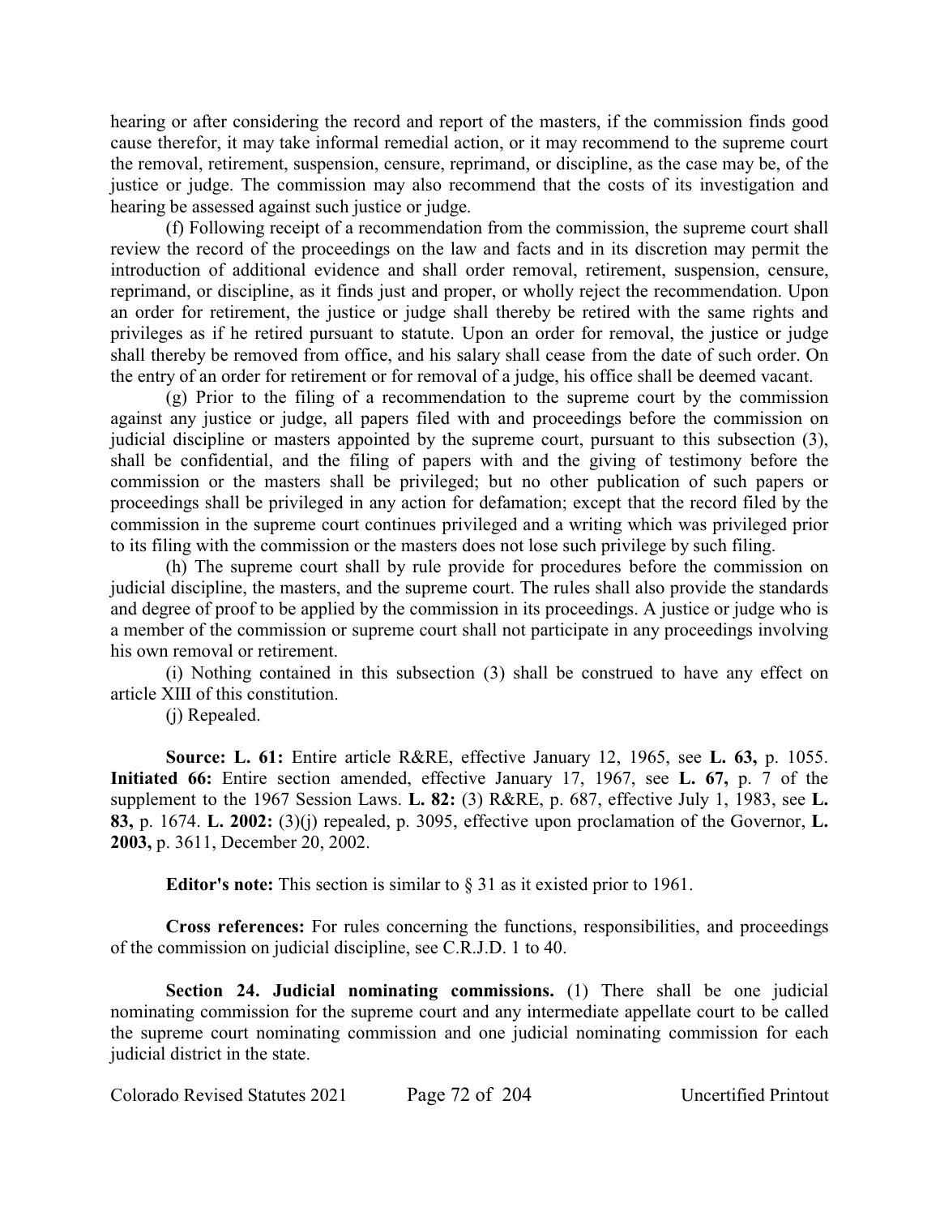hearing or after considering the record and report of the masters, if the commission finds good cause therefor, it may take informal remedial action, or it may recommend to the supreme court the removal, retirement, suspension, censure, reprimand, or discipline, as the case may be, of the justice or judge. The commission may also recommend that the costs of its investigation and hearing be assessed against such justice or judge.

(f) Following receipt of a recommendation from the commission, the supreme court shall review the record of the proceedings on the law and facts and in its discretion may permit the introduction of additional evidence and shall order removal, retirement, suspension, censure, reprimand, or discipline, as it finds just and proper, or wholly reject the recommendation. Upon an order for retirement, the justice or judge shall thereby be retired with the same rights and privileges as if he retired pursuant to statute. Upon an order for removal, the justice or judge shall thereby be removed from office, and his salary shall cease from the date of such order. On the entry of an order for retirement or for removal of a judge, his office shall be deemed vacant.

(g) Prior to the filing of a recommendation to the supreme court by the commission against any justice or judge, all papers filed with and proceedings before the commission on judicial discipline or masters appointed by the supreme court, pursuant to this subsection (3), shall be confidential, and the filing of papers with and the giving of testimony before the commission or the masters shall be privileged; but no other publication of such papers or proceedings shall be privileged in any action for defamation; except that the record filed by the commission in the supreme court continues privileged and a writing which was privileged prior to its filing with the commission or the masters does not lose such privilege by such filing.

(h) The supreme court shall by rule provide for procedures before the commission on judicial discipline, the masters, and the supreme court. The rules shall also provide the standards and degree of proof to be applied by the commission in its proceedings. A justice or judge who is a member of the commission or supreme court shall not participate in any proceedings involving his own removal or retirement.

(i) Nothing contained in this subsection (3) shall be construed to have any effect on article XIII of this constitution.

(j) Repealed.

**Source: L. 61:** Entire article R&RE, effective January 12, 1965, see **L. 63,** p. 1055. **Initiated 66:** Entire section amended, effective January 17, 1967, see **L. 67,** p. 7 of the supplement to the 1967 Session Laws. **L. 82:** (3) R&RE, p. 687, effective July 1, 1983, see **L. 83,** p. 1674. **L. 2002:** (3)(j) repealed, p. 3095, effective upon proclamation of the Governor, **L. 2003,** p. 3611, December 20, 2002.

**Editor's note:** This section is similar to § 31 as it existed prior to 1961.

**Cross references:** For rules concerning the functions, responsibilities, and proceedings of the commission on judicial discipline, see C.R.J.D. 1 to 40.

**Section 24. Judicial nominating commissions.** (1) There shall be one judicial nominating commission for the supreme court and any intermediate appellate court to be called the supreme court nominating commission and one judicial nominating commission for each judicial district in the state.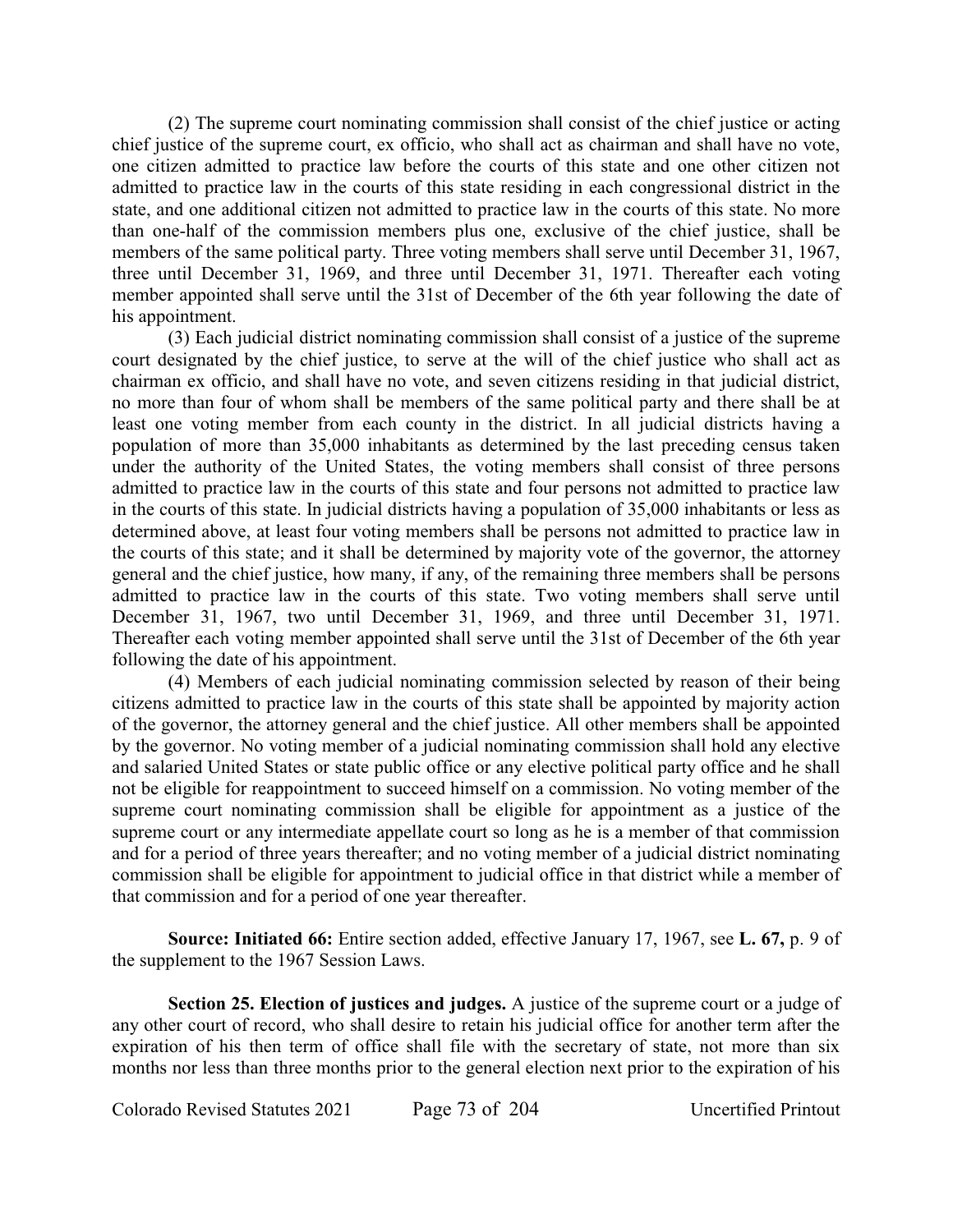(2) The supreme court nominating commission shall consist of the chief justice or acting chief justice of the supreme court, ex officio, who shall act as chairman and shall have no vote, one citizen admitted to practice law before the courts of this state and one other citizen not admitted to practice law in the courts of this state residing in each congressional district in the state, and one additional citizen not admitted to practice law in the courts of this state. No more than one-half of the commission members plus one, exclusive of the chief justice, shall be members of the same political party. Three voting members shall serve until December 31, 1967, three until December 31, 1969, and three until December 31, 1971. Thereafter each voting member appointed shall serve until the 31st of December of the 6th year following the date of his appointment.

(3) Each judicial district nominating commission shall consist of a justice of the supreme court designated by the chief justice, to serve at the will of the chief justice who shall act as chairman ex officio, and shall have no vote, and seven citizens residing in that judicial district, no more than four of whom shall be members of the same political party and there shall be at least one voting member from each county in the district. In all judicial districts having a population of more than 35,000 inhabitants as determined by the last preceding census taken under the authority of the United States, the voting members shall consist of three persons admitted to practice law in the courts of this state and four persons not admitted to practice law in the courts of this state. In judicial districts having a population of 35,000 inhabitants or less as determined above, at least four voting members shall be persons not admitted to practice law in the courts of this state; and it shall be determined by majority vote of the governor, the attorney general and the chief justice, how many, if any, of the remaining three members shall be persons admitted to practice law in the courts of this state. Two voting members shall serve until December 31, 1967, two until December 31, 1969, and three until December 31, 1971. Thereafter each voting member appointed shall serve until the 31st of December of the 6th year following the date of his appointment.

(4) Members of each judicial nominating commission selected by reason of their being citizens admitted to practice law in the courts of this state shall be appointed by majority action of the governor, the attorney general and the chief justice. All other members shall be appointed by the governor. No voting member of a judicial nominating commission shall hold any elective and salaried United States or state public office or any elective political party office and he shall not be eligible for reappointment to succeed himself on a commission. No voting member of the supreme court nominating commission shall be eligible for appointment as a justice of the supreme court or any intermediate appellate court so long as he is a member of that commission and for a period of three years thereafter; and no voting member of a judicial district nominating commission shall be eligible for appointment to judicial office in that district while a member of that commission and for a period of one year thereafter.

**Source: Initiated 66:** Entire section added, effective January 17, 1967, see **L. 67,** p. 9 of the supplement to the 1967 Session Laws.

**Section 25. Election of justices and judges.** A justice of the supreme court or a judge of any other court of record, who shall desire to retain his judicial office for another term after the expiration of his then term of office shall file with the secretary of state, not more than six months nor less than three months prior to the general election next prior to the expiration of his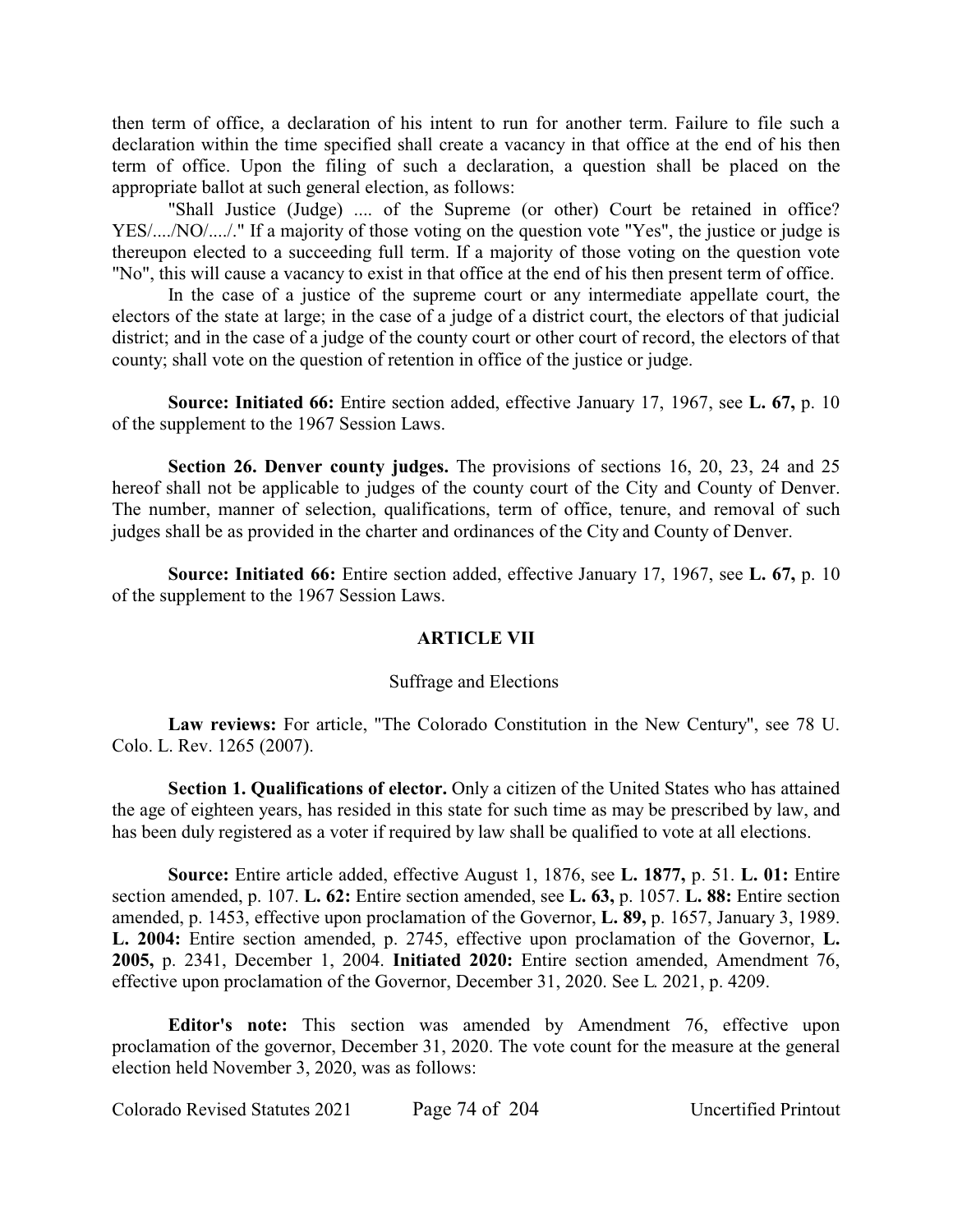then term of office, a declaration of his intent to run for another term. Failure to file such a declaration within the time specified shall create a vacancy in that office at the end of his then term of office. Upon the filing of such a declaration, a question shall be placed on the appropriate ballot at such general election, as follows:

"Shall Justice (Judge) .... of the Supreme (or other) Court be retained in office? YES/..../NO/..../." If a majority of those voting on the question vote "Yes", the justice or judge is thereupon elected to a succeeding full term. If a majority of those voting on the question vote "No", this will cause a vacancy to exist in that office at the end of his then present term of office.

In the case of a justice of the supreme court or any intermediate appellate court, the electors of the state at large; in the case of a judge of a district court, the electors of that judicial district; and in the case of a judge of the county court or other court of record, the electors of that county; shall vote on the question of retention in office of the justice or judge.

**Source: Initiated 66:** Entire section added, effective January 17, 1967, see **L. 67,** p. 10 of the supplement to the 1967 Session Laws.

**Section 26. Denver county judges.** The provisions of sections 16, 20, 23, 24 and 25 hereof shall not be applicable to judges of the county court of the City and County of Denver. The number, manner of selection, qualifications, term of office, tenure, and removal of such judges shall be as provided in the charter and ordinances of the City and County of Denver.

**Source: Initiated 66:** Entire section added, effective January 17, 1967, see **L. 67,** p. 10 of the supplement to the 1967 Session Laws.

## ARTICLE VII

### Suffrage and Elections

**Law reviews:** For article, "The Colorado Constitution in the New Century", see 78 U. Colo. L. Rev. 1265 (2007).

**Section 1. Qualifications of elector.** Only a citizen of the United States who has attained the age of eighteen years, has resided in this state for such time as may be prescribed by law, and has been duly registered as a voter if required by law shall be qualified to vote at all elections.

**Source:** Entire article added, effective August 1, 1876, see **L. 1877,** p. 51. **L. 01:** Entire section amended, p. 107. **L. 62:** Entire section amended, see **L. 63,** p. 1057. **L. 88:** Entire section amended, p. 1453, effective upon proclamation of the Governor, **L. 89,** p. 1657, January 3, 1989. **L. 2004:** Entire section amended, p. 2745, effective upon proclamation of the Governor, **L. 2005,** p. 2341, December 1, 2004. **Initiated 2020:** Entire section amended, Amendment 76, effective upon proclamation of the Governor, December 31, 2020. See L. 2021, p. 4209.

**Editor's note:** This section was amended by Amendment 76, effective upon proclamation of the governor, December 31, 2020. The vote count for the measure at the general election held November 3, 2020, was as follows: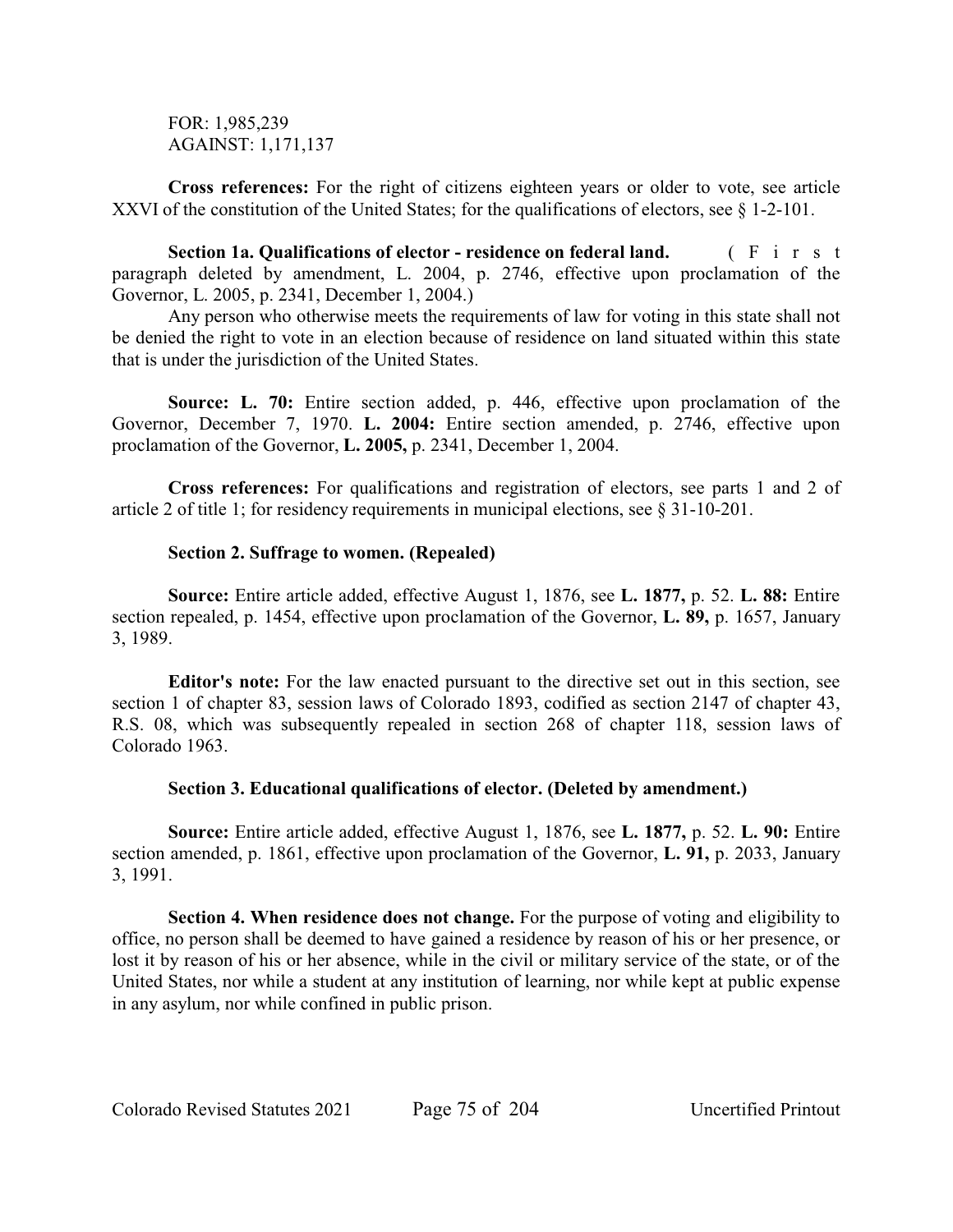FOR: 1,985,239
AGAINST: 1,171,137

**Cross references:** For the right of citizens eighteen years or older to vote, see article XXVI of the constitution of the United States; for the qualifications of electors, see § 1-2-101.

**Section 1a. Qualifications of elector - residence on federal land.** (First paragraph deleted by amendment, L. 2004, p. 2746, effective upon proclamation of the Governor, L. 2005, p. 2341, December 1, 2004.)

Any person who otherwise meets the requirements of law for voting in this state shall not be denied the right to vote in an election because of residence on land situated within this state that is under the jurisdiction of the United States.

**Source: L. 70:** Entire section added, p. 446, effective upon proclamation of the Governor, December 7, 1970. **L. 2004:** Entire section amended, p. 2746, effective upon proclamation of the Governor, **L. 2005,** p. 2341, December 1, 2004.

**Cross references:** For qualifications and registration of electors, see parts 1 and 2 of article 2 of title 1; for residency requirements in municipal elections, see § 31-10-201.

**Section 2. Suffrage to women. (Repealed)**

**Source:** Entire article added, effective August 1, 1876, see **L. 1877,** p. 52. **L. 88:** Entire section repealed, p. 1454, effective upon proclamation of the Governor, **L. 89,** p. 1657, January 3, 1989.

**Editor's note:** For the law enacted pursuant to the directive set out in this section, see section 1 of chapter 83, session laws of Colorado 1893, codified as section 2147 of chapter 43, R.S. 08, which was subsequently repealed in section 268 of chapter 118, session laws of Colorado 1963.

**Section 3. Educational qualifications of elector. (Deleted by amendment.)**

**Source:** Entire article added, effective August 1, 1876, see **L. 1877,** p. 52. **L. 90:** Entire section amended, p. 1861, effective upon proclamation of the Governor, **L. 91,** p. 2033, January 3, 1991.

**Section 4. When residence does not change.** For the purpose of voting and eligibility to office, no person shall be deemed to have gained a residence by reason of his or her presence, or lost it by reason of his or her absence, while in the civil or military service of the state, or of the United States, nor while a student at any institution of learning, nor while kept at public expense in any asylum, nor while confined in public prison.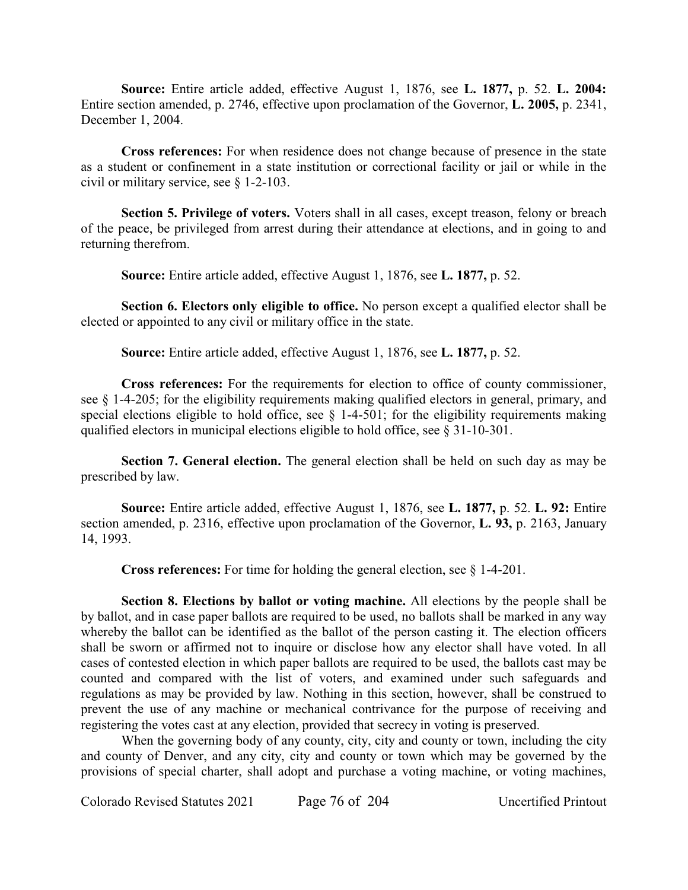**Source:** Entire article added, effective August 1, 1876, see **L. 1877,** p. 52. **L. 2004:** Entire section amended, p. 2746, effective upon proclamation of the Governor, **L. 2005,** p. 2341, December 1, 2004.

**Cross references:** For when residence does not change because of presence in the state as a student or confinement in a state institution or correctional facility or jail or while in the civil or military service, see § 1-2-103.

**Section 5. Privilege of voters.** Voters shall in all cases, except treason, felony or breach of the peace, be privileged from arrest during their attendance at elections, and in going to and returning therefrom.

**Source:** Entire article added, effective August 1, 1876, see **L. 1877,** p. 52.

**Section 6. Electors only eligible to office.** No person except a qualified elector shall be elected or appointed to any civil or military office in the state.

**Source:** Entire article added, effective August 1, 1876, see **L. 1877,** p. 52.

**Cross references:** For the requirements for election to office of county commissioner, see § 1-4-205; for the eligibility requirements making qualified electors in general, primary, and special elections eligible to hold office, see § 1-4-501; for the eligibility requirements making qualified electors in municipal elections eligible to hold office, see § 31-10-301.

**Section 7. General election.** The general election shall be held on such day as may be prescribed by law.

**Source:** Entire article added, effective August 1, 1876, see **L. 1877,** p. 52. **L. 92:** Entire section amended, p. 2316, effective upon proclamation of the Governor, **L. 93,** p. 2163, January 14, 1993.

**Cross references:** For time for holding the general election, see § 1-4-201.

**Section 8. Elections by ballot or voting machine.** All elections by the people shall be by ballot, and in case paper ballots are required to be used, no ballots shall be marked in any way whereby the ballot can be identified as the ballot of the person casting it. The election officers shall be sworn or affirmed not to inquire or disclose how any elector shall have voted. In all cases of contested election in which paper ballots are required to be used, the ballots cast may be counted and compared with the list of voters, and examined under such safeguards and regulations as may be provided by law. Nothing in this section, however, shall be construed to prevent the use of any machine or mechanical contrivance for the purpose of receiving and registering the votes cast at any election, provided that secrecy in voting is preserved.

When the governing body of any county, city, city and county or town, including the city and county of Denver, and any city, city and county or town which may be governed by the provisions of special charter, shall adopt and purchase a voting machine, or voting machines,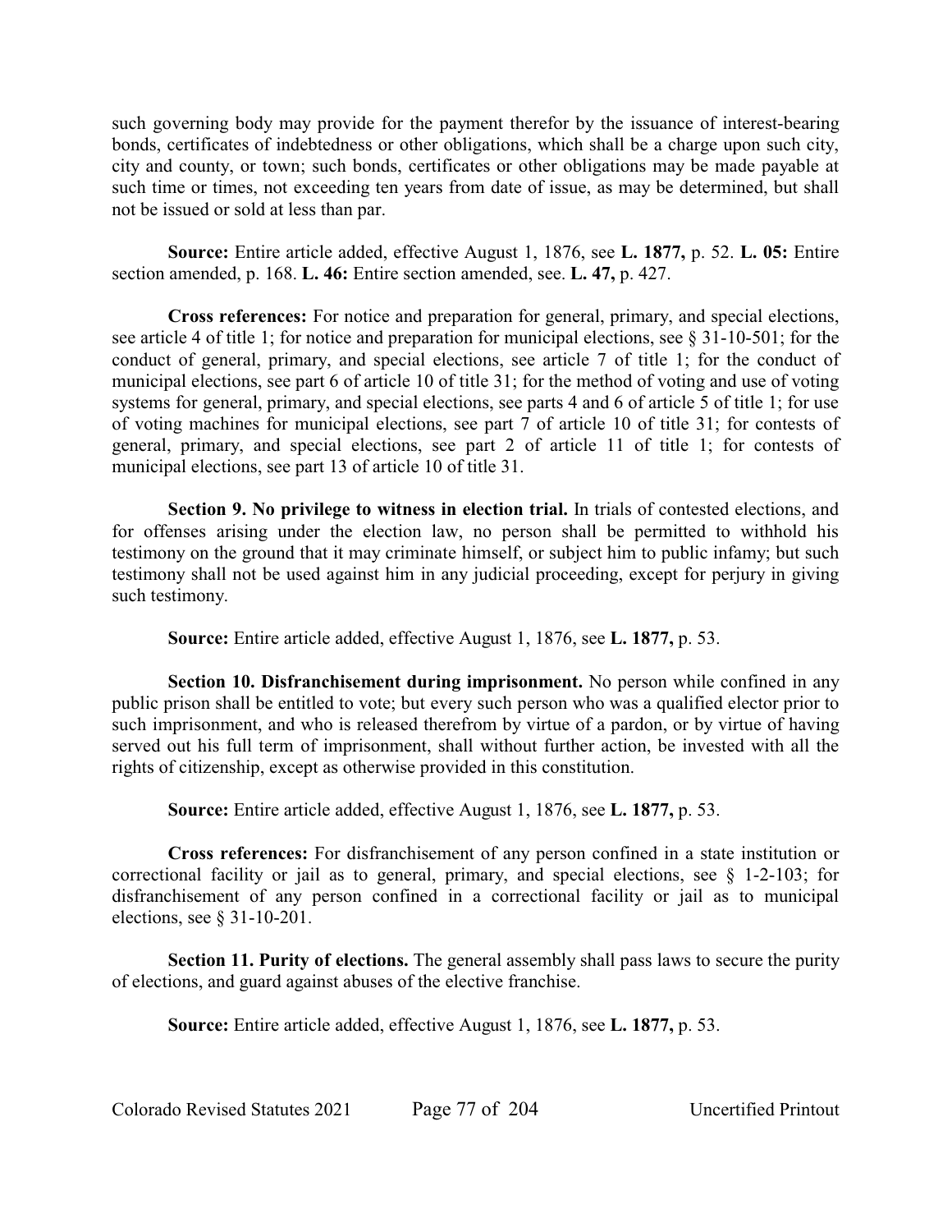such governing body may provide for the payment therefor by the issuance of interest-bearing bonds, certificates of indebtedness or other obligations, which shall be a charge upon such city, city and county, or town; such bonds, certificates or other obligations may be made payable at such time or times, not exceeding ten years from date of issue, as may be determined, but shall not be issued or sold at less than par.

**Source:** Entire article added, effective August 1, 1876, see **L. 1877,** p. 52. **L. 05:** Entire section amended, p. 168. **L. 46:** Entire section amended, see. **L. 47,** p. 427.

**Cross references:** For notice and preparation for general, primary, and special elections, see article 4 of title 1; for notice and preparation for municipal elections, see § 31-10-501; for the conduct of general, primary, and special elections, see article 7 of title 1; for the conduct of municipal elections, see part 6 of article 10 of title 31; for the method of voting and use of voting systems for general, primary, and special elections, see parts 4 and 6 of article 5 of title 1; for use of voting machines for municipal elections, see part 7 of article 10 of title 31; for contests of general, primary, and special elections, see part 2 of article 11 of title 1; for contests of municipal elections, see part 13 of article 10 of title 31.

**Section 9. No privilege to witness in election trial.** In trials of contested elections, and for offenses arising under the election law, no person shall be permitted to withhold his testimony on the ground that it may criminate himself, or subject him to public infamy; but such testimony shall not be used against him in any judicial proceeding, except for perjury in giving such testimony.

**Source:** Entire article added, effective August 1, 1876, see **L. 1877,** p. 53.

**Section 10. Disfranchisement during imprisonment.** No person while confined in any public prison shall be entitled to vote; but every such person who was a qualified elector prior to such imprisonment, and who is released therefrom by virtue of a pardon, or by virtue of having served out his full term of imprisonment, shall without further action, be invested with all the rights of citizenship, except as otherwise provided in this constitution.

**Source:** Entire article added, effective August 1, 1876, see **L. 1877,** p. 53.

**Cross references:** For disfranchisement of any person confined in a state institution or correctional facility or jail as to general, primary, and special elections, see § 1-2-103; for disfranchisement of any person confined in a correctional facility or jail as to municipal elections, see § 31-10-201.

**Section 11. Purity of elections.** The general assembly shall pass laws to secure the purity of elections, and guard against abuses of the elective franchise.

**Source:** Entire article added, effective August 1, 1876, see **L. 1877,** p. 53.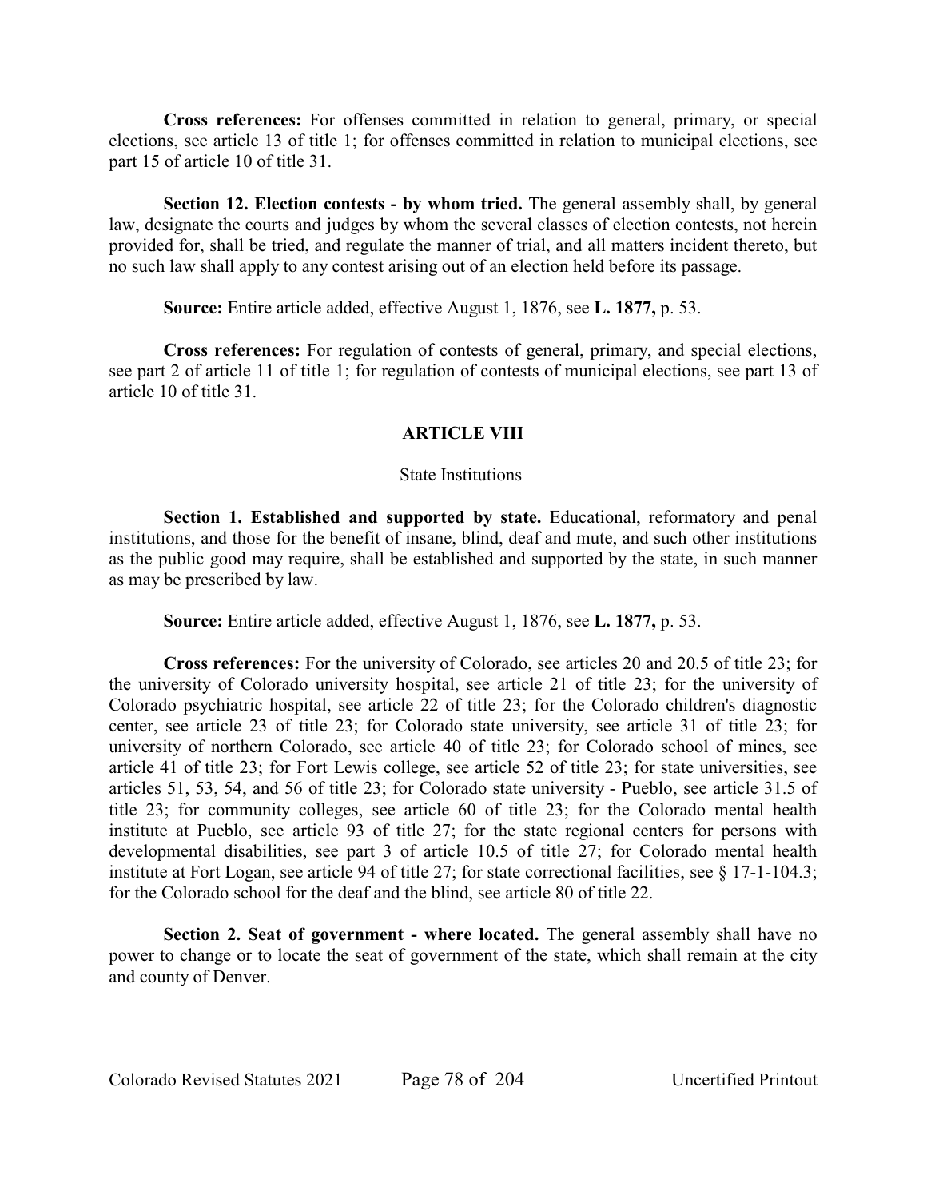**Cross references:** For offenses committed in relation to general, primary, or special elections, see article 13 of title 1; for offenses committed in relation to municipal elections, see part 15 of article 10 of title 31.

**Section 12. Election contests - by whom tried.** The general assembly shall, by general law, designate the courts and judges by whom the several classes of election contests, not herein provided for, shall be tried, and regulate the manner of trial, and all matters incident thereto, but no such law shall apply to any contest arising out of an election held before its passage.

**Source:** Entire article added, effective August 1, 1876, see **L. 1877,** p. 53.

**Cross references:** For regulation of contests of general, primary, and special elections, see part 2 of article 11 of title 1; for regulation of contests of municipal elections, see part 13 of article 10 of title 31.

## ARTICLE VIII

### State Institutions

**Section 1. Established and supported by state.** Educational, reformatory and penal institutions, and those for the benefit of insane, blind, deaf and mute, and such other institutions as the public good may require, shall be established and supported by the state, in such manner as may be prescribed by law.

**Source:** Entire article added, effective August 1, 1876, see **L. 1877,** p. 53.

**Cross references:** For the university of Colorado, see articles 20 and 20.5 of title 23; for the university of Colorado university hospital, see article 21 of title 23; for the university of Colorado psychiatric hospital, see article 22 of title 23; for the Colorado children's diagnostic center, see article 23 of title 23; for Colorado state university, see article 31 of title 23; for university of northern Colorado, see article 40 of title 23; for Colorado school of mines, see article 41 of title 23; for Fort Lewis college, see article 52 of title 23; for state universities, see articles 51, 53, 54, and 56 of title 23; for Colorado state university - Pueblo, see article 31.5 of title 23; for community colleges, see article 60 of title 23; for the Colorado mental health institute at Pueblo, see article 93 of title 27; for the state regional centers for persons with developmental disabilities, see part 3 of article 10.5 of title 27; for Colorado mental health institute at Fort Logan, see article 94 of title 27; for state correctional facilities, see § 17-1-104.3; for the Colorado school for the deaf and the blind, see article 80 of title 22.

**Section 2. Seat of government - where located.** The general assembly shall have no power to change or to locate the seat of government of the state, which shall remain at the city and county of Denver.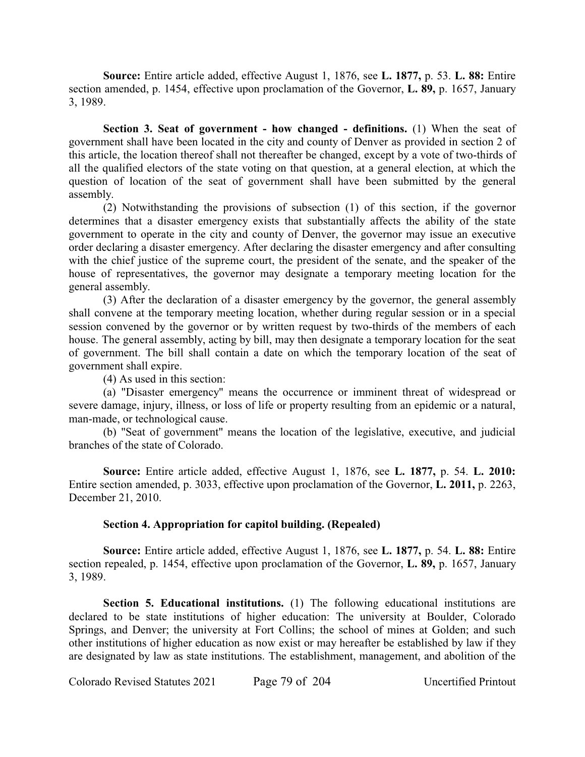**Source:** Entire article added, effective August 1, 1876, see **L. 1877,** p. 53. **L. 88:** Entire section amended, p. 1454, effective upon proclamation of the Governor, **L. 89,** p. 1657, January 3, 1989.

**Section 3. Seat of government - how changed - definitions.** (1) When the seat of government shall have been located in the city and county of Denver as provided in section 2 of this article, the location thereof shall not thereafter be changed, except by a vote of two-thirds of all the qualified electors of the state voting on that question, at a general election, at which the question of location of the seat of government shall have been submitted by the general assembly.

(2) Notwithstanding the provisions of subsection (1) of this section, if the governor determines that a disaster emergency exists that substantially affects the ability of the state government to operate in the city and county of Denver, the governor may issue an executive order declaring a disaster emergency. After declaring the disaster emergency and after consulting with the chief justice of the supreme court, the president of the senate, and the speaker of the house of representatives, the governor may designate a temporary meeting location for the general assembly.

(3) After the declaration of a disaster emergency by the governor, the general assembly shall convene at the temporary meeting location, whether during regular session or in a special session convened by the governor or by written request by two-thirds of the members of each house. The general assembly, acting by bill, may then designate a temporary location for the seat of government. The bill shall contain a date on which the temporary location of the seat of government shall expire.

(4) As used in this section:

(a) "Disaster emergency" means the occurrence or imminent threat of widespread or severe damage, injury, illness, or loss of life or property resulting from an epidemic or a natural, man-made, or technological cause.

(b) "Seat of government" means the location of the legislative, executive, and judicial branches of the state of Colorado.

**Source:** Entire article added, effective August 1, 1876, see **L. 1877,** p. 54. **L. 2010:** Entire section amended, p. 3033, effective upon proclamation of the Governor, **L. 2011,** p. 2263, December 21, 2010.

**Section 4. Appropriation for capitol building. (Repealed)**

**Source:** Entire article added, effective August 1, 1876, see **L. 1877,** p. 54. **L. 88:** Entire section repealed, p. 1454, effective upon proclamation of the Governor, **L. 89,** p. 1657, January 3, 1989.

**Section 5. Educational institutions.** (1) The following educational institutions are declared to be state institutions of higher education: The university at Boulder, Colorado Springs, and Denver; the university at Fort Collins; the school of mines at Golden; and such other institutions of higher education as now exist or may hereafter be established by law if they are designated by law as state institutions. The establishment, management, and abolition of the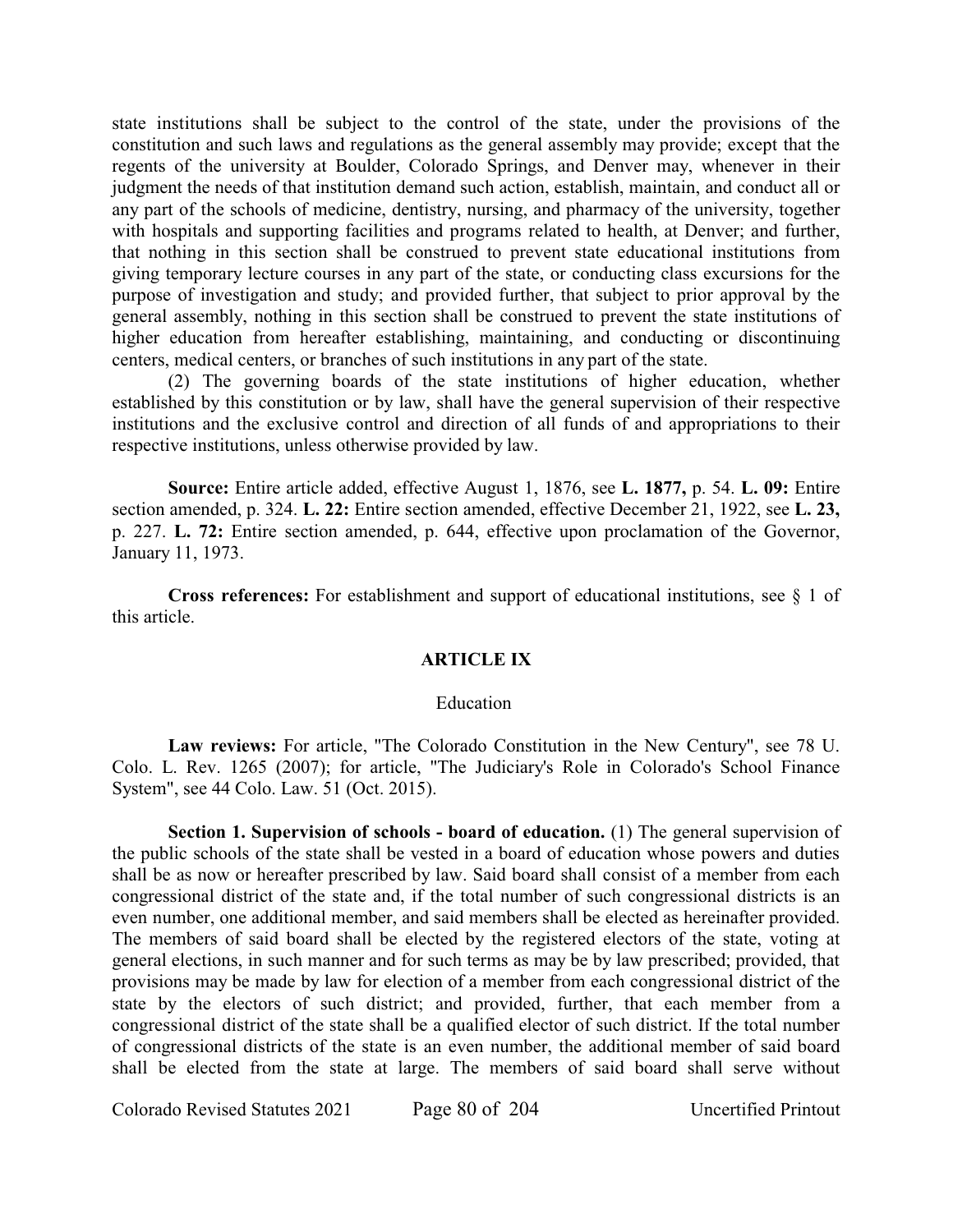state institutions shall be subject to the control of the state, under the provisions of the constitution and such laws and regulations as the general assembly may provide; except that the regents of the university at Boulder, Colorado Springs, and Denver may, whenever in their judgment the needs of that institution demand such action, establish, maintain, and conduct all or any part of the schools of medicine, dentistry, nursing, and pharmacy of the university, together with hospitals and supporting facilities and programs related to health, at Denver; and further, that nothing in this section shall be construed to prevent state educational institutions from giving temporary lecture courses in any part of the state, or conducting class excursions for the purpose of investigation and study; and provided further, that subject to prior approval by the general assembly, nothing in this section shall be construed to prevent the state institutions of higher education from hereafter establishing, maintaining, and conducting or discontinuing centers, medical centers, or branches of such institutions in any part of the state.

(2) The governing boards of the state institutions of higher education, whether established by this constitution or by law, shall have the general supervision of their respective institutions and the exclusive control and direction of all funds of and appropriations to their respective institutions, unless otherwise provided by law.

**Source:** Entire article added, effective August 1, 1876, see **L. 1877,** p. 54. **L. 09:** Entire section amended, p. 324. **L. 22:** Entire section amended, effective December 21, 1922, see **L. 23,** p. 227. **L. 72:** Entire section amended, p. 644, effective upon proclamation of the Governor, January 11, 1973.

**Cross references:** For establishment and support of educational institutions, see § 1 of this article.

## ARTICLE IX

### Education

**Law reviews:** For article, "The Colorado Constitution in the New Century", see 78 U. Colo. L. Rev. 1265 (2007); for article, "The Judiciary's Role in Colorado's School Finance System", see 44 Colo. Law. 51 (Oct. 2015).

**Section 1. Supervision of schools - board of education.** (1) The general supervision of the public schools of the state shall be vested in a board of education whose powers and duties shall be as now or hereafter prescribed by law. Said board shall consist of a member from each congressional district of the state and, if the total number of such congressional districts is an even number, one additional member, and said members shall be elected as hereinafter provided. The members of said board shall be elected by the registered electors of the state, voting at general elections, in such manner and for such terms as may be by law prescribed; provided, that provisions may be made by law for election of a member from each congressional district of the state by the electors of such district; and provided, further, that each member from a congressional district of the state shall be a qualified elector of such district. If the total number of congressional districts of the state is an even number, the additional member of said board shall be elected from the state at large. The members of said board shall serve without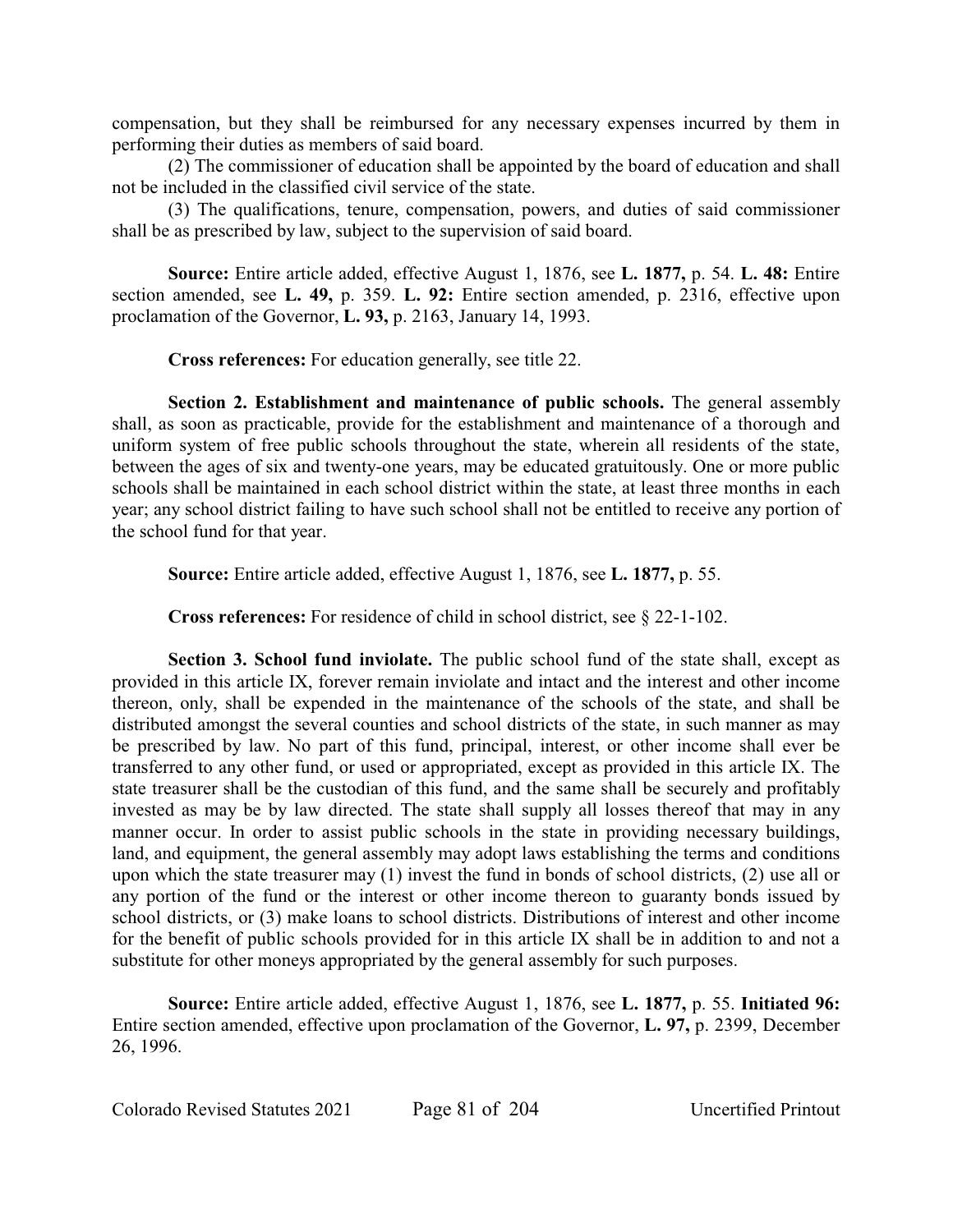compensation, but they shall be reimbursed for any necessary expenses incurred by them in performing their duties as members of said board.

(2) The commissioner of education shall be appointed by the board of education and shall not be included in the classified civil service of the state.

(3) The qualifications, tenure, compensation, powers, and duties of said commissioner shall be as prescribed by law, subject to the supervision of said board.

**Source:** Entire article added, effective August 1, 1876, see **L. 1877,** p. 54. **L. 48:** Entire section amended, see **L. 49,** p. 359. **L. 92:** Entire section amended, p. 2316, effective upon proclamation of the Governor, **L. 93,** p. 2163, January 14, 1993.

**Cross references:** For education generally, see title 22.

**Section 2. Establishment and maintenance of public schools.** The general assembly shall, as soon as practicable, provide for the establishment and maintenance of a thorough and uniform system of free public schools throughout the state, wherein all residents of the state, between the ages of six and twenty-one years, may be educated gratuitously. One or more public schools shall be maintained in each school district within the state, at least three months in each year; any school district failing to have such school shall not be entitled to receive any portion of the school fund for that year.

**Source:** Entire article added, effective August 1, 1876, see **L. 1877,** p. 55.

**Cross references:** For residence of child in school district, see § 22-1-102.

**Section 3. School fund inviolate.** The public school fund of the state shall, except as provided in this article IX, forever remain inviolate and intact and the interest and other income thereon, only, shall be expended in the maintenance of the schools of the state, and shall be distributed amongst the several counties and school districts of the state, in such manner as may be prescribed by law. No part of this fund, principal, interest, or other income shall ever be transferred to any other fund, or used or appropriated, except as provided in this article IX. The state treasurer shall be the custodian of this fund, and the same shall be securely and profitably invested as may be by law directed. The state shall supply all losses thereof that may in any manner occur. In order to assist public schools in the state in providing necessary buildings, land, and equipment, the general assembly may adopt laws establishing the terms and conditions upon which the state treasurer may (1) invest the fund in bonds of school districts, (2) use all or any portion of the fund or the interest or other income thereon to guaranty bonds issued by school districts, or (3) make loans to school districts. Distributions of interest and other income for the benefit of public schools provided for in this article IX shall be in addition to and not a substitute for other moneys appropriated by the general assembly for such purposes.

**Source:** Entire article added, effective August 1, 1876, see **L. 1877,** p. 55. **Initiated 96:** Entire section amended, effective upon proclamation of the Governor, **L. 97,** p. 2399, December 26, 1996.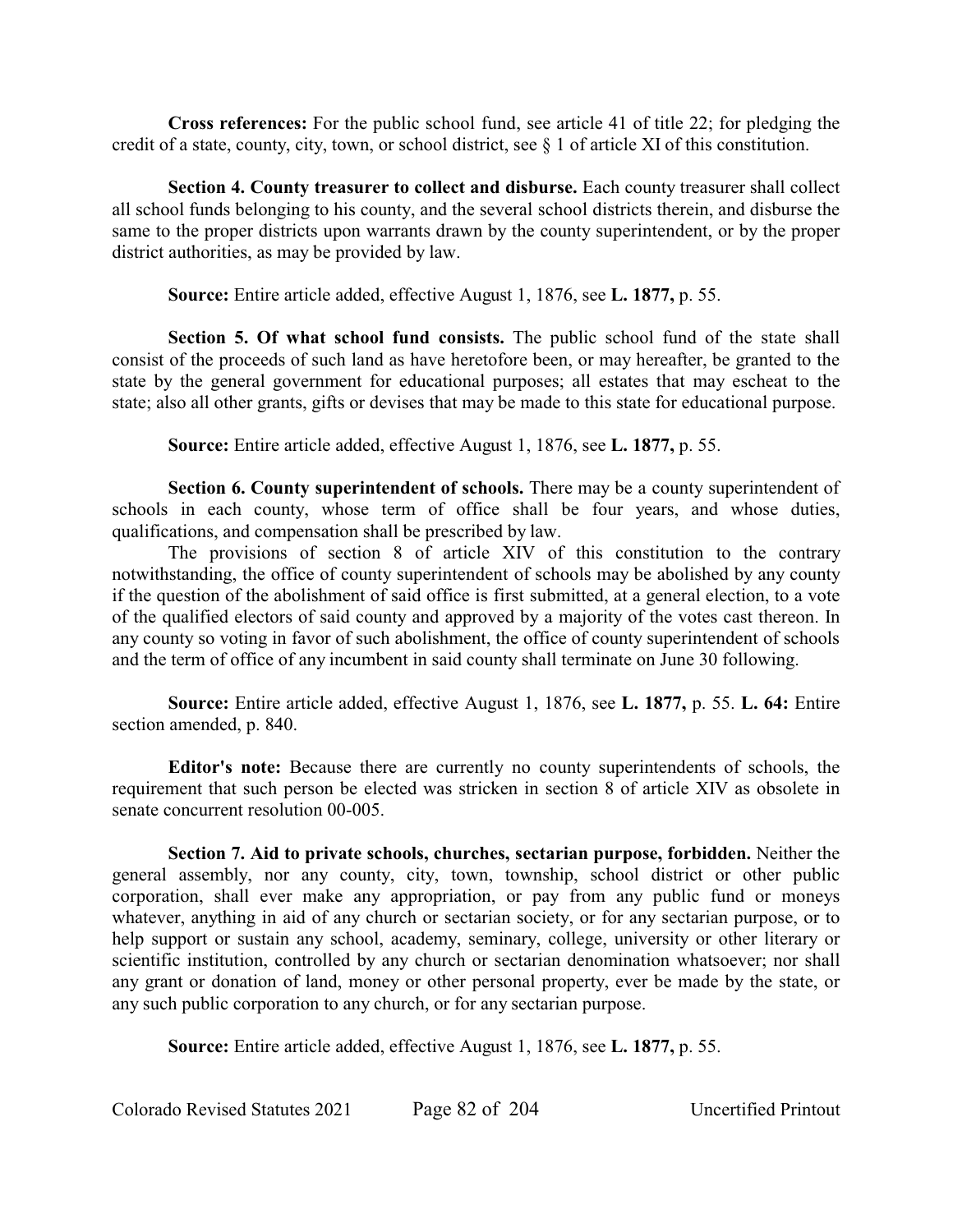**Cross references:** For the public school fund, see article 41 of title 22; for pledging the credit of a state, county, city, town, or school district, see § 1 of article XI of this constitution.

**Section 4. County treasurer to collect and disburse.** Each county treasurer shall collect all school funds belonging to his county, and the several school districts therein, and disburse the same to the proper districts upon warrants drawn by the county superintendent, or by the proper district authorities, as may be provided by law.

**Source:** Entire article added, effective August 1, 1876, see **L. 1877,** p. 55.

**Section 5. Of what school fund consists.** The public school fund of the state shall consist of the proceeds of such land as have heretofore been, or may hereafter, be granted to the state by the general government for educational purposes; all estates that may escheat to the state; also all other grants, gifts or devises that may be made to this state for educational purpose.

**Source:** Entire article added, effective August 1, 1876, see **L. 1877,** p. 55.

**Section 6. County superintendent of schools.** There may be a county superintendent of schools in each county, whose term of office shall be four years, and whose duties, qualifications, and compensation shall be prescribed by law.

The provisions of section 8 of article XIV of this constitution to the contrary notwithstanding, the office of county superintendent of schools may be abolished by any county if the question of the abolishment of said office is first submitted, at a general election, to a vote of the qualified electors of said county and approved by a majority of the votes cast thereon. In any county so voting in favor of such abolishment, the office of county superintendent of schools and the term of office of any incumbent in said county shall terminate on June 30 following.

**Source:** Entire article added, effective August 1, 1876, see **L. 1877,** p. 55. **L. 64:** Entire section amended, p. 840.

**Editor's note:** Because there are currently no county superintendents of schools, the requirement that such person be elected was stricken in section 8 of article XIV as obsolete in senate concurrent resolution 00-005.

**Section 7. Aid to private schools, churches, sectarian purpose, forbidden.** Neither the general assembly, nor any county, city, town, township, school district or other public corporation, shall ever make any appropriation, or pay from any public fund or moneys whatever, anything in aid of any church or sectarian society, or for any sectarian purpose, or to help support or sustain any school, academy, seminary, college, university or other literary or scientific institution, controlled by any church or sectarian denomination whatsoever; nor shall any grant or donation of land, money or other personal property, ever be made by the state, or any such public corporation to any church, or for any sectarian purpose.

**Source:** Entire article added, effective August 1, 1876, see **L. 1877,** p. 55.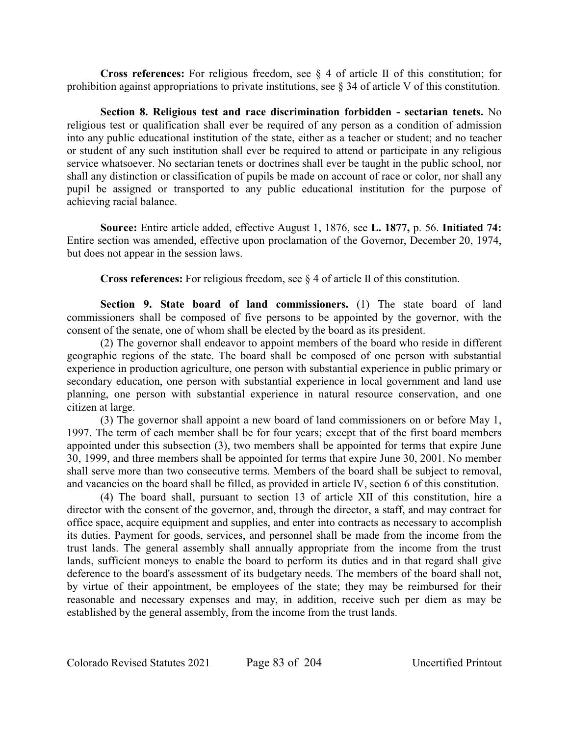**Cross references:** For religious freedom, see § 4 of article II of this constitution; for prohibition against appropriations to private institutions, see § 34 of article V of this constitution.

**Section 8. Religious test and race discrimination forbidden - sectarian tenets.** No religious test or qualification shall ever be required of any person as a condition of admission into any public educational institution of the state, either as a teacher or student; and no teacher or student of any such institution shall ever be required to attend or participate in any religious service whatsoever. No sectarian tenets or doctrines shall ever be taught in the public school, nor shall any distinction or classification of pupils be made on account of race or color, nor shall any pupil be assigned or transported to any public educational institution for the purpose of achieving racial balance.

**Source:** Entire article added, effective August 1, 1876, see **L. 1877,** p. 56. **Initiated 74:** Entire section was amended, effective upon proclamation of the Governor, December 20, 1974, but does not appear in the session laws.

**Cross references:** For religious freedom, see § 4 of article II of this constitution.

**Section 9. State board of land commissioners.** (1) The state board of land commissioners shall be composed of five persons to be appointed by the governor, with the consent of the senate, one of whom shall be elected by the board as its president.

(2) The governor shall endeavor to appoint members of the board who reside in different geographic regions of the state. The board shall be composed of one person with substantial experience in production agriculture, one person with substantial experience in public primary or secondary education, one person with substantial experience in local government and land use planning, one person with substantial experience in natural resource conservation, and one citizen at large.

(3) The governor shall appoint a new board of land commissioners on or before May 1, 1997. The term of each member shall be for four years; except that of the first board members appointed under this subsection (3), two members shall be appointed for terms that expire June 30, 1999, and three members shall be appointed for terms that expire June 30, 2001. No member shall serve more than two consecutive terms. Members of the board shall be subject to removal, and vacancies on the board shall be filled, as provided in article IV, section 6 of this constitution.

(4) The board shall, pursuant to section 13 of article XII of this constitution, hire a director with the consent of the governor, and, through the director, a staff, and may contract for office space, acquire equipment and supplies, and enter into contracts as necessary to accomplish its duties. Payment for goods, services, and personnel shall be made from the income from the trust lands. The general assembly shall annually appropriate from the income from the trust lands, sufficient moneys to enable the board to perform its duties and in that regard shall give deference to the board's assessment of its budgetary needs. The members of the board shall not, by virtue of their appointment, be employees of the state; they may be reimbursed for their reasonable and necessary expenses and may, in addition, receive such per diem as may be established by the general assembly, from the income from the trust lands.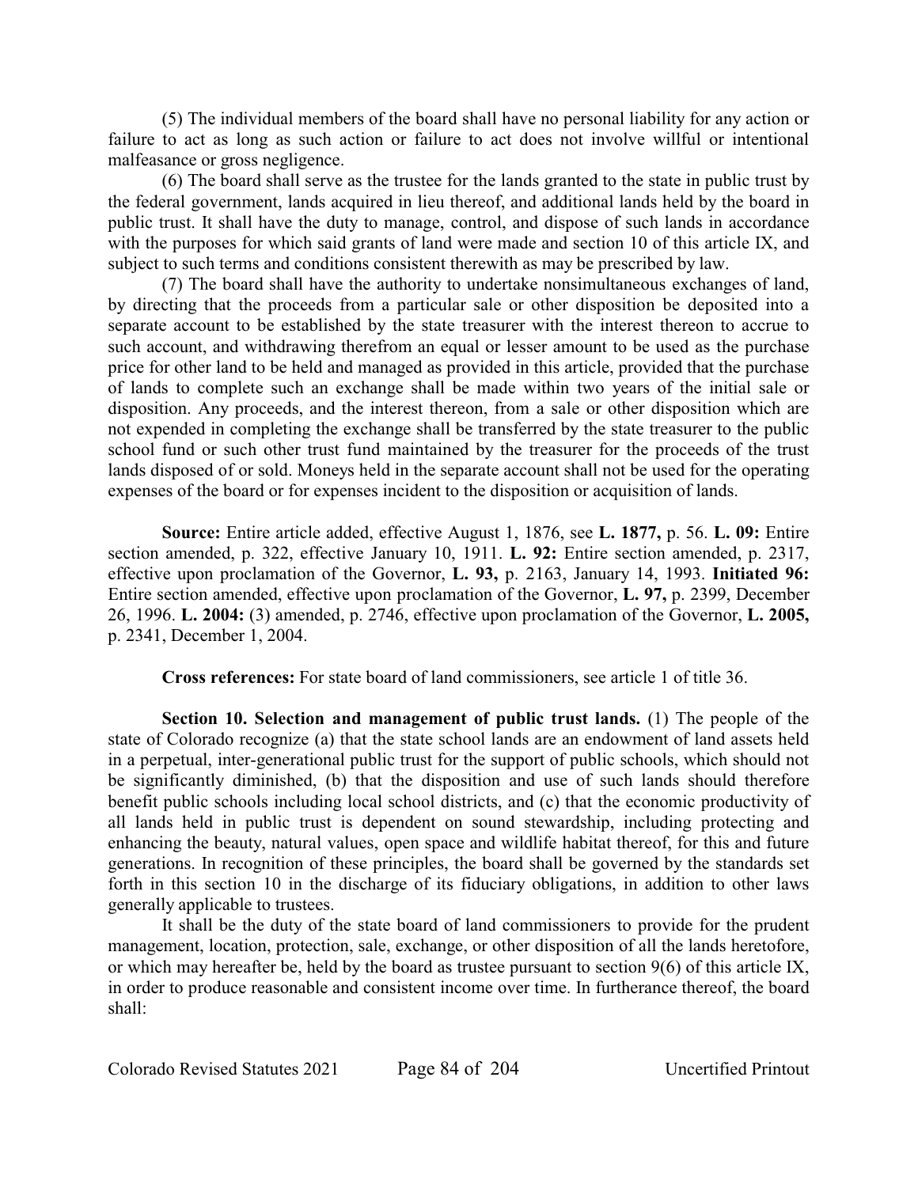(5) The individual members of the board shall have no personal liability for any action or failure to act as long as such action or failure to act does not involve willful or intentional malfeasance or gross negligence.

(6) The board shall serve as the trustee for the lands granted to the state in public trust by the federal government, lands acquired in lieu thereof, and additional lands held by the board in public trust. It shall have the duty to manage, control, and dispose of such lands in accordance with the purposes for which said grants of land were made and section 10 of this article IX, and subject to such terms and conditions consistent therewith as may be prescribed by law.

(7) The board shall have the authority to undertake nonsimultaneous exchanges of land, by directing that the proceeds from a particular sale or other disposition be deposited into a separate account to be established by the state treasurer with the interest thereon to accrue to such account, and withdrawing therefrom an equal or lesser amount to be used as the purchase price for other land to be held and managed as provided in this article, provided that the purchase of lands to complete such an exchange shall be made within two years of the initial sale or disposition. Any proceeds, and the interest thereon, from a sale or other disposition which are not expended in completing the exchange shall be transferred by the state treasurer to the public school fund or such other trust fund maintained by the treasurer for the proceeds of the trust lands disposed of or sold. Moneys held in the separate account shall not be used for the operating expenses of the board or for expenses incident to the disposition or acquisition of lands.

**Source:** Entire article added, effective August 1, 1876, see **L. 1877,** p. 56. **L. 09:** Entire section amended, p. 322, effective January 10, 1911. **L. 92:** Entire section amended, p. 2317, effective upon proclamation of the Governor, **L. 93,** p. 2163, January 14, 1993. **Initiated 96:** Entire section amended, effective upon proclamation of the Governor, **L. 97,** p. 2399, December 26, 1996. **L. 2004:** (3) amended, p. 2746, effective upon proclamation of the Governor, **L. 2005,** p. 2341, December 1, 2004.

**Cross references:** For state board of land commissioners, see article 1 of title 36.

**Section 10. Selection and management of public trust lands.** (1) The people of the state of Colorado recognize (a) that the state school lands are an endowment of land assets held in a perpetual, inter-generational public trust for the support of public schools, which should not be significantly diminished, (b) that the disposition and use of such lands should therefore benefit public schools including local school districts, and (c) that the economic productivity of all lands held in public trust is dependent on sound stewardship, including protecting and enhancing the beauty, natural values, open space and wildlife habitat thereof, for this and future generations. In recognition of these principles, the board shall be governed by the standards set forth in this section 10 in the discharge of its fiduciary obligations, in addition to other laws generally applicable to trustees.

It shall be the duty of the state board of land commissioners to provide for the prudent management, location, protection, sale, exchange, or other disposition of all the lands heretofore, or which may hereafter be, held by the board as trustee pursuant to section 9(6) of this article IX, in order to produce reasonable and consistent income over time. In furtherance thereof, the board shall: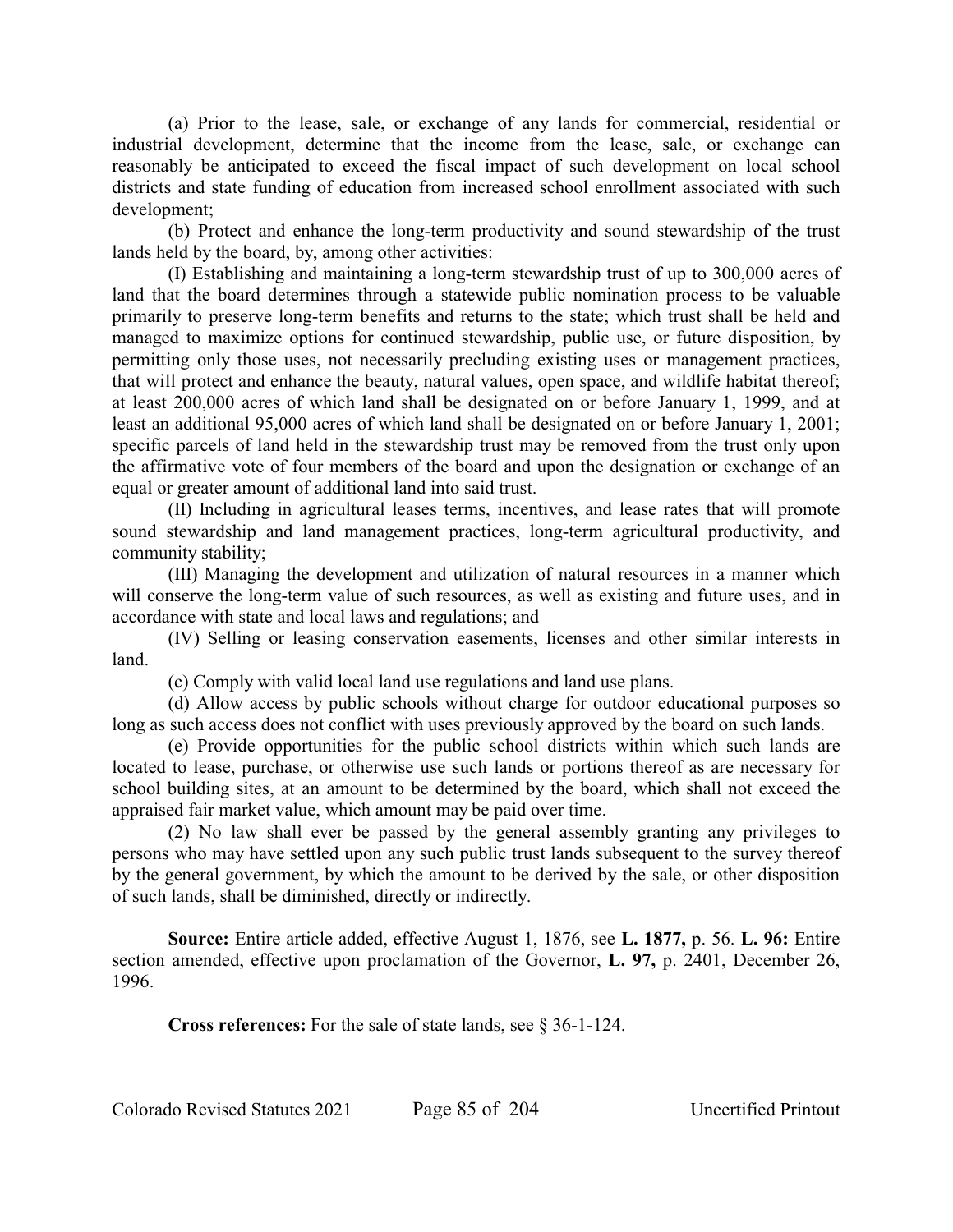(a) Prior to the lease, sale, or exchange of any lands for commercial, residential or industrial development, determine that the income from the lease, sale, or exchange can reasonably be anticipated to exceed the fiscal impact of such development on local school districts and state funding of education from increased school enrollment associated with such development;

(b) Protect and enhance the long-term productivity and sound stewardship of the trust lands held by the board, by, among other activities:

(I) Establishing and maintaining a long-term stewardship trust of up to 300,000 acres of land that the board determines through a statewide public nomination process to be valuable primarily to preserve long-term benefits and returns to the state; which trust shall be held and managed to maximize options for continued stewardship, public use, or future disposition, by permitting only those uses, not necessarily precluding existing uses or management practices, that will protect and enhance the beauty, natural values, open space, and wildlife habitat thereof; at least 200,000 acres of which land shall be designated on or before January 1, 1999, and at least an additional 95,000 acres of which land shall be designated on or before January 1, 2001; specific parcels of land held in the stewardship trust may be removed from the trust only upon the affirmative vote of four members of the board and upon the designation or exchange of an equal or greater amount of additional land into said trust.

(II) Including in agricultural leases terms, incentives, and lease rates that will promote sound stewardship and land management practices, long-term agricultural productivity, and community stability;

(III) Managing the development and utilization of natural resources in a manner which will conserve the long-term value of such resources, as well as existing and future uses, and in accordance with state and local laws and regulations; and

(IV) Selling or leasing conservation easements, licenses and other similar interests in land.

(c) Comply with valid local land use regulations and land use plans.

(d) Allow access by public schools without charge for outdoor educational purposes so long as such access does not conflict with uses previously approved by the board on such lands.

(e) Provide opportunities for the public school districts within which such lands are located to lease, purchase, or otherwise use such lands or portions thereof as are necessary for school building sites, at an amount to be determined by the board, which shall not exceed the appraised fair market value, which amount may be paid over time.

(2) No law shall ever be passed by the general assembly granting any privileges to persons who may have settled upon any such public trust lands subsequent to the survey thereof by the general government, by which the amount to be derived by the sale, or other disposition of such lands, shall be diminished, directly or indirectly.

**Source:** Entire article added, effective August 1, 1876, see **L. 1877,** p. 56. **L. 96:** Entire section amended, effective upon proclamation of the Governor, **L. 97,** p. 2401, December 26, 1996.

**Cross references:** For the sale of state lands, see § 36-1-124.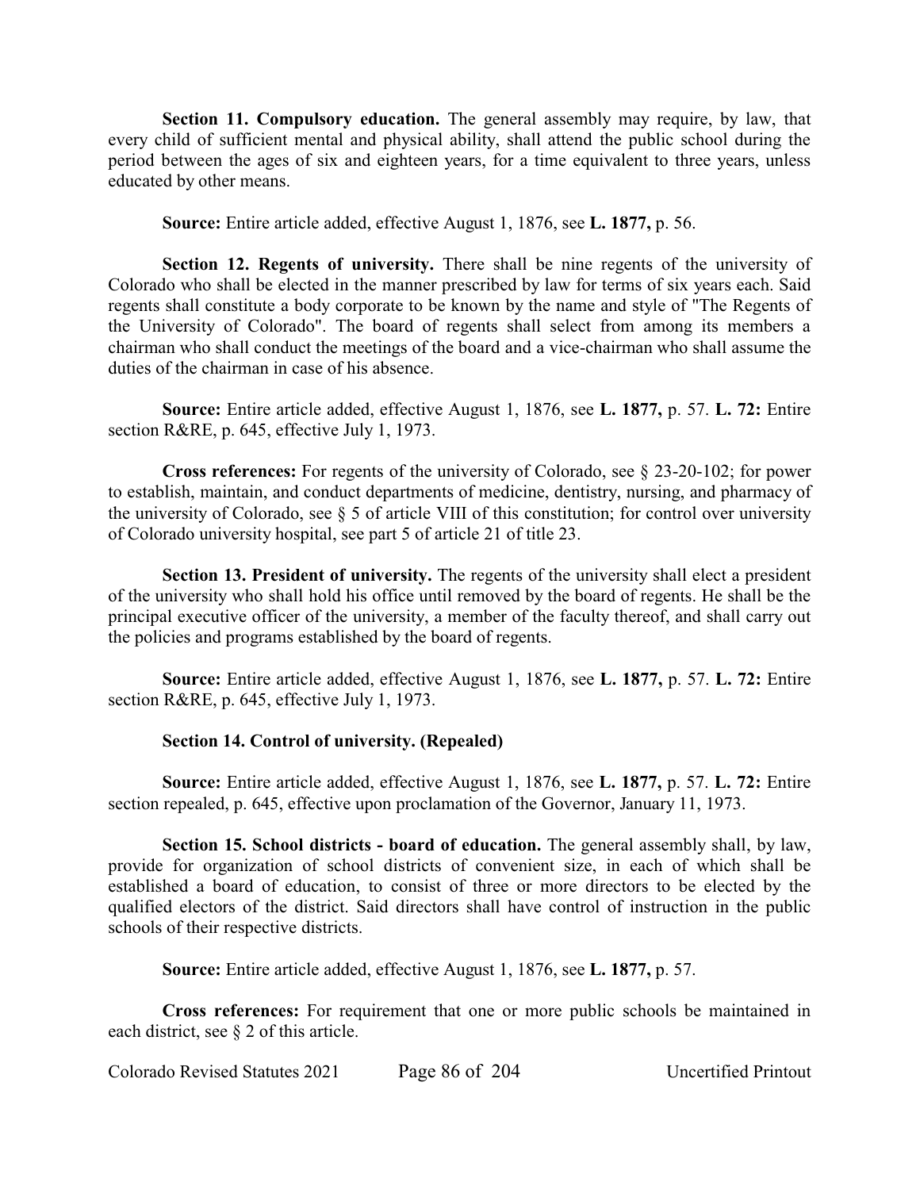**Section 11. Compulsory education.** The general assembly may require, by law, that every child of sufficient mental and physical ability, shall attend the public school during the period between the ages of six and eighteen years, for a time equivalent to three years, unless educated by other means.

**Source:** Entire article added, effective August 1, 1876, see **L. 1877,** p. 56.

**Section 12. Regents of university.** There shall be nine regents of the university of Colorado who shall be elected in the manner prescribed by law for terms of six years each. Said regents shall constitute a body corporate to be known by the name and style of "The Regents of the University of Colorado". The board of regents shall select from among its members a chairman who shall conduct the meetings of the board and a vice-chairman who shall assume the duties of the chairman in case of his absence.

**Source:** Entire article added, effective August 1, 1876, see **L. 1877,** p. 57. **L. 72:** Entire section R&RE, p. 645, effective July 1, 1973.

**Cross references:** For regents of the university of Colorado, see § 23-20-102; for power to establish, maintain, and conduct departments of medicine, dentistry, nursing, and pharmacy of the university of Colorado, see § 5 of article VIII of this constitution; for control over university of Colorado university hospital, see part 5 of article 21 of title 23.

**Section 13. President of university.** The regents of the university shall elect a president of the university who shall hold his office until removed by the board of regents. He shall be the principal executive officer of the university, a member of the faculty thereof, and shall carry out the policies and programs established by the board of regents.

**Source:** Entire article added, effective August 1, 1876, see **L. 1877,** p. 57. **L. 72:** Entire section R&RE, p. 645, effective July 1, 1973.

**Section 14. Control of university. (Repealed)**

**Source:** Entire article added, effective August 1, 1876, see **L. 1877,** p. 57. **L. 72:** Entire section repealed, p. 645, effective upon proclamation of the Governor, January 11, 1973.

**Section 15. School districts - board of education.** The general assembly shall, by law, provide for organization of school districts of convenient size, in each of which shall be established a board of education, to consist of three or more directors to be elected by the qualified electors of the district. Said directors shall have control of instruction in the public schools of their respective districts.

**Source:** Entire article added, effective August 1, 1876, see **L. 1877,** p. 57.

**Cross references:** For requirement that one or more public schools be maintained in each district, see § 2 of this article.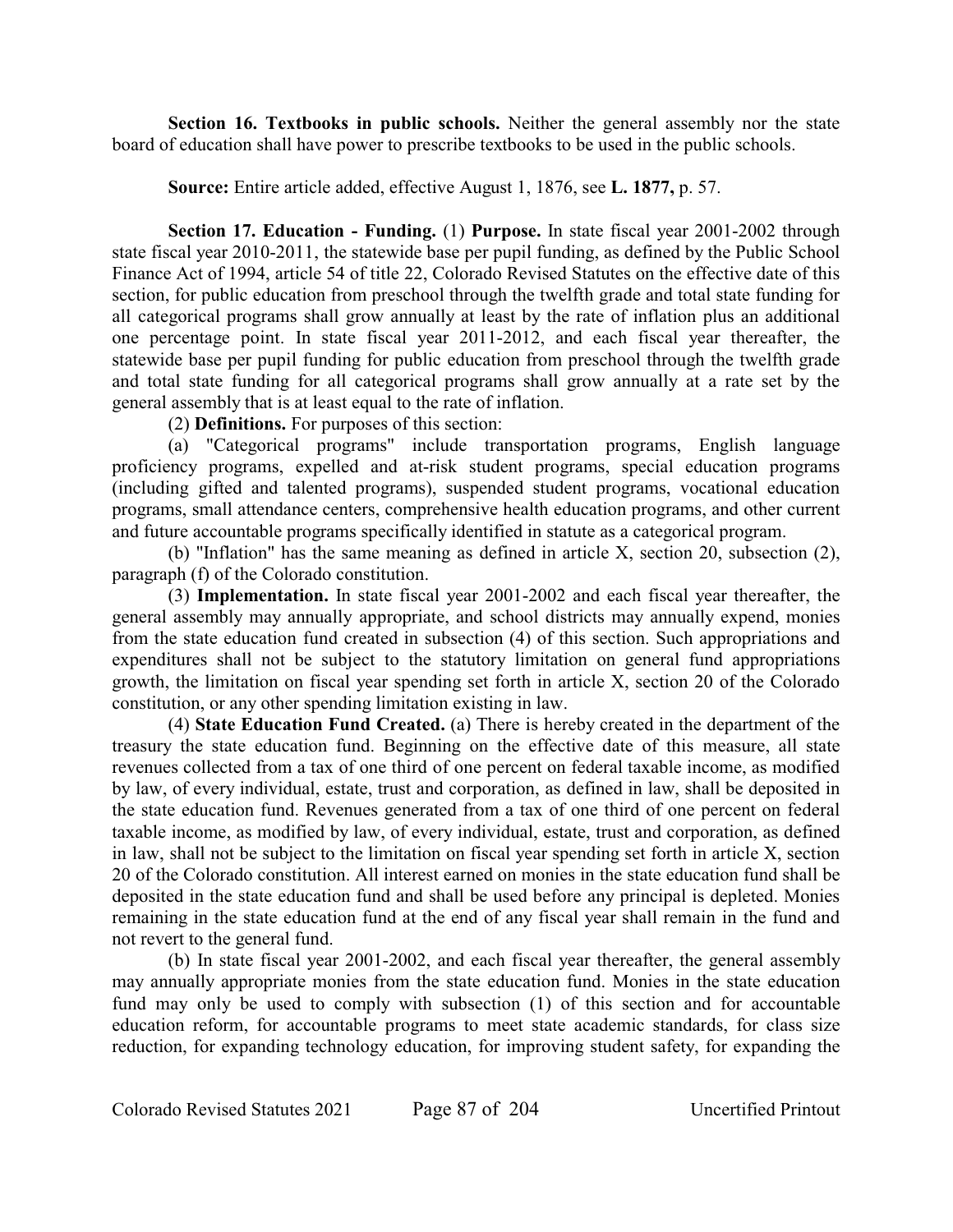**Section 16. Textbooks in public schools.** Neither the general assembly nor the state board of education shall have power to prescribe textbooks to be used in the public schools.

**Source:** Entire article added, effective August 1, 1876, see **L. 1877,** p. 57.

**Section 17. Education - Funding.** (1) **Purpose.** In state fiscal year 2001-2002 through state fiscal year 2010-2011, the statewide base per pupil funding, as defined by the Public School Finance Act of 1994, article 54 of title 22, Colorado Revised Statutes on the effective date of this section, for public education from preschool through the twelfth grade and total state funding for all categorical programs shall grow annually at least by the rate of inflation plus an additional one percentage point. In state fiscal year 2011-2012, and each fiscal year thereafter, the statewide base per pupil funding for public education from preschool through the twelfth grade and total state funding for all categorical programs shall grow annually at a rate set by the general assembly that is at least equal to the rate of inflation.

(2) **Definitions.** For purposes of this section:

(a) "Categorical programs" include transportation programs, English language proficiency programs, expelled and at-risk student programs, special education programs (including gifted and talented programs), suspended student programs, vocational education programs, small attendance centers, comprehensive health education programs, and other current and future accountable programs specifically identified in statute as a categorical program.

(b) "Inflation" has the same meaning as defined in article X, section 20, subsection (2), paragraph (f) of the Colorado constitution.

(3) **Implementation.** In state fiscal year 2001-2002 and each fiscal year thereafter, the general assembly may annually appropriate, and school districts may annually expend, monies from the state education fund created in subsection (4) of this section. Such appropriations and expenditures shall not be subject to the statutory limitation on general fund appropriations growth, the limitation on fiscal year spending set forth in article X, section 20 of the Colorado constitution, or any other spending limitation existing in law.

(4) **State Education Fund Created.** (a) There is hereby created in the department of the treasury the state education fund. Beginning on the effective date of this measure, all state revenues collected from a tax of one third of one percent on federal taxable income, as modified by law, of every individual, estate, trust and corporation, as defined in law, shall be deposited in the state education fund. Revenues generated from a tax of one third of one percent on federal taxable income, as modified by law, of every individual, estate, trust and corporation, as defined in law, shall not be subject to the limitation on fiscal year spending set forth in article X, section 20 of the Colorado constitution. All interest earned on monies in the state education fund shall be deposited in the state education fund and shall be used before any principal is depleted. Monies remaining in the state education fund at the end of any fiscal year shall remain in the fund and not revert to the general fund.

(b) In state fiscal year 2001-2002, and each fiscal year thereafter, the general assembly may annually appropriate monies from the state education fund. Monies in the state education fund may only be used to comply with subsection (1) of this section and for accountable education reform, for accountable programs to meet state academic standards, for class size reduction, for expanding technology education, for improving student safety, for expanding the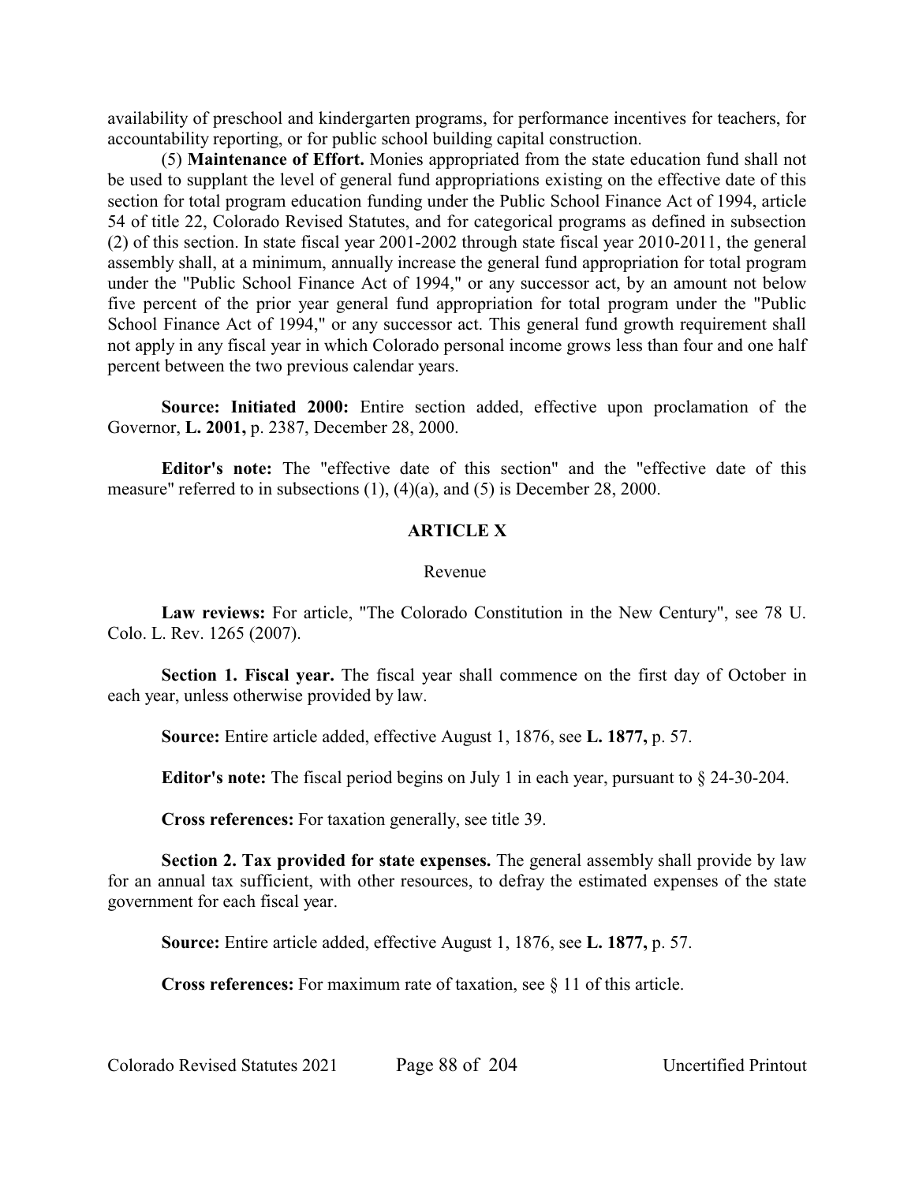availability of preschool and kindergarten programs, for performance incentives for teachers, for accountability reporting, or for public school building capital construction.

(5) **Maintenance of Effort.** Monies appropriated from the state education fund shall not be used to supplant the level of general fund appropriations existing on the effective date of this section for total program education funding under the Public School Finance Act of 1994, article 54 of title 22, Colorado Revised Statutes, and for categorical programs as defined in subsection (2) of this section. In state fiscal year 2001-2002 through state fiscal year 2010-2011, the general assembly shall, at a minimum, annually increase the general fund appropriation for total program under the "Public School Finance Act of 1994," or any successor act, by an amount not below five percent of the prior year general fund appropriation for total program under the "Public School Finance Act of 1994," or any successor act. This general fund growth requirement shall not apply in any fiscal year in which Colorado personal income grows less than four and one half percent between the two previous calendar years.

**Source: Initiated 2000:** Entire section added, effective upon proclamation of the Governor, **L. 2001,** p. 2387, December 28, 2000.

**Editor's note:** The "effective date of this section" and the "effective date of this measure" referred to in subsections (1), (4)(a), and (5) is December 28, 2000.

## ARTICLE X

Revenue

**Law reviews:** For article, "The Colorado Constitution in the New Century", see 78 U. Colo. L. Rev. 1265 (2007).

**Section 1. Fiscal year.** The fiscal year shall commence on the first day of October in each year, unless otherwise provided by law.

**Source:** Entire article added, effective August 1, 1876, see **L. 1877,** p. 57.

**Editor's note:** The fiscal period begins on July 1 in each year, pursuant to § 24-30-204.

**Cross references:** For taxation generally, see title 39.

**Section 2. Tax provided for state expenses.** The general assembly shall provide by law for an annual tax sufficient, with other resources, to defray the estimated expenses of the state government for each fiscal year.

**Source:** Entire article added, effective August 1, 1876, see **L. 1877,** p. 57.

**Cross references:** For maximum rate of taxation, see § 11 of this article.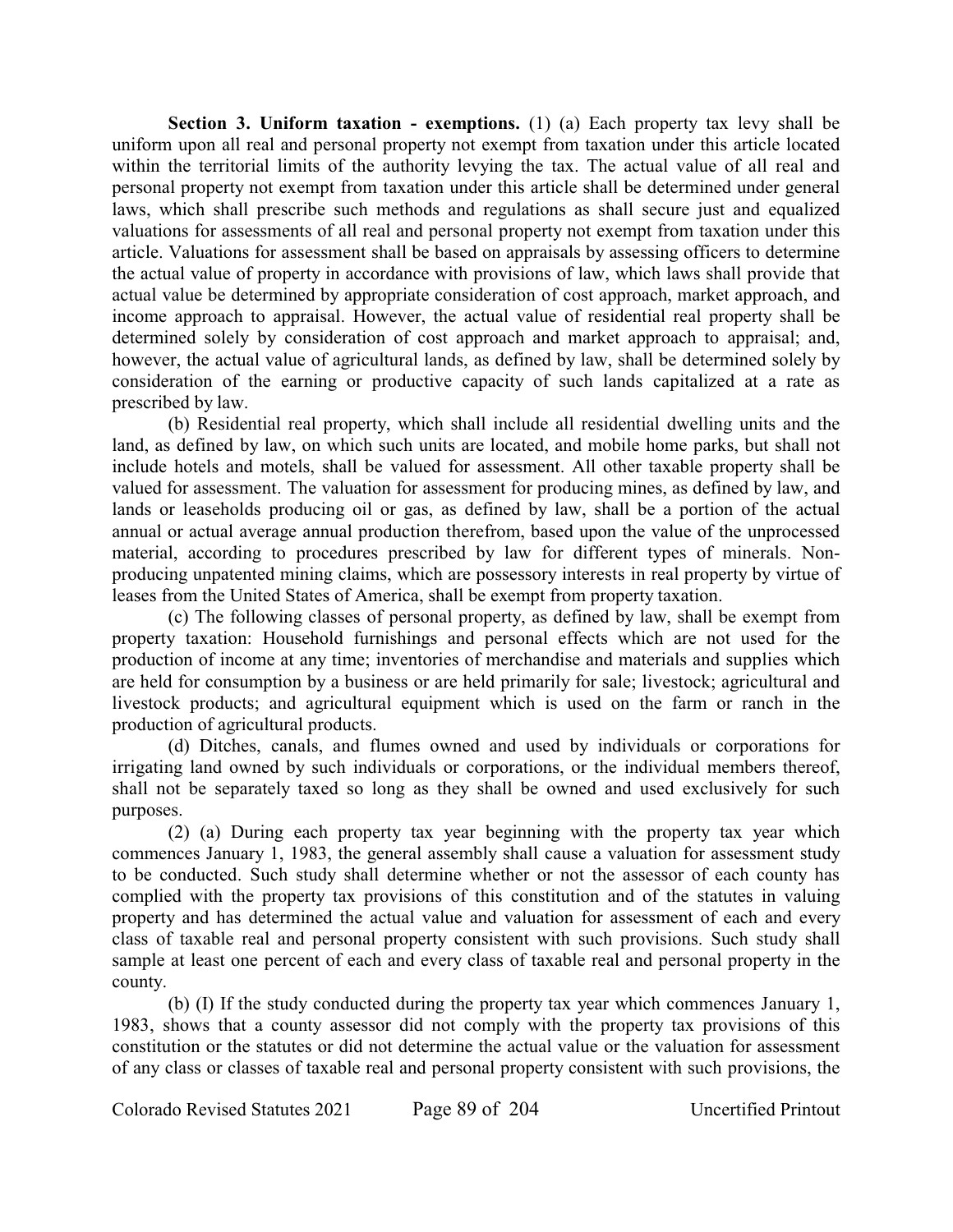**Section 3. Uniform taxation - exemptions.** (1) (a) Each property tax levy shall be uniform upon all real and personal property not exempt from taxation under this article located within the territorial limits of the authority levying the tax. The actual value of all real and personal property not exempt from taxation under this article shall be determined under general laws, which shall prescribe such methods and regulations as shall secure just and equalized valuations for assessments of all real and personal property not exempt from taxation under this article. Valuations for assessment shall be based on appraisals by assessing officers to determine the actual value of property in accordance with provisions of law, which laws shall provide that actual value be determined by appropriate consideration of cost approach, market approach, and income approach to appraisal. However, the actual value of residential real property shall be determined solely by consideration of cost approach and market approach to appraisal; and, however, the actual value of agricultural lands, as defined by law, shall be determined solely by consideration of the earning or productive capacity of such lands capitalized at a rate as prescribed by law.

(b) Residential real property, which shall include all residential dwelling units and the land, as defined by law, on which such units are located, and mobile home parks, but shall not include hotels and motels, shall be valued for assessment. All other taxable property shall be valued for assessment. The valuation for assessment for producing mines, as defined by law, and lands or leaseholds producing oil or gas, as defined by law, shall be a portion of the actual annual or actual average annual production therefrom, based upon the value of the unprocessed material, according to procedures prescribed by law for different types of minerals. Non-producing unpatented mining claims, which are possessory interests in real property by virtue of leases from the United States of America, shall be exempt from property taxation.

(c) The following classes of personal property, as defined by law, shall be exempt from property taxation: Household furnishings and personal effects which are not used for the production of income at any time; inventories of merchandise and materials and supplies which are held for consumption by a business or are held primarily for sale; livestock; agricultural and livestock products; and agricultural equipment which is used on the farm or ranch in the production of agricultural products.

(d) Ditches, canals, and flumes owned and used by individuals or corporations for irrigating land owned by such individuals or corporations, or the individual members thereof, shall not be separately taxed so long as they shall be owned and used exclusively for such purposes.

(2) (a) During each property tax year beginning with the property tax year which commences January 1, 1983, the general assembly shall cause a valuation for assessment study to be conducted. Such study shall determine whether or not the assessor of each county has complied with the property tax provisions of this constitution and of the statutes in valuing property and has determined the actual value and valuation for assessment of each and every class of taxable real and personal property consistent with such provisions. Such study shall sample at least one percent of each and every class of taxable real and personal property in the county.

(b) (I) If the study conducted during the property tax year which commences January 1, 1983, shows that a county assessor did not comply with the property tax provisions of this constitution or the statutes or did not determine the actual value or the valuation for assessment of any class or classes of taxable real and personal property consistent with such provisions, the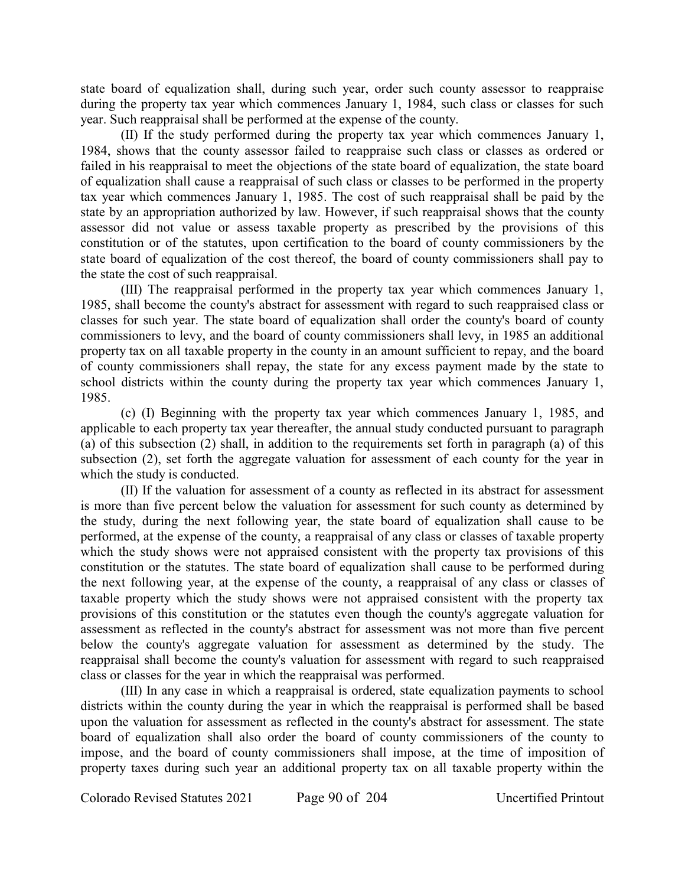state board of equalization shall, during such year, order such county assessor to reappraise during the property tax year which commences January 1, 1984, such class or classes for such year. Such reappraisal shall be performed at the expense of the county.

(II) If the study performed during the property tax year which commences January 1, 1984, shows that the county assessor failed to reappraise such class or classes as ordered or failed in his reappraisal to meet the objections of the state board of equalization, the state board of equalization shall cause a reappraisal of such class or classes to be performed in the property tax year which commences January 1, 1985. The cost of such reappraisal shall be paid by the state by an appropriation authorized by law. However, if such reappraisal shows that the county assessor did not value or assess taxable property as prescribed by the provisions of this constitution or of the statutes, upon certification to the board of county commissioners by the state board of equalization of the cost thereof, the board of county commissioners shall pay to the state the cost of such reappraisal.

(III) The reappraisal performed in the property tax year which commences January 1, 1985, shall become the county's abstract for assessment with regard to such reappraised class or classes for such year. The state board of equalization shall order the county's board of county commissioners to levy, and the board of county commissioners shall levy, in 1985 an additional property tax on all taxable property in the county in an amount sufficient to repay, and the board of county commissioners shall repay, the state for any excess payment made by the state to school districts within the county during the property tax year which commences January 1, 1985.

(c) (I) Beginning with the property tax year which commences January 1, 1985, and applicable to each property tax year thereafter, the annual study conducted pursuant to paragraph (a) of this subsection (2) shall, in addition to the requirements set forth in paragraph (a) of this subsection (2), set forth the aggregate valuation for assessment of each county for the year in which the study is conducted.

(II) If the valuation for assessment of a county as reflected in its abstract for assessment is more than five percent below the valuation for assessment for such county as determined by the study, during the next following year, the state board of equalization shall cause to be performed, at the expense of the county, a reappraisal of any class or classes of taxable property which the study shows were not appraised consistent with the property tax provisions of this constitution or the statutes. The state board of equalization shall cause to be performed during the next following year, at the expense of the county, a reappraisal of any class or classes of taxable property which the study shows were not appraised consistent with the property tax provisions of this constitution or the statutes even though the county's aggregate valuation for assessment as reflected in the county's abstract for assessment was not more than five percent below the county's aggregate valuation for assessment as determined by the study. The reappraisal shall become the county's valuation for assessment with regard to such reappraised class or classes for the year in which the reappraisal was performed.

(III) In any case in which a reappraisal is ordered, state equalization payments to school districts within the county during the year in which the reappraisal is performed shall be based upon the valuation for assessment as reflected in the county's abstract for assessment. The state board of equalization shall also order the board of county commissioners of the county to impose, and the board of county commissioners shall impose, at the time of imposition of property taxes during such year an additional property tax on all taxable property within the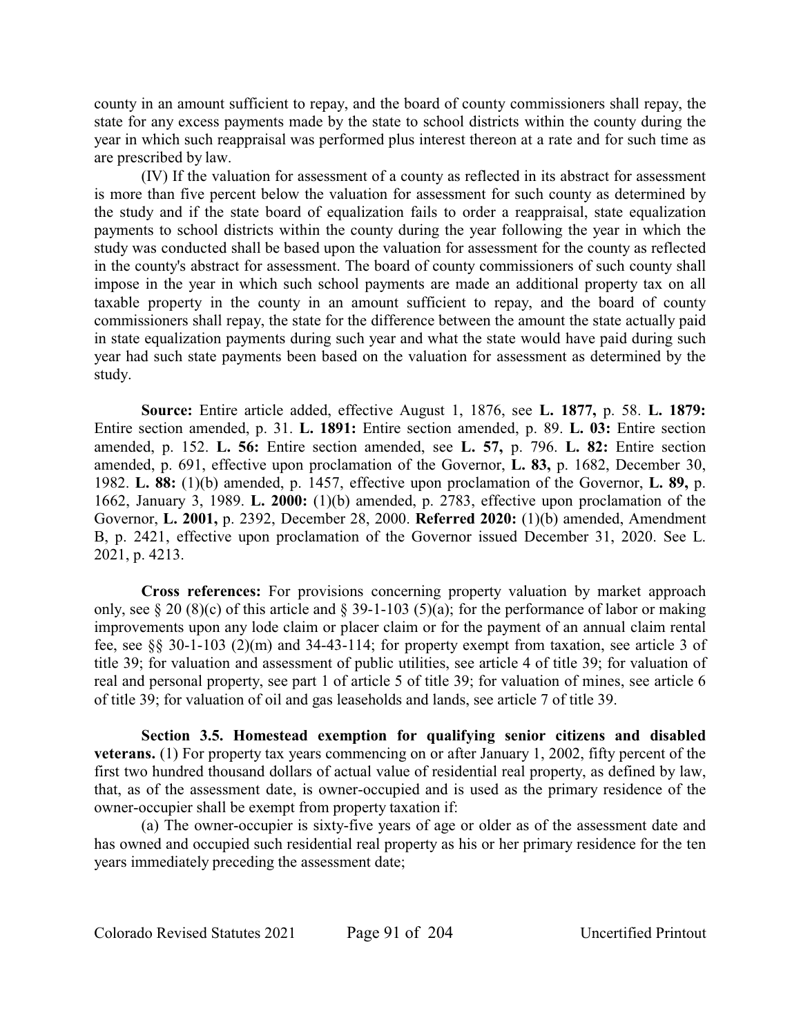county in an amount sufficient to repay, and the board of county commissioners shall repay, the state for any excess payments made by the state to school districts within the county during the year in which such reappraisal was performed plus interest thereon at a rate and for such time as are prescribed by law.

(IV) If the valuation for assessment of a county as reflected in its abstract for assessment is more than five percent below the valuation for assessment for such county as determined by the study and if the state board of equalization fails to order a reappraisal, state equalization payments to school districts within the county during the year following the year in which the study was conducted shall be based upon the valuation for assessment for the county as reflected in the county's abstract for assessment. The board of county commissioners of such county shall impose in the year in which such school payments are made an additional property tax on all taxable property in the county in an amount sufficient to repay, and the board of county commissioners shall repay, the state for the difference between the amount the state actually paid in state equalization payments during such year and what the state would have paid during such year had such state payments been based on the valuation for assessment as determined by the study.

**Source:** Entire article added, effective August 1, 1876, see **L. 1877,** p. 58. **L. 1879:** Entire section amended, p. 31. **L. 1891:** Entire section amended, p. 89. **L. 03:** Entire section amended, p. 152. **L. 56:** Entire section amended, see **L. 57,** p. 796. **L. 82:** Entire section amended, p. 691, effective upon proclamation of the Governor, **L. 83,** p. 1682, December 30, 1982. **L. 88:** (1)(b) amended, p. 1457, effective upon proclamation of the Governor, **L. 89,** p. 1662, January 3, 1989. **L. 2000:** (1)(b) amended, p. 2783, effective upon proclamation of the Governor, **L. 2001,** p. 2392, December 28, 2000. **Referred 2020:** (1)(b) amended, Amendment B, p. 2421, effective upon proclamation of the Governor issued December 31, 2020. See L. 2021, p. 4213.

**Cross references:** For provisions concerning property valuation by market approach only, see § 20 (8)(c) of this article and § 39-1-103 (5)(a); for the performance of labor or making improvements upon any lode claim or placer claim or for the payment of an annual claim rental fee, see §§ 30-1-103 (2)(m) and 34-43-114; for property exempt from taxation, see article 3 of title 39; for valuation and assessment of public utilities, see article 4 of title 39; for valuation of real and personal property, see part 1 of article 5 of title 39; for valuation of mines, see article 6 of title 39; for valuation of oil and gas leaseholds and lands, see article 7 of title 39.

**Section 3.5. Homestead exemption for qualifying senior citizens and disabled veterans.** (1) For property tax years commencing on or after January 1, 2002, fifty percent of the first two hundred thousand dollars of actual value of residential real property, as defined by law, that, as of the assessment date, is owner-occupied and is used as the primary residence of the owner-occupier shall be exempt from property taxation if:

(a) The owner-occupier is sixty-five years of age or older as of the assessment date and has owned and occupied such residential real property as his or her primary residence for the ten years immediately preceding the assessment date;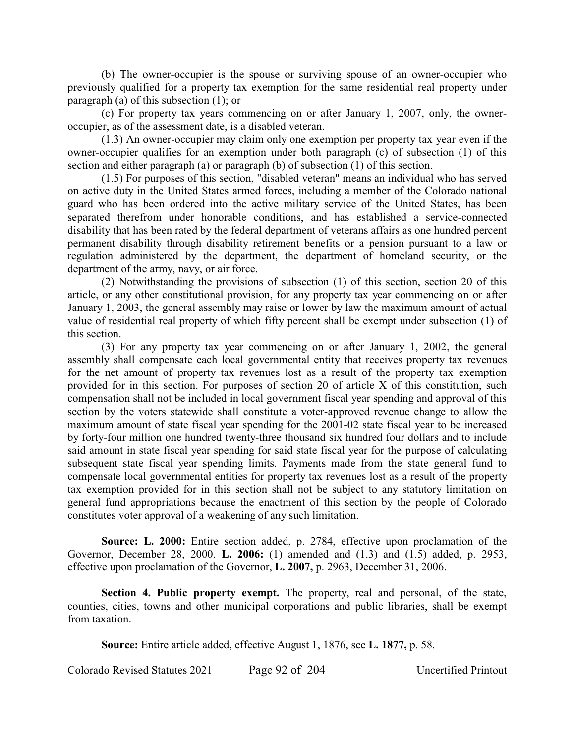(b) The owner-occupier is the spouse or surviving spouse of an owner-occupier who previously qualified for a property tax exemption for the same residential real property under paragraph (a) of this subsection (1); or

(c) For property tax years commencing on or after January 1, 2007, only, the owner-occupier, as of the assessment date, is a disabled veteran.

(1.3) An owner-occupier may claim only one exemption per property tax year even if the owner-occupier qualifies for an exemption under both paragraph (c) of subsection (1) of this section and either paragraph (a) or paragraph (b) of subsection (1) of this section.

(1.5) For purposes of this section, "disabled veteran" means an individual who has served on active duty in the United States armed forces, including a member of the Colorado national guard who has been ordered into the active military service of the United States, has been separated therefrom under honorable conditions, and has established a service-connected disability that has been rated by the federal department of veterans affairs as one hundred percent permanent disability through disability retirement benefits or a pension pursuant to a law or regulation administered by the department, the department of homeland security, or the department of the army, navy, or air force.

(2) Notwithstanding the provisions of subsection (1) of this section, section 20 of this article, or any other constitutional provision, for any property tax year commencing on or after January 1, 2003, the general assembly may raise or lower by law the maximum amount of actual value of residential real property of which fifty percent shall be exempt under subsection (1) of this section.

(3) For any property tax year commencing on or after January 1, 2002, the general assembly shall compensate each local governmental entity that receives property tax revenues for the net amount of property tax revenues lost as a result of the property tax exemption provided for in this section. For purposes of section 20 of article X of this constitution, such compensation shall not be included in local government fiscal year spending and approval of this section by the voters statewide shall constitute a voter-approved revenue change to allow the maximum amount of state fiscal year spending for the 2001-02 state fiscal year to be increased by forty-four million one hundred twenty-three thousand six hundred four dollars and to include said amount in state fiscal year spending for said state fiscal year for the purpose of calculating subsequent state fiscal year spending limits. Payments made from the state general fund to compensate local governmental entities for property tax revenues lost as a result of the property tax exemption provided for in this section shall not be subject to any statutory limitation on general fund appropriations because the enactment of this section by the people of Colorado constitutes voter approval of a weakening of any such limitation.

**Source: L. 2000:** Entire section added, p. 2784, effective upon proclamation of the Governor, December 28, 2000. **L. 2006:** (1) amended and (1.3) and (1.5) added, p. 2953, effective upon proclamation of the Governor, **L. 2007,** p. 2963, December 31, 2006.

**Section 4. Public property exempt.** The property, real and personal, of the state, counties, cities, towns and other municipal corporations and public libraries, shall be exempt from taxation.

**Source:** Entire article added, effective August 1, 1876, see **L. 1877,** p. 58.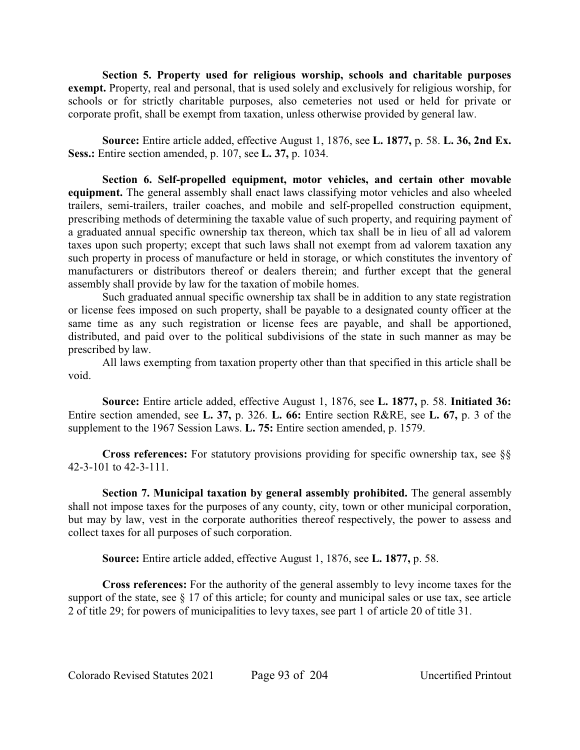**Section 5. Property used for religious worship, schools and charitable purposes exempt.** Property, real and personal, that is used solely and exclusively for religious worship, for schools or for strictly charitable purposes, also cemeteries not used or held for private or corporate profit, shall be exempt from taxation, unless otherwise provided by general law.

**Source:** Entire article added, effective August 1, 1876, see **L. 1877,** p. 58. **L. 36, 2nd Ex. Sess.:** Entire section amended, p. 107, see **L. 37,** p. 1034.

**Section 6. Self-propelled equipment, motor vehicles, and certain other movable equipment.** The general assembly shall enact laws classifying motor vehicles and also wheeled trailers, semi-trailers, trailer coaches, and mobile and self-propelled construction equipment, prescribing methods of determining the taxable value of such property, and requiring payment of a graduated annual specific ownership tax thereon, which tax shall be in lieu of all ad valorem taxes upon such property; except that such laws shall not exempt from ad valorem taxation any such property in process of manufacture or held in storage, or which constitutes the inventory of manufacturers or distributors thereof or dealers therein; and further except that the general assembly shall provide by law for the taxation of mobile homes.

Such graduated annual specific ownership tax shall be in addition to any state registration or license fees imposed on such property, shall be payable to a designated county officer at the same time as any such registration or license fees are payable, and shall be apportioned, distributed, and paid over to the political subdivisions of the state in such manner as may be prescribed by law.

All laws exempting from taxation property other than that specified in this article shall be void.

**Source:** Entire article added, effective August 1, 1876, see **L. 1877,** p. 58. **Initiated 36:** Entire section amended, see **L. 37,** p. 326. **L. 66:** Entire section R&RE, see **L. 67,** p. 3 of the supplement to the 1967 Session Laws. **L. 75:** Entire section amended, p. 1579.

**Cross references:** For statutory provisions providing for specific ownership tax, see §§ 42-3-101 to 42-3-111.

**Section 7. Municipal taxation by general assembly prohibited.** The general assembly shall not impose taxes for the purposes of any county, city, town or other municipal corporation, but may by law, vest in the corporate authorities thereof respectively, the power to assess and collect taxes for all purposes of such corporation.

**Source:** Entire article added, effective August 1, 1876, see **L. 1877,** p. 58.

**Cross references:** For the authority of the general assembly to levy income taxes for the support of the state, see § 17 of this article; for county and municipal sales or use tax, see article 2 of title 29; for powers of municipalities to levy taxes, see part 1 of article 20 of title 31.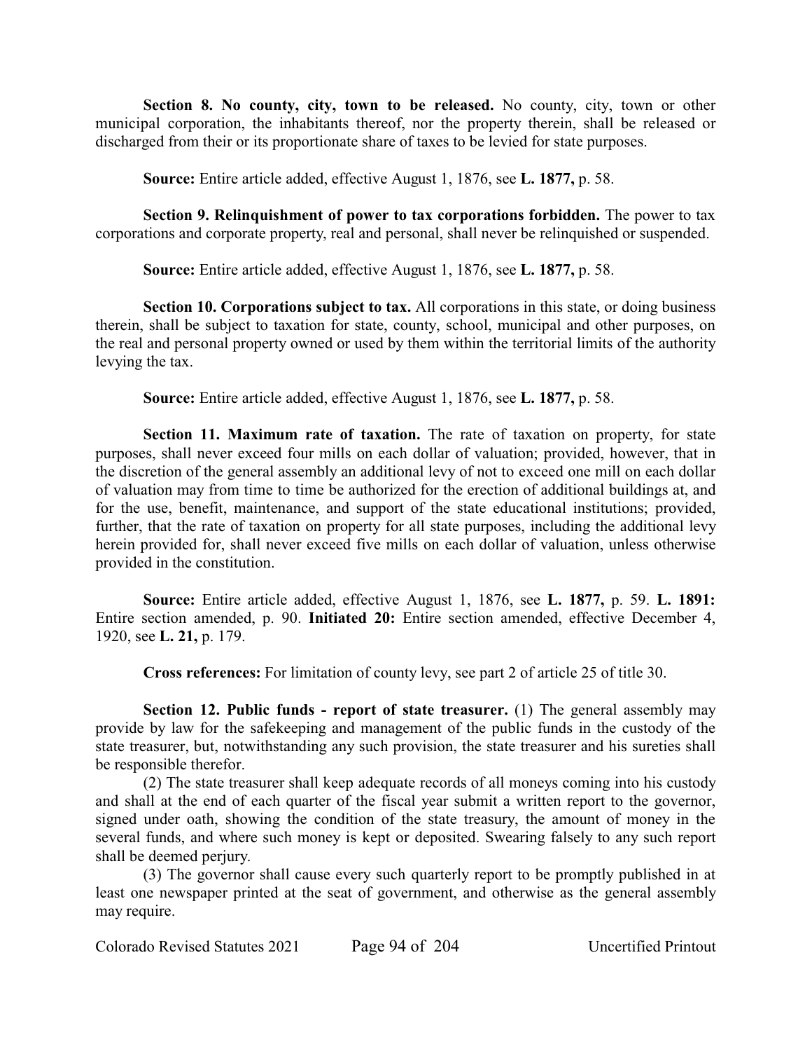**Section 8. No county, city, town to be released.** No county, city, town or other municipal corporation, the inhabitants thereof, nor the property therein, shall be released or discharged from their or its proportionate share of taxes to be levied for state purposes.

**Source:** Entire article added, effective August 1, 1876, see **L. 1877,** p. 58.

**Section 9. Relinquishment of power to tax corporations forbidden.** The power to tax corporations and corporate property, real and personal, shall never be relinquished or suspended.

**Source:** Entire article added, effective August 1, 1876, see **L. 1877,** p. 58.

**Section 10. Corporations subject to tax.** All corporations in this state, or doing business therein, shall be subject to taxation for state, county, school, municipal and other purposes, on the real and personal property owned or used by them within the territorial limits of the authority levying the tax.

**Source:** Entire article added, effective August 1, 1876, see **L. 1877,** p. 58.

**Section 11. Maximum rate of taxation.** The rate of taxation on property, for state purposes, shall never exceed four mills on each dollar of valuation; provided, however, that in the discretion of the general assembly an additional levy of not to exceed one mill on each dollar of valuation may from time to time be authorized for the erection of additional buildings at, and for the use, benefit, maintenance, and support of the state educational institutions; provided, further, that the rate of taxation on property for all state purposes, including the additional levy herein provided for, shall never exceed five mills on each dollar of valuation, unless otherwise provided in the constitution.

**Source:** Entire article added, effective August 1, 1876, see **L. 1877,** p. 59. **L. 1891:** Entire section amended, p. 90. **Initiated 20:** Entire section amended, effective December 4, 1920, see **L. 21,** p. 179.

**Cross references:** For limitation of county levy, see part 2 of article 25 of title 30.

**Section 12. Public funds - report of state treasurer.** (1) The general assembly may provide by law for the safekeeping and management of the public funds in the custody of the state treasurer, but, notwithstanding any such provision, the state treasurer and his sureties shall be responsible therefor.

(2) The state treasurer shall keep adequate records of all moneys coming into his custody and shall at the end of each quarter of the fiscal year submit a written report to the governor, signed under oath, showing the condition of the state treasury, the amount of money in the several funds, and where such money is kept or deposited. Swearing falsely to any such report shall be deemed perjury.

(3) The governor shall cause every such quarterly report to be promptly published in at least one newspaper printed at the seat of government, and otherwise as the general assembly may require.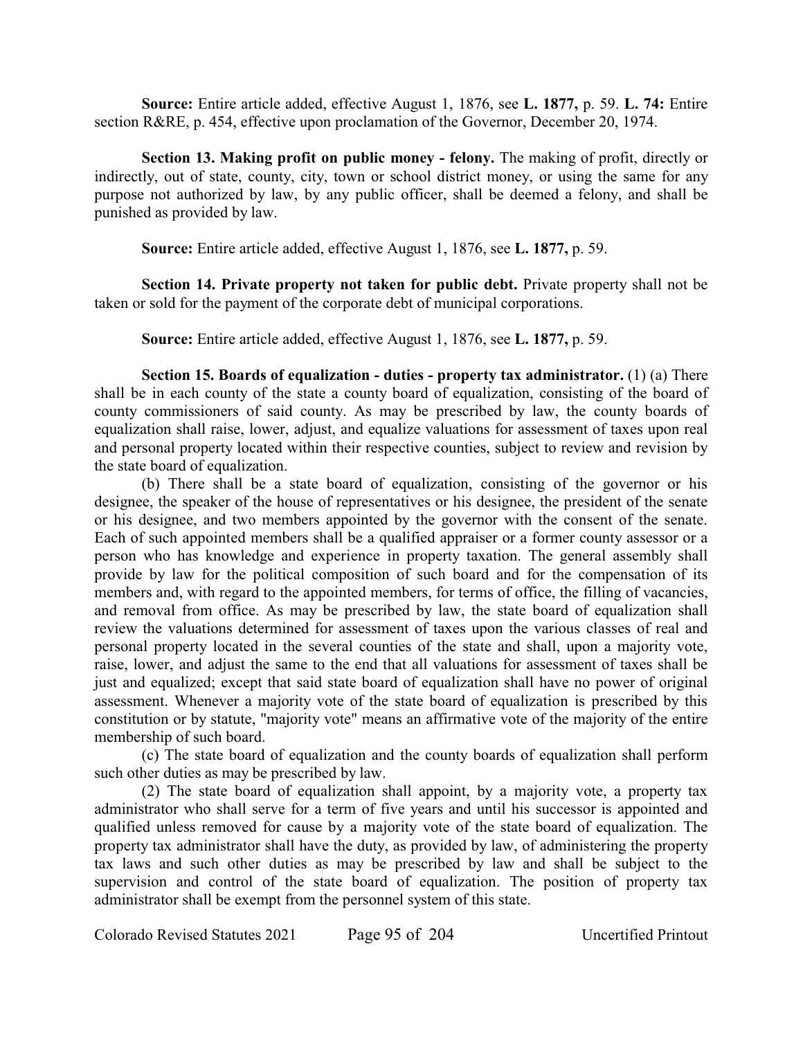**Source:** Entire article added, effective August 1, 1876, see **L. 1877,** p. 59. **L. 74:** Entire section R&RE, p. 454, effective upon proclamation of the Governor, December 20, 1974.

**Section 13. Making profit on public money - felony.** The making of profit, directly or indirectly, out of state, county, city, town or school district money, or using the same for any purpose not authorized by law, by any public officer, shall be deemed a felony, and shall be punished as provided by law.

**Source:** Entire article added, effective August 1, 1876, see **L. 1877,** p. 59.

**Section 14. Private property not taken for public debt.** Private property shall not be taken or sold for the payment of the corporate debt of municipal corporations.

**Source:** Entire article added, effective August 1, 1876, see **L. 1877,** p. 59.

**Section 15. Boards of equalization - duties - property tax administrator.** (1) (a) There shall be in each county of the state a county board of equalization, consisting of the board of county commissioners of said county. As may be prescribed by law, the county boards of equalization shall raise, lower, adjust, and equalize valuations for assessment of taxes upon real and personal property located within their respective counties, subject to review and revision by the state board of equalization.

(b) There shall be a state board of equalization, consisting of the governor or his designee, the speaker of the house of representatives or his designee, the president of the senate or his designee, and two members appointed by the governor with the consent of the senate. Each of such appointed members shall be a qualified appraiser or a former county assessor or a person who has knowledge and experience in property taxation. The general assembly shall provide by law for the political composition of such board and for the compensation of its members and, with regard to the appointed members, for terms of office, the filling of vacancies, and removal from office. As may be prescribed by law, the state board of equalization shall review the valuations determined for assessment of taxes upon the various classes of real and personal property located in the several counties of the state and shall, upon a majority vote, raise, lower, and adjust the same to the end that all valuations for assessment of taxes shall be just and equalized; except that said state board of equalization shall have no power of original assessment. Whenever a majority vote of the state board of equalization is prescribed by this constitution or by statute, "majority vote" means an affirmative vote of the majority of the entire membership of such board.

(c) The state board of equalization and the county boards of equalization shall perform such other duties as may be prescribed by law.

(2) The state board of equalization shall appoint, by a majority vote, a property tax administrator who shall serve for a term of five years and until his successor is appointed and qualified unless removed for cause by a majority vote of the state board of equalization. The property tax administrator shall have the duty, as provided by law, of administering the property tax laws and such other duties as may be prescribed by law and shall be subject to the supervision and control of the state board of equalization. The position of property tax administrator shall be exempt from the personnel system of this state.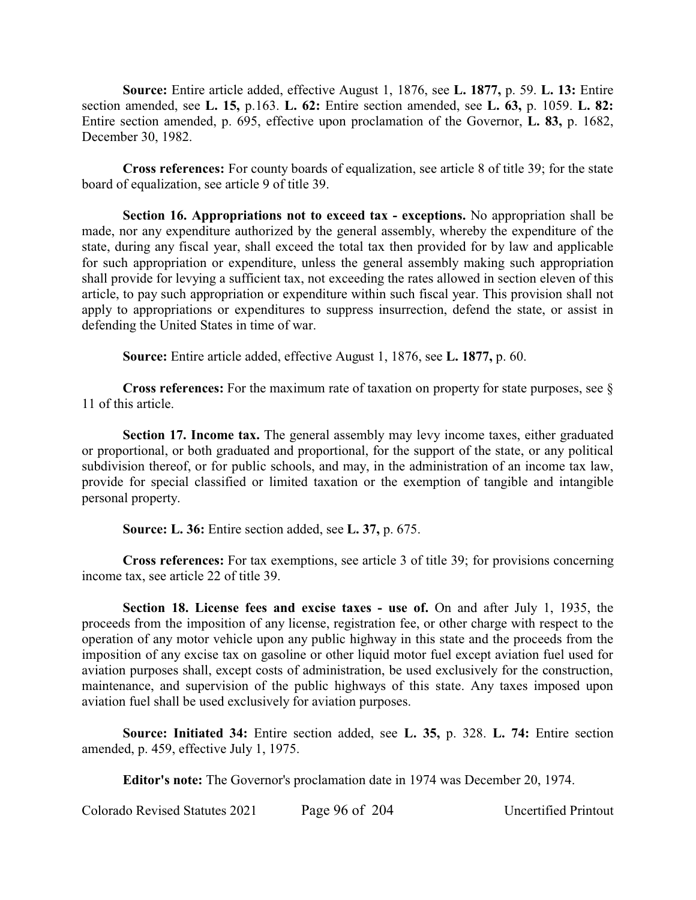**Source:** Entire article added, effective August 1, 1876, see **L. 1877,** p. 59. **L. 13:** Entire section amended, see **L. 15,** p.163. **L. 62:** Entire section amended, see **L. 63,** p. 1059. **L. 82:** Entire section amended, p. 695, effective upon proclamation of the Governor, **L. 83,** p. 1682, December 30, 1982.

**Cross references:** For county boards of equalization, see article 8 of title 39; for the state board of equalization, see article 9 of title 39.

**Section 16. Appropriations not to exceed tax - exceptions.** No appropriation shall be made, nor any expenditure authorized by the general assembly, whereby the expenditure of the state, during any fiscal year, shall exceed the total tax then provided for by law and applicable for such appropriation or expenditure, unless the general assembly making such appropriation shall provide for levying a sufficient tax, not exceeding the rates allowed in section eleven of this article, to pay such appropriation or expenditure within such fiscal year. This provision shall not apply to appropriations or expenditures to suppress insurrection, defend the state, or assist in defending the United States in time of war.

**Source:** Entire article added, effective August 1, 1876, see **L. 1877,** p. 60.

**Cross references:** For the maximum rate of taxation on property for state purposes, see § 11 of this article.

**Section 17. Income tax.** The general assembly may levy income taxes, either graduated or proportional, or both graduated and proportional, for the support of the state, or any political subdivision thereof, or for public schools, and may, in the administration of an income tax law, provide for special classified or limited taxation or the exemption of tangible and intangible personal property.

**Source: L. 36:** Entire section added, see **L. 37,** p. 675.

**Cross references:** For tax exemptions, see article 3 of title 39; for provisions concerning income tax, see article 22 of title 39.

**Section 18. License fees and excise taxes - use of.** On and after July 1, 1935, the proceeds from the imposition of any license, registration fee, or other charge with respect to the operation of any motor vehicle upon any public highway in this state and the proceeds from the imposition of any excise tax on gasoline or other liquid motor fuel except aviation fuel used for aviation purposes shall, except costs of administration, be used exclusively for the construction, maintenance, and supervision of the public highways of this state. Any taxes imposed upon aviation fuel shall be used exclusively for aviation purposes.

**Source: Initiated 34:** Entire section added, see **L. 35,** p. 328. **L. 74:** Entire section amended, p. 459, effective July 1, 1975.

**Editor's note:** The Governor's proclamation date in 1974 was December 20, 1974.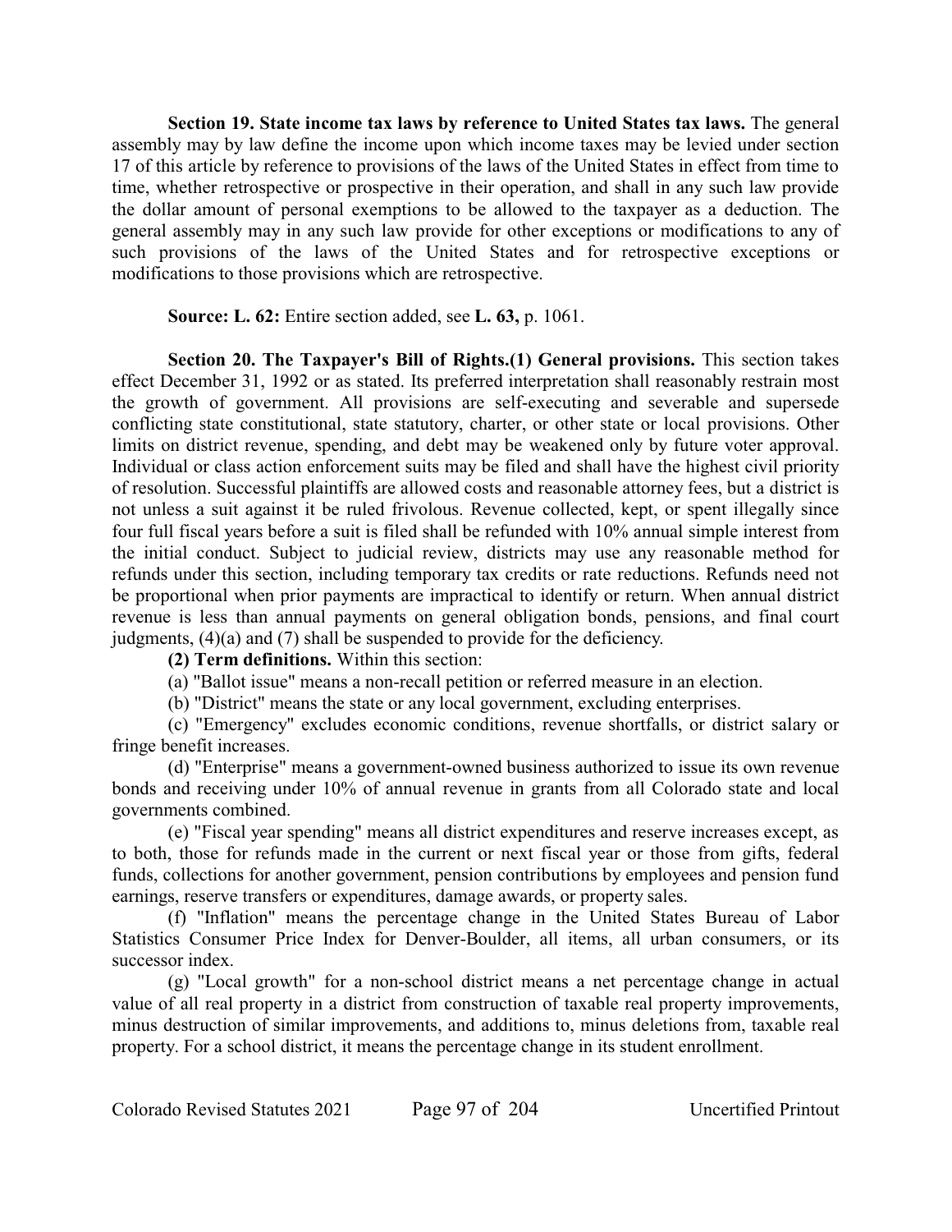**Section 19. State income tax laws by reference to United States tax laws.** The general assembly may by law define the income upon which income taxes may be levied under section 17 of this article by reference to provisions of the laws of the United States in effect from time to time, whether retrospective or prospective in their operation, and shall in any such law provide the dollar amount of personal exemptions to be allowed to the taxpayer as a deduction. The general assembly may in any such law provide for other exceptions or modifications to any of such provisions of the laws of the United States and for retrospective exceptions or modifications to those provisions which are retrospective.

**Source: L. 62:** Entire section added, see **L. 63,** p. 1061.

**Section 20. The Taxpayer's Bill of Rights.(1) General provisions.** This section takes effect December 31, 1992 or as stated. Its preferred interpretation shall reasonably restrain most the growth of government. All provisions are self-executing and severable and supersede conflicting state constitutional, state statutory, charter, or other state or local provisions. Other limits on district revenue, spending, and debt may be weakened only by future voter approval. Individual or class action enforcement suits may be filed and shall have the highest civil priority of resolution. Successful plaintiffs are allowed costs and reasonable attorney fees, but a district is not unless a suit against it be ruled frivolous. Revenue collected, kept, or spent illegally since four full fiscal years before a suit is filed shall be refunded with 10% annual simple interest from the initial conduct. Subject to judicial review, districts may use any reasonable method for refunds under this section, including temporary tax credits or rate reductions. Refunds need not be proportional when prior payments are impractical to identify or return. When annual district revenue is less than annual payments on general obligation bonds, pensions, and final court judgments, (4)(a) and (7) shall be suspended to provide for the deficiency.

**(2) Term definitions.** Within this section:

(a) "Ballot issue" means a non-recall petition or referred measure in an election.

(b) "District" means the state or any local government, excluding enterprises.

(c) "Emergency" excludes economic conditions, revenue shortfalls, or district salary or fringe benefit increases.

(d) "Enterprise" means a government-owned business authorized to issue its own revenue bonds and receiving under 10% of annual revenue in grants from all Colorado state and local governments combined.

(e) "Fiscal year spending" means all district expenditures and reserve increases except, as to both, those for refunds made in the current or next fiscal year or those from gifts, federal funds, collections for another government, pension contributions by employees and pension fund earnings, reserve transfers or expenditures, damage awards, or property sales.

(f) "Inflation" means the percentage change in the United States Bureau of Labor Statistics Consumer Price Index for Denver-Boulder, all items, all urban consumers, or its successor index.

(g) "Local growth" for a non-school district means a net percentage change in actual value of all real property in a district from construction of taxable real property improvements, minus destruction of similar improvements, and additions to, minus deletions from, taxable real property. For a school district, it means the percentage change in its student enrollment.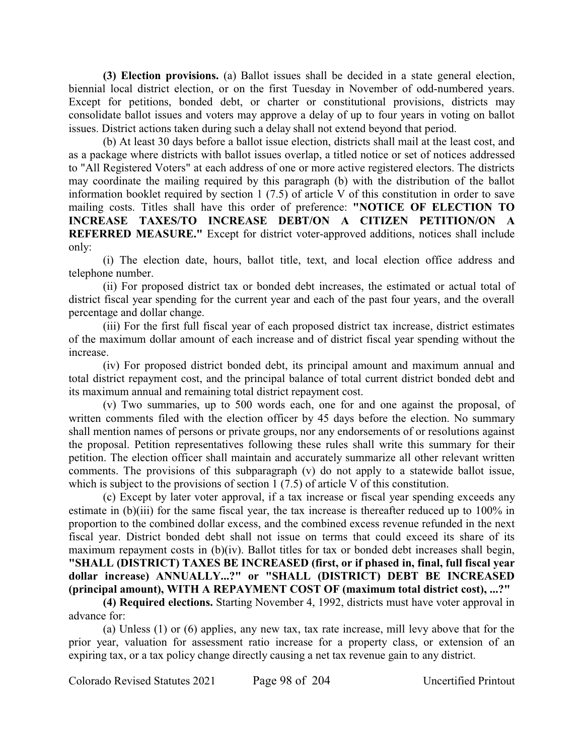**(3) Election provisions.** (a) Ballot issues shall be decided in a state general election, biennial local district election, or on the first Tuesday in November of odd-numbered years. Except for petitions, bonded debt, or charter or constitutional provisions, districts may consolidate ballot issues and voters may approve a delay of up to four years in voting on ballot issues. District actions taken during such a delay shall not extend beyond that period.

(b) At least 30 days before a ballot issue election, districts shall mail at the least cost, and as a package where districts with ballot issues overlap, a titled notice or set of notices addressed to "All Registered Voters" at each address of one or more active registered electors. The districts may coordinate the mailing required by this paragraph (b) with the distribution of the ballot information booklet required by section 1 (7.5) of article V of this constitution in order to save mailing costs. Titles shall have this order of preference: **"NOTICE OF ELECTION TO INCREASE TAXES/TO INCREASE DEBT/ON A CITIZEN PETITION/ON A REFERRED MEASURE."** Except for district voter-approved additions, notices shall include only:

(i) The election date, hours, ballot title, text, and local election office address and telephone number.

(ii) For proposed district tax or bonded debt increases, the estimated or actual total of district fiscal year spending for the current year and each of the past four years, and the overall percentage and dollar change.

(iii) For the first full fiscal year of each proposed district tax increase, district estimates of the maximum dollar amount of each increase and of district fiscal year spending without the increase.

(iv) For proposed district bonded debt, its principal amount and maximum annual and total district repayment cost, and the principal balance of total current district bonded debt and its maximum annual and remaining total district repayment cost.

(v) Two summaries, up to 500 words each, one for and one against the proposal, of written comments filed with the election officer by 45 days before the election. No summary shall mention names of persons or private groups, nor any endorsements of or resolutions against the proposal. Petition representatives following these rules shall write this summary for their petition. The election officer shall maintain and accurately summarize all other relevant written comments. The provisions of this subparagraph (v) do not apply to a statewide ballot issue, which is subject to the provisions of section 1 (7.5) of article V of this constitution.

(c) Except by later voter approval, if a tax increase or fiscal year spending exceeds any estimate in (b)(iii) for the same fiscal year, the tax increase is thereafter reduced up to 100% in proportion to the combined dollar excess, and the combined excess revenue refunded in the next fiscal year. District bonded debt shall not issue on terms that could exceed its share of its maximum repayment costs in (b)(iv). Ballot titles for tax or bonded debt increases shall begin, **"SHALL (DISTRICT) TAXES BE INCREASED (first, or if phased in, final, full fiscal year dollar increase) ANNUALLY...?" or "SHALL (DISTRICT) DEBT BE INCREASED (principal amount), WITH A REPAYMENT COST OF (maximum total district cost), ...?"**

**(4) Required elections.** Starting November 4, 1992, districts must have voter approval in advance for:

(a) Unless (1) or (6) applies, any new tax, tax rate increase, mill levy above that for the prior year, valuation for assessment ratio increase for a property class, or extension of an expiring tax, or a tax policy change directly causing a net tax revenue gain to any district.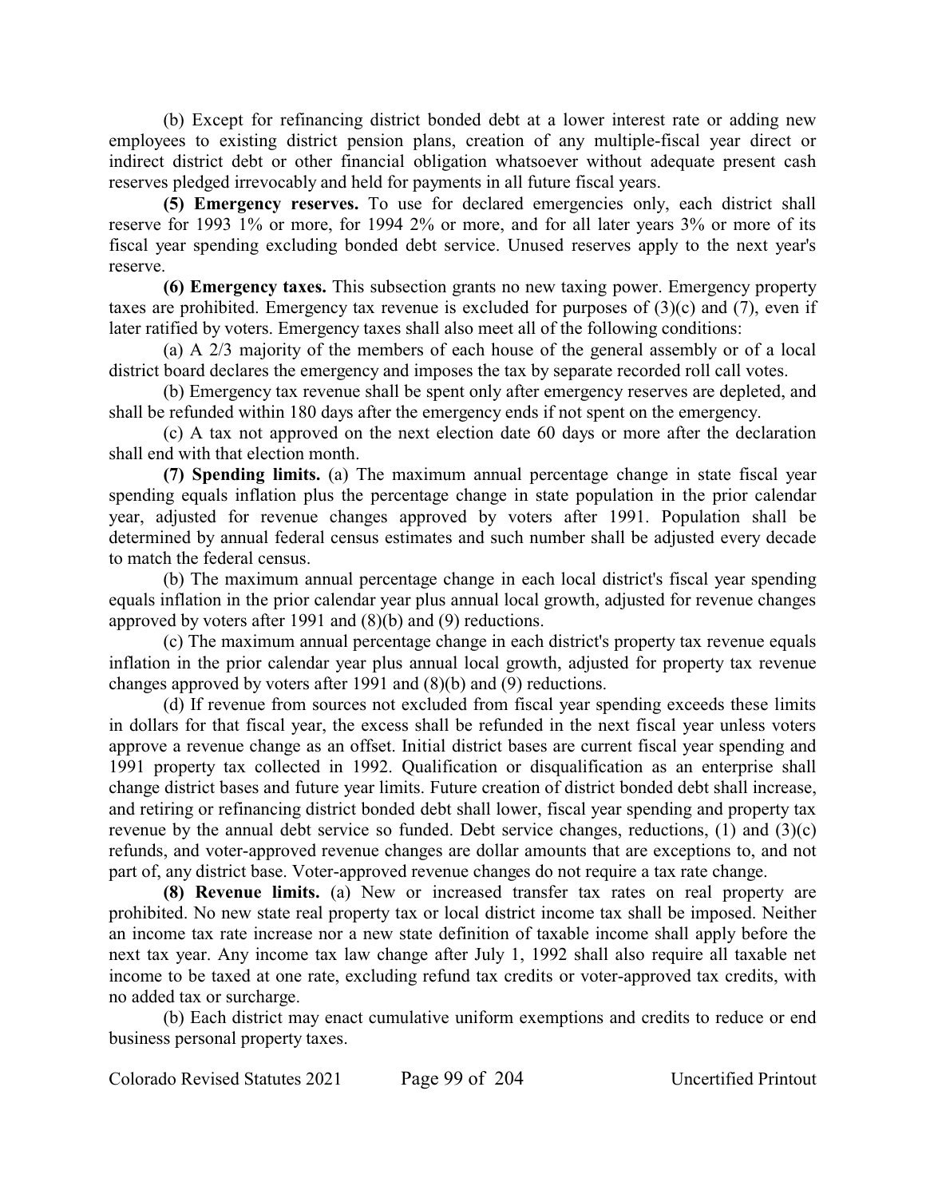(b) Except for refinancing district bonded debt at a lower interest rate or adding new employees to existing district pension plans, creation of any multiple-fiscal year direct or indirect district debt or other financial obligation whatsoever without adequate present cash reserves pledged irrevocably and held for payments in all future fiscal years.

**(5) Emergency reserves.** To use for declared emergencies only, each district shall reserve for 1993 1% or more, for 1994 2% or more, and for all later years 3% or more of its fiscal year spending excluding bonded debt service. Unused reserves apply to the next year's reserve.

**(6) Emergency taxes.** This subsection grants no new taxing power. Emergency property taxes are prohibited. Emergency tax revenue is excluded for purposes of (3)(c) and (7), even if later ratified by voters. Emergency taxes shall also meet all of the following conditions:

(a) A 2/3 majority of the members of each house of the general assembly or of a local district board declares the emergency and imposes the tax by separate recorded roll call votes.

(b) Emergency tax revenue shall be spent only after emergency reserves are depleted, and shall be refunded within 180 days after the emergency ends if not spent on the emergency.

(c) A tax not approved on the next election date 60 days or more after the declaration shall end with that election month.

**(7) Spending limits.** (a) The maximum annual percentage change in state fiscal year spending equals inflation plus the percentage change in state population in the prior calendar year, adjusted for revenue changes approved by voters after 1991. Population shall be determined by annual federal census estimates and such number shall be adjusted every decade to match the federal census.

(b) The maximum annual percentage change in each local district's fiscal year spending equals inflation in the prior calendar year plus annual local growth, adjusted for revenue changes approved by voters after 1991 and (8)(b) and (9) reductions.

(c) The maximum annual percentage change in each district's property tax revenue equals inflation in the prior calendar year plus annual local growth, adjusted for property tax revenue changes approved by voters after 1991 and (8)(b) and (9) reductions.

(d) If revenue from sources not excluded from fiscal year spending exceeds these limits in dollars for that fiscal year, the excess shall be refunded in the next fiscal year unless voters approve a revenue change as an offset. Initial district bases are current fiscal year spending and 1991 property tax collected in 1992. Qualification or disqualification as an enterprise shall change district bases and future year limits. Future creation of district bonded debt shall increase, and retiring or refinancing district bonded debt shall lower, fiscal year spending and property tax revenue by the annual debt service so funded. Debt service changes, reductions, (1) and (3)(c) refunds, and voter-approved revenue changes are dollar amounts that are exceptions to, and not part of, any district base. Voter-approved revenue changes do not require a tax rate change.

**(8) Revenue limits.** (a) New or increased transfer tax rates on real property are prohibited. No new state real property tax or local district income tax shall be imposed. Neither an income tax rate increase nor a new state definition of taxable income shall apply before the next tax year. Any income tax law change after July 1, 1992 shall also require all taxable net income to be taxed at one rate, excluding refund tax credits or voter-approved tax credits, with no added tax or surcharge.

(b) Each district may enact cumulative uniform exemptions and credits to reduce or end business personal property taxes.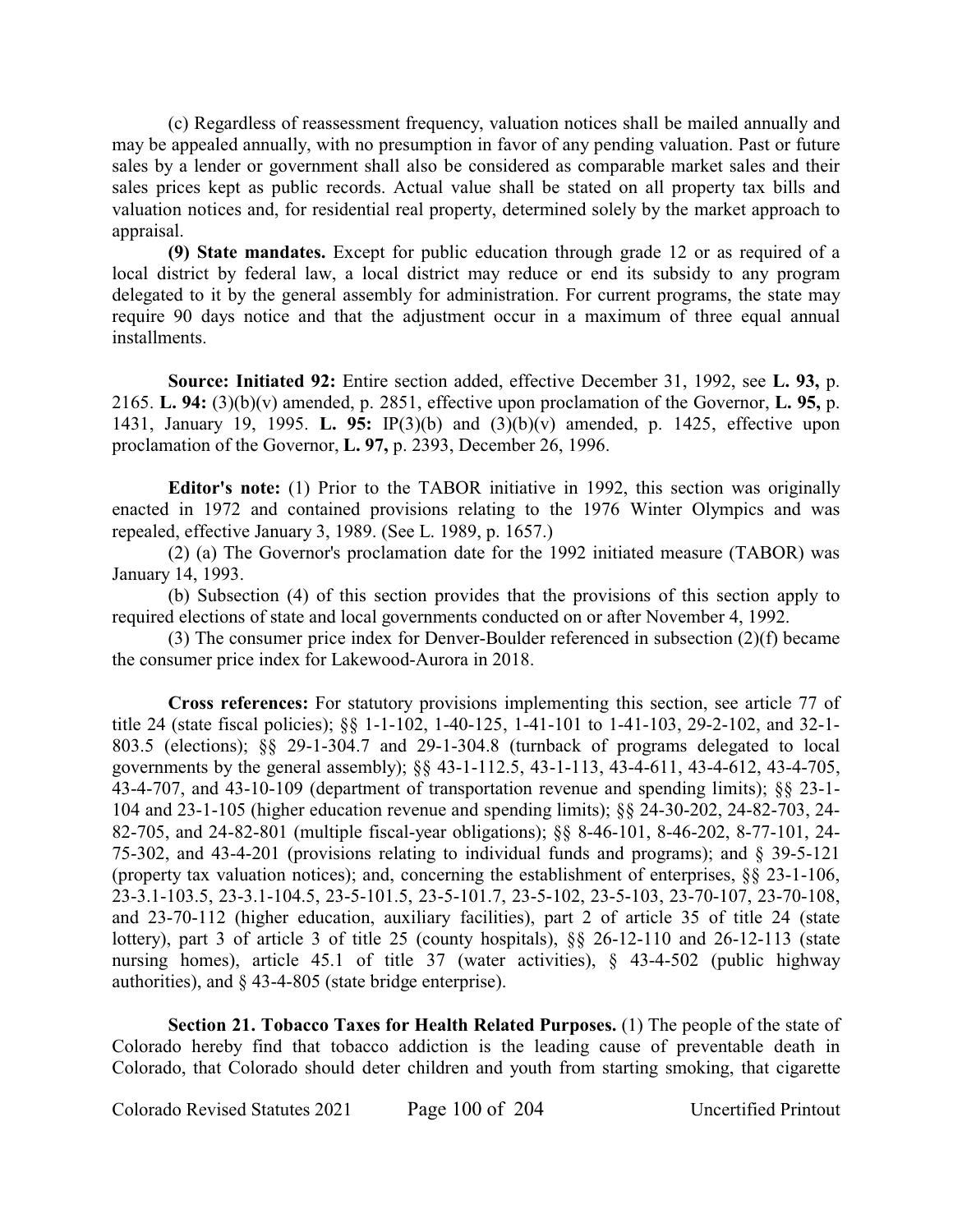(c) Regardless of reassessment frequency, valuation notices shall be mailed annually and may be appealed annually, with no presumption in favor of any pending valuation. Past or future sales by a lender or government shall also be considered as comparable market sales and their sales prices kept as public records. Actual value shall be stated on all property tax bills and valuation notices and, for residential real property, determined solely by the market approach to appraisal.

**(9) State mandates.** Except for public education through grade 12 or as required of a local district by federal law, a local district may reduce or end its subsidy to any program delegated to it by the general assembly for administration. For current programs, the state may require 90 days notice and that the adjustment occur in a maximum of three equal annual installments.

**Source: Initiated 92:** Entire section added, effective December 31, 1992, see **L. 93,** p. 2165. **L. 94:** (3)(b)(v) amended, p. 2851, effective upon proclamation of the Governor, **L. 95,** p. 1431, January 19, 1995. **L. 95:** IP(3)(b) and (3)(b)(v) amended, p. 1425, effective upon proclamation of the Governor, **L. 97,** p. 2393, December 26, 1996.

**Editor's note:** (1) Prior to the TABOR initiative in 1992, this section was originally enacted in 1972 and contained provisions relating to the 1976 Winter Olympics and was repealed, effective January 3, 1989. (See L. 1989, p. 1657.)

(2) (a) The Governor's proclamation date for the 1992 initiated measure (TABOR) was January 14, 1993.

(b) Subsection (4) of this section provides that the provisions of this section apply to required elections of state and local governments conducted on or after November 4, 1992.

(3) The consumer price index for Denver-Boulder referenced in subsection (2)(f) became the consumer price index for Lakewood-Aurora in 2018.

**Cross references:** For statutory provisions implementing this section, see article 77 of title 24 (state fiscal policies); §§ 1-1-102, 1-40-125, 1-41-101 to 1-41-103, 29-2-102, and 32-1-803.5 (elections); §§ 29-1-304.7 and 29-1-304.8 (turnback of programs delegated to local governments by the general assembly); §§ 43-1-112.5, 43-1-113, 43-4-611, 43-4-612, 43-4-705, 43-4-707, and 43-10-109 (department of transportation revenue and spending limits); §§ 23-1-104 and 23-1-105 (higher education revenue and spending limits); §§ 24-30-202, 24-82-703, 24-82-705, and 24-82-801 (multiple fiscal-year obligations); §§ 8-46-101, 8-46-202, 8-77-101, 24-75-302, and 43-4-201 (provisions relating to individual funds and programs); and § 39-5-121 (property tax valuation notices); and, concerning the establishment of enterprises, §§ 23-1-106, 23-3.1-103.5, 23-3.1-104.5, 23-5-101.5, 23-5-101.7, 23-5-102, 23-5-103, 23-70-107, 23-70-108, and 23-70-112 (higher education, auxiliary facilities), part 2 of article 35 of title 24 (state lottery), part 3 of article 3 of title 25 (county hospitals), §§ 26-12-110 and 26-12-113 (state nursing homes), article 45.1 of title 37 (water activities), § 43-4-502 (public highway authorities), and § 43-4-805 (state bridge enterprise).

**Section 21. Tobacco Taxes for Health Related Purposes.** (1) The people of the state of Colorado hereby find that tobacco addiction is the leading cause of preventable death in Colorado, that Colorado should deter children and youth from starting smoking, that cigarette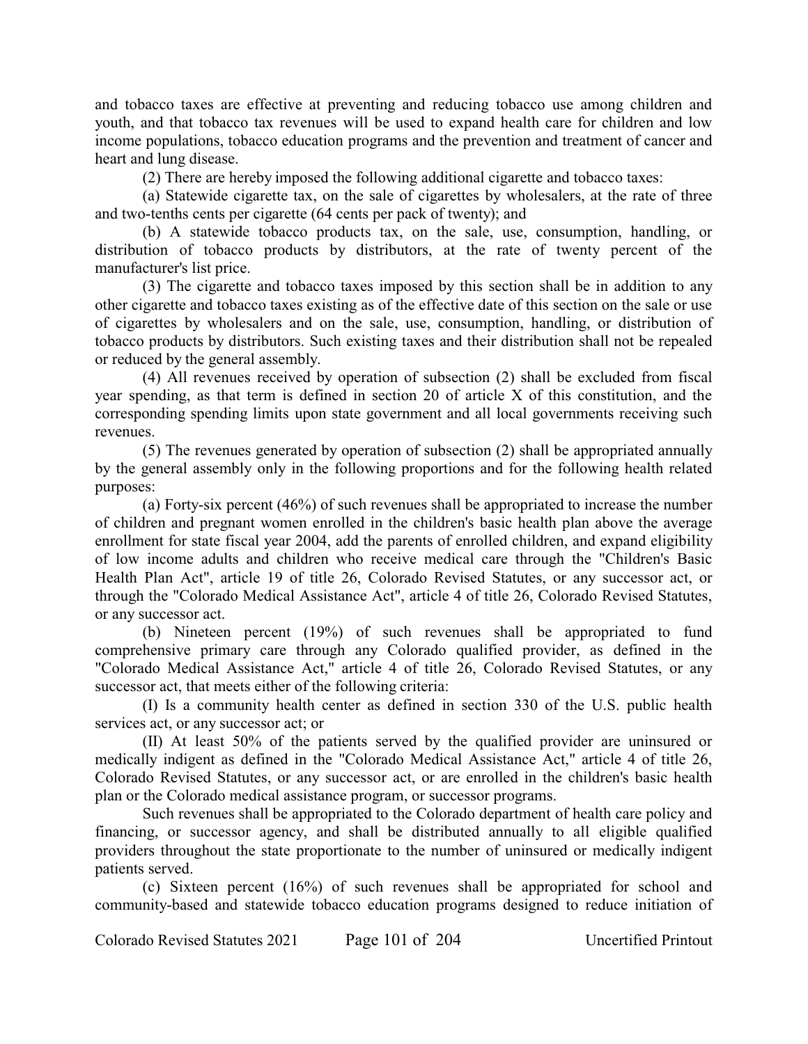and tobacco taxes are effective at preventing and reducing tobacco use among children and youth, and that tobacco tax revenues will be used to expand health care for children and low income populations, tobacco education programs and the prevention and treatment of cancer and heart and lung disease.

(2) There are hereby imposed the following additional cigarette and tobacco taxes:

(a) Statewide cigarette tax, on the sale of cigarettes by wholesalers, at the rate of three and two-tenths cents per cigarette (64 cents per pack of twenty); and

(b) A statewide tobacco products tax, on the sale, use, consumption, handling, or distribution of tobacco products by distributors, at the rate of twenty percent of the manufacturer's list price.

(3) The cigarette and tobacco taxes imposed by this section shall be in addition to any other cigarette and tobacco taxes existing as of the effective date of this section on the sale or use of cigarettes by wholesalers and on the sale, use, consumption, handling, or distribution of tobacco products by distributors. Such existing taxes and their distribution shall not be repealed or reduced by the general assembly.

(4) All revenues received by operation of subsection (2) shall be excluded from fiscal year spending, as that term is defined in section 20 of article X of this constitution, and the corresponding spending limits upon state government and all local governments receiving such revenues.

(5) The revenues generated by operation of subsection (2) shall be appropriated annually by the general assembly only in the following proportions and for the following health related purposes:

(a) Forty-six percent (46%) of such revenues shall be appropriated to increase the number of children and pregnant women enrolled in the children's basic health plan above the average enrollment for state fiscal year 2004, add the parents of enrolled children, and expand eligibility of low income adults and children who receive medical care through the "Children's Basic Health Plan Act", article 19 of title 26, Colorado Revised Statutes, or any successor act, or through the "Colorado Medical Assistance Act", article 4 of title 26, Colorado Revised Statutes, or any successor act.

(b) Nineteen percent (19%) of such revenues shall be appropriated to fund comprehensive primary care through any Colorado qualified provider, as defined in the "Colorado Medical Assistance Act," article 4 of title 26, Colorado Revised Statutes, or any successor act, that meets either of the following criteria:

(I) Is a community health center as defined in section 330 of the U.S. public health services act, or any successor act; or

(II) At least 50% of the patients served by the qualified provider are uninsured or medically indigent as defined in the "Colorado Medical Assistance Act," article 4 of title 26, Colorado Revised Statutes, or any successor act, or are enrolled in the children's basic health plan or the Colorado medical assistance program, or successor programs.

Such revenues shall be appropriated to the Colorado department of health care policy and financing, or successor agency, and shall be distributed annually to all eligible qualified providers throughout the state proportionate to the number of uninsured or medically indigent patients served.

(c) Sixteen percent (16%) of such revenues shall be appropriated for school and community-based and statewide tobacco education programs designed to reduce initiation of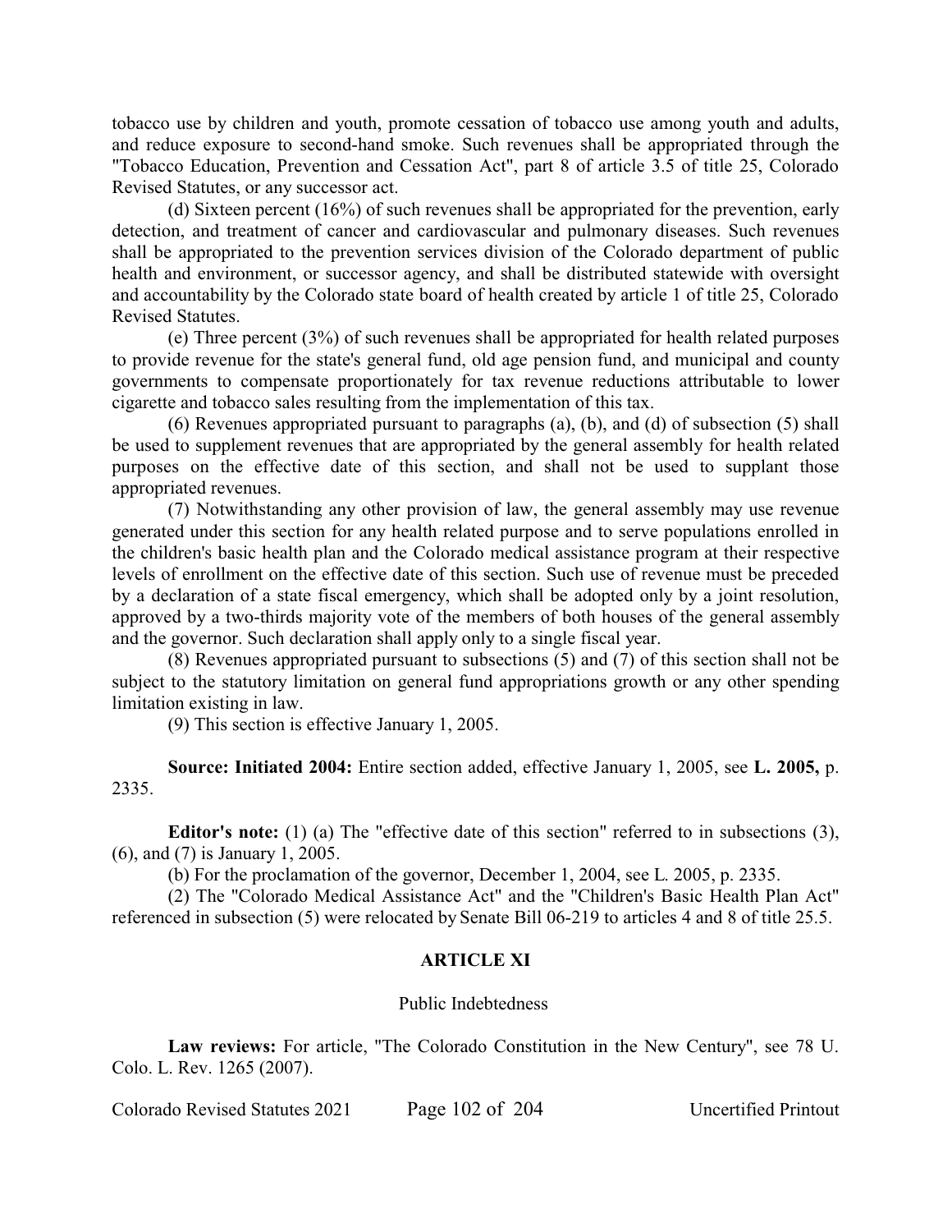tobacco use by children and youth, promote cessation of tobacco use among youth and adults, and reduce exposure to second-hand smoke. Such revenues shall be appropriated through the "Tobacco Education, Prevention and Cessation Act", part 8 of article 3.5 of title 25, Colorado Revised Statutes, or any successor act.

(d) Sixteen percent (16%) of such revenues shall be appropriated for the prevention, early detection, and treatment of cancer and cardiovascular and pulmonary diseases. Such revenues shall be appropriated to the prevention services division of the Colorado department of public health and environment, or successor agency, and shall be distributed statewide with oversight and accountability by the Colorado state board of health created by article 1 of title 25, Colorado Revised Statutes.

(e) Three percent (3%) of such revenues shall be appropriated for health related purposes to provide revenue for the state's general fund, old age pension fund, and municipal and county governments to compensate proportionately for tax revenue reductions attributable to lower cigarette and tobacco sales resulting from the implementation of this tax.

(6) Revenues appropriated pursuant to paragraphs (a), (b), and (d) of subsection (5) shall be used to supplement revenues that are appropriated by the general assembly for health related purposes on the effective date of this section, and shall not be used to supplant those appropriated revenues.

(7) Notwithstanding any other provision of law, the general assembly may use revenue generated under this section for any health related purpose and to serve populations enrolled in the children's basic health plan and the Colorado medical assistance program at their respective levels of enrollment on the effective date of this section. Such use of revenue must be preceded by a declaration of a state fiscal emergency, which shall be adopted only by a joint resolution, approved by a two-thirds majority vote of the members of both houses of the general assembly and the governor. Such declaration shall apply only to a single fiscal year.

(8) Revenues appropriated pursuant to subsections (5) and (7) of this section shall not be subject to the statutory limitation on general fund appropriations growth or any other spending limitation existing in law.

(9) This section is effective January 1, 2005.

**Source: Initiated 2004:** Entire section added, effective January 1, 2005, see **L. 2005,** p. 2335.

**Editor's note:** (1) (a) The "effective date of this section" referred to in subsections (3), (6), and (7) is January 1, 2005.

(b) For the proclamation of the governor, December 1, 2004, see L. 2005, p. 2335.

(2) The "Colorado Medical Assistance Act" and the "Children's Basic Health Plan Act" referenced in subsection (5) were relocated by Senate Bill 06-219 to articles 4 and 8 of title 25.5.

## ARTICLE XI

### Public Indebtedness

**Law reviews:** For article, "The Colorado Constitution in the New Century", see 78 U. Colo. L. Rev. 1265 (2007).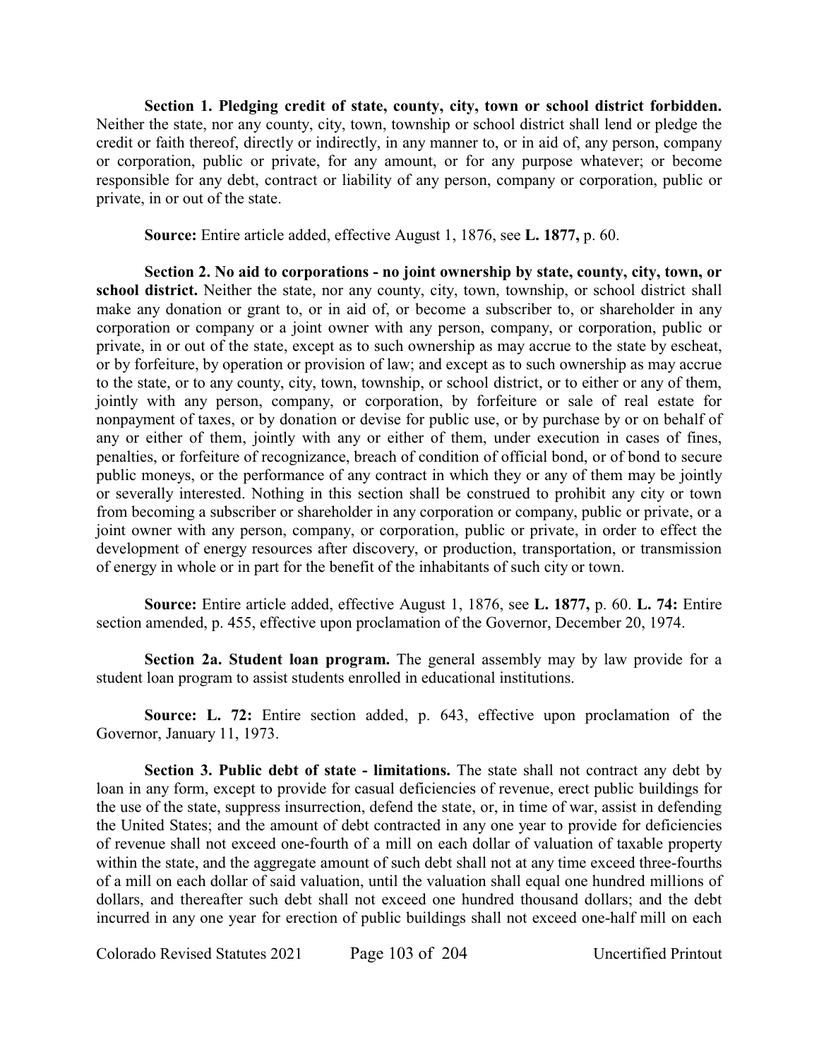**Section 1. Pledging credit of state, county, city, town or school district forbidden.** Neither the state, nor any county, city, town, township or school district shall lend or pledge the credit or faith thereof, directly or indirectly, in any manner to, or in aid of, any person, company or corporation, public or private, for any amount, or for any purpose whatever; or become responsible for any debt, contract or liability of any person, company or corporation, public or private, in or out of the state.

**Source:** Entire article added, effective August 1, 1876, see **L. 1877,** p. 60.

**Section 2. No aid to corporations - no joint ownership by state, county, city, town, or school district.** Neither the state, nor any county, city, town, township, or school district shall make any donation or grant to, or in aid of, or become a subscriber to, or shareholder in any corporation or company or a joint owner with any person, company, or corporation, public or private, in or out of the state, except as to such ownership as may accrue to the state by escheat, or by forfeiture, by operation or provision of law; and except as to such ownership as may accrue to the state, or to any county, city, town, township, or school district, or to either or any of them, jointly with any person, company, or corporation, by forfeiture or sale of real estate for nonpayment of taxes, or by donation or devise for public use, or by purchase by or on behalf of any or either of them, jointly with any or either of them, under execution in cases of fines, penalties, or forfeiture of recognizance, breach of condition of official bond, or of bond to secure public moneys, or the performance of any contract in which they or any of them may be jointly or severally interested. Nothing in this section shall be construed to prohibit any city or town from becoming a subscriber or shareholder in any corporation or company, public or private, or a joint owner with any person, company, or corporation, public or private, in order to effect the development of energy resources after discovery, or production, transportation, or transmission of energy in whole or in part for the benefit of the inhabitants of such city or town.

**Source:** Entire article added, effective August 1, 1876, see **L. 1877,** p. 60. **L. 74:** Entire section amended, p. 455, effective upon proclamation of the Governor, December 20, 1974.

**Section 2a. Student loan program.** The general assembly may by law provide for a student loan program to assist students enrolled in educational institutions.

**Source: L. 72:** Entire section added, p. 643, effective upon proclamation of the Governor, January 11, 1973.

**Section 3. Public debt of state - limitations.** The state shall not contract any debt by loan in any form, except to provide for casual deficiencies of revenue, erect public buildings for the use of the state, suppress insurrection, defend the state, or, in time of war, assist in defending the United States; and the amount of debt contracted in any one year to provide for deficiencies of revenue shall not exceed one-fourth of a mill on each dollar of valuation of taxable property within the state, and the aggregate amount of such debt shall not at any time exceed three-fourths of a mill on each dollar of said valuation, until the valuation shall equal one hundred millions of dollars, and thereafter such debt shall not exceed one hundred thousand dollars; and the debt incurred in any one year for erection of public buildings shall not exceed one-half mill on each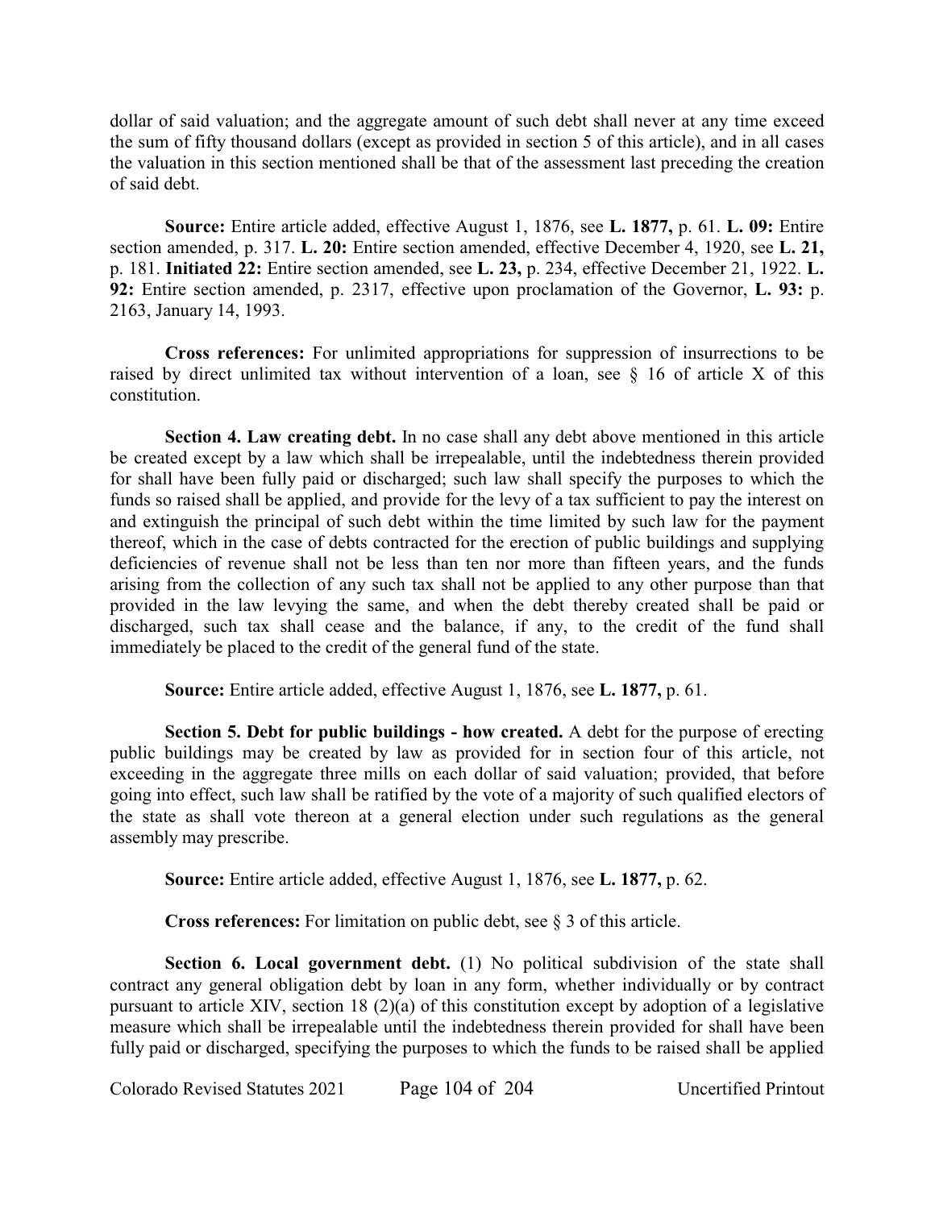dollar of said valuation; and the aggregate amount of such debt shall never at any time exceed the sum of fifty thousand dollars (except as provided in section 5 of this article), and in all cases the valuation in this section mentioned shall be that of the assessment last preceding the creation of said debt.

**Source:** Entire article added, effective August 1, 1876, see **L. 1877,** p. 61. **L. 09:** Entire section amended, p. 317. **L. 20:** Entire section amended, effective December 4, 1920, see **L. 21,** p. 181. **Initiated 22:** Entire section amended, see **L. 23,** p. 234, effective December 21, 1922. **L. 92:** Entire section amended, p. 2317, effective upon proclamation of the Governor, **L. 93:** p. 2163, January 14, 1993.

**Cross references:** For unlimited appropriations for suppression of insurrections to be raised by direct unlimited tax without intervention of a loan, see § 16 of article X of this constitution.

**Section 4. Law creating debt.** In no case shall any debt above mentioned in this article be created except by a law which shall be irrepealable, until the indebtedness therein provided for shall have been fully paid or discharged; such law shall specify the purposes to which the funds so raised shall be applied, and provide for the levy of a tax sufficient to pay the interest on and extinguish the principal of such debt within the time limited by such law for the payment thereof, which in the case of debts contracted for the erection of public buildings and supplying deficiencies of revenue shall not be less than ten nor more than fifteen years, and the funds arising from the collection of any such tax shall not be applied to any other purpose than that provided in the law levying the same, and when the debt thereby created shall be paid or discharged, such tax shall cease and the balance, if any, to the credit of the fund shall immediately be placed to the credit of the general fund of the state.

**Source:** Entire article added, effective August 1, 1876, see **L. 1877,** p. 61.

**Section 5. Debt for public buildings - how created.** A debt for the purpose of erecting public buildings may be created by law as provided for in section four of this article, not exceeding in the aggregate three mills on each dollar of said valuation; provided, that before going into effect, such law shall be ratified by the vote of a majority of such qualified electors of the state as shall vote thereon at a general election under such regulations as the general assembly may prescribe.

**Source:** Entire article added, effective August 1, 1876, see **L. 1877,** p. 62.

**Cross references:** For limitation on public debt, see § 3 of this article.

**Section 6. Local government debt.** (1) No political subdivision of the state shall contract any general obligation debt by loan in any form, whether individually or by contract pursuant to article XIV, section 18 (2)(a) of this constitution except by adoption of a legislative measure which shall be irrepealable until the indebtedness therein provided for shall have been fully paid or discharged, specifying the purposes to which the funds to be raised shall be applied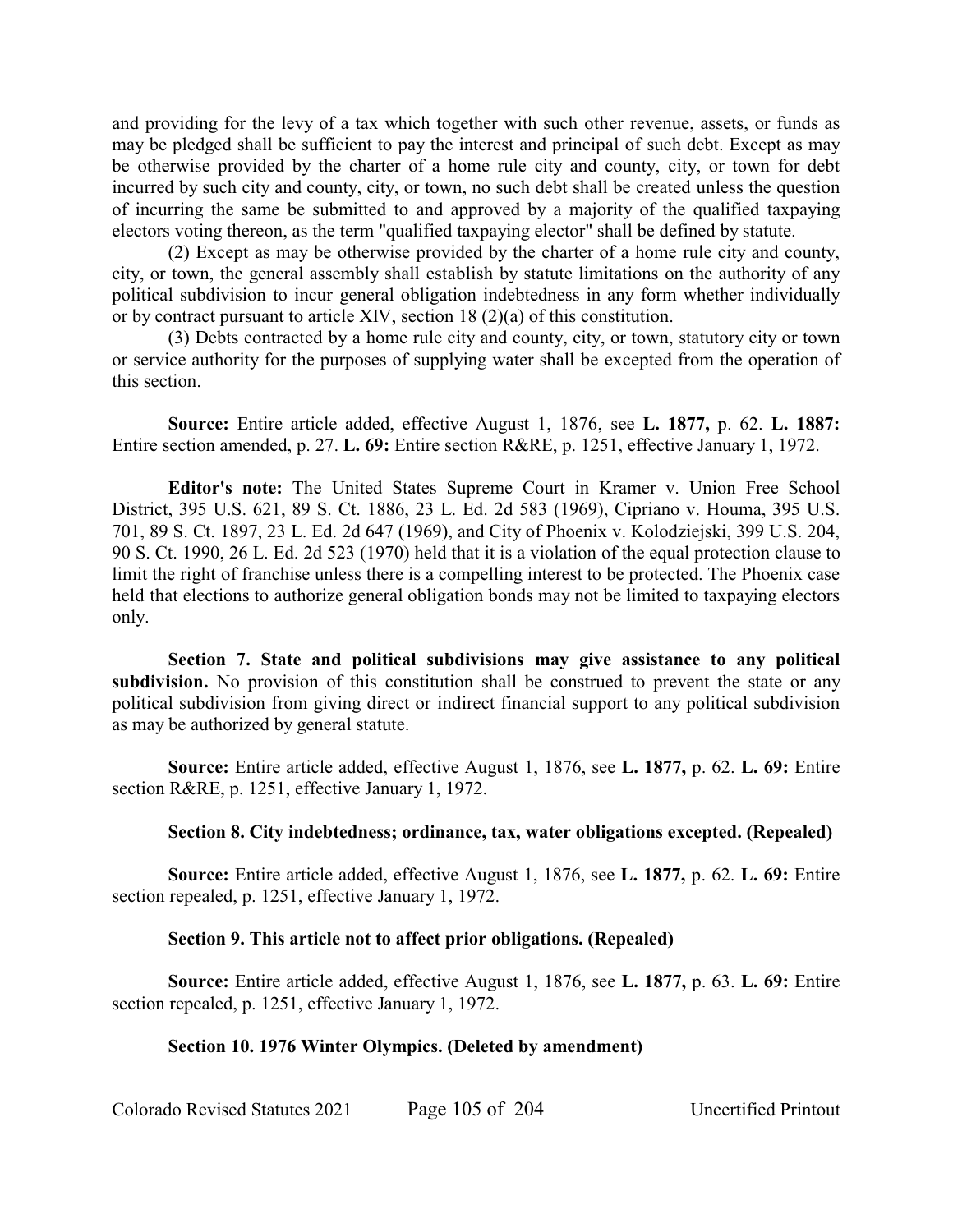and providing for the levy of a tax which together with such other revenue, assets, or funds as may be pledged shall be sufficient to pay the interest and principal of such debt. Except as may be otherwise provided by the charter of a home rule city and county, city, or town for debt incurred by such city and county, city, or town, no such debt shall be created unless the question of incurring the same be submitted to and approved by a majority of the qualified taxpaying electors voting thereon, as the term "qualified taxpaying elector" shall be defined by statute.

(2) Except as may be otherwise provided by the charter of a home rule city and county, city, or town, the general assembly shall establish by statute limitations on the authority of any political subdivision to incur general obligation indebtedness in any form whether individually or by contract pursuant to article XIV, section 18 (2)(a) of this constitution.

(3) Debts contracted by a home rule city and county, city, or town, statutory city or town or service authority for the purposes of supplying water shall be excepted from the operation of this section.

**Source:** Entire article added, effective August 1, 1876, see **L. 1877,** p. 62. **L. 1887:** Entire section amended, p. 27. **L. 69:** Entire section R&RE, p. 1251, effective January 1, 1972.

**Editor's note:** The United States Supreme Court in Kramer v. Union Free School District, 395 U.S. 621, 89 S. Ct. 1886, 23 L. Ed. 2d 583 (1969), Cipriano v. Houma, 395 U.S. 701, 89 S. Ct. 1897, 23 L. Ed. 2d 647 (1969), and City of Phoenix v. Kolodziejski, 399 U.S. 204, 90 S. Ct. 1990, 26 L. Ed. 2d 523 (1970) held that it is a violation of the equal protection clause to limit the right of franchise unless there is a compelling interest to be protected. The Phoenix case held that elections to authorize general obligation bonds may not be limited to taxpaying electors only.

**Section 7. State and political subdivisions may give assistance to any political subdivision.** No provision of this constitution shall be construed to prevent the state or any political subdivision from giving direct or indirect financial support to any political subdivision as may be authorized by general statute.

**Source:** Entire article added, effective August 1, 1876, see **L. 1877,** p. 62. **L. 69:** Entire section R&RE, p. 1251, effective January 1, 1972.

**Section 8. City indebtedness; ordinance, tax, water obligations excepted. (Repealed)**

**Source:** Entire article added, effective August 1, 1876, see **L. 1877,** p. 62. **L. 69:** Entire section repealed, p. 1251, effective January 1, 1972.

**Section 9. This article not to affect prior obligations. (Repealed)**

**Source:** Entire article added, effective August 1, 1876, see **L. 1877,** p. 63. **L. 69:** Entire section repealed, p. 1251, effective January 1, 1972.

**Section 10. 1976 Winter Olympics. (Deleted by amendment)**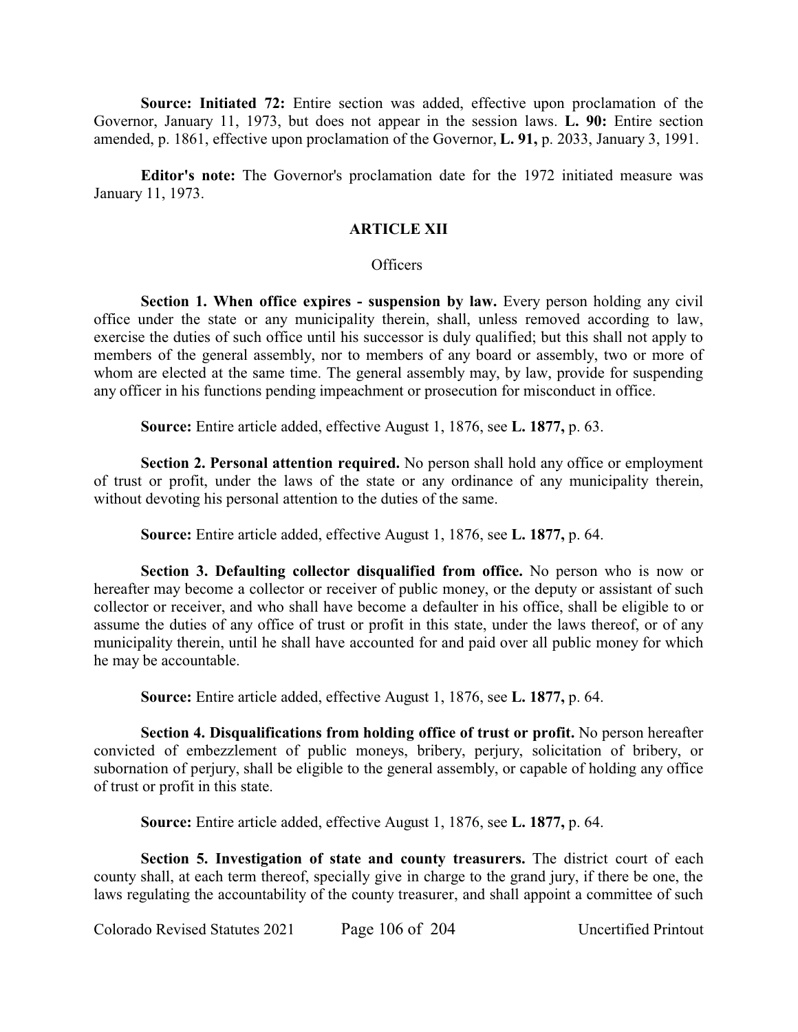**Source: Initiated 72:** Entire section was added, effective upon proclamation of the Governor, January 11, 1973, but does not appear in the session laws. **L. 90:** Entire section amended, p. 1861, effective upon proclamation of the Governor, **L. 91,** p. 2033, January 3, 1991.

**Editor's note:** The Governor's proclamation date for the 1972 initiated measure was January 11, 1973.

## ARTICLE XII

### Officers

**Section 1. When office expires - suspension by law.** Every person holding any civil office under the state or any municipality therein, shall, unless removed according to law, exercise the duties of such office until his successor is duly qualified; but this shall not apply to members of the general assembly, nor to members of any board or assembly, two or more of whom are elected at the same time. The general assembly may, by law, provide for suspending any officer in his functions pending impeachment or prosecution for misconduct in office.

**Source:** Entire article added, effective August 1, 1876, see **L. 1877,** p. 63.

**Section 2. Personal attention required.** No person shall hold any office or employment of trust or profit, under the laws of the state or any ordinance of any municipality therein, without devoting his personal attention to the duties of the same.

**Source:** Entire article added, effective August 1, 1876, see **L. 1877,** p. 64.

**Section 3. Defaulting collector disqualified from office.** No person who is now or hereafter may become a collector or receiver of public money, or the deputy or assistant of such collector or receiver, and who shall have become a defaulter in his office, shall be eligible to or assume the duties of any office of trust or profit in this state, under the laws thereof, or of any municipality therein, until he shall have accounted for and paid over all public money for which he may be accountable.

**Source:** Entire article added, effective August 1, 1876, see **L. 1877,** p. 64.

**Section 4. Disqualifications from holding office of trust or profit.** No person hereafter convicted of embezzlement of public moneys, bribery, perjury, solicitation of bribery, or subornation of perjury, shall be eligible to the general assembly, or capable of holding any office of trust or profit in this state.

**Source:** Entire article added, effective August 1, 1876, see **L. 1877,** p. 64.

**Section 5. Investigation of state and county treasurers.** The district court of each county shall, at each term thereof, specially give in charge to the grand jury, if there be one, the laws regulating the accountability of the county treasurer, and shall appoint a committee of such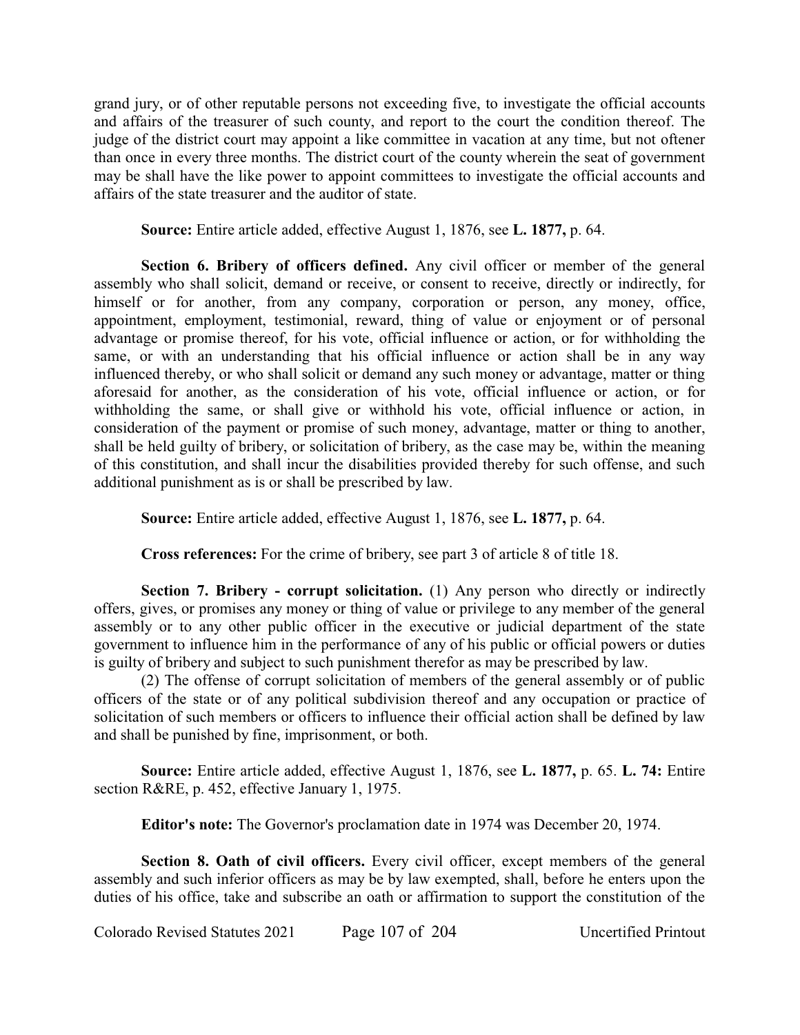grand jury, or of other reputable persons not exceeding five, to investigate the official accounts and affairs of the treasurer of such county, and report to the court the condition thereof. The judge of the district court may appoint a like committee in vacation at any time, but not oftener than once in every three months. The district court of the county wherein the seat of government may be shall have the like power to appoint committees to investigate the official accounts and affairs of the state treasurer and the auditor of state.

**Source:** Entire article added, effective August 1, 1876, see **L. 1877,** p. 64.

**Section 6. Bribery of officers defined.** Any civil officer or member of the general assembly who shall solicit, demand or receive, or consent to receive, directly or indirectly, for himself or for another, from any company, corporation or person, any money, office, appointment, employment, testimonial, reward, thing of value or enjoyment or of personal advantage or promise thereof, for his vote, official influence or action, or for withholding the same, or with an understanding that his official influence or action shall be in any way influenced thereby, or who shall solicit or demand any such money or advantage, matter or thing aforesaid for another, as the consideration of his vote, official influence or action, or for withholding the same, or shall give or withhold his vote, official influence or action, in consideration of the payment or promise of such money, advantage, matter or thing to another, shall be held guilty of bribery, or solicitation of bribery, as the case may be, within the meaning of this constitution, and shall incur the disabilities provided thereby for such offense, and such additional punishment as is or shall be prescribed by law.

**Source:** Entire article added, effective August 1, 1876, see **L. 1877,** p. 64.

**Cross references:** For the crime of bribery, see part 3 of article 8 of title 18.

**Section 7. Bribery - corrupt solicitation.** (1) Any person who directly or indirectly offers, gives, or promises any money or thing of value or privilege to any member of the general assembly or to any other public officer in the executive or judicial department of the state government to influence him in the performance of any of his public or official powers or duties is guilty of bribery and subject to such punishment therefor as may be prescribed by law.

(2) The offense of corrupt solicitation of members of the general assembly or of public officers of the state or of any political subdivision thereof and any occupation or practice of solicitation of such members or officers to influence their official action shall be defined by law and shall be punished by fine, imprisonment, or both.

**Source:** Entire article added, effective August 1, 1876, see **L. 1877,** p. 65. **L. 74:** Entire section R&RE, p. 452, effective January 1, 1975.

**Editor's note:** The Governor's proclamation date in 1974 was December 20, 1974.

**Section 8. Oath of civil officers.** Every civil officer, except members of the general assembly and such inferior officers as may be by law exempted, shall, before he enters upon the duties of his office, take and subscribe an oath or affirmation to support the constitution of the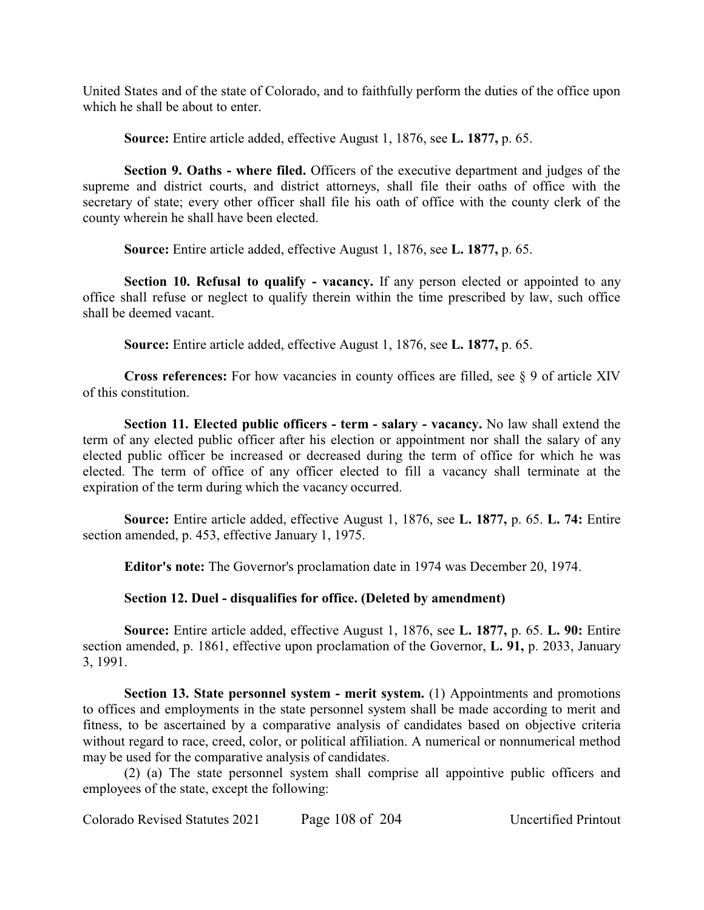United States and of the state of Colorado, and to faithfully perform the duties of the office upon which he shall be about to enter.

**Source:** Entire article added, effective August 1, 1876, see **L. 1877,** p. 65.

**Section 9. Oaths - where filed.** Officers of the executive department and judges of the supreme and district courts, and district attorneys, shall file their oaths of office with the secretary of state; every other officer shall file his oath of office with the county clerk of the county wherein he shall have been elected.

**Source:** Entire article added, effective August 1, 1876, see **L. 1877,** p. 65.

**Section 10. Refusal to qualify - vacancy.** If any person elected or appointed to any office shall refuse or neglect to qualify therein within the time prescribed by law, such office shall be deemed vacant.

**Source:** Entire article added, effective August 1, 1876, see **L. 1877,** p. 65.

**Cross references:** For how vacancies in county offices are filled, see § 9 of article XIV of this constitution.

**Section 11. Elected public officers - term - salary - vacancy.** No law shall extend the term of any elected public officer after his election or appointment nor shall the salary of any elected public officer be increased or decreased during the term of office for which he was elected. The term of office of any officer elected to fill a vacancy shall terminate at the expiration of the term during which the vacancy occurred.

**Source:** Entire article added, effective August 1, 1876, see **L. 1877,** p. 65. **L. 74:** Entire section amended, p. 453, effective January 1, 1975.

**Editor's note:** The Governor's proclamation date in 1974 was December 20, 1974.

**Section 12. Duel - disqualifies for office. (Deleted by amendment)**

**Source:** Entire article added, effective August 1, 1876, see **L. 1877,** p. 65. **L. 90:** Entire section amended, p. 1861, effective upon proclamation of the Governor, **L. 91,** p. 2033, January 3, 1991.

**Section 13. State personnel system - merit system.** (1) Appointments and promotions to offices and employments in the state personnel system shall be made according to merit and fitness, to be ascertained by a comparative analysis of candidates based on objective criteria without regard to race, creed, color, or political affiliation. A numerical or nonnumerical method may be used for the comparative analysis of candidates.

(2) (a) The state personnel system shall comprise all appointive public officers and employees of the state, except the following: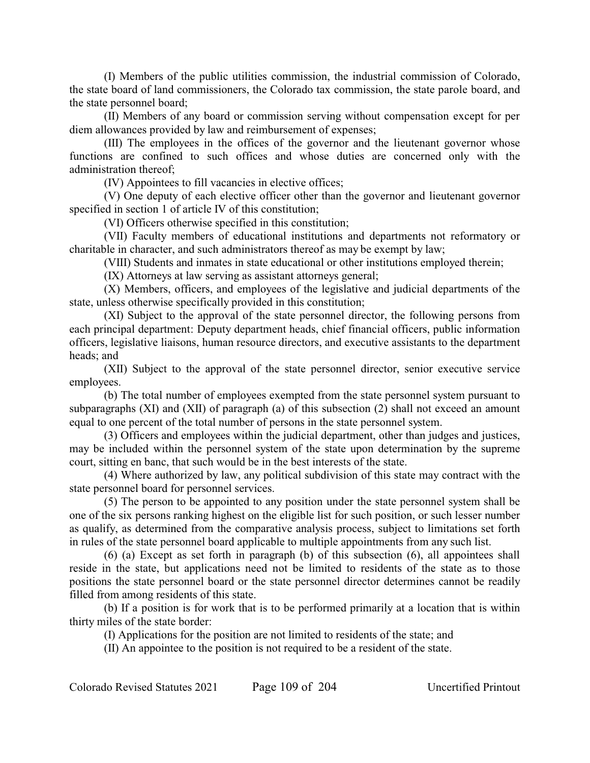(I) Members of the public utilities commission, the industrial commission of Colorado, the state board of land commissioners, the Colorado tax commission, the state parole board, and the state personnel board;

(II) Members of any board or commission serving without compensation except for per diem allowances provided by law and reimbursement of expenses;

(III) The employees in the offices of the governor and the lieutenant governor whose functions are confined to such offices and whose duties are concerned only with the administration thereof;

(IV) Appointees to fill vacancies in elective offices;

(V) One deputy of each elective officer other than the governor and lieutenant governor specified in section 1 of article IV of this constitution;

(VI) Officers otherwise specified in this constitution;

(VII) Faculty members of educational institutions and departments not reformatory or charitable in character, and such administrators thereof as may be exempt by law;

(VIII) Students and inmates in state educational or other institutions employed therein;

(IX) Attorneys at law serving as assistant attorneys general;

(X) Members, officers, and employees of the legislative and judicial departments of the state, unless otherwise specifically provided in this constitution;

(XI) Subject to the approval of the state personnel director, the following persons from each principal department: Deputy department heads, chief financial officers, public information officers, legislative liaisons, human resource directors, and executive assistants to the department heads; and

(XII) Subject to the approval of the state personnel director, senior executive service employees.

(b) The total number of employees exempted from the state personnel system pursuant to subparagraphs (XI) and (XII) of paragraph (a) of this subsection (2) shall not exceed an amount equal to one percent of the total number of persons in the state personnel system.

(3) Officers and employees within the judicial department, other than judges and justices, may be included within the personnel system of the state upon determination by the supreme court, sitting en banc, that such would be in the best interests of the state.

(4) Where authorized by law, any political subdivision of this state may contract with the state personnel board for personnel services.

(5) The person to be appointed to any position under the state personnel system shall be one of the six persons ranking highest on the eligible list for such position, or such lesser number as qualify, as determined from the comparative analysis process, subject to limitations set forth in rules of the state personnel board applicable to multiple appointments from any such list.

(6) (a) Except as set forth in paragraph (b) of this subsection (6), all appointees shall reside in the state, but applications need not be limited to residents of the state as to those positions the state personnel board or the state personnel director determines cannot be readily filled from among residents of this state.

(b) If a position is for work that is to be performed primarily at a location that is within thirty miles of the state border:

(I) Applications for the position are not limited to residents of the state; and

(II) An appointee to the position is not required to be a resident of the state.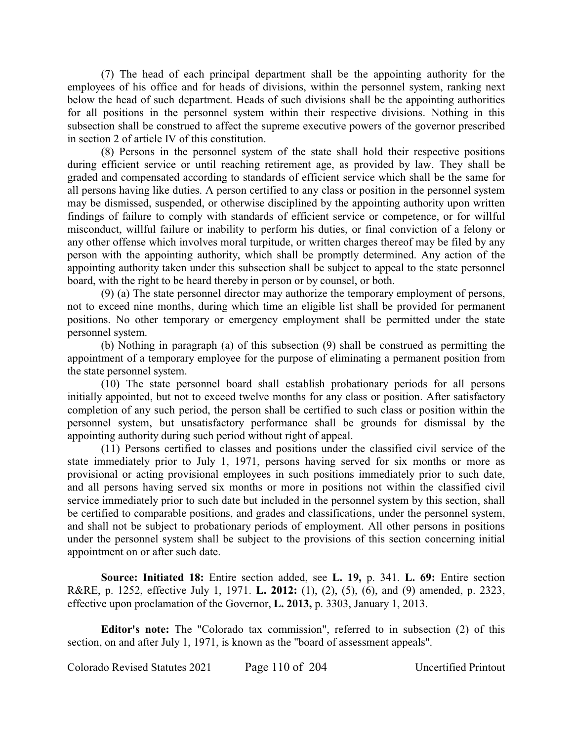(7) The head of each principal department shall be the appointing authority for the employees of his office and for heads of divisions, within the personnel system, ranking next below the head of such department. Heads of such divisions shall be the appointing authorities for all positions in the personnel system within their respective divisions. Nothing in this subsection shall be construed to affect the supreme executive powers of the governor prescribed in section 2 of article IV of this constitution.

(8) Persons in the personnel system of the state shall hold their respective positions during efficient service or until reaching retirement age, as provided by law. They shall be graded and compensated according to standards of efficient service which shall be the same for all persons having like duties. A person certified to any class or position in the personnel system may be dismissed, suspended, or otherwise disciplined by the appointing authority upon written findings of failure to comply with standards of efficient service or competence, or for willful misconduct, willful failure or inability to perform his duties, or final conviction of a felony or any other offense which involves moral turpitude, or written charges thereof may be filed by any person with the appointing authority, which shall be promptly determined. Any action of the appointing authority taken under this subsection shall be subject to appeal to the state personnel board, with the right to be heard thereby in person or by counsel, or both.

(9) (a) The state personnel director may authorize the temporary employment of persons, not to exceed nine months, during which time an eligible list shall be provided for permanent positions. No other temporary or emergency employment shall be permitted under the state personnel system.

(b) Nothing in paragraph (a) of this subsection (9) shall be construed as permitting the appointment of a temporary employee for the purpose of eliminating a permanent position from the state personnel system.

(10) The state personnel board shall establish probationary periods for all persons initially appointed, but not to exceed twelve months for any class or position. After satisfactory completion of any such period, the person shall be certified to such class or position within the personnel system, but unsatisfactory performance shall be grounds for dismissal by the appointing authority during such period without right of appeal.

(11) Persons certified to classes and positions under the classified civil service of the state immediately prior to July 1, 1971, persons having served for six months or more as provisional or acting provisional employees in such positions immediately prior to such date, and all persons having served six months or more in positions not within the classified civil service immediately prior to such date but included in the personnel system by this section, shall be certified to comparable positions, and grades and classifications, under the personnel system, and shall not be subject to probationary periods of employment. All other persons in positions under the personnel system shall be subject to the provisions of this section concerning initial appointment on or after such date.

**Source: Initiated 18:** Entire section added, see **L. 19,** p. 341. **L. 69:** Entire section R&RE, p. 1252, effective July 1, 1971. **L. 2012:** (1), (2), (5), (6), and (9) amended, p. 2323, effective upon proclamation of the Governor, **L. 2013,** p. 3303, January 1, 2013.

**Editor's note:** The "Colorado tax commission", referred to in subsection (2) of this section, on and after July 1, 1971, is known as the "board of assessment appeals".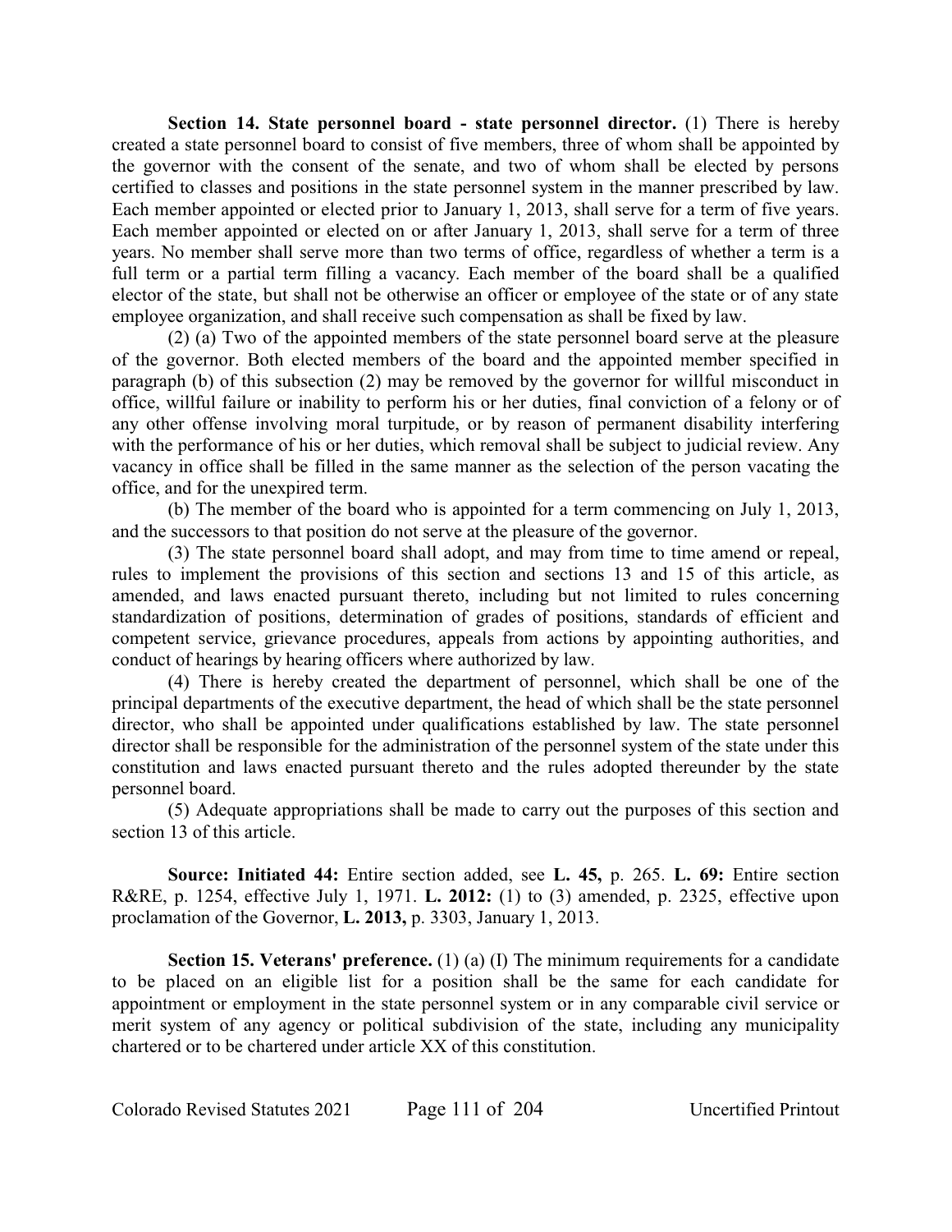**Section 14. State personnel board - state personnel director.** (1) There is hereby created a state personnel board to consist of five members, three of whom shall be appointed by the governor with the consent of the senate, and two of whom shall be elected by persons certified to classes and positions in the state personnel system in the manner prescribed by law. Each member appointed or elected prior to January 1, 2013, shall serve for a term of five years. Each member appointed or elected on or after January 1, 2013, shall serve for a term of three years. No member shall serve more than two terms of office, regardless of whether a term is a full term or a partial term filling a vacancy. Each member of the board shall be a qualified elector of the state, but shall not be otherwise an officer or employee of the state or of any state employee organization, and shall receive such compensation as shall be fixed by law.

(2) (a) Two of the appointed members of the state personnel board serve at the pleasure of the governor. Both elected members of the board and the appointed member specified in paragraph (b) of this subsection (2) may be removed by the governor for willful misconduct in office, willful failure or inability to perform his or her duties, final conviction of a felony or of any other offense involving moral turpitude, or by reason of permanent disability interfering with the performance of his or her duties, which removal shall be subject to judicial review. Any vacancy in office shall be filled in the same manner as the selection of the person vacating the office, and for the unexpired term.

(b) The member of the board who is appointed for a term commencing on July 1, 2013, and the successors to that position do not serve at the pleasure of the governor.

(3) The state personnel board shall adopt, and may from time to time amend or repeal, rules to implement the provisions of this section and sections 13 and 15 of this article, as amended, and laws enacted pursuant thereto, including but not limited to rules concerning standardization of positions, determination of grades of positions, standards of efficient and competent service, grievance procedures, appeals from actions by appointing authorities, and conduct of hearings by hearing officers where authorized by law.

(4) There is hereby created the department of personnel, which shall be one of the principal departments of the executive department, the head of which shall be the state personnel director, who shall be appointed under qualifications established by law. The state personnel director shall be responsible for the administration of the personnel system of the state under this constitution and laws enacted pursuant thereto and the rules adopted thereunder by the state personnel board.

(5) Adequate appropriations shall be made to carry out the purposes of this section and section 13 of this article.

**Source: Initiated 44:** Entire section added, see **L. 45,** p. 265. **L. 69:** Entire section R&RE, p. 1254, effective July 1, 1971. **L. 2012:** (1) to (3) amended, p. 2325, effective upon proclamation of the Governor, **L. 2013,** p. 3303, January 1, 2013.

**Section 15. Veterans' preference.** (1) (a) (I) The minimum requirements for a candidate to be placed on an eligible list for a position shall be the same for each candidate for appointment or employment in the state personnel system or in any comparable civil service or merit system of any agency or political subdivision of the state, including any municipality chartered or to be chartered under article XX of this constitution.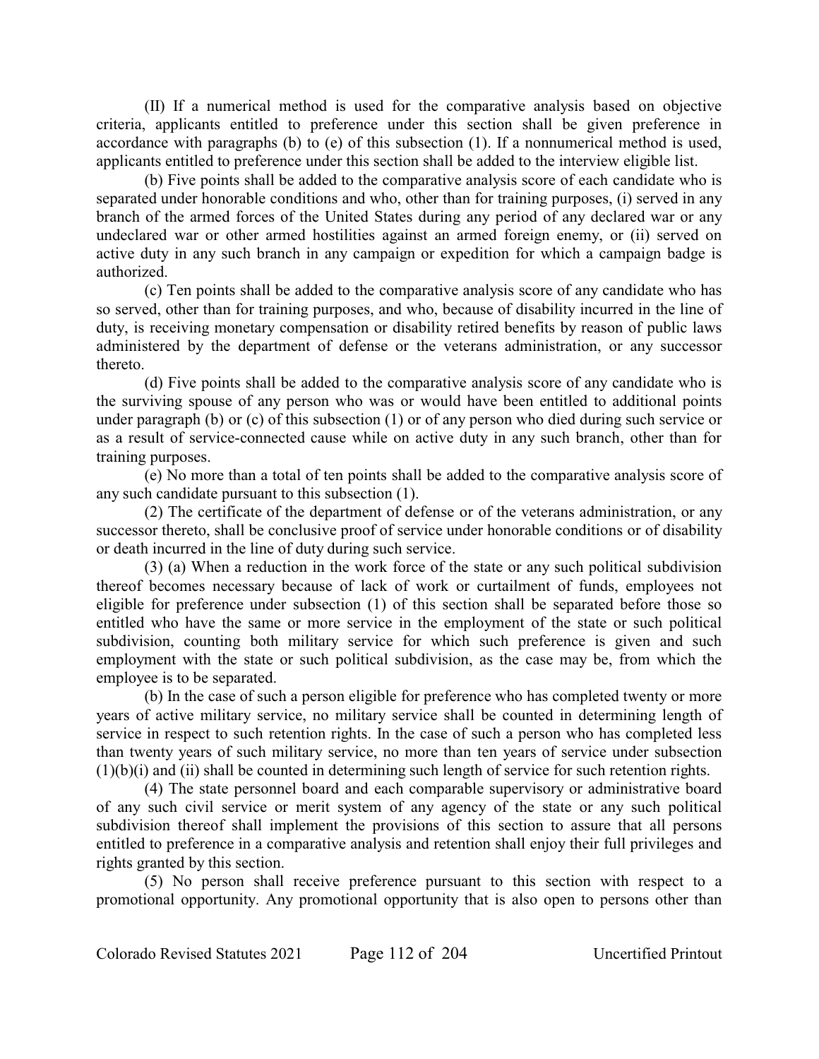(II) If a numerical method is used for the comparative analysis based on objective criteria, applicants entitled to preference under this section shall be given preference in accordance with paragraphs (b) to (e) of this subsection (1). If a nonnumerical method is used, applicants entitled to preference under this section shall be added to the interview eligible list.

(b) Five points shall be added to the comparative analysis score of each candidate who is separated under honorable conditions and who, other than for training purposes, (i) served in any branch of the armed forces of the United States during any period of any declared war or any undeclared war or other armed hostilities against an armed foreign enemy, or (ii) served on active duty in any such branch in any campaign or expedition for which a campaign badge is authorized.

(c) Ten points shall be added to the comparative analysis score of any candidate who has so served, other than for training purposes, and who, because of disability incurred in the line of duty, is receiving monetary compensation or disability retired benefits by reason of public laws administered by the department of defense or the veterans administration, or any successor thereto.

(d) Five points shall be added to the comparative analysis score of any candidate who is the surviving spouse of any person who was or would have been entitled to additional points under paragraph (b) or (c) of this subsection (1) or of any person who died during such service or as a result of service-connected cause while on active duty in any such branch, other than for training purposes.

(e) No more than a total of ten points shall be added to the comparative analysis score of any such candidate pursuant to this subsection (1).

(2) The certificate of the department of defense or of the veterans administration, or any successor thereto, shall be conclusive proof of service under honorable conditions or of disability or death incurred in the line of duty during such service.

(3) (a) When a reduction in the work force of the state or any such political subdivision thereof becomes necessary because of lack of work or curtailment of funds, employees not eligible for preference under subsection (1) of this section shall be separated before those so entitled who have the same or more service in the employment of the state or such political subdivision, counting both military service for which such preference is given and such employment with the state or such political subdivision, as the case may be, from which the employee is to be separated.

(b) In the case of such a person eligible for preference who has completed twenty or more years of active military service, no military service shall be counted in determining length of service in respect to such retention rights. In the case of such a person who has completed less than twenty years of such military service, no more than ten years of service under subsection (1)(b)(i) and (ii) shall be counted in determining such length of service for such retention rights.

(4) The state personnel board and each comparable supervisory or administrative board of any such civil service or merit system of any agency of the state or any such political subdivision thereof shall implement the provisions of this section to assure that all persons entitled to preference in a comparative analysis and retention shall enjoy their full privileges and rights granted by this section.

(5) No person shall receive preference pursuant to this section with respect to a promotional opportunity. Any promotional opportunity that is also open to persons other than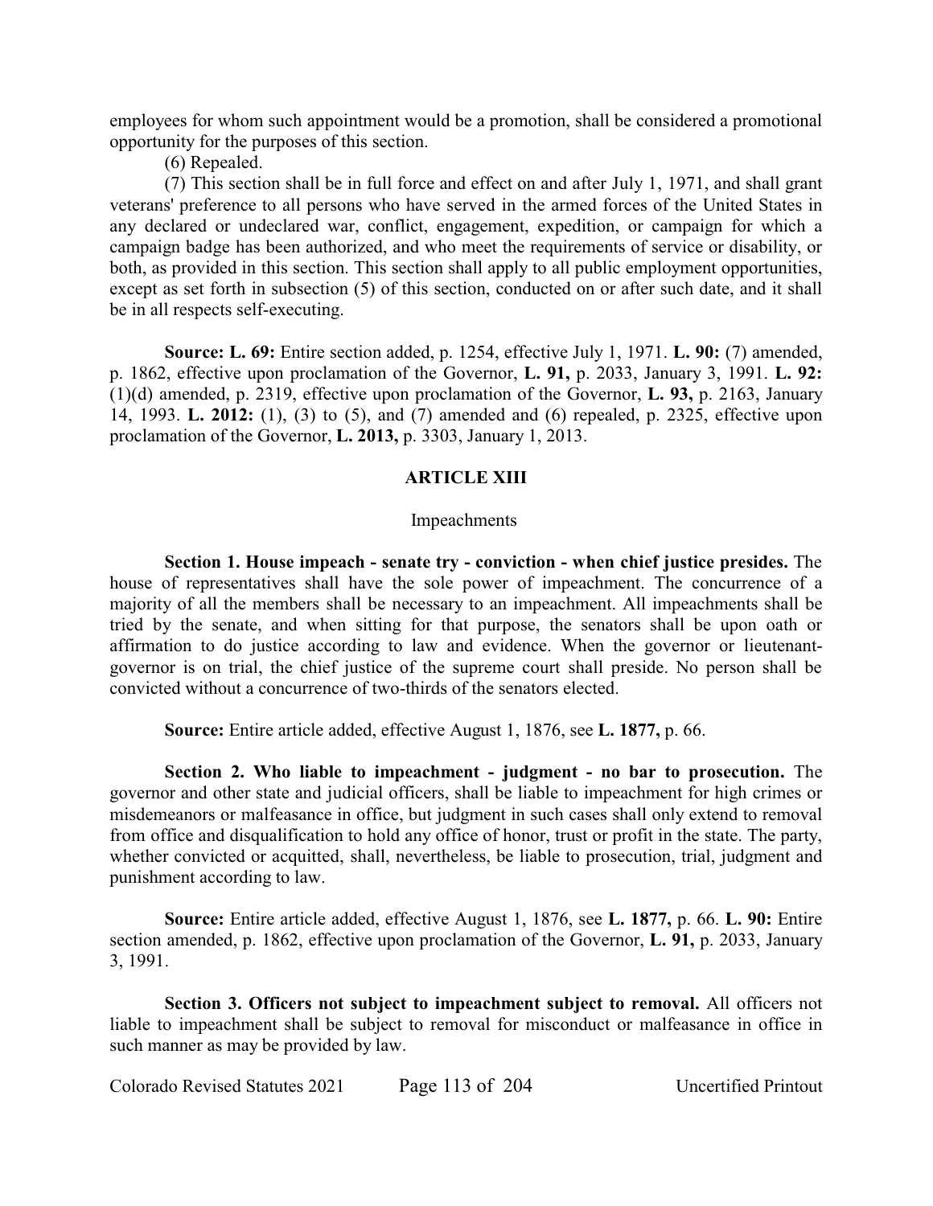employees for whom such appointment would be a promotion, shall be considered a promotional opportunity for the purposes of this section.

(6) Repealed.

(7) This section shall be in full force and effect on and after July 1, 1971, and shall grant veterans' preference to all persons who have served in the armed forces of the United States in any declared or undeclared war, conflict, engagement, expedition, or campaign for which a campaign badge has been authorized, and who meet the requirements of service or disability, or both, as provided in this section. This section shall apply to all public employment opportunities, except as set forth in subsection (5) of this section, conducted on or after such date, and it shall be in all respects self-executing.

**Source: L. 69:** Entire section added, p. 1254, effective July 1, 1971. **L. 90:** (7) amended, p. 1862, effective upon proclamation of the Governor, **L. 91,** p. 2033, January 3, 1991. **L. 92:** (1)(d) amended, p. 2319, effective upon proclamation of the Governor, **L. 93,** p. 2163, January 14, 1993. **L. 2012:** (1), (3) to (5), and (7) amended and (6) repealed, p. 2325, effective upon proclamation of the Governor, **L. 2013,** p. 3303, January 1, 2013.

## ARTICLE XIII

### Impeachments

**Section 1. House impeach - senate try - conviction - when chief justice presides.** The house of representatives shall have the sole power of impeachment. The concurrence of a majority of all the members shall be necessary to an impeachment. All impeachments shall be tried by the senate, and when sitting for that purpose, the senators shall be upon oath or affirmation to do justice according to law and evidence. When the governor or lieutenant-governor is on trial, the chief justice of the supreme court shall preside. No person shall be convicted without a concurrence of two-thirds of the senators elected.

**Source:** Entire article added, effective August 1, 1876, see **L. 1877,** p. 66.

**Section 2. Who liable to impeachment - judgment - no bar to prosecution.** The governor and other state and judicial officers, shall be liable to impeachment for high crimes or misdemeanors or malfeasance in office, but judgment in such cases shall only extend to removal from office and disqualification to hold any office of honor, trust or profit in the state. The party, whether convicted or acquitted, shall, nevertheless, be liable to prosecution, trial, judgment and punishment according to law.

**Source:** Entire article added, effective August 1, 1876, see **L. 1877,** p. 66. **L. 90:** Entire section amended, p. 1862, effective upon proclamation of the Governor, **L. 91,** p. 2033, January 3, 1991.

**Section 3. Officers not subject to impeachment subject to removal.** All officers not liable to impeachment shall be subject to removal for misconduct or malfeasance in office in such manner as may be provided by law.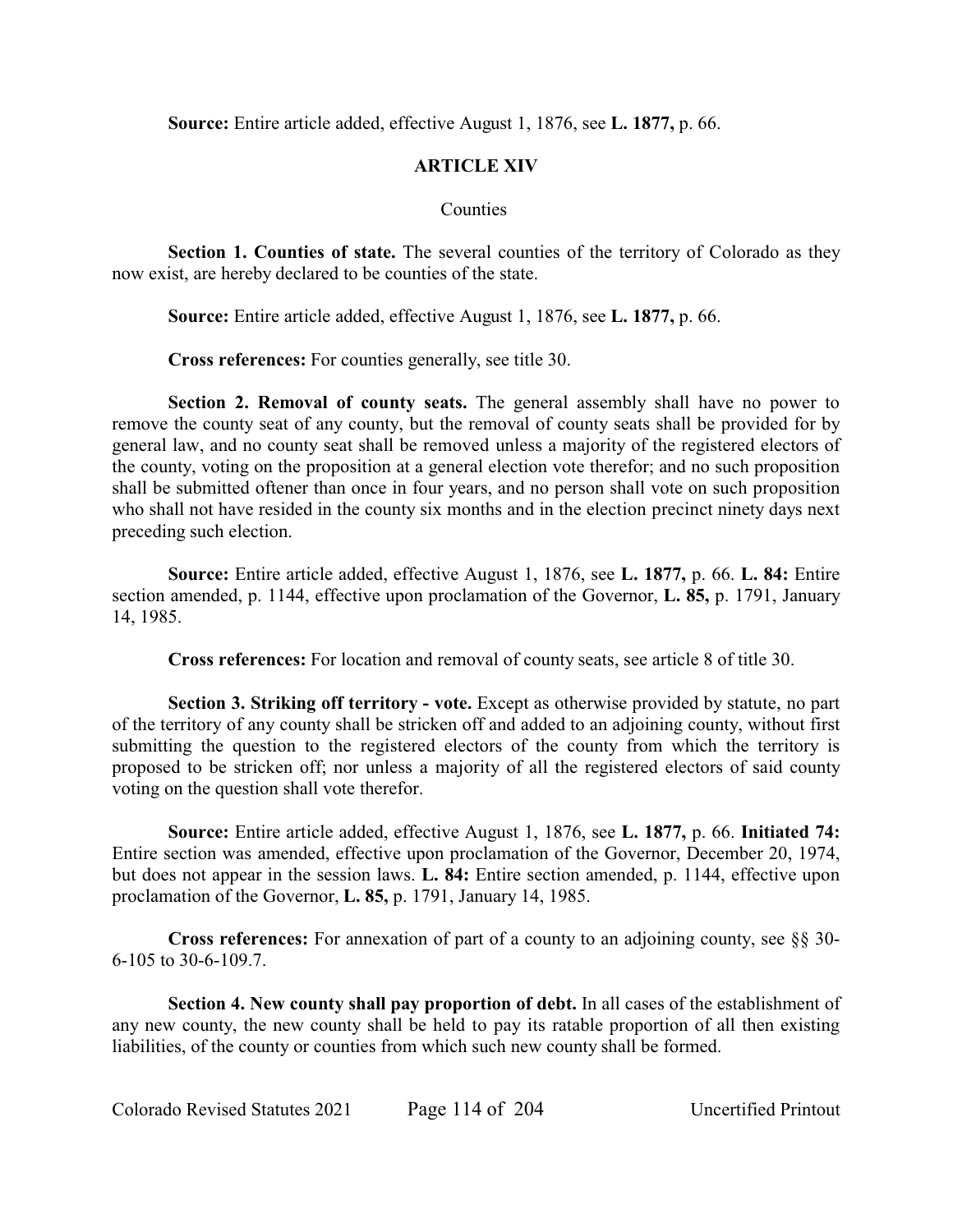**Source:** Entire article added, effective August 1, 1876, see **L. 1877,** p. 66.

## ARTICLE XIV

### Counties

**Section 1. Counties of state.** The several counties of the territory of Colorado as they now exist, are hereby declared to be counties of the state.

**Source:** Entire article added, effective August 1, 1876, see **L. 1877,** p. 66.

**Cross references:** For counties generally, see title 30.

**Section 2. Removal of county seats.** The general assembly shall have no power to remove the county seat of any county, but the removal of county seats shall be provided for by general law, and no county seat shall be removed unless a majority of the registered electors of the county, voting on the proposition at a general election vote therefor; and no such proposition shall be submitted oftener than once in four years, and no person shall vote on such proposition who shall not have resided in the county six months and in the election precinct ninety days next preceding such election.

**Source:** Entire article added, effective August 1, 1876, see **L. 1877,** p. 66. **L. 84:** Entire section amended, p. 1144, effective upon proclamation of the Governor, **L. 85,** p. 1791, January 14, 1985.

**Cross references:** For location and removal of county seats, see article 8 of title 30.

**Section 3. Striking off territory - vote.** Except as otherwise provided by statute, no part of the territory of any county shall be stricken off and added to an adjoining county, without first submitting the question to the registered electors of the county from which the territory is proposed to be stricken off; nor unless a majority of all the registered electors of said county voting on the question shall vote therefor.

**Source:** Entire article added, effective August 1, 1876, see **L. 1877,** p. 66. **Initiated 74:** Entire section was amended, effective upon proclamation of the Governor, December 20, 1974, but does not appear in the session laws. **L. 84:** Entire section amended, p. 1144, effective upon proclamation of the Governor, **L. 85,** p. 1791, January 14, 1985.

**Cross references:** For annexation of part of a county to an adjoining county, see §§ 30-6-105 to 30-6-109.7.

**Section 4. New county shall pay proportion of debt.** In all cases of the establishment of any new county, the new county shall be held to pay its ratable proportion of all then existing liabilities, of the county or counties from which such new county shall be formed.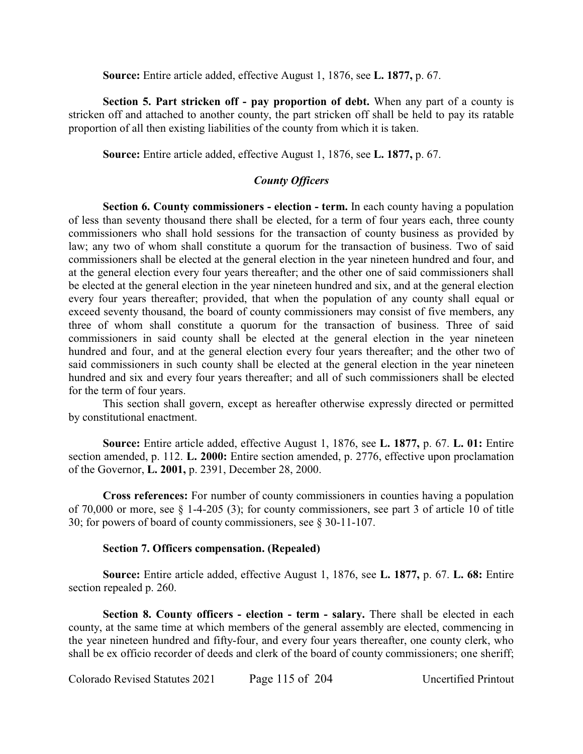**Source:** Entire article added, effective August 1, 1876, see **L. 1877,** p. 67.

**Section 5. Part stricken off - pay proportion of debt.** When any part of a county is stricken off and attached to another county, the part stricken off shall be held to pay its ratable proportion of all then existing liabilities of the county from which it is taken.

**Source:** Entire article added, effective August 1, 1876, see **L. 1877,** p. 67.

***County Officers***

**Section 6. County commissioners - election - term.** In each county having a population of less than seventy thousand there shall be elected, for a term of four years each, three county commissioners who shall hold sessions for the transaction of county business as provided by law; any two of whom shall constitute a quorum for the transaction of business. Two of said commissioners shall be elected at the general election in the year nineteen hundred and four, and at the general election every four years thereafter; and the other one of said commissioners shall be elected at the general election in the year nineteen hundred and six, and at the general election every four years thereafter; provided, that when the population of any county shall equal or exceed seventy thousand, the board of county commissioners may consist of five members, any three of whom shall constitute a quorum for the transaction of business. Three of said commissioners in said county shall be elected at the general election in the year nineteen hundred and four, and at the general election every four years thereafter; and the other two of said commissioners in such county shall be elected at the general election in the year nineteen hundred and six and every four years thereafter; and all of such commissioners shall be elected for the term of four years.

This section shall govern, except as hereafter otherwise expressly directed or permitted by constitutional enactment.

**Source:** Entire article added, effective August 1, 1876, see **L. 1877,** p. 67. **L. 01:** Entire section amended, p. 112. **L. 2000:** Entire section amended, p. 2776, effective upon proclamation of the Governor, **L. 2001,** p. 2391, December 28, 2000.

**Cross references:** For number of county commissioners in counties having a population of 70,000 or more, see § 1-4-205 (3); for county commissioners, see part 3 of article 10 of title 30; for powers of board of county commissioners, see § 30-11-107.

**Section 7. Officers compensation. (Repealed)**

**Source:** Entire article added, effective August 1, 1876, see **L. 1877,** p. 67. **L. 68:** Entire section repealed p. 260.

**Section 8. County officers - election - term - salary.** There shall be elected in each county, at the same time at which members of the general assembly are elected, commencing in the year nineteen hundred and fifty-four, and every four years thereafter, one county clerk, who shall be ex officio recorder of deeds and clerk of the board of county commissioners; one sheriff;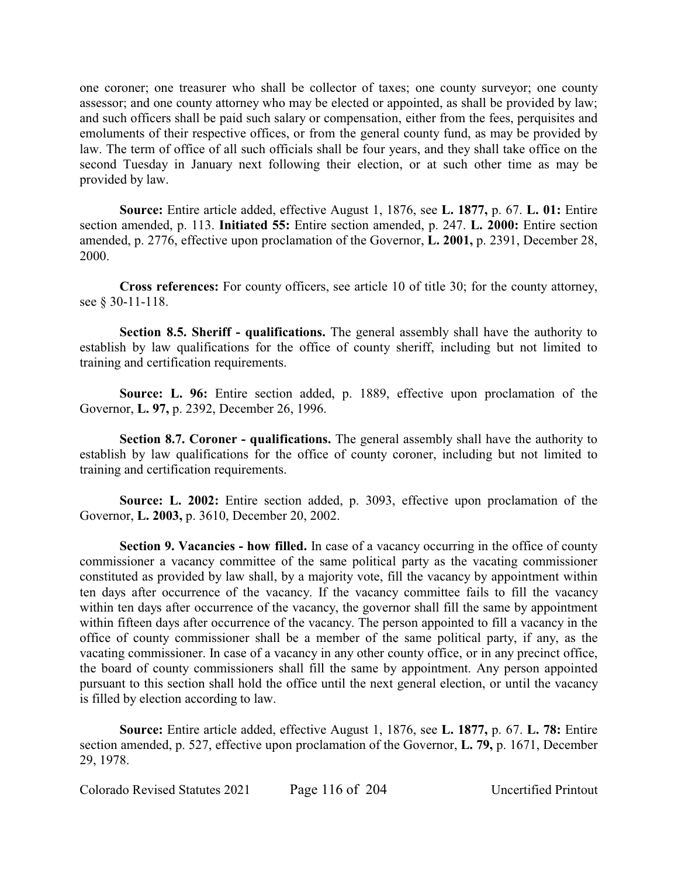one coroner; one treasurer who shall be collector of taxes; one county surveyor; one county assessor; and one county attorney who may be elected or appointed, as shall be provided by law; and such officers shall be paid such salary or compensation, either from the fees, perquisites and emoluments of their respective offices, or from the general county fund, as may be provided by law. The term of office of all such officials shall be four years, and they shall take office on the second Tuesday in January next following their election, or at such other time as may be provided by law.

**Source:** Entire article added, effective August 1, 1876, see **L. 1877,** p. 67. **L. 01:** Entire section amended, p. 113. **Initiated 55:** Entire section amended, p. 247. **L. 2000:** Entire section amended, p. 2776, effective upon proclamation of the Governor, **L. 2001,** p. 2391, December 28, 2000.

**Cross references:** For county officers, see article 10 of title 30; for the county attorney, see § 30-11-118.

**Section 8.5. Sheriff - qualifications.** The general assembly shall have the authority to establish by law qualifications for the office of county sheriff, including but not limited to training and certification requirements.

**Source: L. 96:** Entire section added, p. 1889, effective upon proclamation of the Governor, **L. 97,** p. 2392, December 26, 1996.

**Section 8.7. Coroner - qualifications.** The general assembly shall have the authority to establish by law qualifications for the office of county coroner, including but not limited to training and certification requirements.

**Source: L. 2002:** Entire section added, p. 3093, effective upon proclamation of the Governor, **L. 2003,** p. 3610, December 20, 2002.

**Section 9. Vacancies - how filled.** In case of a vacancy occurring in the office of county commissioner a vacancy committee of the same political party as the vacating commissioner constituted as provided by law shall, by a majority vote, fill the vacancy by appointment within ten days after occurrence of the vacancy. If the vacancy committee fails to fill the vacancy within ten days after occurrence of the vacancy, the governor shall fill the same by appointment within fifteen days after occurrence of the vacancy. The person appointed to fill a vacancy in the office of county commissioner shall be a member of the same political party, if any, as the vacating commissioner. In case of a vacancy in any other county office, or in any precinct office, the board of county commissioners shall fill the same by appointment. Any person appointed pursuant to this section shall hold the office until the next general election, or until the vacancy is filled by election according to law.

**Source:** Entire article added, effective August 1, 1876, see **L. 1877,** p. 67. **L. 78:** Entire section amended, p. 527, effective upon proclamation of the Governor, **L. 79,** p. 1671, December 29, 1978.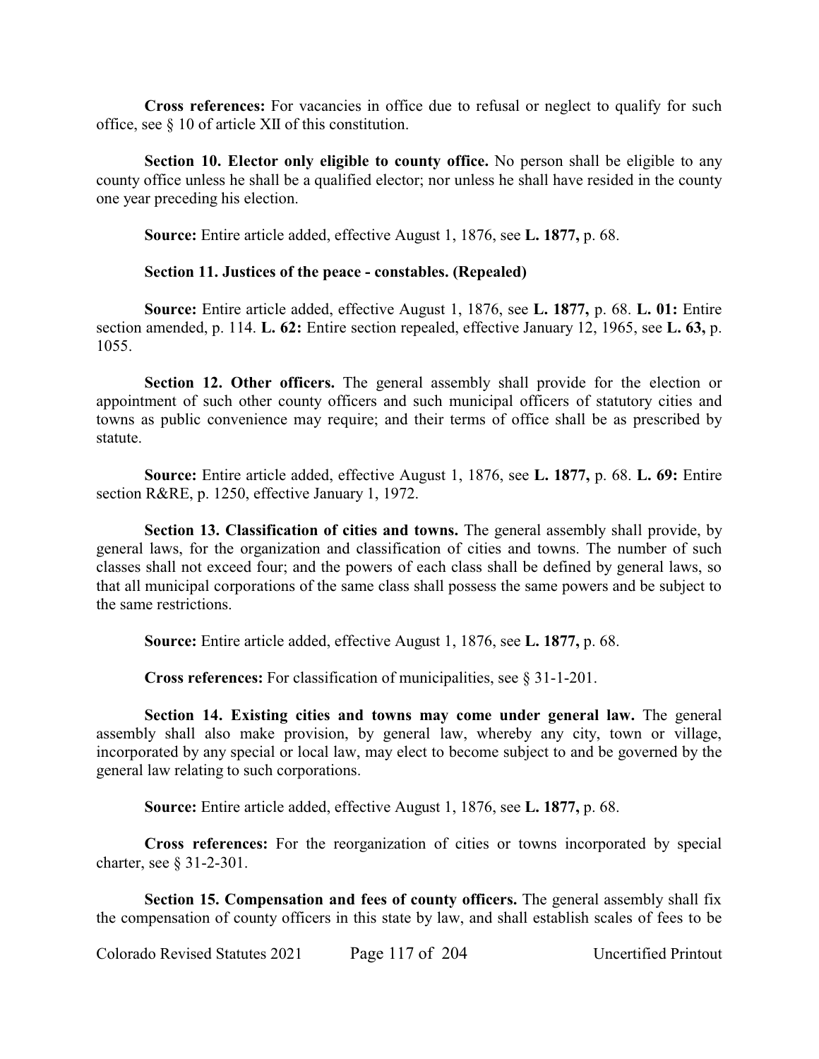**Cross references:** For vacancies in office due to refusal or neglect to qualify for such office, see § 10 of article XII of this constitution.

**Section 10. Elector only eligible to county office.** No person shall be eligible to any county office unless he shall be a qualified elector; nor unless he shall have resided in the county one year preceding his election.

**Source:** Entire article added, effective August 1, 1876, see **L. 1877,** p. 68.

**Section 11. Justices of the peace - constables. (Repealed)**

**Source:** Entire article added, effective August 1, 1876, see **L. 1877,** p. 68. **L. 01:** Entire section amended, p. 114. **L. 62:** Entire section repealed, effective January 12, 1965, see **L. 63,** p. 1055.

**Section 12. Other officers.** The general assembly shall provide for the election or appointment of such other county officers and such municipal officers of statutory cities and towns as public convenience may require; and their terms of office shall be as prescribed by statute.

**Source:** Entire article added, effective August 1, 1876, see **L. 1877,** p. 68. **L. 69:** Entire section R&RE, p. 1250, effective January 1, 1972.

**Section 13. Classification of cities and towns.** The general assembly shall provide, by general laws, for the organization and classification of cities and towns. The number of such classes shall not exceed four; and the powers of each class shall be defined by general laws, so that all municipal corporations of the same class shall possess the same powers and be subject to the same restrictions.

**Source:** Entire article added, effective August 1, 1876, see **L. 1877,** p. 68.

**Cross references:** For classification of municipalities, see § 31-1-201.

**Section 14. Existing cities and towns may come under general law.** The general assembly shall also make provision, by general law, whereby any city, town or village, incorporated by any special or local law, may elect to become subject to and be governed by the general law relating to such corporations.

**Source:** Entire article added, effective August 1, 1876, see **L. 1877,** p. 68.

**Cross references:** For the reorganization of cities or towns incorporated by special charter, see § 31-2-301.

**Section 15. Compensation and fees of county officers.** The general assembly shall fix the compensation of county officers in this state by law, and shall establish scales of fees to be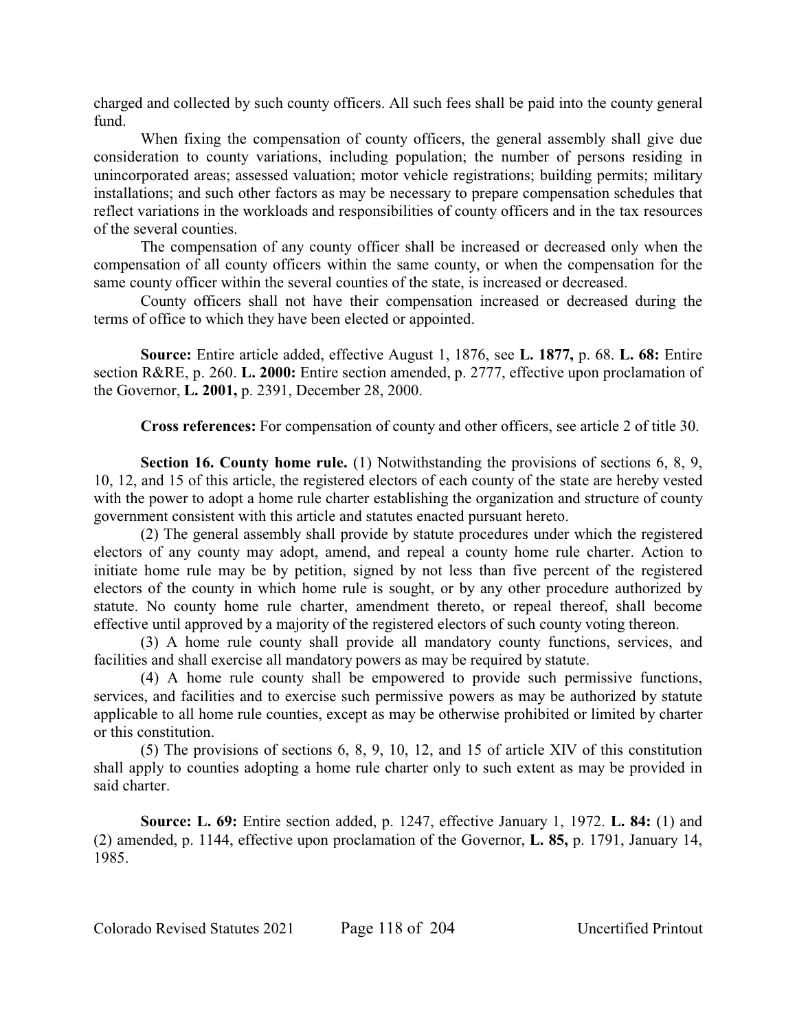charged and collected by such county officers. All such fees shall be paid into the county general fund.

When fixing the compensation of county officers, the general assembly shall give due consideration to county variations, including population; the number of persons residing in unincorporated areas; assessed valuation; motor vehicle registrations; building permits; military installations; and such other factors as may be necessary to prepare compensation schedules that reflect variations in the workloads and responsibilities of county officers and in the tax resources of the several counties.

The compensation of any county officer shall be increased or decreased only when the compensation of all county officers within the same county, or when the compensation for the same county officer within the several counties of the state, is increased or decreased.

County officers shall not have their compensation increased or decreased during the terms of office to which they have been elected or appointed.

**Source:** Entire article added, effective August 1, 1876, see **L. 1877,** p. 68. **L. 68:** Entire section R&RE, p. 260. **L. 2000:** Entire section amended, p. 2777, effective upon proclamation of the Governor, **L. 2001,** p. 2391, December 28, 2000.

**Cross references:** For compensation of county and other officers, see article 2 of title 30.

**Section 16. County home rule.** (1) Notwithstanding the provisions of sections 6, 8, 9, 10, 12, and 15 of this article, the registered electors of each county of the state are hereby vested with the power to adopt a home rule charter establishing the organization and structure of county government consistent with this article and statutes enacted pursuant hereto.

(2) The general assembly shall provide by statute procedures under which the registered electors of any county may adopt, amend, and repeal a county home rule charter. Action to initiate home rule may be by petition, signed by not less than five percent of the registered electors of the county in which home rule is sought, or by any other procedure authorized by statute. No county home rule charter, amendment thereto, or repeal thereof, shall become effective until approved by a majority of the registered electors of such county voting thereon.

(3) A home rule county shall provide all mandatory county functions, services, and facilities and shall exercise all mandatory powers as may be required by statute.

(4) A home rule county shall be empowered to provide such permissive functions, services, and facilities and to exercise such permissive powers as may be authorized by statute applicable to all home rule counties, except as may be otherwise prohibited or limited by charter or this constitution.

(5) The provisions of sections 6, 8, 9, 10, 12, and 15 of article XIV of this constitution shall apply to counties adopting a home rule charter only to such extent as may be provided in said charter.

**Source: L. 69:** Entire section added, p. 1247, effective January 1, 1972. **L. 84:** (1) and (2) amended, p. 1144, effective upon proclamation of the Governor, **L. 85,** p. 1791, January 14, 1985.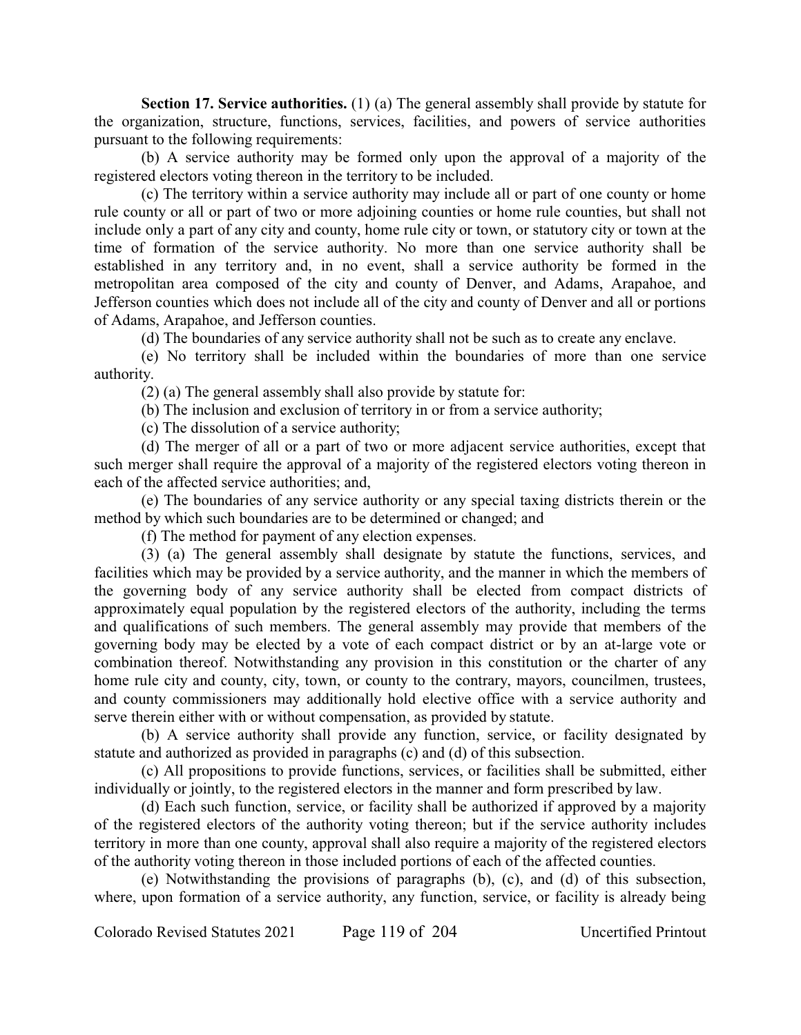**Section 17. Service authorities.** (1) (a) The general assembly shall provide by statute for the organization, structure, functions, services, facilities, and powers of service authorities pursuant to the following requirements:

(b) A service authority may be formed only upon the approval of a majority of the registered electors voting thereon in the territory to be included.

(c) The territory within a service authority may include all or part of one county or home rule county or all or part of two or more adjoining counties or home rule counties, but shall not include only a part of any city and county, home rule city or town, or statutory city or town at the time of formation of the service authority. No more than one service authority shall be established in any territory and, in no event, shall a service authority be formed in the metropolitan area composed of the city and county of Denver, and Adams, Arapahoe, and Jefferson counties which does not include all of the city and county of Denver and all or portions of Adams, Arapahoe, and Jefferson counties.

(d) The boundaries of any service authority shall not be such as to create any enclave.

(e) No territory shall be included within the boundaries of more than one service authority.

(2) (a) The general assembly shall also provide by statute for:

(b) The inclusion and exclusion of territory in or from a service authority;

(c) The dissolution of a service authority;

(d) The merger of all or a part of two or more adjacent service authorities, except that such merger shall require the approval of a majority of the registered electors voting thereon in each of the affected service authorities; and,

(e) The boundaries of any service authority or any special taxing districts therein or the method by which such boundaries are to be determined or changed; and

(f) The method for payment of any election expenses.

(3) (a) The general assembly shall designate by statute the functions, services, and facilities which may be provided by a service authority, and the manner in which the members of the governing body of any service authority shall be elected from compact districts of approximately equal population by the registered electors of the authority, including the terms and qualifications of such members. The general assembly may provide that members of the governing body may be elected by a vote of each compact district or by an at-large vote or combination thereof. Notwithstanding any provision in this constitution or the charter of any home rule city and county, city, town, or county to the contrary, mayors, councilmen, trustees, and county commissioners may additionally hold elective office with a service authority and serve therein either with or without compensation, as provided by statute.

(b) A service authority shall provide any function, service, or facility designated by statute and authorized as provided in paragraphs (c) and (d) of this subsection.

(c) All propositions to provide functions, services, or facilities shall be submitted, either individually or jointly, to the registered electors in the manner and form prescribed by law.

(d) Each such function, service, or facility shall be authorized if approved by a majority of the registered electors of the authority voting thereon; but if the service authority includes territory in more than one county, approval shall also require a majority of the registered electors of the authority voting thereon in those included portions of each of the affected counties.

(e) Notwithstanding the provisions of paragraphs (b), (c), and (d) of this subsection, where, upon formation of a service authority, any function, service, or facility is already being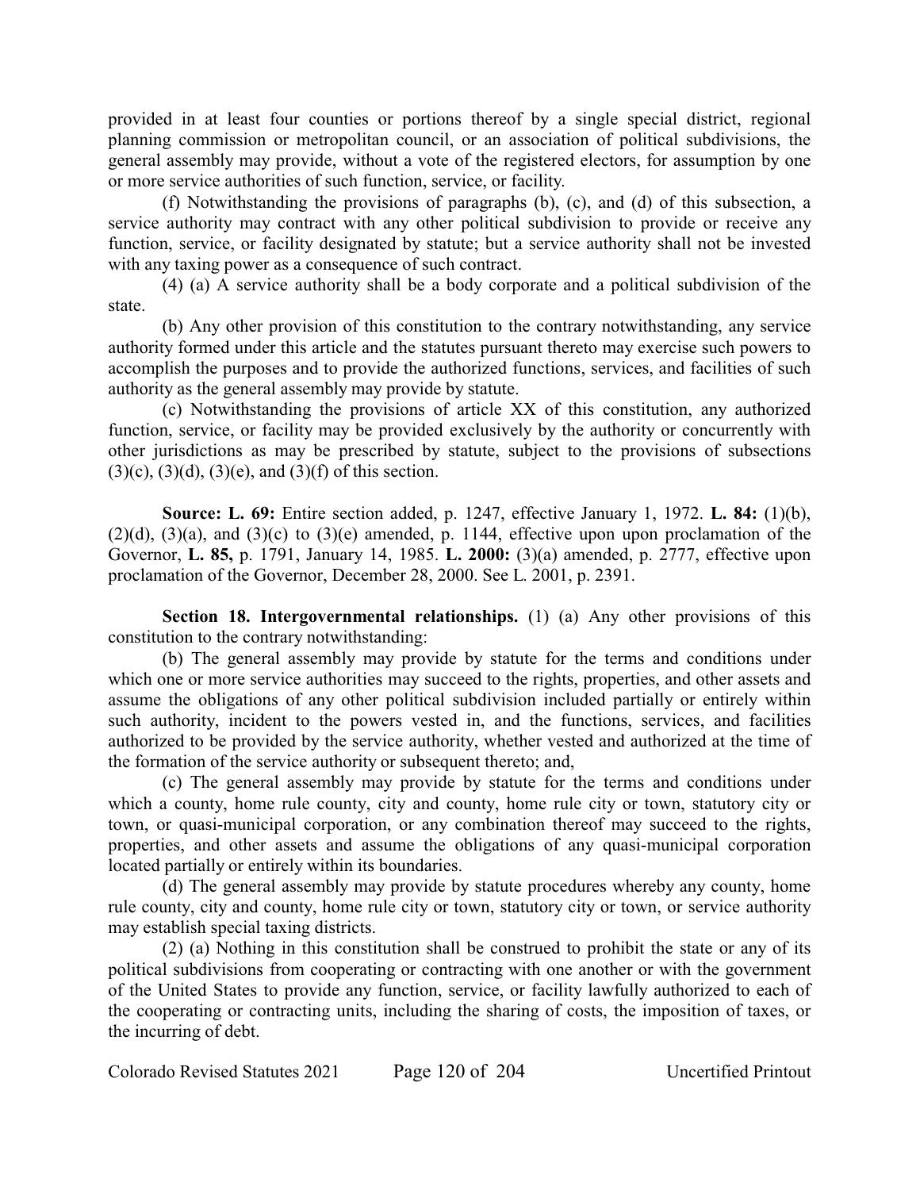provided in at least four counties or portions thereof by a single special district, regional planning commission or metropolitan council, or an association of political subdivisions, the general assembly may provide, without a vote of the registered electors, for assumption by one or more service authorities of such function, service, or facility.

(f) Notwithstanding the provisions of paragraphs (b), (c), and (d) of this subsection, a service authority may contract with any other political subdivision to provide or receive any function, service, or facility designated by statute; but a service authority shall not be invested with any taxing power as a consequence of such contract.

(4) (a) A service authority shall be a body corporate and a political subdivision of the state.

(b) Any other provision of this constitution to the contrary notwithstanding, any service authority formed under this article and the statutes pursuant thereto may exercise such powers to accomplish the purposes and to provide the authorized functions, services, and facilities of such authority as the general assembly may provide by statute.

(c) Notwithstanding the provisions of article XX of this constitution, any authorized function, service, or facility may be provided exclusively by the authority or concurrently with other jurisdictions as may be prescribed by statute, subject to the provisions of subsections (3)(c), (3)(d), (3)(e), and (3)(f) of this section.

**Source: L. 69:** Entire section added, p. 1247, effective January 1, 1972. **L. 84:** (1)(b), (2)(d), (3)(a), and (3)(c) to (3)(e) amended, p. 1144, effective upon upon proclamation of the Governor, **L. 85,** p. 1791, January 14, 1985. **L. 2000:** (3)(a) amended, p. 2777, effective upon proclamation of the Governor, December 28, 2000. See L. 2001, p. 2391.

**Section 18. Intergovernmental relationships.** (1) (a) Any other provisions of this constitution to the contrary notwithstanding:

(b) The general assembly may provide by statute for the terms and conditions under which one or more service authorities may succeed to the rights, properties, and other assets and assume the obligations of any other political subdivision included partially or entirely within such authority, incident to the powers vested in, and the functions, services, and facilities authorized to be provided by the service authority, whether vested and authorized at the time of the formation of the service authority or subsequent thereto; and,

(c) The general assembly may provide by statute for the terms and conditions under which a county, home rule county, city and county, home rule city or town, statutory city or town, or quasi-municipal corporation, or any combination thereof may succeed to the rights, properties, and other assets and assume the obligations of any quasi-municipal corporation located partially or entirely within its boundaries.

(d) The general assembly may provide by statute procedures whereby any county, home rule county, city and county, home rule city or town, statutory city or town, or service authority may establish special taxing districts.

(2) (a) Nothing in this constitution shall be construed to prohibit the state or any of its political subdivisions from cooperating or contracting with one another or with the government of the United States to provide any function, service, or facility lawfully authorized to each of the cooperating or contracting units, including the sharing of costs, the imposition of taxes, or the incurring of debt.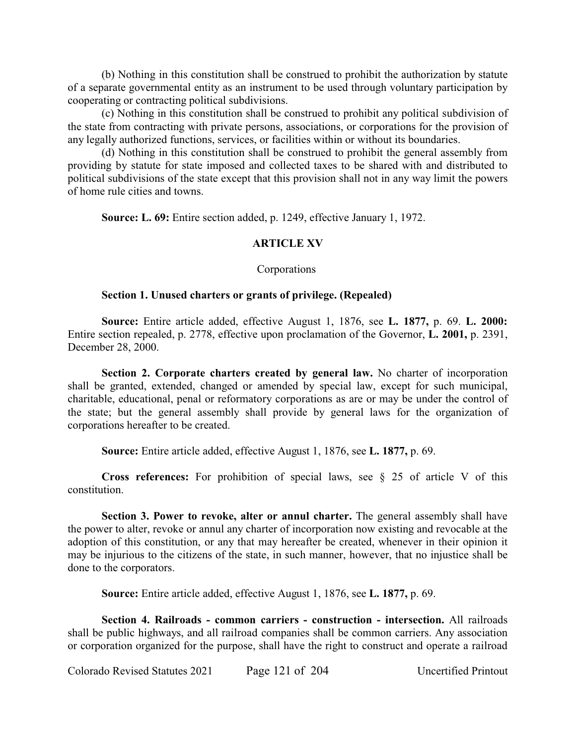(b) Nothing in this constitution shall be construed to prohibit the authorization by statute of a separate governmental entity as an instrument to be used through voluntary participation by cooperating or contracting political subdivisions.

(c) Nothing in this constitution shall be construed to prohibit any political subdivision of the state from contracting with private persons, associations, or corporations for the provision of any legally authorized functions, services, or facilities within or without its boundaries.

(d) Nothing in this constitution shall be construed to prohibit the general assembly from providing by statute for state imposed and collected taxes to be shared with and distributed to political subdivisions of the state except that this provision shall not in any way limit the powers of home rule cities and towns.

**Source: L. 69:** Entire section added, p. 1249, effective January 1, 1972.

## ARTICLE XV

Corporations

### Section 1. Unused charters or grants of privilege. (Repealed)

**Source:** Entire article added, effective August 1, 1876, see **L. 1877,** p. 69. **L. 2000:** Entire section repealed, p. 2778, effective upon proclamation of the Governor, **L. 2001,** p. 2391, December 28, 2000.

**Section 2. Corporate charters created by general law.** No charter of incorporation shall be granted, extended, changed or amended by special law, except for such municipal, charitable, educational, penal or reformatory corporations as are or may be under the control of the state; but the general assembly shall provide by general laws for the organization of corporations hereafter to be created.

**Source:** Entire article added, effective August 1, 1876, see **L. 1877,** p. 69.

**Cross references:** For prohibition of special laws, see § 25 of article V of this constitution.

**Section 3. Power to revoke, alter or annul charter.** The general assembly shall have the power to alter, revoke or annul any charter of incorporation now existing and revocable at the adoption of this constitution, or any that may hereafter be created, whenever in their opinion it may be injurious to the citizens of the state, in such manner, however, that no injustice shall be done to the corporators.

**Source:** Entire article added, effective August 1, 1876, see **L. 1877,** p. 69.

**Section 4. Railroads - common carriers - construction - intersection.** All railroads shall be public highways, and all railroad companies shall be common carriers. Any association or corporation organized for the purpose, shall have the right to construct and operate a railroad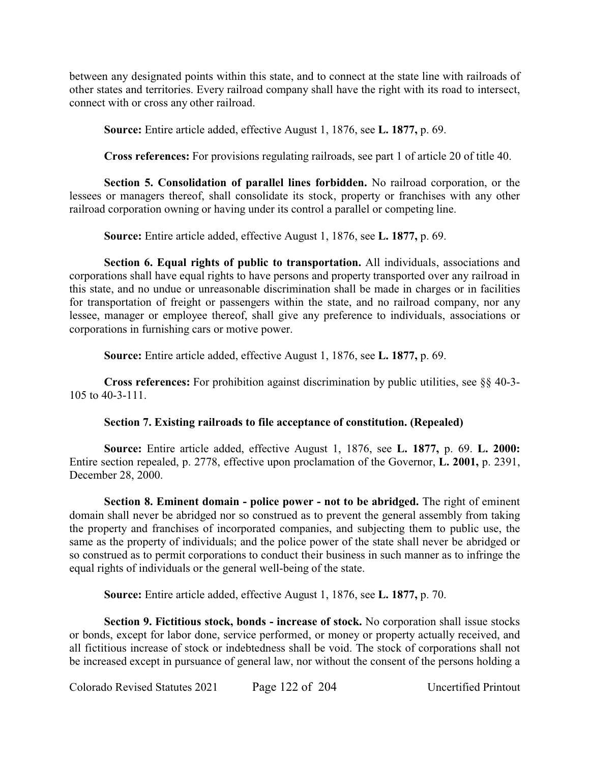between any designated points within this state, and to connect at the state line with railroads of other states and territories. Every railroad company shall have the right with its road to intersect, connect with or cross any other railroad.

**Source:** Entire article added, effective August 1, 1876, see **L. 1877,** p. 69.

**Cross references:** For provisions regulating railroads, see part 1 of article 20 of title 40.

**Section 5. Consolidation of parallel lines forbidden.** No railroad corporation, or the lessees or managers thereof, shall consolidate its stock, property or franchises with any other railroad corporation owning or having under its control a parallel or competing line.

**Source:** Entire article added, effective August 1, 1876, see **L. 1877,** p. 69.

**Section 6. Equal rights of public to transportation.** All individuals, associations and corporations shall have equal rights to have persons and property transported over any railroad in this state, and no undue or unreasonable discrimination shall be made in charges or in facilities for transportation of freight or passengers within the state, and no railroad company, nor any lessee, manager or employee thereof, shall give any preference to individuals, associations or corporations in furnishing cars or motive power.

**Source:** Entire article added, effective August 1, 1876, see **L. 1877,** p. 69.

**Cross references:** For prohibition against discrimination by public utilities, see §§ 40-3-105 to 40-3-111.

**Section 7. Existing railroads to file acceptance of constitution. (Repealed)**

**Source:** Entire article added, effective August 1, 1876, see **L. 1877,** p. 69. **L. 2000:** Entire section repealed, p. 2778, effective upon proclamation of the Governor, **L. 2001,** p. 2391, December 28, 2000.

**Section 8. Eminent domain - police power - not to be abridged.** The right of eminent domain shall never be abridged nor so construed as to prevent the general assembly from taking the property and franchises of incorporated companies, and subjecting them to public use, the same as the property of individuals; and the police power of the state shall never be abridged or so construed as to permit corporations to conduct their business in such manner as to infringe the equal rights of individuals or the general well-being of the state.

**Source:** Entire article added, effective August 1, 1876, see **L. 1877,** p. 70.

**Section 9. Fictitious stock, bonds - increase of stock.** No corporation shall issue stocks or bonds, except for labor done, service performed, or money or property actually received, and all fictitious increase of stock or indebtedness shall be void. The stock of corporations shall not be increased except in pursuance of general law, nor without the consent of the persons holding a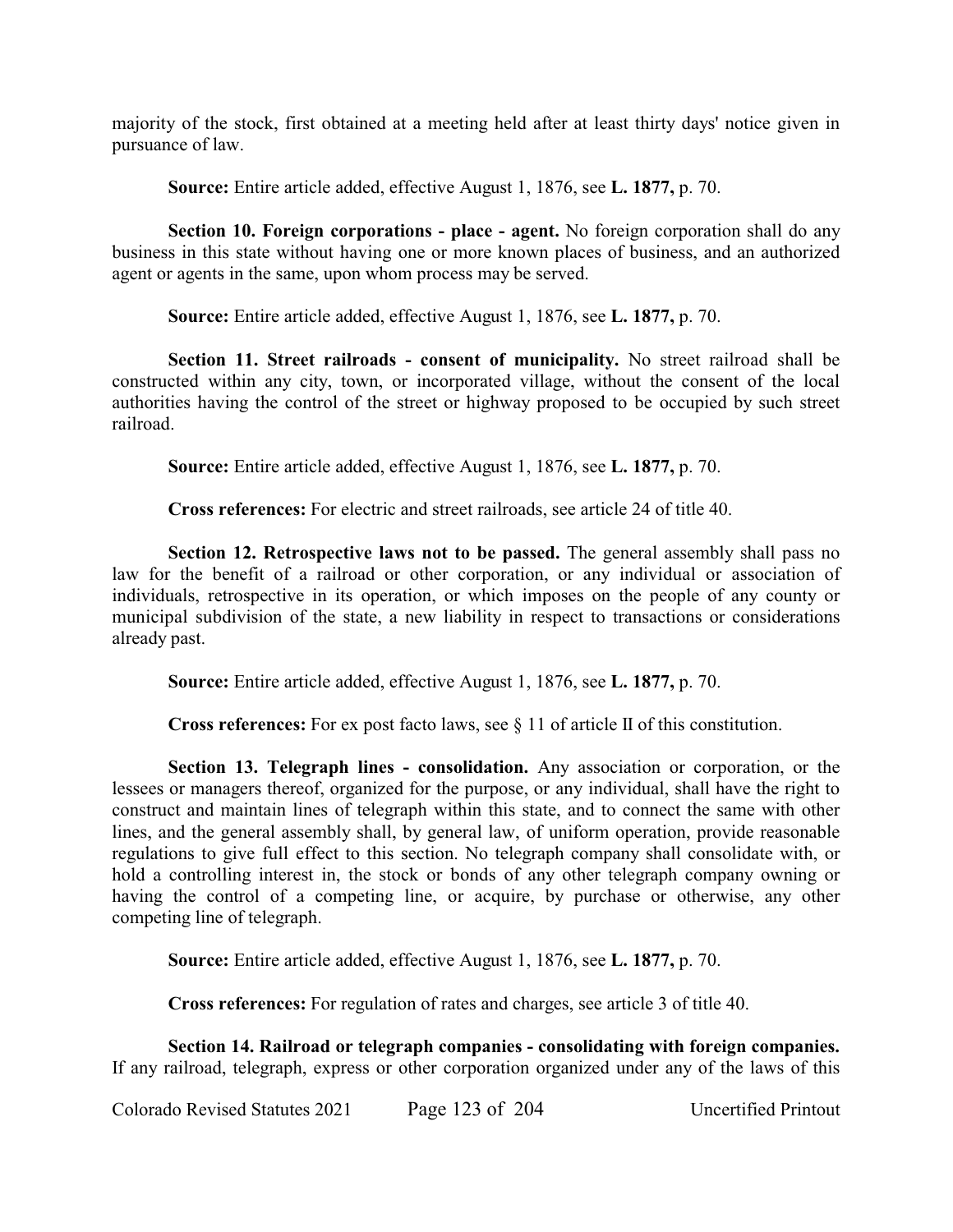majority of the stock, first obtained at a meeting held after at least thirty days' notice given in pursuance of law.

**Source:** Entire article added, effective August 1, 1876, see **L. 1877,** p. 70.

**Section 10. Foreign corporations - place - agent.** No foreign corporation shall do any business in this state without having one or more known places of business, and an authorized agent or agents in the same, upon whom process may be served.

**Source:** Entire article added, effective August 1, 1876, see **L. 1877,** p. 70.

**Section 11. Street railroads - consent of municipality.** No street railroad shall be constructed within any city, town, or incorporated village, without the consent of the local authorities having the control of the street or highway proposed to be occupied by such street railroad.

**Source:** Entire article added, effective August 1, 1876, see **L. 1877,** p. 70.

**Cross references:** For electric and street railroads, see article 24 of title 40.

**Section 12. Retrospective laws not to be passed.** The general assembly shall pass no law for the benefit of a railroad or other corporation, or any individual or association of individuals, retrospective in its operation, or which imposes on the people of any county or municipal subdivision of the state, a new liability in respect to transactions or considerations already past.

**Source:** Entire article added, effective August 1, 1876, see **L. 1877,** p. 70.

**Cross references:** For ex post facto laws, see § 11 of article II of this constitution.

**Section 13. Telegraph lines - consolidation.** Any association or corporation, or the lessees or managers thereof, organized for the purpose, or any individual, shall have the right to construct and maintain lines of telegraph within this state, and to connect the same with other lines, and the general assembly shall, by general law, of uniform operation, provide reasonable regulations to give full effect to this section. No telegraph company shall consolidate with, or hold a controlling interest in, the stock or bonds of any other telegraph company owning or having the control of a competing line, or acquire, by purchase or otherwise, any other competing line of telegraph.

**Source:** Entire article added, effective August 1, 1876, see **L. 1877,** p. 70.

**Cross references:** For regulation of rates and charges, see article 3 of title 40.

**Section 14. Railroad or telegraph companies - consolidating with foreign companies.** If any railroad, telegraph, express or other corporation organized under any of the laws of this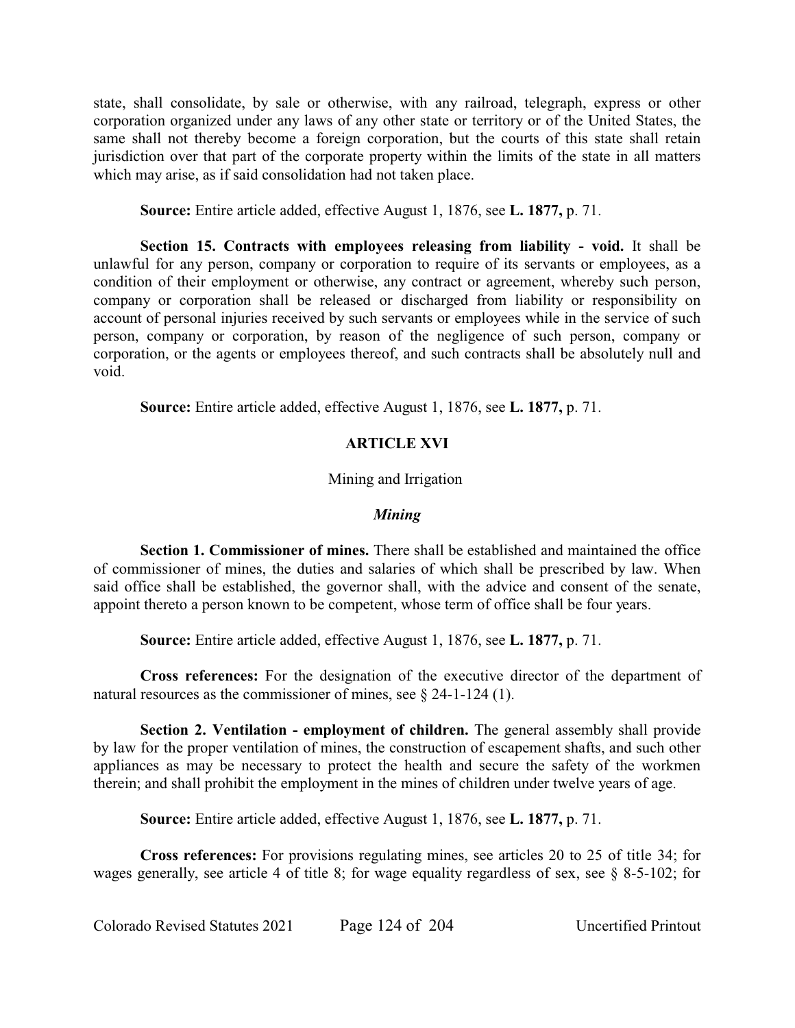state, shall consolidate, by sale or otherwise, with any railroad, telegraph, express or other corporation organized under any laws of any other state or territory or of the United States, the same shall not thereby become a foreign corporation, but the courts of this state shall retain jurisdiction over that part of the corporate property within the limits of the state in all matters which may arise, as if said consolidation had not taken place.

**Source:** Entire article added, effective August 1, 1876, see **L. 1877,** p. 71.

**Section 15. Contracts with employees releasing from liability - void.** It shall be unlawful for any person, company or corporation to require of its servants or employees, as a condition of their employment or otherwise, any contract or agreement, whereby such person, company or corporation shall be released or discharged from liability or responsibility on account of personal injuries received by such servants or employees while in the service of such person, company or corporation, by reason of the negligence of such person, company or corporation, or the agents or employees thereof, and such contracts shall be absolutely null and void.

**Source:** Entire article added, effective August 1, 1876, see **L. 1877,** p. 71.

## ARTICLE XVI

Mining and Irrigation

### *Mining*

**Section 1. Commissioner of mines.** There shall be established and maintained the office of commissioner of mines, the duties and salaries of which shall be prescribed by law. When said office shall be established, the governor shall, with the advice and consent of the senate, appoint thereto a person known to be competent, whose term of office shall be four years.

**Source:** Entire article added, effective August 1, 1876, see **L. 1877,** p. 71.

**Cross references:** For the designation of the executive director of the department of natural resources as the commissioner of mines, see § 24-1-124 (1).

**Section 2. Ventilation - employment of children.** The general assembly shall provide by law for the proper ventilation of mines, the construction of escapement shafts, and such other appliances as may be necessary to protect the health and secure the safety of the workmen therein; and shall prohibit the employment in the mines of children under twelve years of age.

**Source:** Entire article added, effective August 1, 1876, see **L. 1877,** p. 71.

**Cross references:** For provisions regulating mines, see articles 20 to 25 of title 34; for wages generally, see article 4 of title 8; for wage equality regardless of sex, see § 8-5-102; for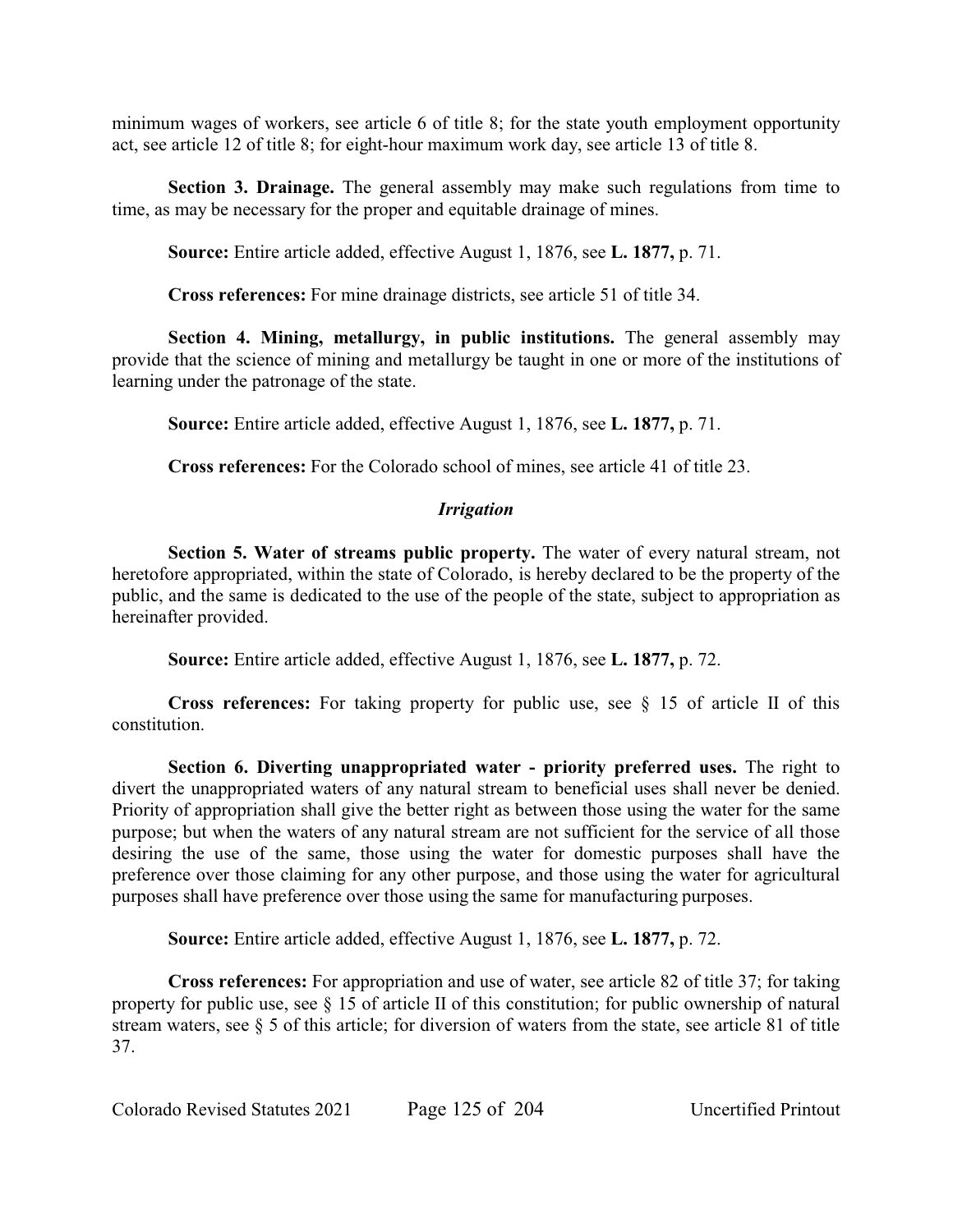minimum wages of workers, see article 6 of title 8; for the state youth employment opportunity act, see article 12 of title 8; for eight-hour maximum work day, see article 13 of title 8.

**Section 3. Drainage.** The general assembly may make such regulations from time to time, as may be necessary for the proper and equitable drainage of mines.

**Source:** Entire article added, effective August 1, 1876, see **L. 1877,** p. 71.

**Cross references:** For mine drainage districts, see article 51 of title 34.

**Section 4. Mining, metallurgy, in public institutions.** The general assembly may provide that the science of mining and metallurgy be taught in one or more of the institutions of learning under the patronage of the state.

**Source:** Entire article added, effective August 1, 1876, see **L. 1877,** p. 71.

**Cross references:** For the Colorado school of mines, see article 41 of title 23.

***Irrigation***

**Section 5. Water of streams public property.** The water of every natural stream, not heretofore appropriated, within the state of Colorado, is hereby declared to be the property of the public, and the same is dedicated to the use of the people of the state, subject to appropriation as hereinafter provided.

**Source:** Entire article added, effective August 1, 1876, see **L. 1877,** p. 72.

**Cross references:** For taking property for public use, see § 15 of article II of this constitution.

**Section 6. Diverting unappropriated water - priority preferred uses.** The right to divert the unappropriated waters of any natural stream to beneficial uses shall never be denied. Priority of appropriation shall give the better right as between those using the water for the same purpose; but when the waters of any natural stream are not sufficient for the service of all those desiring the use of the same, those using the water for domestic purposes shall have the preference over those claiming for any other purpose, and those using the water for agricultural purposes shall have preference over those using the same for manufacturing purposes.

**Source:** Entire article added, effective August 1, 1876, see **L. 1877,** p. 72.

**Cross references:** For appropriation and use of water, see article 82 of title 37; for taking property for public use, see § 15 of article II of this constitution; for public ownership of natural stream waters, see § 5 of this article; for diversion of waters from the state, see article 81 of title 37.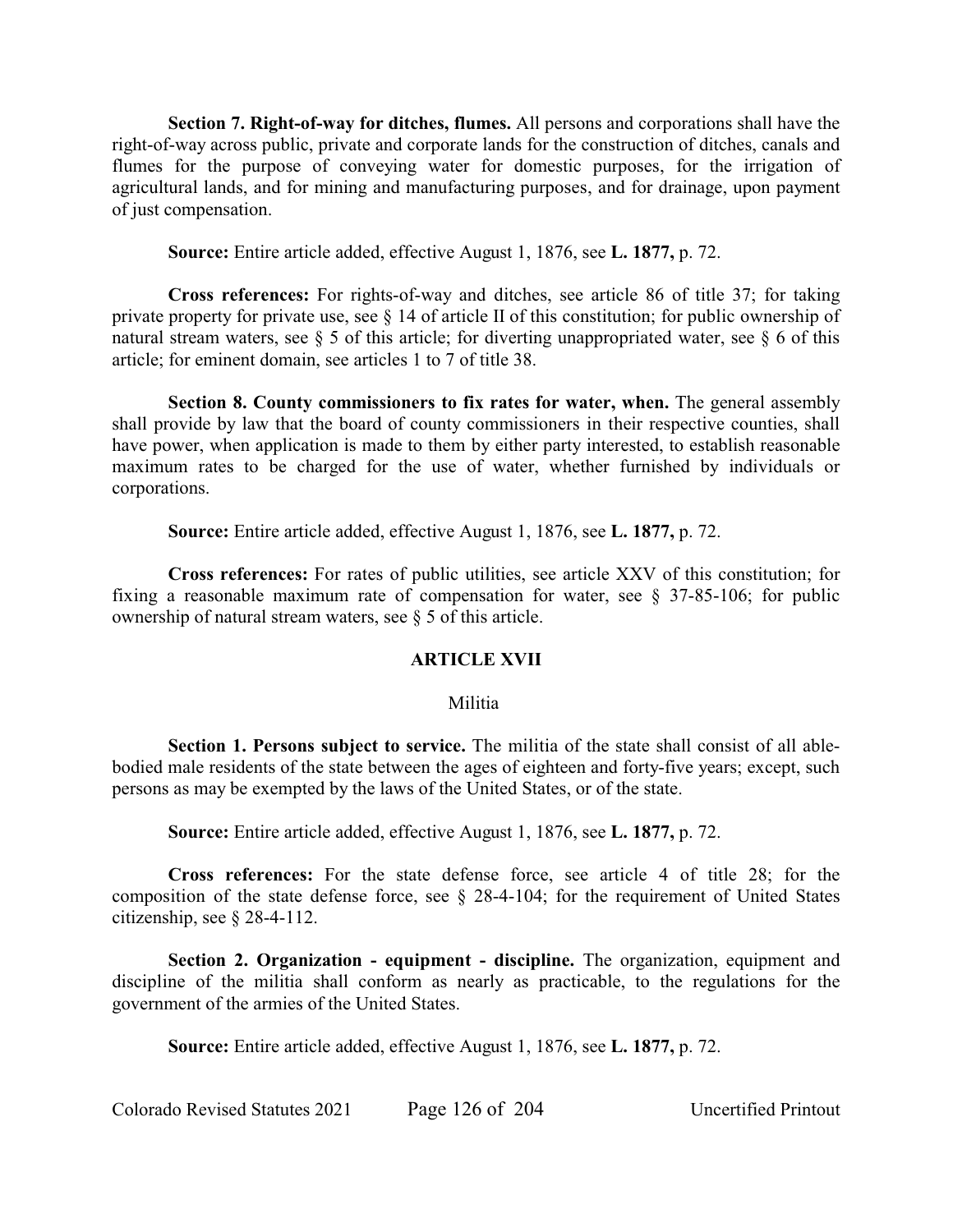**Section 7. Right-of-way for ditches, flumes.** All persons and corporations shall have the right-of-way across public, private and corporate lands for the construction of ditches, canals and flumes for the purpose of conveying water for domestic purposes, for the irrigation of agricultural lands, and for mining and manufacturing purposes, and for drainage, upon payment of just compensation.

**Source:** Entire article added, effective August 1, 1876, see **L. 1877,** p. 72.

**Cross references:** For rights-of-way and ditches, see article 86 of title 37; for taking private property for private use, see § 14 of article II of this constitution; for public ownership of natural stream waters, see § 5 of this article; for diverting unappropriated water, see § 6 of this article; for eminent domain, see articles 1 to 7 of title 38.

**Section 8. County commissioners to fix rates for water, when.** The general assembly shall provide by law that the board of county commissioners in their respective counties, shall have power, when application is made to them by either party interested, to establish reasonable maximum rates to be charged for the use of water, whether furnished by individuals or corporations.

**Source:** Entire article added, effective August 1, 1876, see **L. 1877,** p. 72.

**Cross references:** For rates of public utilities, see article XXV of this constitution; for fixing a reasonable maximum rate of compensation for water, see § 37-85-106; for public ownership of natural stream waters, see § 5 of this article.

## ARTICLE XVII

### Militia

**Section 1. Persons subject to service.** The militia of the state shall consist of all able-bodied male residents of the state between the ages of eighteen and forty-five years; except, such persons as may be exempted by the laws of the United States, or of the state.

**Source:** Entire article added, effective August 1, 1876, see **L. 1877,** p. 72.

**Cross references:** For the state defense force, see article 4 of title 28; for the composition of the state defense force, see § 28-4-104; for the requirement of United States citizenship, see § 28-4-112.

**Section 2. Organization - equipment - discipline.** The organization, equipment and discipline of the militia shall conform as nearly as practicable, to the regulations for the government of the armies of the United States.

**Source:** Entire article added, effective August 1, 1876, see **L. 1877,** p. 72.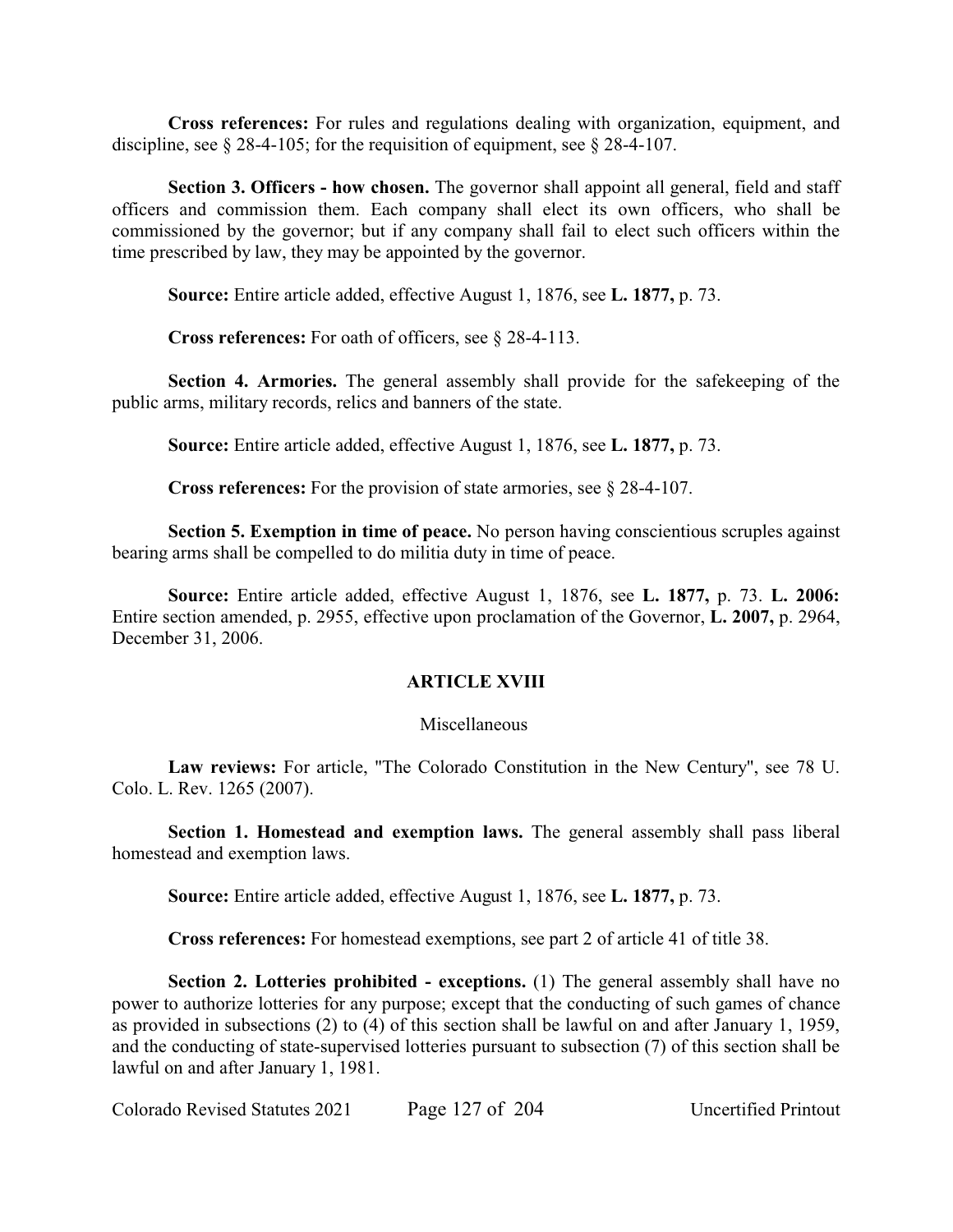**Cross references:** For rules and regulations dealing with organization, equipment, and discipline, see § 28-4-105; for the requisition of equipment, see § 28-4-107.

**Section 3. Officers - how chosen.** The governor shall appoint all general, field and staff officers and commission them. Each company shall elect its own officers, who shall be commissioned by the governor; but if any company shall fail to elect such officers within the time prescribed by law, they may be appointed by the governor.

**Source:** Entire article added, effective August 1, 1876, see **L. 1877,** p. 73.

**Cross references:** For oath of officers, see § 28-4-113.

**Section 4. Armories.** The general assembly shall provide for the safekeeping of the public arms, military records, relics and banners of the state.

**Source:** Entire article added, effective August 1, 1876, see **L. 1877,** p. 73.

**Cross references:** For the provision of state armories, see § 28-4-107.

**Section 5. Exemption in time of peace.** No person having conscientious scruples against bearing arms shall be compelled to do militia duty in time of peace.

**Source:** Entire article added, effective August 1, 1876, see **L. 1877,** p. 73. **L. 2006:** Entire section amended, p. 2955, effective upon proclamation of the Governor, **L. 2007,** p. 2964, December 31, 2006.

## ARTICLE XVIII

Miscellaneous

**Law reviews:** For article, "The Colorado Constitution in the New Century", see 78 U. Colo. L. Rev. 1265 (2007).

**Section 1. Homestead and exemption laws.** The general assembly shall pass liberal homestead and exemption laws.

**Source:** Entire article added, effective August 1, 1876, see **L. 1877,** p. 73.

**Cross references:** For homestead exemptions, see part 2 of article 41 of title 38.

**Section 2. Lotteries prohibited - exceptions.** (1) The general assembly shall have no power to authorize lotteries for any purpose; except that the conducting of such games of chance as provided in subsections (2) to (4) of this section shall be lawful on and after January 1, 1959, and the conducting of state-supervised lotteries pursuant to subsection (7) of this section shall be lawful on and after January 1, 1981.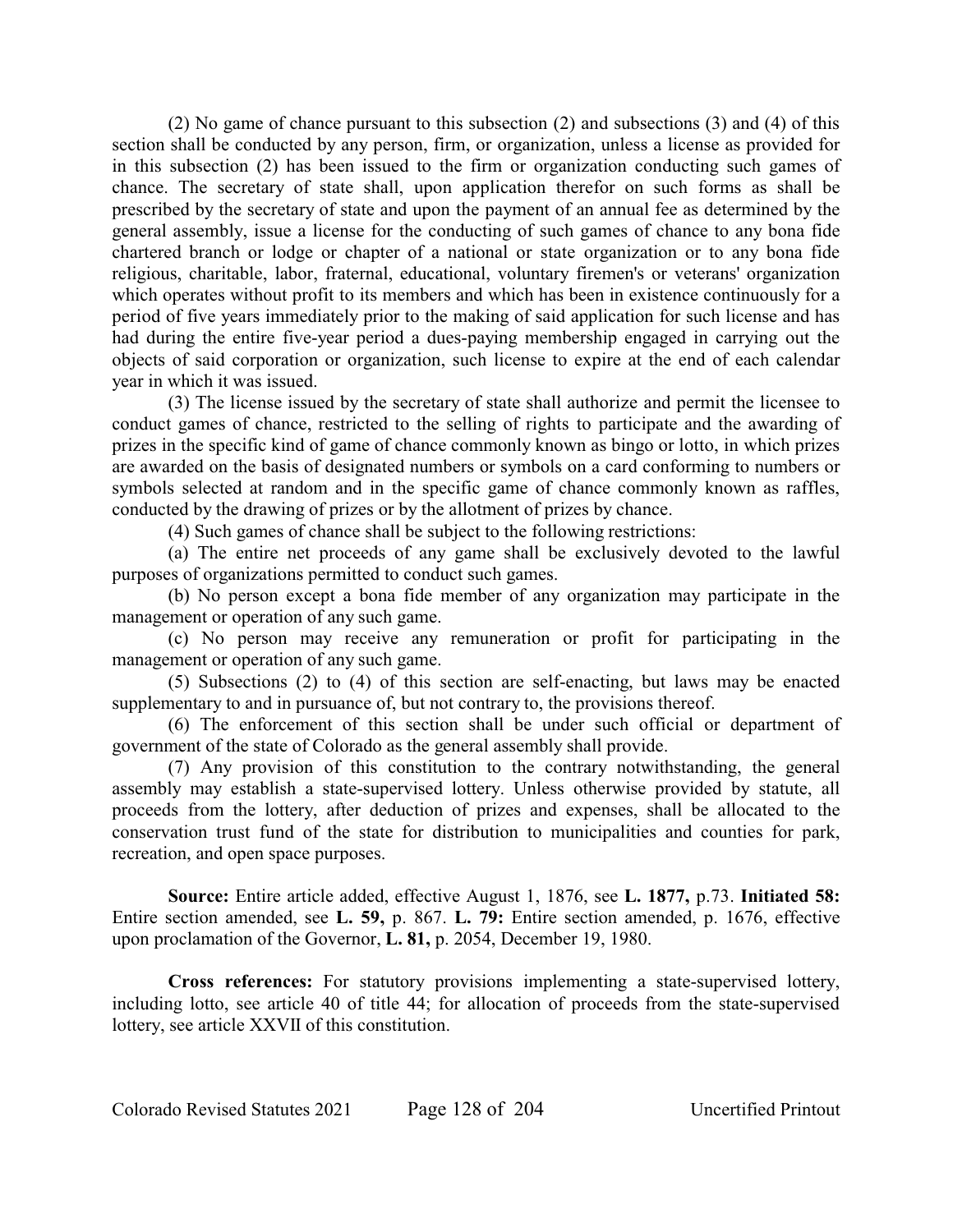(2) No game of chance pursuant to this subsection (2) and subsections (3) and (4) of this section shall be conducted by any person, firm, or organization, unless a license as provided for in this subsection (2) has been issued to the firm or organization conducting such games of chance. The secretary of state shall, upon application therefor on such forms as shall be prescribed by the secretary of state and upon the payment of an annual fee as determined by the general assembly, issue a license for the conducting of such games of chance to any bona fide chartered branch or lodge or chapter of a national or state organization or to any bona fide religious, charitable, labor, fraternal, educational, voluntary firemen's or veterans' organization which operates without profit to its members and which has been in existence continuously for a period of five years immediately prior to the making of said application for such license and has had during the entire five-year period a dues-paying membership engaged in carrying out the objects of said corporation or organization, such license to expire at the end of each calendar year in which it was issued.

(3) The license issued by the secretary of state shall authorize and permit the licensee to conduct games of chance, restricted to the selling of rights to participate and the awarding of prizes in the specific kind of game of chance commonly known as bingo or lotto, in which prizes are awarded on the basis of designated numbers or symbols on a card conforming to numbers or symbols selected at random and in the specific game of chance commonly known as raffles, conducted by the drawing of prizes or by the allotment of prizes by chance.

(4) Such games of chance shall be subject to the following restrictions:

(a) The entire net proceeds of any game shall be exclusively devoted to the lawful purposes of organizations permitted to conduct such games.

(b) No person except a bona fide member of any organization may participate in the management or operation of any such game.

(c) No person may receive any remuneration or profit for participating in the management or operation of any such game.

(5) Subsections (2) to (4) of this section are self-enacting, but laws may be enacted supplementary to and in pursuance of, but not contrary to, the provisions thereof.

(6) The enforcement of this section shall be under such official or department of government of the state of Colorado as the general assembly shall provide.

(7) Any provision of this constitution to the contrary notwithstanding, the general assembly may establish a state-supervised lottery. Unless otherwise provided by statute, all proceeds from the lottery, after deduction of prizes and expenses, shall be allocated to the conservation trust fund of the state for distribution to municipalities and counties for park, recreation, and open space purposes.

**Source:** Entire article added, effective August 1, 1876, see **L. 1877,** p.73. **Initiated 58:** Entire section amended, see **L. 59,** p. 867. **L. 79:** Entire section amended, p. 1676, effective upon proclamation of the Governor, **L. 81,** p. 2054, December 19, 1980.

**Cross references:** For statutory provisions implementing a state-supervised lottery, including lotto, see article 40 of title 44; for allocation of proceeds from the state-supervised lottery, see article XXVII of this constitution.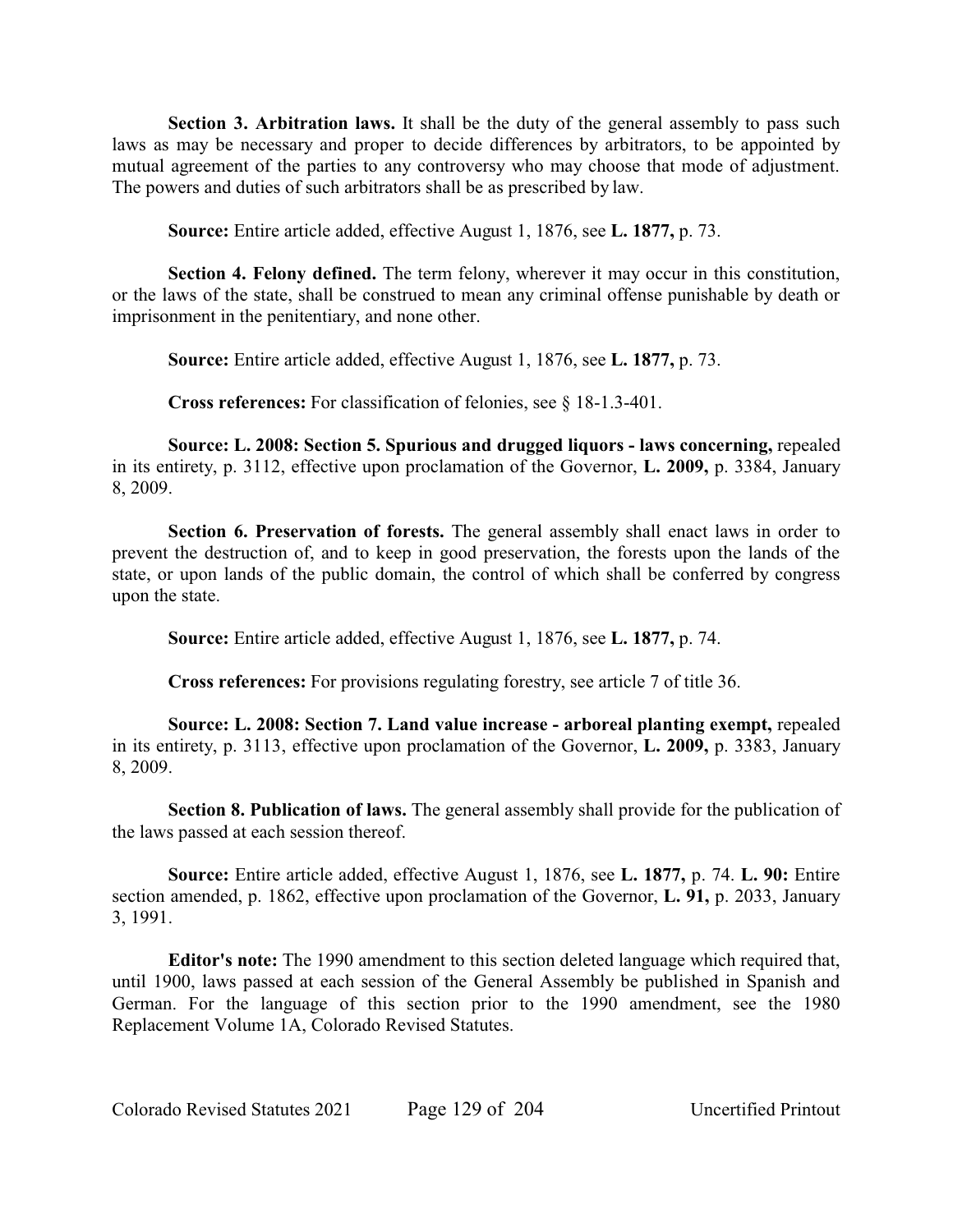**Section 3. Arbitration laws.** It shall be the duty of the general assembly to pass such laws as may be necessary and proper to decide differences by arbitrators, to be appointed by mutual agreement of the parties to any controversy who may choose that mode of adjustment. The powers and duties of such arbitrators shall be as prescribed by law.

**Source:** Entire article added, effective August 1, 1876, see **L. 1877,** p. 73.

**Section 4. Felony defined.** The term felony, wherever it may occur in this constitution, or the laws of the state, shall be construed to mean any criminal offense punishable by death or imprisonment in the penitentiary, and none other.

**Source:** Entire article added, effective August 1, 1876, see **L. 1877,** p. 73.

**Cross references:** For classification of felonies, see § 18-1.3-401.

**Source: L. 2008: Section 5. Spurious and drugged liquors - laws concerning,** repealed in its entirety, p. 3112, effective upon proclamation of the Governor, **L. 2009,** p. 3384, January 8, 2009.

**Section 6. Preservation of forests.** The general assembly shall enact laws in order to prevent the destruction of, and to keep in good preservation, the forests upon the lands of the state, or upon lands of the public domain, the control of which shall be conferred by congress upon the state.

**Source:** Entire article added, effective August 1, 1876, see **L. 1877,** p. 74.

**Cross references:** For provisions regulating forestry, see article 7 of title 36.

**Source: L. 2008: Section 7. Land value increase - arboreal planting exempt,** repealed in its entirety, p. 3113, effective upon proclamation of the Governor, **L. 2009,** p. 3383, January 8, 2009.

**Section 8. Publication of laws.** The general assembly shall provide for the publication of the laws passed at each session thereof.

**Source:** Entire article added, effective August 1, 1876, see **L. 1877,** p. 74. **L. 90:** Entire section amended, p. 1862, effective upon proclamation of the Governor, **L. 91,** p. 2033, January 3, 1991.

**Editor's note:** The 1990 amendment to this section deleted language which required that, until 1900, laws passed at each session of the General Assembly be published in Spanish and German. For the language of this section prior to the 1990 amendment, see the 1980 Replacement Volume 1A, Colorado Revised Statutes.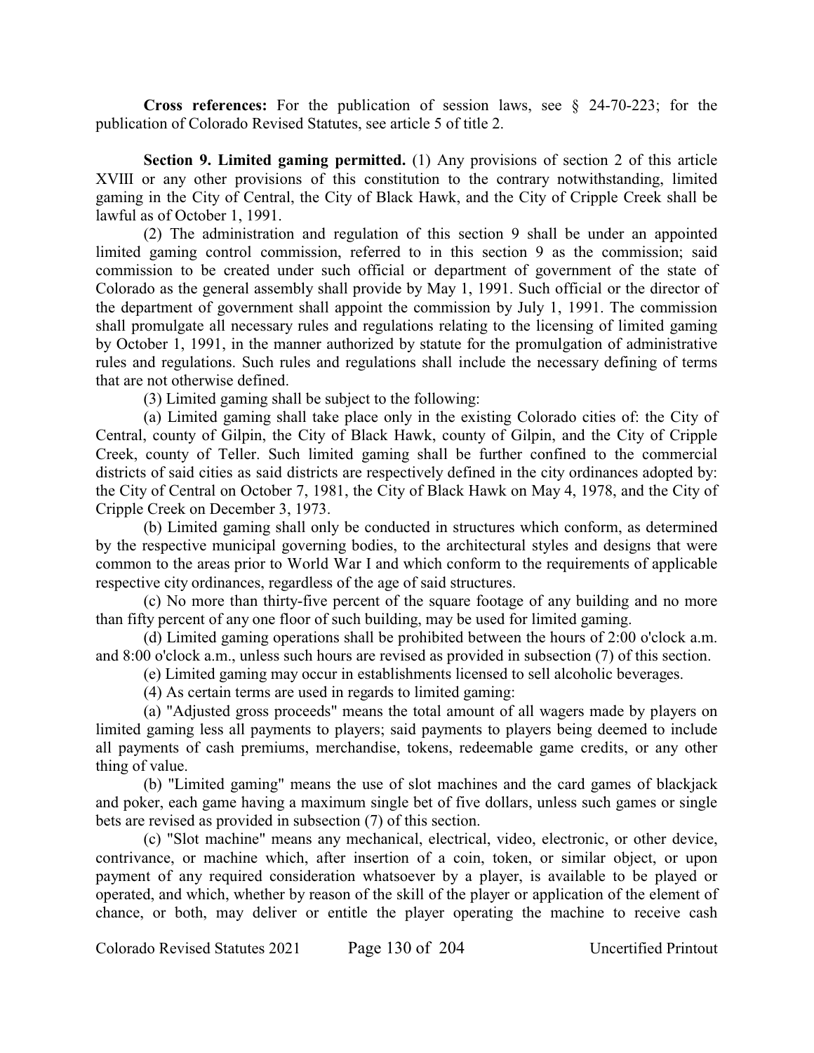**Cross references:** For the publication of session laws, see § 24-70-223; for the publication of Colorado Revised Statutes, see article 5 of title 2.

**Section 9. Limited gaming permitted.** (1) Any provisions of section 2 of this article XVIII or any other provisions of this constitution to the contrary notwithstanding, limited gaming in the City of Central, the City of Black Hawk, and the City of Cripple Creek shall be lawful as of October 1, 1991.

(2) The administration and regulation of this section 9 shall be under an appointed limited gaming control commission, referred to in this section 9 as the commission; said commission to be created under such official or department of government of the state of Colorado as the general assembly shall provide by May 1, 1991. Such official or the director of the department of government shall appoint the commission by July 1, 1991. The commission shall promulgate all necessary rules and regulations relating to the licensing of limited gaming by October 1, 1991, in the manner authorized by statute for the promulgation of administrative rules and regulations. Such rules and regulations shall include the necessary defining of terms that are not otherwise defined.

(3) Limited gaming shall be subject to the following:

(a) Limited gaming shall take place only in the existing Colorado cities of: the City of Central, county of Gilpin, the City of Black Hawk, county of Gilpin, and the City of Cripple Creek, county of Teller. Such limited gaming shall be further confined to the commercial districts of said cities as said districts are respectively defined in the city ordinances adopted by: the City of Central on October 7, 1981, the City of Black Hawk on May 4, 1978, and the City of Cripple Creek on December 3, 1973.

(b) Limited gaming shall only be conducted in structures which conform, as determined by the respective municipal governing bodies, to the architectural styles and designs that were common to the areas prior to World War I and which conform to the requirements of applicable respective city ordinances, regardless of the age of said structures.

(c) No more than thirty-five percent of the square footage of any building and no more than fifty percent of any one floor of such building, may be used for limited gaming.

(d) Limited gaming operations shall be prohibited between the hours of 2:00 o'clock a.m. and 8:00 o'clock a.m., unless such hours are revised as provided in subsection (7) of this section.

(e) Limited gaming may occur in establishments licensed to sell alcoholic beverages.

(4) As certain terms are used in regards to limited gaming:

(a) "Adjusted gross proceeds" means the total amount of all wagers made by players on limited gaming less all payments to players; said payments to players being deemed to include all payments of cash premiums, merchandise, tokens, redeemable game credits, or any other thing of value.

(b) "Limited gaming" means the use of slot machines and the card games of blackjack and poker, each game having a maximum single bet of five dollars, unless such games or single bets are revised as provided in subsection (7) of this section.

(c) "Slot machine" means any mechanical, electrical, video, electronic, or other device, contrivance, or machine which, after insertion of a coin, token, or similar object, or upon payment of any required consideration whatsoever by a player, is available to be played or operated, and which, whether by reason of the skill of the player or application of the element of chance, or both, may deliver or entitle the player operating the machine to receive cash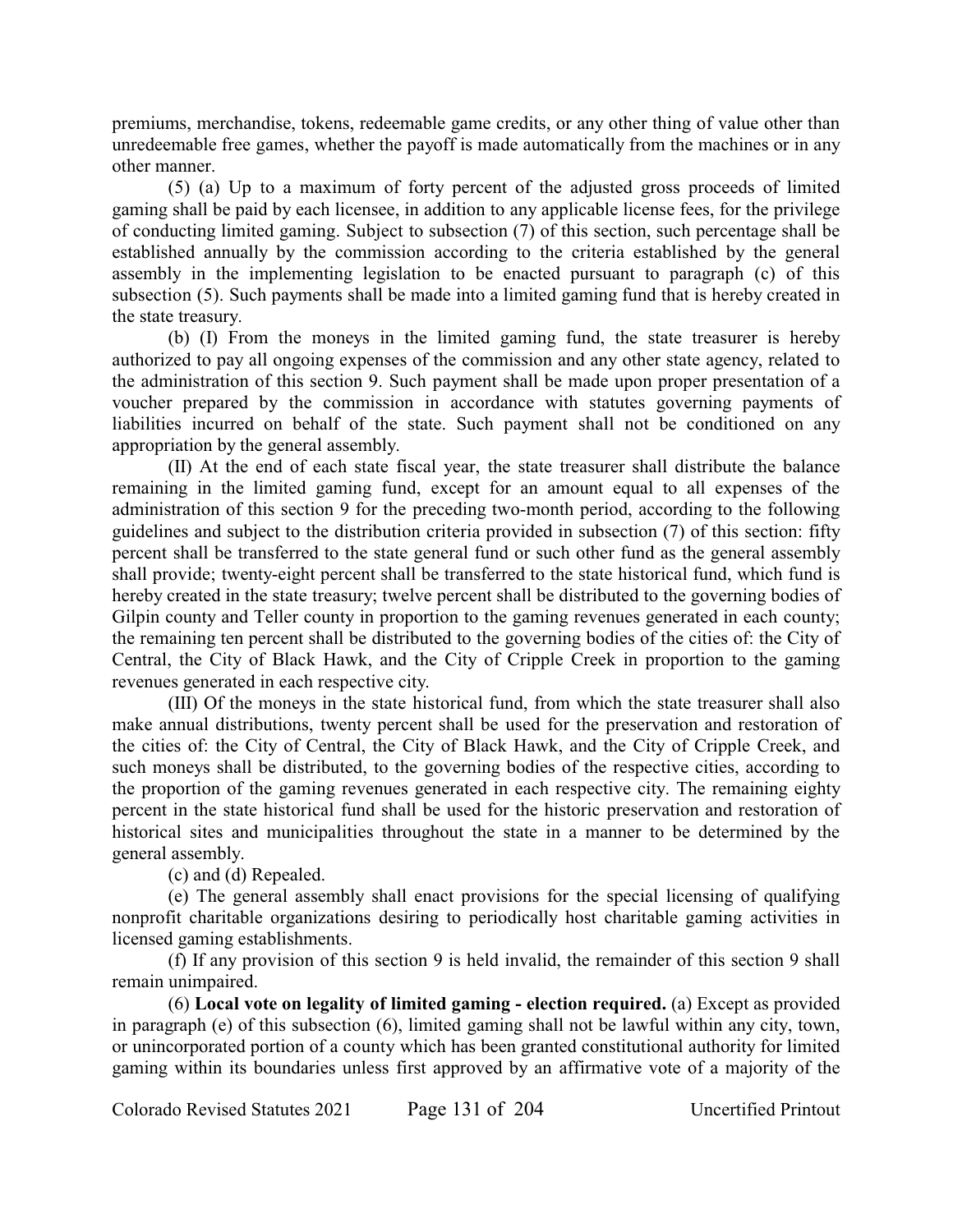premiums, merchandise, tokens, redeemable game credits, or any other thing of value other than unredeemable free games, whether the payoff is made automatically from the machines or in any other manner.

(5) (a) Up to a maximum of forty percent of the adjusted gross proceeds of limited gaming shall be paid by each licensee, in addition to any applicable license fees, for the privilege of conducting limited gaming. Subject to subsection (7) of this section, such percentage shall be established annually by the commission according to the criteria established by the general assembly in the implementing legislation to be enacted pursuant to paragraph (c) of this subsection (5). Such payments shall be made into a limited gaming fund that is hereby created in the state treasury.

(b) (I) From the moneys in the limited gaming fund, the state treasurer is hereby authorized to pay all ongoing expenses of the commission and any other state agency, related to the administration of this section 9. Such payment shall be made upon proper presentation of a voucher prepared by the commission in accordance with statutes governing payments of liabilities incurred on behalf of the state. Such payment shall not be conditioned on any appropriation by the general assembly.

(II) At the end of each state fiscal year, the state treasurer shall distribute the balance remaining in the limited gaming fund, except for an amount equal to all expenses of the administration of this section 9 for the preceding two-month period, according to the following guidelines and subject to the distribution criteria provided in subsection (7) of this section: fifty percent shall be transferred to the state general fund or such other fund as the general assembly shall provide; twenty-eight percent shall be transferred to the state historical fund, which fund is hereby created in the state treasury; twelve percent shall be distributed to the governing bodies of Gilpin county and Teller county in proportion to the gaming revenues generated in each county; the remaining ten percent shall be distributed to the governing bodies of the cities of: the City of Central, the City of Black Hawk, and the City of Cripple Creek in proportion to the gaming revenues generated in each respective city.

(III) Of the moneys in the state historical fund, from which the state treasurer shall also make annual distributions, twenty percent shall be used for the preservation and restoration of the cities of: the City of Central, the City of Black Hawk, and the City of Cripple Creek, and such moneys shall be distributed, to the governing bodies of the respective cities, according to the proportion of the gaming revenues generated in each respective city. The remaining eighty percent in the state historical fund shall be used for the historic preservation and restoration of historical sites and municipalities throughout the state in a manner to be determined by the general assembly.

(c) and (d) Repealed.

(e) The general assembly shall enact provisions for the special licensing of qualifying nonprofit charitable organizations desiring to periodically host charitable gaming activities in licensed gaming establishments.

(f) If any provision of this section 9 is held invalid, the remainder of this section 9 shall remain unimpaired.

(6) **Local vote on legality of limited gaming - election required.** (a) Except as provided in paragraph (e) of this subsection (6), limited gaming shall not be lawful within any city, town, or unincorporated portion of a county which has been granted constitutional authority for limited gaming within its boundaries unless first approved by an affirmative vote of a majority of the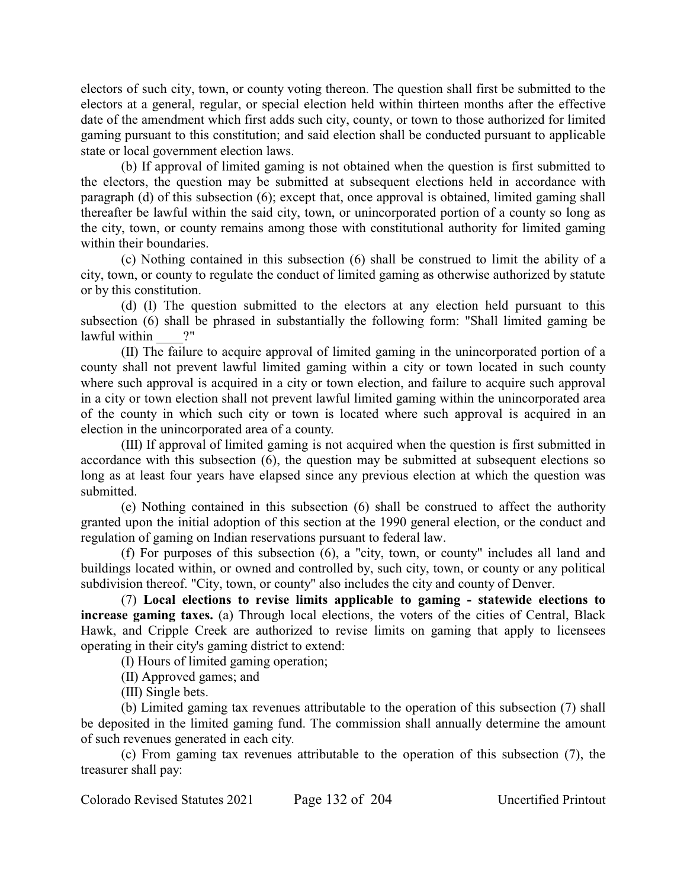electors of such city, town, or county voting thereon. The question shall first be submitted to the electors at a general, regular, or special election held within thirteen months after the effective date of the amendment which first adds such city, county, or town to those authorized for limited gaming pursuant to this constitution; and said election shall be conducted pursuant to applicable state or local government election laws.

(b) If approval of limited gaming is not obtained when the question is first submitted to the electors, the question may be submitted at subsequent elections held in accordance with paragraph (d) of this subsection (6); except that, once approval is obtained, limited gaming shall thereafter be lawful within the said city, town, or unincorporated portion of a county so long as the city, town, or county remains among those with constitutional authority for limited gaming within their boundaries.

(c) Nothing contained in this subsection (6) shall be construed to limit the ability of a city, town, or county to regulate the conduct of limited gaming as otherwise authorized by statute or by this constitution.

(d) (I) The question submitted to the electors at any election held pursuant to this subsection (6) shall be phrased in substantially the following form: "Shall limited gaming be lawful within ____?"

(II) The failure to acquire approval of limited gaming in the unincorporated portion of a county shall not prevent lawful limited gaming within a city or town located in such county where such approval is acquired in a city or town election, and failure to acquire such approval in a city or town election shall not prevent lawful limited gaming within the unincorporated area of the county in which such city or town is located where such approval is acquired in an election in the unincorporated area of a county.

(III) If approval of limited gaming is not acquired when the question is first submitted in accordance with this subsection (6), the question may be submitted at subsequent elections so long as at least four years have elapsed since any previous election at which the question was submitted.

(e) Nothing contained in this subsection (6) shall be construed to affect the authority granted upon the initial adoption of this section at the 1990 general election, or the conduct and regulation of gaming on Indian reservations pursuant to federal law.

(f) For purposes of this subsection (6), a "city, town, or county" includes all land and buildings located within, or owned and controlled by, such city, town, or county or any political subdivision thereof. "City, town, or county" also includes the city and county of Denver.

(7) **Local elections to revise limits applicable to gaming - statewide elections to increase gaming taxes.** (a) Through local elections, the voters of the cities of Central, Black Hawk, and Cripple Creek are authorized to revise limits on gaming that apply to licensees operating in their city's gaming district to extend:

(I) Hours of limited gaming operation;

(II) Approved games; and

(III) Single bets.

(b) Limited gaming tax revenues attributable to the operation of this subsection (7) shall be deposited in the limited gaming fund. The commission shall annually determine the amount of such revenues generated in each city.

(c) From gaming tax revenues attributable to the operation of this subsection (7), the treasurer shall pay: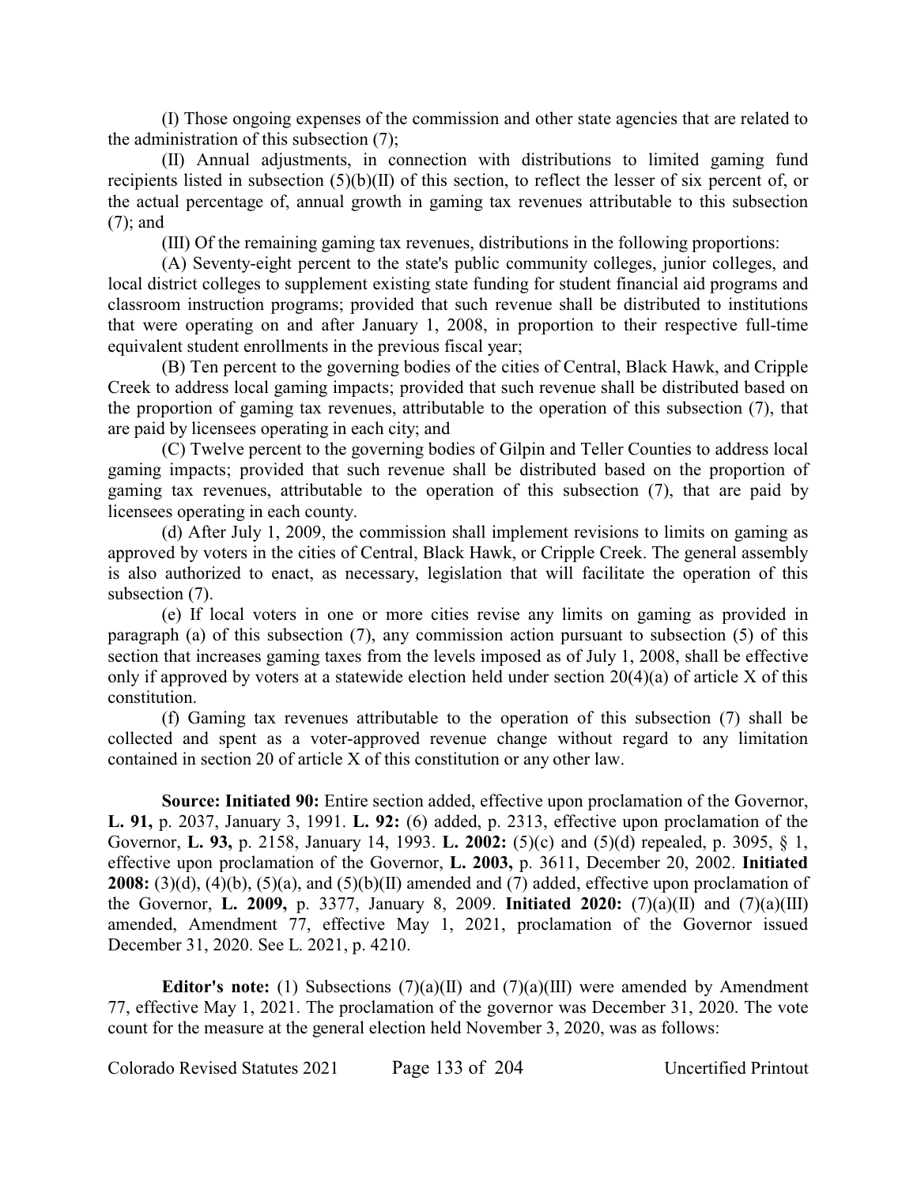(I) Those ongoing expenses of the commission and other state agencies that are related to the administration of this subsection (7);

(II) Annual adjustments, in connection with distributions to limited gaming fund recipients listed in subsection (5)(b)(II) of this section, to reflect the lesser of six percent of, or the actual percentage of, annual growth in gaming tax revenues attributable to this subsection (7); and

(III) Of the remaining gaming tax revenues, distributions in the following proportions:

(A) Seventy-eight percent to the state's public community colleges, junior colleges, and local district colleges to supplement existing state funding for student financial aid programs and classroom instruction programs; provided that such revenue shall be distributed to institutions that were operating on and after January 1, 2008, in proportion to their respective full-time equivalent student enrollments in the previous fiscal year;

(B) Ten percent to the governing bodies of the cities of Central, Black Hawk, and Cripple Creek to address local gaming impacts; provided that such revenue shall be distributed based on the proportion of gaming tax revenues, attributable to the operation of this subsection (7), that are paid by licensees operating in each city; and

(C) Twelve percent to the governing bodies of Gilpin and Teller Counties to address local gaming impacts; provided that such revenue shall be distributed based on the proportion of gaming tax revenues, attributable to the operation of this subsection (7), that are paid by licensees operating in each county.

(d) After July 1, 2009, the commission shall implement revisions to limits on gaming as approved by voters in the cities of Central, Black Hawk, or Cripple Creek. The general assembly is also authorized to enact, as necessary, legislation that will facilitate the operation of this subsection (7).

(e) If local voters in one or more cities revise any limits on gaming as provided in paragraph (a) of this subsection (7), any commission action pursuant to subsection (5) of this section that increases gaming taxes from the levels imposed as of July 1, 2008, shall be effective only if approved by voters at a statewide election held under section 20(4)(a) of article X of this constitution.

(f) Gaming tax revenues attributable to the operation of this subsection (7) shall be collected and spent as a voter-approved revenue change without regard to any limitation contained in section 20 of article X of this constitution or any other law.

**Source: Initiated 90:** Entire section added, effective upon proclamation of the Governor, **L. 91,** p. 2037, January 3, 1991. **L. 92:** (6) added, p. 2313, effective upon proclamation of the Governor, **L. 93,** p. 2158, January 14, 1993. **L. 2002:** (5)(c) and (5)(d) repealed, p. 3095, § 1, effective upon proclamation of the Governor, **L. 2003,** p. 3611, December 20, 2002. **Initiated 2008:** (3)(d), (4)(b), (5)(a), and (5)(b)(II) amended and (7) added, effective upon proclamation of the Governor, **L. 2009,** p. 3377, January 8, 2009. **Initiated 2020:** (7)(a)(II) and (7)(a)(III) amended, Amendment 77, effective May 1, 2021, proclamation of the Governor issued December 31, 2020. See L. 2021, p. 4210.

**Editor's note:** (1) Subsections (7)(a)(II) and (7)(a)(III) were amended by Amendment 77, effective May 1, 2021. The proclamation of the governor was December 31, 2020. The vote count for the measure at the general election held November 3, 2020, was as follows: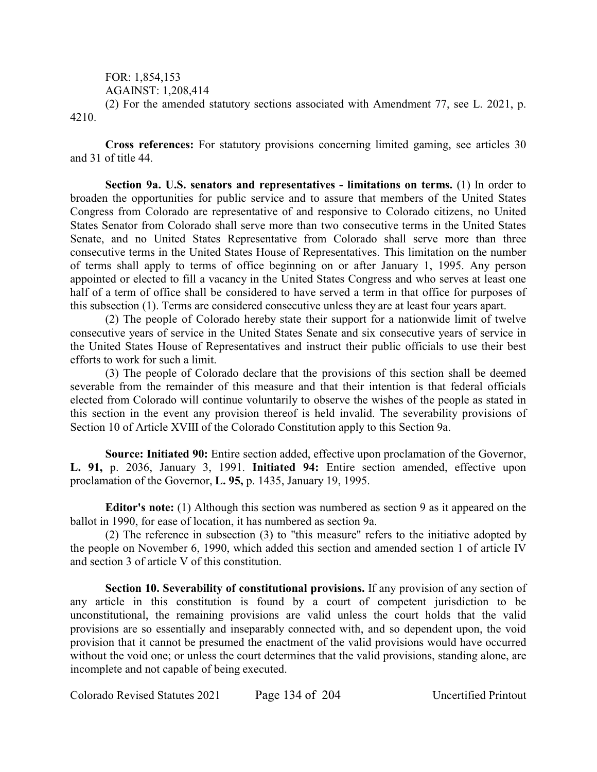FOR: 1,854,153

AGAINST: 1,208,414

(2) For the amended statutory sections associated with Amendment 77, see L. 2021, p. 4210.

**Cross references:** For statutory provisions concerning limited gaming, see articles 30 and 31 of title 44.

**Section 9a. U.S. senators and representatives - limitations on terms.** (1) In order to broaden the opportunities for public service and to assure that members of the United States Congress from Colorado are representative of and responsive to Colorado citizens, no United States Senator from Colorado shall serve more than two consecutive terms in the United States Senate, and no United States Representative from Colorado shall serve more than three consecutive terms in the United States House of Representatives. This limitation on the number of terms shall apply to terms of office beginning on or after January 1, 1995. Any person appointed or elected to fill a vacancy in the United States Congress and who serves at least one half of a term of office shall be considered to have served a term in that office for purposes of this subsection (1). Terms are considered consecutive unless they are at least four years apart.

(2) The people of Colorado hereby state their support for a nationwide limit of twelve consecutive years of service in the United States Senate and six consecutive years of service in the United States House of Representatives and instruct their public officials to use their best efforts to work for such a limit.

(3) The people of Colorado declare that the provisions of this section shall be deemed severable from the remainder of this measure and that their intention is that federal officials elected from Colorado will continue voluntarily to observe the wishes of the people as stated in this section in the event any provision thereof is held invalid. The severability provisions of Section 10 of Article XVIII of the Colorado Constitution apply to this Section 9a.

**Source: Initiated 90:** Entire section added, effective upon proclamation of the Governor, **L. 91,** p. 2036, January 3, 1991. **Initiated 94:** Entire section amended, effective upon proclamation of the Governor, **L. 95,** p. 1435, January 19, 1995.

**Editor's note:** (1) Although this section was numbered as section 9 as it appeared on the ballot in 1990, for ease of location, it has numbered as section 9a.

(2) The reference in subsection (3) to "this measure" refers to the initiative adopted by the people on November 6, 1990, which added this section and amended section 1 of article IV and section 3 of article V of this constitution.

**Section 10. Severability of constitutional provisions.** If any provision of any section of any article in this constitution is found by a court of competent jurisdiction to be unconstitutional, the remaining provisions are valid unless the court holds that the valid provisions are so essentially and inseparably connected with, and so dependent upon, the void provision that it cannot be presumed the enactment of the valid provisions would have occurred without the void one; or unless the court determines that the valid provisions, standing alone, are incomplete and not capable of being executed.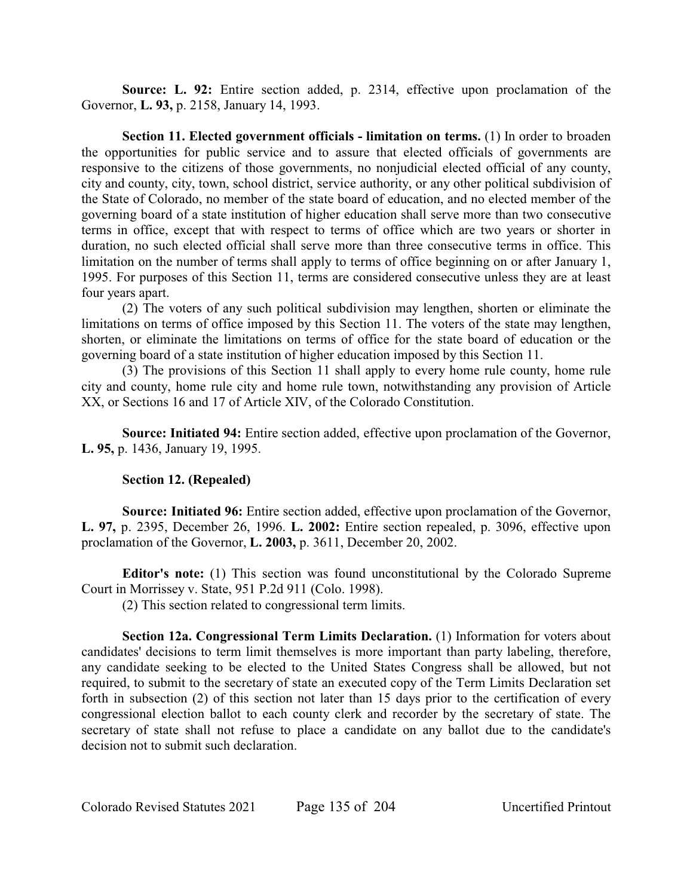**Source: L. 92:** Entire section added, p. 2314, effective upon proclamation of the Governor, **L. 93,** p. 2158, January 14, 1993.

**Section 11. Elected government officials - limitation on terms.** (1) In order to broaden the opportunities for public service and to assure that elected officials of governments are responsive to the citizens of those governments, no nonjudicial elected official of any county, city and county, city, town, school district, service authority, or any other political subdivision of the State of Colorado, no member of the state board of education, and no elected member of the governing board of a state institution of higher education shall serve more than two consecutive terms in office, except that with respect to terms of office which are two years or shorter in duration, no such elected official shall serve more than three consecutive terms in office. This limitation on the number of terms shall apply to terms of office beginning on or after January 1, 1995. For purposes of this Section 11, terms are considered consecutive unless they are at least four years apart.

(2) The voters of any such political subdivision may lengthen, shorten or eliminate the limitations on terms of office imposed by this Section 11. The voters of the state may lengthen, shorten, or eliminate the limitations on terms of office for the state board of education or the governing board of a state institution of higher education imposed by this Section 11.

(3) The provisions of this Section 11 shall apply to every home rule county, home rule city and county, home rule city and home rule town, notwithstanding any provision of Article XX, or Sections 16 and 17 of Article XIV, of the Colorado Constitution.

**Source: Initiated 94:** Entire section added, effective upon proclamation of the Governor, **L. 95,** p. 1436, January 19, 1995.

**Section 12. (Repealed)**

**Source: Initiated 96:** Entire section added, effective upon proclamation of the Governor, **L. 97,** p. 2395, December 26, 1996. **L. 2002:** Entire section repealed, p. 3096, effective upon proclamation of the Governor, **L. 2003,** p. 3611, December 20, 2002.

**Editor's note:** (1) This section was found unconstitutional by the Colorado Supreme Court in Morrissey v. State, 951 P.2d 911 (Colo. 1998).

(2) This section related to congressional term limits.

**Section 12a. Congressional Term Limits Declaration.** (1) Information for voters about candidates' decisions to term limit themselves is more important than party labeling, therefore, any candidate seeking to be elected to the United States Congress shall be allowed, but not required, to submit to the secretary of state an executed copy of the Term Limits Declaration set forth in subsection (2) of this section not later than 15 days prior to the certification of every congressional election ballot to each county clerk and recorder by the secretary of state. The secretary of state shall not refuse to place a candidate on any ballot due to the candidate's decision not to submit such declaration.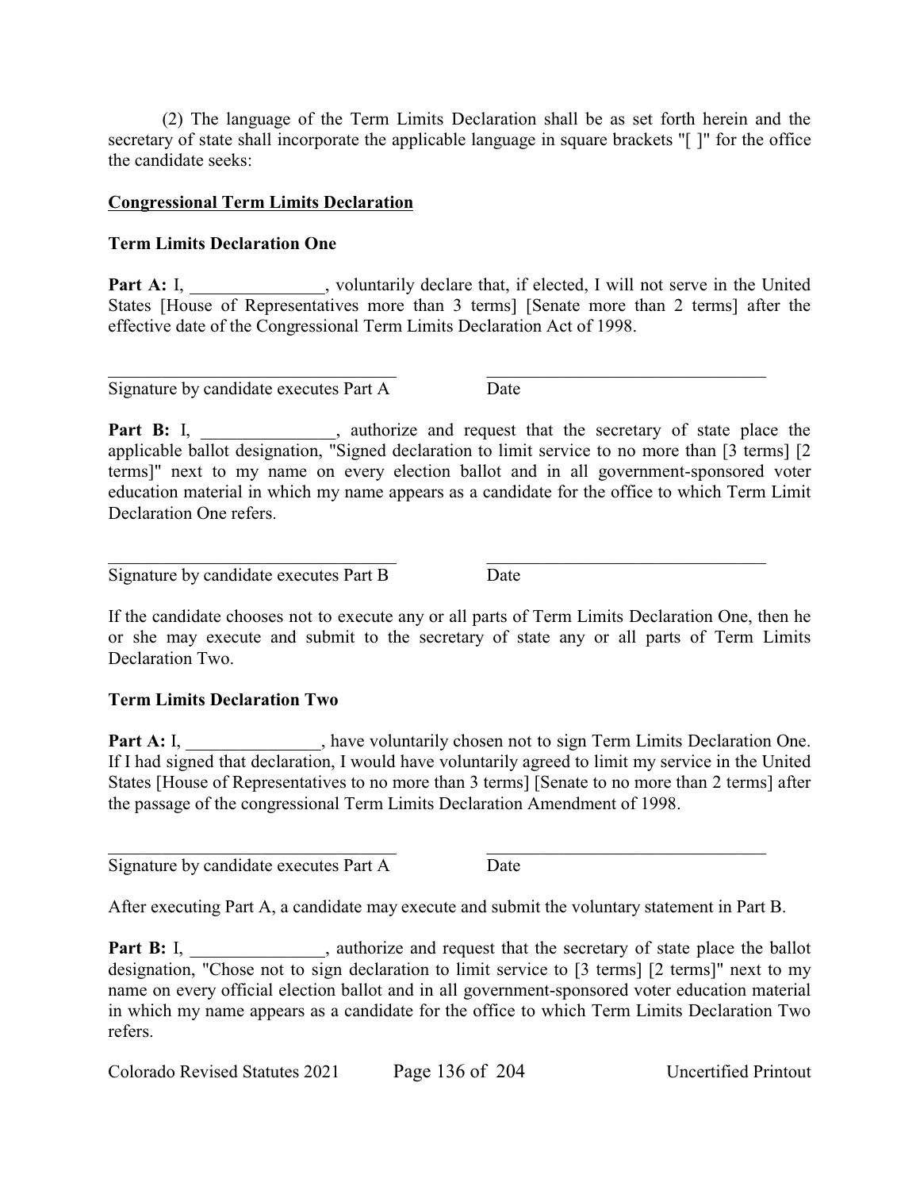(2) The language of the Term Limits Declaration shall be as set forth herein and the secretary of state shall incorporate the applicable language in square brackets "[ ]" for the office the candidate seeks:

**Congressional Term Limits Declaration**

**Term Limits Declaration One**

**Part A:** I, _______________, voluntarily declare that, if elected, I will not serve in the United States [House of Representatives more than 3 terms] [Senate more than 2 terms] after the effective date of the Congressional Term Limits Declaration Act of 1998.

_________________________________ _________________________________
Signature by candidate executes Part A Date

**Part B:** I, _______________, authorize and request that the secretary of state place the applicable ballot designation, "Signed declaration to limit service to no more than [3 terms] [2 terms]" next to my name on every election ballot and in all government-sponsored voter education material in which my name appears as a candidate for the office to which Term Limit Declaration One refers.

_________________________________ _________________________________
Signature by candidate executes Part B Date

If the candidate chooses not to execute any or all parts of Term Limits Declaration One, then he or she may execute and submit to the secretary of state any or all parts of Term Limits Declaration Two.

**Term Limits Declaration Two**

**Part A:** I, _______________, have voluntarily chosen not to sign Term Limits Declaration One. If I had signed that declaration, I would have voluntarily agreed to limit my service in the United States [House of Representatives to no more than 3 terms] [Senate to no more than 2 terms] after the passage of the congressional Term Limits Declaration Amendment of 1998.

_________________________________ _________________________________
Signature by candidate executes Part A Date

After executing Part A, a candidate may execute and submit the voluntary statement in Part B.

**Part B:** I, _______________, authorize and request that the secretary of state place the ballot designation, "Chose not to sign declaration to limit service to [3 terms] [2 terms]" next to my name on every official election ballot and in all government-sponsored voter education material in which my name appears as a candidate for the office to which Term Limits Declaration Two refers.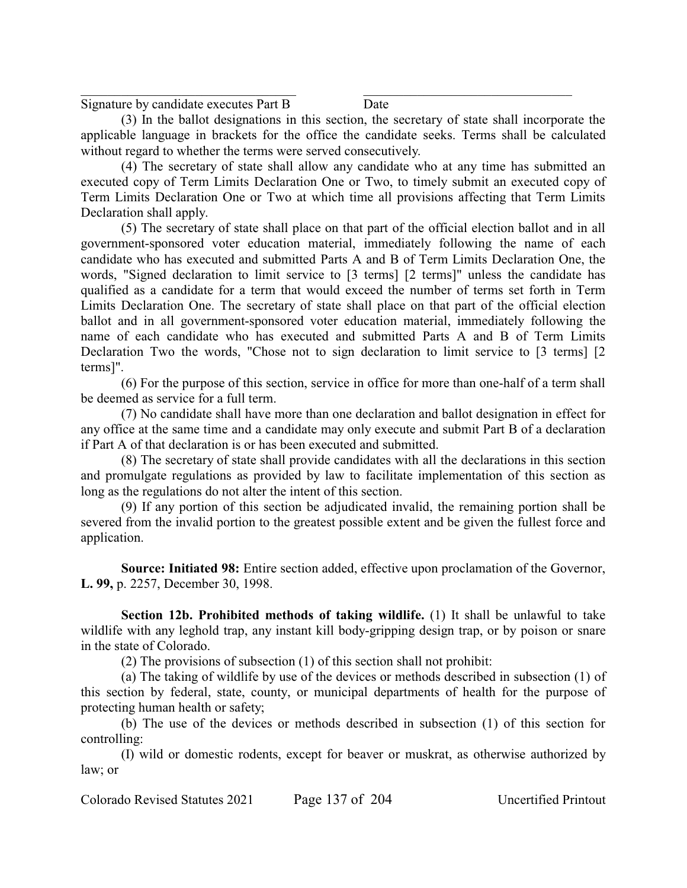\_\_\_\_\_\_\_\_\_\_\_\_\_\_\_\_\_\_\_\_\_\_\_\_\_\_\_\_\_\_\_\_\_ \_\_\_\_\_\_\_\_\_\_\_\_\_\_\_\_\_\_\_\_\_\_\_\_\_\_\_\_\_\_\_\_\_

Signature by candidate executes Part B    Date

(3) In the ballot designations in this section, the secretary of state shall incorporate the applicable language in brackets for the office the candidate seeks. Terms shall be calculated without regard to whether the terms were served consecutively.

(4) The secretary of state shall allow any candidate who at any time has submitted an executed copy of Term Limits Declaration One or Two, to timely submit an executed copy of Term Limits Declaration One or Two at which time all provisions affecting that Term Limits Declaration shall apply.

(5) The secretary of state shall place on that part of the official election ballot and in all government-sponsored voter education material, immediately following the name of each candidate who has executed and submitted Parts A and B of Term Limits Declaration One, the words, "Signed declaration to limit service to [3 terms] [2 terms]" unless the candidate has qualified as a candidate for a term that would exceed the number of terms set forth in Term Limits Declaration One. The secretary of state shall place on that part of the official election ballot and in all government-sponsored voter education material, immediately following the name of each candidate who has executed and submitted Parts A and B of Term Limits Declaration Two the words, "Chose not to sign declaration to limit service to [3 terms] [2 terms]".

(6) For the purpose of this section, service in office for more than one-half of a term shall be deemed as service for a full term.

(7) No candidate shall have more than one declaration and ballot designation in effect for any office at the same time and a candidate may only execute and submit Part B of a declaration if Part A of that declaration is or has been executed and submitted.

(8) The secretary of state shall provide candidates with all the declarations in this section and promulgate regulations as provided by law to facilitate implementation of this section as long as the regulations do not alter the intent of this section.

(9) If any portion of this section be adjudicated invalid, the remaining portion shall be severed from the invalid portion to the greatest possible extent and be given the fullest force and application.

**Source: Initiated 98:** Entire section added, effective upon proclamation of the Governor, **L. 99,** p. 2257, December 30, 1998.

**Section 12b. Prohibited methods of taking wildlife.** (1) It shall be unlawful to take wildlife with any leghold trap, any instant kill body-gripping design trap, or by poison or snare in the state of Colorado.

(2) The provisions of subsection (1) of this section shall not prohibit:

(a) The taking of wildlife by use of the devices or methods described in subsection (1) of this section by federal, state, county, or municipal departments of health for the purpose of protecting human health or safety;

(b) The use of the devices or methods described in subsection (1) of this section for controlling:

(I) wild or domestic rodents, except for beaver or muskrat, as otherwise authorized by law; or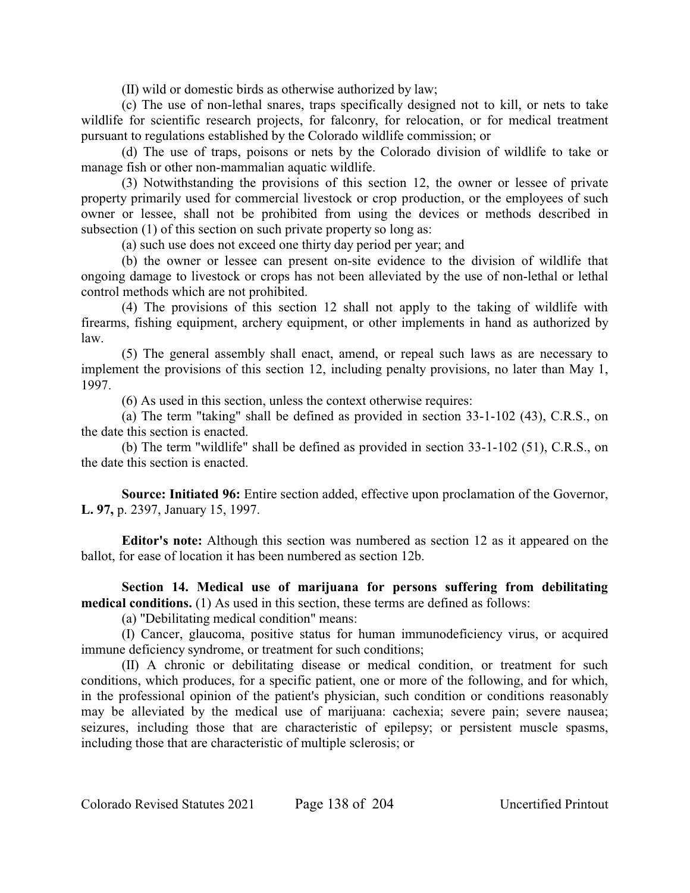(II) wild or domestic birds as otherwise authorized by law;

(c) The use of non-lethal snares, traps specifically designed not to kill, or nets to take wildlife for scientific research projects, for falconry, for relocation, or for medical treatment pursuant to regulations established by the Colorado wildlife commission; or

(d) The use of traps, poisons or nets by the Colorado division of wildlife to take or manage fish or other non-mammalian aquatic wildlife.

(3) Notwithstanding the provisions of this section 12, the owner or lessee of private property primarily used for commercial livestock or crop production, or the employees of such owner or lessee, shall not be prohibited from using the devices or methods described in subsection (1) of this section on such private property so long as:

(a) such use does not exceed one thirty day period per year; and

(b) the owner or lessee can present on-site evidence to the division of wildlife that ongoing damage to livestock or crops has not been alleviated by the use of non-lethal or lethal control methods which are not prohibited.

(4) The provisions of this section 12 shall not apply to the taking of wildlife with firearms, fishing equipment, archery equipment, or other implements in hand as authorized by law.

(5) The general assembly shall enact, amend, or repeal such laws as are necessary to implement the provisions of this section 12, including penalty provisions, no later than May 1, 1997.

(6) As used in this section, unless the context otherwise requires:

(a) The term "taking" shall be defined as provided in section 33-1-102 (43), C.R.S., on the date this section is enacted.

(b) The term "wildlife" shall be defined as provided in section 33-1-102 (51), C.R.S., on the date this section is enacted.

**Source: Initiated 96:** Entire section added, effective upon proclamation of the Governor, **L. 97,** p. 2397, January 15, 1997.

**Editor's note:** Although this section was numbered as section 12 as it appeared on the ballot, for ease of location it has been numbered as section 12b.

**Section 14. Medical use of marijuana for persons suffering from debilitating medical conditions.** (1) As used in this section, these terms are defined as follows:

(a) "Debilitating medical condition" means:

(I) Cancer, glaucoma, positive status for human immunodeficiency virus, or acquired immune deficiency syndrome, or treatment for such conditions;

(II) A chronic or debilitating disease or medical condition, or treatment for such conditions, which produces, for a specific patient, one or more of the following, and for which, in the professional opinion of the patient's physician, such condition or conditions reasonably may be alleviated by the medical use of marijuana: cachexia; severe pain; severe nausea; seizures, including those that are characteristic of epilepsy; or persistent muscle spasms, including those that are characteristic of multiple sclerosis; or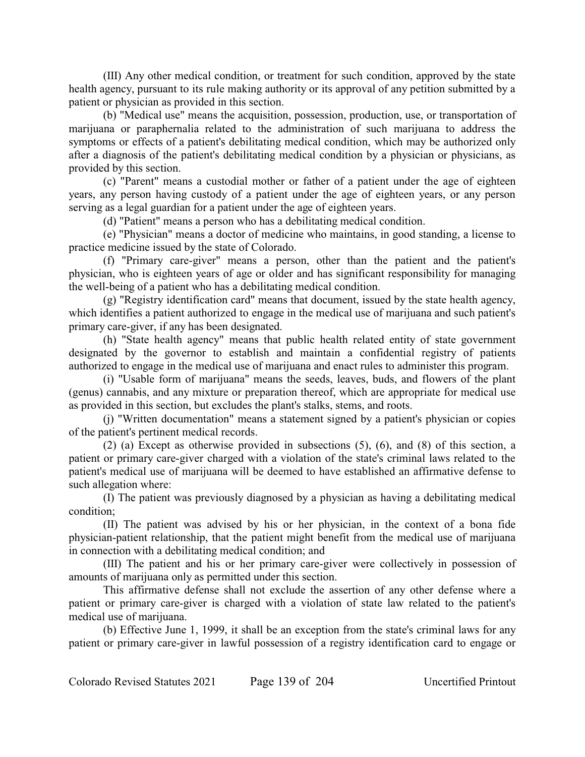(III) Any other medical condition, or treatment for such condition, approved by the state health agency, pursuant to its rule making authority or its approval of any petition submitted by a patient or physician as provided in this section.

(b) "Medical use" means the acquisition, possession, production, use, or transportation of marijuana or paraphernalia related to the administration of such marijuana to address the symptoms or effects of a patient's debilitating medical condition, which may be authorized only after a diagnosis of the patient's debilitating medical condition by a physician or physicians, as provided by this section.

(c) "Parent" means a custodial mother or father of a patient under the age of eighteen years, any person having custody of a patient under the age of eighteen years, or any person serving as a legal guardian for a patient under the age of eighteen years.

(d) "Patient" means a person who has a debilitating medical condition.

(e) "Physician" means a doctor of medicine who maintains, in good standing, a license to practice medicine issued by the state of Colorado.

(f) "Primary care-giver" means a person, other than the patient and the patient's physician, who is eighteen years of age or older and has significant responsibility for managing the well-being of a patient who has a debilitating medical condition.

(g) "Registry identification card" means that document, issued by the state health agency, which identifies a patient authorized to engage in the medical use of marijuana and such patient's primary care-giver, if any has been designated.

(h) "State health agency" means that public health related entity of state government designated by the governor to establish and maintain a confidential registry of patients authorized to engage in the medical use of marijuana and enact rules to administer this program.

(i) "Usable form of marijuana" means the seeds, leaves, buds, and flowers of the plant (genus) cannabis, and any mixture or preparation thereof, which are appropriate for medical use as provided in this section, but excludes the plant's stalks, stems, and roots.

(j) "Written documentation" means a statement signed by a patient's physician or copies of the patient's pertinent medical records.

(2) (a) Except as otherwise provided in subsections (5), (6), and (8) of this section, a patient or primary care-giver charged with a violation of the state's criminal laws related to the patient's medical use of marijuana will be deemed to have established an affirmative defense to such allegation where:

(I) The patient was previously diagnosed by a physician as having a debilitating medical condition;

(II) The patient was advised by his or her physician, in the context of a bona fide physician-patient relationship, that the patient might benefit from the medical use of marijuana in connection with a debilitating medical condition; and

(III) The patient and his or her primary care-giver were collectively in possession of amounts of marijuana only as permitted under this section.

This affirmative defense shall not exclude the assertion of any other defense where a patient or primary care-giver is charged with a violation of state law related to the patient's medical use of marijuana.

(b) Effective June 1, 1999, it shall be an exception from the state's criminal laws for any patient or primary care-giver in lawful possession of a registry identification card to engage or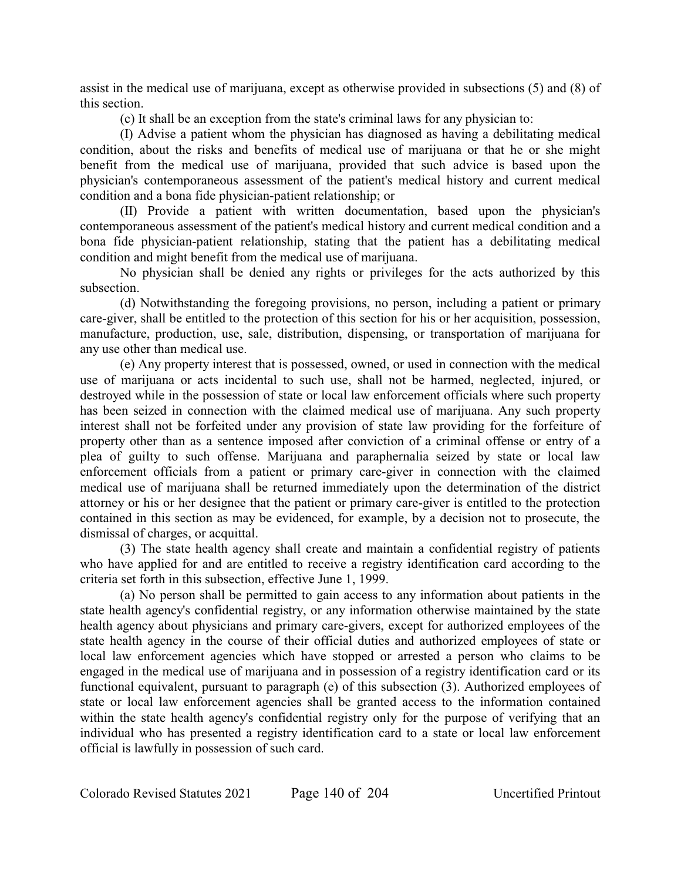assist in the medical use of marijuana, except as otherwise provided in subsections (5) and (8) of this section.

(c) It shall be an exception from the state's criminal laws for any physician to:

(I) Advise a patient whom the physician has diagnosed as having a debilitating medical condition, about the risks and benefits of medical use of marijuana or that he or she might benefit from the medical use of marijuana, provided that such advice is based upon the physician's contemporaneous assessment of the patient's medical history and current medical condition and a bona fide physician-patient relationship; or

(II) Provide a patient with written documentation, based upon the physician's contemporaneous assessment of the patient's medical history and current medical condition and a bona fide physician-patient relationship, stating that the patient has a debilitating medical condition and might benefit from the medical use of marijuana.

No physician shall be denied any rights or privileges for the acts authorized by this subsection.

(d) Notwithstanding the foregoing provisions, no person, including a patient or primary care-giver, shall be entitled to the protection of this section for his or her acquisition, possession, manufacture, production, use, sale, distribution, dispensing, or transportation of marijuana for any use other than medical use.

(e) Any property interest that is possessed, owned, or used in connection with the medical use of marijuana or acts incidental to such use, shall not be harmed, neglected, injured, or destroyed while in the possession of state or local law enforcement officials where such property has been seized in connection with the claimed medical use of marijuana. Any such property interest shall not be forfeited under any provision of state law providing for the forfeiture of property other than as a sentence imposed after conviction of a criminal offense or entry of a plea of guilty to such offense. Marijuana and paraphernalia seized by state or local law enforcement officials from a patient or primary care-giver in connection with the claimed medical use of marijuana shall be returned immediately upon the determination of the district attorney or his or her designee that the patient or primary care-giver is entitled to the protection contained in this section as may be evidenced, for example, by a decision not to prosecute, the dismissal of charges, or acquittal.

(3) The state health agency shall create and maintain a confidential registry of patients who have applied for and are entitled to receive a registry identification card according to the criteria set forth in this subsection, effective June 1, 1999.

(a) No person shall be permitted to gain access to any information about patients in the state health agency's confidential registry, or any information otherwise maintained by the state health agency about physicians and primary care-givers, except for authorized employees of the state health agency in the course of their official duties and authorized employees of state or local law enforcement agencies which have stopped or arrested a person who claims to be engaged in the medical use of marijuana and in possession of a registry identification card or its functional equivalent, pursuant to paragraph (e) of this subsection (3). Authorized employees of state or local law enforcement agencies shall be granted access to the information contained within the state health agency's confidential registry only for the purpose of verifying that an individual who has presented a registry identification card to a state or local law enforcement official is lawfully in possession of such card.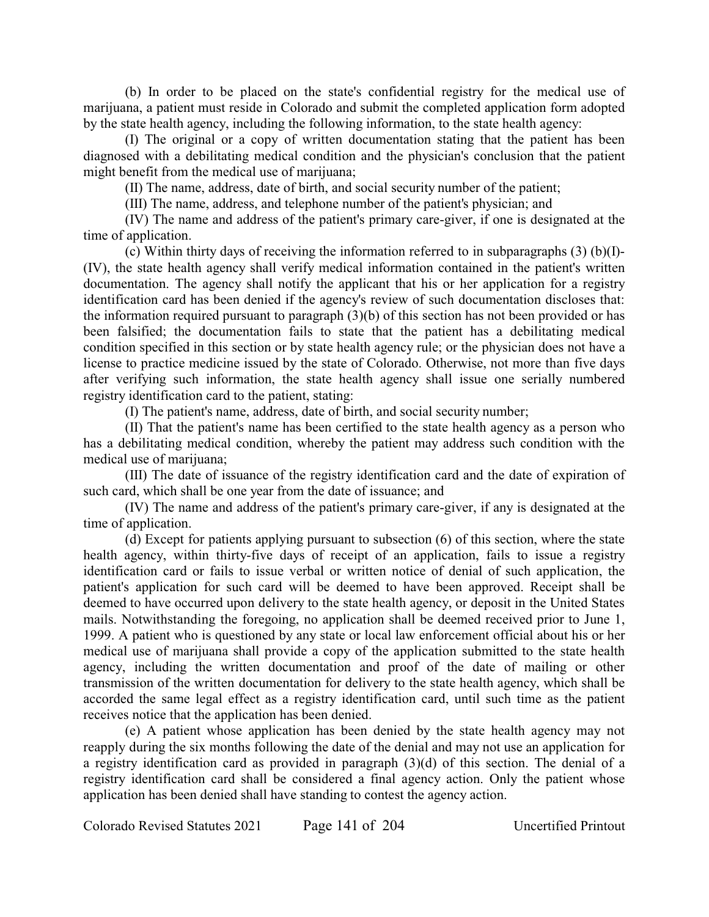(b) In order to be placed on the state's confidential registry for the medical use of marijuana, a patient must reside in Colorado and submit the completed application form adopted by the state health agency, including the following information, to the state health agency:

(I) The original or a copy of written documentation stating that the patient has been diagnosed with a debilitating medical condition and the physician's conclusion that the patient might benefit from the medical use of marijuana;

(II) The name, address, date of birth, and social security number of the patient;

(III) The name, address, and telephone number of the patient's physician; and

(IV) The name and address of the patient's primary care-giver, if one is designated at the time of application.

(c) Within thirty days of receiving the information referred to in subparagraphs (3) (b)(I)-(IV), the state health agency shall verify medical information contained in the patient's written documentation. The agency shall notify the applicant that his or her application for a registry identification card has been denied if the agency's review of such documentation discloses that: the information required pursuant to paragraph (3)(b) of this section has not been provided or has been falsified; the documentation fails to state that the patient has a debilitating medical condition specified in this section or by state health agency rule; or the physician does not have a license to practice medicine issued by the state of Colorado. Otherwise, not more than five days after verifying such information, the state health agency shall issue one serially numbered registry identification card to the patient, stating:

(I) The patient's name, address, date of birth, and social security number;

(II) That the patient's name has been certified to the state health agency as a person who has a debilitating medical condition, whereby the patient may address such condition with the medical use of marijuana;

(III) The date of issuance of the registry identification card and the date of expiration of such card, which shall be one year from the date of issuance; and

(IV) The name and address of the patient's primary care-giver, if any is designated at the time of application.

(d) Except for patients applying pursuant to subsection (6) of this section, where the state health agency, within thirty-five days of receipt of an application, fails to issue a registry identification card or fails to issue verbal or written notice of denial of such application, the patient's application for such card will be deemed to have been approved. Receipt shall be deemed to have occurred upon delivery to the state health agency, or deposit in the United States mails. Notwithstanding the foregoing, no application shall be deemed received prior to June 1, 1999. A patient who is questioned by any state or local law enforcement official about his or her medical use of marijuana shall provide a copy of the application submitted to the state health agency, including the written documentation and proof of the date of mailing or other transmission of the written documentation for delivery to the state health agency, which shall be accorded the same legal effect as a registry identification card, until such time as the patient receives notice that the application has been denied.

(e) A patient whose application has been denied by the state health agency may not reapply during the six months following the date of the denial and may not use an application for a registry identification card as provided in paragraph (3)(d) of this section. The denial of a registry identification card shall be considered a final agency action. Only the patient whose application has been denied shall have standing to contest the agency action.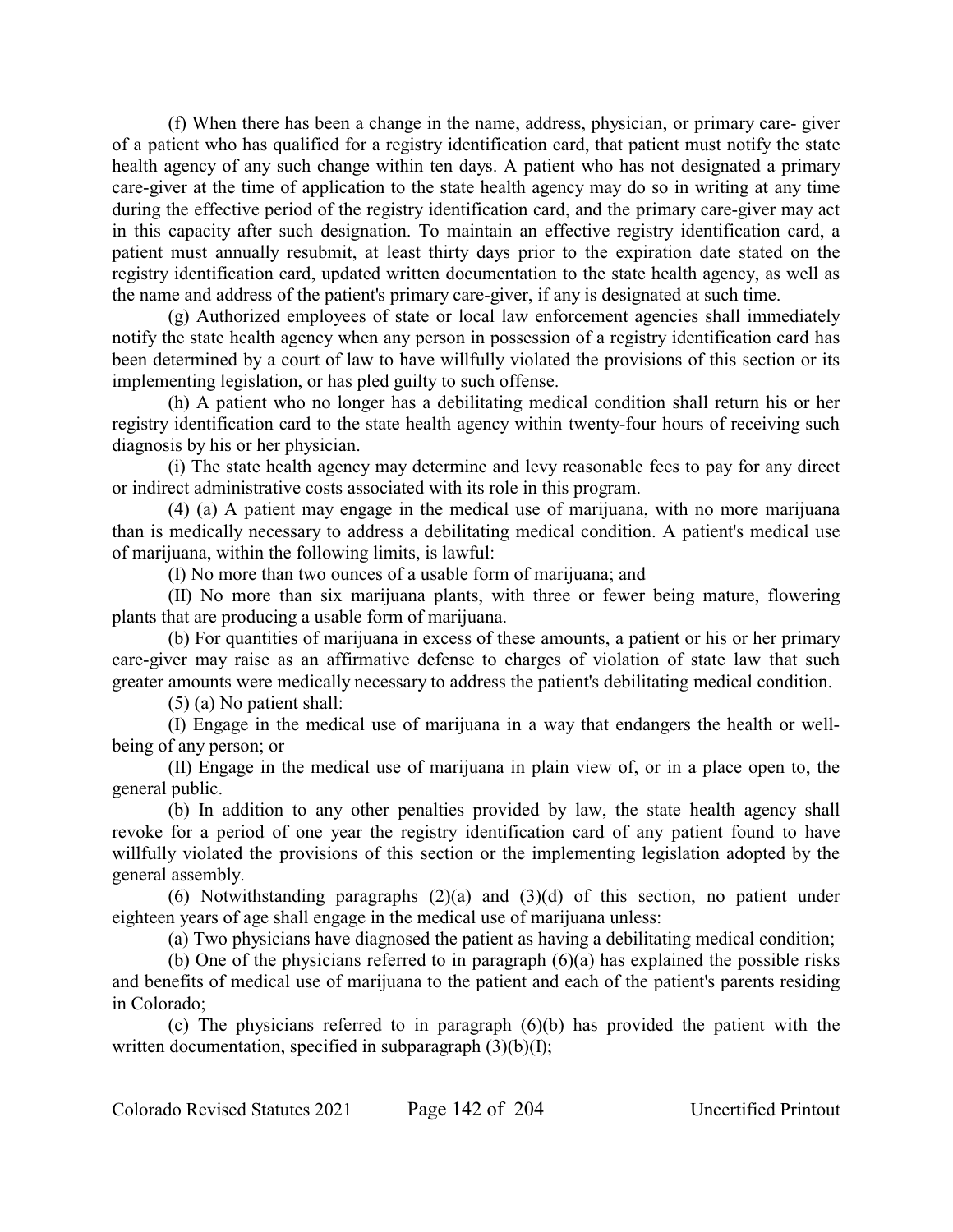(f) When there has been a change in the name, address, physician, or primary care- giver of a patient who has qualified for a registry identification card, that patient must notify the state health agency of any such change within ten days. A patient who has not designated a primary care-giver at the time of application to the state health agency may do so in writing at any time during the effective period of the registry identification card, and the primary care-giver may act in this capacity after such designation. To maintain an effective registry identification card, a patient must annually resubmit, at least thirty days prior to the expiration date stated on the registry identification card, updated written documentation to the state health agency, as well as the name and address of the patient's primary care-giver, if any is designated at such time.

(g) Authorized employees of state or local law enforcement agencies shall immediately notify the state health agency when any person in possession of a registry identification card has been determined by a court of law to have willfully violated the provisions of this section or its implementing legislation, or has pled guilty to such offense.

(h) A patient who no longer has a debilitating medical condition shall return his or her registry identification card to the state health agency within twenty-four hours of receiving such diagnosis by his or her physician.

(i) The state health agency may determine and levy reasonable fees to pay for any direct or indirect administrative costs associated with its role in this program.

(4) (a) A patient may engage in the medical use of marijuana, with no more marijuana than is medically necessary to address a debilitating medical condition. A patient's medical use of marijuana, within the following limits, is lawful:

(I) No more than two ounces of a usable form of marijuana; and

(II) No more than six marijuana plants, with three or fewer being mature, flowering plants that are producing a usable form of marijuana.

(b) For quantities of marijuana in excess of these amounts, a patient or his or her primary care-giver may raise as an affirmative defense to charges of violation of state law that such greater amounts were medically necessary to address the patient's debilitating medical condition.

(5) (a) No patient shall:

(I) Engage in the medical use of marijuana in a way that endangers the health or well-being of any person; or

(II) Engage in the medical use of marijuana in plain view of, or in a place open to, the general public.

(b) In addition to any other penalties provided by law, the state health agency shall revoke for a period of one year the registry identification card of any patient found to have willfully violated the provisions of this section or the implementing legislation adopted by the general assembly.

(6) Notwithstanding paragraphs (2)(a) and (3)(d) of this section, no patient under eighteen years of age shall engage in the medical use of marijuana unless:

(a) Two physicians have diagnosed the patient as having a debilitating medical condition;

(b) One of the physicians referred to in paragraph (6)(a) has explained the possible risks and benefits of medical use of marijuana to the patient and each of the patient's parents residing in Colorado;

(c) The physicians referred to in paragraph (6)(b) has provided the patient with the written documentation, specified in subparagraph (3)(b)(I);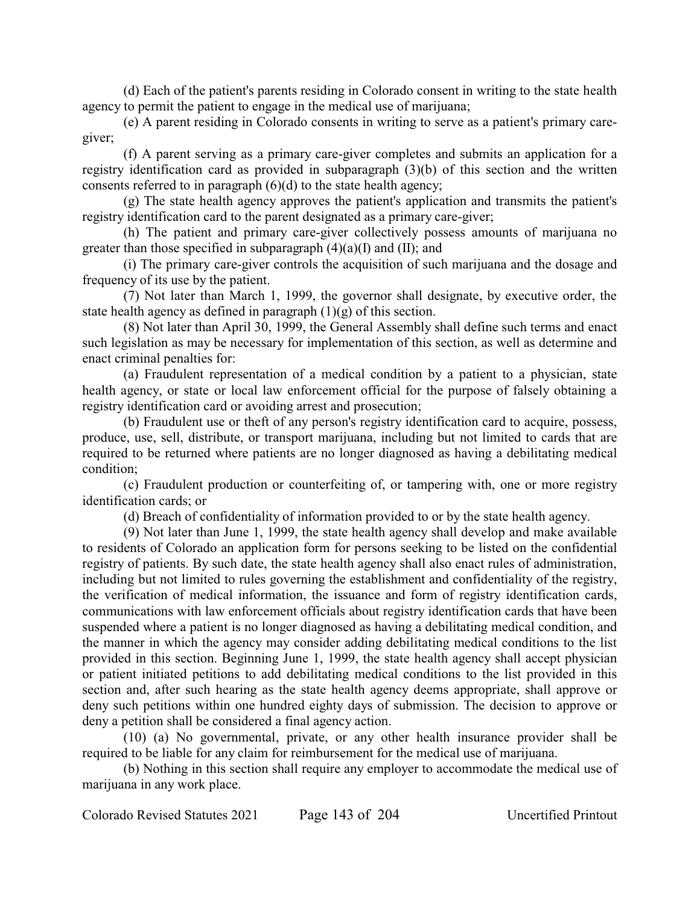(d) Each of the patient's parents residing in Colorado consent in writing to the state health agency to permit the patient to engage in the medical use of marijuana;

(e) A parent residing in Colorado consents in writing to serve as a patient's primary care-giver;

(f) A parent serving as a primary care-giver completes and submits an application for a registry identification card as provided in subparagraph (3)(b) of this section and the written consents referred to in paragraph (6)(d) to the state health agency;

(g) The state health agency approves the patient's application and transmits the patient's registry identification card to the parent designated as a primary care-giver;

(h) The patient and primary care-giver collectively possess amounts of marijuana no greater than those specified in subparagraph (4)(a)(I) and (II); and

(i) The primary care-giver controls the acquisition of such marijuana and the dosage and frequency of its use by the patient.

(7) Not later than March 1, 1999, the governor shall designate, by executive order, the state health agency as defined in paragraph (1)(g) of this section.

(8) Not later than April 30, 1999, the General Assembly shall define such terms and enact such legislation as may be necessary for implementation of this section, as well as determine and enact criminal penalties for:

(a) Fraudulent representation of a medical condition by a patient to a physician, state health agency, or state or local law enforcement official for the purpose of falsely obtaining a registry identification card or avoiding arrest and prosecution;

(b) Fraudulent use or theft of any person's registry identification card to acquire, possess, produce, use, sell, distribute, or transport marijuana, including but not limited to cards that are required to be returned where patients are no longer diagnosed as having a debilitating medical condition;

(c) Fraudulent production or counterfeiting of, or tampering with, one or more registry identification cards; or

(d) Breach of confidentiality of information provided to or by the state health agency.

(9) Not later than June 1, 1999, the state health agency shall develop and make available to residents of Colorado an application form for persons seeking to be listed on the confidential registry of patients. By such date, the state health agency shall also enact rules of administration, including but not limited to rules governing the establishment and confidentiality of the registry, the verification of medical information, the issuance and form of registry identification cards, communications with law enforcement officials about registry identification cards that have been suspended where a patient is no longer diagnosed as having a debilitating medical condition, and the manner in which the agency may consider adding debilitating medical conditions to the list provided in this section. Beginning June 1, 1999, the state health agency shall accept physician or patient initiated petitions to add debilitating medical conditions to the list provided in this section and, after such hearing as the state health agency deems appropriate, shall approve or deny such petitions within one hundred eighty days of submission. The decision to approve or deny a petition shall be considered a final agency action.

(10) (a) No governmental, private, or any other health insurance provider shall be required to be liable for any claim for reimbursement for the medical use of marijuana.

(b) Nothing in this section shall require any employer to accommodate the medical use of marijuana in any work place.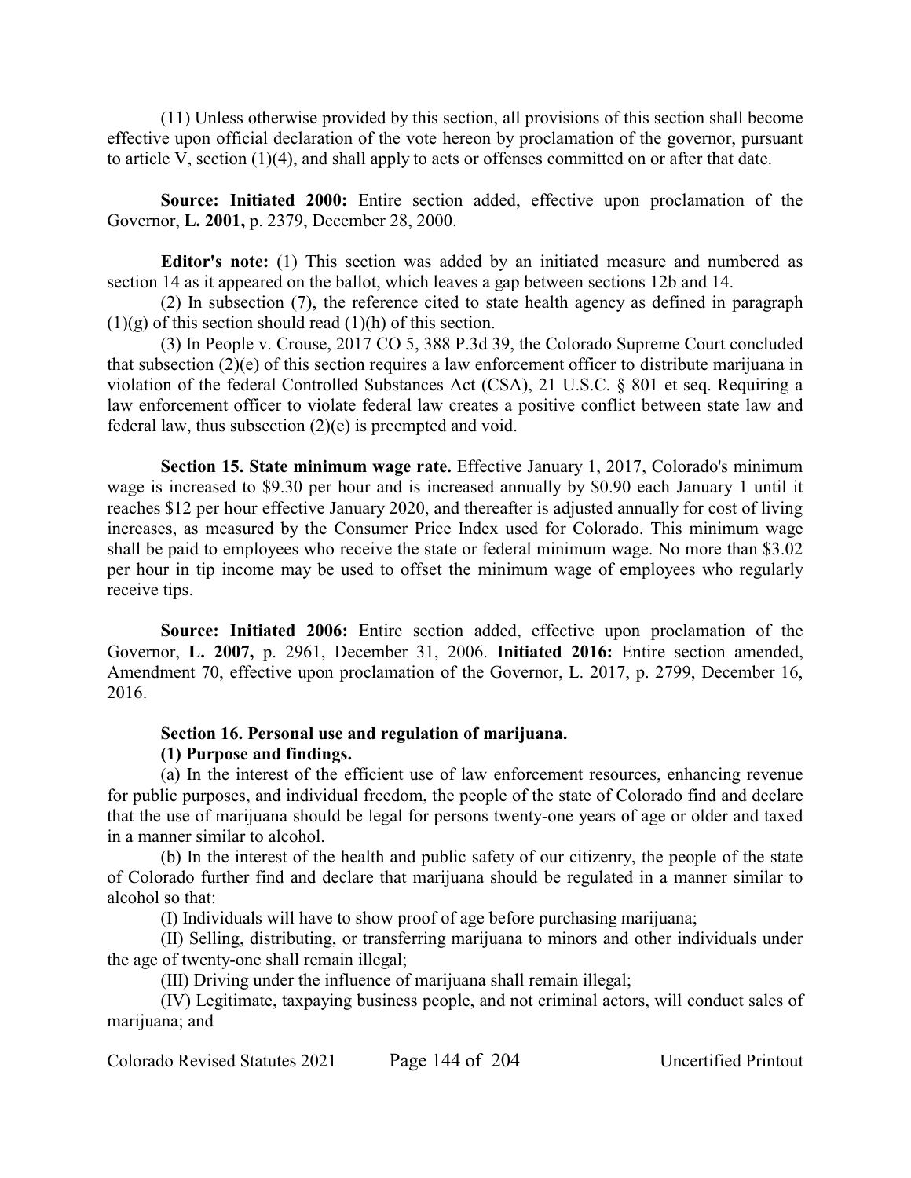(11) Unless otherwise provided by this section, all provisions of this section shall become effective upon official declaration of the vote hereon by proclamation of the governor, pursuant to article V, section (1)(4), and shall apply to acts or offenses committed on or after that date.

**Source: Initiated 2000:** Entire section added, effective upon proclamation of the Governor, **L. 2001,** p. 2379, December 28, 2000.

**Editor's note:** (1) This section was added by an initiated measure and numbered as section 14 as it appeared on the ballot, which leaves a gap between sections 12b and 14.

(2) In subsection (7), the reference cited to state health agency as defined in paragraph (1)(g) of this section should read (1)(h) of this section.

(3) In People v. Crouse, 2017 CO 5, 388 P.3d 39, the Colorado Supreme Court concluded that subsection (2)(e) of this section requires a law enforcement officer to distribute marijuana in violation of the federal Controlled Substances Act (CSA), 21 U.S.C. § 801 et seq. Requiring a law enforcement officer to violate federal law creates a positive conflict between state law and federal law, thus subsection (2)(e) is preempted and void.

**Section 15. State minimum wage rate.** Effective January 1, 2017, Colorado's minimum wage is increased to $9.30 per hour and is increased annually by $0.90 each January 1 until it reaches $12 per hour effective January 2020, and thereafter is adjusted annually for cost of living increases, as measured by the Consumer Price Index used for Colorado. This minimum wage shall be paid to employees who receive the state or federal minimum wage. No more than $3.02 per hour in tip income may be used to offset the minimum wage of employees who regularly receive tips.

**Source: Initiated 2006:** Entire section added, effective upon proclamation of the Governor, **L. 2007,** p. 2961, December 31, 2006. **Initiated 2016:** Entire section amended, Amendment 70, effective upon proclamation of the Governor, L. 2017, p. 2799, December 16, 2016.

**Section 16. Personal use and regulation of marijuana.**

**(1) Purpose and findings.**

(a) In the interest of the efficient use of law enforcement resources, enhancing revenue for public purposes, and individual freedom, the people of the state of Colorado find and declare that the use of marijuana should be legal for persons twenty-one years of age or older and taxed in a manner similar to alcohol.

(b) In the interest of the health and public safety of our citizenry, the people of the state of Colorado further find and declare that marijuana should be regulated in a manner similar to alcohol so that:

(I) Individuals will have to show proof of age before purchasing marijuana;

(II) Selling, distributing, or transferring marijuana to minors and other individuals under the age of twenty-one shall remain illegal;

(III) Driving under the influence of marijuana shall remain illegal;

(IV) Legitimate, taxpaying business people, and not criminal actors, will conduct sales of marijuana; and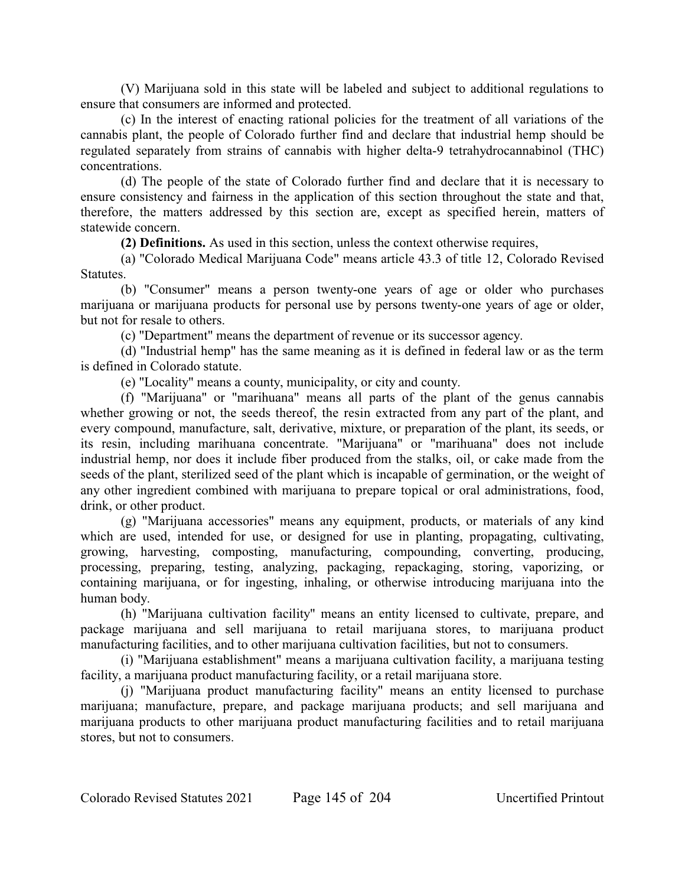(V) Marijuana sold in this state will be labeled and subject to additional regulations to ensure that consumers are informed and protected.

(c) In the interest of enacting rational policies for the treatment of all variations of the cannabis plant, the people of Colorado further find and declare that industrial hemp should be regulated separately from strains of cannabis with higher delta-9 tetrahydrocannabinol (THC) concentrations.

(d) The people of the state of Colorado further find and declare that it is necessary to ensure consistency and fairness in the application of this section throughout the state and that, therefore, the matters addressed by this section are, except as specified herein, matters of statewide concern.

**(2) Definitions.** As used in this section, unless the context otherwise requires,

(a) "Colorado Medical Marijuana Code" means article 43.3 of title 12, Colorado Revised Statutes.

(b) "Consumer" means a person twenty-one years of age or older who purchases marijuana or marijuana products for personal use by persons twenty-one years of age or older, but not for resale to others.

(c) "Department" means the department of revenue or its successor agency.

(d) "Industrial hemp" has the same meaning as it is defined in federal law or as the term is defined in Colorado statute.

(e) "Locality" means a county, municipality, or city and county.

(f) "Marijuana" or "marihuana" means all parts of the plant of the genus cannabis whether growing or not, the seeds thereof, the resin extracted from any part of the plant, and every compound, manufacture, salt, derivative, mixture, or preparation of the plant, its seeds, or its resin, including marihuana concentrate. "Marijuana" or "marihuana" does not include industrial hemp, nor does it include fiber produced from the stalks, oil, or cake made from the seeds of the plant, sterilized seed of the plant which is incapable of germination, or the weight of any other ingredient combined with marijuana to prepare topical or oral administrations, food, drink, or other product.

(g) "Marijuana accessories" means any equipment, products, or materials of any kind which are used, intended for use, or designed for use in planting, propagating, cultivating, growing, harvesting, composting, manufacturing, compounding, converting, producing, processing, preparing, testing, analyzing, packaging, repackaging, storing, vaporizing, or containing marijuana, or for ingesting, inhaling, or otherwise introducing marijuana into the human body.

(h) "Marijuana cultivation facility" means an entity licensed to cultivate, prepare, and package marijuana and sell marijuana to retail marijuana stores, to marijuana product manufacturing facilities, and to other marijuana cultivation facilities, but not to consumers.

(i) "Marijuana establishment" means a marijuana cultivation facility, a marijuana testing facility, a marijuana product manufacturing facility, or a retail marijuana store.

(j) "Marijuana product manufacturing facility" means an entity licensed to purchase marijuana; manufacture, prepare, and package marijuana products; and sell marijuana and marijuana products to other marijuana product manufacturing facilities and to retail marijuana stores, but not to consumers.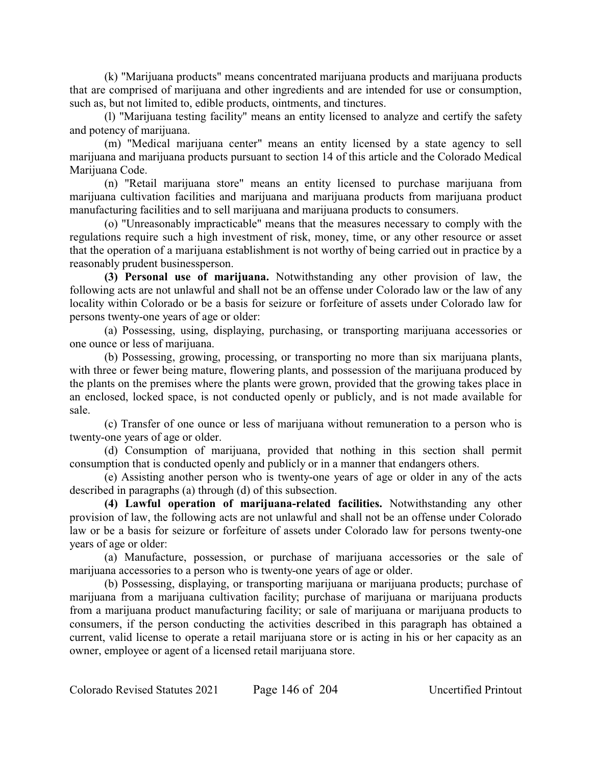(k) "Marijuana products" means concentrated marijuana products and marijuana products that are comprised of marijuana and other ingredients and are intended for use or consumption, such as, but not limited to, edible products, ointments, and tinctures.

(l) "Marijuana testing facility" means an entity licensed to analyze and certify the safety and potency of marijuana.

(m) "Medical marijuana center" means an entity licensed by a state agency to sell marijuana and marijuana products pursuant to section 14 of this article and the Colorado Medical Marijuana Code.

(n) "Retail marijuana store" means an entity licensed to purchase marijuana from marijuana cultivation facilities and marijuana and marijuana products from marijuana product manufacturing facilities and to sell marijuana and marijuana products to consumers.

(o) "Unreasonably impracticable" means that the measures necessary to comply with the regulations require such a high investment of risk, money, time, or any other resource or asset that the operation of a marijuana establishment is not worthy of being carried out in practice by a reasonably prudent businessperson.

**(3) Personal use of marijuana.** Notwithstanding any other provision of law, the following acts are not unlawful and shall not be an offense under Colorado law or the law of any locality within Colorado or be a basis for seizure or forfeiture of assets under Colorado law for persons twenty-one years of age or older:

(a) Possessing, using, displaying, purchasing, or transporting marijuana accessories or one ounce or less of marijuana.

(b) Possessing, growing, processing, or transporting no more than six marijuana plants, with three or fewer being mature, flowering plants, and possession of the marijuana produced by the plants on the premises where the plants were grown, provided that the growing takes place in an enclosed, locked space, is not conducted openly or publicly, and is not made available for sale.

(c) Transfer of one ounce or less of marijuana without remuneration to a person who is twenty-one years of age or older.

(d) Consumption of marijuana, provided that nothing in this section shall permit consumption that is conducted openly and publicly or in a manner that endangers others.

(e) Assisting another person who is twenty-one years of age or older in any of the acts described in paragraphs (a) through (d) of this subsection.

**(4) Lawful operation of marijuana-related facilities.** Notwithstanding any other provision of law, the following acts are not unlawful and shall not be an offense under Colorado law or be a basis for seizure or forfeiture of assets under Colorado law for persons twenty-one years of age or older:

(a) Manufacture, possession, or purchase of marijuana accessories or the sale of marijuana accessories to a person who is twenty-one years of age or older.

(b) Possessing, displaying, or transporting marijuana or marijuana products; purchase of marijuana from a marijuana cultivation facility; purchase of marijuana or marijuana products from a marijuana product manufacturing facility; or sale of marijuana or marijuana products to consumers, if the person conducting the activities described in this paragraph has obtained a current, valid license to operate a retail marijuana store or is acting in his or her capacity as an owner, employee or agent of a licensed retail marijuana store.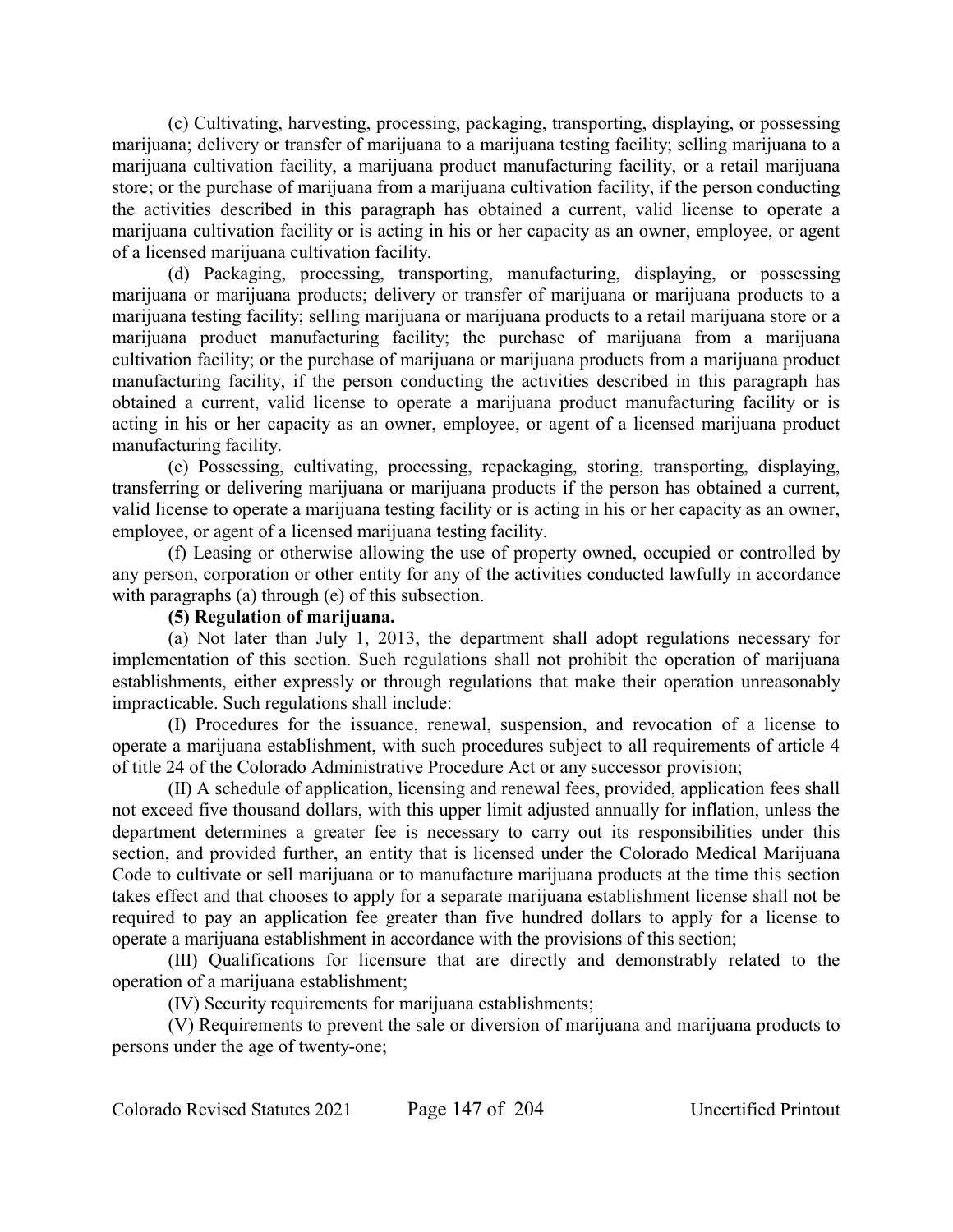(c) Cultivating, harvesting, processing, packaging, transporting, displaying, or possessing marijuana; delivery or transfer of marijuana to a marijuana testing facility; selling marijuana to a marijuana cultivation facility, a marijuana product manufacturing facility, or a retail marijuana store; or the purchase of marijuana from a marijuana cultivation facility, if the person conducting the activities described in this paragraph has obtained a current, valid license to operate a marijuana cultivation facility or is acting in his or her capacity as an owner, employee, or agent of a licensed marijuana cultivation facility.

(d) Packaging, processing, transporting, manufacturing, displaying, or possessing marijuana or marijuana products; delivery or transfer of marijuana or marijuana products to a marijuana testing facility; selling marijuana or marijuana products to a retail marijuana store or a marijuana product manufacturing facility; the purchase of marijuana from a marijuana cultivation facility; or the purchase of marijuana or marijuana products from a marijuana product manufacturing facility, if the person conducting the activities described in this paragraph has obtained a current, valid license to operate a marijuana product manufacturing facility or is acting in his or her capacity as an owner, employee, or agent of a licensed marijuana product manufacturing facility.

(e) Possessing, cultivating, processing, repackaging, storing, transporting, displaying, transferring or delivering marijuana or marijuana products if the person has obtained a current, valid license to operate a marijuana testing facility or is acting in his or her capacity as an owner, employee, or agent of a licensed marijuana testing facility.

(f) Leasing or otherwise allowing the use of property owned, occupied or controlled by any person, corporation or other entity for any of the activities conducted lawfully in accordance with paragraphs (a) through (e) of this subsection.

**(5) Regulation of marijuana.**

(a) Not later than July 1, 2013, the department shall adopt regulations necessary for implementation of this section. Such regulations shall not prohibit the operation of marijuana establishments, either expressly or through regulations that make their operation unreasonably impracticable. Such regulations shall include:

(I) Procedures for the issuance, renewal, suspension, and revocation of a license to operate a marijuana establishment, with such procedures subject to all requirements of article 4 of title 24 of the Colorado Administrative Procedure Act or any successor provision;

(II) A schedule of application, licensing and renewal fees, provided, application fees shall not exceed five thousand dollars, with this upper limit adjusted annually for inflation, unless the department determines a greater fee is necessary to carry out its responsibilities under this section, and provided further, an entity that is licensed under the Colorado Medical Marijuana Code to cultivate or sell marijuana or to manufacture marijuana products at the time this section takes effect and that chooses to apply for a separate marijuana establishment license shall not be required to pay an application fee greater than five hundred dollars to apply for a license to operate a marijuana establishment in accordance with the provisions of this section;

(III) Qualifications for licensure that are directly and demonstrably related to the operation of a marijuana establishment;

(IV) Security requirements for marijuana establishments;

(V) Requirements to prevent the sale or diversion of marijuana and marijuana products to persons under the age of twenty-one;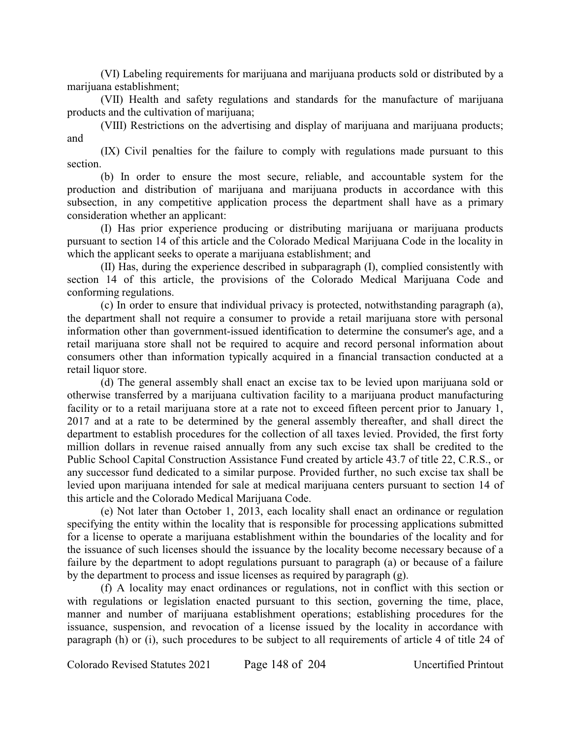(VI) Labeling requirements for marijuana and marijuana products sold or distributed by a marijuana establishment;

(VII) Health and safety regulations and standards for the manufacture of marijuana products and the cultivation of marijuana;

(VIII) Restrictions on the advertising and display of marijuana and marijuana products; and

(IX) Civil penalties for the failure to comply with regulations made pursuant to this section.

(b) In order to ensure the most secure, reliable, and accountable system for the production and distribution of marijuana and marijuana products in accordance with this subsection, in any competitive application process the department shall have as a primary consideration whether an applicant:

(I) Has prior experience producing or distributing marijuana or marijuana products pursuant to section 14 of this article and the Colorado Medical Marijuana Code in the locality in which the applicant seeks to operate a marijuana establishment; and

(II) Has, during the experience described in subparagraph (I), complied consistently with section 14 of this article, the provisions of the Colorado Medical Marijuana Code and conforming regulations.

(c) In order to ensure that individual privacy is protected, notwithstanding paragraph (a), the department shall not require a consumer to provide a retail marijuana store with personal information other than government-issued identification to determine the consumer's age, and a retail marijuana store shall not be required to acquire and record personal information about consumers other than information typically acquired in a financial transaction conducted at a retail liquor store.

(d) The general assembly shall enact an excise tax to be levied upon marijuana sold or otherwise transferred by a marijuana cultivation facility to a marijuana product manufacturing facility or to a retail marijuana store at a rate not to exceed fifteen percent prior to January 1, 2017 and at a rate to be determined by the general assembly thereafter, and shall direct the department to establish procedures for the collection of all taxes levied. Provided, the first forty million dollars in revenue raised annually from any such excise tax shall be credited to the Public School Capital Construction Assistance Fund created by article 43.7 of title 22, C.R.S., or any successor fund dedicated to a similar purpose. Provided further, no such excise tax shall be levied upon marijuana intended for sale at medical marijuana centers pursuant to section 14 of this article and the Colorado Medical Marijuana Code.

(e) Not later than October 1, 2013, each locality shall enact an ordinance or regulation specifying the entity within the locality that is responsible for processing applications submitted for a license to operate a marijuana establishment within the boundaries of the locality and for the issuance of such licenses should the issuance by the locality become necessary because of a failure by the department to adopt regulations pursuant to paragraph (a) or because of a failure by the department to process and issue licenses as required by paragraph (g).

(f) A locality may enact ordinances or regulations, not in conflict with this section or with regulations or legislation enacted pursuant to this section, governing the time, place, manner and number of marijuana establishment operations; establishing procedures for the issuance, suspension, and revocation of a license issued by the locality in accordance with paragraph (h) or (i), such procedures to be subject to all requirements of article 4 of title 24 of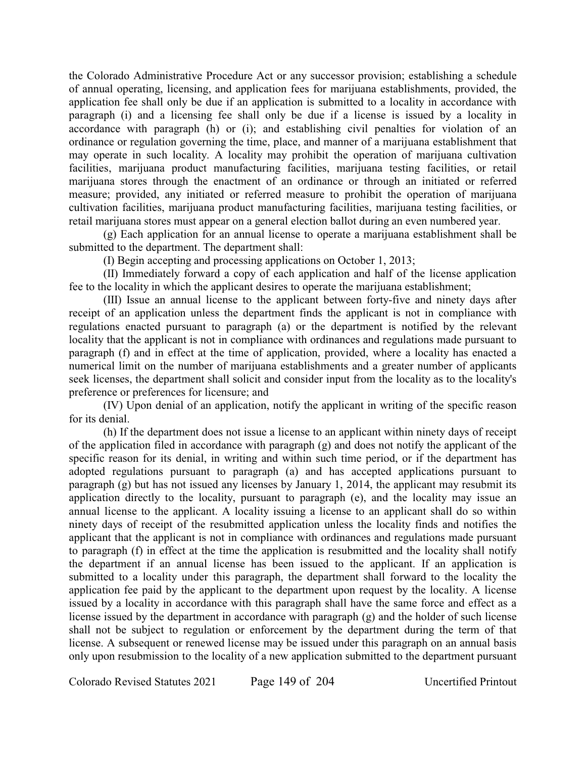the Colorado Administrative Procedure Act or any successor provision; establishing a schedule of annual operating, licensing, and application fees for marijuana establishments, provided, the application fee shall only be due if an application is submitted to a locality in accordance with paragraph (i) and a licensing fee shall only be due if a license is issued by a locality in accordance with paragraph (h) or (i); and establishing civil penalties for violation of an ordinance or regulation governing the time, place, and manner of a marijuana establishment that may operate in such locality. A locality may prohibit the operation of marijuana cultivation facilities, marijuana product manufacturing facilities, marijuana testing facilities, or retail marijuana stores through the enactment of an ordinance or through an initiated or referred measure; provided, any initiated or referred measure to prohibit the operation of marijuana cultivation facilities, marijuana product manufacturing facilities, marijuana testing facilities, or retail marijuana stores must appear on a general election ballot during an even numbered year.

(g) Each application for an annual license to operate a marijuana establishment shall be submitted to the department. The department shall:

(I) Begin accepting and processing applications on October 1, 2013;

(II) Immediately forward a copy of each application and half of the license application fee to the locality in which the applicant desires to operate the marijuana establishment;

(III) Issue an annual license to the applicant between forty-five and ninety days after receipt of an application unless the department finds the applicant is not in compliance with regulations enacted pursuant to paragraph (a) or the department is notified by the relevant locality that the applicant is not in compliance with ordinances and regulations made pursuant to paragraph (f) and in effect at the time of application, provided, where a locality has enacted a numerical limit on the number of marijuana establishments and a greater number of applicants seek licenses, the department shall solicit and consider input from the locality as to the locality's preference or preferences for licensure; and

(IV) Upon denial of an application, notify the applicant in writing of the specific reason for its denial.

(h) If the department does not issue a license to an applicant within ninety days of receipt of the application filed in accordance with paragraph (g) and does not notify the applicant of the specific reason for its denial, in writing and within such time period, or if the department has adopted regulations pursuant to paragraph (a) and has accepted applications pursuant to paragraph (g) but has not issued any licenses by January 1, 2014, the applicant may resubmit its application directly to the locality, pursuant to paragraph (e), and the locality may issue an annual license to the applicant. A locality issuing a license to an applicant shall do so within ninety days of receipt of the resubmitted application unless the locality finds and notifies the applicant that the applicant is not in compliance with ordinances and regulations made pursuant to paragraph (f) in effect at the time the application is resubmitted and the locality shall notify the department if an annual license has been issued to the applicant. If an application is submitted to a locality under this paragraph, the department shall forward to the locality the application fee paid by the applicant to the department upon request by the locality. A license issued by a locality in accordance with this paragraph shall have the same force and effect as a license issued by the department in accordance with paragraph (g) and the holder of such license shall not be subject to regulation or enforcement by the department during the term of that license. A subsequent or renewed license may be issued under this paragraph on an annual basis only upon resubmission to the locality of a new application submitted to the department pursuant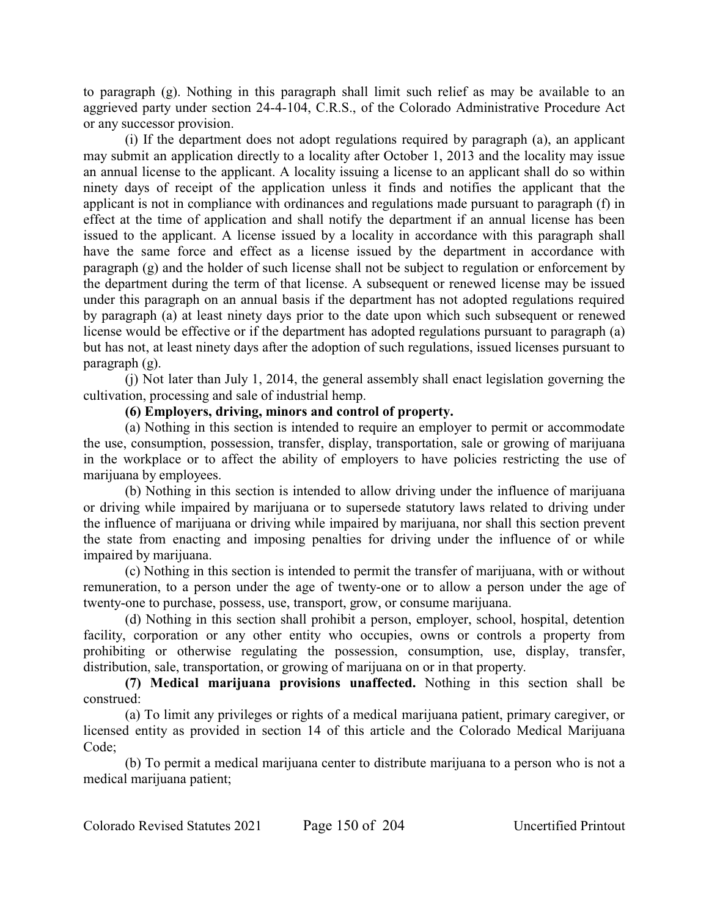to paragraph (g). Nothing in this paragraph shall limit such relief as may be available to an aggrieved party under section 24-4-104, C.R.S., of the Colorado Administrative Procedure Act or any successor provision.

(i) If the department does not adopt regulations required by paragraph (a), an applicant may submit an application directly to a locality after October 1, 2013 and the locality may issue an annual license to the applicant. A locality issuing a license to an applicant shall do so within ninety days of receipt of the application unless it finds and notifies the applicant that the applicant is not in compliance with ordinances and regulations made pursuant to paragraph (f) in effect at the time of application and shall notify the department if an annual license has been issued to the applicant. A license issued by a locality in accordance with this paragraph shall have the same force and effect as a license issued by the department in accordance with paragraph (g) and the holder of such license shall not be subject to regulation or enforcement by the department during the term of that license. A subsequent or renewed license may be issued under this paragraph on an annual basis if the department has not adopted regulations required by paragraph (a) at least ninety days prior to the date upon which such subsequent or renewed license would be effective or if the department has adopted regulations pursuant to paragraph (a) but has not, at least ninety days after the adoption of such regulations, issued licenses pursuant to paragraph (g).

(j) Not later than July 1, 2014, the general assembly shall enact legislation governing the cultivation, processing and sale of industrial hemp.

**(6) Employers, driving, minors and control of property.**

(a) Nothing in this section is intended to require an employer to permit or accommodate the use, consumption, possession, transfer, display, transportation, sale or growing of marijuana in the workplace or to affect the ability of employers to have policies restricting the use of marijuana by employees.

(b) Nothing in this section is intended to allow driving under the influence of marijuana or driving while impaired by marijuana or to supersede statutory laws related to driving under the influence of marijuana or driving while impaired by marijuana, nor shall this section prevent the state from enacting and imposing penalties for driving under the influence of or while impaired by marijuana.

(c) Nothing in this section is intended to permit the transfer of marijuana, with or without remuneration, to a person under the age of twenty-one or to allow a person under the age of twenty-one to purchase, possess, use, transport, grow, or consume marijuana.

(d) Nothing in this section shall prohibit a person, employer, school, hospital, detention facility, corporation or any other entity who occupies, owns or controls a property from prohibiting or otherwise regulating the possession, consumption, use, display, transfer, distribution, sale, transportation, or growing of marijuana on or in that property.

**(7) Medical marijuana provisions unaffected.** Nothing in this section shall be construed:

(a) To limit any privileges or rights of a medical marijuana patient, primary caregiver, or licensed entity as provided in section 14 of this article and the Colorado Medical Marijuana Code;

(b) To permit a medical marijuana center to distribute marijuana to a person who is not a medical marijuana patient;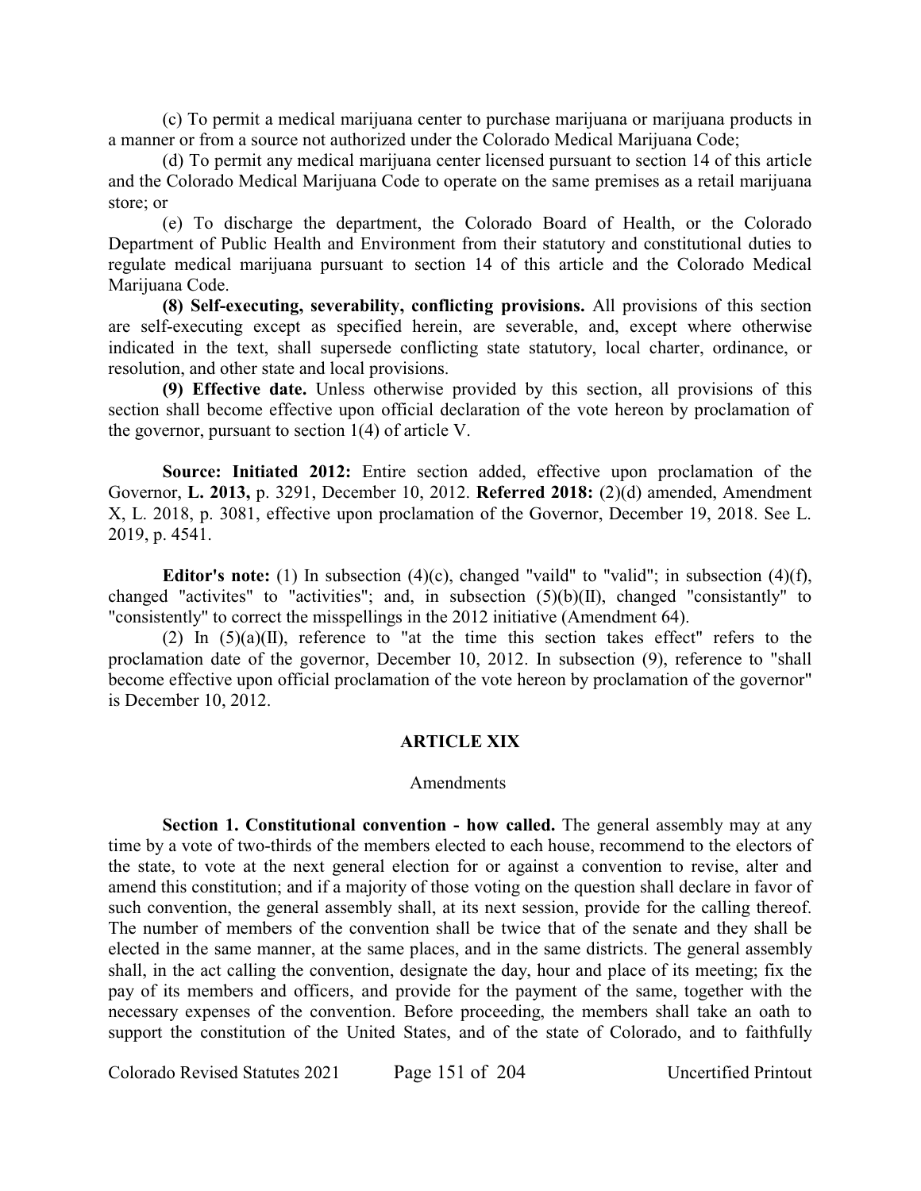(c) To permit a medical marijuana center to purchase marijuana or marijuana products in a manner or from a source not authorized under the Colorado Medical Marijuana Code;

(d) To permit any medical marijuana center licensed pursuant to section 14 of this article and the Colorado Medical Marijuana Code to operate on the same premises as a retail marijuana store; or

(e) To discharge the department, the Colorado Board of Health, or the Colorado Department of Public Health and Environment from their statutory and constitutional duties to regulate medical marijuana pursuant to section 14 of this article and the Colorado Medical Marijuana Code.

**(8) Self-executing, severability, conflicting provisions.** All provisions of this section are self-executing except as specified herein, are severable, and, except where otherwise indicated in the text, shall supersede conflicting state statutory, local charter, ordinance, or resolution, and other state and local provisions.

**(9) Effective date.** Unless otherwise provided by this section, all provisions of this section shall become effective upon official declaration of the vote hereon by proclamation of the governor, pursuant to section 1(4) of article V.

**Source: Initiated 2012:** Entire section added, effective upon proclamation of the Governor, **L. 2013,** p. 3291, December 10, 2012. **Referred 2018:** (2)(d) amended, Amendment X, L. 2018, p. 3081, effective upon proclamation of the Governor, December 19, 2018. See L. 2019, p. 4541.

**Editor's note:** (1) In subsection (4)(c), changed "vaild" to "valid"; in subsection (4)(f), changed "activites" to "activities"; and, in subsection (5)(b)(II), changed "consistantly" to "consistently" to correct the misspellings in the 2012 initiative (Amendment 64).

(2) In (5)(a)(II), reference to "at the time this section takes effect" refers to the proclamation date of the governor, December 10, 2012. In subsection (9), reference to "shall become effective upon official proclamation of the vote hereon by proclamation of the governor" is December 10, 2012.

## ARTICLE XIX

Amendments

**Section 1. Constitutional convention - how called.** The general assembly may at any time by a vote of two-thirds of the members elected to each house, recommend to the electors of the state, to vote at the next general election for or against a convention to revise, alter and amend this constitution; and if a majority of those voting on the question shall declare in favor of such convention, the general assembly shall, at its next session, provide for the calling thereof. The number of members of the convention shall be twice that of the senate and they shall be elected in the same manner, at the same places, and in the same districts. The general assembly shall, in the act calling the convention, designate the day, hour and place of its meeting; fix the pay of its members and officers, and provide for the payment of the same, together with the necessary expenses of the convention. Before proceeding, the members shall take an oath to support the constitution of the United States, and of the state of Colorado, and to faithfully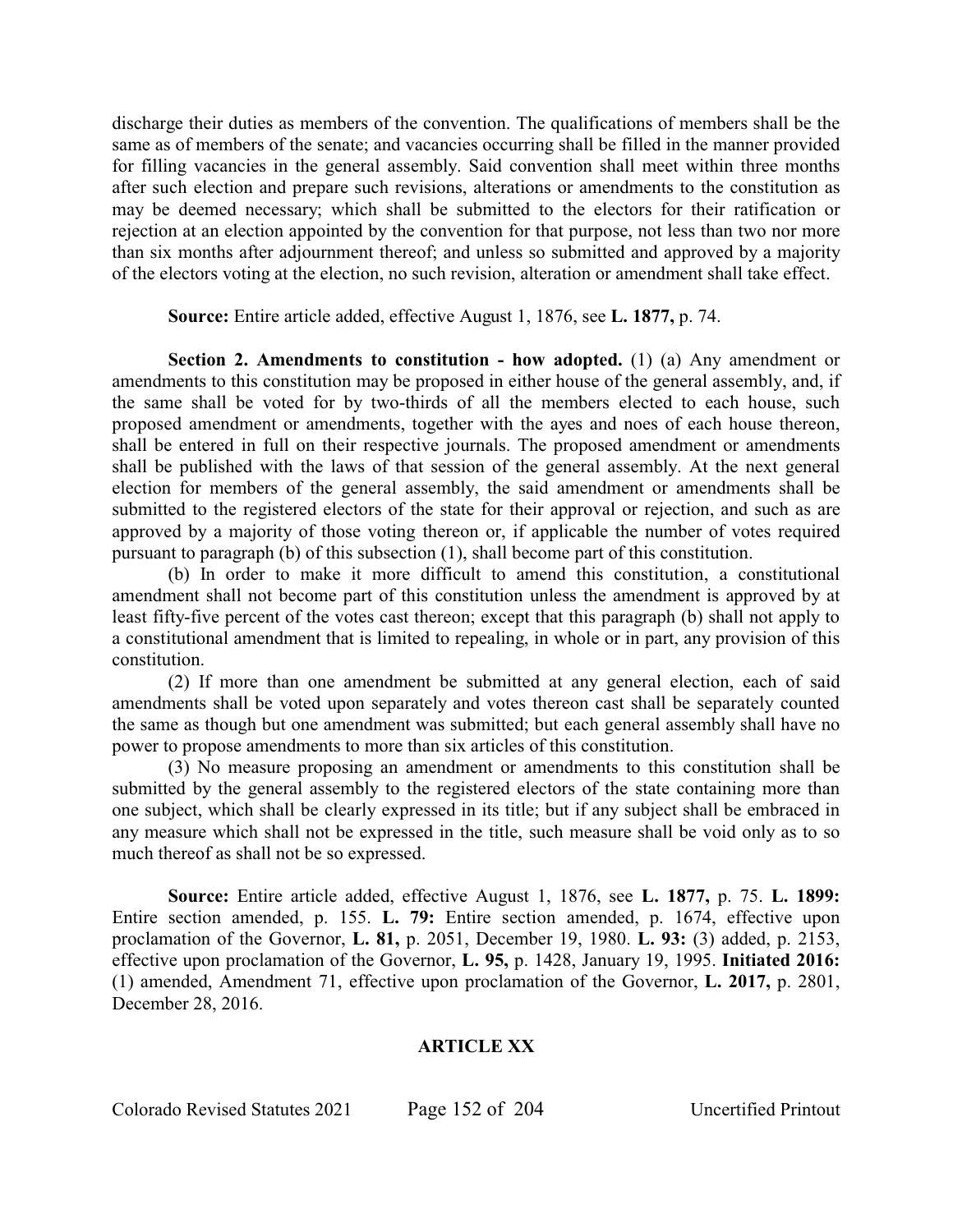discharge their duties as members of the convention. The qualifications of members shall be the same as of members of the senate; and vacancies occurring shall be filled in the manner provided for filling vacancies in the general assembly. Said convention shall meet within three months after such election and prepare such revisions, alterations or amendments to the constitution as may be deemed necessary; which shall be submitted to the electors for their ratification or rejection at an election appointed by the convention for that purpose, not less than two nor more than six months after adjournment thereof; and unless so submitted and approved by a majority of the electors voting at the election, no such revision, alteration or amendment shall take effect.

**Source:** Entire article added, effective August 1, 1876, see **L. 1877,** p. 74.

**Section 2. Amendments to constitution - how adopted.** (1) (a) Any amendment or amendments to this constitution may be proposed in either house of the general assembly, and, if the same shall be voted for by two-thirds of all the members elected to each house, such proposed amendment or amendments, together with the ayes and noes of each house thereon, shall be entered in full on their respective journals. The proposed amendment or amendments shall be published with the laws of that session of the general assembly. At the next general election for members of the general assembly, the said amendment or amendments shall be submitted to the registered electors of the state for their approval or rejection, and such as are approved by a majority of those voting thereon or, if applicable the number of votes required pursuant to paragraph (b) of this subsection (1), shall become part of this constitution.

(b) In order to make it more difficult to amend this constitution, a constitutional amendment shall not become part of this constitution unless the amendment is approved by at least fifty-five percent of the votes cast thereon; except that this paragraph (b) shall not apply to a constitutional amendment that is limited to repealing, in whole or in part, any provision of this constitution.

(2) If more than one amendment be submitted at any general election, each of said amendments shall be voted upon separately and votes thereon cast shall be separately counted the same as though but one amendment was submitted; but each general assembly shall have no power to propose amendments to more than six articles of this constitution.

(3) No measure proposing an amendment or amendments to this constitution shall be submitted by the general assembly to the registered electors of the state containing more than one subject, which shall be clearly expressed in its title; but if any subject shall be embraced in any measure which shall not be expressed in the title, such measure shall be void only as to so much thereof as shall not be so expressed.

**Source:** Entire article added, effective August 1, 1876, see **L. 1877,** p. 75. **L. 1899:** Entire section amended, p. 155. **L. 79:** Entire section amended, p. 1674, effective upon proclamation of the Governor, **L. 81,** p. 2051, December 19, 1980. **L. 93:** (3) added, p. 2153, effective upon proclamation of the Governor, **L. 95,** p. 1428, January 19, 1995. **Initiated 2016:** (1) amended, Amendment 71, effective upon proclamation of the Governor, **L. 2017,** p. 2801, December 28, 2016.

## ARTICLE XX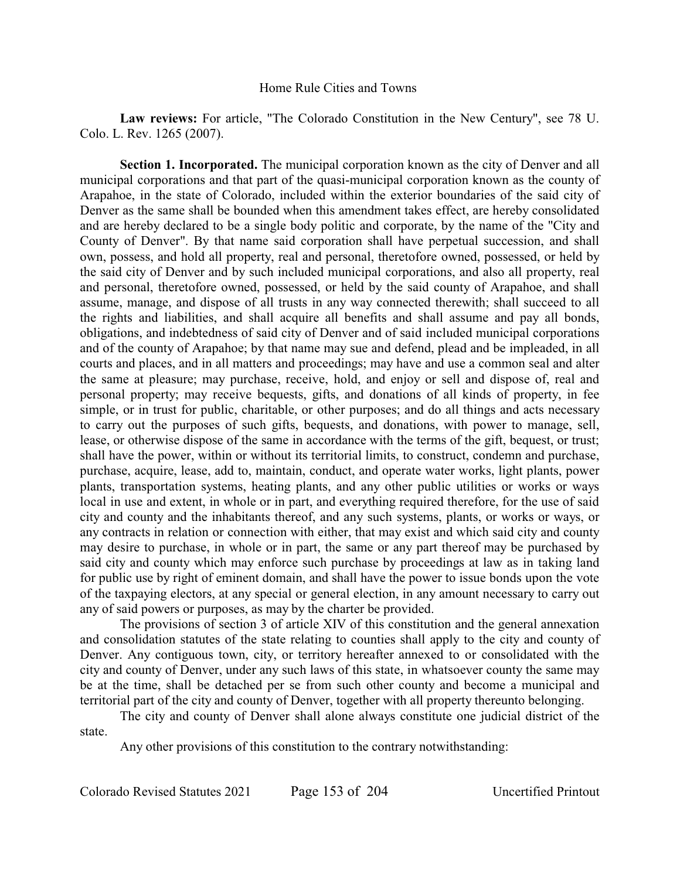Home Rule Cities and Towns

**Law reviews:** For article, "The Colorado Constitution in the New Century", see 78 U. Colo. L. Rev. 1265 (2007).

**Section 1. Incorporated.** The municipal corporation known as the city of Denver and all municipal corporations and that part of the quasi-municipal corporation known as the county of Arapahoe, in the state of Colorado, included within the exterior boundaries of the said city of Denver as the same shall be bounded when this amendment takes effect, are hereby consolidated and are hereby declared to be a single body politic and corporate, by the name of the "City and County of Denver". By that name said corporation shall have perpetual succession, and shall own, possess, and hold all property, real and personal, theretofore owned, possessed, or held by the said city of Denver and by such included municipal corporations, and also all property, real and personal, theretofore owned, possessed, or held by the said county of Arapahoe, and shall assume, manage, and dispose of all trusts in any way connected therewith; shall succeed to all the rights and liabilities, and shall acquire all benefits and shall assume and pay all bonds, obligations, and indebtedness of said city of Denver and of said included municipal corporations and of the county of Arapahoe; by that name may sue and defend, plead and be impleaded, in all courts and places, and in all matters and proceedings; may have and use a common seal and alter the same at pleasure; may purchase, receive, hold, and enjoy or sell and dispose of, real and personal property; may receive bequests, gifts, and donations of all kinds of property, in fee simple, or in trust for public, charitable, or other purposes; and do all things and acts necessary to carry out the purposes of such gifts, bequests, and donations, with power to manage, sell, lease, or otherwise dispose of the same in accordance with the terms of the gift, bequest, or trust; shall have the power, within or without its territorial limits, to construct, condemn and purchase, purchase, acquire, lease, add to, maintain, conduct, and operate water works, light plants, power plants, transportation systems, heating plants, and any other public utilities or works or ways local in use and extent, in whole or in part, and everything required therefore, for the use of said city and county and the inhabitants thereof, and any such systems, plants, or works or ways, or any contracts in relation or connection with either, that may exist and which said city and county may desire to purchase, in whole or in part, the same or any part thereof may be purchased by said city and county which may enforce such purchase by proceedings at law as in taking land for public use by right of eminent domain, and shall have the power to issue bonds upon the vote of the taxpaying electors, at any special or general election, in any amount necessary to carry out any of said powers or purposes, as may by the charter be provided.

The provisions of section 3 of article XIV of this constitution and the general annexation and consolidation statutes of the state relating to counties shall apply to the city and county of Denver. Any contiguous town, city, or territory hereafter annexed to or consolidated with the city and county of Denver, under any such laws of this state, in whatsoever county the same may be at the time, shall be detached per se from such other county and become a municipal and territorial part of the city and county of Denver, together with all property thereunto belonging.

The city and county of Denver shall alone always constitute one judicial district of the state.

Any other provisions of this constitution to the contrary notwithstanding: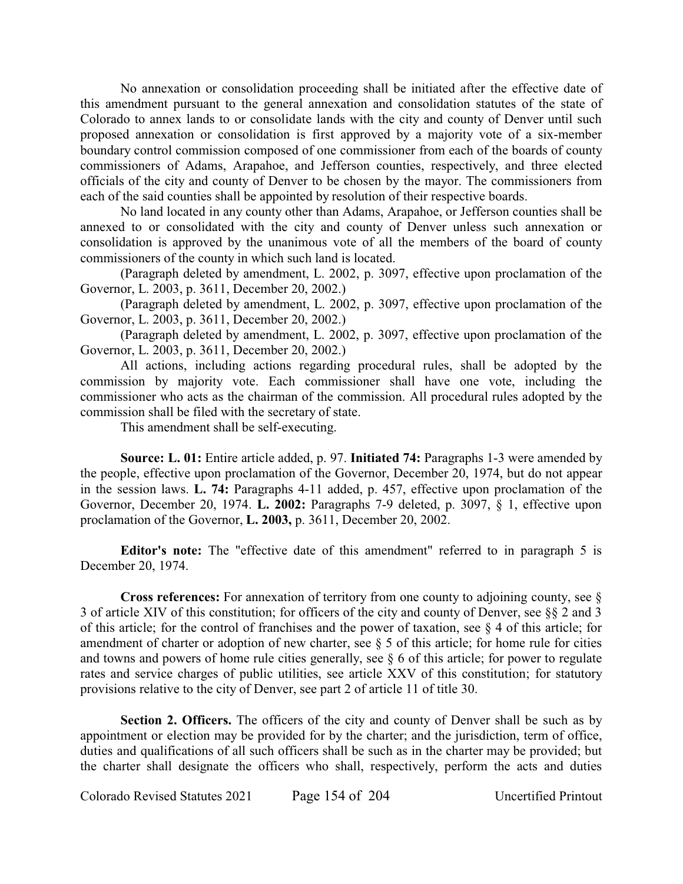No annexation or consolidation proceeding shall be initiated after the effective date of this amendment pursuant to the general annexation and consolidation statutes of the state of Colorado to annex lands to or consolidate lands with the city and county of Denver until such proposed annexation or consolidation is first approved by a majority vote of a six-member boundary control commission composed of one commissioner from each of the boards of county commissioners of Adams, Arapahoe, and Jefferson counties, respectively, and three elected officials of the city and county of Denver to be chosen by the mayor. The commissioners from each of the said counties shall be appointed by resolution of their respective boards.

No land located in any county other than Adams, Arapahoe, or Jefferson counties shall be annexed to or consolidated with the city and county of Denver unless such annexation or consolidation is approved by the unanimous vote of all the members of the board of county commissioners of the county in which such land is located.

(Paragraph deleted by amendment, L. 2002, p. 3097, effective upon proclamation of the Governor, L. 2003, p. 3611, December 20, 2002.)

(Paragraph deleted by amendment, L. 2002, p. 3097, effective upon proclamation of the Governor, L. 2003, p. 3611, December 20, 2002.)

(Paragraph deleted by amendment, L. 2002, p. 3097, effective upon proclamation of the Governor, L. 2003, p. 3611, December 20, 2002.)

All actions, including actions regarding procedural rules, shall be adopted by the commission by majority vote. Each commissioner shall have one vote, including the commissioner who acts as the chairman of the commission. All procedural rules adopted by the commission shall be filed with the secretary of state.

This amendment shall be self-executing.

**Source: L. 01:** Entire article added, p. 97. **Initiated 74:** Paragraphs 1-3 were amended by the people, effective upon proclamation of the Governor, December 20, 1974, but do not appear in the session laws. **L. 74:** Paragraphs 4-11 added, p. 457, effective upon proclamation of the Governor, December 20, 1974. **L. 2002:** Paragraphs 7-9 deleted, p. 3097, § 1, effective upon proclamation of the Governor, **L. 2003,** p. 3611, December 20, 2002.

**Editor's note:** The "effective date of this amendment" referred to in paragraph 5 is December 20, 1974.

**Cross references:** For annexation of territory from one county to adjoining county, see § 3 of article XIV of this constitution; for officers of the city and county of Denver, see §§ 2 and 3 of this article; for the control of franchises and the power of taxation, see § 4 of this article; for amendment of charter or adoption of new charter, see § 5 of this article; for home rule for cities and towns and powers of home rule cities generally, see § 6 of this article; for power to regulate rates and service charges of public utilities, see article XXV of this constitution; for statutory provisions relative to the city of Denver, see part 2 of article 11 of title 30.

**Section 2. Officers.** The officers of the city and county of Denver shall be such as by appointment or election may be provided for by the charter; and the jurisdiction, term of office, duties and qualifications of all such officers shall be such as in the charter may be provided; but the charter shall designate the officers who shall, respectively, perform the acts and duties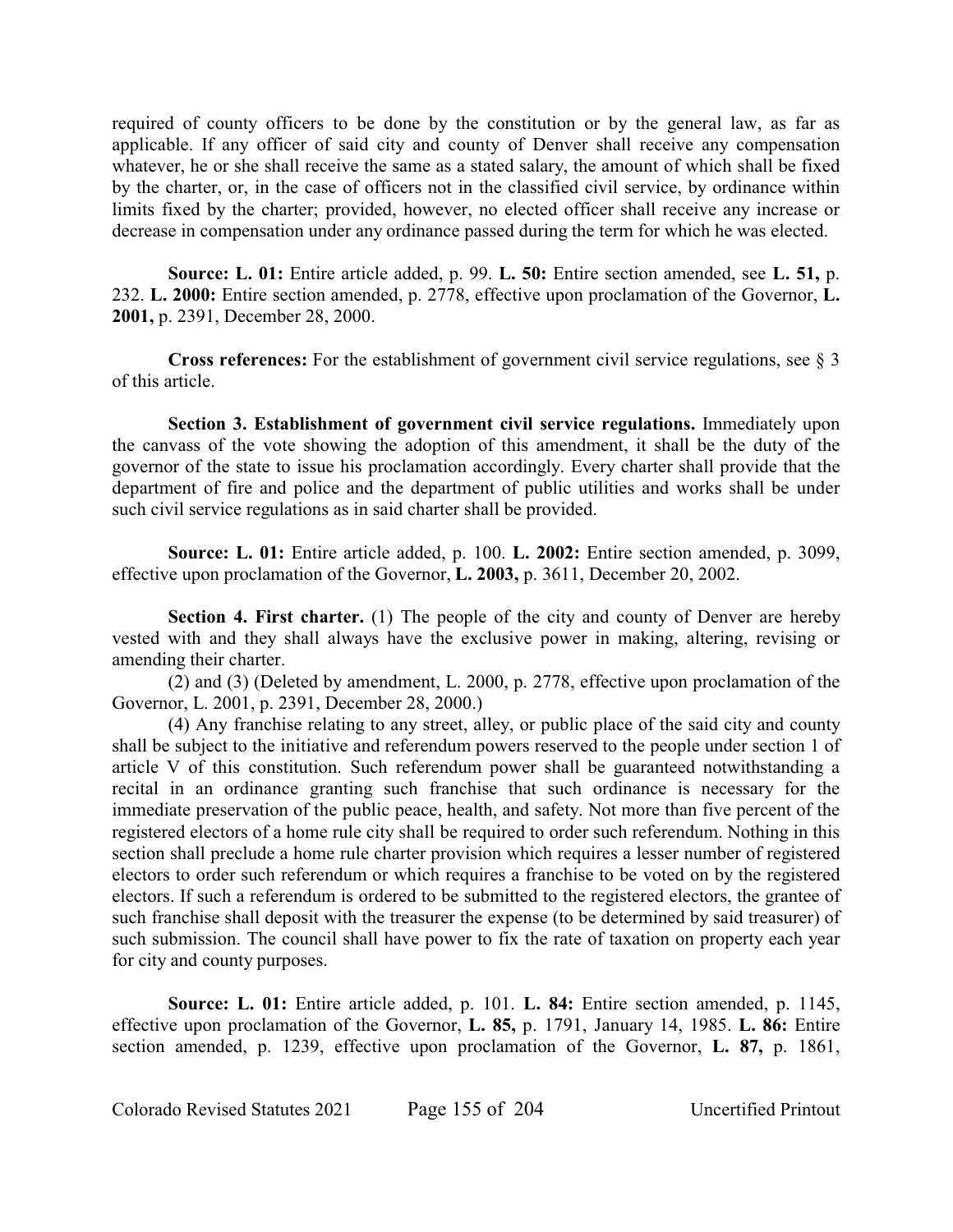required of county officers to be done by the constitution or by the general law, as far as applicable. If any officer of said city and county of Denver shall receive any compensation whatever, he or she shall receive the same as a stated salary, the amount of which shall be fixed by the charter, or, in the case of officers not in the classified civil service, by ordinance within limits fixed by the charter; provided, however, no elected officer shall receive any increase or decrease in compensation under any ordinance passed during the term for which he was elected.

**Source: L. 01:** Entire article added, p. 99. **L. 50:** Entire section amended, see **L. 51,** p. 232. **L. 2000:** Entire section amended, p. 2778, effective upon proclamation of the Governor, **L. 2001,** p. 2391, December 28, 2000.

**Cross references:** For the establishment of government civil service regulations, see § 3 of this article.

**Section 3. Establishment of government civil service regulations.** Immediately upon the canvass of the vote showing the adoption of this amendment, it shall be the duty of the governor of the state to issue his proclamation accordingly. Every charter shall provide that the department of fire and police and the department of public utilities and works shall be under such civil service regulations as in said charter shall be provided.

**Source: L. 01:** Entire article added, p. 100. **L. 2002:** Entire section amended, p. 3099, effective upon proclamation of the Governor, **L. 2003,** p. 3611, December 20, 2002.

**Section 4. First charter.** (1) The people of the city and county of Denver are hereby vested with and they shall always have the exclusive power in making, altering, revising or amending their charter.

(2) and (3) (Deleted by amendment, L. 2000, p. 2778, effective upon proclamation of the Governor, L. 2001, p. 2391, December 28, 2000.)

(4) Any franchise relating to any street, alley, or public place of the said city and county shall be subject to the initiative and referendum powers reserved to the people under section 1 of article V of this constitution. Such referendum power shall be guaranteed notwithstanding a recital in an ordinance granting such franchise that such ordinance is necessary for the immediate preservation of the public peace, health, and safety. Not more than five percent of the registered electors of a home rule city shall be required to order such referendum. Nothing in this section shall preclude a home rule charter provision which requires a lesser number of registered electors to order such referendum or which requires a franchise to be voted on by the registered electors. If such a referendum is ordered to be submitted to the registered electors, the grantee of such franchise shall deposit with the treasurer the expense (to be determined by said treasurer) of such submission. The council shall have power to fix the rate of taxation on property each year for city and county purposes.

**Source: L. 01:** Entire article added, p. 101. **L. 84:** Entire section amended, p. 1145, effective upon proclamation of the Governor, **L. 85,** p. 1791, January 14, 1985. **L. 86:** Entire section amended, p. 1239, effective upon proclamation of the Governor, **L. 87,** p. 1861,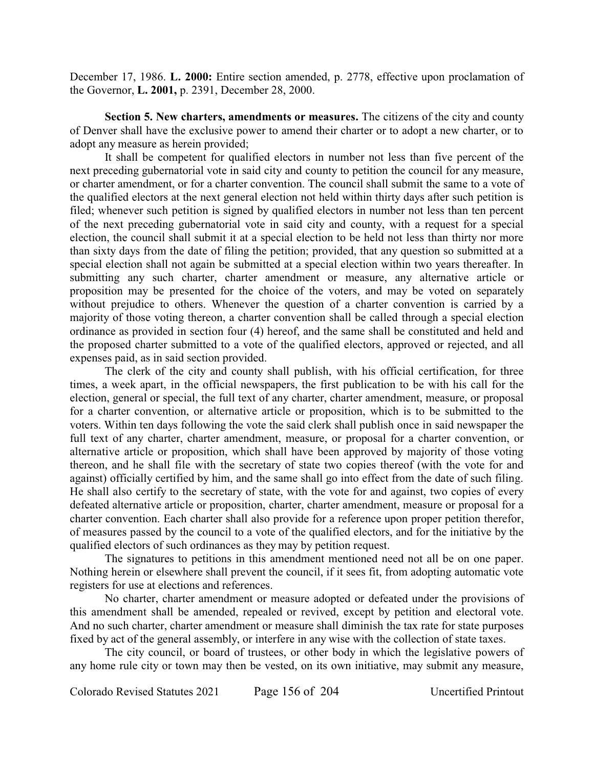December 17, 1986. **L. 2000:** Entire section amended, p. 2778, effective upon proclamation of the Governor, **L. 2001,** p. 2391, December 28, 2000.

**Section 5. New charters, amendments or measures.** The citizens of the city and county of Denver shall have the exclusive power to amend their charter or to adopt a new charter, or to adopt any measure as herein provided;

It shall be competent for qualified electors in number not less than five percent of the next preceding gubernatorial vote in said city and county to petition the council for any measure, or charter amendment, or for a charter convention. The council shall submit the same to a vote of the qualified electors at the next general election not held within thirty days after such petition is filed; whenever such petition is signed by qualified electors in number not less than ten percent of the next preceding gubernatorial vote in said city and county, with a request for a special election, the council shall submit it at a special election to be held not less than thirty nor more than sixty days from the date of filing the petition; provided, that any question so submitted at a special election shall not again be submitted at a special election within two years thereafter. In submitting any such charter, charter amendment or measure, any alternative article or proposition may be presented for the choice of the voters, and may be voted on separately without prejudice to others. Whenever the question of a charter convention is carried by a majority of those voting thereon, a charter convention shall be called through a special election ordinance as provided in section four (4) hereof, and the same shall be constituted and held and the proposed charter submitted to a vote of the qualified electors, approved or rejected, and all expenses paid, as in said section provided.

The clerk of the city and county shall publish, with his official certification, for three times, a week apart, in the official newspapers, the first publication to be with his call for the election, general or special, the full text of any charter, charter amendment, measure, or proposal for a charter convention, or alternative article or proposition, which is to be submitted to the voters. Within ten days following the vote the said clerk shall publish once in said newspaper the full text of any charter, charter amendment, measure, or proposal for a charter convention, or alternative article or proposition, which shall have been approved by majority of those voting thereon, and he shall file with the secretary of state two copies thereof (with the vote for and against) officially certified by him, and the same shall go into effect from the date of such filing. He shall also certify to the secretary of state, with the vote for and against, two copies of every defeated alternative article or proposition, charter, charter amendment, measure or proposal for a charter convention. Each charter shall also provide for a reference upon proper petition therefor, of measures passed by the council to a vote of the qualified electors, and for the initiative by the qualified electors of such ordinances as they may by petition request.

The signatures to petitions in this amendment mentioned need not all be on one paper. Nothing herein or elsewhere shall prevent the council, if it sees fit, from adopting automatic vote registers for use at elections and references.

No charter, charter amendment or measure adopted or defeated under the provisions of this amendment shall be amended, repealed or revived, except by petition and electoral vote. And no such charter, charter amendment or measure shall diminish the tax rate for state purposes fixed by act of the general assembly, or interfere in any wise with the collection of state taxes.

The city council, or board of trustees, or other body in which the legislative powers of any home rule city or town may then be vested, on its own initiative, may submit any measure,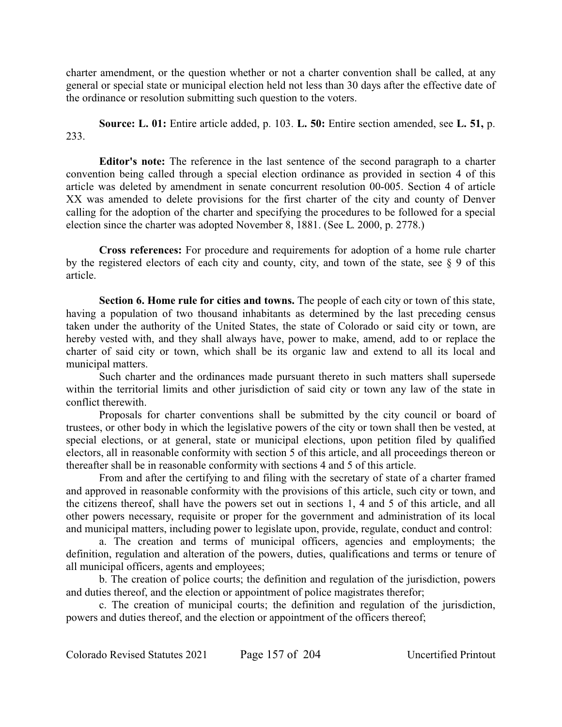charter amendment, or the question whether or not a charter convention shall be called, at any general or special state or municipal election held not less than 30 days after the effective date of the ordinance or resolution submitting such question to the voters.

**Source: L. 01:** Entire article added, p. 103. **L. 50:** Entire section amended, see **L. 51,** p. 233.

**Editor's note:** The reference in the last sentence of the second paragraph to a charter convention being called through a special election ordinance as provided in section 4 of this article was deleted by amendment in senate concurrent resolution 00-005. Section 4 of article XX was amended to delete provisions for the first charter of the city and county of Denver calling for the adoption of the charter and specifying the procedures to be followed for a special election since the charter was adopted November 8, 1881. (See L. 2000, p. 2778.)

**Cross references:** For procedure and requirements for adoption of a home rule charter by the registered electors of each city and county, city, and town of the state, see § 9 of this article.

**Section 6. Home rule for cities and towns.** The people of each city or town of this state, having a population of two thousand inhabitants as determined by the last preceding census taken under the authority of the United States, the state of Colorado or said city or town, are hereby vested with, and they shall always have, power to make, amend, add to or replace the charter of said city or town, which shall be its organic law and extend to all its local and municipal matters.

Such charter and the ordinances made pursuant thereto in such matters shall supersede within the territorial limits and other jurisdiction of said city or town any law of the state in conflict therewith.

Proposals for charter conventions shall be submitted by the city council or board of trustees, or other body in which the legislative powers of the city or town shall then be vested, at special elections, or at general, state or municipal elections, upon petition filed by qualified electors, all in reasonable conformity with section 5 of this article, and all proceedings thereon or thereafter shall be in reasonable conformity with sections 4 and 5 of this article.

From and after the certifying to and filing with the secretary of state of a charter framed and approved in reasonable conformity with the provisions of this article, such city or town, and the citizens thereof, shall have the powers set out in sections 1, 4 and 5 of this article, and all other powers necessary, requisite or proper for the government and administration of its local and municipal matters, including power to legislate upon, provide, regulate, conduct and control:

a. The creation and terms of municipal officers, agencies and employments; the definition, regulation and alteration of the powers, duties, qualifications and terms or tenure of all municipal officers, agents and employees;

b. The creation of police courts; the definition and regulation of the jurisdiction, powers and duties thereof, and the election or appointment of police magistrates therefor;

c. The creation of municipal courts; the definition and regulation of the jurisdiction, powers and duties thereof, and the election or appointment of the officers thereof;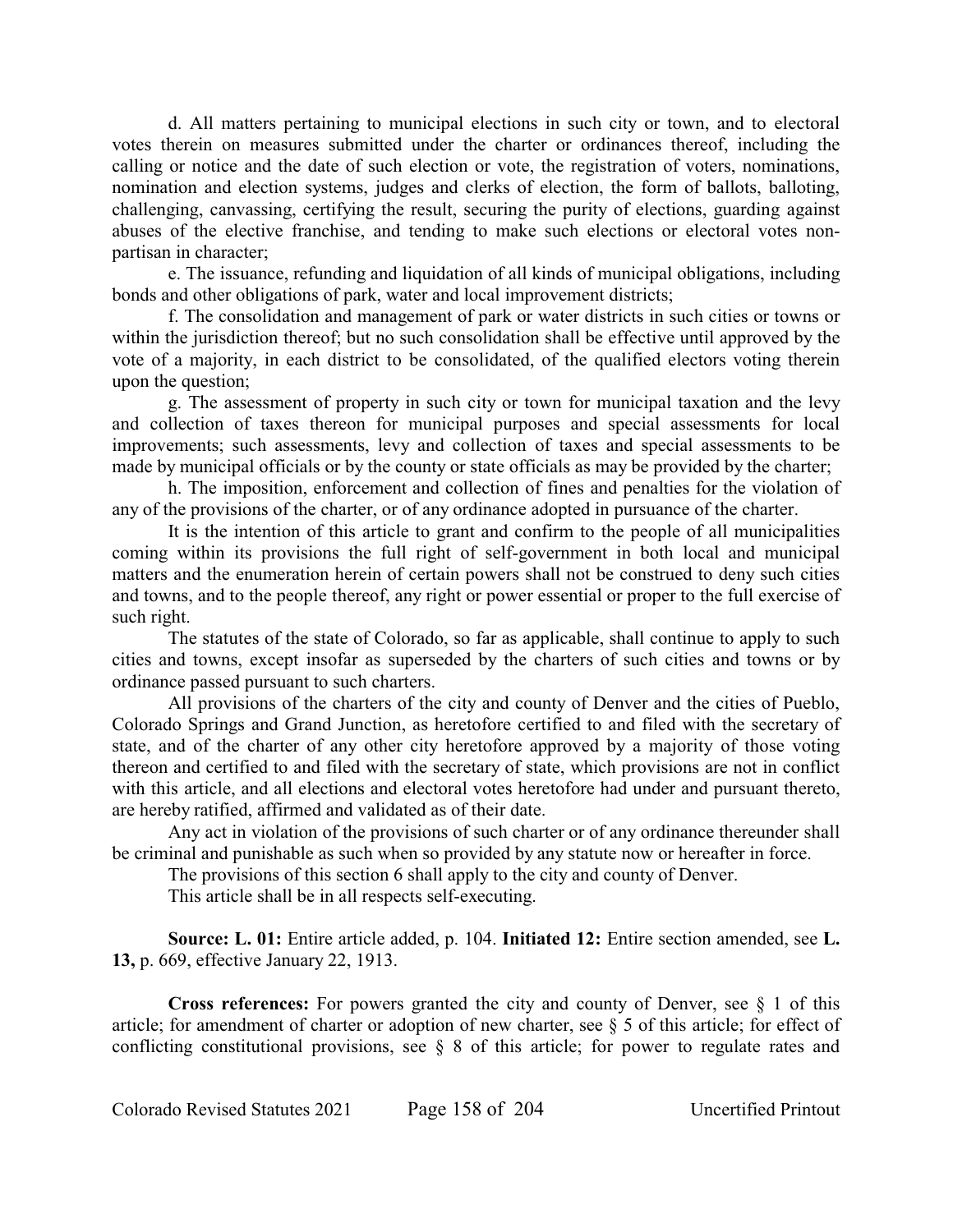d. All matters pertaining to municipal elections in such city or town, and to electoral votes therein on measures submitted under the charter or ordinances thereof, including the calling or notice and the date of such election or vote, the registration of voters, nominations, nomination and election systems, judges and clerks of election, the form of ballots, balloting, challenging, canvassing, certifying the result, securing the purity of elections, guarding against abuses of the elective franchise, and tending to make such elections or electoral votes non-partisan in character;

e. The issuance, refunding and liquidation of all kinds of municipal obligations, including bonds and other obligations of park, water and local improvement districts;

f. The consolidation and management of park or water districts in such cities or towns or within the jurisdiction thereof; but no such consolidation shall be effective until approved by the vote of a majority, in each district to be consolidated, of the qualified electors voting therein upon the question;

g. The assessment of property in such city or town for municipal taxation and the levy and collection of taxes thereon for municipal purposes and special assessments for local improvements; such assessments, levy and collection of taxes and special assessments to be made by municipal officials or by the county or state officials as may be provided by the charter;

h. The imposition, enforcement and collection of fines and penalties for the violation of any of the provisions of the charter, or of any ordinance adopted in pursuance of the charter.

It is the intention of this article to grant and confirm to the people of all municipalities coming within its provisions the full right of self-government in both local and municipal matters and the enumeration herein of certain powers shall not be construed to deny such cities and towns, and to the people thereof, any right or power essential or proper to the full exercise of such right.

The statutes of the state of Colorado, so far as applicable, shall continue to apply to such cities and towns, except insofar as superseded by the charters of such cities and towns or by ordinance passed pursuant to such charters.

All provisions of the charters of the city and county of Denver and the cities of Pueblo, Colorado Springs and Grand Junction, as heretofore certified to and filed with the secretary of state, and of the charter of any other city heretofore approved by a majority of those voting thereon and certified to and filed with the secretary of state, which provisions are not in conflict with this article, and all elections and electoral votes heretofore had under and pursuant thereto, are hereby ratified, affirmed and validated as of their date.

Any act in violation of the provisions of such charter or of any ordinance thereunder shall be criminal and punishable as such when so provided by any statute now or hereafter in force.

The provisions of this section 6 shall apply to the city and county of Denver.

This article shall be in all respects self-executing.

**Source: L. 01:** Entire article added, p. 104. **Initiated 12:** Entire section amended, see **L. 13,** p. 669, effective January 22, 1913.

**Cross references:** For powers granted the city and county of Denver, see § 1 of this article; for amendment of charter or adoption of new charter, see § 5 of this article; for effect of conflicting constitutional provisions, see § 8 of this article; for power to regulate rates and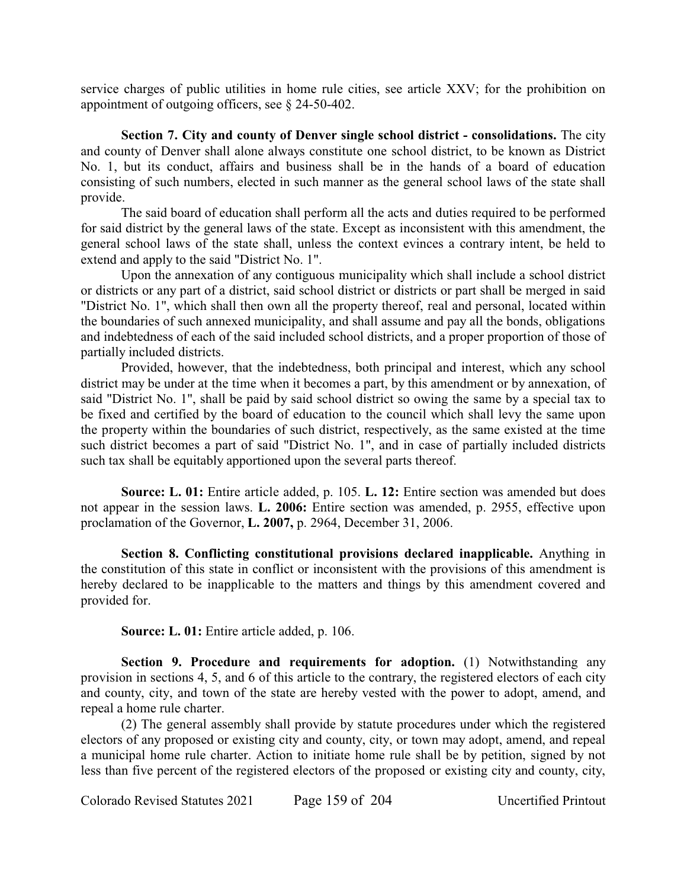service charges of public utilities in home rule cities, see article XXV; for the prohibition on appointment of outgoing officers, see § 24-50-402.

**Section 7. City and county of Denver single school district - consolidations.** The city and county of Denver shall alone always constitute one school district, to be known as District No. 1, but its conduct, affairs and business shall be in the hands of a board of education consisting of such numbers, elected in such manner as the general school laws of the state shall provide.

The said board of education shall perform all the acts and duties required to be performed for said district by the general laws of the state. Except as inconsistent with this amendment, the general school laws of the state shall, unless the context evinces a contrary intent, be held to extend and apply to the said "District No. 1".

Upon the annexation of any contiguous municipality which shall include a school district or districts or any part of a district, said school district or districts or part shall be merged in said "District No. 1", which shall then own all the property thereof, real and personal, located within the boundaries of such annexed municipality, and shall assume and pay all the bonds, obligations and indebtedness of each of the said included school districts, and a proper proportion of those of partially included districts.

Provided, however, that the indebtedness, both principal and interest, which any school district may be under at the time when it becomes a part, by this amendment or by annexation, of said "District No. 1", shall be paid by said school district so owing the same by a special tax to be fixed and certified by the board of education to the council which shall levy the same upon the property within the boundaries of such district, respectively, as the same existed at the time such district becomes a part of said "District No. 1", and in case of partially included districts such tax shall be equitably apportioned upon the several parts thereof.

**Source: L. 01:** Entire article added, p. 105. **L. 12:** Entire section was amended but does not appear in the session laws. **L. 2006:** Entire section was amended, p. 2955, effective upon proclamation of the Governor, **L. 2007,** p. 2964, December 31, 2006.

**Section 8. Conflicting constitutional provisions declared inapplicable.** Anything in the constitution of this state in conflict or inconsistent with the provisions of this amendment is hereby declared to be inapplicable to the matters and things by this amendment covered and provided for.

**Source: L. 01:** Entire article added, p. 106.

**Section 9. Procedure and requirements for adoption.** (1) Notwithstanding any provision in sections 4, 5, and 6 of this article to the contrary, the registered electors of each city and county, city, and town of the state are hereby vested with the power to adopt, amend, and repeal a home rule charter.

(2) The general assembly shall provide by statute procedures under which the registered electors of any proposed or existing city and county, city, or town may adopt, amend, and repeal a municipal home rule charter. Action to initiate home rule shall be by petition, signed by not less than five percent of the registered electors of the proposed or existing city and county, city,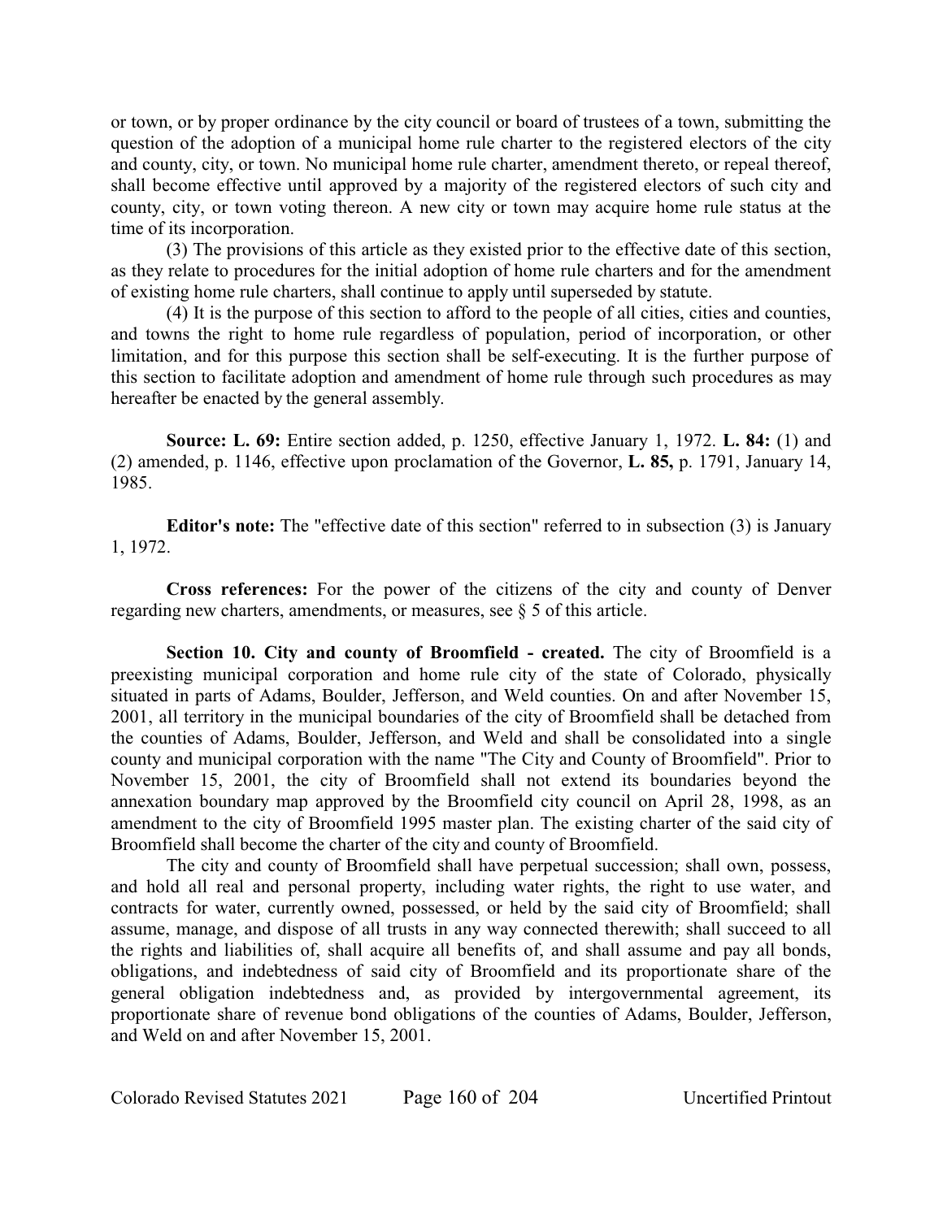or town, or by proper ordinance by the city council or board of trustees of a town, submitting the question of the adoption of a municipal home rule charter to the registered electors of the city and county, city, or town. No municipal home rule charter, amendment thereto, or repeal thereof, shall become effective until approved by a majority of the registered electors of such city and county, city, or town voting thereon. A new city or town may acquire home rule status at the time of its incorporation.

(3) The provisions of this article as they existed prior to the effective date of this section, as they relate to procedures for the initial adoption of home rule charters and for the amendment of existing home rule charters, shall continue to apply until superseded by statute.

(4) It is the purpose of this section to afford to the people of all cities, cities and counties, and towns the right to home rule regardless of population, period of incorporation, or other limitation, and for this purpose this section shall be self-executing. It is the further purpose of this section to facilitate adoption and amendment of home rule through such procedures as may hereafter be enacted by the general assembly.

**Source: L. 69:** Entire section added, p. 1250, effective January 1, 1972. **L. 84:** (1) and (2) amended, p. 1146, effective upon proclamation of the Governor, **L. 85,** p. 1791, January 14, 1985.

**Editor's note:** The "effective date of this section" referred to in subsection (3) is January 1, 1972.

**Cross references:** For the power of the citizens of the city and county of Denver regarding new charters, amendments, or measures, see § 5 of this article.

**Section 10. City and county of Broomfield - created.** The city of Broomfield is a preexisting municipal corporation and home rule city of the state of Colorado, physically situated in parts of Adams, Boulder, Jefferson, and Weld counties. On and after November 15, 2001, all territory in the municipal boundaries of the city of Broomfield shall be detached from the counties of Adams, Boulder, Jefferson, and Weld and shall be consolidated into a single county and municipal corporation with the name "The City and County of Broomfield". Prior to November 15, 2001, the city of Broomfield shall not extend its boundaries beyond the annexation boundary map approved by the Broomfield city council on April 28, 1998, as an amendment to the city of Broomfield 1995 master plan. The existing charter of the said city of Broomfield shall become the charter of the city and county of Broomfield.

The city and county of Broomfield shall have perpetual succession; shall own, possess, and hold all real and personal property, including water rights, the right to use water, and contracts for water, currently owned, possessed, or held by the said city of Broomfield; shall assume, manage, and dispose of all trusts in any way connected therewith; shall succeed to all the rights and liabilities of, shall acquire all benefits of, and shall assume and pay all bonds, obligations, and indebtedness of said city of Broomfield and its proportionate share of the general obligation indebtedness and, as provided by intergovernmental agreement, its proportionate share of revenue bond obligations of the counties of Adams, Boulder, Jefferson, and Weld on and after November 15, 2001.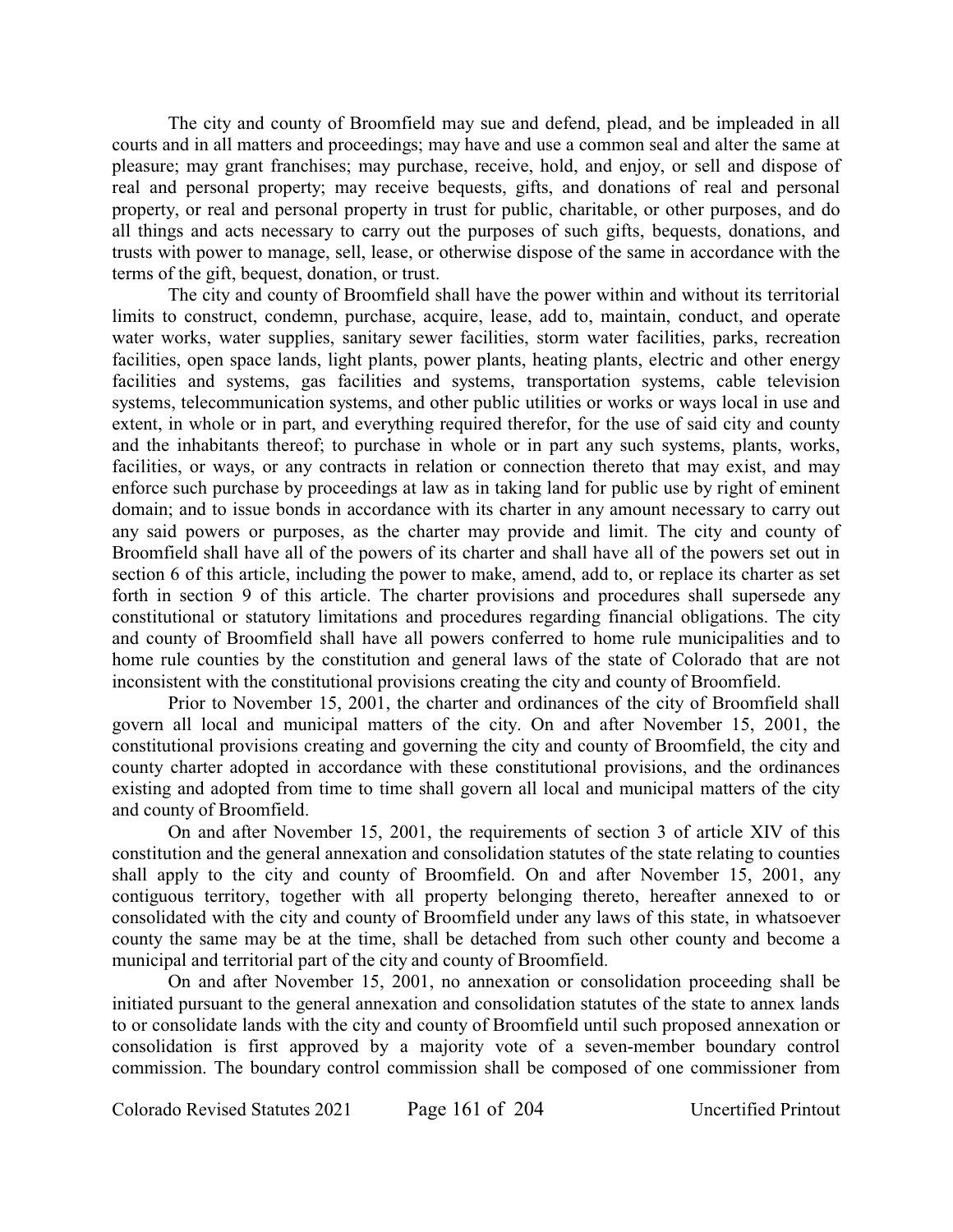The city and county of Broomfield may sue and defend, plead, and be impleaded in all courts and in all matters and proceedings; may have and use a common seal and alter the same at pleasure; may grant franchises; may purchase, receive, hold, and enjoy, or sell and dispose of real and personal property; may receive bequests, gifts, and donations of real and personal property, or real and personal property in trust for public, charitable, or other purposes, and do all things and acts necessary to carry out the purposes of such gifts, bequests, donations, and trusts with power to manage, sell, lease, or otherwise dispose of the same in accordance with the terms of the gift, bequest, donation, or trust.

The city and county of Broomfield shall have the power within and without its territorial limits to construct, condemn, purchase, acquire, lease, add to, maintain, conduct, and operate water works, water supplies, sanitary sewer facilities, storm water facilities, parks, recreation facilities, open space lands, light plants, power plants, heating plants, electric and other energy facilities and systems, gas facilities and systems, transportation systems, cable television systems, telecommunication systems, and other public utilities or works or ways local in use and extent, in whole or in part, and everything required therefor, for the use of said city and county and the inhabitants thereof; to purchase in whole or in part any such systems, plants, works, facilities, or ways, or any contracts in relation or connection thereto that may exist, and may enforce such purchase by proceedings at law as in taking land for public use by right of eminent domain; and to issue bonds in accordance with its charter in any amount necessary to carry out any said powers or purposes, as the charter may provide and limit. The city and county of Broomfield shall have all of the powers of its charter and shall have all of the powers set out in section 6 of this article, including the power to make, amend, add to, or replace its charter as set forth in section 9 of this article. The charter provisions and procedures shall supersede any constitutional or statutory limitations and procedures regarding financial obligations. The city and county of Broomfield shall have all powers conferred to home rule municipalities and to home rule counties by the constitution and general laws of the state of Colorado that are not inconsistent with the constitutional provisions creating the city and county of Broomfield.

Prior to November 15, 2001, the charter and ordinances of the city of Broomfield shall govern all local and municipal matters of the city. On and after November 15, 2001, the constitutional provisions creating and governing the city and county of Broomfield, the city and county charter adopted in accordance with these constitutional provisions, and the ordinances existing and adopted from time to time shall govern all local and municipal matters of the city and county of Broomfield.

On and after November 15, 2001, the requirements of section 3 of article XIV of this constitution and the general annexation and consolidation statutes of the state relating to counties shall apply to the city and county of Broomfield. On and after November 15, 2001, any contiguous territory, together with all property belonging thereto, hereafter annexed to or consolidated with the city and county of Broomfield under any laws of this state, in whatsoever county the same may be at the time, shall be detached from such other county and become a municipal and territorial part of the city and county of Broomfield.

On and after November 15, 2001, no annexation or consolidation proceeding shall be initiated pursuant to the general annexation and consolidation statutes of the state to annex lands to or consolidate lands with the city and county of Broomfield until such proposed annexation or consolidation is first approved by a majority vote of a seven-member boundary control commission. The boundary control commission shall be composed of one commissioner from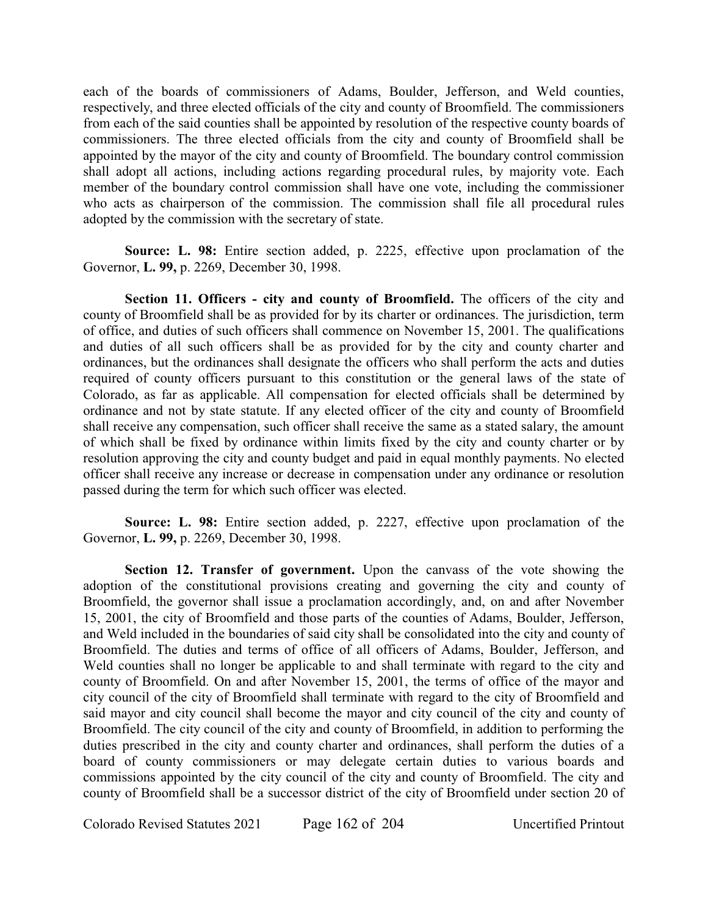each of the boards of commissioners of Adams, Boulder, Jefferson, and Weld counties, respectively, and three elected officials of the city and county of Broomfield. The commissioners from each of the said counties shall be appointed by resolution of the respective county boards of commissioners. The three elected officials from the city and county of Broomfield shall be appointed by the mayor of the city and county of Broomfield. The boundary control commission shall adopt all actions, including actions regarding procedural rules, by majority vote. Each member of the boundary control commission shall have one vote, including the commissioner who acts as chairperson of the commission. The commission shall file all procedural rules adopted by the commission with the secretary of state.

**Source: L. 98:** Entire section added, p. 2225, effective upon proclamation of the Governor, **L. 99,** p. 2269, December 30, 1998.

**Section 11. Officers - city and county of Broomfield.** The officers of the city and county of Broomfield shall be as provided for by its charter or ordinances. The jurisdiction, term of office, and duties of such officers shall commence on November 15, 2001. The qualifications and duties of all such officers shall be as provided for by the city and county charter and ordinances, but the ordinances shall designate the officers who shall perform the acts and duties required of county officers pursuant to this constitution or the general laws of the state of Colorado, as far as applicable. All compensation for elected officials shall be determined by ordinance and not by state statute. If any elected officer of the city and county of Broomfield shall receive any compensation, such officer shall receive the same as a stated salary, the amount of which shall be fixed by ordinance within limits fixed by the city and county charter or by resolution approving the city and county budget and paid in equal monthly payments. No elected officer shall receive any increase or decrease in compensation under any ordinance or resolution passed during the term for which such officer was elected.

**Source: L. 98:** Entire section added, p. 2227, effective upon proclamation of the Governor, **L. 99,** p. 2269, December 30, 1998.

**Section 12. Transfer of government.** Upon the canvass of the vote showing the adoption of the constitutional provisions creating and governing the city and county of Broomfield, the governor shall issue a proclamation accordingly, and, on and after November 15, 2001, the city of Broomfield and those parts of the counties of Adams, Boulder, Jefferson, and Weld included in the boundaries of said city shall be consolidated into the city and county of Broomfield. The duties and terms of office of all officers of Adams, Boulder, Jefferson, and Weld counties shall no longer be applicable to and shall terminate with regard to the city and county of Broomfield. On and after November 15, 2001, the terms of office of the mayor and city council of the city of Broomfield shall terminate with regard to the city of Broomfield and said mayor and city council shall become the mayor and city council of the city and county of Broomfield. The city council of the city and county of Broomfield, in addition to performing the duties prescribed in the city and county charter and ordinances, shall perform the duties of a board of county commissioners or may delegate certain duties to various boards and commissions appointed by the city council of the city and county of Broomfield. The city and county of Broomfield shall be a successor district of the city of Broomfield under section 20 of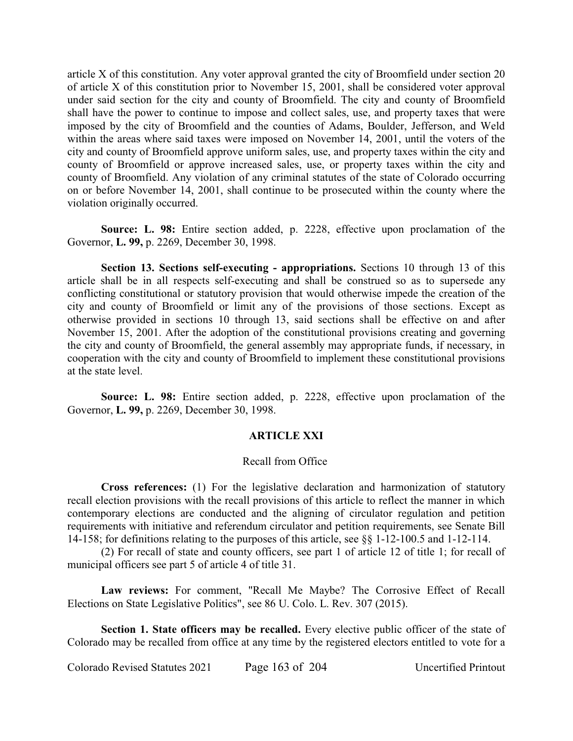article X of this constitution. Any voter approval granted the city of Broomfield under section 20 of article X of this constitution prior to November 15, 2001, shall be considered voter approval under said section for the city and county of Broomfield. The city and county of Broomfield shall have the power to continue to impose and collect sales, use, and property taxes that were imposed by the city of Broomfield and the counties of Adams, Boulder, Jefferson, and Weld within the areas where said taxes were imposed on November 14, 2001, until the voters of the city and county of Broomfield approve uniform sales, use, and property taxes within the city and county of Broomfield or approve increased sales, use, or property taxes within the city and county of Broomfield. Any violation of any criminal statutes of the state of Colorado occurring on or before November 14, 2001, shall continue to be prosecuted within the county where the violation originally occurred.

**Source: L. 98:** Entire section added, p. 2228, effective upon proclamation of the Governor, **L. 99,** p. 2269, December 30, 1998.

**Section 13. Sections self-executing - appropriations.** Sections 10 through 13 of this article shall be in all respects self-executing and shall be construed so as to supersede any conflicting constitutional or statutory provision that would otherwise impede the creation of the city and county of Broomfield or limit any of the provisions of those sections. Except as otherwise provided in sections 10 through 13, said sections shall be effective on and after November 15, 2001. After the adoption of the constitutional provisions creating and governing the city and county of Broomfield, the general assembly may appropriate funds, if necessary, in cooperation with the city and county of Broomfield to implement these constitutional provisions at the state level.

**Source: L. 98:** Entire section added, p. 2228, effective upon proclamation of the Governor, **L. 99,** p. 2269, December 30, 1998.

## ARTICLE XXI

### Recall from Office

**Cross references:** (1) For the legislative declaration and harmonization of statutory recall election provisions with the recall provisions of this article to reflect the manner in which contemporary elections are conducted and the aligning of circulator regulation and petition requirements with initiative and referendum circulator and petition requirements, see Senate Bill 14-158; for definitions relating to the purposes of this article, see §§ 1-12-100.5 and 1-12-114.

(2) For recall of state and county officers, see part 1 of article 12 of title 1; for recall of municipal officers see part 5 of article 4 of title 31.

**Law reviews:** For comment, "Recall Me Maybe? The Corrosive Effect of Recall Elections on State Legislative Politics", see 86 U. Colo. L. Rev. 307 (2015).

**Section 1. State officers may be recalled.** Every elective public officer of the state of Colorado may be recalled from office at any time by the registered electors entitled to vote for a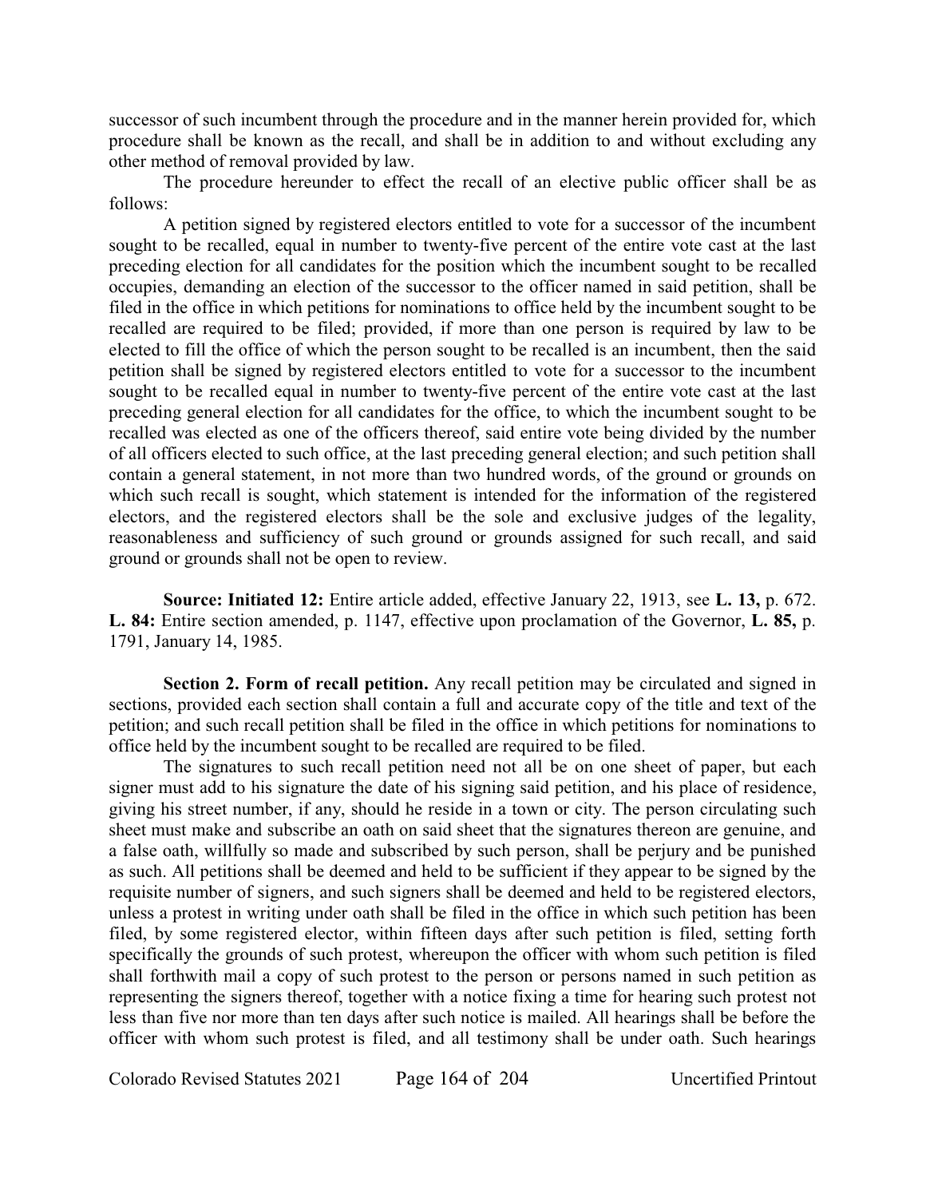successor of such incumbent through the procedure and in the manner herein provided for, which procedure shall be known as the recall, and shall be in addition to and without excluding any other method of removal provided by law.

The procedure hereunder to effect the recall of an elective public officer shall be as follows:

A petition signed by registered electors entitled to vote for a successor of the incumbent sought to be recalled, equal in number to twenty-five percent of the entire vote cast at the last preceding election for all candidates for the position which the incumbent sought to be recalled occupies, demanding an election of the successor to the officer named in said petition, shall be filed in the office in which petitions for nominations to office held by the incumbent sought to be recalled are required to be filed; provided, if more than one person is required by law to be elected to fill the office of which the person sought to be recalled is an incumbent, then the said petition shall be signed by registered electors entitled to vote for a successor to the incumbent sought to be recalled equal in number to twenty-five percent of the entire vote cast at the last preceding general election for all candidates for the office, to which the incumbent sought to be recalled was elected as one of the officers thereof, said entire vote being divided by the number of all officers elected to such office, at the last preceding general election; and such petition shall contain a general statement, in not more than two hundred words, of the ground or grounds on which such recall is sought, which statement is intended for the information of the registered electors, and the registered electors shall be the sole and exclusive judges of the legality, reasonableness and sufficiency of such ground or grounds assigned for such recall, and said ground or grounds shall not be open to review.

**Source: Initiated 12:** Entire article added, effective January 22, 1913, see **L. 13,** p. 672. **L. 84:** Entire section amended, p. 1147, effective upon proclamation of the Governor, **L. 85,** p. 1791, January 14, 1985.

**Section 2. Form of recall petition.** Any recall petition may be circulated and signed in sections, provided each section shall contain a full and accurate copy of the title and text of the petition; and such recall petition shall be filed in the office in which petitions for nominations to office held by the incumbent sought to be recalled are required to be filed.

The signatures to such recall petition need not all be on one sheet of paper, but each signer must add to his signature the date of his signing said petition, and his place of residence, giving his street number, if any, should he reside in a town or city. The person circulating such sheet must make and subscribe an oath on said sheet that the signatures thereon are genuine, and a false oath, willfully so made and subscribed by such person, shall be perjury and be punished as such. All petitions shall be deemed and held to be sufficient if they appear to be signed by the requisite number of signers, and such signers shall be deemed and held to be registered electors, unless a protest in writing under oath shall be filed in the office in which such petition has been filed, by some registered elector, within fifteen days after such petition is filed, setting forth specifically the grounds of such protest, whereupon the officer with whom such petition is filed shall forthwith mail a copy of such protest to the person or persons named in such petition as representing the signers thereof, together with a notice fixing a time for hearing such protest not less than five nor more than ten days after such notice is mailed. All hearings shall be before the officer with whom such protest is filed, and all testimony shall be under oath. Such hearings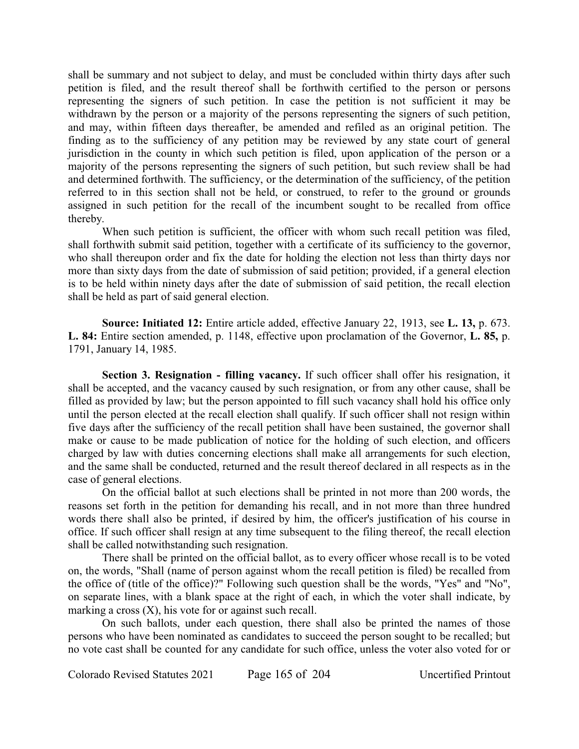shall be summary and not subject to delay, and must be concluded within thirty days after such petition is filed, and the result thereof shall be forthwith certified to the person or persons representing the signers of such petition. In case the petition is not sufficient it may be withdrawn by the person or a majority of the persons representing the signers of such petition, and may, within fifteen days thereafter, be amended and refiled as an original petition. The finding as to the sufficiency of any petition may be reviewed by any state court of general jurisdiction in the county in which such petition is filed, upon application of the person or a majority of the persons representing the signers of such petition, but such review shall be had and determined forthwith. The sufficiency, or the determination of the sufficiency, of the petition referred to in this section shall not be held, or construed, to refer to the ground or grounds assigned in such petition for the recall of the incumbent sought to be recalled from office thereby.

When such petition is sufficient, the officer with whom such recall petition was filed, shall forthwith submit said petition, together with a certificate of its sufficiency to the governor, who shall thereupon order and fix the date for holding the election not less than thirty days nor more than sixty days from the date of submission of said petition; provided, if a general election is to be held within ninety days after the date of submission of said petition, the recall election shall be held as part of said general election.

**Source: Initiated 12:** Entire article added, effective January 22, 1913, see **L. 13,** p. 673. **L. 84:** Entire section amended, p. 1148, effective upon proclamation of the Governor, **L. 85,** p. 1791, January 14, 1985.

**Section 3. Resignation - filling vacancy.** If such officer shall offer his resignation, it shall be accepted, and the vacancy caused by such resignation, or from any other cause, shall be filled as provided by law; but the person appointed to fill such vacancy shall hold his office only until the person elected at the recall election shall qualify. If such officer shall not resign within five days after the sufficiency of the recall petition shall have been sustained, the governor shall make or cause to be made publication of notice for the holding of such election, and officers charged by law with duties concerning elections shall make all arrangements for such election, and the same shall be conducted, returned and the result thereof declared in all respects as in the case of general elections.

On the official ballot at such elections shall be printed in not more than 200 words, the reasons set forth in the petition for demanding his recall, and in not more than three hundred words there shall also be printed, if desired by him, the officer's justification of his course in office. If such officer shall resign at any time subsequent to the filing thereof, the recall election shall be called notwithstanding such resignation.

There shall be printed on the official ballot, as to every officer whose recall is to be voted on, the words, "Shall (name of person against whom the recall petition is filed) be recalled from the office of (title of the office)?" Following such question shall be the words, "Yes" and "No", on separate lines, with a blank space at the right of each, in which the voter shall indicate, by marking a cross (X), his vote for or against such recall.

On such ballots, under each question, there shall also be printed the names of those persons who have been nominated as candidates to succeed the person sought to be recalled; but no vote cast shall be counted for any candidate for such office, unless the voter also voted for or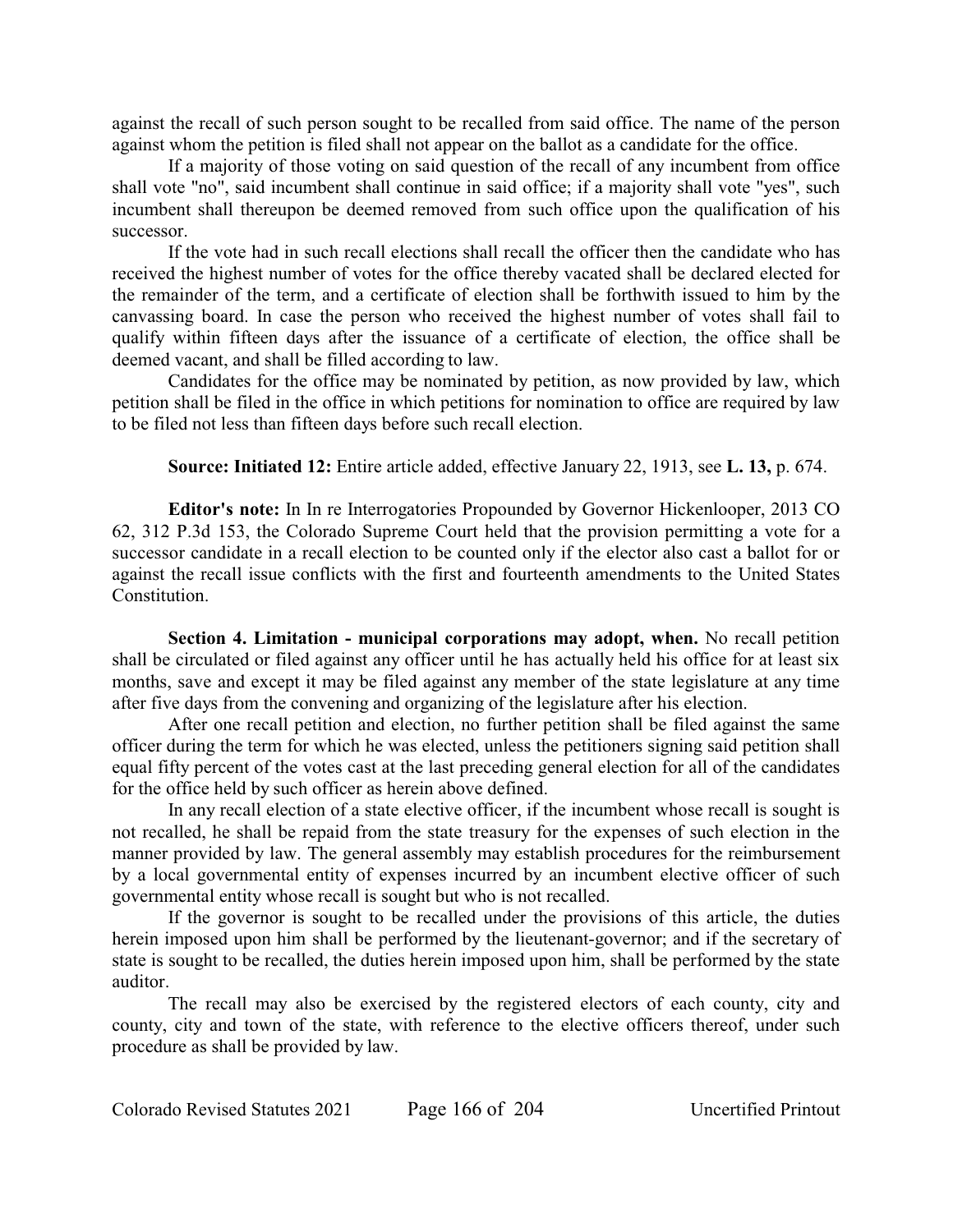against the recall of such person sought to be recalled from said office. The name of the person against whom the petition is filed shall not appear on the ballot as a candidate for the office.

If a majority of those voting on said question of the recall of any incumbent from office shall vote "no", said incumbent shall continue in said office; if a majority shall vote "yes", such incumbent shall thereupon be deemed removed from such office upon the qualification of his successor.

If the vote had in such recall elections shall recall the officer then the candidate who has received the highest number of votes for the office thereby vacated shall be declared elected for the remainder of the term, and a certificate of election shall be forthwith issued to him by the canvassing board. In case the person who received the highest number of votes shall fail to qualify within fifteen days after the issuance of a certificate of election, the office shall be deemed vacant, and shall be filled according to law.

Candidates for the office may be nominated by petition, as now provided by law, which petition shall be filed in the office in which petitions for nomination to office are required by law to be filed not less than fifteen days before such recall election.

**Source: Initiated 12:** Entire article added, effective January 22, 1913, see **L. 13,** p. 674.

**Editor's note:** In In re Interrogatories Propounded by Governor Hickenlooper, 2013 CO 62, 312 P.3d 153, the Colorado Supreme Court held that the provision permitting a vote for a successor candidate in a recall election to be counted only if the elector also cast a ballot for or against the recall issue conflicts with the first and fourteenth amendments to the United States Constitution.

**Section 4. Limitation - municipal corporations may adopt, when.** No recall petition shall be circulated or filed against any officer until he has actually held his office for at least six months, save and except it may be filed against any member of the state legislature at any time after five days from the convening and organizing of the legislature after his election.

After one recall petition and election, no further petition shall be filed against the same officer during the term for which he was elected, unless the petitioners signing said petition shall equal fifty percent of the votes cast at the last preceding general election for all of the candidates for the office held by such officer as herein above defined.

In any recall election of a state elective officer, if the incumbent whose recall is sought is not recalled, he shall be repaid from the state treasury for the expenses of such election in the manner provided by law. The general assembly may establish procedures for the reimbursement by a local governmental entity of expenses incurred by an incumbent elective officer of such governmental entity whose recall is sought but who is not recalled.

If the governor is sought to be recalled under the provisions of this article, the duties herein imposed upon him shall be performed by the lieutenant-governor; and if the secretary of state is sought to be recalled, the duties herein imposed upon him, shall be performed by the state auditor.

The recall may also be exercised by the registered electors of each county, city and county, city and town of the state, with reference to the elective officers thereof, under such procedure as shall be provided by law.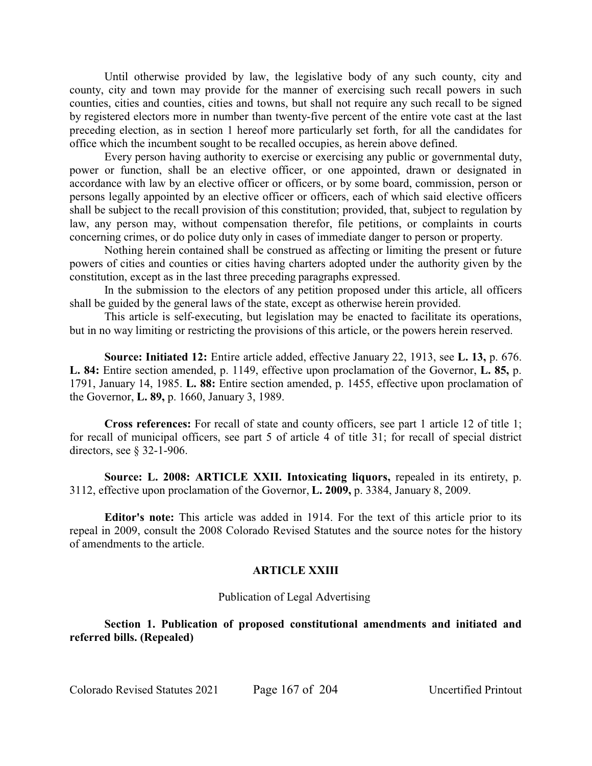Until otherwise provided by law, the legislative body of any such county, city and county, city and town may provide for the manner of exercising such recall powers in such counties, cities and counties, cities and towns, but shall not require any such recall to be signed by registered electors more in number than twenty-five percent of the entire vote cast at the last preceding election, as in section 1 hereof more particularly set forth, for all the candidates for office which the incumbent sought to be recalled occupies, as herein above defined.

Every person having authority to exercise or exercising any public or governmental duty, power or function, shall be an elective officer, or one appointed, drawn or designated in accordance with law by an elective officer or officers, or by some board, commission, person or persons legally appointed by an elective officer or officers, each of which said elective officers shall be subject to the recall provision of this constitution; provided, that, subject to regulation by law, any person may, without compensation therefor, file petitions, or complaints in courts concerning crimes, or do police duty only in cases of immediate danger to person or property.

Nothing herein contained shall be construed as affecting or limiting the present or future powers of cities and counties or cities having charters adopted under the authority given by the constitution, except as in the last three preceding paragraphs expressed.

In the submission to the electors of any petition proposed under this article, all officers shall be guided by the general laws of the state, except as otherwise herein provided.

This article is self-executing, but legislation may be enacted to facilitate its operations, but in no way limiting or restricting the provisions of this article, or the powers herein reserved.

**Source: Initiated 12:** Entire article added, effective January 22, 1913, see **L. 13,** p. 676. **L. 84:** Entire section amended, p. 1149, effective upon proclamation of the Governor, **L. 85,** p. 1791, January 14, 1985. **L. 88:** Entire section amended, p. 1455, effective upon proclamation of the Governor, **L. 89,** p. 1660, January 3, 1989.

**Cross references:** For recall of state and county officers, see part 1 article 12 of title 1; for recall of municipal officers, see part 5 of article 4 of title 31; for recall of special district directors, see § 32-1-906.

**Source: L. 2008: ARTICLE XXII. Intoxicating liquors,** repealed in its entirety, p. 3112, effective upon proclamation of the Governor, **L. 2009,** p. 3384, January 8, 2009.

**Editor's note:** This article was added in 1914. For the text of this article prior to its repeal in 2009, consult the 2008 Colorado Revised Statutes and the source notes for the history of amendments to the article.

## ARTICLE XXIII

Publication of Legal Advertising

**Section 1. Publication of proposed constitutional amendments and initiated and referred bills. (Repealed)**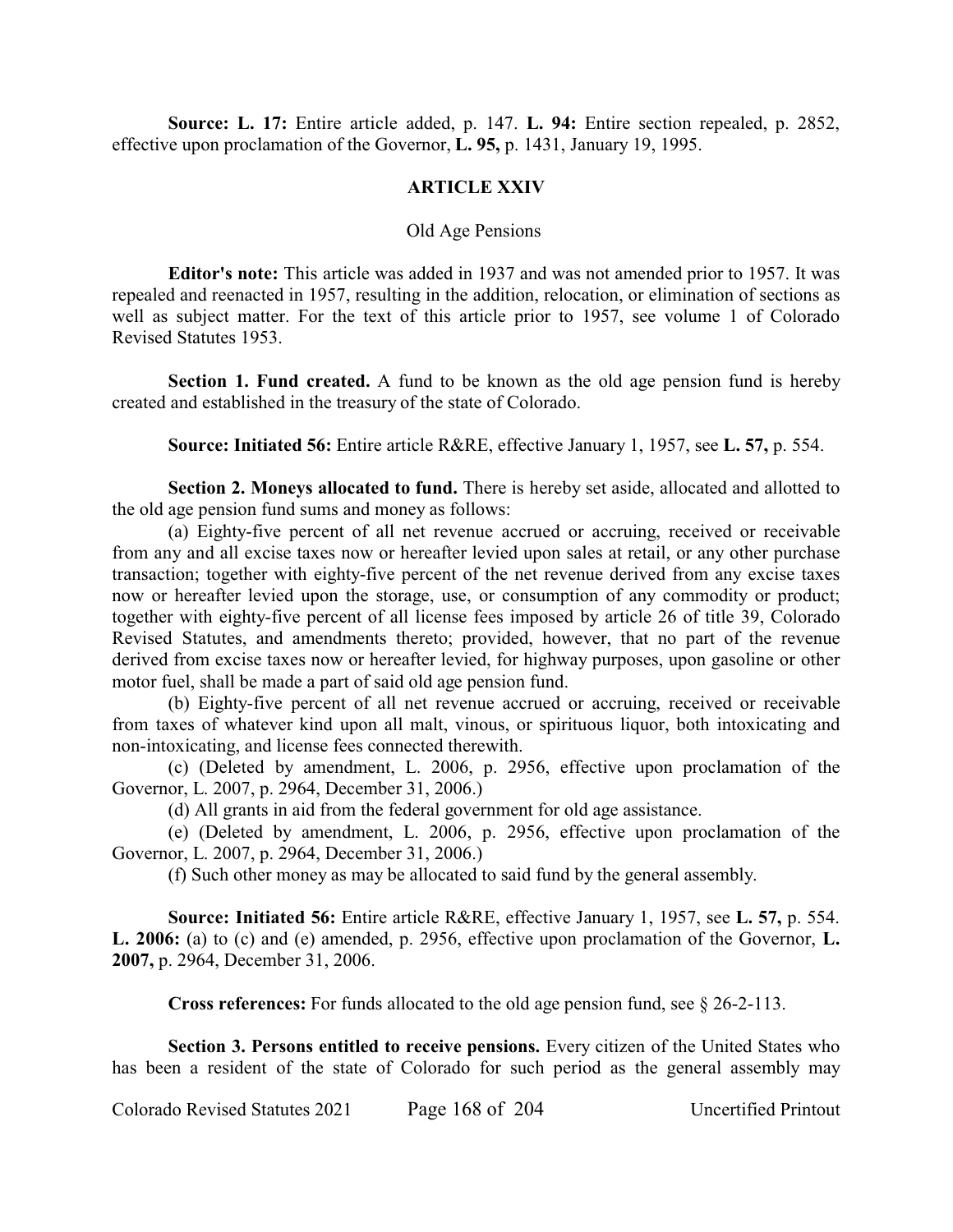**Source: L. 17:** Entire article added, p. 147. **L. 94:** Entire section repealed, p. 2852, effective upon proclamation of the Governor, **L. 95,** p. 1431, January 19, 1995.

## ARTICLE XXIV

Old Age Pensions

**Editor's note:** This article was added in 1937 and was not amended prior to 1957. It was repealed and reenacted in 1957, resulting in the addition, relocation, or elimination of sections as well as subject matter. For the text of this article prior to 1957, see volume 1 of Colorado Revised Statutes 1953.

**Section 1. Fund created.** A fund to be known as the old age pension fund is hereby created and established in the treasury of the state of Colorado.

**Source: Initiated 56:** Entire article R&RE, effective January 1, 1957, see **L. 57,** p. 554.

**Section 2. Moneys allocated to fund.** There is hereby set aside, allocated and allotted to the old age pension fund sums and money as follows:

(a) Eighty-five percent of all net revenue accrued or accruing, received or receivable from any and all excise taxes now or hereafter levied upon sales at retail, or any other purchase transaction; together with eighty-five percent of the net revenue derived from any excise taxes now or hereafter levied upon the storage, use, or consumption of any commodity or product; together with eighty-five percent of all license fees imposed by article 26 of title 39, Colorado Revised Statutes, and amendments thereto; provided, however, that no part of the revenue derived from excise taxes now or hereafter levied, for highway purposes, upon gasoline or other motor fuel, shall be made a part of said old age pension fund.

(b) Eighty-five percent of all net revenue accrued or accruing, received or receivable from taxes of whatever kind upon all malt, vinous, or spirituous liquor, both intoxicating and non-intoxicating, and license fees connected therewith.

(c) (Deleted by amendment, L. 2006, p. 2956, effective upon proclamation of the Governor, L. 2007, p. 2964, December 31, 2006.)

(d) All grants in aid from the federal government for old age assistance.

(e) (Deleted by amendment, L. 2006, p. 2956, effective upon proclamation of the Governor, L. 2007, p. 2964, December 31, 2006.)

(f) Such other money as may be allocated to said fund by the general assembly.

**Source: Initiated 56:** Entire article R&RE, effective January 1, 1957, see **L. 57,** p. 554. **L. 2006:** (a) to (c) and (e) amended, p. 2956, effective upon proclamation of the Governor, **L. 2007,** p. 2964, December 31, 2006.

**Cross references:** For funds allocated to the old age pension fund, see § 26-2-113.

**Section 3. Persons entitled to receive pensions.** Every citizen of the United States who has been a resident of the state of Colorado for such period as the general assembly may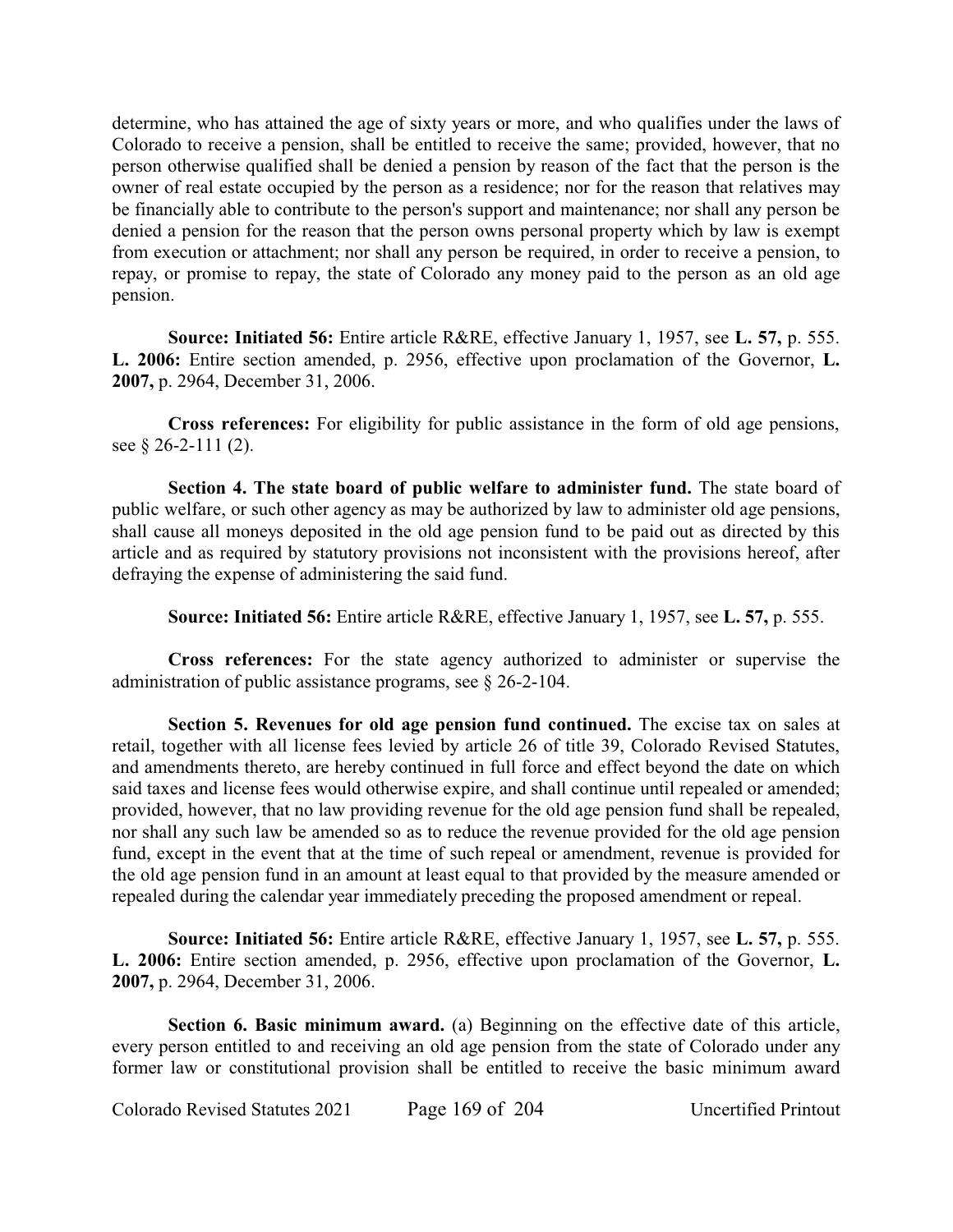determine, who has attained the age of sixty years or more, and who qualifies under the laws of Colorado to receive a pension, shall be entitled to receive the same; provided, however, that no person otherwise qualified shall be denied a pension by reason of the fact that the person is the owner of real estate occupied by the person as a residence; nor for the reason that relatives may be financially able to contribute to the person's support and maintenance; nor shall any person be denied a pension for the reason that the person owns personal property which by law is exempt from execution or attachment; nor shall any person be required, in order to receive a pension, to repay, or promise to repay, the state of Colorado any money paid to the person as an old age pension.

**Source: Initiated 56:** Entire article R&RE, effective January 1, 1957, see **L. 57,** p. 555. **L. 2006:** Entire section amended, p. 2956, effective upon proclamation of the Governor, **L. 2007,** p. 2964, December 31, 2006.

**Cross references:** For eligibility for public assistance in the form of old age pensions, see § 26-2-111 (2).

**Section 4. The state board of public welfare to administer fund.** The state board of public welfare, or such other agency as may be authorized by law to administer old age pensions, shall cause all moneys deposited in the old age pension fund to be paid out as directed by this article and as required by statutory provisions not inconsistent with the provisions hereof, after defraying the expense of administering the said fund.

**Source: Initiated 56:** Entire article R&RE, effective January 1, 1957, see **L. 57,** p. 555.

**Cross references:** For the state agency authorized to administer or supervise the administration of public assistance programs, see § 26-2-104.

**Section 5. Revenues for old age pension fund continued.** The excise tax on sales at retail, together with all license fees levied by article 26 of title 39, Colorado Revised Statutes, and amendments thereto, are hereby continued in full force and effect beyond the date on which said taxes and license fees would otherwise expire, and shall continue until repealed or amended; provided, however, that no law providing revenue for the old age pension fund shall be repealed, nor shall any such law be amended so as to reduce the revenue provided for the old age pension fund, except in the event that at the time of such repeal or amendment, revenue is provided for the old age pension fund in an amount at least equal to that provided by the measure amended or repealed during the calendar year immediately preceding the proposed amendment or repeal.

**Source: Initiated 56:** Entire article R&RE, effective January 1, 1957, see **L. 57,** p. 555. **L. 2006:** Entire section amended, p. 2956, effective upon proclamation of the Governor, **L. 2007,** p. 2964, December 31, 2006.

**Section 6. Basic minimum award.** (a) Beginning on the effective date of this article, every person entitled to and receiving an old age pension from the state of Colorado under any former law or constitutional provision shall be entitled to receive the basic minimum award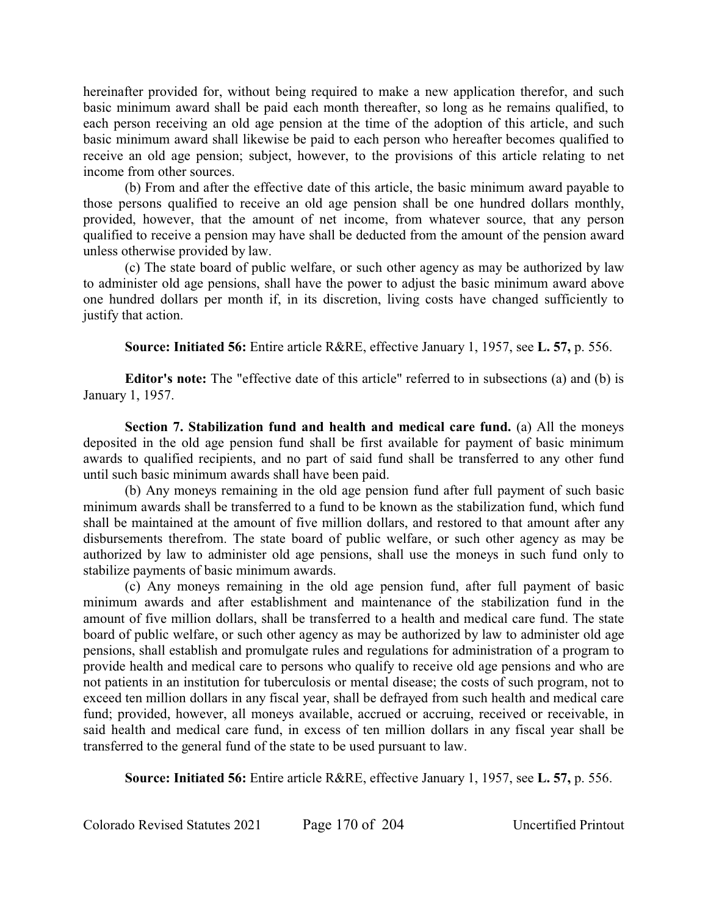hereinafter provided for, without being required to make a new application therefor, and such basic minimum award shall be paid each month thereafter, so long as he remains qualified, to each person receiving an old age pension at the time of the adoption of this article, and such basic minimum award shall likewise be paid to each person who hereafter becomes qualified to receive an old age pension; subject, however, to the provisions of this article relating to net income from other sources.

(b) From and after the effective date of this article, the basic minimum award payable to those persons qualified to receive an old age pension shall be one hundred dollars monthly, provided, however, that the amount of net income, from whatever source, that any person qualified to receive a pension may have shall be deducted from the amount of the pension award unless otherwise provided by law.

(c) The state board of public welfare, or such other agency as may be authorized by law to administer old age pensions, shall have the power to adjust the basic minimum award above one hundred dollars per month if, in its discretion, living costs have changed sufficiently to justify that action.

**Source: Initiated 56:** Entire article R&RE, effective January 1, 1957, see **L. 57,** p. 556.

**Editor's note:** The "effective date of this article" referred to in subsections (a) and (b) is January 1, 1957.

**Section 7. Stabilization fund and health and medical care fund.** (a) All the moneys deposited in the old age pension fund shall be first available for payment of basic minimum awards to qualified recipients, and no part of said fund shall be transferred to any other fund until such basic minimum awards shall have been paid.

(b) Any moneys remaining in the old age pension fund after full payment of such basic minimum awards shall be transferred to a fund to be known as the stabilization fund, which fund shall be maintained at the amount of five million dollars, and restored to that amount after any disbursements therefrom. The state board of public welfare, or such other agency as may be authorized by law to administer old age pensions, shall use the moneys in such fund only to stabilize payments of basic minimum awards.

(c) Any moneys remaining in the old age pension fund, after full payment of basic minimum awards and after establishment and maintenance of the stabilization fund in the amount of five million dollars, shall be transferred to a health and medical care fund. The state board of public welfare, or such other agency as may be authorized by law to administer old age pensions, shall establish and promulgate rules and regulations for administration of a program to provide health and medical care to persons who qualify to receive old age pensions and who are not patients in an institution for tuberculosis or mental disease; the costs of such program, not to exceed ten million dollars in any fiscal year, shall be defrayed from such health and medical care fund; provided, however, all moneys available, accrued or accruing, received or receivable, in said health and medical care fund, in excess of ten million dollars in any fiscal year shall be transferred to the general fund of the state to be used pursuant to law.

**Source: Initiated 56:** Entire article R&RE, effective January 1, 1957, see **L. 57,** p. 556.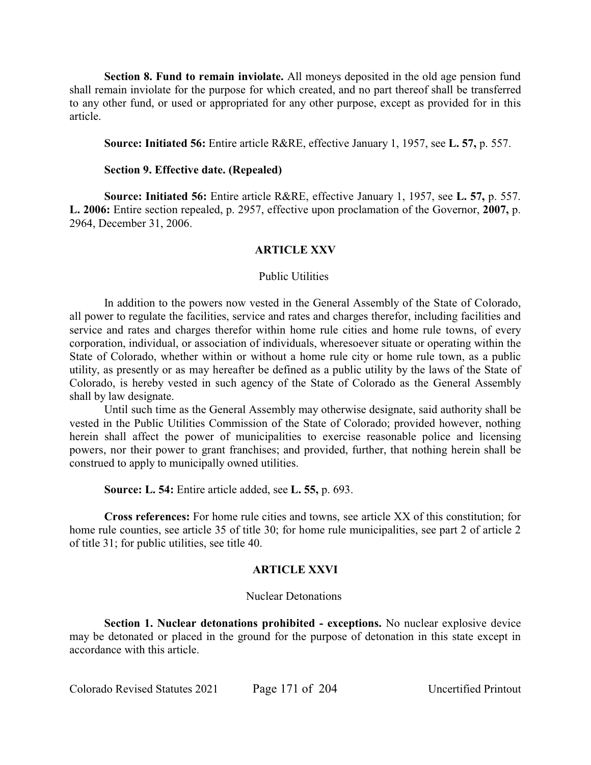**Section 8. Fund to remain inviolate.** All moneys deposited in the old age pension fund shall remain inviolate for the purpose for which created, and no part thereof shall be transferred to any other fund, or used or appropriated for any other purpose, except as provided for in this article.

**Source: Initiated 56:** Entire article R&RE, effective January 1, 1957, see **L. 57,** p. 557.

**Section 9. Effective date. (Repealed)**

**Source: Initiated 56:** Entire article R&RE, effective January 1, 1957, see **L. 57,** p. 557. **L. 2006:** Entire section repealed, p. 2957, effective upon proclamation of the Governor, **2007,** p. 2964, December 31, 2006.

## ARTICLE XXV

### Public Utilities

In addition to the powers now vested in the General Assembly of the State of Colorado, all power to regulate the facilities, service and rates and charges therefor, including facilities and service and rates and charges therefor within home rule cities and home rule towns, of every corporation, individual, or association of individuals, wheresoever situate or operating within the State of Colorado, whether within or without a home rule city or home rule town, as a public utility, as presently or as may hereafter be defined as a public utility by the laws of the State of Colorado, is hereby vested in such agency of the State of Colorado as the General Assembly shall by law designate.

Until such time as the General Assembly may otherwise designate, said authority shall be vested in the Public Utilities Commission of the State of Colorado; provided however, nothing herein shall affect the power of municipalities to exercise reasonable police and licensing powers, nor their power to grant franchises; and provided, further, that nothing herein shall be construed to apply to municipally owned utilities.

**Source: L. 54:** Entire article added, see **L. 55,** p. 693.

**Cross references:** For home rule cities and towns, see article XX of this constitution; for home rule counties, see article 35 of title 30; for home rule municipalities, see part 2 of article 2 of title 31; for public utilities, see title 40.

## ARTICLE XXVI

### Nuclear Detonations

**Section 1. Nuclear detonations prohibited - exceptions.** No nuclear explosive device may be detonated or placed in the ground for the purpose of detonation in this state except in accordance with this article.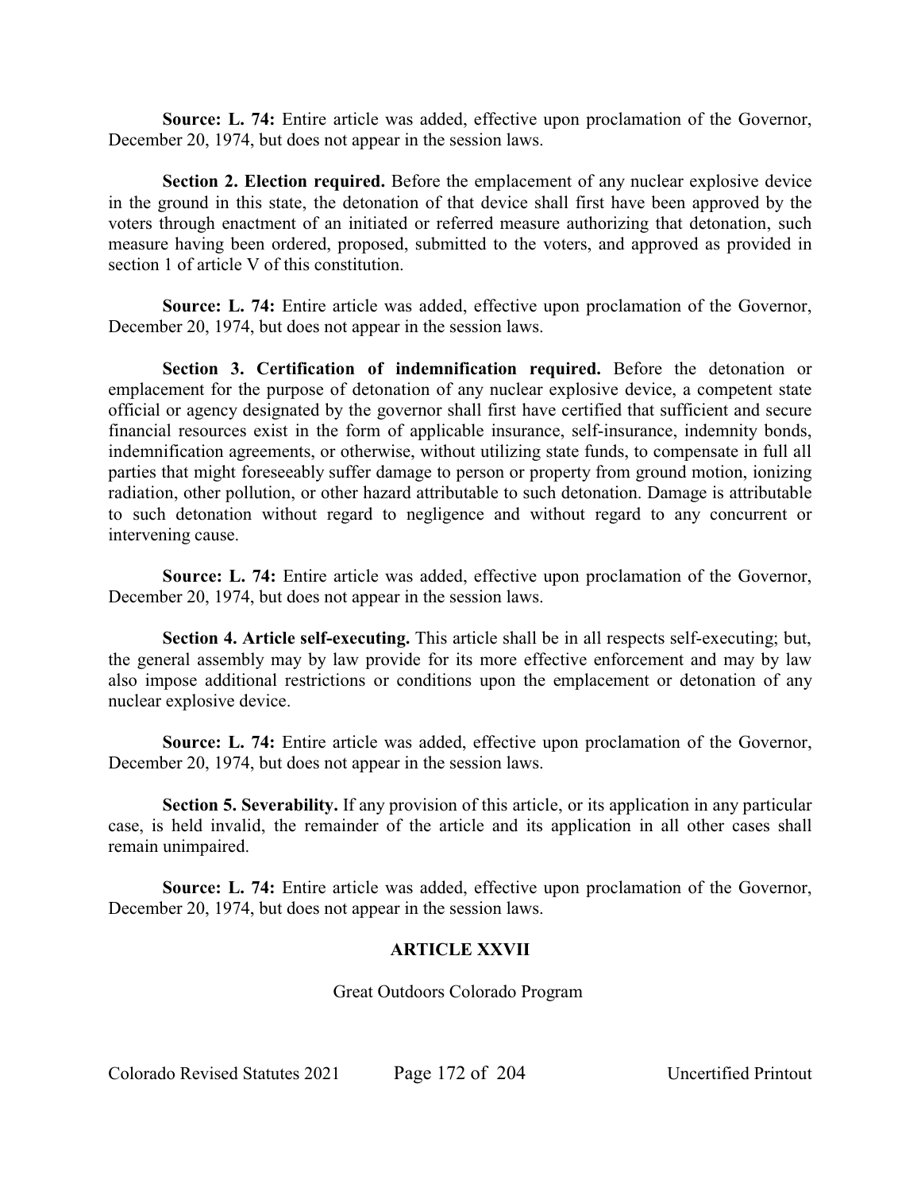**Source: L. 74:** Entire article was added, effective upon proclamation of the Governor, December 20, 1974, but does not appear in the session laws.

**Section 2. Election required.** Before the emplacement of any nuclear explosive device in the ground in this state, the detonation of that device shall first have been approved by the voters through enactment of an initiated or referred measure authorizing that detonation, such measure having been ordered, proposed, submitted to the voters, and approved as provided in section 1 of article V of this constitution.

**Source: L. 74:** Entire article was added, effective upon proclamation of the Governor, December 20, 1974, but does not appear in the session laws.

**Section 3. Certification of indemnification required.** Before the detonation or emplacement for the purpose of detonation of any nuclear explosive device, a competent state official or agency designated by the governor shall first have certified that sufficient and secure financial resources exist in the form of applicable insurance, self-insurance, indemnity bonds, indemnification agreements, or otherwise, without utilizing state funds, to compensate in full all parties that might foreseeably suffer damage to person or property from ground motion, ionizing radiation, other pollution, or other hazard attributable to such detonation. Damage is attributable to such detonation without regard to negligence and without regard to any concurrent or intervening cause.

**Source: L. 74:** Entire article was added, effective upon proclamation of the Governor, December 20, 1974, but does not appear in the session laws.

**Section 4. Article self-executing.** This article shall be in all respects self-executing; but, the general assembly may by law provide for its more effective enforcement and may by law also impose additional restrictions or conditions upon the emplacement or detonation of any nuclear explosive device.

**Source: L. 74:** Entire article was added, effective upon proclamation of the Governor, December 20, 1974, but does not appear in the session laws.

**Section 5. Severability.** If any provision of this article, or its application in any particular case, is held invalid, the remainder of the article and its application in all other cases shall remain unimpaired.

**Source: L. 74:** Entire article was added, effective upon proclamation of the Governor, December 20, 1974, but does not appear in the session laws.

## ARTICLE XXVII

Great Outdoors Colorado Program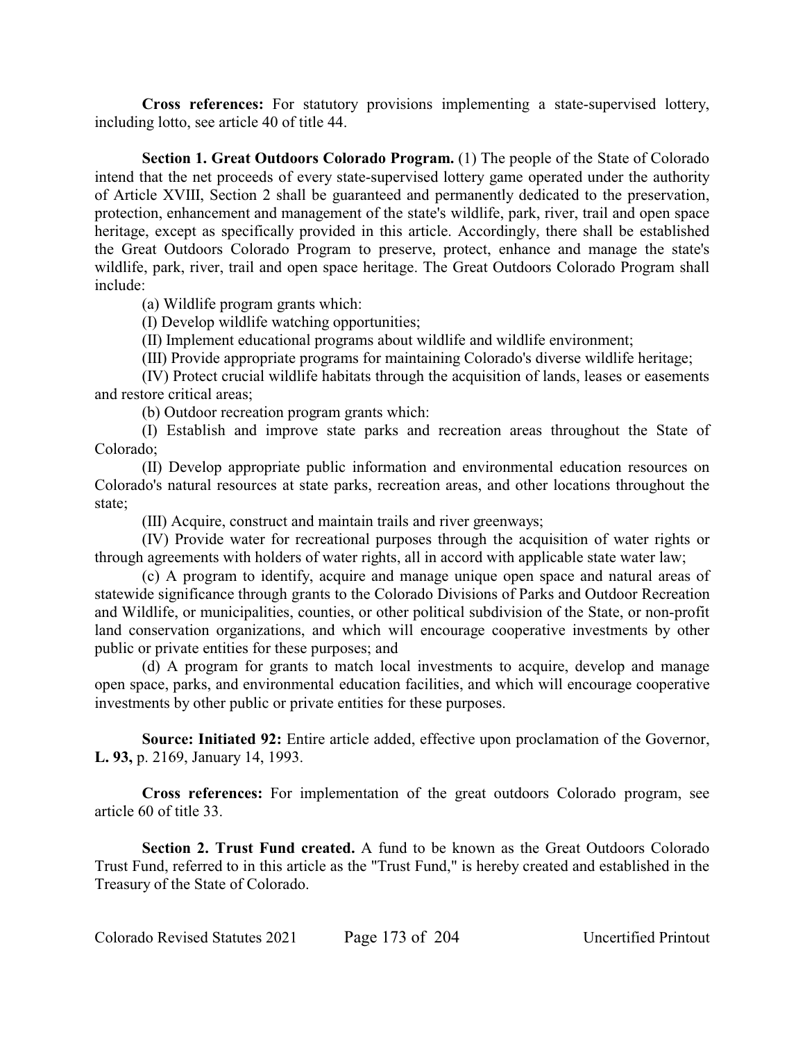**Cross references:** For statutory provisions implementing a state-supervised lottery, including lotto, see article 40 of title 44.

**Section 1. Great Outdoors Colorado Program.** (1) The people of the State of Colorado intend that the net proceeds of every state-supervised lottery game operated under the authority of Article XVIII, Section 2 shall be guaranteed and permanently dedicated to the preservation, protection, enhancement and management of the state's wildlife, park, river, trail and open space heritage, except as specifically provided in this article. Accordingly, there shall be established the Great Outdoors Colorado Program to preserve, protect, enhance and manage the state's wildlife, park, river, trail and open space heritage. The Great Outdoors Colorado Program shall include:

(a) Wildlife program grants which:

(I) Develop wildlife watching opportunities;

(II) Implement educational programs about wildlife and wildlife environment;

(III) Provide appropriate programs for maintaining Colorado's diverse wildlife heritage;

(IV) Protect crucial wildlife habitats through the acquisition of lands, leases or easements and restore critical areas;

(b) Outdoor recreation program grants which:

(I) Establish and improve state parks and recreation areas throughout the State of Colorado;

(II) Develop appropriate public information and environmental education resources on Colorado's natural resources at state parks, recreation areas, and other locations throughout the state;

(III) Acquire, construct and maintain trails and river greenways;

(IV) Provide water for recreational purposes through the acquisition of water rights or through agreements with holders of water rights, all in accord with applicable state water law;

(c) A program to identify, acquire and manage unique open space and natural areas of statewide significance through grants to the Colorado Divisions of Parks and Outdoor Recreation and Wildlife, or municipalities, counties, or other political subdivision of the State, or non-profit land conservation organizations, and which will encourage cooperative investments by other public or private entities for these purposes; and

(d) A program for grants to match local investments to acquire, develop and manage open space, parks, and environmental education facilities, and which will encourage cooperative investments by other public or private entities for these purposes.

**Source: Initiated 92:** Entire article added, effective upon proclamation of the Governor, **L. 93,** p. 2169, January 14, 1993.

**Cross references:** For implementation of the great outdoors Colorado program, see article 60 of title 33.

**Section 2. Trust Fund created.** A fund to be known as the Great Outdoors Colorado Trust Fund, referred to in this article as the "Trust Fund," is hereby created and established in the Treasury of the State of Colorado.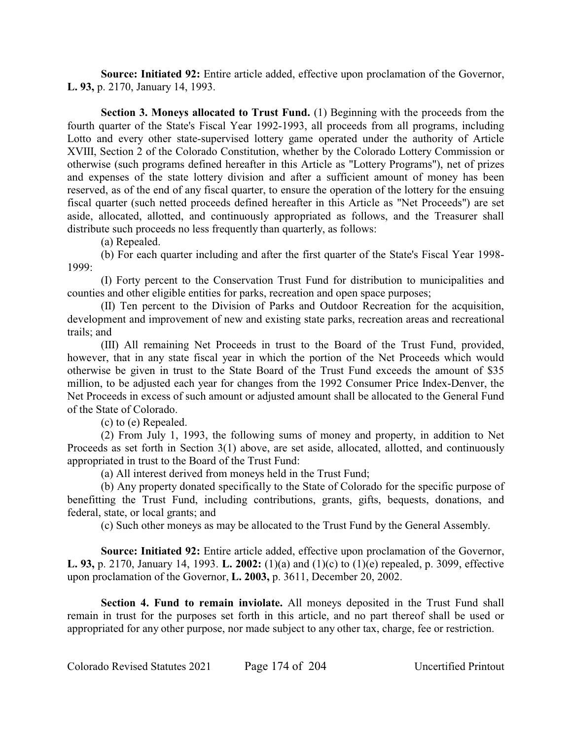**Source: Initiated 92:** Entire article added, effective upon proclamation of the Governor, **L. 93,** p. 2170, January 14, 1993.

**Section 3. Moneys allocated to Trust Fund.** (1) Beginning with the proceeds from the fourth quarter of the State's Fiscal Year 1992-1993, all proceeds from all programs, including Lotto and every other state-supervised lottery game operated under the authority of Article XVIII, Section 2 of the Colorado Constitution, whether by the Colorado Lottery Commission or otherwise (such programs defined hereafter in this Article as "Lottery Programs"), net of prizes and expenses of the state lottery division and after a sufficient amount of money has been reserved, as of the end of any fiscal quarter, to ensure the operation of the lottery for the ensuing fiscal quarter (such netted proceeds defined hereafter in this Article as "Net Proceeds") are set aside, allocated, allotted, and continuously appropriated as follows, and the Treasurer shall distribute such proceeds no less frequently than quarterly, as follows:

(a) Repealed.

(b) For each quarter including and after the first quarter of the State's Fiscal Year 1998-1999:

(I) Forty percent to the Conservation Trust Fund for distribution to municipalities and counties and other eligible entities for parks, recreation and open space purposes;

(II) Ten percent to the Division of Parks and Outdoor Recreation for the acquisition, development and improvement of new and existing state parks, recreation areas and recreational trails; and

(III) All remaining Net Proceeds in trust to the Board of the Trust Fund, provided, however, that in any state fiscal year in which the portion of the Net Proceeds which would otherwise be given in trust to the State Board of the Trust Fund exceeds the amount of $35 million, to be adjusted each year for changes from the 1992 Consumer Price Index-Denver, the Net Proceeds in excess of such amount or adjusted amount shall be allocated to the General Fund of the State of Colorado.

(c) to (e) Repealed.

(2) From July 1, 1993, the following sums of money and property, in addition to Net Proceeds as set forth in Section 3(1) above, are set aside, allocated, allotted, and continuously appropriated in trust to the Board of the Trust Fund:

(a) All interest derived from moneys held in the Trust Fund;

(b) Any property donated specifically to the State of Colorado for the specific purpose of benefitting the Trust Fund, including contributions, grants, gifts, bequests, donations, and federal, state, or local grants; and

(c) Such other moneys as may be allocated to the Trust Fund by the General Assembly.

**Source: Initiated 92:** Entire article added, effective upon proclamation of the Governor, **L. 93,** p. 2170, January 14, 1993. **L. 2002:** (1)(a) and (1)(c) to (1)(e) repealed, p. 3099, effective upon proclamation of the Governor, **L. 2003,** p. 3611, December 20, 2002.

**Section 4. Fund to remain inviolate.** All moneys deposited in the Trust Fund shall remain in trust for the purposes set forth in this article, and no part thereof shall be used or appropriated for any other purpose, nor made subject to any other tax, charge, fee or restriction.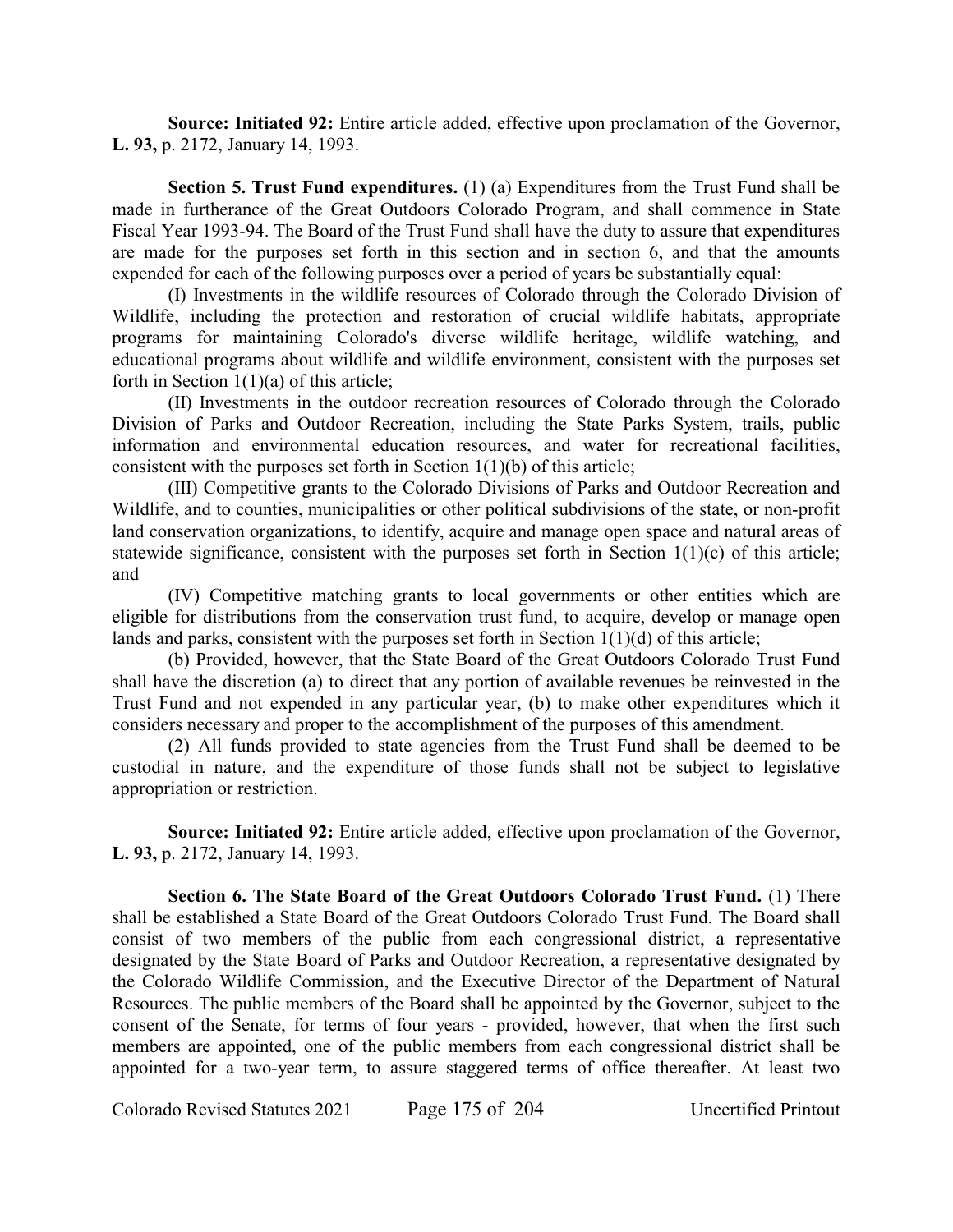**Source: Initiated 92:** Entire article added, effective upon proclamation of the Governor, **L. 93,** p. 2172, January 14, 1993.

**Section 5. Trust Fund expenditures.** (1) (a) Expenditures from the Trust Fund shall be made in furtherance of the Great Outdoors Colorado Program, and shall commence in State Fiscal Year 1993-94. The Board of the Trust Fund shall have the duty to assure that expenditures are made for the purposes set forth in this section and in section 6, and that the amounts expended for each of the following purposes over a period of years be substantially equal:

(I) Investments in the wildlife resources of Colorado through the Colorado Division of Wildlife, including the protection and restoration of crucial wildlife habitats, appropriate programs for maintaining Colorado's diverse wildlife heritage, wildlife watching, and educational programs about wildlife and wildlife environment, consistent with the purposes set forth in Section 1(1)(a) of this article;

(II) Investments in the outdoor recreation resources of Colorado through the Colorado Division of Parks and Outdoor Recreation, including the State Parks System, trails, public information and environmental education resources, and water for recreational facilities, consistent with the purposes set forth in Section 1(1)(b) of this article;

(III) Competitive grants to the Colorado Divisions of Parks and Outdoor Recreation and Wildlife, and to counties, municipalities or other political subdivisions of the state, or non-profit land conservation organizations, to identify, acquire and manage open space and natural areas of statewide significance, consistent with the purposes set forth in Section 1(1)(c) of this article; and

(IV) Competitive matching grants to local governments or other entities which are eligible for distributions from the conservation trust fund, to acquire, develop or manage open lands and parks, consistent with the purposes set forth in Section 1(1)(d) of this article;

(b) Provided, however, that the State Board of the Great Outdoors Colorado Trust Fund shall have the discretion (a) to direct that any portion of available revenues be reinvested in the Trust Fund and not expended in any particular year, (b) to make other expenditures which it considers necessary and proper to the accomplishment of the purposes of this amendment.

(2) All funds provided to state agencies from the Trust Fund shall be deemed to be custodial in nature, and the expenditure of those funds shall not be subject to legislative appropriation or restriction.

**Source: Initiated 92:** Entire article added, effective upon proclamation of the Governor, **L. 93,** p. 2172, January 14, 1993.

**Section 6. The State Board of the Great Outdoors Colorado Trust Fund.** (1) There shall be established a State Board of the Great Outdoors Colorado Trust Fund. The Board shall consist of two members of the public from each congressional district, a representative designated by the State Board of Parks and Outdoor Recreation, a representative designated by the Colorado Wildlife Commission, and the Executive Director of the Department of Natural Resources. The public members of the Board shall be appointed by the Governor, subject to the consent of the Senate, for terms of four years - provided, however, that when the first such members are appointed, one of the public members from each congressional district shall be appointed for a two-year term, to assure staggered terms of office thereafter. At least two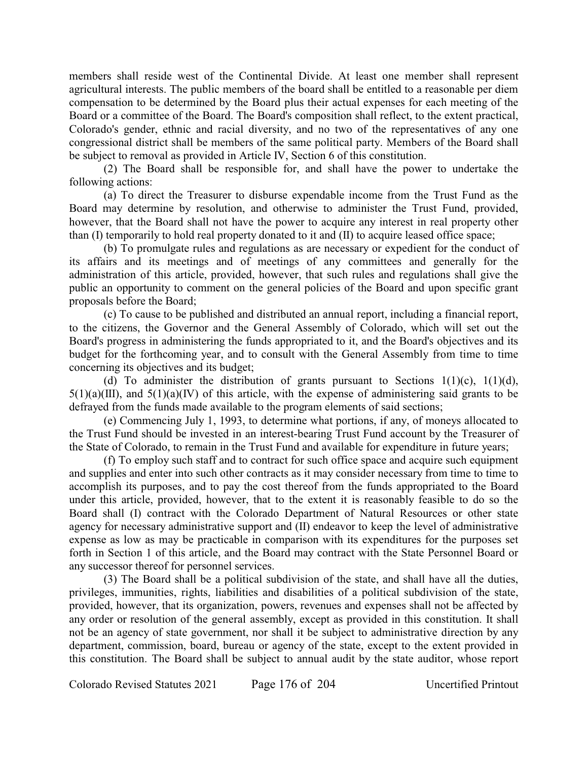members shall reside west of the Continental Divide. At least one member shall represent agricultural interests. The public members of the board shall be entitled to a reasonable per diem compensation to be determined by the Board plus their actual expenses for each meeting of the Board or a committee of the Board. The Board's composition shall reflect, to the extent practical, Colorado's gender, ethnic and racial diversity, and no two of the representatives of any one congressional district shall be members of the same political party. Members of the Board shall be subject to removal as provided in Article IV, Section 6 of this constitution.

(2) The Board shall be responsible for, and shall have the power to undertake the following actions:

(a) To direct the Treasurer to disburse expendable income from the Trust Fund as the Board may determine by resolution, and otherwise to administer the Trust Fund, provided, however, that the Board shall not have the power to acquire any interest in real property other than (I) temporarily to hold real property donated to it and (II) to acquire leased office space;

(b) To promulgate rules and regulations as are necessary or expedient for the conduct of its affairs and its meetings and of meetings of any committees and generally for the administration of this article, provided, however, that such rules and regulations shall give the public an opportunity to comment on the general policies of the Board and upon specific grant proposals before the Board;

(c) To cause to be published and distributed an annual report, including a financial report, to the citizens, the Governor and the General Assembly of Colorado, which will set out the Board's progress in administering the funds appropriated to it, and the Board's objectives and its budget for the forthcoming year, and to consult with the General Assembly from time to time concerning its objectives and its budget;

(d) To administer the distribution of grants pursuant to Sections 1(1)(c), 1(1)(d), 5(1)(a)(III), and 5(1)(a)(IV) of this article, with the expense of administering said grants to be defrayed from the funds made available to the program elements of said sections;

(e) Commencing July 1, 1993, to determine what portions, if any, of moneys allocated to the Trust Fund should be invested in an interest-bearing Trust Fund account by the Treasurer of the State of Colorado, to remain in the Trust Fund and available for expenditure in future years;

(f) To employ such staff and to contract for such office space and acquire such equipment and supplies and enter into such other contracts as it may consider necessary from time to time to accomplish its purposes, and to pay the cost thereof from the funds appropriated to the Board under this article, provided, however, that to the extent it is reasonably feasible to do so the Board shall (I) contract with the Colorado Department of Natural Resources or other state agency for necessary administrative support and (II) endeavor to keep the level of administrative expense as low as may be practicable in comparison with its expenditures for the purposes set forth in Section 1 of this article, and the Board may contract with the State Personnel Board or any successor thereof for personnel services.

(3) The Board shall be a political subdivision of the state, and shall have all the duties, privileges, immunities, rights, liabilities and disabilities of a political subdivision of the state, provided, however, that its organization, powers, revenues and expenses shall not be affected by any order or resolution of the general assembly, except as provided in this constitution. It shall not be an agency of state government, nor shall it be subject to administrative direction by any department, commission, board, bureau or agency of the state, except to the extent provided in this constitution. The Board shall be subject to annual audit by the state auditor, whose report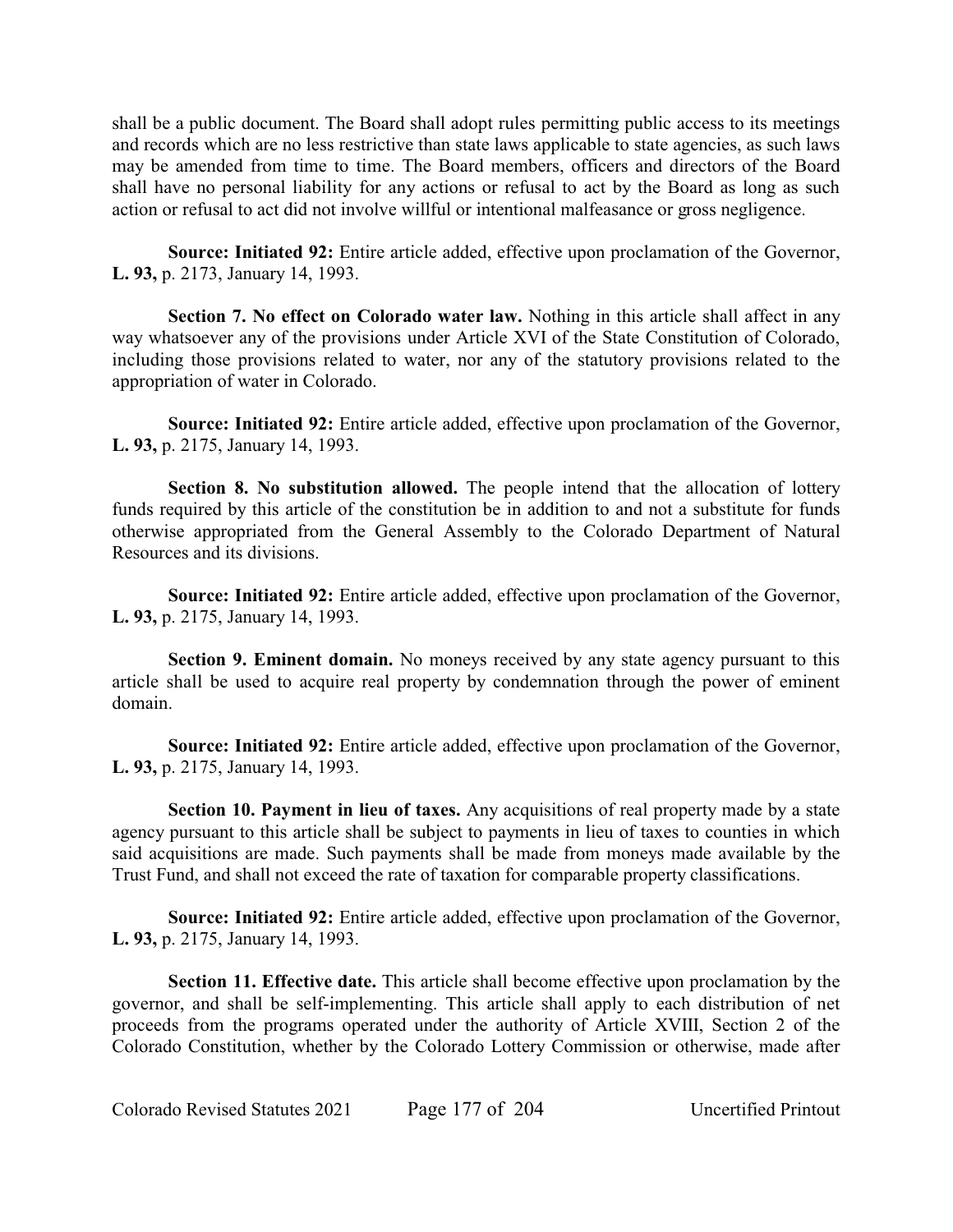shall be a public document. The Board shall adopt rules permitting public access to its meetings and records which are no less restrictive than state laws applicable to state agencies, as such laws may be amended from time to time. The Board members, officers and directors of the Board shall have no personal liability for any actions or refusal to act by the Board as long as such action or refusal to act did not involve willful or intentional malfeasance or gross negligence.

**Source: Initiated 92:** Entire article added, effective upon proclamation of the Governor, **L. 93,** p. 2173, January 14, 1993.

**Section 7. No effect on Colorado water law.** Nothing in this article shall affect in any way whatsoever any of the provisions under Article XVI of the State Constitution of Colorado, including those provisions related to water, nor any of the statutory provisions related to the appropriation of water in Colorado.

**Source: Initiated 92:** Entire article added, effective upon proclamation of the Governor, **L. 93,** p. 2175, January 14, 1993.

**Section 8. No substitution allowed.** The people intend that the allocation of lottery funds required by this article of the constitution be in addition to and not a substitute for funds otherwise appropriated from the General Assembly to the Colorado Department of Natural Resources and its divisions.

**Source: Initiated 92:** Entire article added, effective upon proclamation of the Governor, **L. 93,** p. 2175, January 14, 1993.

**Section 9. Eminent domain.** No moneys received by any state agency pursuant to this article shall be used to acquire real property by condemnation through the power of eminent domain.

**Source: Initiated 92:** Entire article added, effective upon proclamation of the Governor, **L. 93,** p. 2175, January 14, 1993.

**Section 10. Payment in lieu of taxes.** Any acquisitions of real property made by a state agency pursuant to this article shall be subject to payments in lieu of taxes to counties in which said acquisitions are made. Such payments shall be made from moneys made available by the Trust Fund, and shall not exceed the rate of taxation for comparable property classifications.

**Source: Initiated 92:** Entire article added, effective upon proclamation of the Governor, **L. 93,** p. 2175, January 14, 1993.

**Section 11. Effective date.** This article shall become effective upon proclamation by the governor, and shall be self-implementing. This article shall apply to each distribution of net proceeds from the programs operated under the authority of Article XVIII, Section 2 of the Colorado Constitution, whether by the Colorado Lottery Commission or otherwise, made after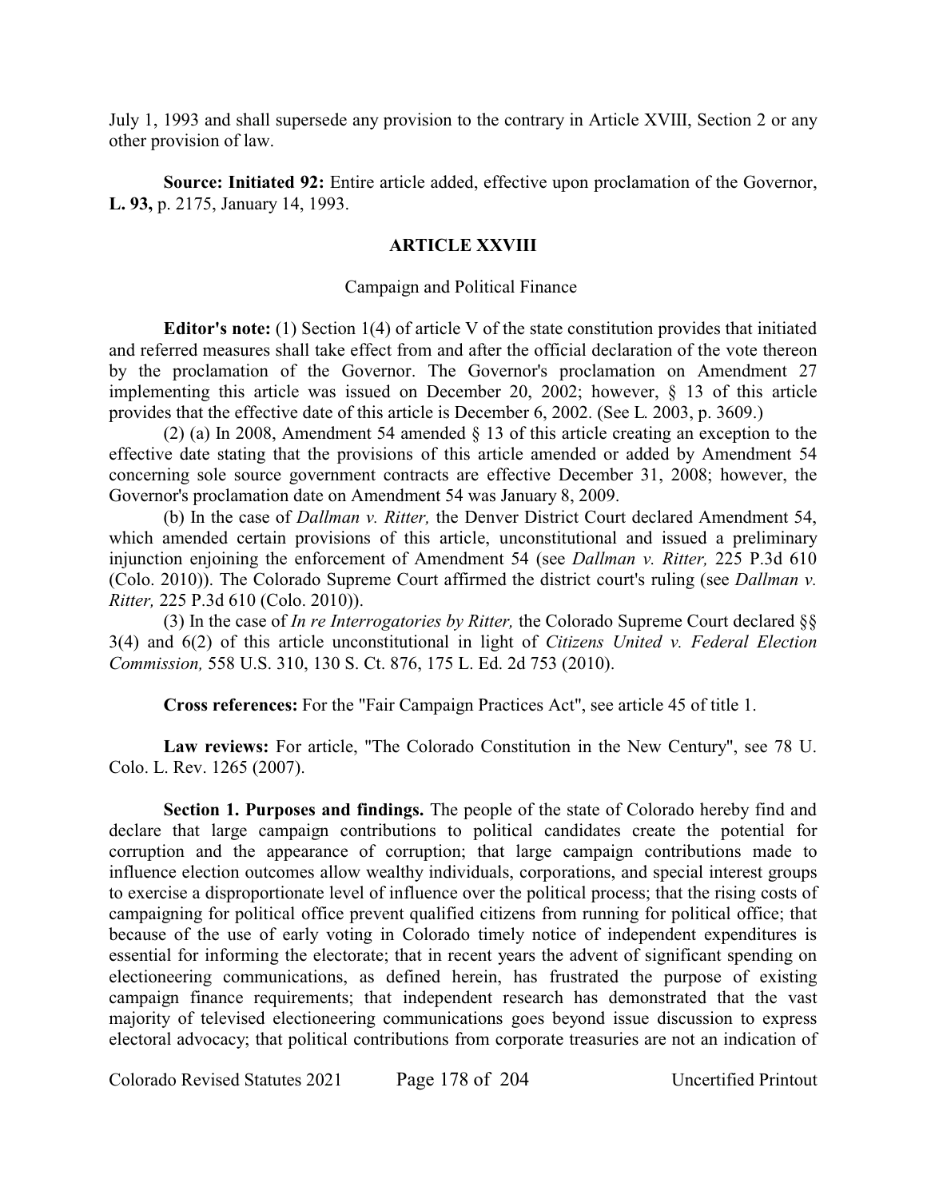July 1, 1993 and shall supersede any provision to the contrary in Article XVIII, Section 2 or any other provision of law.

**Source: Initiated 92:** Entire article added, effective upon proclamation of the Governor, **L. 93,** p. 2175, January 14, 1993.

## ARTICLE XXVIII

### Campaign and Political Finance

**Editor's note:** (1) Section 1(4) of article V of the state constitution provides that initiated and referred measures shall take effect from and after the official declaration of the vote thereon by the proclamation of the Governor. The Governor's proclamation on Amendment 27 implementing this article was issued on December 20, 2002; however, § 13 of this article provides that the effective date of this article is December 6, 2002. (See L. 2003, p. 3609.)

(2) (a) In 2008, Amendment 54 amended § 13 of this article creating an exception to the effective date stating that the provisions of this article amended or added by Amendment 54 concerning sole source government contracts are effective December 31, 2008; however, the Governor's proclamation date on Amendment 54 was January 8, 2009.

(b) In the case of *Dallman v. Ritter,* the Denver District Court declared Amendment 54, which amended certain provisions of this article, unconstitutional and issued a preliminary injunction enjoining the enforcement of Amendment 54 (see *Dallman v. Ritter,* 225 P.3d 610 (Colo. 2010)). The Colorado Supreme Court affirmed the district court's ruling (see *Dallman v. Ritter,* 225 P.3d 610 (Colo. 2010)).

(3) In the case of *In re Interrogatories by Ritter,* the Colorado Supreme Court declared §§ 3(4) and 6(2) of this article unconstitutional in light of *Citizens United v. Federal Election Commission,* 558 U.S. 310, 130 S. Ct. 876, 175 L. Ed. 2d 753 (2010).

**Cross references:** For the "Fair Campaign Practices Act", see article 45 of title 1.

**Law reviews:** For article, "The Colorado Constitution in the New Century", see 78 U. Colo. L. Rev. 1265 (2007).

**Section 1. Purposes and findings.** The people of the state of Colorado hereby find and declare that large campaign contributions to political candidates create the potential for corruption and the appearance of corruption; that large campaign contributions made to influence election outcomes allow wealthy individuals, corporations, and special interest groups to exercise a disproportionate level of influence over the political process; that the rising costs of campaigning for political office prevent qualified citizens from running for political office; that because of the use of early voting in Colorado timely notice of independent expenditures is essential for informing the electorate; that in recent years the advent of significant spending on electioneering communications, as defined herein, has frustrated the purpose of existing campaign finance requirements; that independent research has demonstrated that the vast majority of televised electioneering communications goes beyond issue discussion to express electoral advocacy; that political contributions from corporate treasuries are not an indication of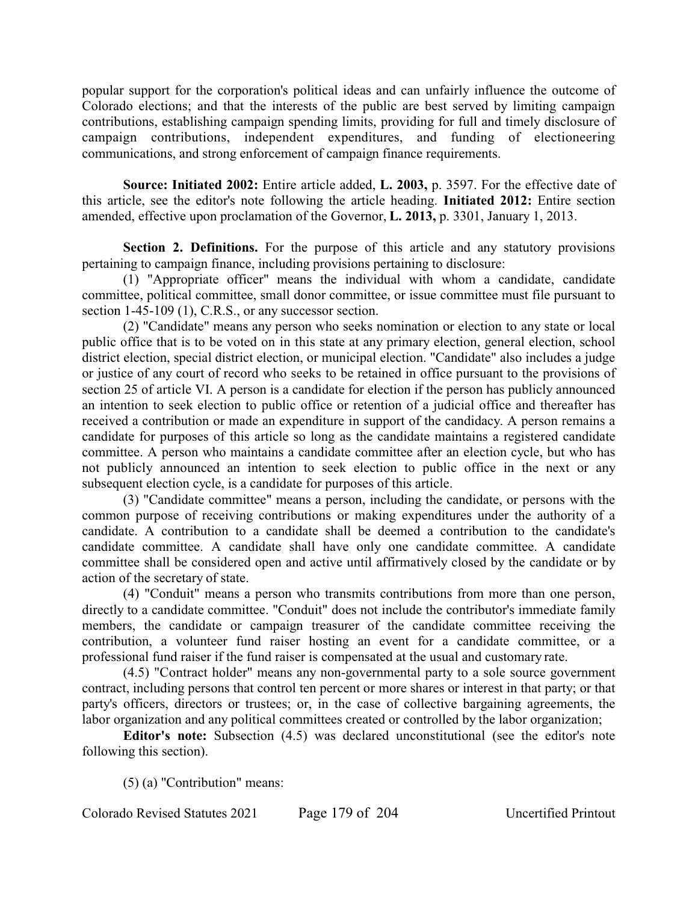popular support for the corporation's political ideas and can unfairly influence the outcome of Colorado elections; and that the interests of the public are best served by limiting campaign contributions, establishing campaign spending limits, providing for full and timely disclosure of campaign contributions, independent expenditures, and funding of electioneering communications, and strong enforcement of campaign finance requirements.

**Source: Initiated 2002:** Entire article added, **L. 2003,** p. 3597. For the effective date of this article, see the editor's note following the article heading. **Initiated 2012:** Entire section amended, effective upon proclamation of the Governor, **L. 2013,** p. 3301, January 1, 2013.

**Section 2. Definitions.** For the purpose of this article and any statutory provisions pertaining to campaign finance, including provisions pertaining to disclosure:

(1) "Appropriate officer" means the individual with whom a candidate, candidate committee, political committee, small donor committee, or issue committee must file pursuant to section 1-45-109 (1), C.R.S., or any successor section.

(2) "Candidate" means any person who seeks nomination or election to any state or local public office that is to be voted on in this state at any primary election, general election, school district election, special district election, or municipal election. "Candidate" also includes a judge or justice of any court of record who seeks to be retained in office pursuant to the provisions of section 25 of article VI. A person is a candidate for election if the person has publicly announced an intention to seek election to public office or retention of a judicial office and thereafter has received a contribution or made an expenditure in support of the candidacy. A person remains a candidate for purposes of this article so long as the candidate maintains a registered candidate committee. A person who maintains a candidate committee after an election cycle, but who has not publicly announced an intention to seek election to public office in the next or any subsequent election cycle, is a candidate for purposes of this article.

(3) "Candidate committee" means a person, including the candidate, or persons with the common purpose of receiving contributions or making expenditures under the authority of a candidate. A contribution to a candidate shall be deemed a contribution to the candidate's candidate committee. A candidate shall have only one candidate committee. A candidate committee shall be considered open and active until affirmatively closed by the candidate or by action of the secretary of state.

(4) "Conduit" means a person who transmits contributions from more than one person, directly to a candidate committee. "Conduit" does not include the contributor's immediate family members, the candidate or campaign treasurer of the candidate committee receiving the contribution, a volunteer fund raiser hosting an event for a candidate committee, or a professional fund raiser if the fund raiser is compensated at the usual and customary rate.

(4.5) "Contract holder" means any non-governmental party to a sole source government contract, including persons that control ten percent or more shares or interest in that party; or that party's officers, directors or trustees; or, in the case of collective bargaining agreements, the labor organization and any political committees created or controlled by the labor organization;

**Editor's note:** Subsection (4.5) was declared unconstitutional (see the editor's note following this section).

(5) (a) "Contribution" means: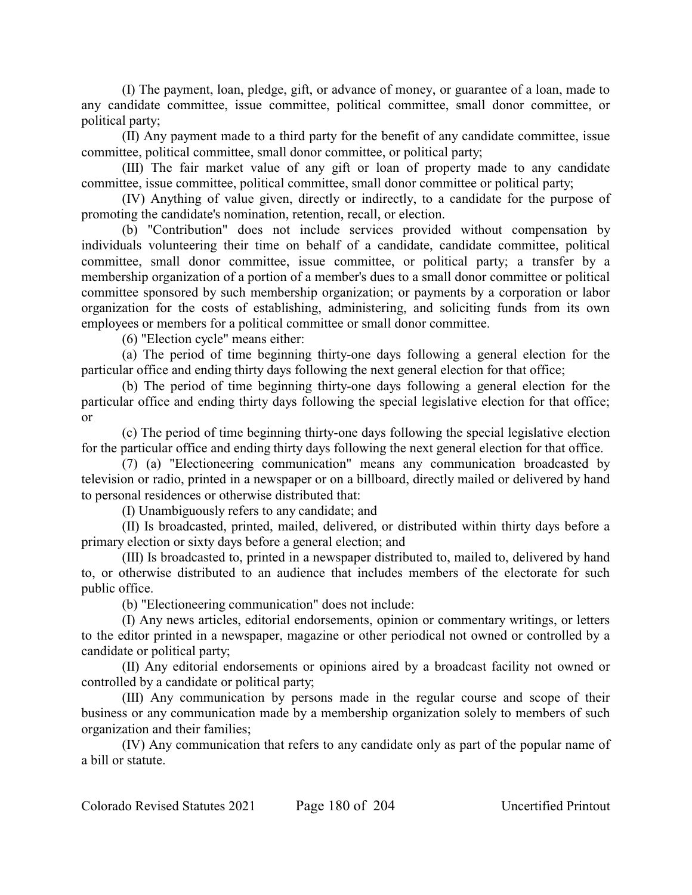(I) The payment, loan, pledge, gift, or advance of money, or guarantee of a loan, made to any candidate committee, issue committee, political committee, small donor committee, or political party;

(II) Any payment made to a third party for the benefit of any candidate committee, issue committee, political committee, small donor committee, or political party;

(III) The fair market value of any gift or loan of property made to any candidate committee, issue committee, political committee, small donor committee or political party;

(IV) Anything of value given, directly or indirectly, to a candidate for the purpose of promoting the candidate's nomination, retention, recall, or election.

(b) "Contribution" does not include services provided without compensation by individuals volunteering their time on behalf of a candidate, candidate committee, political committee, small donor committee, issue committee, or political party; a transfer by a membership organization of a portion of a member's dues to a small donor committee or political committee sponsored by such membership organization; or payments by a corporation or labor organization for the costs of establishing, administering, and soliciting funds from its own employees or members for a political committee or small donor committee.

(6) "Election cycle" means either:

(a) The period of time beginning thirty-one days following a general election for the particular office and ending thirty days following the next general election for that office;

(b) The period of time beginning thirty-one days following a general election for the particular office and ending thirty days following the special legislative election for that office; or

(c) The period of time beginning thirty-one days following the special legislative election for the particular office and ending thirty days following the next general election for that office.

(7) (a) "Electioneering communication" means any communication broadcasted by television or radio, printed in a newspaper or on a billboard, directly mailed or delivered by hand to personal residences or otherwise distributed that:

(I) Unambiguously refers to any candidate; and

(II) Is broadcasted, printed, mailed, delivered, or distributed within thirty days before a primary election or sixty days before a general election; and

(III) Is broadcasted to, printed in a newspaper distributed to, mailed to, delivered by hand to, or otherwise distributed to an audience that includes members of the electorate for such public office.

(b) "Electioneering communication" does not include:

(I) Any news articles, editorial endorsements, opinion or commentary writings, or letters to the editor printed in a newspaper, magazine or other periodical not owned or controlled by a candidate or political party;

(II) Any editorial endorsements or opinions aired by a broadcast facility not owned or controlled by a candidate or political party;

(III) Any communication by persons made in the regular course and scope of their business or any communication made by a membership organization solely to members of such organization and their families;

(IV) Any communication that refers to any candidate only as part of the popular name of a bill or statute.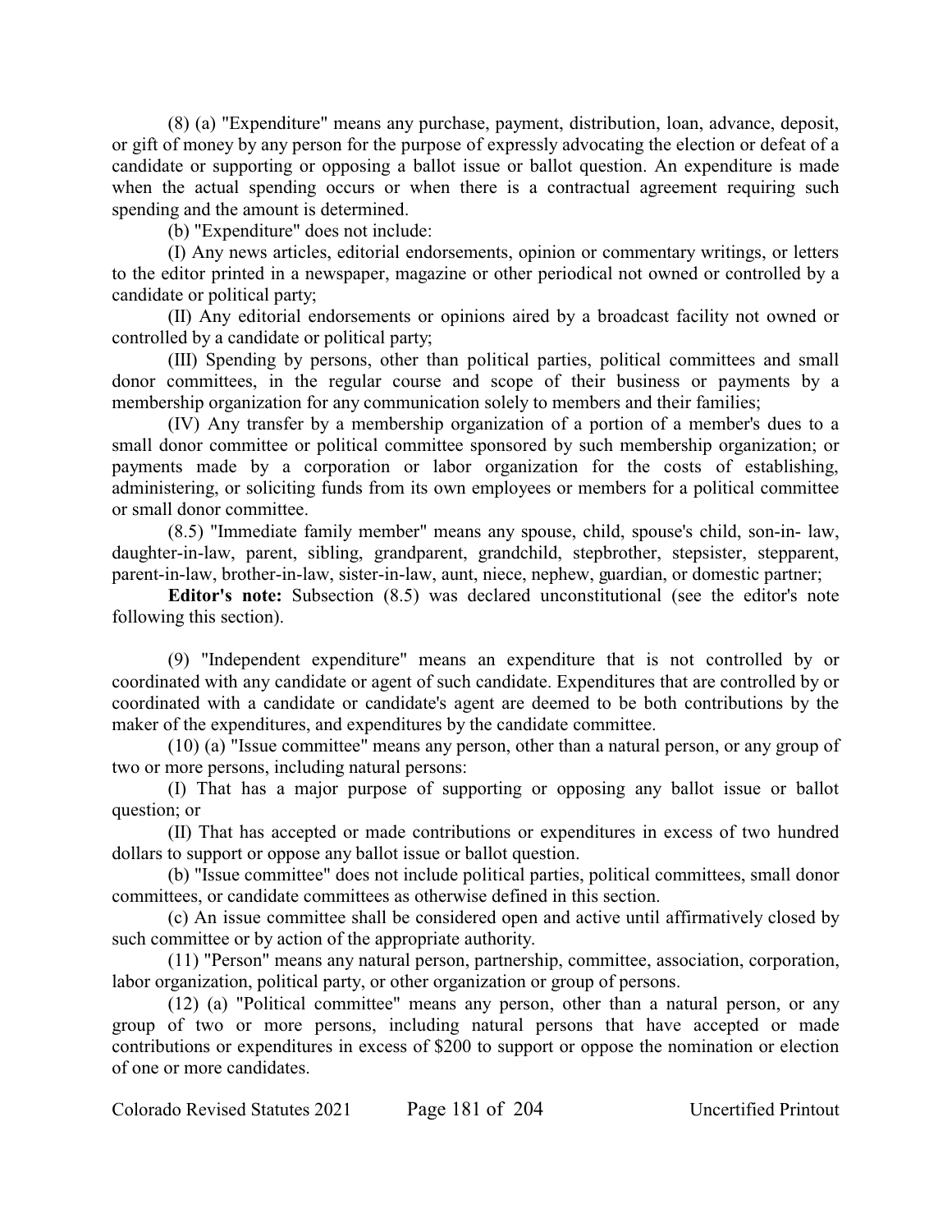(8) (a) "Expenditure" means any purchase, payment, distribution, loan, advance, deposit, or gift of money by any person for the purpose of expressly advocating the election or defeat of a candidate or supporting or opposing a ballot issue or ballot question. An expenditure is made when the actual spending occurs or when there is a contractual agreement requiring such spending and the amount is determined.

(b) "Expenditure" does not include:

(I) Any news articles, editorial endorsements, opinion or commentary writings, or letters to the editor printed in a newspaper, magazine or other periodical not owned or controlled by a candidate or political party;

(II) Any editorial endorsements or opinions aired by a broadcast facility not owned or controlled by a candidate or political party;

(III) Spending by persons, other than political parties, political committees and small donor committees, in the regular course and scope of their business or payments by a membership organization for any communication solely to members and their families;

(IV) Any transfer by a membership organization of a portion of a member's dues to a small donor committee or political committee sponsored by such membership organization; or payments made by a corporation or labor organization for the costs of establishing, administering, or soliciting funds from its own employees or members for a political committee or small donor committee.

(8.5) "Immediate family member" means any spouse, child, spouse's child, son-in- law, daughter-in-law, parent, sibling, grandparent, grandchild, stepbrother, stepsister, stepparent, parent-in-law, brother-in-law, sister-in-law, aunt, niece, nephew, guardian, or domestic partner;

**Editor's note:** Subsection (8.5) was declared unconstitutional (see the editor's note following this section).

(9) "Independent expenditure" means an expenditure that is not controlled by or coordinated with any candidate or agent of such candidate. Expenditures that are controlled by or coordinated with a candidate or candidate's agent are deemed to be both contributions by the maker of the expenditures, and expenditures by the candidate committee.

(10) (a) "Issue committee" means any person, other than a natural person, or any group of two or more persons, including natural persons:

(I) That has a major purpose of supporting or opposing any ballot issue or ballot question; or

(II) That has accepted or made contributions or expenditures in excess of two hundred dollars to support or oppose any ballot issue or ballot question.

(b) "Issue committee" does not include political parties, political committees, small donor committees, or candidate committees as otherwise defined in this section.

(c) An issue committee shall be considered open and active until affirmatively closed by such committee or by action of the appropriate authority.

(11) "Person" means any natural person, partnership, committee, association, corporation, labor organization, political party, or other organization or group of persons.

(12) (a) "Political committee" means any person, other than a natural person, or any group of two or more persons, including natural persons that have accepted or made contributions or expenditures in excess of $200 to support or oppose the nomination or election of one or more candidates.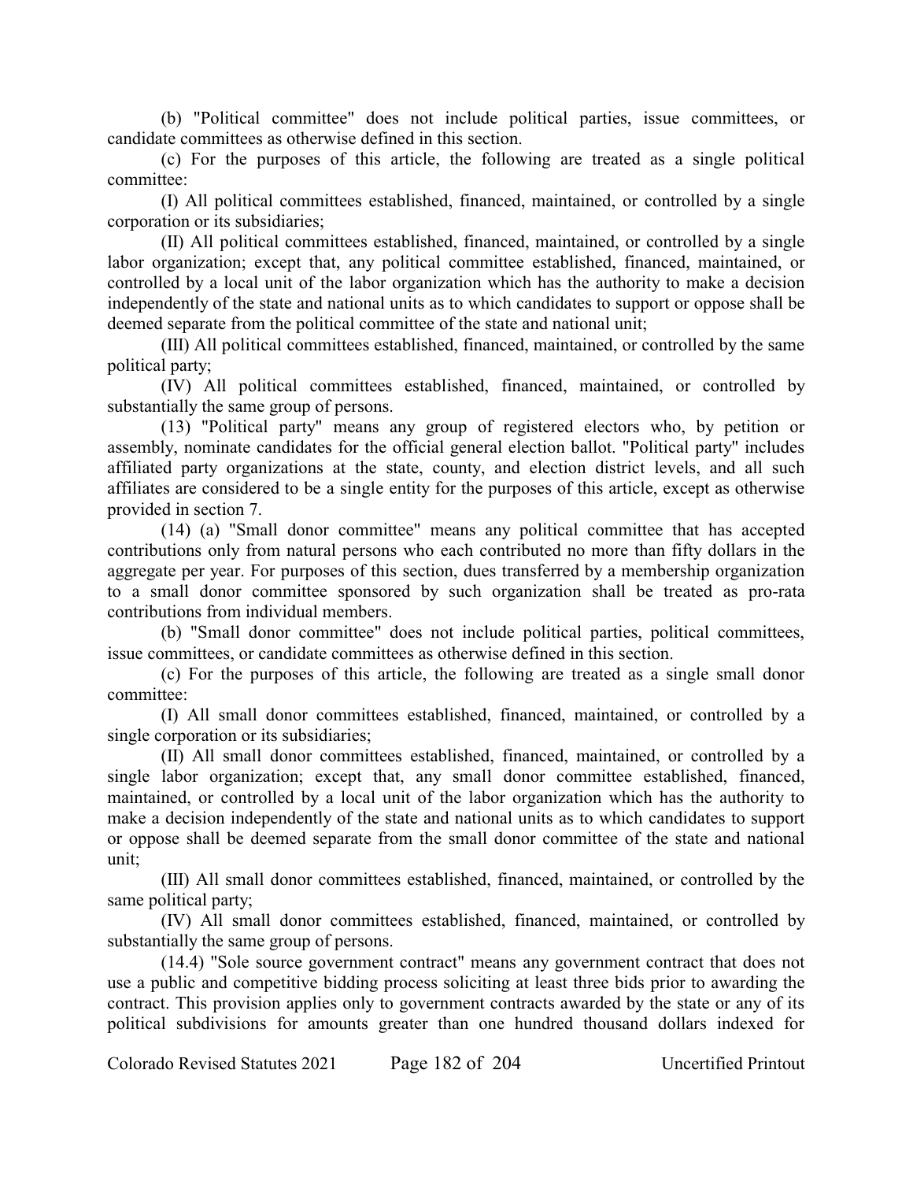(b) "Political committee" does not include political parties, issue committees, or candidate committees as otherwise defined in this section.

(c) For the purposes of this article, the following are treated as a single political committee:

(I) All political committees established, financed, maintained, or controlled by a single corporation or its subsidiaries;

(II) All political committees established, financed, maintained, or controlled by a single labor organization; except that, any political committee established, financed, maintained, or controlled by a local unit of the labor organization which has the authority to make a decision independently of the state and national units as to which candidates to support or oppose shall be deemed separate from the political committee of the state and national unit;

(III) All political committees established, financed, maintained, or controlled by the same political party;

(IV) All political committees established, financed, maintained, or controlled by substantially the same group of persons.

(13) "Political party" means any group of registered electors who, by petition or assembly, nominate candidates for the official general election ballot. "Political party" includes affiliated party organizations at the state, county, and election district levels, and all such affiliates are considered to be a single entity for the purposes of this article, except as otherwise provided in section 7.

(14) (a) "Small donor committee" means any political committee that has accepted contributions only from natural persons who each contributed no more than fifty dollars in the aggregate per year. For purposes of this section, dues transferred by a membership organization to a small donor committee sponsored by such organization shall be treated as pro-rata contributions from individual members.

(b) "Small donor committee" does not include political parties, political committees, issue committees, or candidate committees as otherwise defined in this section.

(c) For the purposes of this article, the following are treated as a single small donor committee:

(I) All small donor committees established, financed, maintained, or controlled by a single corporation or its subsidiaries;

(II) All small donor committees established, financed, maintained, or controlled by a single labor organization; except that, any small donor committee established, financed, maintained, or controlled by a local unit of the labor organization which has the authority to make a decision independently of the state and national units as to which candidates to support or oppose shall be deemed separate from the small donor committee of the state and national unit;

(III) All small donor committees established, financed, maintained, or controlled by the same political party;

(IV) All small donor committees established, financed, maintained, or controlled by substantially the same group of persons.

(14.4) "Sole source government contract" means any government contract that does not use a public and competitive bidding process soliciting at least three bids prior to awarding the contract. This provision applies only to government contracts awarded by the state or any of its political subdivisions for amounts greater than one hundred thousand dollars indexed for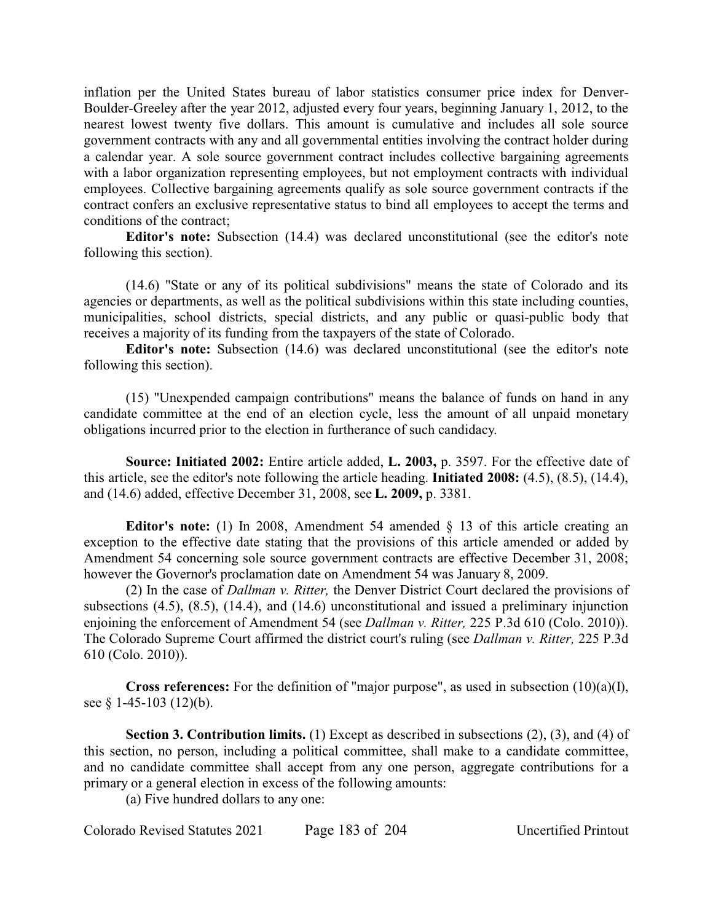inflation per the United States bureau of labor statistics consumer price index for Denver-Boulder-Greeley after the year 2012, adjusted every four years, beginning January 1, 2012, to the nearest lowest twenty five dollars. This amount is cumulative and includes all sole source government contracts with any and all governmental entities involving the contract holder during a calendar year. A sole source government contract includes collective bargaining agreements with a labor organization representing employees, but not employment contracts with individual employees. Collective bargaining agreements qualify as sole source government contracts if the contract confers an exclusive representative status to bind all employees to accept the terms and conditions of the contract;

**Editor's note:** Subsection (14.4) was declared unconstitutional (see the editor's note following this section).

(14.6) "State or any of its political subdivisions" means the state of Colorado and its agencies or departments, as well as the political subdivisions within this state including counties, municipalities, school districts, special districts, and any public or quasi-public body that receives a majority of its funding from the taxpayers of the state of Colorado.

**Editor's note:** Subsection (14.6) was declared unconstitutional (see the editor's note following this section).

(15) "Unexpended campaign contributions" means the balance of funds on hand in any candidate committee at the end of an election cycle, less the amount of all unpaid monetary obligations incurred prior to the election in furtherance of such candidacy.

**Source: Initiated 2002:** Entire article added, **L. 2003,** p. 3597. For the effective date of this article, see the editor's note following the article heading. **Initiated 2008:** (4.5), (8.5), (14.4), and (14.6) added, effective December 31, 2008, see **L. 2009,** p. 3381.

**Editor's note:** (1) In 2008, Amendment 54 amended § 13 of this article creating an exception to the effective date stating that the provisions of this article amended or added by Amendment 54 concerning sole source government contracts are effective December 31, 2008; however the Governor's proclamation date on Amendment 54 was January 8, 2009.

(2) In the case of *Dallman v. Ritter,* the Denver District Court declared the provisions of subsections (4.5), (8.5), (14.4), and (14.6) unconstitutional and issued a preliminary injunction enjoining the enforcement of Amendment 54 (see *Dallman v. Ritter,* 225 P.3d 610 (Colo. 2010)). The Colorado Supreme Court affirmed the district court's ruling (see *Dallman v. Ritter,* 225 P.3d 610 (Colo. 2010)).

**Cross references:** For the definition of "major purpose", as used in subsection (10)(a)(I), see § 1-45-103 (12)(b).

**Section 3. Contribution limits.** (1) Except as described in subsections (2), (3), and (4) of this section, no person, including a political committee, shall make to a candidate committee, and no candidate committee shall accept from any one person, aggregate contributions for a primary or a general election in excess of the following amounts:

(a) Five hundred dollars to any one: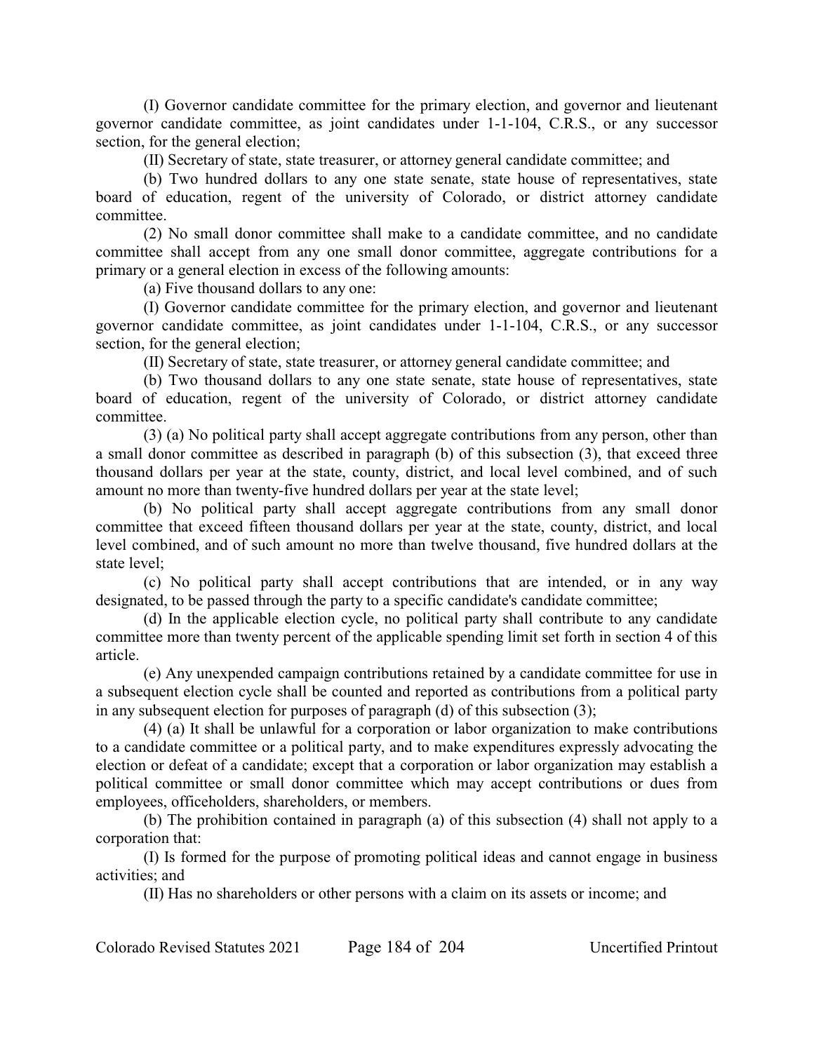(I) Governor candidate committee for the primary election, and governor and lieutenant governor candidate committee, as joint candidates under 1-1-104, C.R.S., or any successor section, for the general election;

(II) Secretary of state, state treasurer, or attorney general candidate committee; and

(b) Two hundred dollars to any one state senate, state house of representatives, state board of education, regent of the university of Colorado, or district attorney candidate committee.

(2) No small donor committee shall make to a candidate committee, and no candidate committee shall accept from any one small donor committee, aggregate contributions for a primary or a general election in excess of the following amounts:

(a) Five thousand dollars to any one:

(I) Governor candidate committee for the primary election, and governor and lieutenant governor candidate committee, as joint candidates under 1-1-104, C.R.S., or any successor section, for the general election;

(II) Secretary of state, state treasurer, or attorney general candidate committee; and

(b) Two thousand dollars to any one state senate, state house of representatives, state board of education, regent of the university of Colorado, or district attorney candidate committee.

(3) (a) No political party shall accept aggregate contributions from any person, other than a small donor committee as described in paragraph (b) of this subsection (3), that exceed three thousand dollars per year at the state, county, district, and local level combined, and of such amount no more than twenty-five hundred dollars per year at the state level;

(b) No political party shall accept aggregate contributions from any small donor committee that exceed fifteen thousand dollars per year at the state, county, district, and local level combined, and of such amount no more than twelve thousand, five hundred dollars at the state level;

(c) No political party shall accept contributions that are intended, or in any way designated, to be passed through the party to a specific candidate's candidate committee;

(d) In the applicable election cycle, no political party shall contribute to any candidate committee more than twenty percent of the applicable spending limit set forth in section 4 of this article.

(e) Any unexpended campaign contributions retained by a candidate committee for use in a subsequent election cycle shall be counted and reported as contributions from a political party in any subsequent election for purposes of paragraph (d) of this subsection (3);

(4) (a) It shall be unlawful for a corporation or labor organization to make contributions to a candidate committee or a political party, and to make expenditures expressly advocating the election or defeat of a candidate; except that a corporation or labor organization may establish a political committee or small donor committee which may accept contributions or dues from employees, officeholders, shareholders, or members.

(b) The prohibition contained in paragraph (a) of this subsection (4) shall not apply to a corporation that:

(I) Is formed for the purpose of promoting political ideas and cannot engage in business activities; and

(II) Has no shareholders or other persons with a claim on its assets or income; and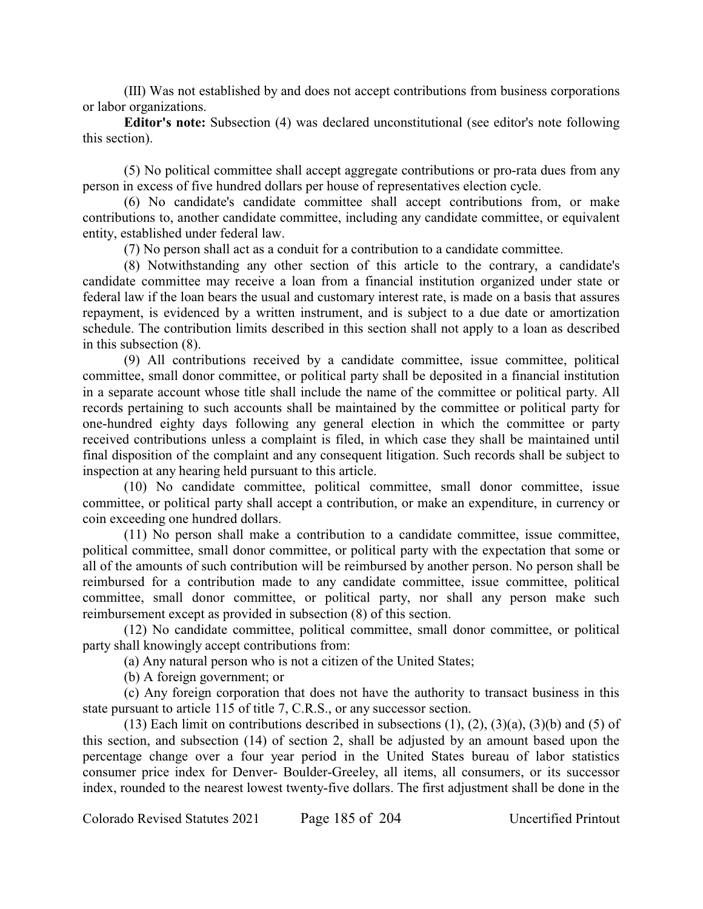(III) Was not established by and does not accept contributions from business corporations or labor organizations.

**Editor's note:** Subsection (4) was declared unconstitutional (see editor's note following this section).

(5) No political committee shall accept aggregate contributions or pro-rata dues from any person in excess of five hundred dollars per house of representatives election cycle.

(6) No candidate's candidate committee shall accept contributions from, or make contributions to, another candidate committee, including any candidate committee, or equivalent entity, established under federal law.

(7) No person shall act as a conduit for a contribution to a candidate committee.

(8) Notwithstanding any other section of this article to the contrary, a candidate's candidate committee may receive a loan from a financial institution organized under state or federal law if the loan bears the usual and customary interest rate, is made on a basis that assures repayment, is evidenced by a written instrument, and is subject to a due date or amortization schedule. The contribution limits described in this section shall not apply to a loan as described in this subsection (8).

(9) All contributions received by a candidate committee, issue committee, political committee, small donor committee, or political party shall be deposited in a financial institution in a separate account whose title shall include the name of the committee or political party. All records pertaining to such accounts shall be maintained by the committee or political party for one-hundred eighty days following any general election in which the committee or party received contributions unless a complaint is filed, in which case they shall be maintained until final disposition of the complaint and any consequent litigation. Such records shall be subject to inspection at any hearing held pursuant to this article.

(10) No candidate committee, political committee, small donor committee, issue committee, or political party shall accept a contribution, or make an expenditure, in currency or coin exceeding one hundred dollars.

(11) No person shall make a contribution to a candidate committee, issue committee, political committee, small donor committee, or political party with the expectation that some or all of the amounts of such contribution will be reimbursed by another person. No person shall be reimbursed for a contribution made to any candidate committee, issue committee, political committee, small donor committee, or political party, nor shall any person make such reimbursement except as provided in subsection (8) of this section.

(12) No candidate committee, political committee, small donor committee, or political party shall knowingly accept contributions from:

(a) Any natural person who is not a citizen of the United States;

(b) A foreign government; or

(c) Any foreign corporation that does not have the authority to transact business in this state pursuant to article 115 of title 7, C.R.S., or any successor section.

(13) Each limit on contributions described in subsections (1), (2), (3)(a), (3)(b) and (5) of this section, and subsection (14) of section 2, shall be adjusted by an amount based upon the percentage change over a four year period in the United States bureau of labor statistics consumer price index for Denver- Boulder-Greeley, all items, all consumers, or its successor index, rounded to the nearest lowest twenty-five dollars. The first adjustment shall be done in the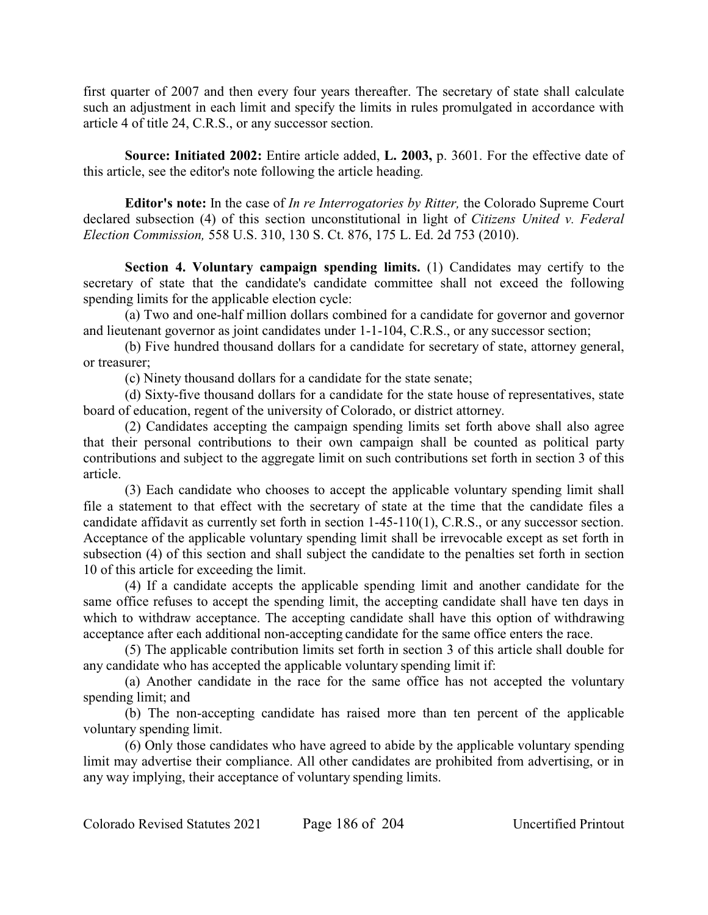first quarter of 2007 and then every four years thereafter. The secretary of state shall calculate such an adjustment in each limit and specify the limits in rules promulgated in accordance with article 4 of title 24, C.R.S., or any successor section.

**Source: Initiated 2002:** Entire article added, **L. 2003,** p. 3601. For the effective date of this article, see the editor's note following the article heading.

**Editor's note:** In the case of *In re Interrogatories by Ritter,* the Colorado Supreme Court declared subsection (4) of this section unconstitutional in light of *Citizens United v. Federal Election Commission,* 558 U.S. 310, 130 S. Ct. 876, 175 L. Ed. 2d 753 (2010).

**Section 4. Voluntary campaign spending limits.** (1) Candidates may certify to the secretary of state that the candidate's candidate committee shall not exceed the following spending limits for the applicable election cycle:

(a) Two and one-half million dollars combined for a candidate for governor and governor and lieutenant governor as joint candidates under 1-1-104, C.R.S., or any successor section;

(b) Five hundred thousand dollars for a candidate for secretary of state, attorney general, or treasurer;

(c) Ninety thousand dollars for a candidate for the state senate;

(d) Sixty-five thousand dollars for a candidate for the state house of representatives, state board of education, regent of the university of Colorado, or district attorney.

(2) Candidates accepting the campaign spending limits set forth above shall also agree that their personal contributions to their own campaign shall be counted as political party contributions and subject to the aggregate limit on such contributions set forth in section 3 of this article.

(3) Each candidate who chooses to accept the applicable voluntary spending limit shall file a statement to that effect with the secretary of state at the time that the candidate files a candidate affidavit as currently set forth in section 1-45-110(1), C.R.S., or any successor section. Acceptance of the applicable voluntary spending limit shall be irrevocable except as set forth in subsection (4) of this section and shall subject the candidate to the penalties set forth in section 10 of this article for exceeding the limit.

(4) If a candidate accepts the applicable spending limit and another candidate for the same office refuses to accept the spending limit, the accepting candidate shall have ten days in which to withdraw acceptance. The accepting candidate shall have this option of withdrawing acceptance after each additional non-accepting candidate for the same office enters the race.

(5) The applicable contribution limits set forth in section 3 of this article shall double for any candidate who has accepted the applicable voluntary spending limit if:

(a) Another candidate in the race for the same office has not accepted the voluntary spending limit; and

(b) The non-accepting candidate has raised more than ten percent of the applicable voluntary spending limit.

(6) Only those candidates who have agreed to abide by the applicable voluntary spending limit may advertise their compliance. All other candidates are prohibited from advertising, or in any way implying, their acceptance of voluntary spending limits.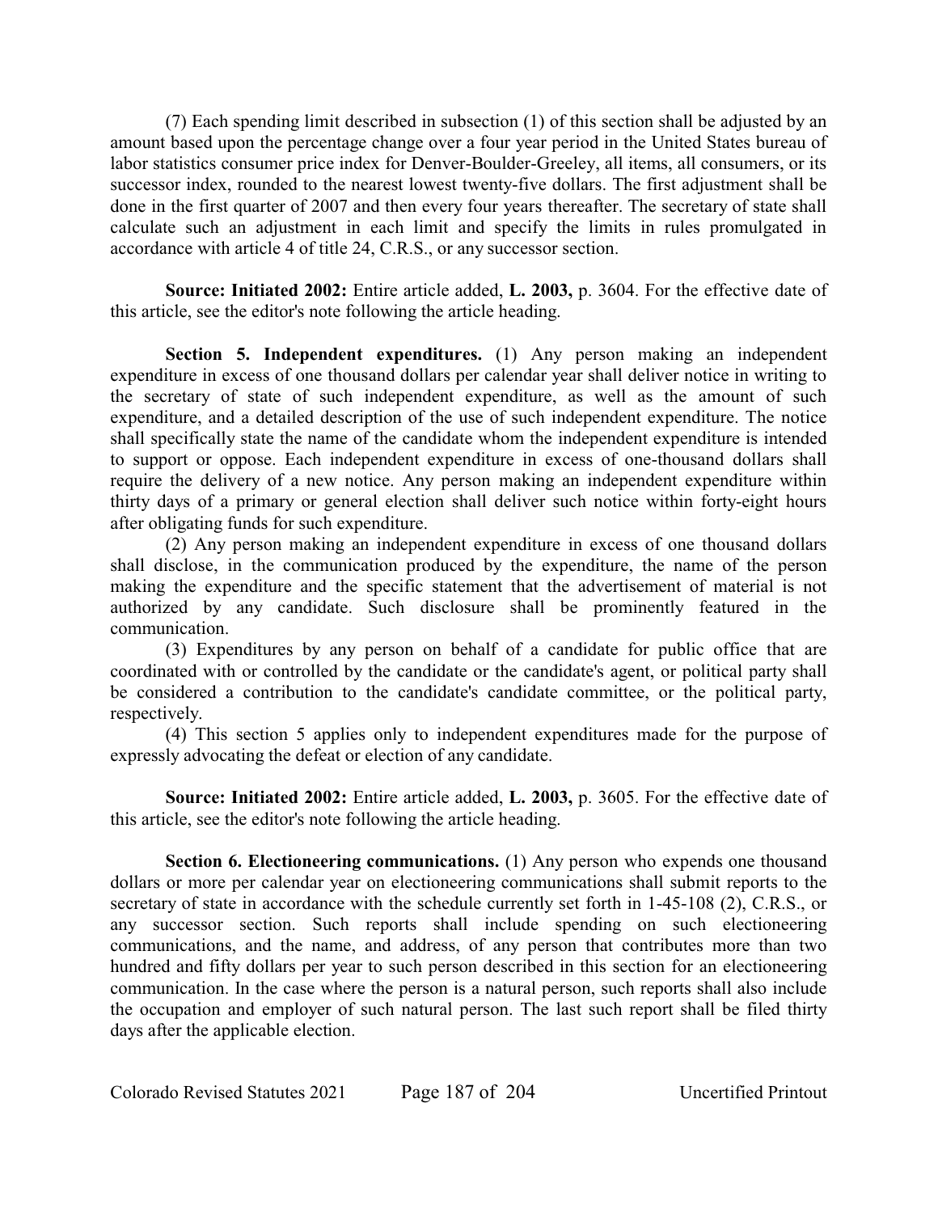(7) Each spending limit described in subsection (1) of this section shall be adjusted by an amount based upon the percentage change over a four year period in the United States bureau of labor statistics consumer price index for Denver-Boulder-Greeley, all items, all consumers, or its successor index, rounded to the nearest lowest twenty-five dollars. The first adjustment shall be done in the first quarter of 2007 and then every four years thereafter. The secretary of state shall calculate such an adjustment in each limit and specify the limits in rules promulgated in accordance with article 4 of title 24, C.R.S., or any successor section.

**Source: Initiated 2002:** Entire article added, **L. 2003,** p. 3604. For the effective date of this article, see the editor's note following the article heading.

**Section 5. Independent expenditures.** (1) Any person making an independent expenditure in excess of one thousand dollars per calendar year shall deliver notice in writing to the secretary of state of such independent expenditure, as well as the amount of such expenditure, and a detailed description of the use of such independent expenditure. The notice shall specifically state the name of the candidate whom the independent expenditure is intended to support or oppose. Each independent expenditure in excess of one-thousand dollars shall require the delivery of a new notice. Any person making an independent expenditure within thirty days of a primary or general election shall deliver such notice within forty-eight hours after obligating funds for such expenditure.

(2) Any person making an independent expenditure in excess of one thousand dollars shall disclose, in the communication produced by the expenditure, the name of the person making the expenditure and the specific statement that the advertisement of material is not authorized by any candidate. Such disclosure shall be prominently featured in the communication.

(3) Expenditures by any person on behalf of a candidate for public office that are coordinated with or controlled by the candidate or the candidate's agent, or political party shall be considered a contribution to the candidate's candidate committee, or the political party, respectively.

(4) This section 5 applies only to independent expenditures made for the purpose of expressly advocating the defeat or election of any candidate.

**Source: Initiated 2002:** Entire article added, **L. 2003,** p. 3605. For the effective date of this article, see the editor's note following the article heading.

**Section 6. Electioneering communications.** (1) Any person who expends one thousand dollars or more per calendar year on electioneering communications shall submit reports to the secretary of state in accordance with the schedule currently set forth in 1-45-108 (2), C.R.S., or any successor section. Such reports shall include spending on such electioneering communications, and the name, and address, of any person that contributes more than two hundred and fifty dollars per year to such person described in this section for an electioneering communication. In the case where the person is a natural person, such reports shall also include the occupation and employer of such natural person. The last such report shall be filed thirty days after the applicable election.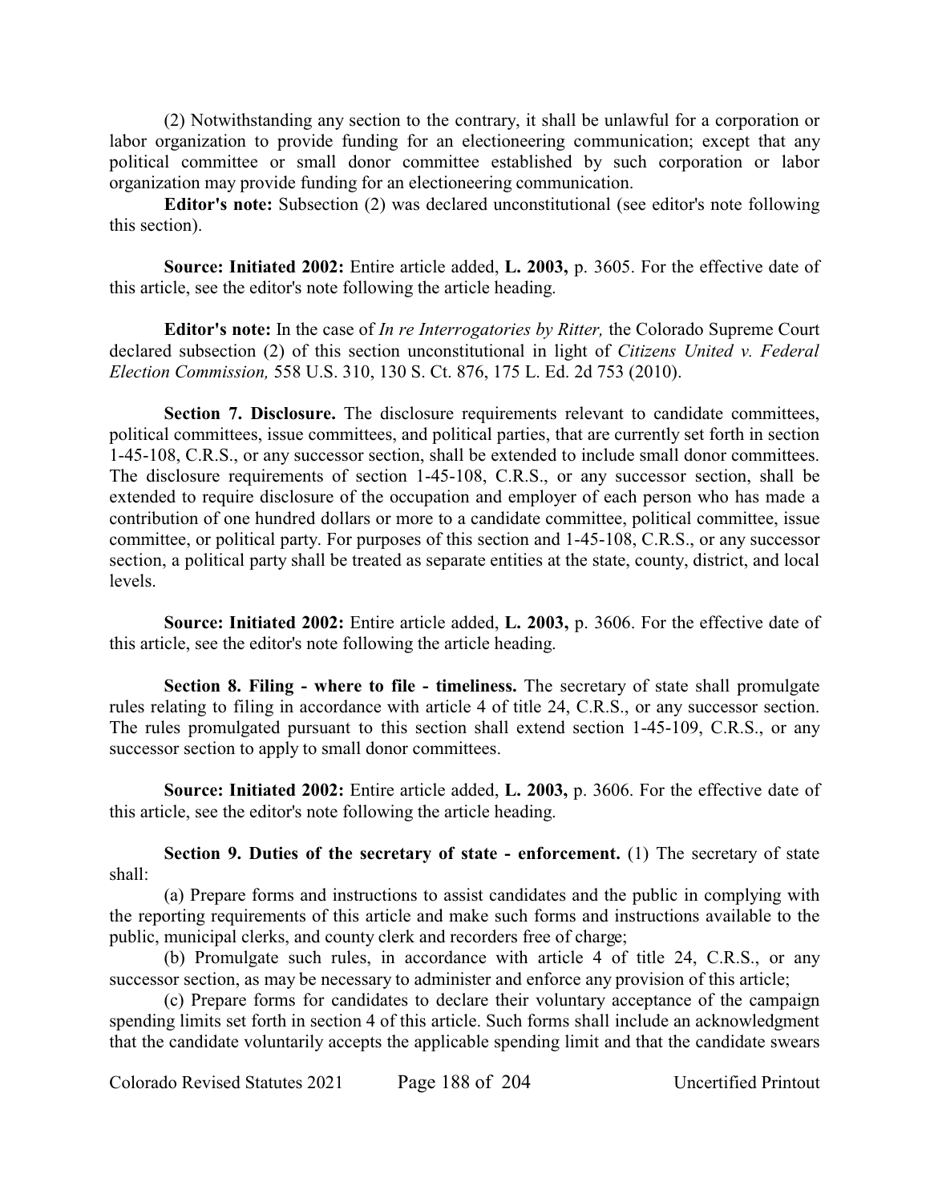(2) Notwithstanding any section to the contrary, it shall be unlawful for a corporation or labor organization to provide funding for an electioneering communication; except that any political committee or small donor committee established by such corporation or labor organization may provide funding for an electioneering communication.

**Editor's note:** Subsection (2) was declared unconstitutional (see editor's note following this section).

**Source: Initiated 2002:** Entire article added, **L. 2003,** p. 3605. For the effective date of this article, see the editor's note following the article heading.

**Editor's note:** In the case of *In re Interrogatories by Ritter,* the Colorado Supreme Court declared subsection (2) of this section unconstitutional in light of *Citizens United v. Federal Election Commission,* 558 U.S. 310, 130 S. Ct. 876, 175 L. Ed. 2d 753 (2010).

**Section 7. Disclosure.** The disclosure requirements relevant to candidate committees, political committees, issue committees, and political parties, that are currently set forth in section 1-45-108, C.R.S., or any successor section, shall be extended to include small donor committees. The disclosure requirements of section 1-45-108, C.R.S., or any successor section, shall be extended to require disclosure of the occupation and employer of each person who has made a contribution of one hundred dollars or more to a candidate committee, political committee, issue committee, or political party. For purposes of this section and 1-45-108, C.R.S., or any successor section, a political party shall be treated as separate entities at the state, county, district, and local levels.

**Source: Initiated 2002:** Entire article added, **L. 2003,** p. 3606. For the effective date of this article, see the editor's note following the article heading.

**Section 8. Filing - where to file - timeliness.** The secretary of state shall promulgate rules relating to filing in accordance with article 4 of title 24, C.R.S., or any successor section. The rules promulgated pursuant to this section shall extend section 1-45-109, C.R.S., or any successor section to apply to small donor committees.

**Source: Initiated 2002:** Entire article added, **L. 2003,** p. 3606. For the effective date of this article, see the editor's note following the article heading.

**Section 9. Duties of the secretary of state - enforcement.** (1) The secretary of state shall:

(a) Prepare forms and instructions to assist candidates and the public in complying with the reporting requirements of this article and make such forms and instructions available to the public, municipal clerks, and county clerk and recorders free of charge;

(b) Promulgate such rules, in accordance with article 4 of title 24, C.R.S., or any successor section, as may be necessary to administer and enforce any provision of this article;

(c) Prepare forms for candidates to declare their voluntary acceptance of the campaign spending limits set forth in section 4 of this article. Such forms shall include an acknowledgment that the candidate voluntarily accepts the applicable spending limit and that the candidate swears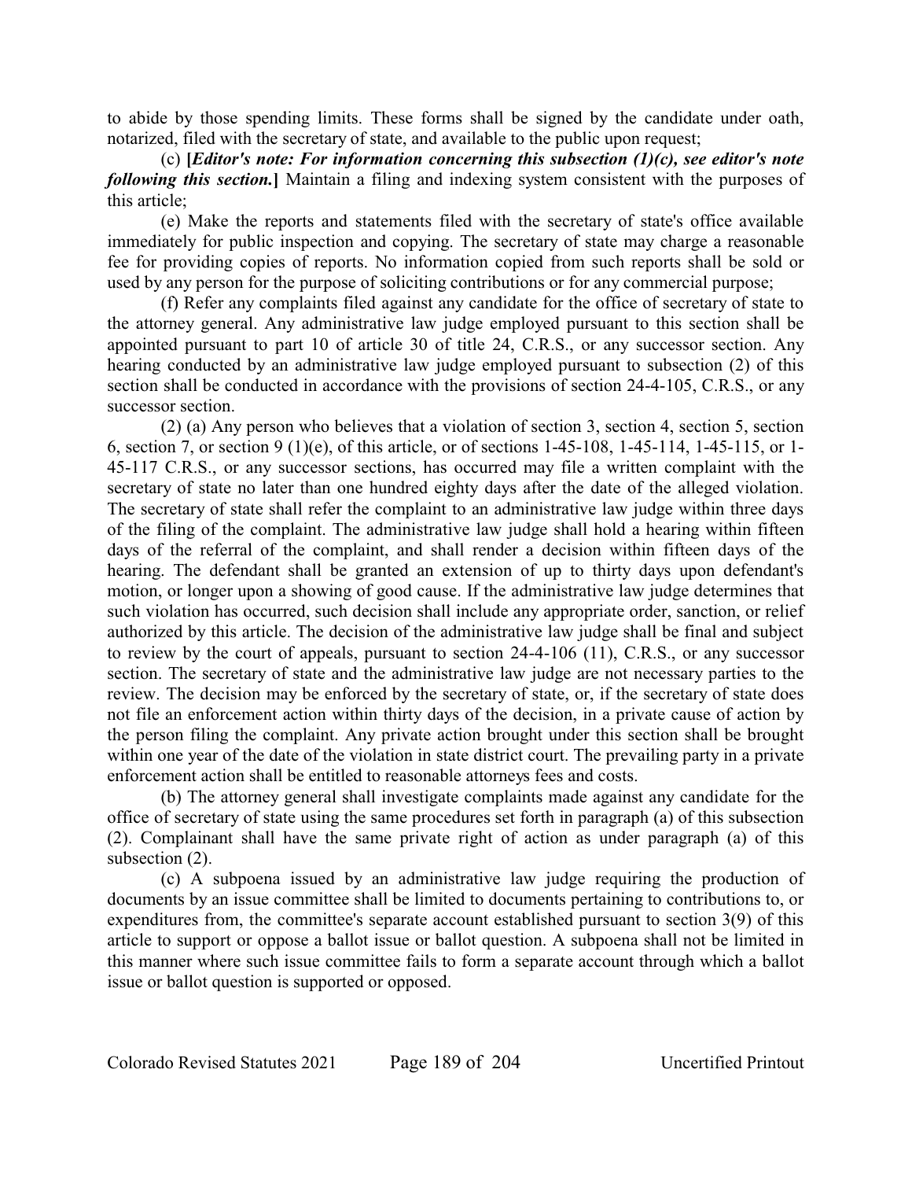to abide by those spending limits. These forms shall be signed by the candidate under oath, notarized, filed with the secretary of state, and available to the public upon request;

(c) **[*Editor's note: For information concerning this subsection (1)(c), see editor's note following this section.*]** Maintain a filing and indexing system consistent with the purposes of this article;

(e) Make the reports and statements filed with the secretary of state's office available immediately for public inspection and copying. The secretary of state may charge a reasonable fee for providing copies of reports. No information copied from such reports shall be sold or used by any person for the purpose of soliciting contributions or for any commercial purpose;

(f) Refer any complaints filed against any candidate for the office of secretary of state to the attorney general. Any administrative law judge employed pursuant to this section shall be appointed pursuant to part 10 of article 30 of title 24, C.R.S., or any successor section. Any hearing conducted by an administrative law judge employed pursuant to subsection (2) of this section shall be conducted in accordance with the provisions of section 24-4-105, C.R.S., or any successor section.

(2) (a) Any person who believes that a violation of section 3, section 4, section 5, section 6, section 7, or section 9 (1)(e), of this article, or of sections 1-45-108, 1-45-114, 1-45-115, or 1-45-117 C.R.S., or any successor sections, has occurred may file a written complaint with the secretary of state no later than one hundred eighty days after the date of the alleged violation. The secretary of state shall refer the complaint to an administrative law judge within three days of the filing of the complaint. The administrative law judge shall hold a hearing within fifteen days of the referral of the complaint, and shall render a decision within fifteen days of the hearing. The defendant shall be granted an extension of up to thirty days upon defendant's motion, or longer upon a showing of good cause. If the administrative law judge determines that such violation has occurred, such decision shall include any appropriate order, sanction, or relief authorized by this article. The decision of the administrative law judge shall be final and subject to review by the court of appeals, pursuant to section 24-4-106 (11), C.R.S., or any successor section. The secretary of state and the administrative law judge are not necessary parties to the review. The decision may be enforced by the secretary of state, or, if the secretary of state does not file an enforcement action within thirty days of the decision, in a private cause of action by the person filing the complaint. Any private action brought under this section shall be brought within one year of the date of the violation in state district court. The prevailing party in a private enforcement action shall be entitled to reasonable attorneys fees and costs.

(b) The attorney general shall investigate complaints made against any candidate for the office of secretary of state using the same procedures set forth in paragraph (a) of this subsection (2). Complainant shall have the same private right of action as under paragraph (a) of this subsection (2).

(c) A subpoena issued by an administrative law judge requiring the production of documents by an issue committee shall be limited to documents pertaining to contributions to, or expenditures from, the committee's separate account established pursuant to section 3(9) of this article to support or oppose a ballot issue or ballot question. A subpoena shall not be limited in this manner where such issue committee fails to form a separate account through which a ballot issue or ballot question is supported or opposed.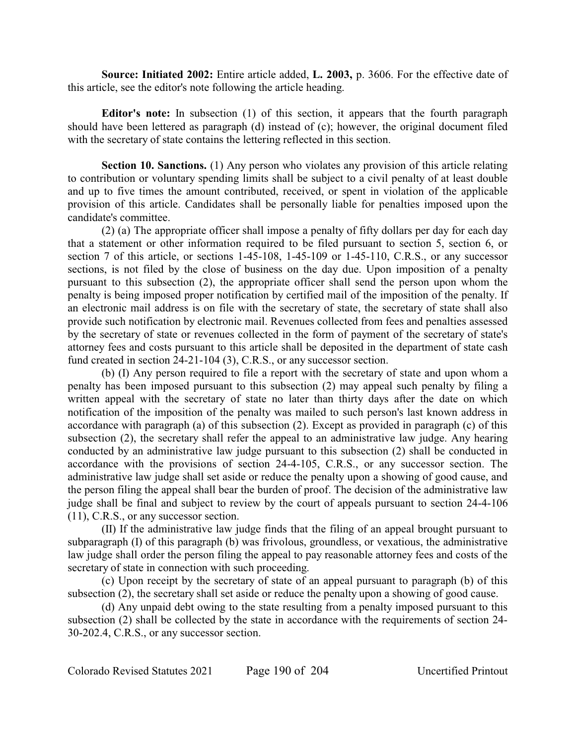**Source: Initiated 2002:** Entire article added, **L. 2003,** p. 3606. For the effective date of this article, see the editor's note following the article heading.

**Editor's note:** In subsection (1) of this section, it appears that the fourth paragraph should have been lettered as paragraph (d) instead of (c); however, the original document filed with the secretary of state contains the lettering reflected in this section.

**Section 10. Sanctions.** (1) Any person who violates any provision of this article relating to contribution or voluntary spending limits shall be subject to a civil penalty of at least double and up to five times the amount contributed, received, or spent in violation of the applicable provision of this article. Candidates shall be personally liable for penalties imposed upon the candidate's committee.

(2) (a) The appropriate officer shall impose a penalty of fifty dollars per day for each day that a statement or other information required to be filed pursuant to section 5, section 6, or section 7 of this article, or sections 1-45-108, 1-45-109 or 1-45-110, C.R.S., or any successor sections, is not filed by the close of business on the day due. Upon imposition of a penalty pursuant to this subsection (2), the appropriate officer shall send the person upon whom the penalty is being imposed proper notification by certified mail of the imposition of the penalty. If an electronic mail address is on file with the secretary of state, the secretary of state shall also provide such notification by electronic mail. Revenues collected from fees and penalties assessed by the secretary of state or revenues collected in the form of payment of the secretary of state's attorney fees and costs pursuant to this article shall be deposited in the department of state cash fund created in section 24-21-104 (3), C.R.S., or any successor section.

(b) (I) Any person required to file a report with the secretary of state and upon whom a penalty has been imposed pursuant to this subsection (2) may appeal such penalty by filing a written appeal with the secretary of state no later than thirty days after the date on which notification of the imposition of the penalty was mailed to such person's last known address in accordance with paragraph (a) of this subsection (2). Except as provided in paragraph (c) of this subsection (2), the secretary shall refer the appeal to an administrative law judge. Any hearing conducted by an administrative law judge pursuant to this subsection (2) shall be conducted in accordance with the provisions of section 24-4-105, C.R.S., or any successor section. The administrative law judge shall set aside or reduce the penalty upon a showing of good cause, and the person filing the appeal shall bear the burden of proof. The decision of the administrative law judge shall be final and subject to review by the court of appeals pursuant to section 24-4-106 (11), C.R.S., or any successor section.

(II) If the administrative law judge finds that the filing of an appeal brought pursuant to subparagraph (I) of this paragraph (b) was frivolous, groundless, or vexatious, the administrative law judge shall order the person filing the appeal to pay reasonable attorney fees and costs of the secretary of state in connection with such proceeding.

(c) Upon receipt by the secretary of state of an appeal pursuant to paragraph (b) of this subsection (2), the secretary shall set aside or reduce the penalty upon a showing of good cause.

(d) Any unpaid debt owing to the state resulting from a penalty imposed pursuant to this subsection (2) shall be collected by the state in accordance with the requirements of section 24-30-202.4, C.R.S., or any successor section.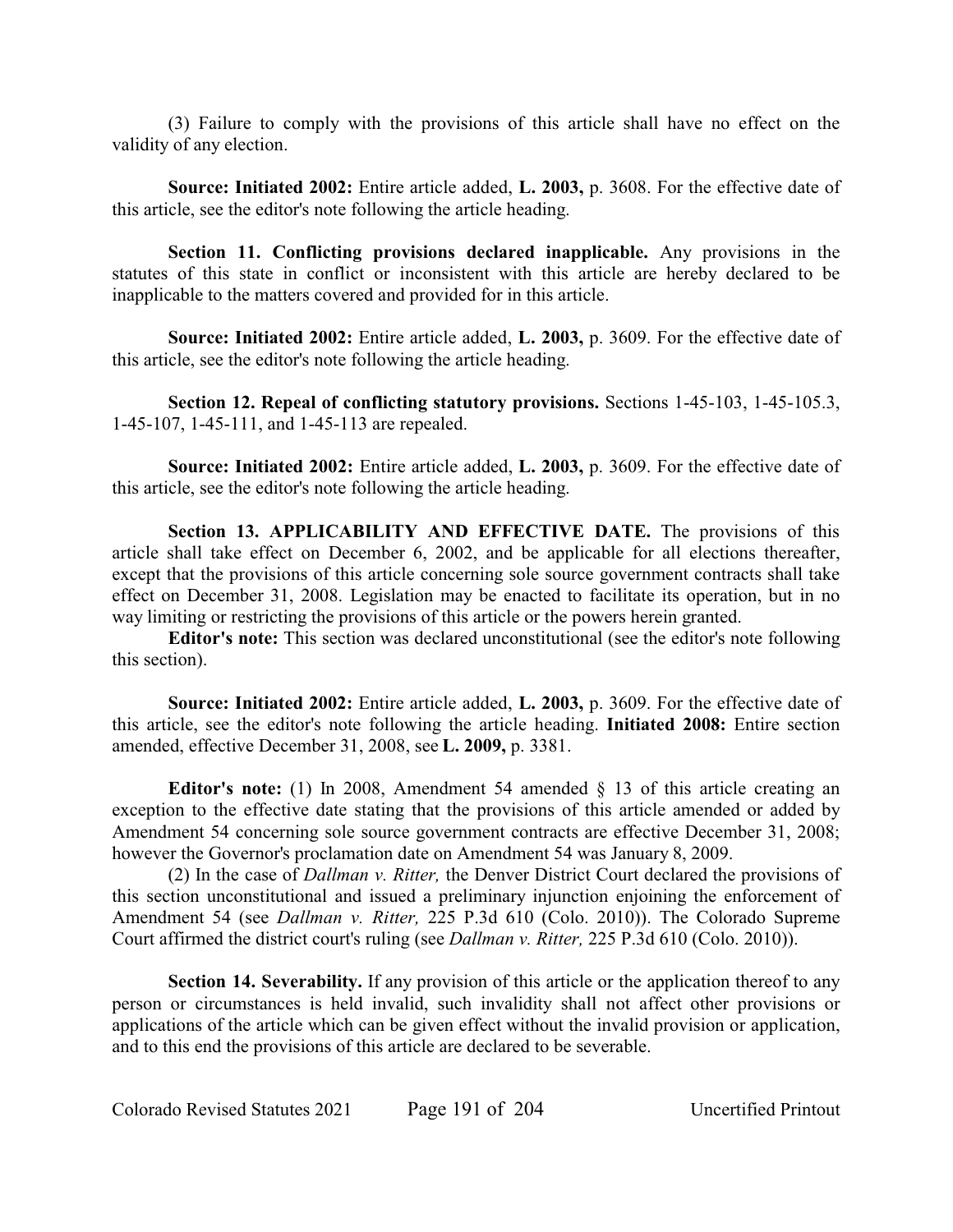(3) Failure to comply with the provisions of this article shall have no effect on the validity of any election.

**Source: Initiated 2002:** Entire article added, **L. 2003,** p. 3608. For the effective date of this article, see the editor's note following the article heading.

**Section 11. Conflicting provisions declared inapplicable.** Any provisions in the statutes of this state in conflict or inconsistent with this article are hereby declared to be inapplicable to the matters covered and provided for in this article.

**Source: Initiated 2002:** Entire article added, **L. 2003,** p. 3609. For the effective date of this article, see the editor's note following the article heading.

**Section 12. Repeal of conflicting statutory provisions.** Sections 1-45-103, 1-45-105.3, 1-45-107, 1-45-111, and 1-45-113 are repealed.

**Source: Initiated 2002:** Entire article added, **L. 2003,** p. 3609. For the effective date of this article, see the editor's note following the article heading.

**Section 13. APPLICABILITY AND EFFECTIVE DATE.** The provisions of this article shall take effect on December 6, 2002, and be applicable for all elections thereafter, except that the provisions of this article concerning sole source government contracts shall take effect on December 31, 2008. Legislation may be enacted to facilitate its operation, but in no way limiting or restricting the provisions of this article or the powers herein granted.

**Editor's note:** This section was declared unconstitutional (see the editor's note following this section).

**Source: Initiated 2002:** Entire article added, **L. 2003,** p. 3609. For the effective date of this article, see the editor's note following the article heading. **Initiated 2008:** Entire section amended, effective December 31, 2008, see **L. 2009,** p. 3381.

**Editor's note:** (1) In 2008, Amendment 54 amended § 13 of this article creating an exception to the effective date stating that the provisions of this article amended or added by Amendment 54 concerning sole source government contracts are effective December 31, 2008; however the Governor's proclamation date on Amendment 54 was January 8, 2009.

(2) In the case of *Dallman v. Ritter,* the Denver District Court declared the provisions of this section unconstitutional and issued a preliminary injunction enjoining the enforcement of Amendment 54 (see *Dallman v. Ritter,* 225 P.3d 610 (Colo. 2010)). The Colorado Supreme Court affirmed the district court's ruling (see *Dallman v. Ritter,* 225 P.3d 610 (Colo. 2010)).

**Section 14. Severability.** If any provision of this article or the application thereof to any person or circumstances is held invalid, such invalidity shall not affect other provisions or applications of the article which can be given effect without the invalid provision or application, and to this end the provisions of this article are declared to be severable.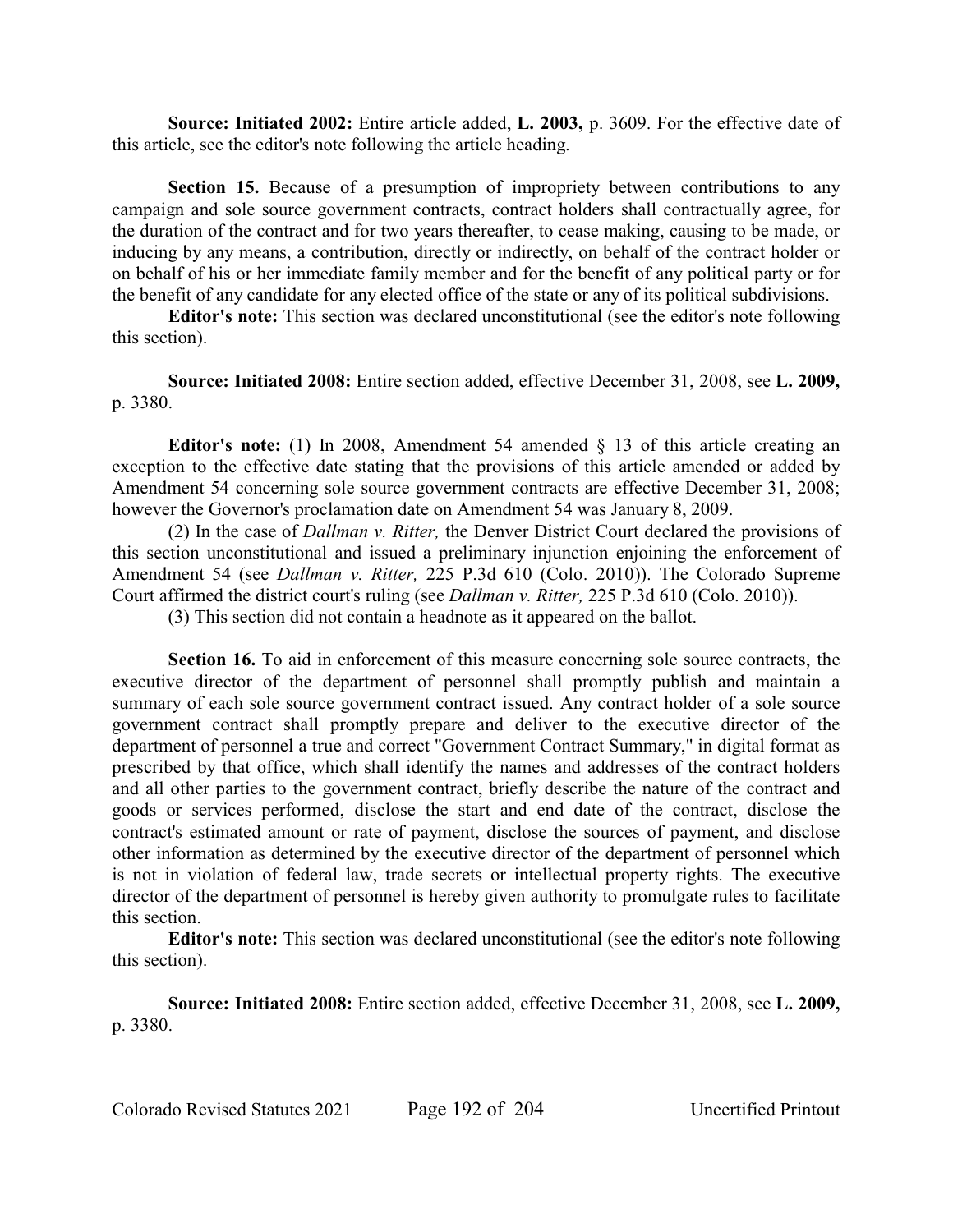**Source: Initiated 2002:** Entire article added, **L. 2003,** p. 3609. For the effective date of this article, see the editor's note following the article heading.

**Section 15.** Because of a presumption of impropriety between contributions to any campaign and sole source government contracts, contract holders shall contractually agree, for the duration of the contract and for two years thereafter, to cease making, causing to be made, or inducing by any means, a contribution, directly or indirectly, on behalf of the contract holder or on behalf of his or her immediate family member and for the benefit of any political party or for the benefit of any candidate for any elected office of the state or any of its political subdivisions.

**Editor's note:** This section was declared unconstitutional (see the editor's note following this section).

**Source: Initiated 2008:** Entire section added, effective December 31, 2008, see **L. 2009,** p. 3380.

**Editor's note:** (1) In 2008, Amendment 54 amended § 13 of this article creating an exception to the effective date stating that the provisions of this article amended or added by Amendment 54 concerning sole source government contracts are effective December 31, 2008; however the Governor's proclamation date on Amendment 54 was January 8, 2009.

(2) In the case of *Dallman v. Ritter,* the Denver District Court declared the provisions of this section unconstitutional and issued a preliminary injunction enjoining the enforcement of Amendment 54 (see *Dallman v. Ritter,* 225 P.3d 610 (Colo. 2010)). The Colorado Supreme Court affirmed the district court's ruling (see *Dallman v. Ritter,* 225 P.3d 610 (Colo. 2010)).

(3) This section did not contain a headnote as it appeared on the ballot.

**Section 16.** To aid in enforcement of this measure concerning sole source contracts, the executive director of the department of personnel shall promptly publish and maintain a summary of each sole source government contract issued. Any contract holder of a sole source government contract shall promptly prepare and deliver to the executive director of the department of personnel a true and correct "Government Contract Summary," in digital format as prescribed by that office, which shall identify the names and addresses of the contract holders and all other parties to the government contract, briefly describe the nature of the contract and goods or services performed, disclose the start and end date of the contract, disclose the contract's estimated amount or rate of payment, disclose the sources of payment, and disclose other information as determined by the executive director of the department of personnel which is not in violation of federal law, trade secrets or intellectual property rights. The executive director of the department of personnel is hereby given authority to promulgate rules to facilitate this section.

**Editor's note:** This section was declared unconstitutional (see the editor's note following this section).

**Source: Initiated 2008:** Entire section added, effective December 31, 2008, see **L. 2009,** p. 3380.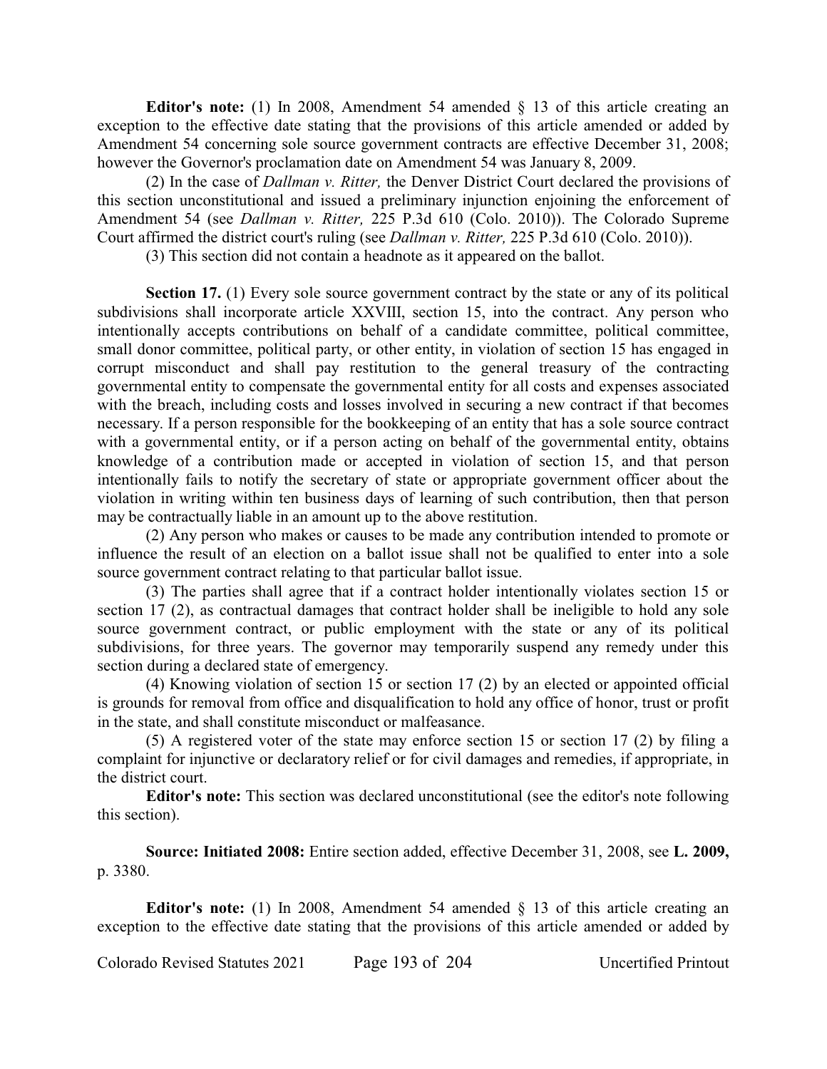**Editor's note:** (1) In 2008, Amendment 54 amended § 13 of this article creating an exception to the effective date stating that the provisions of this article amended or added by Amendment 54 concerning sole source government contracts are effective December 31, 2008; however the Governor's proclamation date on Amendment 54 was January 8, 2009.

(2) In the case of *Dallman v. Ritter,* the Denver District Court declared the provisions of this section unconstitutional and issued a preliminary injunction enjoining the enforcement of Amendment 54 (see *Dallman v. Ritter,* 225 P.3d 610 (Colo. 2010)). The Colorado Supreme Court affirmed the district court's ruling (see *Dallman v. Ritter,* 225 P.3d 610 (Colo. 2010)).

(3) This section did not contain a headnote as it appeared on the ballot.

**Section 17.** (1) Every sole source government contract by the state or any of its political subdivisions shall incorporate article XXVIII, section 15, into the contract. Any person who intentionally accepts contributions on behalf of a candidate committee, political committee, small donor committee, political party, or other entity, in violation of section 15 has engaged in corrupt misconduct and shall pay restitution to the general treasury of the contracting governmental entity to compensate the governmental entity for all costs and expenses associated with the breach, including costs and losses involved in securing a new contract if that becomes necessary. If a person responsible for the bookkeeping of an entity that has a sole source contract with a governmental entity, or if a person acting on behalf of the governmental entity, obtains knowledge of a contribution made or accepted in violation of section 15, and that person intentionally fails to notify the secretary of state or appropriate government officer about the violation in writing within ten business days of learning of such contribution, then that person may be contractually liable in an amount up to the above restitution.

(2) Any person who makes or causes to be made any contribution intended to promote or influence the result of an election on a ballot issue shall not be qualified to enter into a sole source government contract relating to that particular ballot issue.

(3) The parties shall agree that if a contract holder intentionally violates section 15 or section 17 (2), as contractual damages that contract holder shall be ineligible to hold any sole source government contract, or public employment with the state or any of its political subdivisions, for three years. The governor may temporarily suspend any remedy under this section during a declared state of emergency.

(4) Knowing violation of section 15 or section 17 (2) by an elected or appointed official is grounds for removal from office and disqualification to hold any office of honor, trust or profit in the state, and shall constitute misconduct or malfeasance.

(5) A registered voter of the state may enforce section 15 or section 17 (2) by filing a complaint for injunctive or declaratory relief or for civil damages and remedies, if appropriate, in the district court.

**Editor's note:** This section was declared unconstitutional (see the editor's note following this section).

**Source: Initiated 2008:** Entire section added, effective December 31, 2008, see **L. 2009,** p. 3380.

**Editor's note:** (1) In 2008, Amendment 54 amended § 13 of this article creating an exception to the effective date stating that the provisions of this article amended or added by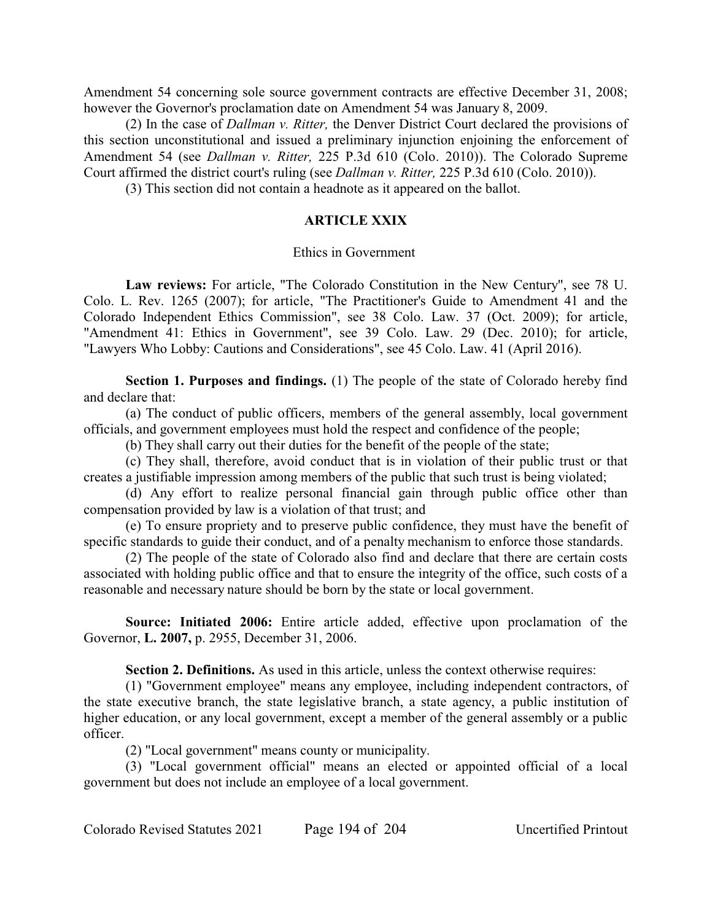Amendment 54 concerning sole source government contracts are effective December 31, 2008; however the Governor's proclamation date on Amendment 54 was January 8, 2009.

(2) In the case of *Dallman v. Ritter,* the Denver District Court declared the provisions of this section unconstitutional and issued a preliminary injunction enjoining the enforcement of Amendment 54 (see *Dallman v. Ritter,* 225 P.3d 610 (Colo. 2010)). The Colorado Supreme Court affirmed the district court's ruling (see *Dallman v. Ritter,* 225 P.3d 610 (Colo. 2010)).

(3) This section did not contain a headnote as it appeared on the ballot.

## ARTICLE XXIX

### Ethics in Government

**Law reviews:** For article, "The Colorado Constitution in the New Century", see 78 U. Colo. L. Rev. 1265 (2007); for article, "The Practitioner's Guide to Amendment 41 and the Colorado Independent Ethics Commission", see 38 Colo. Law. 37 (Oct. 2009); for article, "Amendment 41: Ethics in Government", see 39 Colo. Law. 29 (Dec. 2010); for article, "Lawyers Who Lobby: Cautions and Considerations", see 45 Colo. Law. 41 (April 2016).

**Section 1. Purposes and findings.** (1) The people of the state of Colorado hereby find and declare that:

(a) The conduct of public officers, members of the general assembly, local government officials, and government employees must hold the respect and confidence of the people;

(b) They shall carry out their duties for the benefit of the people of the state;

(c) They shall, therefore, avoid conduct that is in violation of their public trust or that creates a justifiable impression among members of the public that such trust is being violated;

(d) Any effort to realize personal financial gain through public office other than compensation provided by law is a violation of that trust; and

(e) To ensure propriety and to preserve public confidence, they must have the benefit of specific standards to guide their conduct, and of a penalty mechanism to enforce those standards.

(2) The people of the state of Colorado also find and declare that there are certain costs associated with holding public office and that to ensure the integrity of the office, such costs of a reasonable and necessary nature should be born by the state or local government.

**Source: Initiated 2006:** Entire article added, effective upon proclamation of the Governor, **L. 2007,** p. 2955, December 31, 2006.

**Section 2. Definitions.** As used in this article, unless the context otherwise requires:

(1) "Government employee" means any employee, including independent contractors, of the state executive branch, the state legislative branch, a state agency, a public institution of higher education, or any local government, except a member of the general assembly or a public officer.

(2) "Local government" means county or municipality.

(3) "Local government official" means an elected or appointed official of a local government but does not include an employee of a local government.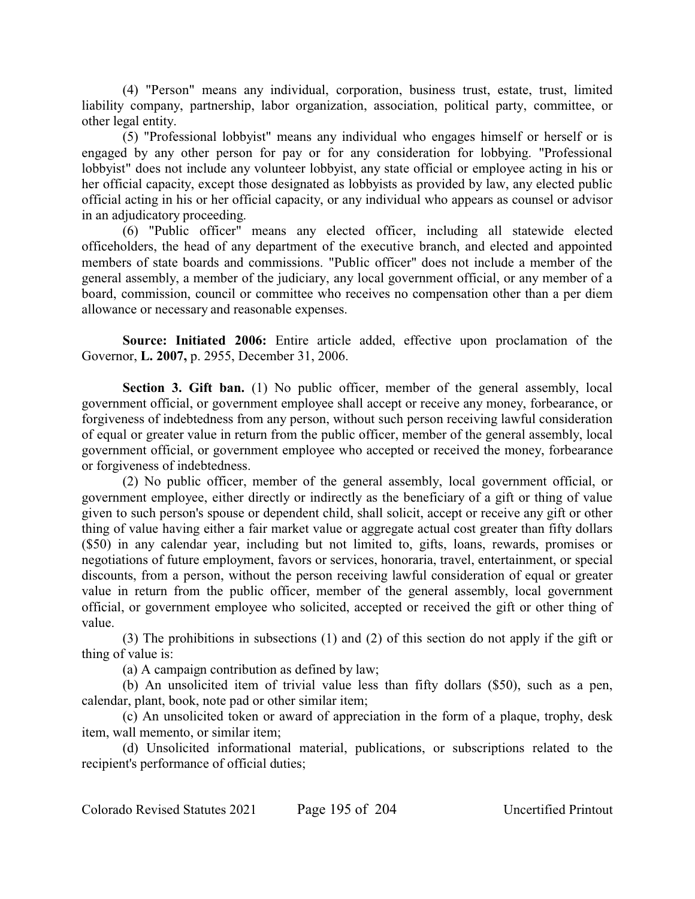(4) "Person" means any individual, corporation, business trust, estate, trust, limited liability company, partnership, labor organization, association, political party, committee, or other legal entity.

(5) "Professional lobbyist" means any individual who engages himself or herself or is engaged by any other person for pay or for any consideration for lobbying. "Professional lobbyist" does not include any volunteer lobbyist, any state official or employee acting in his or her official capacity, except those designated as lobbyists as provided by law, any elected public official acting in his or her official capacity, or any individual who appears as counsel or advisor in an adjudicatory proceeding.

(6) "Public officer" means any elected officer, including all statewide elected officeholders, the head of any department of the executive branch, and elected and appointed members of state boards and commissions. "Public officer" does not include a member of the general assembly, a member of the judiciary, any local government official, or any member of a board, commission, council or committee who receives no compensation other than a per diem allowance or necessary and reasonable expenses.

**Source: Initiated 2006:** Entire article added, effective upon proclamation of the Governor, **L. 2007,** p. 2955, December 31, 2006.

**Section 3. Gift ban.** (1) No public officer, member of the general assembly, local government official, or government employee shall accept or receive any money, forbearance, or forgiveness of indebtedness from any person, without such person receiving lawful consideration of equal or greater value in return from the public officer, member of the general assembly, local government official, or government employee who accepted or received the money, forbearance or forgiveness of indebtedness.

(2) No public officer, member of the general assembly, local government official, or government employee, either directly or indirectly as the beneficiary of a gift or thing of value given to such person's spouse or dependent child, shall solicit, accept or receive any gift or other thing of value having either a fair market value or aggregate actual cost greater than fifty dollars ($50) in any calendar year, including but not limited to, gifts, loans, rewards, promises or negotiations of future employment, favors or services, honoraria, travel, entertainment, or special discounts, from a person, without the person receiving lawful consideration of equal or greater value in return from the public officer, member of the general assembly, local government official, or government employee who solicited, accepted or received the gift or other thing of value.

(3) The prohibitions in subsections (1) and (2) of this section do not apply if the gift or thing of value is:

(a) A campaign contribution as defined by law;

(b) An unsolicited item of trivial value less than fifty dollars ($50), such as a pen, calendar, plant, book, note pad or other similar item;

(c) An unsolicited token or award of appreciation in the form of a plaque, trophy, desk item, wall memento, or similar item;

(d) Unsolicited informational material, publications, or subscriptions related to the recipient's performance of official duties;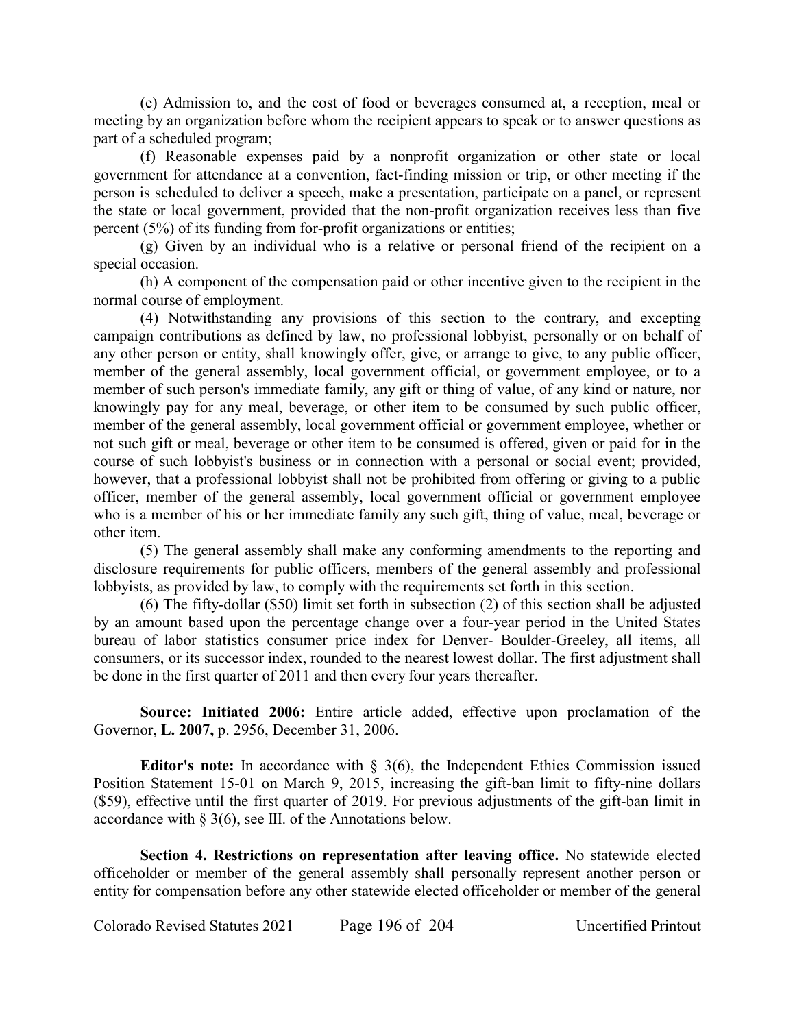(e) Admission to, and the cost of food or beverages consumed at, a reception, meal or meeting by an organization before whom the recipient appears to speak or to answer questions as part of a scheduled program;

(f) Reasonable expenses paid by a nonprofit organization or other state or local government for attendance at a convention, fact-finding mission or trip, or other meeting if the person is scheduled to deliver a speech, make a presentation, participate on a panel, or represent the state or local government, provided that the non-profit organization receives less than five percent (5%) of its funding from for-profit organizations or entities;

(g) Given by an individual who is a relative or personal friend of the recipient on a special occasion.

(h) A component of the compensation paid or other incentive given to the recipient in the normal course of employment.

(4) Notwithstanding any provisions of this section to the contrary, and excepting campaign contributions as defined by law, no professional lobbyist, personally or on behalf of any other person or entity, shall knowingly offer, give, or arrange to give, to any public officer, member of the general assembly, local government official, or government employee, or to a member of such person's immediate family, any gift or thing of value, of any kind or nature, nor knowingly pay for any meal, beverage, or other item to be consumed by such public officer, member of the general assembly, local government official or government employee, whether or not such gift or meal, beverage or other item to be consumed is offered, given or paid for in the course of such lobbyist's business or in connection with a personal or social event; provided, however, that a professional lobbyist shall not be prohibited from offering or giving to a public officer, member of the general assembly, local government official or government employee who is a member of his or her immediate family any such gift, thing of value, meal, beverage or other item.

(5) The general assembly shall make any conforming amendments to the reporting and disclosure requirements for public officers, members of the general assembly and professional lobbyists, as provided by law, to comply with the requirements set forth in this section.

(6) The fifty-dollar ($50) limit set forth in subsection (2) of this section shall be adjusted by an amount based upon the percentage change over a four-year period in the United States bureau of labor statistics consumer price index for Denver- Boulder-Greeley, all items, all consumers, or its successor index, rounded to the nearest lowest dollar. The first adjustment shall be done in the first quarter of 2011 and then every four years thereafter.

**Source: Initiated 2006:** Entire article added, effective upon proclamation of the Governor, **L. 2007,** p. 2956, December 31, 2006.

**Editor's note:** In accordance with § 3(6), the Independent Ethics Commission issued Position Statement 15-01 on March 9, 2015, increasing the gift-ban limit to fifty-nine dollars ($59), effective until the first quarter of 2019. For previous adjustments of the gift-ban limit in accordance with § 3(6), see III. of the Annotations below.

**Section 4. Restrictions on representation after leaving office.** No statewide elected officeholder or member of the general assembly shall personally represent another person or entity for compensation before any other statewide elected officeholder or member of the general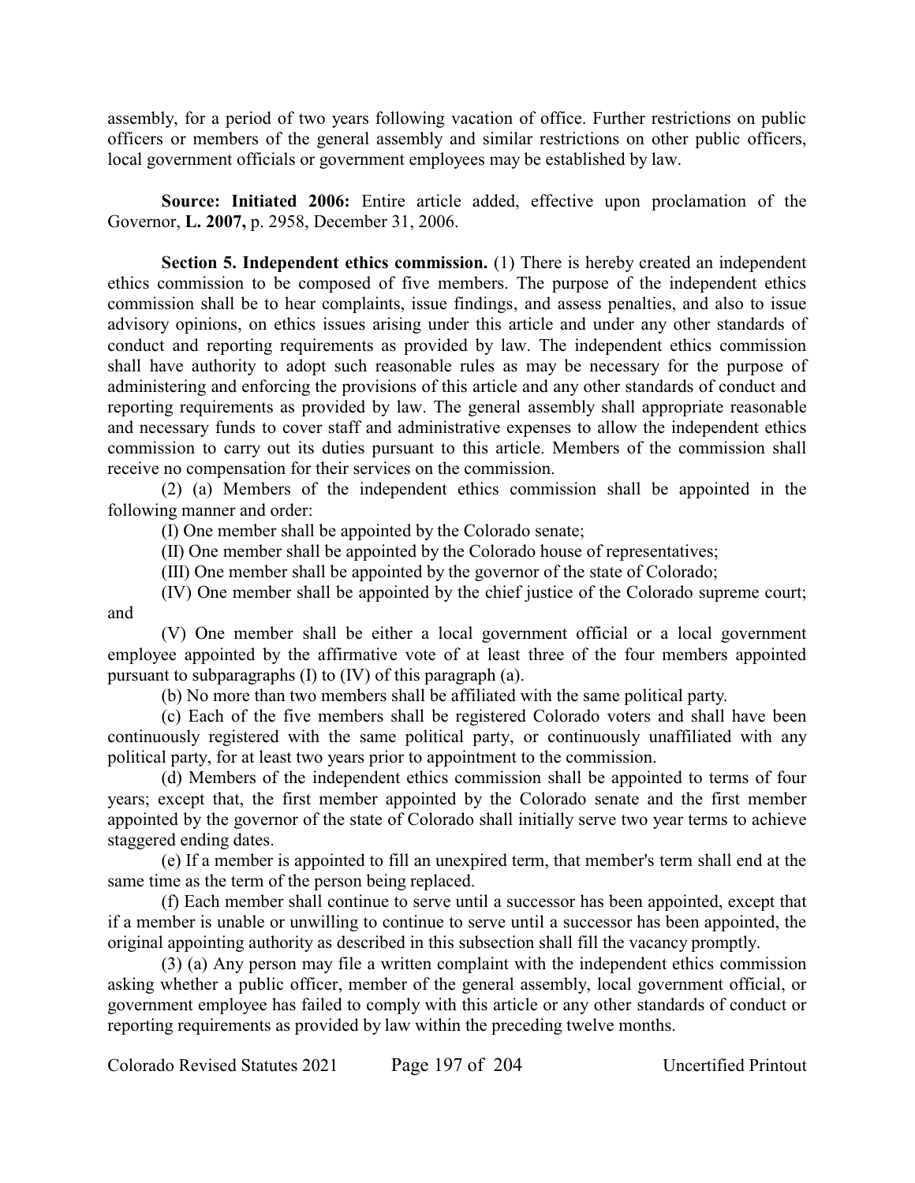assembly, for a period of two years following vacation of office. Further restrictions on public officers or members of the general assembly and similar restrictions on other public officers, local government officials or government employees may be established by law.

**Source: Initiated 2006:** Entire article added, effective upon proclamation of the Governor, **L. 2007,** p. 2958, December 31, 2006.

**Section 5. Independent ethics commission.** (1) There is hereby created an independent ethics commission to be composed of five members. The purpose of the independent ethics commission shall be to hear complaints, issue findings, and assess penalties, and also to issue advisory opinions, on ethics issues arising under this article and under any other standards of conduct and reporting requirements as provided by law. The independent ethics commission shall have authority to adopt such reasonable rules as may be necessary for the purpose of administering and enforcing the provisions of this article and any other standards of conduct and reporting requirements as provided by law. The general assembly shall appropriate reasonable and necessary funds to cover staff and administrative expenses to allow the independent ethics commission to carry out its duties pursuant to this article. Members of the commission shall receive no compensation for their services on the commission.

(2) (a) Members of the independent ethics commission shall be appointed in the following manner and order:

(I) One member shall be appointed by the Colorado senate;

(II) One member shall be appointed by the Colorado house of representatives;

(III) One member shall be appointed by the governor of the state of Colorado;

(IV) One member shall be appointed by the chief justice of the Colorado supreme court; and

(V) One member shall be either a local government official or a local government employee appointed by the affirmative vote of at least three of the four members appointed pursuant to subparagraphs (I) to (IV) of this paragraph (a).

(b) No more than two members shall be affiliated with the same political party.

(c) Each of the five members shall be registered Colorado voters and shall have been continuously registered with the same political party, or continuously unaffiliated with any political party, for at least two years prior to appointment to the commission.

(d) Members of the independent ethics commission shall be appointed to terms of four years; except that, the first member appointed by the Colorado senate and the first member appointed by the governor of the state of Colorado shall initially serve two year terms to achieve staggered ending dates.

(e) If a member is appointed to fill an unexpired term, that member's term shall end at the same time as the term of the person being replaced.

(f) Each member shall continue to serve until a successor has been appointed, except that if a member is unable or unwilling to continue to serve until a successor has been appointed, the original appointing authority as described in this subsection shall fill the vacancy promptly.

(3) (a) Any person may file a written complaint with the independent ethics commission asking whether a public officer, member of the general assembly, local government official, or government employee has failed to comply with this article or any other standards of conduct or reporting requirements as provided by law within the preceding twelve months.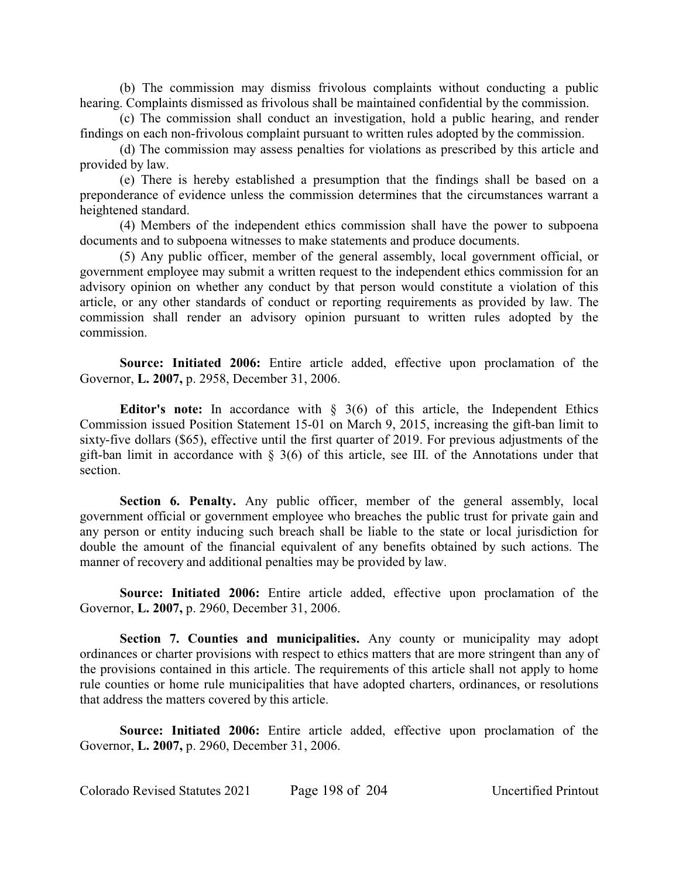(b) The commission may dismiss frivolous complaints without conducting a public hearing. Complaints dismissed as frivolous shall be maintained confidential by the commission.

(c) The commission shall conduct an investigation, hold a public hearing, and render findings on each non-frivolous complaint pursuant to written rules adopted by the commission.

(d) The commission may assess penalties for violations as prescribed by this article and provided by law.

(e) There is hereby established a presumption that the findings shall be based on a preponderance of evidence unless the commission determines that the circumstances warrant a heightened standard.

(4) Members of the independent ethics commission shall have the power to subpoena documents and to subpoena witnesses to make statements and produce documents.

(5) Any public officer, member of the general assembly, local government official, or government employee may submit a written request to the independent ethics commission for an advisory opinion on whether any conduct by that person would constitute a violation of this article, or any other standards of conduct or reporting requirements as provided by law. The commission shall render an advisory opinion pursuant to written rules adopted by the commission.

**Source: Initiated 2006:** Entire article added, effective upon proclamation of the Governor, **L. 2007,** p. 2958, December 31, 2006.

**Editor's note:** In accordance with § 3(6) of this article, the Independent Ethics Commission issued Position Statement 15-01 on March 9, 2015, increasing the gift-ban limit to sixty-five dollars ($65), effective until the first quarter of 2019. For previous adjustments of the gift-ban limit in accordance with § 3(6) of this article, see III. of the Annotations under that section.

**Section 6. Penalty.** Any public officer, member of the general assembly, local government official or government employee who breaches the public trust for private gain and any person or entity inducing such breach shall be liable to the state or local jurisdiction for double the amount of the financial equivalent of any benefits obtained by such actions. The manner of recovery and additional penalties may be provided by law.

**Source: Initiated 2006:** Entire article added, effective upon proclamation of the Governor, **L. 2007,** p. 2960, December 31, 2006.

**Section 7. Counties and municipalities.** Any county or municipality may adopt ordinances or charter provisions with respect to ethics matters that are more stringent than any of the provisions contained in this article. The requirements of this article shall not apply to home rule counties or home rule municipalities that have adopted charters, ordinances, or resolutions that address the matters covered by this article.

**Source: Initiated 2006:** Entire article added, effective upon proclamation of the Governor, **L. 2007,** p. 2960, December 31, 2006.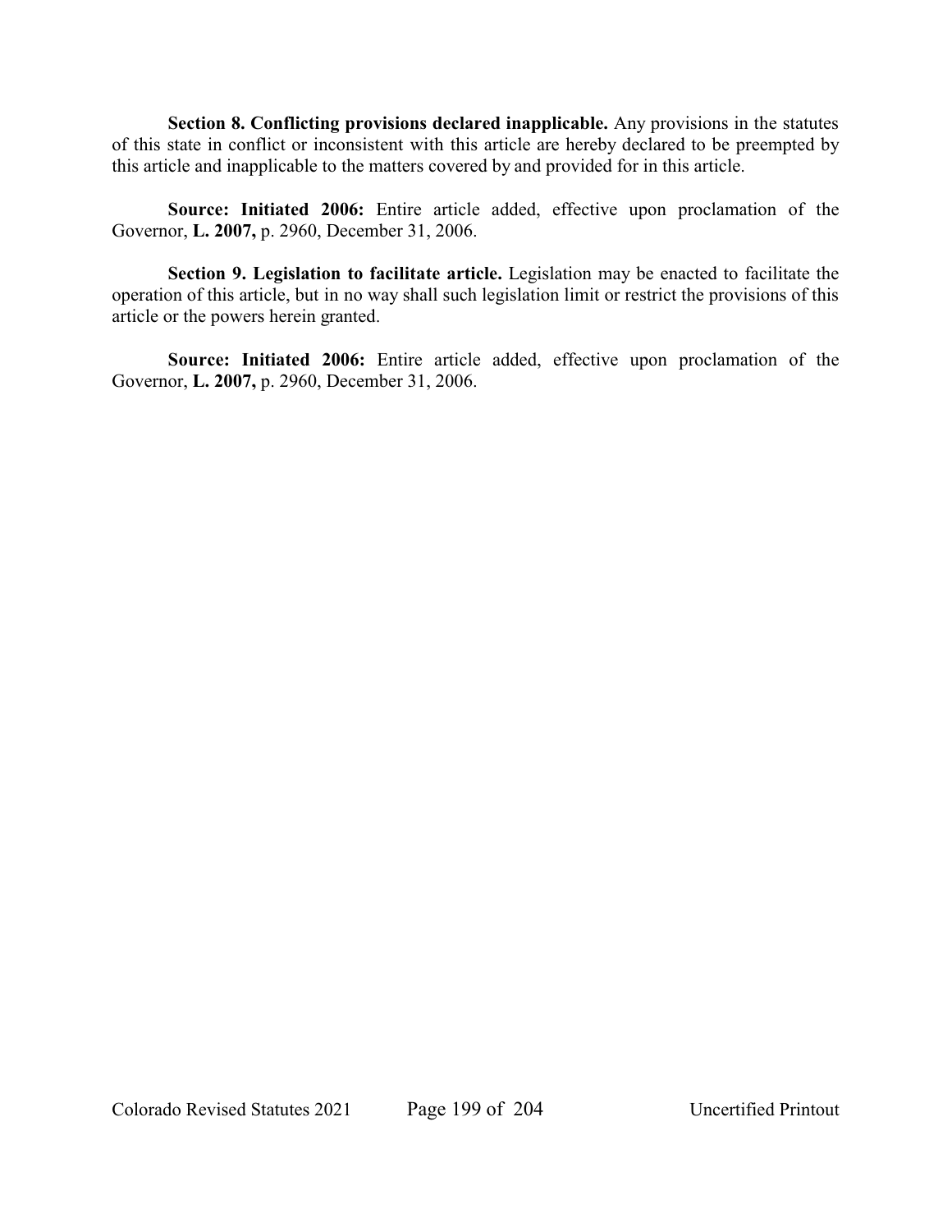**Section 8. Conflicting provisions declared inapplicable.** Any provisions in the statutes of this state in conflict or inconsistent with this article are hereby declared to be preempted by this article and inapplicable to the matters covered by and provided for in this article.

**Source: Initiated 2006:** Entire article added, effective upon proclamation of the Governor, **L. 2007,** p. 2960, December 31, 2006.

**Section 9. Legislation to facilitate article.** Legislation may be enacted to facilitate the operation of this article, but in no way shall such legislation limit or restrict the provisions of this article or the powers herein granted.

**Source: Initiated 2006:** Entire article added, effective upon proclamation of the Governor, **L. 2007,** p. 2960, December 31, 2006.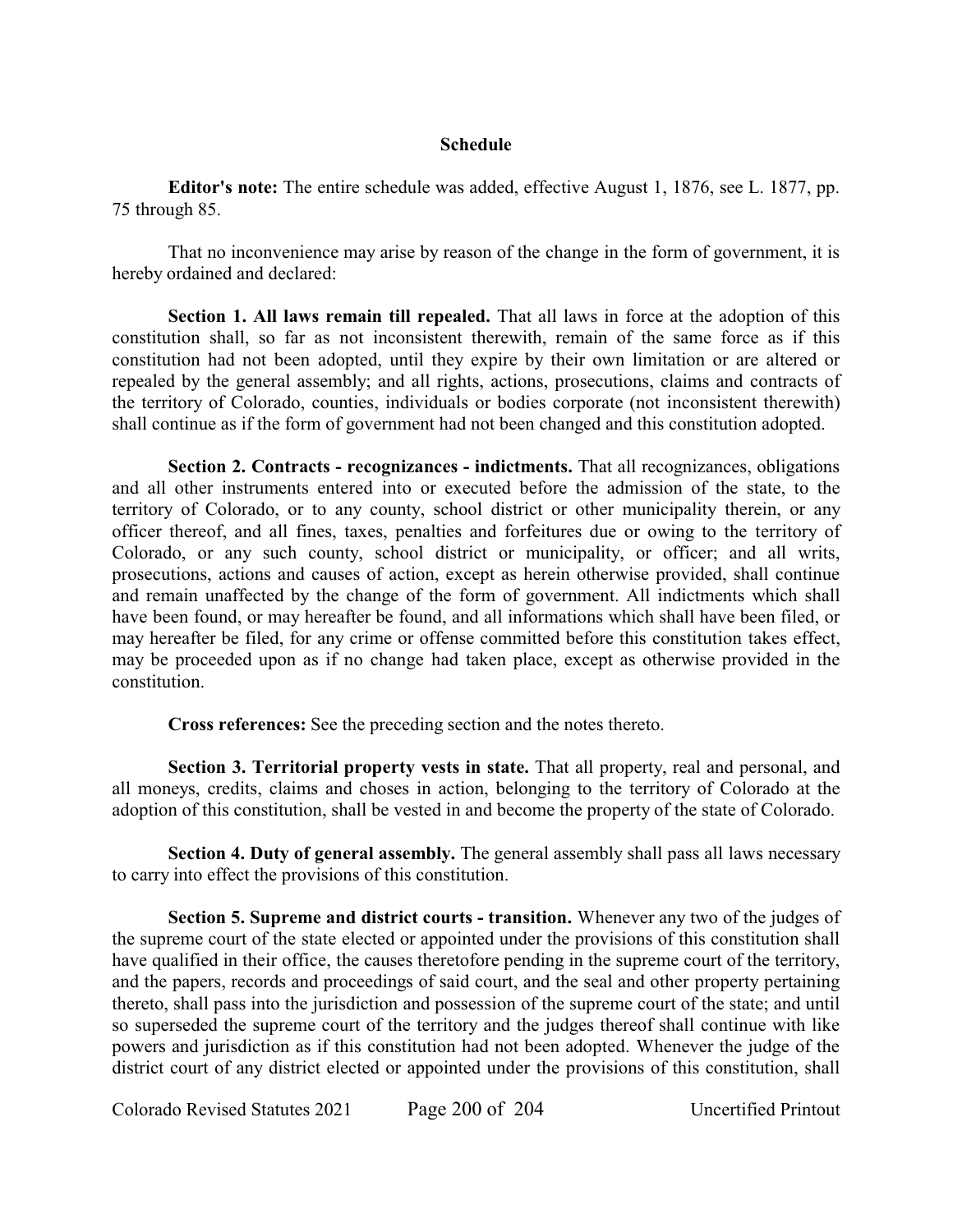## Schedule

**Editor's note:** The entire schedule was added, effective August 1, 1876, see L. 1877, pp. 75 through 85.

That no inconvenience may arise by reason of the change in the form of government, it is hereby ordained and declared:

**Section 1. All laws remain till repealed.** That all laws in force at the adoption of this constitution shall, so far as not inconsistent therewith, remain of the same force as if this constitution had not been adopted, until they expire by their own limitation or are altered or repealed by the general assembly; and all rights, actions, prosecutions, claims and contracts of the territory of Colorado, counties, individuals or bodies corporate (not inconsistent therewith) shall continue as if the form of government had not been changed and this constitution adopted.

**Section 2. Contracts - recognizances - indictments.** That all recognizances, obligations and all other instruments entered into or executed before the admission of the state, to the territory of Colorado, or to any county, school district or other municipality therein, or any officer thereof, and all fines, taxes, penalties and forfeitures due or owing to the territory of Colorado, or any such county, school district or municipality, or officer; and all writs, prosecutions, actions and causes of action, except as herein otherwise provided, shall continue and remain unaffected by the change of the form of government. All indictments which shall have been found, or may hereafter be found, and all informations which shall have been filed, or may hereafter be filed, for any crime or offense committed before this constitution takes effect, may be proceeded upon as if no change had taken place, except as otherwise provided in the constitution.

**Cross references:** See the preceding section and the notes thereto.

**Section 3. Territorial property vests in state.** That all property, real and personal, and all moneys, credits, claims and choses in action, belonging to the territory of Colorado at the adoption of this constitution, shall be vested in and become the property of the state of Colorado.

**Section 4. Duty of general assembly.** The general assembly shall pass all laws necessary to carry into effect the provisions of this constitution.

**Section 5. Supreme and district courts - transition.** Whenever any two of the judges of the supreme court of the state elected or appointed under the provisions of this constitution shall have qualified in their office, the causes theretofore pending in the supreme court of the territory, and the papers, records and proceedings of said court, and the seal and other property pertaining thereto, shall pass into the jurisdiction and possession of the supreme court of the state; and until so superseded the supreme court of the territory and the judges thereof shall continue with like powers and jurisdiction as if this constitution had not been adopted. Whenever the judge of the district court of any district elected or appointed under the provisions of this constitution, shall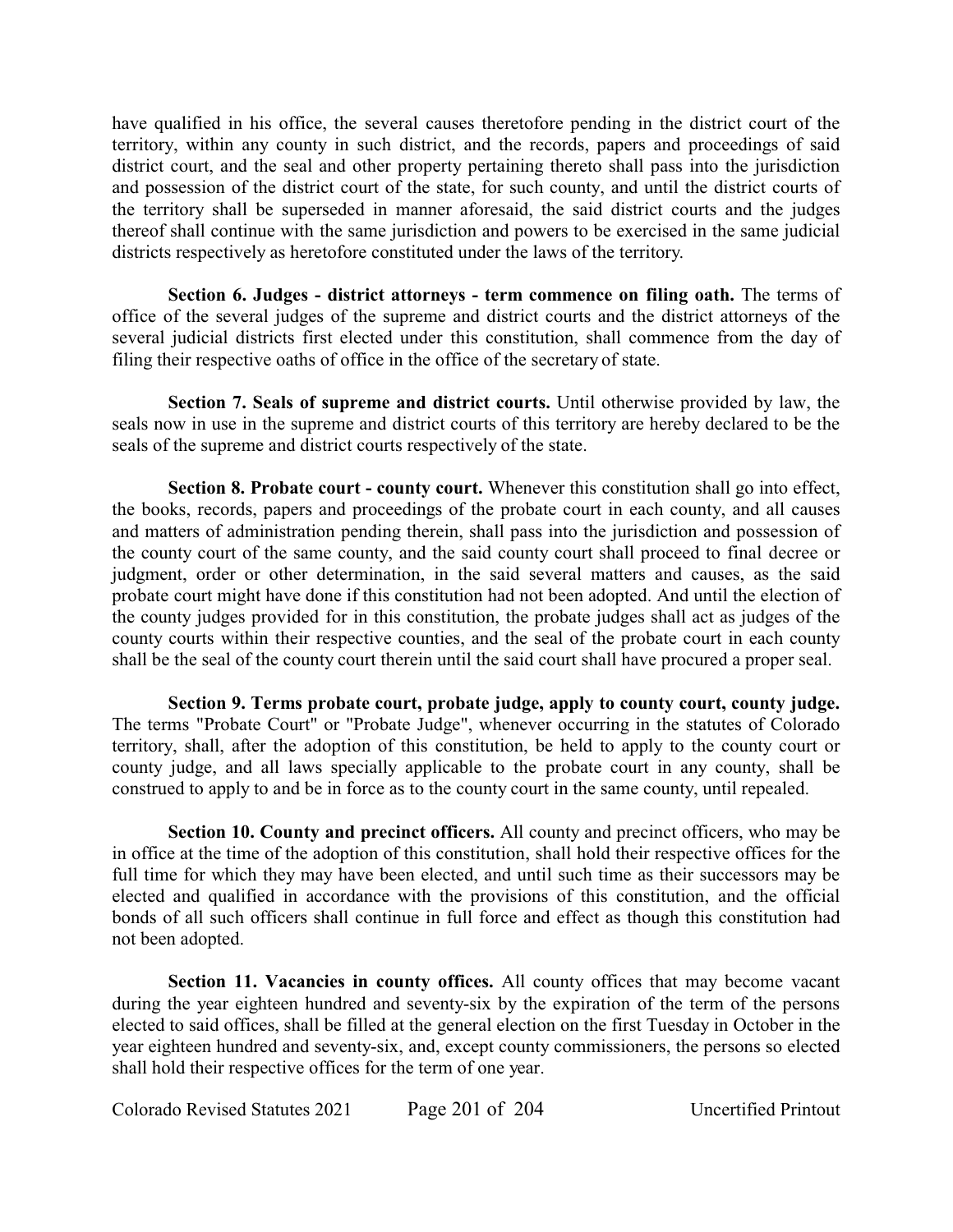have qualified in his office, the several causes theretofore pending in the district court of the territory, within any county in such district, and the records, papers and proceedings of said district court, and the seal and other property pertaining thereto shall pass into the jurisdiction and possession of the district court of the state, for such county, and until the district courts of the territory shall be superseded in manner aforesaid, the said district courts and the judges thereof shall continue with the same jurisdiction and powers to be exercised in the same judicial districts respectively as heretofore constituted under the laws of the territory.

**Section 6. Judges - district attorneys - term commence on filing oath.** The terms of office of the several judges of the supreme and district courts and the district attorneys of the several judicial districts first elected under this constitution, shall commence from the day of filing their respective oaths of office in the office of the secretary of state.

**Section 7. Seals of supreme and district courts.** Until otherwise provided by law, the seals now in use in the supreme and district courts of this territory are hereby declared to be the seals of the supreme and district courts respectively of the state.

**Section 8. Probate court - county court.** Whenever this constitution shall go into effect, the books, records, papers and proceedings of the probate court in each county, and all causes and matters of administration pending therein, shall pass into the jurisdiction and possession of the county court of the same county, and the said county court shall proceed to final decree or judgment, order or other determination, in the said several matters and causes, as the said probate court might have done if this constitution had not been adopted. And until the election of the county judges provided for in this constitution, the probate judges shall act as judges of the county courts within their respective counties, and the seal of the probate court in each county shall be the seal of the county court therein until the said court shall have procured a proper seal.

**Section 9. Terms probate court, probate judge, apply to county court, county judge.** The terms "Probate Court" or "Probate Judge", whenever occurring in the statutes of Colorado territory, shall, after the adoption of this constitution, be held to apply to the county court or county judge, and all laws specially applicable to the probate court in any county, shall be construed to apply to and be in force as to the county court in the same county, until repealed.

**Section 10. County and precinct officers.** All county and precinct officers, who may be in office at the time of the adoption of this constitution, shall hold their respective offices for the full time for which they may have been elected, and until such time as their successors may be elected and qualified in accordance with the provisions of this constitution, and the official bonds of all such officers shall continue in full force and effect as though this constitution had not been adopted.

**Section 11. Vacancies in county offices.** All county offices that may become vacant during the year eighteen hundred and seventy-six by the expiration of the term of the persons elected to said offices, shall be filled at the general election on the first Tuesday in October in the year eighteen hundred and seventy-six, and, except county commissioners, the persons so elected shall hold their respective offices for the term of one year.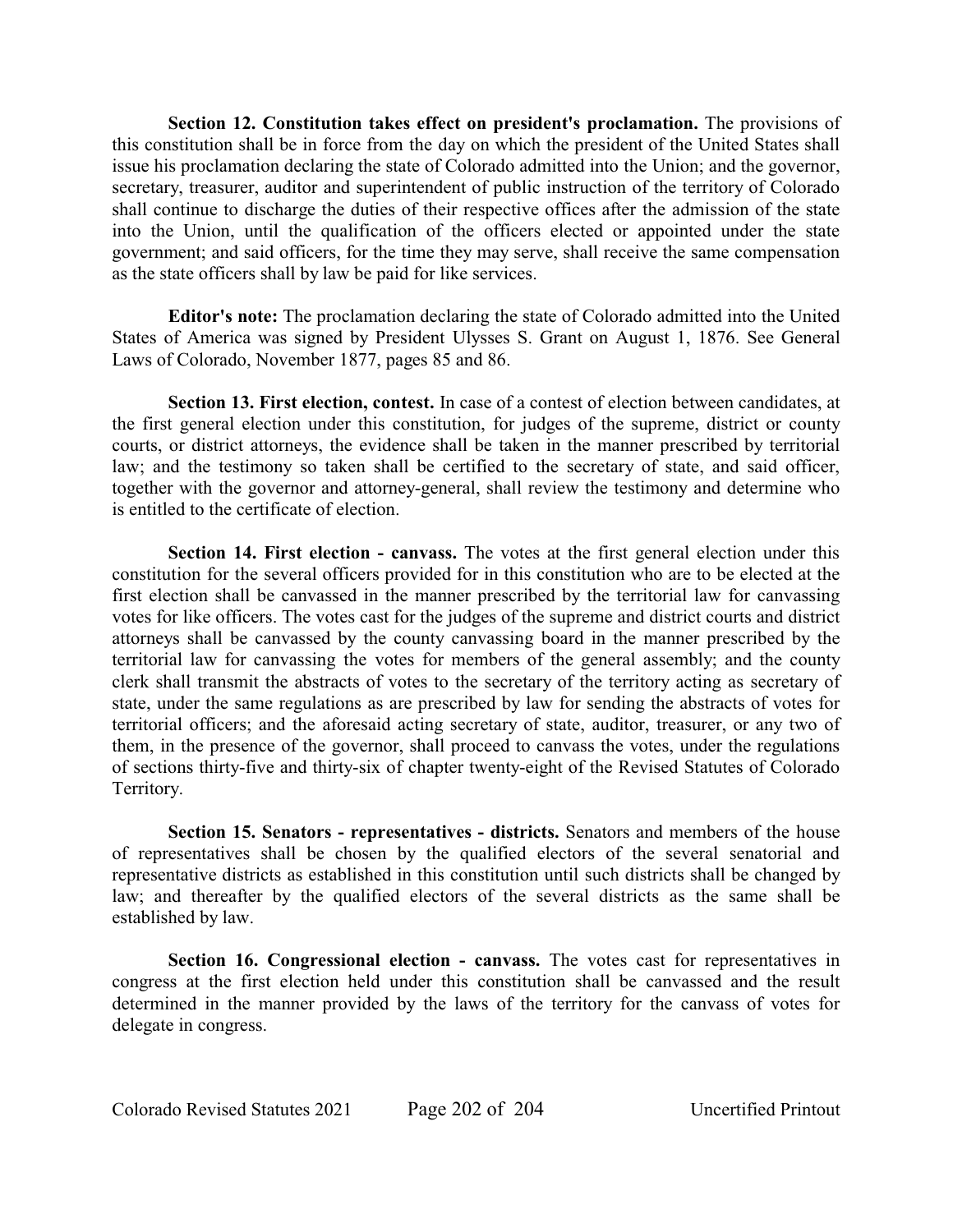**Section 12. Constitution takes effect on president's proclamation.** The provisions of this constitution shall be in force from the day on which the president of the United States shall issue his proclamation declaring the state of Colorado admitted into the Union; and the governor, secretary, treasurer, auditor and superintendent of public instruction of the territory of Colorado shall continue to discharge the duties of their respective offices after the admission of the state into the Union, until the qualification of the officers elected or appointed under the state government; and said officers, for the time they may serve, shall receive the same compensation as the state officers shall by law be paid for like services.

**Editor's note:** The proclamation declaring the state of Colorado admitted into the United States of America was signed by President Ulysses S. Grant on August 1, 1876. See General Laws of Colorado, November 1877, pages 85 and 86.

**Section 13. First election, contest.** In case of a contest of election between candidates, at the first general election under this constitution, for judges of the supreme, district or county courts, or district attorneys, the evidence shall be taken in the manner prescribed by territorial law; and the testimony so taken shall be certified to the secretary of state, and said officer, together with the governor and attorney-general, shall review the testimony and determine who is entitled to the certificate of election.

**Section 14. First election - canvass.** The votes at the first general election under this constitution for the several officers provided for in this constitution who are to be elected at the first election shall be canvassed in the manner prescribed by the territorial law for canvassing votes for like officers. The votes cast for the judges of the supreme and district courts and district attorneys shall be canvassed by the county canvassing board in the manner prescribed by the territorial law for canvassing the votes for members of the general assembly; and the county clerk shall transmit the abstracts of votes to the secretary of the territory acting as secretary of state, under the same regulations as are prescribed by law for sending the abstracts of votes for territorial officers; and the aforesaid acting secretary of state, auditor, treasurer, or any two of them, in the presence of the governor, shall proceed to canvass the votes, under the regulations of sections thirty-five and thirty-six of chapter twenty-eight of the Revised Statutes of Colorado Territory.

**Section 15. Senators - representatives - districts.** Senators and members of the house of representatives shall be chosen by the qualified electors of the several senatorial and representative districts as established in this constitution until such districts shall be changed by law; and thereafter by the qualified electors of the several districts as the same shall be established by law.

**Section 16. Congressional election - canvass.** The votes cast for representatives in congress at the first election held under this constitution shall be canvassed and the result determined in the manner provided by the laws of the territory for the canvass of votes for delegate in congress.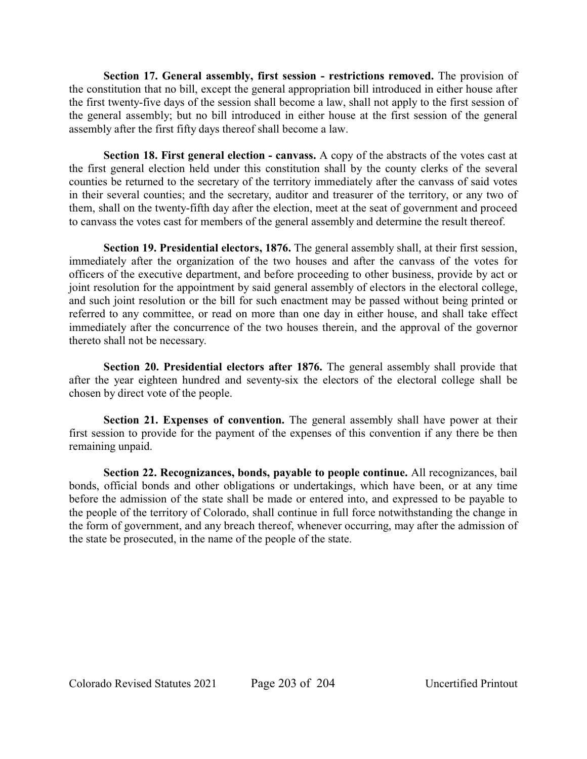**Section 17. General assembly, first session - restrictions removed.** The provision of the constitution that no bill, except the general appropriation bill introduced in either house after the first twenty-five days of the session shall become a law, shall not apply to the first session of the general assembly; but no bill introduced in either house at the first session of the general assembly after the first fifty days thereof shall become a law.

**Section 18. First general election - canvass.** A copy of the abstracts of the votes cast at the first general election held under this constitution shall by the county clerks of the several counties be returned to the secretary of the territory immediately after the canvass of said votes in their several counties; and the secretary, auditor and treasurer of the territory, or any two of them, shall on the twenty-fifth day after the election, meet at the seat of government and proceed to canvass the votes cast for members of the general assembly and determine the result thereof.

**Section 19. Presidential electors, 1876.** The general assembly shall, at their first session, immediately after the organization of the two houses and after the canvass of the votes for officers of the executive department, and before proceeding to other business, provide by act or joint resolution for the appointment by said general assembly of electors in the electoral college, and such joint resolution or the bill for such enactment may be passed without being printed or referred to any committee, or read on more than one day in either house, and shall take effect immediately after the concurrence of the two houses therein, and the approval of the governor thereto shall not be necessary.

**Section 20. Presidential electors after 1876.** The general assembly shall provide that after the year eighteen hundred and seventy-six the electors of the electoral college shall be chosen by direct vote of the people.

**Section 21. Expenses of convention.** The general assembly shall have power at their first session to provide for the payment of the expenses of this convention if any there be then remaining unpaid.

**Section 22. Recognizances, bonds, payable to people continue.** All recognizances, bail bonds, official bonds and other obligations or undertakings, which have been, or at any time before the admission of the state shall be made or entered into, and expressed to be payable to the people of the territory of Colorado, shall continue in full force notwithstanding the change in the form of government, and any breach thereof, whenever occurring, may after the admission of the state be prosecuted, in the name of the people of the state.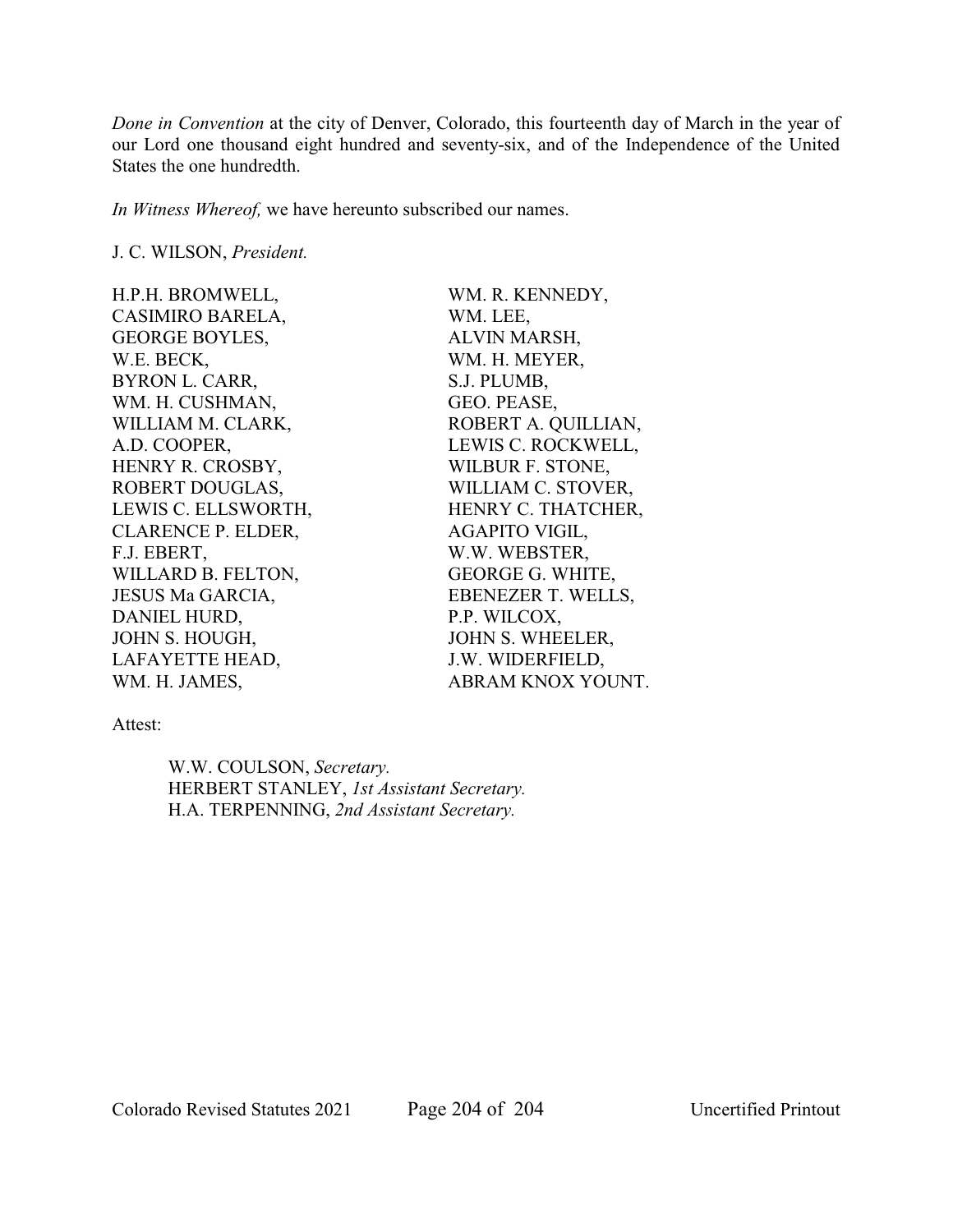*Done in Convention* at the city of Denver, Colorado, this fourteenth day of March in the year of our Lord one thousand eight hundred and seventy-six, and of the Independence of the United States the one hundredth.

*In Witness Whereof,* we have hereunto subscribed our names.

J. C. WILSON, *President.*

H.P.H. BROMWELL,
CASIMIRO BARELA,
GEORGE BOYLES,
W.E. BECK,
BYRON L. CARR,
WM. H. CUSHMAN,
WILLIAM M. CLARK,
A.D. COOPER,
HENRY R. CROSBY,
ROBERT DOUGLAS,
LEWIS C. ELLSWORTH,
CLARENCE P. ELDER,
F.J. EBERT,
WILLARD B. FELTON,
JESUS Ma GARCIA,
DANIEL HURD,
JOHN S. HOUGH,
LAFAYETTE HEAD,
WM. H. JAMES,
WM. R. KENNEDY,
WM. LEE,
ALVIN MARSH,
WM. H. MEYER,
S.J. PLUMB,
GEO. PEASE,
ROBERT A. QUILLIAN,
LEWIS C. ROCKWELL,
WILBUR F. STONE,
WILLIAM C. STOVER,
HENRY C. THATCHER,
AGAPITO VIGIL,
W.W. WEBSTER,
GEORGE G. WHITE,
EBENEZER T. WELLS,
P.P. WILCOX,
JOHN S. WHEELER,
J.W. WIDERFIELD,
ABRAM KNOX YOUNT.

Attest:

W.W. COULSON, *Secretary.*
HERBERT STANLEY, *1st Assistant Secretary.*
H.A. TERPENNING, *2nd Assistant Secretary.*